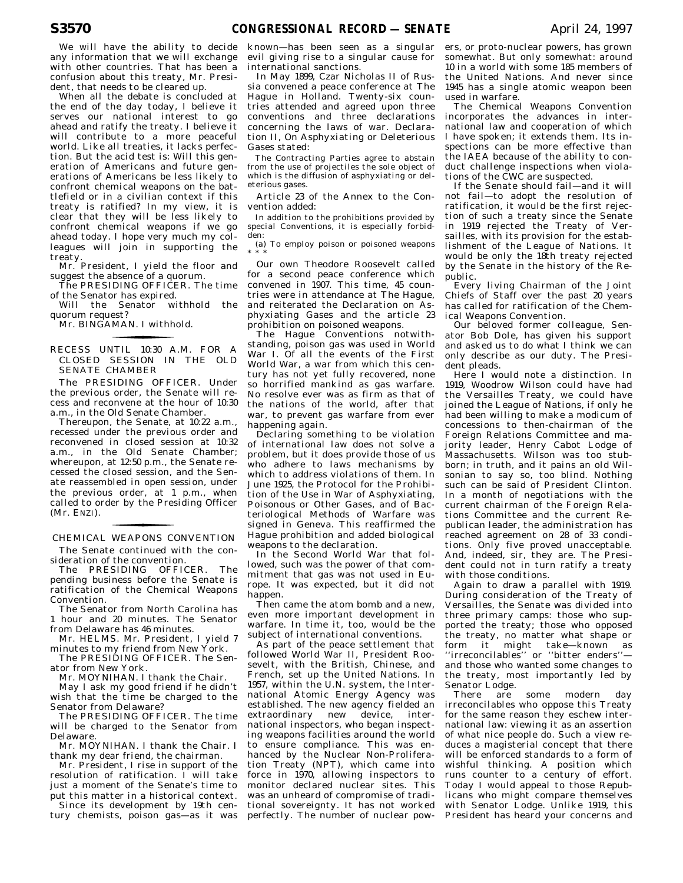We will have the ability to decide any information that we will exchange with other countries. That has been a confusion about this treaty, Mr. President, that needs to be cleared up.

When all the debate is concluded at the end of the day today, I believe it serves our national interest to go ahead and ratify the treaty. I believe it will contribute to a more peaceful world. Like all treaties, it lacks perfection. But the acid test is: Will this generation of Americans and future generations of Americans be less likely to confront chemical weapons on the battlefield or in a civilian context if this treaty is ratified? In my view, it is clear that they will be less likely to confront chemical weapons if we go ahead today. I hope very much my colleagues will join in supporting the treaty.

Mr. President, I yield the floor and suggest the absence of a quorum.

The PRESIDING OFFICER. The time of the Senator has expired.

Will the Senator withhold the quorum request?

Mr. BINGAMAN. I withhold.

## RECESS UNTIL 10:30 A.M. FOR A CLOSED SESSION IN THE OLD SENATE CHAMBER

The PRESIDING OFFICER. Under the previous order, the Senate will recess and reconvene at the hour of 10:30 a.m., in the Old Senate Chamber.

Thereupon, the Senate, at 10:22 a.m., recessed under the previous order and reconvened in closed session at 10:32 a.m., in the Old Senate Chamber; whereupon, at 12:50 p.m., the Senate recessed the closed session, and the Senate reassembled in open session, under the previous order, at 1 p.m., when called to order by the Presiding Officer (Mr. ENZI).

## CHEMICAL WEAPONS CONVENTION

The Senate continued with the consideration of the convention.

The PRESIDING OFFICER. The pending business before the Senate is ratification of the Chemical Weapons Convention.

The Senator from North Carolina has 1 hour and 20 minutes. The Senator from Delaware has 46 minutes.

Mr. HELMS. Mr. President, I yield 7 minutes to my friend from New York.

The PRESIDING OFFICER. The Senator from New York.

Mr. MOYNIHAN. I thank the Chair.

May I ask my good friend if he didn't wish that the time be charged to the Senator from Delaware?

The PRESIDING OFFICER. The time will be charged to the Senator from Delaware.

Mr. MOYNIHAN. I thank the Chair. I thank my dear friend, the chairman.

Mr. President, I rise in support of the resolution of ratification. I will take just a moment of the Senate's time to put this matter in a historical context.

Since its development by 19th century chemists, poison gas—as it was known—has been seen as a singular evil giving rise to a singular cause for international sanctions.

In May 1899, Czar Nicholas II of Russia convened a peace conference at The Hague in Holland. Twenty-six countries attended and agreed upon three conventions and three declarations concerning the laws of war. Declaration II, On Asphyxiating or Deleterious Gases stated:

> The Contracting Parties agree to abstain from the use of projectiles the sole object of which is the diffusion of asphyxiating or deleterious gases.

Article 23 of the Annex to the Convention added:

> In addition to the prohibitions provided by special Conventions, it is especially forbidden:
>
> (a) To employ poison or poisoned weapons \* \* \*

Our own Theodore Roosevelt called for a second peace conference which convened in 1907. This time, 45 countries were in attendance at The Hague, and reiterated the Declaration on Asphyxiating Gases and the article 23 prohibition on poisoned weapons.

The Hague Conventions notwithstanding, poison gas was used in World War I. Of all the events of the First World War, a war from which this century has not yet fully recovered, none so horrified mankind as gas warfare. No resolve ever was as firm as that of the nations of the world, after that war, to prevent gas warfare from ever happening again.

Declaring something to be violation of international law does not solve a problem, but it does provide those of us who adhere to laws mechanisms by which to address violations of them. In June 1925, the Protocol for the Prohibition of the Use in War of Asphyxiating, Poisonous or Other Gases, and of Bacteriological Methods of Warfare was signed in Geneva. This reaffirmed the Hague prohibition and added biological weapons to the declaration.

In the Second World War that followed, such was the power of that commitment that gas was not used in Europe. It was expected, but it did not happen.

Then came the atom bomb and a new, even more important development in warfare. In time it, too, would be the subject of international conventions.

As part of the peace settlement that followed World War II, President Roosevelt, with the British, Chinese, and French, set up the United Nations. In 1957, within the U.N. system, the International Atomic Energy Agency was established. The new agency fielded an extraordinary new device, international inspectors, who began inspecting weapons facilities around the world to ensure compliance. This was enhanced by the Nuclear Non-Proliferation Treaty (NPT), which came into force in 1970, allowing inspectors to monitor declared nuclear sites. This was an unheard of compromise of traditional sovereignty. It has not worked perfectly. The number of nuclear powers, or proto-nuclear powers, has grown somewhat. But only somewhat: around 10 in a world with some 185 members of the United Nations. And never since 1945 has a single atomic weapon been used in warfare.

The Chemical Weapons Convention incorporates the advances in international law and cooperation of which I have spoken; it extends them. Its inspections can be more effective than the IAEA because of the ability to conduct challenge inspections when violations of the CWC are suspected.

If the Senate should fail—and it will not fail—to adopt the resolution of ratification, it would be the first rejection of such a treaty since the Senate in 1919 rejected the Treaty of Versailles, with its provision for the establishment of the League of Nations. It would be only the 18th treaty rejected by the Senate in the history of the Republic.

Every living Chairman of the Joint Chiefs of Staff over the past 20 years has called for ratification of the Chemical Weapons Convention.

Our beloved former colleague, Senator Bob Dole, has given his support and asked us to do what I think we can only describe as our duty. The President pleads.

Here I would note a distinction. In 1919, Woodrow Wilson could have had the Versailles Treaty, we could have joined the League of Nations, if only he had been willing to make a modicum of concessions to then-chairman of the Foreign Relations Committee and majority leader, Henry Cabot Lodge of Massachusetts. Wilson was too stubborn; in truth, and it pains an old Wilsonian to say so, too blind. Nothing such can be said of President Clinton. In a month of negotiations with the current chairman of the Foreign Relations Committee and the current Republican leader, the administration has reached agreement on 28 of 33 conditions. Only five proved unacceptable. And, indeed, sir, they are. The President could not in turn ratify a treaty with those conditions.

Again to draw a parallel with 1919. During consideration of the Treaty of Versailles, the Senate was divided into three primary camps: those who supported the treaty; those who opposed the treaty, no matter what shape or form it might take—known as ''irreconcilables'' or ''bitter enders''—and those who wanted some changes to the treaty, most importantly led by Senator Lodge.

There are some modern day irreconcilables who oppose this Treaty for the same reason they eschew international law: viewing it as an assertion of what nice people do. Such a view reduces a magisterial concept that there will be enforced standards to a form of wishful thinking. A position which runs counter to a century of effort. Today I would appeal to those Republicans who might compare themselves with Senator Lodge. Unlike 1919, this President has heard your concerns and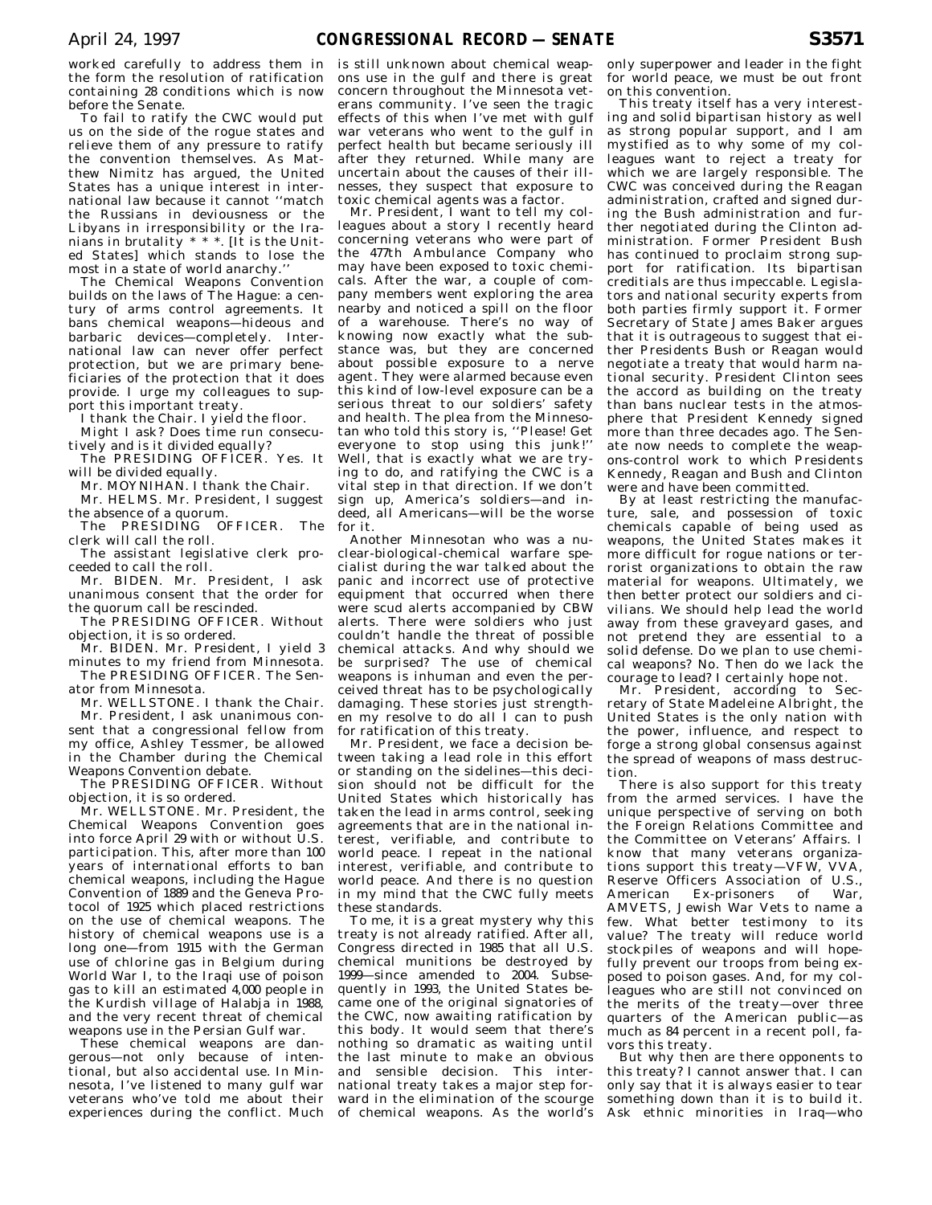worked carefully to address them in the form the resolution of ratification containing 28 conditions which is now before the Senate.

To fail to ratify the CWC would put us on the side of the rogue states and relieve them of any pressure to ratify the convention themselves. As Matthew Nimitz has argued, the United States has a unique interest in international law because it cannot ''match the Russians in deviousness or the Libyans in irresponsibility or the Iranians in brutality * * *. [It is the United States] which stands to lose the most in a state of world anarchy.''

The Chemical Weapons Convention builds on the laws of The Hague: a century of arms control agreements. It bans chemical weapons—hideous and barbaric devices—completely. International law can never offer perfect protection, but we are primary beneficiaries of the protection that it does provide. I urge my colleagues to support this important treaty.

I thank the Chair. I yield the floor.

Might I ask? Does time run consecutively and is it divided equally?

The PRESIDING OFFICER. Yes. It will be divided equally.

Mr. MOYNIHAN. I thank the Chair.

Mr. HELMS. Mr. President, I suggest the absence of a quorum.

The PRESIDING OFFICER. The clerk will call the roll.

The assistant legislative clerk proceeded to call the roll.

Mr. BIDEN. Mr. President, I ask unanimous consent that the order for the quorum call be rescinded.

The PRESIDING OFFICER. Without objection, it is so ordered.

Mr. BIDEN. Mr. President, I yield 3 minutes to my friend from Minnesota.

The PRESIDING OFFICER. The Senator from Minnesota.

Mr. WELLSTONE. I thank the Chair.

Mr. President, I ask unanimous consent that a congressional fellow from my office, Ashley Tessmer, be allowed in the Chamber during the Chemical Weapons Convention debate.

The PRESIDING OFFICER. Without objection, it is so ordered.

Mr. WELLSTONE. Mr. President, the Chemical Weapons Convention goes into force April 29 with or without U.S. participation. This, after more than 100 years of international efforts to ban chemical weapons, including the Hague Convention of 1889 and the Geneva Protocol of 1925 which placed restrictions on the use of chemical weapons. The history of chemical weapons use is a long one—from 1915 with the German use of chlorine gas in Belgium during World War I, to the Iraqi use of poison gas to kill an estimated 4,000 people in the Kurdish village of Halabja in 1988, and the very recent threat of chemical weapons use in the Persian Gulf war.

These chemical weapons are dangerous—not only because of intentional, but also accidental use. In Minnesota, I've listened to many gulf war veterans who've told me about their experiences during the conflict. Much is still unknown about chemical weapons use in the gulf and there is great concern throughout the Minnesota veterans community. I've seen the tragic effects of this when I've met with gulf war veterans who went to the gulf in perfect health but became seriously ill after they returned. While many are uncertain about the causes of their illnesses, they suspect that exposure to toxic chemical agents was a factor.

Mr. President, I want to tell my colleagues about a story I recently heard concerning veterans who were part of the 477th Ambulance Company who may have been exposed to toxic chemicals. After the war, a couple of company members went exploring the area nearby and noticed a spill on the floor of a warehouse. There's no way of knowing now exactly what the substance was, but they are concerned about possible exposure to a nerve agent. They were alarmed because even this kind of low-level exposure can be a serious threat to our soldiers' safety and health. The plea from the Minnesotan who told this story is, ''Please! Get everyone to stop using this junk!'' Well, that is exactly what we are trying to do, and ratifying the CWC is a vital step in that direction. If we don't sign up, America's soldiers—and indeed, all Americans—will be the worse for it.

Another Minnesotan who was a nuclear-biological-chemical warfare specialist during the war talked about the panic and incorrect use of protective equipment that occurred when there were scud alerts accompanied by CBW alerts. There were soldiers who just couldn't handle the threat of possible chemical attacks. And why should we be surprised? The use of chemical weapons is inhuman and even the perceived threat has to be psychologically damaging. These stories just strengthen my resolve to do all I can to push for ratification of this treaty.

Mr. President, we face a decision between taking a lead role in this effort or standing on the sidelines—this decision should not be difficult for the United States which historically has taken the lead in arms control, seeking agreements that are in the national interest, verifiable, and contribute to world peace. I repeat in the national interest, verifiable, and contribute to world peace. And there is no question in my mind that the CWC fully meets these standards.

To me, it is a great mystery why this treaty is not already ratified. After all, Congress directed in 1985 that all U.S. chemical munitions be destroyed by 1999—since amended to 2004. Subsequently in 1993, the United States became one of the original signatories of the CWC, now awaiting ratification by this body. It would seem that there's nothing so dramatic as waiting until the last minute to make an obvious and sensible decision. This international treaty takes a major step forward in the elimination of the scourge of chemical weapons. As the world's only superpower and leader in the fight for world peace, we must be out front on this convention.

This treaty itself has a very interesting and solid bipartisan history as well as strong popular support, and I am mystified as to why some of my colleagues want to reject a treaty for which we are largely responsible. The CWC was conceived during the Reagan administration, crafted and signed during the Bush administration and further negotiated during the Clinton administration. Former President Bush has continued to proclaim strong support for ratification. Its bipartisan creditials are thus impeccable. Legislators and national security experts from both parties firmly support it. Former Secretary of State James Baker argues that it is outrageous to suggest that either Presidents Bush or Reagan would negotiate a treaty that would harm national security. President Clinton sees the accord as building on the treaty than bans nuclear tests in the atmosphere that President Kennedy signed more than three decades ago. The Senate now needs to complete the weapons-control work to which Presidents Kennedy, Reagan and Bush and Clinton were and have been committed.

By at least restricting the manufacture, sale, and possession of toxic chemicals capable of being used as weapons, the United States makes it more difficult for rogue nations or terrorist organizations to obtain the raw material for weapons. Ultimately, we then better protect our soldiers and civilians. We should help lead the world away from these graveyard gases, and not pretend they are essential to a solid defense. Do we plan to use chemical weapons? No. Then do we lack the courage to lead? I certainly hope not.

Mr. President, according to Secretary of State Madeleine Albright, the United States is the only nation with the power, influence, and respect to forge a strong global consensus against the spread of weapons of mass destruction.

There is also support for this treaty from the armed services. I have the unique perspective of serving on both the Foreign Relations Committee and the Committee on Veterans' Affairs. I know that many veterans organizations support this treaty—VFW, VVA, Reserve Officers Association of U.S., American Ex-prisoners of War, AMVETS, Jewish War Vets to name a few. What better testimony to its value? The treaty will reduce world stockpiles of weapons and will hopefully prevent our troops from being exposed to poison gases. And, for my colleagues who are still not convinced on the merits of the treaty—over three quarters of the American public—as much as 84 percent in a recent poll, favors this treaty.

But why then are there opponents to this treaty? I cannot answer that. I can only say that it is always easier to tear something down than it is to build it. Ask ethnic minorities in Iraq—who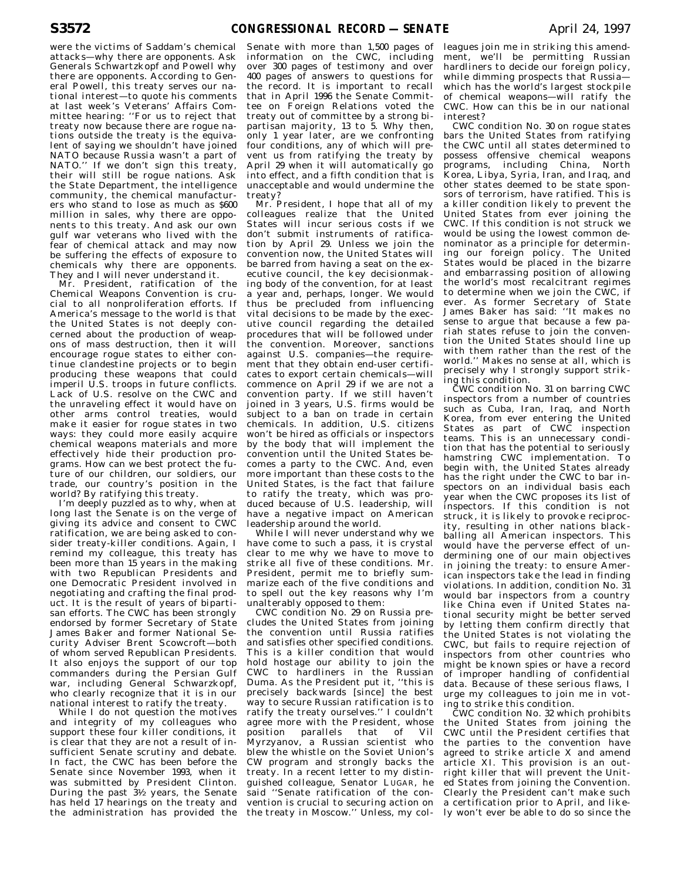were the victims of Saddam's chemical attacks—why there are opponents. Ask Generals Schwartzkopf and Powell why there are opponents. According to General Powell, this treaty serves our national interest—to quote his comments at last week's Veterans' Affairs Committee hearing: ''For us to reject that treaty now because there are rogue nations outside the treaty is the equivalent of saying we shouldn't have joined NATO because Russia wasn't a part of NATO.'' If we don't sign this treaty, their will still be rogue nations. Ask the State Department, the intelligence community, the chemical manufacturers who stand to lose as much as $600 million in sales, why there are opponents to this treaty. And ask our own gulf war veterans who lived with the fear of chemical attack and may now be suffering the effects of exposure to chemicals why there are opponents. They and I will never understand it.

Mr. President, ratification of the Chemical Weapons Convention is crucial to all nonproliferation efforts. If America's message to the world is that the United States is not deeply concerned about the production of weapons of mass destruction, then it will encourage rogue states to either continue clandestine projects or to begin producing these weapons that could imperil U.S. troops in future conflicts. Lack of U.S. resolve on the CWC and the unraveling effect it would have on other arms control treaties, would make it easier for rogue states in two ways: they could more easily acquire chemical weapons materials and more effectively hide their production programs. How can we best protect the future of our children, our soldiers, our trade, our country's position in the world? By ratifying this treaty.

I'm deeply puzzled as to why, when at long last the Senate is on the verge of giving its advice and consent to CWC ratification, we are being asked to consider treaty-killer conditions. Again, I remind my colleague, this treaty has been more than 15 years in the making with two Republican Presidents and one Democratic President involved in negotiating and crafting the final product. It is the result of years of bipartisan efforts. The CWC has been strongly endorsed by former Secretary of State James Baker and former National Security Adviser Brent Scowcroft—both of whom served Republican Presidents. It also enjoys the support of our top commanders during the Persian Gulf war, including General Schwarzkopf, who clearly recognize that it is in our national interest to ratify the treaty.

While I do not question the motives and integrity of my colleagues who support these four killer conditions, it is clear that they are not a result of insufficient Senate scrutiny and debate. In fact, the CWC has been before the Senate since November 1993, when it was submitted by President Clinton. During the past 3½ years, the Senate has held 17 hearings on the treaty and the administration has provided the Senate with more than 1,500 pages of information on the CWC, including over 300 pages of testimony and over 400 pages of answers to questions for the record. It is important to recall that in April 1996 the Senate Committee on Foreign Relations voted the treaty out of committee by a strong bipartisan majority, 13 to 5. Why then, only 1 year later, are we confronting four conditions, any of which will prevent us from ratifying the treaty by April 29 when it will automatically go into effect, and a fifth condition that is unacceptable and would undermine the treaty?

Mr. President, I hope that all of my colleagues realize that the United States will incur serious costs if we don't submit instruments of ratification by April 29. Unless we join the convention now, the United States will be barred from having a seat on the executive council, the key decisionmaking body of the convention, for at least a year and, perhaps, longer. We would thus be precluded from influencing vital decisions to be made by the executive council regarding the detailed procedures that will be followed under the convention. Moreover, sanctions against U.S. companies—the requirement that they obtain end-user certificates to export certain chemicals—will commence on April 29 if we are not a convention party. If we still haven't joined in 3 years, U.S. firms would be subject to a ban on trade in certain chemicals. In addition, U.S. citizens won't be hired as officials or inspectors by the body that will implement the convention until the United States becomes a party to the CWC. And, even more important than these costs to the United States, is the fact that failure to ratify the treaty, which was produced because of U.S. leadership, will have a negative impact on American leadership around the world.

While I will never understand why we have come to such a pass, it is crystal clear to me why we have to move to strike all five of these conditions. Mr. President, permit me to briefly summarize each of the five conditions and to spell out the key reasons why I'm unalterably opposed to them:

CWC condition No. 29 on Russia precludes the United States from joining the convention until Russia ratifies and satisfies other specified conditions. This is a killer condition that would hold hostage our ability to join the CWC to hardliners in the Russian Duma. As the President put it, ''this is precisely backwards [since] the best way to secure Russian ratification is to ratify the treaty ourselves.'' I couldn't agree more with the President, whose position parallels that of Vil Myrzyanov, a Russian scientist who blew the whistle on the Soviet Union's CW program and strongly backs the treaty. In a recent letter to my distinguished colleague, Senator LUGAR, he said ''Senate ratification of the convention is crucial to securing action on the treaty in Moscow.'' Unless, my colleagues join me in striking this amendment, we'll be permitting Russian hardliners to decide our foreign policy, while dimming prospects that Russia—which has the world's largest stockpile of chemical weapons—will ratify the CWC. How can this be in our national interest?

CWC condition No. 30 on rogue states bars the United States from ratifying the CWC until all states determined to possess offensive chemical weapons programs, including China, North Korea, Libya, Syria, Iran, and Iraq, and other states deemed to be state sponsors of terrorism, have ratified. This is a killer condition likely to prevent the United States from ever joining the CWC. If this condition is not struck we would be using the lowest common denominator as a principle for determining our foreign policy. The United States would be placed in the bizarre and embarrassing position of allowing the world's most recalcitrant regimes to determine when we join the CWC, if ever. As former Secretary of State James Baker has said: ''It makes no sense to argue that because a few pariah states refuse to join the convention the United States should line up with them rather than the rest of the world.'' Makes no sense at all, which is precisely why I strongly support striking this condition.

CWC condition No. 31 on barring CWC inspectors from a number of countries such as Cuba, Iran, Iraq, and North Korea, from ever entering the United States as part of CWC inspection teams. This is an unnecessary condition that has the potential to seriously hamstring CWC implementation. To begin with, the United States already has the right under the CWC to bar inspectors on an individual basis each year when the CWC proposes its list of inspectors. If this condition is not struck, it is likely to provoke reciprocity, resulting in other nations blackballing all American inspectors. This would have the perverse effect of undermining one of our main objectives in joining the treaty: to ensure American inspectors take the lead in finding violations. In addition, condition No. 31 would bar inspectors from a country like China even if United States national security might be better served by letting them confirm directly that the United States is not violating the CWC, but fails to require rejection of inspectors from other countries who might be known spies or have a record of improper handling of confidential data. Because of these serious flaws, I urge my colleagues to join me in voting to strike this condition.

CWC condition No. 32 which prohibits the United States from joining the CWC until the President certifies that the parties to the convention have agreed to strike article X and amend article XI. This provision is an outright killer that will prevent the United States from joining the Convention. Clearly the President can't make such a certification prior to April, and likely won't ever be able to do so since the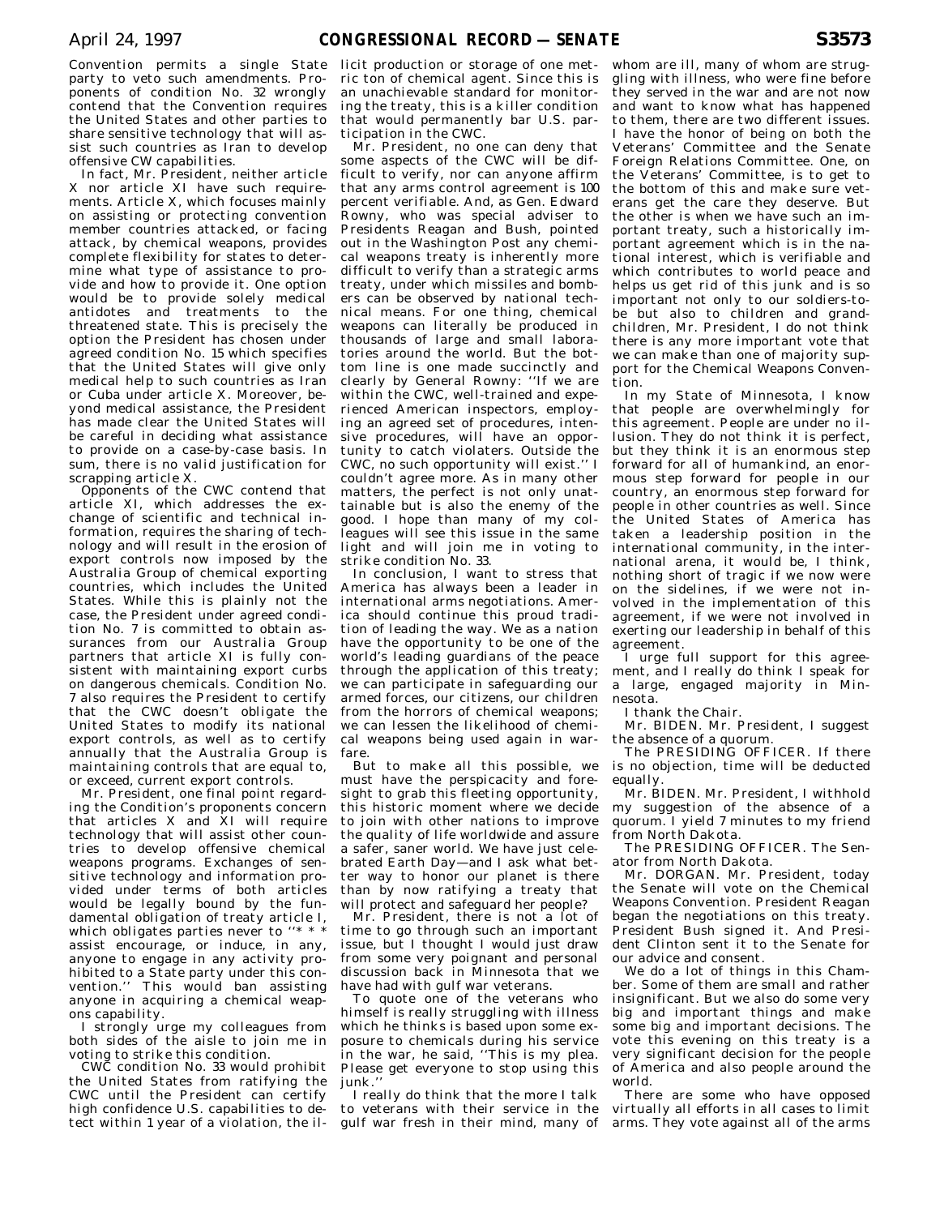Convention permits a single State party to veto such amendments. Proponents of condition No. 32 wrongly contend that the Convention requires the United States and other parties to share sensitive technology that will assist such countries as Iran to develop offensive CW capabilities.

In fact, Mr. President, neither article X nor article XI have such requirements. Article X, which focuses mainly on assisting or protecting convention member countries attacked, or facing attack, by chemical weapons, provides complete flexibility for states to determine what type of assistance to provide and how to provide it. One option would be to provide solely medical antidotes and treatments to the threatened state. This is precisely the option the President has chosen under agreed condition No. 15 which specifies that the United States will give only medical help to such countries as Iran or Cuba under article X. Moreover, beyond medical assistance, the President has made clear the United States will be careful in deciding what assistance to provide on a case-by-case basis. In sum, there is no valid justification for scrapping article X.

Opponents of the CWC contend that article XI, which addresses the exchange of scientific and technical information, requires the sharing of technology and will result in the erosion of export controls now imposed by the Australia Group of chemical exporting countries, which includes the United States. While this is plainly not the case, the President under agreed condition No. 7 is committed to obtain assurances from our Australia Group partners that article XI is fully consistent with maintaining export curbs on dangerous chemicals. Condition No. 7 also requires the President to certify that the CWC doesn't obligate the United States to modify its national export controls, as well as to certify annually that the Australia Group is maintaining controls that are equal to, or exceed, current export controls.

Mr. President, one final point regarding the Condition's proponents concern that articles X and XI will require technology that will assist other countries to develop offensive chemical weapons programs. Exchanges of sensitive technology and information provided under terms of both articles would be legally bound by the fundamental obligation of treaty article I, which obligates parties never to ''* * * assist encourage, or induce, in any, anyone to engage in any activity prohibited to a State party under this convention.'' This would ban assisting anyone in acquiring a chemical weapons capability.

I strongly urge my colleagues from both sides of the aisle to join me in voting to strike this condition.

CWC condition No. 33 would prohibit the United States from ratifying the CWC until the President can certify high confidence U.S. capabilities to detect within 1 year of a violation, the illicit production or storage of one metric ton of chemical agent. Since this is an unachievable standard for monitoring the treaty, this is a killer condition that would permanently bar U.S. participation in the CWC.

Mr. President, no one can deny that some aspects of the CWC will be difficult to verify, nor can anyone affirm that any arms control agreement is 100 percent verifiable. And, as Gen. Edward Rowny, who was special adviser to Presidents Reagan and Bush, pointed out in the Washington Post any chemical weapons treaty is inherently more difficult to verify than a strategic arms treaty, under which missiles and bombers can be observed by national technical means. For one thing, chemical weapons can literally be produced in thousands of large and small laboratories around the world. But the bottom line is one made succinctly and clearly by General Rowny: ''If we are within the CWC, well-trained and experienced American inspectors, employing an agreed set of procedures, intensive procedures, will have an opportunity to catch violaters. Outside the CWC, no such opportunity will exist.'' I couldn't agree more. As in many other matters, the perfect is not only unattainable but is also the enemy of the good. I hope than many of my colleagues will see this issue in the same light and will join me in voting to strike condition No. 33.

In conclusion, I want to stress that America has always been a leader in international arms negotiations. America should continue this proud tradition of leading the way. We as a nation have the opportunity to be one of the world's leading guardians of the peace through the application of this treaty; we can participate in safeguarding our armed forces, our citizens, our children from the horrors of chemical weapons; we can lessen the likelihood of chemical weapons being used again in warfare.

But to make all this possible, we must have the perspicacity and foresight to grab this fleeting opportunity, this historic moment where we decide to join with other nations to improve the quality of life worldwide and assure a safer, saner world. We have just celebrated Earth Day—and I ask what better way to honor our planet is there than by now ratifying a treaty that will protect and safeguard her people?

Mr. President, there is not a lot of time to go through such an important issue, but I thought I would just draw from some very poignant and personal discussion back in Minnesota that we have had with gulf war veterans.

To quote one of the veterans who himself is really struggling with illness which he thinks is based upon some exposure to chemicals during his service in the war, he said, ''This is my plea. Please get everyone to stop using this junk.''

I really do think that the more I talk to veterans with their service in the gulf war fresh in their mind, many of whom are ill, many of whom are struggling with illness, who were fine before they served in the war and are not now and want to know what has happened to them, there are two different issues. I have the honor of being on both the Veterans' Committee and the Senate Foreign Relations Committee. One, on the Veterans' Committee, is to get to the bottom of this and make sure veterans get the care they deserve. But the other is when we have such an important treaty, such a historically important agreement which is in the national interest, which is verifiable and which contributes to world peace and helps us get rid of this junk and is so important not only to our soldiers-to-be but also to children and grandchildren, Mr. President, I do not think there is any more important vote that we can make than one of majority support for the Chemical Weapons Convention.

In my State of Minnesota, I know that people are overwhelmingly for this agreement. People are under no illusion. They do not think it is perfect, but they think it is an enormous step forward for all of humankind, an enormous step forward for people in our country, an enormous step forward for people in other countries as well. Since the United States of America has taken a leadership position in the international community, in the international arena, it would be, I think, nothing short of tragic if we now were on the sidelines, if we were not involved in the implementation of this agreement, if we were not involved in exerting our leadership in behalf of this agreement.

I urge full support for this agreement, and I really do think I speak for a large, engaged majority in Minnesota.

I thank the Chair.

Mr. BIDEN. Mr. President, I suggest the absence of a quorum.

The PRESIDING OFFICER. If there is no objection, time will be deducted equally.

Mr. BIDEN. Mr. President, I withhold my suggestion of the absence of a quorum. I yield 7 minutes to my friend from North Dakota.

The PRESIDING OFFICER. The Senator from North Dakota.

Mr. DORGAN. Mr. President, today the Senate will vote on the Chemical Weapons Convention. President Reagan began the negotiations on this treaty. President Bush signed it. And President Clinton sent it to the Senate for our advice and consent.

We do a lot of things in this Chamber. Some of them are small and rather insignificant. But we also do some very big and important things and make some big and important decisions. The vote this evening on this treaty is a very significant decision for the people of America and also people around the world.

There are some who have opposed virtually all efforts in all cases to limit arms. They vote against all of the arms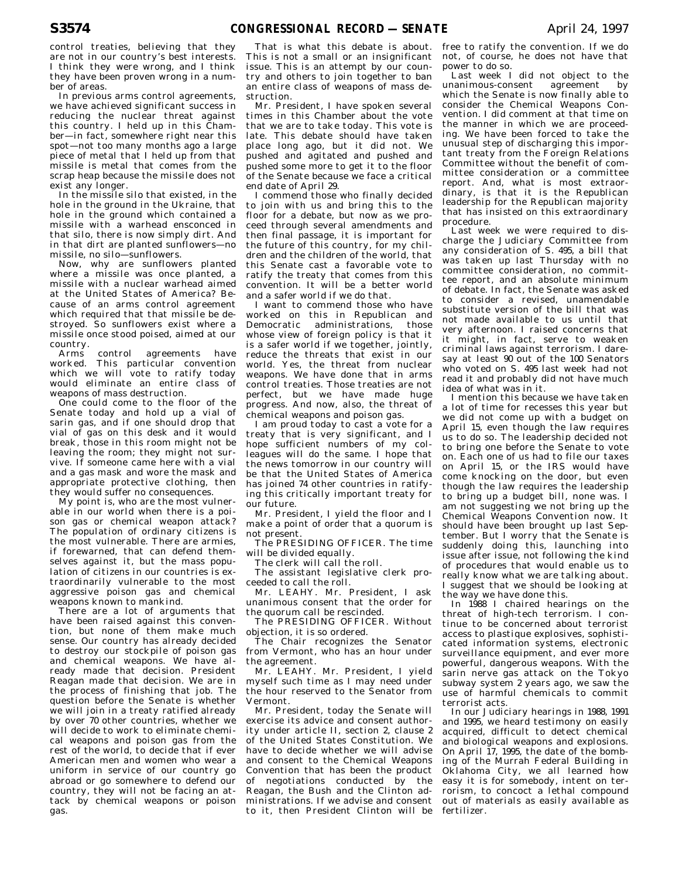control treaties, believing that they are not in our country's best interests. I think they were wrong, and I think they have been proven wrong in a number of areas.

In previous arms control agreements, we have achieved significant success in reducing the nuclear threat against this country. I held up in this Chamber—in fact, somewhere right near this spot—not too many months ago a large piece of metal that I held up from that missile is metal that comes from the scrap heap because the missile does not exist any longer.

In the missile silo that existed, in the hole in the ground in the Ukraine, that hole in the ground which contained a missile with a warhead ensconced in that silo, there is now simply dirt. And in that dirt are planted sunflowers—no missile, no silo—sunflowers.

Now, why are sunflowers planted where a missile was once planted, a missile with a nuclear warhead aimed at the United States of America? Because of an arms control agreement which required that that missile be destroyed. So sunflowers exist where a missile once stood poised, aimed at our country.

Arms control agreements have worked. This particular convention which we will vote to ratify today would eliminate an entire class of weapons of mass destruction.

One could come to the floor of the Senate today and hold up a vial of sarin gas, and if one should drop that vial of gas on this desk and it would break, those in this room might not be leaving the room; they might not survive. If someone came here with a vial and a gas mask and wore the mask and appropriate protective clothing, then they would suffer no consequences.

My point is, who are the most vulnerable in our world when there is a poison gas or chemical weapon attack? The population of ordinary citizens is the most vulnerable. There are armies, if forewarned, that can defend themselves against it, but the mass population of citizens in our countries is extraordinarily vulnerable to the most aggressive poison gas and chemical weapons known to mankind.

There are a lot of arguments that have been raised against this convention, but none of them make much sense. Our country has already decided to destroy our stockpile of poison gas and chemical weapons. We have already made that decision. President Reagan made that decision. We are in the process of finishing that job. The question before the Senate is whether we will join in a treaty ratified already by over 70 other countries, whether we will decide to work to eliminate chemical weapons and poison gas from the rest of the world, to decide that if ever American men and women who wear a uniform in service of our country go abroad or go somewhere to defend our country, they will not be facing an attack by chemical weapons or poison gas.

That is what this debate is about. This is not a small or an insignificant issue. This is an attempt by our country and others to join together to ban an entire class of weapons of mass destruction.

Mr. President, I have spoken several times in this Chamber about the vote that we are to take today. This vote is late. This debate should have taken place long ago, but it did not. We pushed and agitated and pushed and pushed some more to get it to the floor of the Senate because we face a critical end date of April 29.

I commend those who finally decided to join with us and bring this to the floor for a debate, but now as we proceed through several amendments and then final passage, it is important for the future of this country, for my children and the children of the world, that this Senate cast a favorable vote to ratify the treaty that comes from this convention. It will be a better world and a safer world if we do that.

I want to commend those who have worked on this in Republican and Democratic administrations, those whose view of foreign policy is that it is a safer world if we together, jointly, reduce the threats that exist in our world. Yes, the threat from nuclear weapons. We have done that in arms control treaties. Those treaties are not perfect, but we have made huge progress. And now, also, the threat of chemical weapons and poison gas.

I am proud today to cast a vote for a treaty that is very significant, and I hope sufficient numbers of my colleagues will do the same. I hope that the news tomorrow in our country will be that the United States of America has joined 74 other countries in ratifying this critically important treaty for our future.

Mr. President, I yield the floor and I make a point of order that a quorum is not present.

The PRESIDING OFFICER. The time will be divided equally.

The clerk will call the roll.

The assistant legislative clerk proceeded to call the roll.

Mr. LEAHY. Mr. President, I ask unanimous consent that the order for the quorum call be rescinded.

The PRESIDING OFFICER. Without objection, it is so ordered.

The Chair recognizes the Senator from Vermont, who has an hour under the agreement.

Mr. LEAHY. Mr. President, I yield myself such time as I may need under the hour reserved to the Senator from Vermont.

Mr. President, today the Senate will exercise its advice and consent authority under article II, section 2, clause 2 of the United States Constitution. We have to decide whether we will advise and consent to the Chemical Weapons Convention that has been the product of negotiations conducted by the Reagan, the Bush and the Clinton administrations. If we advise and consent to it, then President Clinton will be free to ratify the convention. If we do not, of course, he does not have that power to do so.

Last week I did not object to the unanimous-consent agreement by which the Senate is now finally able to consider the Chemical Weapons Convention. I did comment at that time on the manner in which we are proceeding. We have been forced to take the unusual step of discharging this important treaty from the Foreign Relations Committee without the benefit of committee consideration or a committee report. And, what is most extraordinary, is that it is the Republican leadership for the Republican majority that has insisted on this extraordinary procedure.

Last week we were required to discharge the Judiciary Committee from any consideration of S. 495, a bill that was taken up last Thursday with no committee consideration, no committee report, and an absolute minimum of debate. In fact, the Senate was asked to consider a revised, unamendable substitute version of the bill that was not made available to us until that very afternoon. I raised concerns that it might, in fact, serve to weaken criminal laws against terrorism. I daresay at least 90 out of the 100 Senators who voted on S. 495 last week had not read it and probably did not have much idea of what was in it.

I mention this because we have taken a lot of time for recesses this year but we did not come up with a budget on April 15, even though the law requires us to do so. The leadership decided not to bring one before the Senate to vote on. Each one of us had to file our taxes on April 15, or the IRS would have come knocking on the door, but even though the law requires the leadership to bring up a budget bill, none was. I am not suggesting we not bring up the Chemical Weapons Convention now. It should have been brought up last September. But I worry that the Senate is suddenly doing this, launching into issue after issue, not following the kind of procedures that would enable us to really know what we are talking about. I suggest that we should be looking at the way we have done this.

In 1988 I chaired hearings on the threat of high-tech terrorism. I continue to be concerned about terrorist access to plastique explosives, sophisticated information systems, electronic surveillance equipment, and ever more powerful, dangerous weapons. With the sarin nerve gas attack on the Tokyo subway system 2 years ago, we saw the use of harmful chemicals to commit terrorist acts.

In our Judiciary hearings in 1988, 1991 and 1995, we heard testimony on easily acquired, difficult to detect chemical and biological weapons and explosions. On April 17, 1995, the date of the bombing of the Murrah Federal Building in Oklahoma City, we all learned how easy it is for somebody, intent on terrorism, to concoct a lethal compound out of materials as easily available as fertilizer.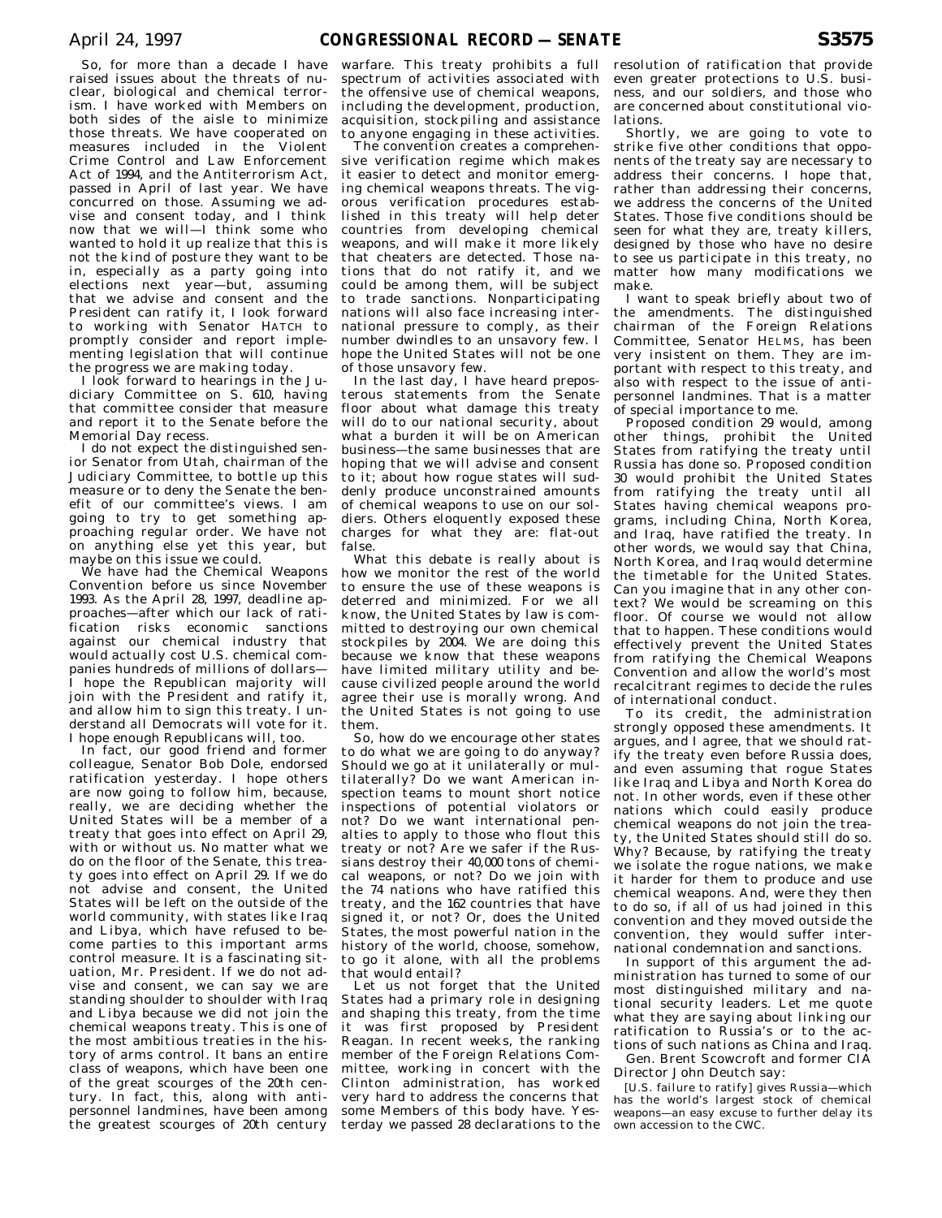So, for more than a decade I have raised issues about the threats of nuclear, biological and chemical terrorism. I have worked with Members on both sides of the aisle to minimize those threats. We have cooperated on measures included in the Violent Crime Control and Law Enforcement Act of 1994, and the Antiterrorism Act, passed in April of last year. We have concurred on those. Assuming we advise and consent today, and I think now that we will—I think some who wanted to hold it up realize that this is not the kind of posture they want to be in, especially as a party going into elections next year—but, assuming that we advise and consent and the President can ratify it, I look forward to working with Senator HATCH to promptly consider and report implementing legislation that will continue the progress we are making today.

I look forward to hearings in the Judiciary Committee on S. 610, having that committee consider that measure and report it to the Senate before the Memorial Day recess.

I do not expect the distinguished senior Senator from Utah, chairman of the Judiciary Committee, to bottle up this measure or to deny the Senate the benefit of our committee's views. I am going to try to get something approaching regular order. We have not on anything else yet this year, but maybe on this issue we could.

We have had the Chemical Weapons Convention before us since November 1993. As the April 28, 1997, deadline approaches—after which our lack of ratification risks economic sanctions against our chemical industry that would actually cost U.S. chemical companies hundreds of millions of dollars—I hope the Republican majority will join with the President and ratify it, and allow him to sign this treaty. I understand all Democrats will vote for it. I hope enough Republicans will, too.

In fact, our good friend and former colleague, Senator Bob Dole, endorsed ratification yesterday. I hope others are now going to follow him, because, really, we are deciding whether the United States will be a member of a treaty that goes into effect on April 29, with or without us. No matter what we do on the floor of the Senate, this treaty goes into effect on April 29. If we do not advise and consent, the United States will be left on the outside of the world community, with states like Iraq and Libya, which have refused to become parties to this important arms control measure. It is a fascinating situation, Mr. President. If we do not advise and consent, we can say we are standing shoulder to shoulder with Iraq and Libya because we did not join the chemical weapons treaty. This is one of the most ambitious treaties in the history of arms control. It bans an entire class of weapons, which have been one of the great scourges of the 20th century. In fact, this, along with antipersonnel landmines, have been among the greatest scourges of 20th century warfare. This treaty prohibits a full spectrum of activities associated with the offensive use of chemical weapons, including the development, production, acquisition, stockpiling and assistance to anyone engaging in these activities.

The convention creates a comprehensive verification regime which makes it easier to detect and monitor emerging chemical weapons threats. The vigorous verification procedures established in this treaty will help deter countries from developing chemical weapons, and will make it more likely that cheaters are detected. Those nations that do not ratify it, and we could be among them, will be subject to trade sanctions. Nonparticipating nations will also face increasing international pressure to comply, as their number dwindles to an unsavory few. I hope the United States will not be one of those unsavory few.

In the last day, I have heard preposterous statements from the Senate floor about what damage this treaty will do to our national security, about what a burden it will be on American business—the same businesses that are hoping that we will advise and consent to it; about how rogue states will suddenly produce unconstrained amounts of chemical weapons to use on our soldiers. Others eloquently exposed these charges for what they are: flat-out false.

What this debate is really about is how we monitor the rest of the world to ensure the use of these weapons is deterred and minimized. For we all know, the United States by law is committed to destroying our own chemical stockpiles by 2004. We are doing this because we know that these weapons have limited military utility and because civilized people around the world agree their use is morally wrong. And the United States is not going to use them.

So, how do we encourage other states to do what we are going to do anyway? Should we go at it unilaterally or multilaterally? Do we want American inspection teams to mount short notice inspections of potential violators or not? Do we want international penalties to apply to those who flout this treaty or not? Are we safer if the Russians destroy their 40,000 tons of chemical weapons, or not? Do we join with the 74 nations who have ratified this treaty, and the 162 countries that have signed it, or not? Or, does the United States, the most powerful nation in the history of the world, choose, somehow, to go it alone, with all the problems that would entail?

Let us not forget that the United States had a primary role in designing and shaping this treaty, from the time it was first proposed by President Reagan. In recent weeks, the ranking member of the Foreign Relations Committee, working in concert with the Clinton administration, has worked very hard to address the concerns that some Members of this body have. Yesterday we passed 28 declarations to the resolution of ratification that provide even greater protections to U.S. business, and our soldiers, and those who are concerned about constitutional violations.

Shortly, we are going to vote to strike five other conditions that opponents of the treaty say are necessary to address their concerns. I hope that, rather than addressing their concerns, we address the concerns of the United States. Those five conditions should be seen for what they are, treaty killers, designed by those who have no desire to see us participate in this treaty, no matter how many modifications we make.

I want to speak briefly about two of the amendments. The distinguished chairman of the Foreign Relations Committee, Senator HELMS, has been very insistent on them. They are important with respect to this treaty, and also with respect to the issue of antipersonnel landmines. That is a matter of special importance to me.

Proposed condition 29 would, among other things, prohibit the United States from ratifying the treaty until Russia has done so. Proposed condition 30 would prohibit the United States from ratifying the treaty until all States having chemical weapons programs, including China, North Korea, and Iraq, have ratified the treaty. In other words, we would say that China, North Korea, and Iraq would determine the timetable for the United States. Can you imagine that in any other context? We would be screaming on this floor. Of course we would not allow that to happen. These conditions would effectively prevent the United States from ratifying the Chemical Weapons Convention and allow the world's most recalcitrant regimes to decide the rules of international conduct.

To its credit, the administration strongly opposed these amendments. It argues, and I agree, that we should ratify the treaty even before Russia does, and even assuming that rogue States like Iraq and Libya and North Korea do not. In other words, even if these other nations which could easily produce chemical weapons do not join the treaty, the United States should still do so. Why? Because, by ratifying the treaty we isolate the rogue nations, we make it harder for them to produce and use chemical weapons. And, were they then to do so, if all of us had joined in this convention and they moved outside the convention, they would suffer international condemnation and sanctions.

In support of this argument the administration has turned to some of our most distinguished military and national security leaders. Let me quote what they are saying about linking our ratification to Russia's or to the actions of such nations as China and Iraq.

Gen. Brent Scowcroft and former CIA Director John Deutch say:

> [U.S. failure to ratify] gives Russia—which has the world's largest stock of chemical weapons—an easy excuse to further delay its own accession to the CWC.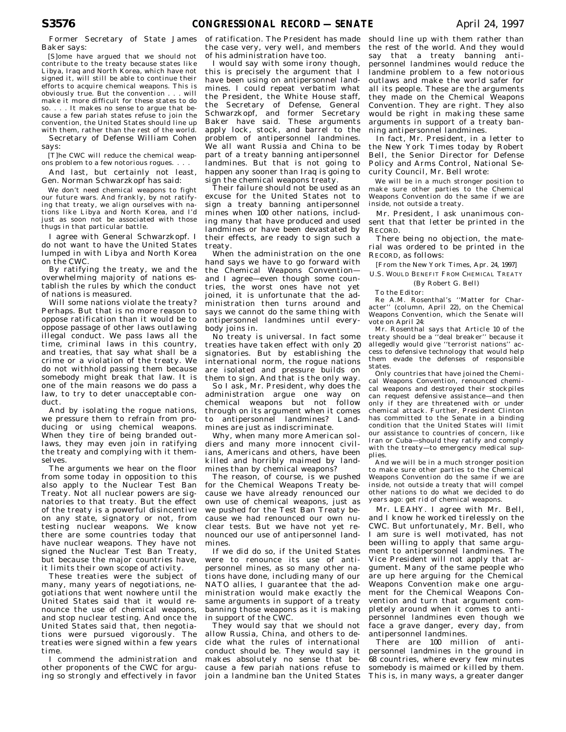Former Secretary of State James Baker says:

> [S]ome have argued that we should not contribute to the treaty because states like Libya, Iraq and North Korea, which have not signed it, will still be able to continue their efforts to acquire chemical weapons. This is obviously true. But the convention . . . will make it more difficult for these states to do so. . . . It makes no sense to argue that because a few pariah states refuse to join the convention, the United States should line up with them, rather than the rest of the world.

Secretary of Defense William Cohen says:

> [T]he CWC will reduce the chemical weapons problem to a few notorious rogues. . . .

And last, but certainly not least, Gen. Norman Schwarzkopf has said:

> We don't need chemical weapons to fight our future wars. And frankly, by not ratifying that treaty, we align ourselves with nations like Libya and North Korea, and I'd just as soon not be associated with those thugs in that particular battle.

I agree with General Schwarzkopf. I do not want to have the United States lumped in with Libya and North Korea on the CWC.

By ratifying the treaty, we and the overwhelming majority of nations establish the rules by which the conduct of nations is measured.

Will some nations violate the treaty? Perhaps. But that is no more reason to oppose ratification than it would be to oppose passage of other laws outlawing illegal conduct. We pass laws all the time, criminal laws in this country, and treaties, that say what shall be a crime or a violation of the treaty. We do not withhold passing them because somebody might break that law. It is one of the main reasons we do pass a law, to try to deter unacceptable conduct.

And by isolating the rogue nations, we pressure them to refrain from producing or using chemical weapons. When they tire of being branded outlaws, they may even join in ratifying the treaty and complying with it themselves.

The arguments we hear on the floor from some today in opposition to this also apply to the Nuclear Test Ban Treaty. Not all nuclear powers are signatories to that treaty. But the effect of the treaty is a powerful disincentive on any state, signatory or not, from testing nuclear weapons. We know there are some countries today that have nuclear weapons. They have not signed the Nuclear Test Ban Treaty, but because the major countries have, it limits their own scope of activity.

These treaties were the subject of many, many years of negotiations, negotiations that went nowhere until the United States said that it would renounce the use of chemical weapons, and stop nuclear testing. And once the United States said that, then negotiations were pursued vigorously. The treaties were signed within a few years time.

I commend the administration and other proponents of the CWC for arguing so strongly and effectively in favor of ratification. The President has made the case very, very well, and members of his administration have too.

I would say with some irony though, this is precisely the argument that I have been using on antipersonnel landmines. I could repeat verbatim what the President, the White House staff, the Secretary of Defense, General Schwarzkopf, and former Secretary Baker have said. These arguments apply lock, stock, and barrel to the problem of antipersonnel landmines. We all want Russia and China to be part of a treaty banning antipersonnel landmines. But that is not going to happen any sooner than Iraq is going to sign the chemical weapons treaty.

Their failure should not be used as an excuse for the United States not to sign a treaty banning antipersonnel mines when 100 other nations, including many that have produced and used landmines or have been devastated by their effects, are ready to sign such a treaty.

When the administration on the one hand says we have to go forward with the Chemical Weapons Convention—and I agree—even though some countries, the worst ones have not yet joined, it is unfortunate that the administration then turns around and says we cannot do the same thing with antipersonnel landmines until everybody joins in.

No treaty is universal. In fact some treaties have taken effect with only 20 signatories. But by establishing the international norm, the rogue nations are isolated and pressure builds on them to sign. And that is the only way.

So I ask, Mr. President, why does the administration argue one way on chemical weapons but not follow through on its argument when it comes to antipersonnel landmines? Landmines are just as indiscriminate.

Why, when many more American soldiers and many more innocent civilians, Americans and others, have been killed and horribly maimed by landmines than by chemical weapons?

The reason, of course, is we pushed for the Chemical Weapons Treaty because we have already renounced our own use of chemical weapons, just as we pushed for the Test Ban Treaty because we had renounced our own nuclear tests. But we have not yet renounced our use of antipersonnel landmines.

If we did do so, if the United States were to renounce its use of antipersonnel mines, as so many other nations have done, including many of our NATO allies, I guarantee that the administration would make exactly the same arguments in support of a treaty banning those weapons as it is making in support of the CWC.

They would say that we should not allow Russia, China, and others to decide what the rules of international conduct should be. They would say it makes absolutely no sense that because a few pariah nations refuse to join a landmine ban the United States should line up with them rather than the rest of the world. And they would say that a treaty banning antipersonnel landmines would reduce the landmine problem to a few notorious outlaws and make the world safer for all its people. These are the arguments they made on the Chemical Weapons Convention. They are right. They also would be right in making these same arguments in support of a treaty banning antipersonnel landmines.

In fact, Mr. President, in a letter to the New York Times today by Robert Bell, the Senior Director for Defense Policy and Arms Control, National Security Council, Mr. Bell wrote:

> We will be in a much stronger position to make sure other parties to the Chemical Weapons Convention do the same if we are inside, not outside a treaty.

Mr. President, I ask unanimous consent that that letter be printed in the RECORD.

There being no objection, the material was ordered to be printed in the RECORD, as follows:

[From the New York Times, Apr. 24, 1997]

U.S. WOULD BENEFIT FROM CHEMICAL TREATY

(By Robert G. Bell)

To the Editor:

Re A.M. Rosenthal's "Matter for Character" (column, April 22), on the Chemical Weapons Convention, which the Senate will vote on April 24:

Mr. Rosenthal says that Article 10 of the treaty should be a "deal breaker" because it allegedly would give "terrorist nations" access to defensive technology that would help them evade the defenses of responsible states.

Only countries that have joined the Chemical Weapons Convention, renounced chemical weapons and destroyed their stockpiles can request defensive assistance—and then only if they are threatened with or under chemical attack. Further, President Clinton has committed to the Senate in a binding condition that the United States will limit our assistance to countries of concern, like Iran or Cuba—should they ratify and comply with the treaty—to emergency medical supplies.

And we will be in a much stronger position to make sure other parties to the Chemical Weapons Convention do the same if we are inside, not outside a treaty that will compel other nations to do what we decided to do years ago: get rid of chemical weapons.

Mr. LEAHY. I agree with Mr. Bell, and I know he worked tirelessly on the CWC. But unfortunately, Mr. Bell, who I am sure is well motivated, has not been willing to apply that same argument to antipersonnel landmines. The Vice President will not apply that argument. Many of the same people who are up here arguing for the Chemical Weapons Convention make one argument for the Chemical Weapons Convention and turn that argument completely around when it comes to antipersonnel landmines even though we face a grave danger, every day, from antipersonnel landmines.

There are 100 million of antipersonnel landmines in the ground in 68 countries, where every few minutes somebody is maimed or killed by them. This is, in many ways, a greater danger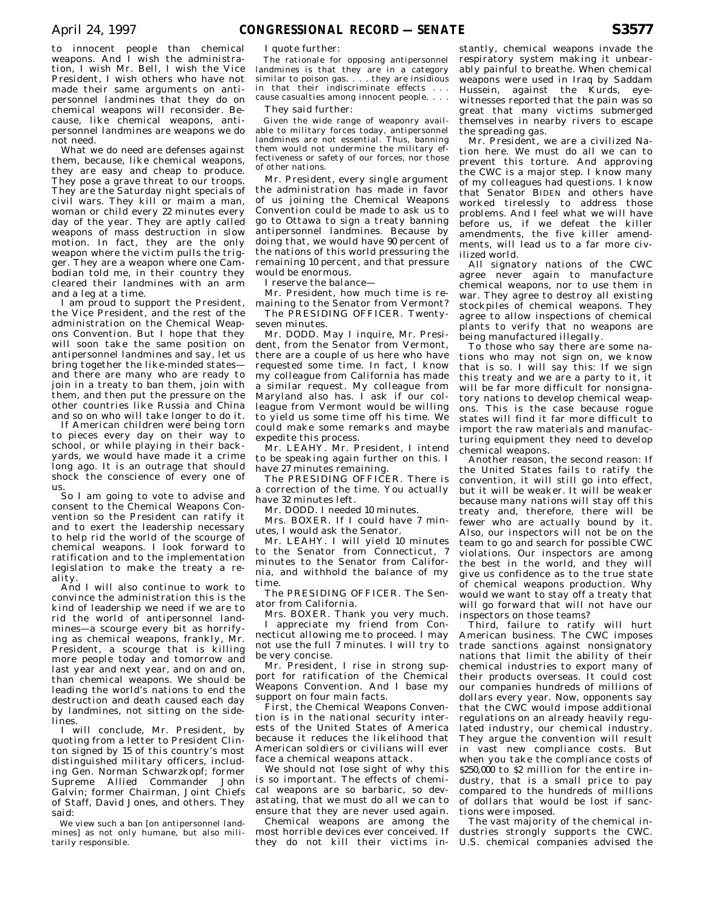to innocent people than chemical weapons. And I wish the administration, I wish Mr. Bell, I wish the Vice President, I wish others who have not made their same arguments on antipersonnel landmines that they do on chemical weapons will reconsider. Because, like chemical weapons, antipersonnel landmines are weapons we do not need.

What we do need are defenses against them, because, like chemical weapons, they are easy and cheap to produce. They pose a grave threat to our troops. They are the Saturday night specials of civil wars. They kill or maim a man, woman or child every 22 minutes every day of the year. They are aptly called weapons of mass destruction in slow motion. In fact, they are the only weapon where the victim pulls the trigger. They are a weapon where one Cambodian told me, in their country they cleared their landmines with an arm and a leg at a time.

I am proud to support the President, the Vice President, and the rest of the administration on the Chemical Weapons Convention. But I hope that they will soon take the same position on antipersonnel landmines and say, let us bring together the like-minded states—and there are many who are ready to join in a treaty to ban them, join with them, and then put the pressure on the other countries like Russia and China and so on who will take longer to do it.

If American children were being torn to pieces every day on their way to school, or while playing in their backyards, we would have made it a crime long ago. It is an outrage that should shock the conscience of every one of us.

So I am going to vote to advise and consent to the Chemical Weapons Convention so the President can ratify it and to exert the leadership necessary to help rid the world of the scourge of chemical weapons. I look forward to ratification and to the implementation legislation to make the treaty a reality.

And I will also continue to work to convince the administration this is the kind of leadership we need if we are to rid the world of antipersonnel landmines—a scourge every bit as horrifying as chemical weapons, frankly, Mr. President, a scourge that is killing more people today and tomorrow and last year and next year, and on and on, than chemical weapons. We should be leading the world's nations to end the destruction and death caused each day by landmines, not sitting on the sidelines.

I will conclude, Mr. President, by quoting from a letter to President Clinton signed by 15 of this country's most distinguished military officers, including Gen. Norman Schwarzkopf; former Supreme Allied Commander John Galvin; former Chairman, Joint Chiefs of Staff, David Jones, and others. They said:

> We view such a ban [on antipersonnel landmines] as not only humane, but also militarily responsible.

I quote further:

> The rationale for opposing antipersonnel landmines is that they are in a category similar to poison gas. . . . they are insidious in that their indiscriminate effects . . . cause casualties among innocent people. . . .

They said further:

> Given the wide range of weaponry available to military forces today, antipersonnel landmines are not essential. Thus, banning them would not undermine the military effectiveness or safety of our forces, nor those of other nations.

Mr. President, every single argument the administration has made in favor of us joining the Chemical Weapons Convention could be made to ask us to go to Ottawa to sign a treaty banning antipersonnel landmines. Because by doing that, we would have 90 percent of the nations of this world pressuring the remaining 10 percent, and that pressure would be enormous.

I reserve the balance—

Mr. President, how much time is remaining to the Senator from Vermont?

The PRESIDING OFFICER. Twenty-seven minutes.

Mr. DODD. May I inquire, Mr. President, from the Senator from Vermont, there are a couple of us here who have requested some time. In fact, I know my colleague from California has made a similar request. My colleague from Maryland also has. I ask if our colleague from Vermont would be willing to yield us some time off his time. We could make some remarks and maybe expedite this process.

Mr. LEAHY. Mr. President, I intend to be speaking again further on this. I have 27 minutes remaining.

The PRESIDING OFFICER. There is a correction of the time. You actually have 32 minutes left.

Mr. DODD. I needed 10 minutes.

Mrs. BOXER. If I could have 7 minutes, I would ask the Senator.

Mr. LEAHY. I will yield 10 minutes to the Senator from Connecticut, 7 minutes to the Senator from California, and withhold the balance of my time.

The PRESIDING OFFICER. The Senator from California.

Mrs. BOXER. Thank you very much. I appreciate my friend from Connecticut allowing me to proceed. I may not use the full 7 minutes. I will try to be very concise.

Mr. President, I rise in strong support for ratification of the Chemical Weapons Convention. And I base my support on four main facts.

First, the Chemical Weapons Convention is in the national security interests of the United States of America because it reduces the likelihood that American soldiers or civilians will ever face a chemical weapons attack.

We should not lose sight of why this is so important. The effects of chemical weapons are so barbaric, so devastating, that we must do all we can to ensure that they are never used again.

Chemical weapons are among the most horrible devices ever conceived. If they do not kill their victims instantly, chemical weapons invade the respiratory system making it unbearably painful to breathe. When chemical weapons were used in Iraq by Saddam Hussein, against the Kurds, eyewitnesses reported that the pain was so great that many victims submerged themselves in nearby rivers to escape the spreading gas.

Mr. President, we are a civilized Nation here. We must do all we can to prevent this torture. And approving the CWC is a major step. I know many of my colleagues had questions. I know that Senator BIDEN and others have worked tirelessly to address those problems. And I feel what we will have before us, if we defeat the killer amendments, the five killer amendments, will lead us to a far more civilized world.

All signatory nations of the CWC agree never again to manufacture chemical weapons, nor to use them in war. They agree to destroy all existing stockpiles of chemical weapons. They agree to allow inspections of chemical plants to verify that no weapons are being manufactured illegally.

To those who say there are some nations who may not sign on, we know that is so. I will say this: If we sign this treaty and we are a party to it, it will be far more difficult for nonsignatory nations to develop chemical weapons. This is the case because rogue states will find it far more difficult to import the raw materials and manufacturing equipment they need to develop chemical weapons.

Another reason, the second reason: If the United States fails to ratify the convention, it will still go into effect, but it will be weaker. It will be weaker because many nations will stay off this treaty and, therefore, there will be fewer who are actually bound by it. Also, our inspectors will not be on the team to go and search for possible CWC violations. Our inspectors are among the best in the world, and they will give us confidence as to the true state of chemical weapons production. Why would we want to stay off a treaty that will go forward that will not have our inspectors on those teams?

Third, failure to ratify will hurt American business. The CWC imposes trade sanctions against nonsignatory nations that limit the ability of their chemical industries to export many of their products overseas. It could cost our companies hundreds of millions of dollars every year. Now, opponents say that the CWC would impose additional regulations on an already heavily regulated industry, our chemical industry. They argue the convention will result in vast new compliance costs. But when you take the compliance costs of $250,000 to $2 million for the entire industry, that is a small price to pay compared to the hundreds of millions of dollars that would be lost if sanctions were imposed.

The vast majority of the chemical industries strongly supports the CWC. U.S. chemical companies advised the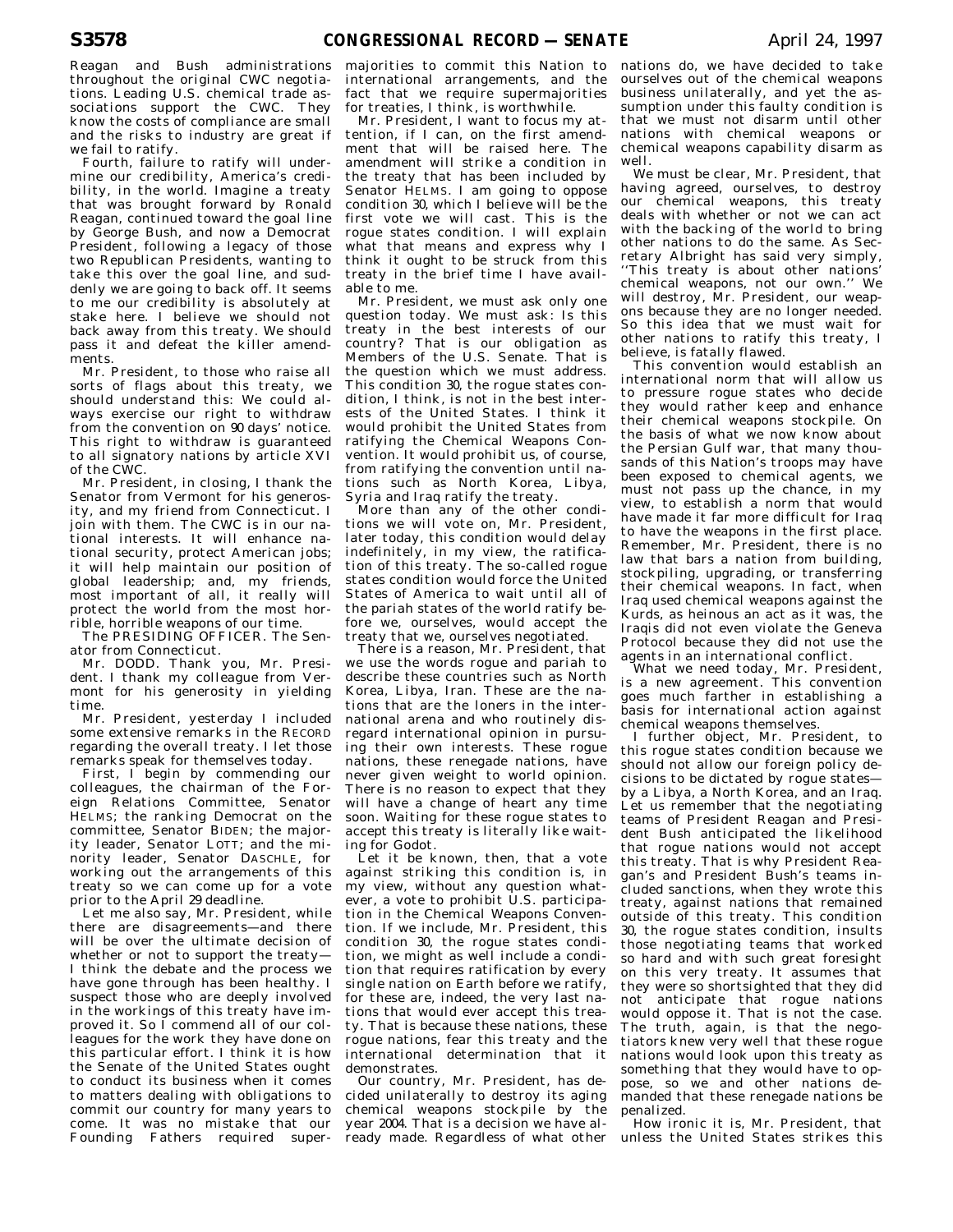Reagan and Bush administrations throughout the original CWC negotiations. Leading U.S. chemical trade associations support the CWC. They know the costs of compliance are small and the risks to industry are great if we fail to ratify.

Fourth, failure to ratify will undermine our credibility, America's credibility, in the world. Imagine a treaty that was brought forward by Ronald Reagan, continued toward the goal line by George Bush, and now a Democrat President, following a legacy of those two Republican Presidents, wanting to take this over the goal line, and suddenly we are going to back off. It seems to me our credibility is absolutely at stake here. I believe we should not back away from this treaty. We should pass it and defeat the killer amendments.

Mr. President, to those who raise all sorts of flags about this treaty, we should understand this: We could always exercise our right to withdraw from the convention on 90 days' notice. This right to withdraw is guaranteed to all signatory nations by article XVI of the CWC.

Mr. President, in closing, I thank the Senator from Vermont for his generosity, and my friend from Connecticut. I join with them. The CWC is in our national interests. It will enhance national security, protect American jobs; it will help maintain our position of global leadership; and, my friends, most important of all, it really will protect the world from the most horrible, horrible weapons of our time.

The PRESIDING OFFICER. The Senator from Connecticut.

Mr. DODD. Thank you, Mr. President. I thank my colleague from Vermont for his generosity in yielding time.

Mr. President, yesterday I included some extensive remarks in the RECORD regarding the overall treaty. I let those remarks speak for themselves today.

First, I begin by commending our colleagues, the chairman of the Foreign Relations Committee, Senator HELMS; the ranking Democrat on the committee, Senator BIDEN; the majority leader, Senator LOTT; and the minority leader, Senator DASCHLE, for working out the arrangements of this treaty so we can come up for a vote prior to the April 29 deadline.

Let me also say, Mr. President, while there are disagreements—and there will be over the ultimate decision of whether or not to support the treaty—I think the debate and the process we have gone through has been healthy. I suspect those who are deeply involved in the workings of this treaty have improved it. So I commend all of our colleagues for the work they have done on this particular effort. I think it is how the Senate of the United States ought to conduct its business when it comes to matters dealing with obligations to commit our country for many years to come. It was no mistake that our Founding Fathers required supermajorities to commit this Nation to international arrangements, and the fact that we require supermajorities for treaties, I think, is worthwhile.

Mr. President, I want to focus my attention, if I can, on the first amendment that will be raised here. The amendment will strike a condition in the treaty that has been included by Senator HELMS. I am going to oppose condition 30, which I believe will be the first vote we will cast. This is the rogue states condition. I will explain what that means and express why I think it ought to be struck from this treaty in the brief time I have available to me.

Mr. President, we must ask only one question today. We must ask: Is this treaty in the best interests of our country? That is our obligation as Members of the U.S. Senate. That is the question which we must address. This condition 30, the rogue states condition, I think, is not in the best interests of the United States. I think it would prohibit the United States from ratifying the Chemical Weapons Convention. It would prohibit us, of course, from ratifying the convention until nations such as North Korea, Libya, Syria and Iraq ratify the treaty.

More than any of the other conditions we will vote on, Mr. President, later today, this condition would delay indefinitely, in my view, the ratification of this treaty. The so-called rogue states condition would force the United States of America to wait until all of the pariah states of the world ratify before we, ourselves, would accept the treaty that we, ourselves negotiated.

There is a reason, Mr. President, that we use the words rogue and pariah to describe these countries such as North Korea, Libya, Iran. These are the nations that are the loners in the international arena and who routinely disregard international opinion in pursuing their own interests. These rogue nations, these renegade nations, have never given weight to world opinion. There is no reason to expect that they will have a change of heart any time soon. Waiting for these rogue states to accept this treaty is literally like waiting for Godot.

Let it be known, then, that a vote against striking this condition is, in my view, without any question whatever, a vote to prohibit U.S. participation in the Chemical Weapons Convention. If we include, Mr. President, this condition 30, the rogue states condition, we might as well include a condition that requires ratification by every single nation on Earth before we ratify, for these are, indeed, the very last nations that would ever accept this treaty. That is because these nations, these rogue nations, fear this treaty and the international determination that it demonstrates.

Our country, Mr. President, has decided unilaterally to destroy its aging chemical weapons stockpile by the year 2004. That is a decision we have already made. Regardless of what other nations do, we have decided to take ourselves out of the chemical weapons business unilaterally, and yet the assumption under this faulty condition is that we must not disarm until other nations with chemical weapons or chemical weapons capability disarm as well.

We must be clear, Mr. President, that having agreed, ourselves, to destroy our chemical weapons, this treaty deals with whether or not we can act with the backing of the world to bring other nations to do the same. As Secretary Albright has said very simply, ''This treaty is about other nations' chemical weapons, not our own.'' We will destroy, Mr. President, our weapons because they are no longer needed. So this idea that we must wait for other nations to ratify this treaty, I believe, is fatally flawed.

This convention would establish an international norm that will allow us to pressure rogue states who decide they would rather keep and enhance their chemical weapons stockpile. On the basis of what we now know about the Persian Gulf war, that many thousands of this Nation's troops may have been exposed to chemical agents, we must not pass up the chance, in my view, to establish a norm that would have made it far more difficult for Iraq to have the weapons in the first place. Remember, Mr. President, there is no law that bars a nation from building, stockpiling, upgrading, or transferring their chemical weapons. In fact, when Iraq used chemical weapons against the Kurds, as heinous an act as it was, the Iraqis did not even violate the Geneva Protocol because they did not use the agents in an international conflict.

What we need today, Mr. President, is a new agreement. This convention goes much farther in establishing a basis for international action against chemical weapons themselves.

I further object, Mr. President, to this rogue states condition because we should not allow our foreign policy decisions to be dictated by rogue states—by a Libya, a North Korea, and an Iraq. Let us remember that the negotiating teams of President Reagan and President Bush anticipated the likelihood that rogue nations would not accept this treaty. That is why President Reagan's and President Bush's teams included sanctions, when they wrote this treaty, against nations that remained outside of this treaty. This condition 30, the rogue states condition, insults those negotiating teams that worked so hard and with such great foresight on this very treaty. It assumes that they were so shortsighted that they did not anticipate that rogue nations would oppose it. That is not the case. The truth, again, is that the negotiators knew very well that these rogue nations would look upon this treaty as something that they would have to oppose, so we and other nations demanded that these renegade nations be penalized.

How ironic it is, Mr. President, that unless the United States strikes this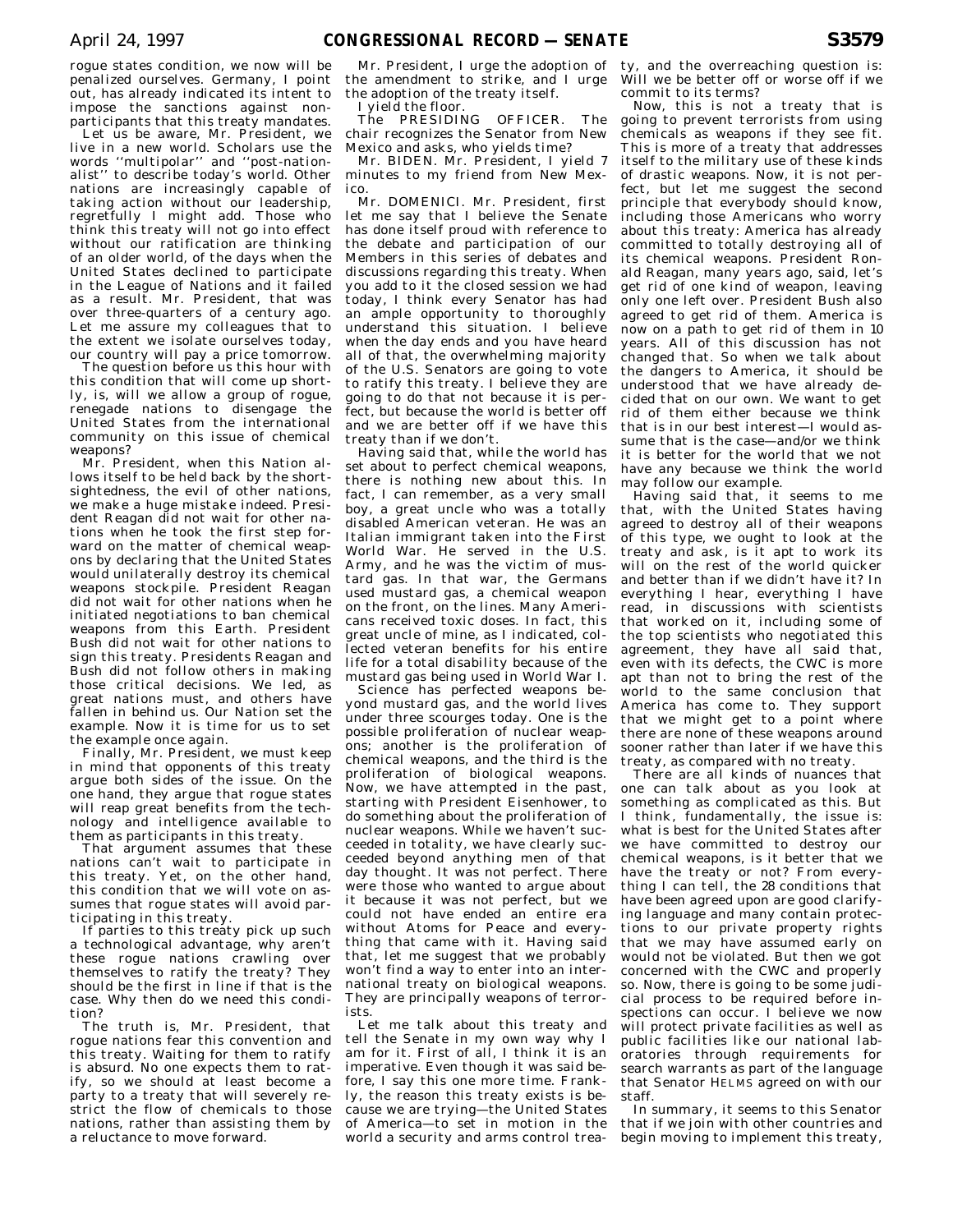rogue states condition, we now will be penalized ourselves. Germany, I point out, has already indicated its intent to impose the sanctions against nonparticipants that this treaty mandates.

Let us be aware, Mr. President, we live in a new world. Scholars use the words ''multipolar'' and ''post-nationalist'' to describe today's world. Other nations are increasingly capable of taking action without our leadership, regretfully I might add. Those who think this treaty will not go into effect without our ratification are thinking of an older world, of the days when the United States declined to participate in the League of Nations and it failed as a result. Mr. President, that was over three-quarters of a century ago. Let me assure my colleagues that to the extent we isolate ourselves today, our country will pay a price tomorrow.

The question before us this hour with this condition that will come up shortly, is, will we allow a group of rogue, renegade nations to disengage the United States from the international community on this issue of chemical weapons?

Mr. President, when this Nation allows itself to be held back by the shortsightedness, the evil of other nations, we make a huge mistake indeed. President Reagan did not wait for other nations when he took the first step forward on the matter of chemical weapons by declaring that the United States would unilaterally destroy its chemical weapons stockpile. President Reagan did not wait for other nations when he initiated negotiations to ban chemical weapons from this Earth. President Bush did not wait for other nations to sign this treaty. Presidents Reagan and Bush did not follow others in making those critical decisions. We led, as great nations must, and others have fallen in behind us. Our Nation set the example. Now it is time for us to set the example once again.

Finally, Mr. President, we must keep in mind that opponents of this treaty argue both sides of the issue. On the one hand, they argue that rogue states will reap great benefits from the technology and intelligence available to them as participants in this treaty.

That argument assumes that these nations can't wait to participate in this treaty. Yet, on the other hand, this condition that we will vote on assumes that rogue states will avoid participating in this treaty.

If parties to this treaty pick up such a technological advantage, why aren't these rogue nations crawling over themselves to ratify the treaty? They should be the first in line if that is the case. Why then do we need this condition?

The truth is, Mr. President, that rogue nations fear this convention and this treaty. Waiting for them to ratify is absurd. No one expects them to ratify, so we should at least become a party to a treaty that will severely restrict the flow of chemicals to those nations, rather than assisting them by a reluctance to move forward.

Mr. President, I urge the adoption of the amendment to strike, and I urge the adoption of the treaty itself.

I yield the floor.

The PRESIDING OFFICER. The chair recognizes the Senator from New Mexico and asks, who yields time?

Mr. BIDEN. Mr. President, I yield 7 minutes to my friend from New Mexico.

Mr. DOMENICI. Mr. President, first let me say that I believe the Senate has done itself proud with reference to the debate and participation of our Members in this series of debates and discussions regarding this treaty. When you add to it the closed session we had today, I think every Senator has had an ample opportunity to thoroughly understand this situation. I believe when the day ends and you have heard all of that, the overwhelming majority of the U.S. Senators are going to vote to ratify this treaty. I believe they are going to do that not because it is perfect, but because the world is better off and we are better off if we have this treaty than if we don't.

Having said that, while the world has set about to perfect chemical weapons, there is nothing new about this. In fact, I can remember, as a very small boy, a great uncle who was a totally disabled American veteran. He was an Italian immigrant taken into the First World War. He served in the U.S. Army, and he was the victim of mustard gas. In that war, the Germans used mustard gas, a chemical weapon on the front, on the lines. Many Americans received toxic doses. In fact, this great uncle of mine, as I indicated, collected veteran benefits for his entire life for a total disability because of the mustard gas being used in World War I.

Science has perfected weapons beyond mustard gas, and the world lives under three scourges today. One is the possible proliferation of nuclear weapons; another is the proliferation of chemical weapons, and the third is the proliferation of biological weapons. Now, we have attempted in the past, starting with President Eisenhower, to do something about the proliferation of nuclear weapons. While we haven't succeeded in totality, we have clearly succeeded beyond anything men of that day thought. It was not perfect. There were those who wanted to argue about it because it was not perfect, but we could not have ended an entire era without Atoms for Peace and everything that came with it. Having said that, let me suggest that we probably won't find a way to enter into an international treaty on biological weapons. They are principally weapons of terrorists.

Let me talk about this treaty and tell the Senate in my own way why I am for it. First of all, I think it is an imperative. Even though it was said before, I say this one more time. Frankly, the reason this treaty exists is because we are trying—the United States of America—to set in motion in the world a security and arms control treaty, and the overreaching question is: Will we be better off or worse off if we commit to its terms?

Now, this is not a treaty that is going to prevent terrorists from using chemicals as weapons if they see fit. This is more of a treaty that addresses itself to the military use of these kinds of drastic weapons. Now, it is not perfect, but let me suggest the second principle that everybody should know, including those Americans who worry about this treaty: America has already committed to totally destroying all of its chemical weapons. President Ronald Reagan, many years ago, said, let's get rid of one kind of weapon, leaving only one left over. President Bush also agreed to get rid of them. America is now on a path to get rid of them in 10 years. All of this discussion has not changed that. So when we talk about the dangers to America, it should be understood that we have already decided that on our own. We want to get rid of them either because we think that is in our best interest—I would assume that is the case—and/or we think it is better for the world that we not have any because we think the world may follow our example.

Having said that, it seems to me that, with the United States having agreed to destroy all of their weapons of this type, we ought to look at the treaty and ask, is it apt to work its will on the rest of the world quicker and better than if we didn't have it? In everything I hear, everything I have read, in discussions with scientists that worked on it, including some of the top scientists who negotiated this agreement, they have all said that, even with its defects, the CWC is more apt than not to bring the rest of the world to the same conclusion that America has come to. They support that we might get to a point where there are none of these weapons around sooner rather than later if we have this treaty, as compared with no treaty.

There are all kinds of nuances that one can talk about as you look at something as complicated as this. But I think, fundamentally, the issue is: what is best for the United States after we have committed to destroy our chemical weapons, is it better that we have the treaty or not? From everything I can tell, the 28 conditions that have been agreed upon are good clarifying language and many contain protections to our private property rights that we may have assumed early on would not be violated. But then we got concerned with the CWC and properly so. Now, there is going to be some judicial process to be required before inspections can occur. I believe we now will protect private facilities as well as public facilities like our national laboratories through requirements for search warrants as part of the language that Senator HELMS agreed on with our staff.

In summary, it seems to this Senator that if we join with other countries and begin moving to implement this treaty,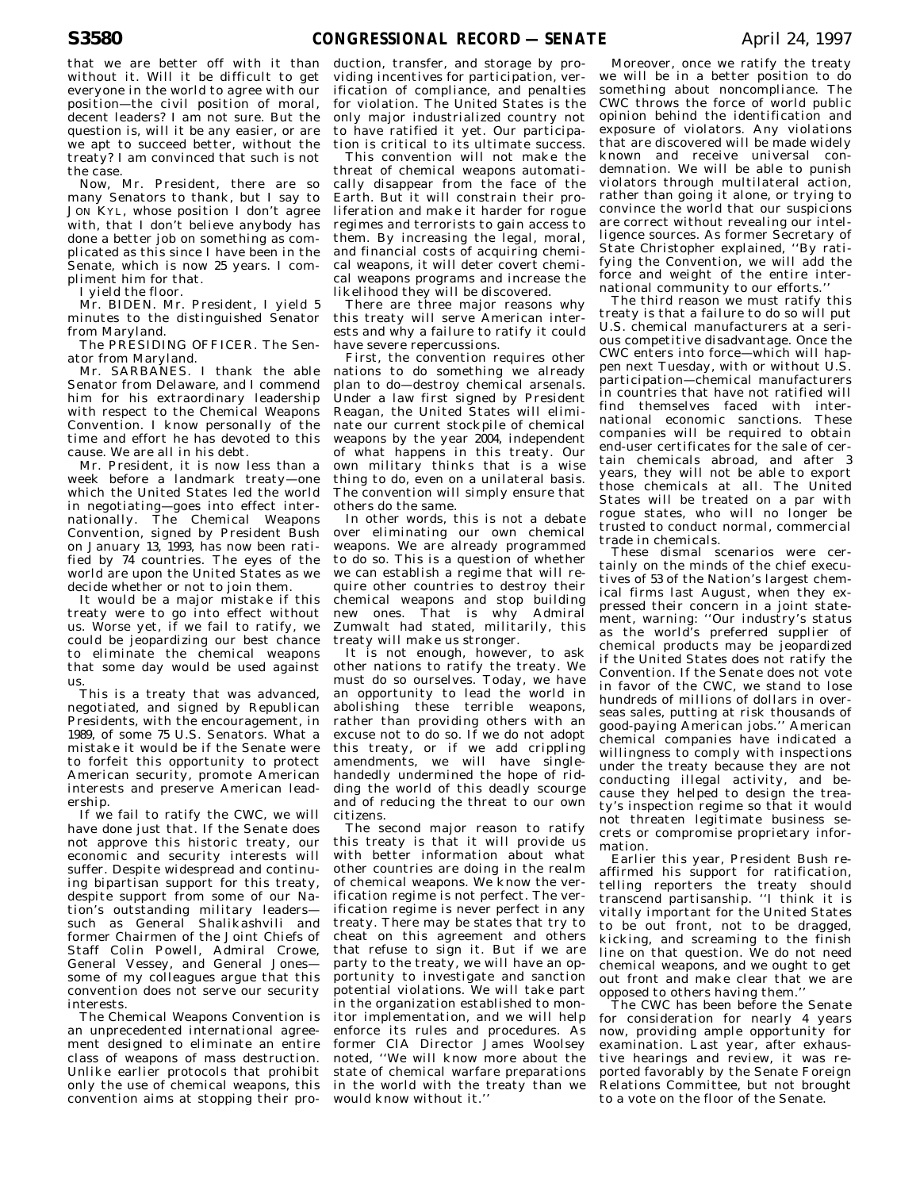that we are better off with it than without it. Will it be difficult to get everyone in the world to agree with our position—the civil position of moral, decent leaders? I am not sure. But the question is, will it be any easier, or are we apt to succeed better, without the treaty? I am convinced that such is not the case.

Now, Mr. President, there are so many Senators to thank, but I say to JON KYL, whose position I don't agree with, that I don't believe anybody has done a better job on something as complicated as this since I have been in the Senate, which is now 25 years. I compliment him for that.

I yield the floor.

Mr. BIDEN. Mr. President, I yield 5 minutes to the distinguished Senator from Maryland.

The PRESIDING OFFICER. The Senator from Maryland.

Mr. SARBANES. I thank the able Senator from Delaware, and I commend him for his extraordinary leadership with respect to the Chemical Weapons Convention. I know personally of the time and effort he has devoted to this cause. We are all in his debt.

Mr. President, it is now less than a week before a landmark treaty—one which the United States led the world in negotiating—goes into effect internationally. The Chemical Weapons Convention, signed by President Bush on January 13, 1993, has now been ratified by 74 countries. The eyes of the world are upon the United States as we decide whether or not to join them.

It would be a major mistake if this treaty were to go into effect without us. Worse yet, if we fail to ratify, we could be jeopardizing our best chance to eliminate the chemical weapons that some day would be used against us.

This is a treaty that was advanced, negotiated, and signed by Republican Presidents, with the encouragement, in 1989, of some 75 U.S. Senators. What a mistake it would be if the Senate were to forfeit this opportunity to protect American security, promote American interests and preserve American leadership.

If we fail to ratify the CWC, we will have done just that. If the Senate does not approve this historic treaty, our economic and security interests will suffer. Despite widespread and continuing bipartisan support for this treaty, despite support from some of our Nation's outstanding military leaders—such as General Shalikashvili and former Chairmen of the Joint Chiefs of Staff Colin Powell, Admiral Crowe, General Vessey, and General Jones—some of my colleagues argue that this convention does not serve our security interests.

The Chemical Weapons Convention is an unprecedented international agreement designed to eliminate an entire class of weapons of mass destruction. Unlike earlier protocols that prohibit only the use of chemical weapons, this convention aims at stopping their production, transfer, and storage by providing incentives for participation, verification of compliance, and penalties for violation. The United States is the only major industrialized country not to have ratified it yet. Our participation is critical to its ultimate success.

This convention will not make the threat of chemical weapons automatically disappear from the face of the Earth. But it will constrain their proliferation and make it harder for rogue regimes and terrorists to gain access to them. By increasing the legal, moral, and financial costs of acquiring chemical weapons, it will deter covert chemical weapons programs and increase the likelihood they will be discovered.

There are three major reasons why this treaty will serve American interests and why a failure to ratify it could have severe repercussions.

First, the convention requires other nations to do something we already plan to do—destroy chemical arsenals. Under a law first signed by President Reagan, the United States will eliminate our current stockpile of chemical weapons by the year 2004, independent of what happens in this treaty. Our own military thinks that is a wise thing to do, even on a unilateral basis. The convention will simply ensure that others do the same.

In other words, this is not a debate over eliminating our own chemical weapons. We are already programmed to do so. This is a question of whether we can establish a regime that will require other countries to destroy their chemical weapons and stop building new ones. That is why Admiral Zumwalt had stated, militarily, this treaty will make us stronger.

It is not enough, however, to ask other nations to ratify the treaty. We must do so ourselves. Today, we have an opportunity to lead the world in abolishing these terrible weapons, rather than providing others with an excuse not to do so. If we do not adopt this treaty, or if we add crippling amendments, we will have single-handedly undermined the hope of ridding the world of this deadly scourge and of reducing the threat to our own citizens.

The second major reason to ratify this treaty is that it will provide us with better information about what other countries are doing in the realm of chemical weapons. We know the verification regime is not perfect. The verification regime is never perfect in any treaty. There may be states that try to cheat on this agreement and others that refuse to sign it. But if we are party to the treaty, we will have an opportunity to investigate and sanction potential violations. We will take part in the organization established to monitor implementation, and we will help enforce its rules and procedures. As former CIA Director James Woolsey noted, ''We will know more about the state of chemical warfare preparations in the world with the treaty than we would know without it.''

Moreover, once we ratify the treaty we will be in a better position to do something about noncompliance. The CWC throws the force of world public opinion behind the identification and exposure of violators. Any violations that are discovered will be made widely known and receive universal condemnation. We will be able to punish violators through multilateral action, rather than going it alone, or trying to convince the world that our suspicions are correct without revealing our intelligence sources. As former Secretary of State Christopher explained, ''By ratifying the Convention, we will add the force and weight of the entire international community to our efforts.''

The third reason we must ratify this treaty is that a failure to do so will put U.S. chemical manufacturers at a serious competitive disadvantage. Once the CWC enters into force—which will happen next Tuesday, with or without U.S. participation—chemical manufacturers in countries that have not ratified will find themselves faced with international economic sanctions. These companies will be required to obtain end-user certificates for the sale of certain chemicals abroad, and after 3 years, they will not be able to export those chemicals at all. The United States will be treated on a par with rogue states, who will no longer be trusted to conduct normal, commercial trade in chemicals.

These dismal scenarios were certainly on the minds of the chief executives of 53 of the Nation's largest chemical firms last August, when they expressed their concern in a joint statement, warning: ''Our industry's status as the world's preferred supplier of chemical products may be jeopardized if the United States does not ratify the Convention. If the Senate does not vote in favor of the CWC, we stand to lose hundreds of millions of dollars in overseas sales, putting at risk thousands of good-paying American jobs.'' American chemical companies have indicated a willingness to comply with inspections under the treaty because they are not conducting illegal activity, and because they helped to design the treaty's inspection regime so that it would not threaten legitimate business secrets or compromise proprietary information.

Earlier this year, President Bush reaffirmed his support for ratification, telling reporters the treaty should transcend partisanship. ''I think it is vitally important for the United States to be out front, not to be dragged, kicking, and screaming to the finish line on that question. We do not need chemical weapons, and we ought to get out front and make clear that we are opposed to others having them.''

The CWC has been before the Senate for consideration for nearly 4 years now, providing ample opportunity for examination. Last year, after exhaustive hearings and review, it was reported favorably by the Senate Foreign Relations Committee, but not brought to a vote on the floor of the Senate.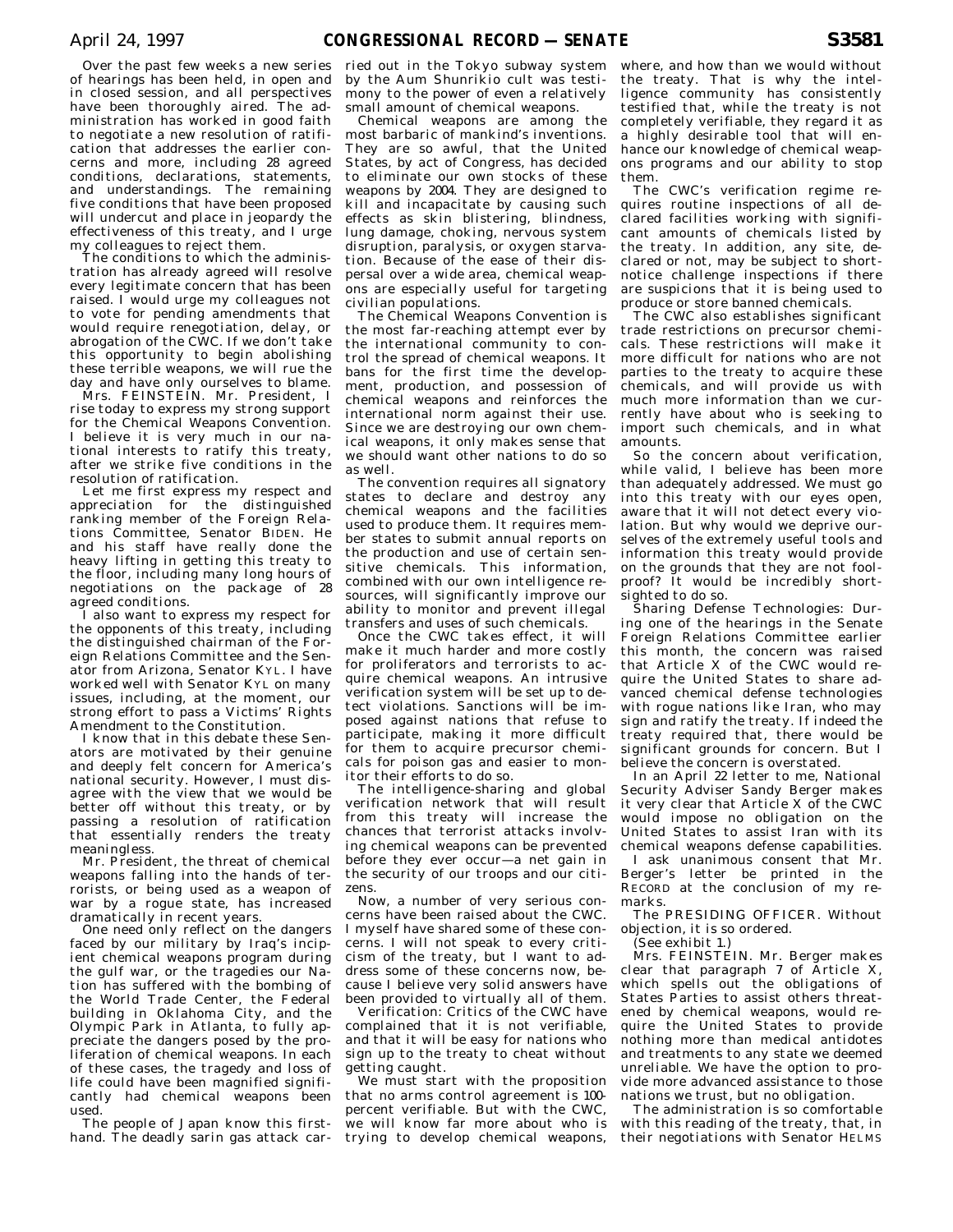Over the past few weeks a new series of hearings has been held, in open and in closed session, and all perspectives have been thoroughly aired. The administration has worked in good faith to negotiate a new resolution of ratification that addresses the earlier concerns and more, including 28 agreed conditions, declarations, statements, and understandings. The remaining five conditions that have been proposed will undercut and place in jeopardy the effectiveness of this treaty, and I urge my colleagues to reject them.

The conditions to which the administration has already agreed will resolve every legitimate concern that has been raised. I would urge my colleagues not to vote for pending amendments that would require renegotiation, delay, or abrogation of the CWC. If we don't take this opportunity to begin abolishing these terrible weapons, we will rue the day and have only ourselves to blame.

Mrs. FEINSTEIN. Mr. President, I rise today to express my strong support for the Chemical Weapons Convention. I believe it is very much in our national interests to ratify this treaty, after we strike five conditions in the resolution of ratification.

Let me first express my respect and appreciation for the distinguished ranking member of the Foreign Relations Committee, Senator BIDEN. He and his staff have really done the heavy lifting in getting this treaty to the floor, including many long hours of negotiations on the package of 28 agreed conditions.

I also want to express my respect for the opponents of this treaty, including the distinguished chairman of the Foreign Relations Committee and the Senator from Arizona, Senator KYL. I have worked well with Senator KYL on many issues, including, at the moment, our strong effort to pass a Victims' Rights Amendment to the Constitution.

I know that in this debate these Senators are motivated by their genuine and deeply felt concern for America's national security. However, I must disagree with the view that we would be better off without this treaty, or by passing a resolution of ratification that essentially renders the treaty meaningless.

Mr. President, the threat of chemical weapons falling into the hands of terrorists, or being used as a weapon of war by a rogue state, has increased dramatically in recent years.

One need only reflect on the dangers faced by our military by Iraq's incipient chemical weapons program during the gulf war, or the tragedies our Nation has suffered with the bombing of the World Trade Center, the Federal building in Oklahoma City, and the Olympic Park in Atlanta, to fully appreciate the dangers posed by the proliferation of chemical weapons. In each of these cases, the tragedy and loss of life could have been magnified significantly had chemical weapons been used.

The people of Japan know this firsthand. The deadly sarin gas attack carried out in the Tokyo subway system by the Aum Shunrikio cult was testimony to the power of even a relatively small amount of chemical weapons.

Chemical weapons are among the most barbaric of mankind's inventions. They are so awful, that the United States, by act of Congress, has decided to eliminate our own stocks of these weapons by 2004. They are designed to kill and incapacitate by causing such effects as skin blistering, blindness, lung damage, choking, nervous system disruption, paralysis, or oxygen starvation. Because of the ease of their dispersal over a wide area, chemical weapons are especially useful for targeting civilian populations.

The Chemical Weapons Convention is the most far-reaching attempt ever by the international community to control the spread of chemical weapons. It bans for the first time the development, production, and possession of chemical weapons and reinforces the international norm against their use. Since we are destroying our own chemical weapons, it only makes sense that we should want other nations to do so as well.

The convention requires all signatory states to declare and destroy any chemical weapons and the facilities used to produce them. It requires member states to submit annual reports on the production and use of certain sensitive chemicals. This information, combined with our own intelligence resources, will significantly improve our ability to monitor and prevent illegal transfers and uses of such chemicals.

Once the CWC takes effect, it will make it much harder and more costly for proliferators and terrorists to acquire chemical weapons. An intrusive verification system will be set up to detect violations. Sanctions will be imposed against nations that refuse to participate, making it more difficult for them to acquire precursor chemicals for poison gas and easier to monitor their efforts to do so.

The intelligence-sharing and global verification network that will result from this treaty will increase the chances that terrorist attacks involving chemical weapons can be prevented before they ever occur—a net gain in the security of our troops and our citizens.

Now, a number of very serious concerns have been raised about the CWC. I myself have shared some of these concerns. I will not speak to every criticism of the treaty, but I want to address some of these concerns now, because I believe very solid answers have been provided to virtually all of them.

Verification: Critics of the CWC have complained that it is not verifiable, and that it will be easy for nations who sign up to the treaty to cheat without getting caught.

We must start with the proposition that no arms control agreement is 100-percent verifiable. But with the CWC, we will know far more about who is trying to develop chemical weapons, where, and how than we would without the treaty. That is why the intelligence community has consistently testified that, while the treaty is not completely verifiable, they regard it as a highly desirable tool that will enhance our knowledge of chemical weapons programs and our ability to stop them.

The CWC's verification regime requires routine inspections of all declared facilities working with significant amounts of chemicals listed by the treaty. In addition, any site, declared or not, may be subject to short-notice challenge inspections if there are suspicions that it is being used to produce or store banned chemicals.

The CWC also establishes significant trade restrictions on precursor chemicals. These restrictions will make it more difficult for nations who are not parties to the treaty to acquire these chemicals, and will provide us with much more information than we currently have about who is seeking to import such chemicals, and in what amounts.

So the concern about verification, while valid, I believe has been more than adequately addressed. We must go into this treaty with our eyes open, aware that it will not detect every violation. But why would we deprive ourselves of the extremely useful tools and information this treaty would provide on the grounds that they are not foolproof? It would be incredibly shortsighted to do so.

Sharing Defense Technologies: During one of the hearings in the Senate Foreign Relations Committee earlier this month, the concern was raised that Article X of the CWC would require the United States to share advanced chemical defense technologies with rogue nations like Iran, who may sign and ratify the treaty. If indeed the treaty required that, there would be significant grounds for concern. But I believe the concern is overstated.

In an April 22 letter to me, National Security Adviser Sandy Berger makes it very clear that Article X of the CWC would impose no obligation on the United States to assist Iran with its chemical weapons defense capabilities.

I ask unanimous consent that Mr. Berger's letter be printed in the RECORD at the conclusion of my remarks.

The PRESIDING OFFICER. Without objection, it is so ordered.

(See exhibit 1.)

Mrs. FEINSTEIN. Mr. Berger makes clear that paragraph 7 of Article X, which spells out the obligations of States Parties to assist others threatened by chemical weapons, would require the United States to provide nothing more than medical antidotes and treatments to any state we deemed unreliable. We have the option to provide more advanced assistance to those nations we trust, but no obligation.

The administration is so comfortable with this reading of the treaty, that, in their negotiations with Senator HELMS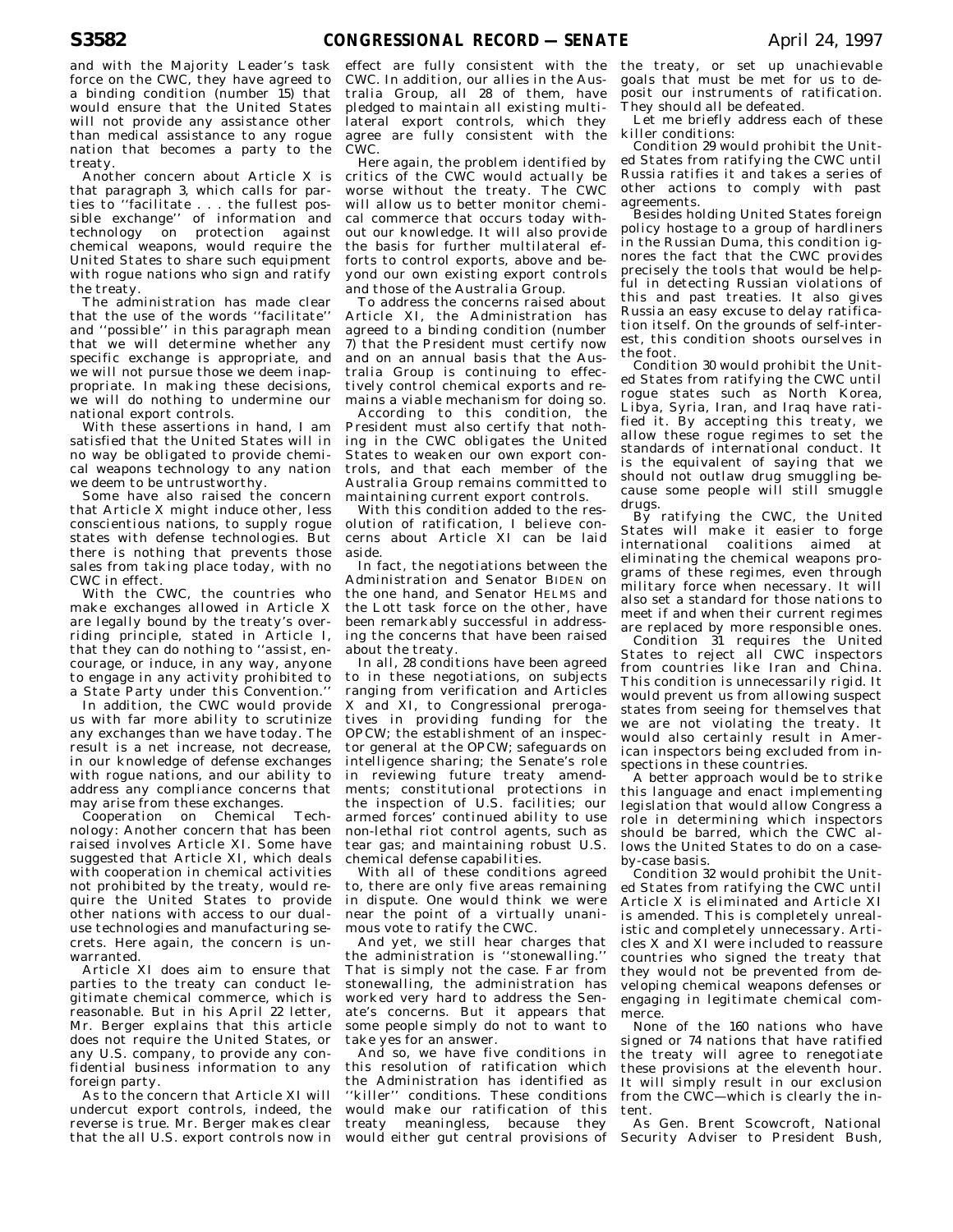and with the Majority Leader's task force on the CWC, they have agreed to a binding condition (number 15) that would ensure that the United States will not provide any assistance other than medical assistance to any rogue nation that becomes a party to the treaty.

Another concern about Article X is that paragraph 3, which calls for parties to ''facilitate . . . the fullest possible exchange'' of information and technology on protection against chemical weapons, would require the United States to share such equipment with rogue nations who sign and ratify the treaty.

The administration has made clear that the use of the words ''facilitate'' and ''possible'' in this paragraph mean that we will determine whether any specific exchange is appropriate, and we will not pursue those we deem inappropriate. In making these decisions, we will do nothing to undermine our national export controls.

With these assertions in hand, I am satisfied that the United States will in no way be obligated to provide chemical weapons technology to any nation we deem to be untrustworthy.

Some have also raised the concern that Article X might induce other, less conscientious nations, to supply rogue states with defense technologies. But there is nothing that prevents those sales from taking place today, with no CWC in effect.

With the CWC, the countries who make exchanges allowed in Article X are legally bound by the treaty's overriding principle, stated in Article I, that they can do nothing to ''assist, encourage, or induce, in any way, anyone to engage in any activity prohibited to a State Party under this Convention.''

In addition, the CWC would provide us with far more ability to scrutinize any exchanges than we have today. The result is a net increase, not decrease, in our knowledge of defense exchanges with rogue nations, and our ability to address any compliance concerns that may arise from these exchanges.

Cooperation on Chemical Technology: Another concern that has been raised involves Article XI. Some have suggested that Article XI, which deals with cooperation in chemical activities not prohibited by the treaty, would require the United States to provide other nations with access to our dual-use technologies and manufacturing secrets. Here again, the concern is unwarranted.

Article XI does aim to ensure that parties to the treaty can conduct legitimate chemical commerce, which is reasonable. But in his April 22 letter, Mr. Berger explains that this article does not require the United States, or any U.S. company, to provide any confidential business information to any foreign party.

As to the concern that Article XI will undercut export controls, indeed, the reverse is true. Mr. Berger makes clear that the all U.S. export controls now in effect are fully consistent with the CWC. In addition, our allies in the Australia Group, all 28 of them, have pledged to maintain all existing multilateral export controls, which they agree are fully consistent with the CWC.

Here again, the problem identified by critics of the CWC would actually be worse without the treaty. The CWC will allow us to better monitor chemical commerce that occurs today without our knowledge. It will also provide the basis for further multilateral efforts to control exports, above and beyond our own existing export controls and those of the Australia Group.

To address the concerns raised about Article XI, the Administration has agreed to a binding condition (number 7) that the President must certify now and on an annual basis that the Australia Group is continuing to effectively control chemical exports and remains a viable mechanism for doing so.

According to this condition, the President must also certify that nothing in the CWC obligates the United States to weaken our own export controls, and that each member of the Australia Group remains committed to maintaining current export controls.

With this condition added to the resolution of ratification, I believe concerns about Article XI can be laid aside.

In fact, the negotiations between the Administration and Senator BIDEN on the one hand, and Senator HELMS and the Lott task force on the other, have been remarkably successful in addressing the concerns that have been raised about the treaty.

In all, 28 conditions have been agreed to in these negotiations, on subjects ranging from verification and Articles X and XI, to Congressional prerogatives in providing funding for the OPCW; the establishment of an inspector general at the OPCW; safeguards on intelligence sharing; the Senate's role in reviewing future treaty amendments; constitutional protections in the inspection of U.S. facilities; our armed forces' continued ability to use non-lethal riot control agents, such as tear gas; and maintaining robust U.S. chemical defense capabilities.

With all of these conditions agreed to, there are only five areas remaining in dispute. One would think we were near the point of a virtually unanimous vote to ratify the CWC.

And yet, we still hear charges that the administration is ''stonewalling.'' That is simply not the case. Far from stonewalling, the administration has worked very hard to address the Senate's concerns. But it appears that some people simply do not to want to take yes for an answer.

And so, we have five conditions in this resolution of ratification which the Administration has identified as ''killer'' conditions. These conditions would make our ratification of this treaty meaningless, because they would either gut central provisions of the treaty, or set up unachievable goals that must be met for us to deposit our instruments of ratification. They should all be defeated.

Let me briefly address each of these killer conditions:

Condition 29 would prohibit the United States from ratifying the CWC until Russia ratifies it and takes a series of other actions to comply with past agreements.

Besides holding United States foreign policy hostage to a group of hardliners in the Russian Duma, this condition ignores the fact that the CWC provides precisely the tools that would be helpful in detecting Russian violations of this and past treaties. It also gives Russia an easy excuse to delay ratification itself. On the grounds of self-interest, this condition shoots ourselves in the foot.

Condition 30 would prohibit the United States from ratifying the CWC until rogue states such as North Korea, Libya, Syria, Iran, and Iraq have ratified it. By accepting this treaty, we allow these rogue regimes to set the standards of international conduct. It is the equivalent of saying that we should not outlaw drug smuggling because some people will still smuggle drugs.

By ratifying the CWC, the United States will make it easier to forge international coalitions aimed at eliminating the chemical weapons programs of these regimes, even through military force when necessary. It will also set a standard for those nations to meet if and when their current regimes are replaced by more responsible ones.

Condition 31 requires the United States to reject all CWC inspectors from countries like Iran and China. This condition is unnecessarily rigid. It would prevent us from allowing suspect states from seeing for themselves that we are not violating the treaty. It would also certainly result in American inspectors being excluded from inspections in these countries.

A better approach would be to strike this language and enact implementing legislation that would allow Congress a role in determining which inspectors should be barred, which the CWC allows the United States to do on a case-by-case basis.

Condition 32 would prohibit the United States from ratifying the CWC until Article X is eliminated and Article XI is amended. This is completely unrealistic and completely unnecessary. Articles X and XI were included to reassure countries who signed the treaty that they would not be prevented from developing chemical weapons defenses or engaging in legitimate chemical commerce.

None of the 160 nations who have signed or 74 nations that have ratified the treaty will agree to renegotiate these provisions at the eleventh hour. It will simply result in our exclusion from the CWC—which is clearly the intent.

As Gen. Brent Scowcroft, National Security Adviser to President Bush,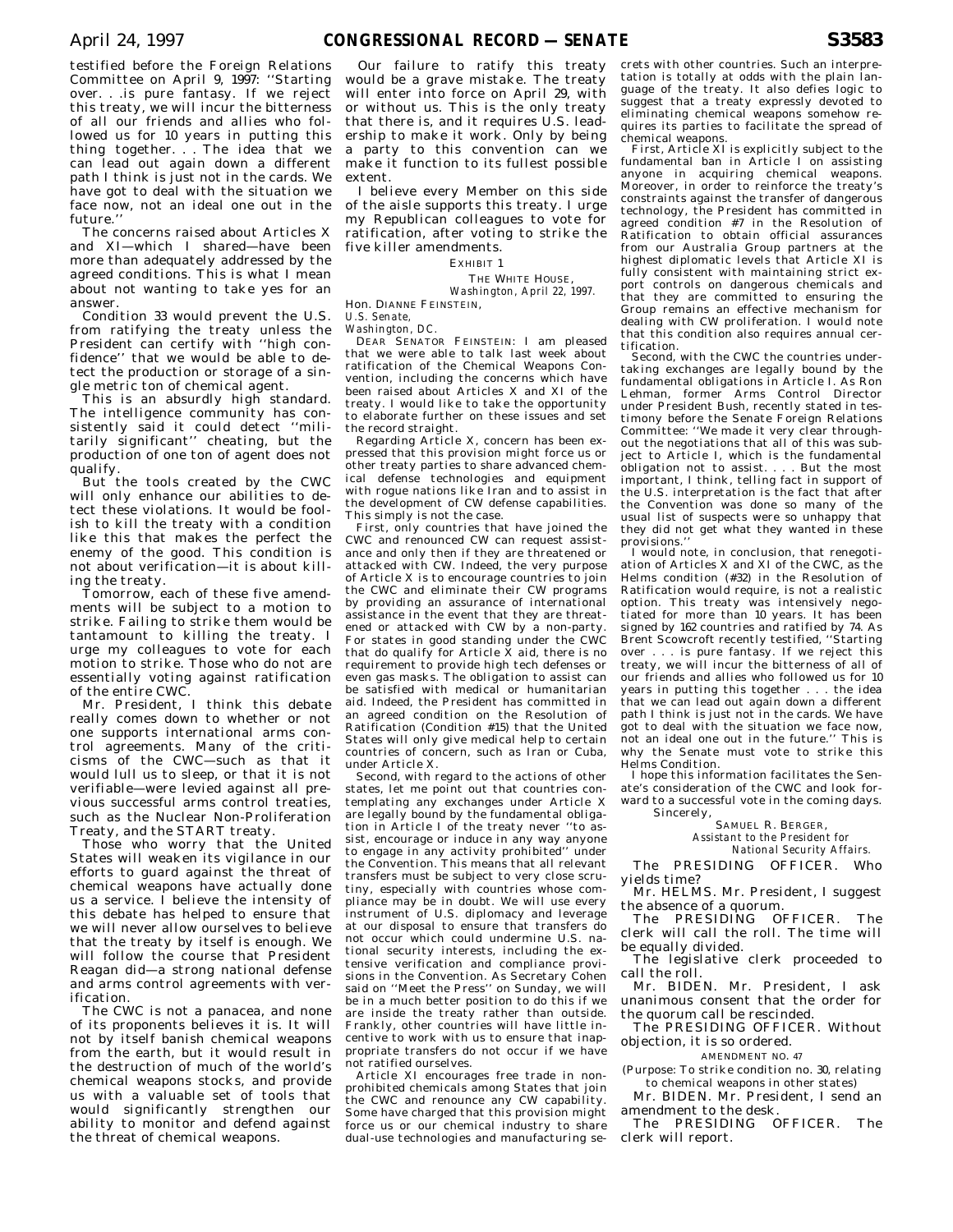testified before the Foreign Relations Committee on April 9, 1997: ''Starting over. . .is pure fantasy. If we reject this treaty, we will incur the bitterness of all our friends and allies who followed us for 10 years in putting this thing together. . . The idea that we can lead out again down a different path I think is just not in the cards. We have got to deal with the situation we face now, not an ideal one out in the future.''

The concerns raised about Articles X and XI—which I shared—have been more than adequately addressed by the agreed conditions. This is what I mean about not wanting to take yes for an answer.

Condition 33 would prevent the U.S. from ratifying the treaty unless the President can certify with ''high confidence'' that we would be able to detect the production or storage of a single metric ton of chemical agent.

This is an absurdly high standard. The intelligence community has consistently said it could detect ''militarily significant'' cheating, but the production of one ton of agent does not qualify.

But the tools created by the CWC will only enhance our abilities to detect these violations. It would be foolish to kill the treaty with a condition like this that makes the perfect the enemy of the good. This condition is not about verification—it is about killing the treaty.

Tomorrow, each of these five amendments will be subject to a motion to strike. Failing to strike them would be tantamount to killing the treaty. I urge my colleagues to vote for each motion to strike. Those who do not are essentially voting against ratification of the entire CWC.

Mr. President, I think this debate really comes down to whether or not one supports international arms control agreements. Many of the criticisms of the CWC—such as that it would lull us to sleep, or that it is not verifiable—were levied against all previous successful arms control treaties, such as the Nuclear Non-Proliferation Treaty, and the START treaty.

Those who worry that the United States will weaken its vigilance in our efforts to guard against the threat of chemical weapons have actually done us a service. I believe the intensity of this debate has helped to ensure that we will never allow ourselves to believe that the treaty by itself is enough. We will follow the course that President Reagan did—a strong national defense and arms control agreements with verification.

The CWC is not a panacea, and none of its proponents believes it is. It will not by itself banish chemical weapons from the earth, but it would result in the destruction of much of the world's chemical weapons stocks, and provide us with a valuable set of tools that would significantly strengthen our ability to monitor and defend against the threat of chemical weapons.

Our failure to ratify this treaty would be a grave mistake. The treaty will enter into force on April 29, with or without us. This is the only treaty that there is, and it requires U.S. leadership to make it work. Only by being a party to this convention can we make it function to its fullest possible extent.

I believe every Member on this side of the aisle supports this treaty. I urge my Republican colleagues to vote for ratification, after voting to strike the five killer amendments.

EXHIBIT 1

THE WHITE HOUSE,
*Washington, April 22, 1997.*

Hon. DIANNE FEINSTEIN,
*U.S. Senate,*
*Washington, DC.*

DEAR SENATOR FEINSTEIN: I am pleased that we were able to talk last week about ratification of the Chemical Weapons Convention, including the concerns which have been raised about Articles X and XI of the treaty. I would like to take the opportunity to elaborate further on these issues and set the record straight.

Regarding Article X, concern has been expressed that this provision might force us or other treaty parties to share advanced chemical defense technologies and equipment with rogue nations like Iran and to assist in the development of CW defense capabilities. This simply is not the case.

First, only countries that have joined the CWC and renounced CW can request assistance and only then if they are threatened or attacked with CW. Indeed, the very purpose of Article X is to encourage countries to join the CWC and eliminate their CW programs by providing an assurance of international assistance in the event that they are threatened or attacked with CW by a non-party. For states in good standing under the CWC that do qualify for Article X aid, there is no requirement to provide high tech defenses or even gas masks. The obligation to assist can be satisfied with medical or humanitarian aid. Indeed, the President has committed in an agreed condition on the Resolution of Ratification (Condition #15) that the United States will only give medical help to certain countries of concern, such as Iran or Cuba, under Article X.

Second, with regard to the actions of other states, let me point out that countries contemplating any exchanges under Article X are legally bound by the fundamental obligation in Article I of the treaty never ''to assist, encourage or induce in any way anyone to engage in any activity prohibited'' under the Convention. This means that all relevant transfers must be subject to very close scrutiny, especially with countries whose compliance may be in doubt. We will use every instrument of U.S. diplomacy and leverage at our disposal to ensure that transfers do not occur which could undermine U.S. national security interests, including the extensive verification and compliance provisions in the Convention. As Secretary Cohen said on ''Meet the Press'' on Sunday, we will be in a much better position to do this if we are inside the treaty rather than outside. Frankly, other countries will have little incentive to work with us to ensure that inappropriate transfers do not occur if we have not ratified ourselves.

Article XI encourages free trade in non-prohibited chemicals among States that join the CWC and renounce any CW capability. Some have charged that this provision might force us or our chemical industry to share dual-use technologies and manufacturing secrets with other countries. Such an interpretation is totally at odds with the plain language of the treaty. It also defies logic to suggest that a treaty expressly devoted to eliminating chemical weapons somehow requires its parties to facilitate the spread of chemical weapons.

First, Article XI is explicitly subject to the fundamental ban in Article I on assisting anyone in acquiring chemical weapons. Moreover, in order to reinforce the treaty's constraints against the transfer of dangerous technology, the President has committed in agreed condition #7 in the Resolution of Ratification to obtain official assurances from our Australia Group partners at the highest diplomatic levels that Article XI is fully consistent with maintaining strict export controls on dangerous chemicals and that they are committed to ensuring the Group remains an effective mechanism for dealing with CW proliferation. I would note that this condition also requires annual certification.

Second, with the CWC the countries undertaking exchanges are legally bound by the fundamental obligations in Article I. As Ron Lehman, former Arms Control Director under President Bush, recently stated in testimony before the Senate Foreign Relations Committee: ''We made it very clear throughout the negotiations that all of this was subject to Article I, which is the fundamental obligation not to assist. . . . But the most important, I think, telling fact in support of the U.S. interpretation is the fact that after the Convention was done so many of the usual list of suspects were so unhappy that they did not get what they wanted in these provisions.''

I would note, in conclusion, that renegotiation of Articles X and XI of the CWC, as the Helms condition (#32) in the Resolution of Ratification would require, is not a realistic option. This treaty was intensively negotiated for more than 10 years. It has been signed by 162 countries and ratified by 74. As Brent Scowcroft recently testified, ''Starting over . . . is pure fantasy. If we reject this treaty, we will incur the bitterness of all of our friends and allies who followed us for 10 years in putting this together . . . the idea that we can lead out again down a different path I think is just not in the cards. We have got to deal with the situation we face now, not an ideal one out in the future.'' This is why the Senate must vote to strike this Helms Condition.

I hope this information facilitates the Senate's consideration of the CWC and look forward to a successful vote in the coming days.

Sincerely,

SAMUEL R. BERGER,
*Assistant to the President for National Security Affairs.*

The PRESIDING OFFICER. Who yields time?

Mr. HELMS. Mr. President, I suggest the absence of a quorum.

The PRESIDING OFFICER. The clerk will call the roll. The time will be equally divided.

The legislative clerk proceeded to call the roll.

Mr. BIDEN. Mr. President, I ask unanimous consent that the order for the quorum call be rescinded.

The PRESIDING OFFICER. Without objection, it is so ordered.

AMENDMENT NO. 47

(Purpose: To strike condition no. 30, relating to chemical weapons in other states)

Mr. BIDEN. Mr. President, I send an amendment to the desk.

The PRESIDING OFFICER. The clerk will report.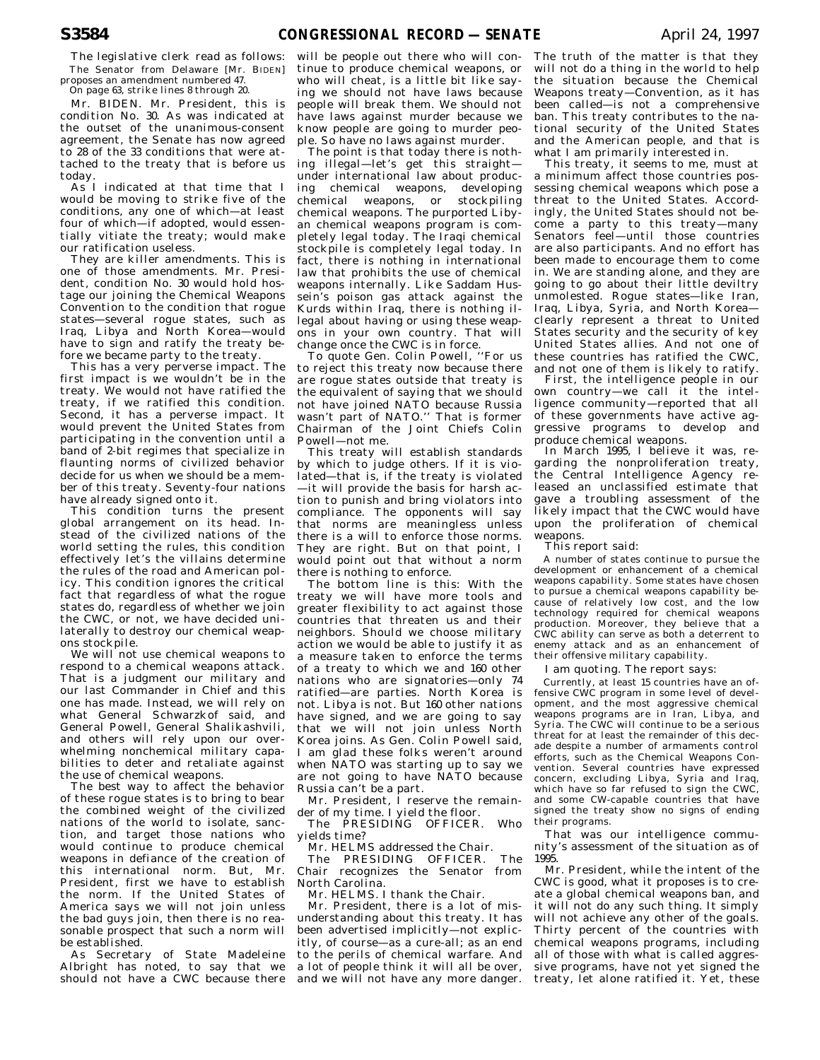The legislative clerk read as follows:

The Senator from Delaware [Mr. BIDEN] proposes an amendment numbered 47.

On page 63, strike lines 8 through 20.

Mr. BIDEN. Mr. President, this is condition No. 30. As was indicated at the outset of the unanimous-consent agreement, the Senate has now agreed to 28 of the 33 conditions that were attached to the treaty that is before us today.

As I indicated at that time that I would be moving to strike five of the conditions, any one of which—at least four of which—if adopted, would essentially vitiate the treaty; would make our ratification useless.

They are killer amendments. This is one of those amendments. Mr. President, condition No. 30 would hold hostage our joining the Chemical Weapons Convention to the condition that rogue states—several rogue states, such as Iraq, Libya and North Korea—would have to sign and ratify the treaty before we became party to the treaty.

This has a very perverse impact. The first impact is we wouldn't be in the treaty. We would not have ratified the treaty, if we ratified this condition. Second, it has a perverse impact. It would prevent the United States from participating in the convention until a band of 2-bit regimes that specialize in flaunting norms of civilized behavior decide for us when we should be a member of this treaty. Seventy-four nations have already signed onto it.

This condition turns the present global arrangement on its head. Instead of the civilized nations of the world setting the rules, this condition effectively let's the villains determine the rules of the road and American policy. This condition ignores the critical fact that regardless of what the rogue states do, regardless of whether we join the CWC, or not, we have decided unilaterally to destroy our chemical weapons stockpile.

We will not use chemical weapons to respond to a chemical weapons attack. That is a judgment our military and our last Commander in Chief and this one has made. Instead, we will rely on what General Schwarzkof said, and General Powell, General Shalikashvili, and others will rely upon our overwhelming nonchemical military capabilities to deter and retaliate against the use of chemical weapons.

The best way to affect the behavior of these rogue states is to bring to bear the combined weight of the civilized nations of the world to isolate, sanction, and target those nations who would continue to produce chemical weapons in defiance of the creation of this international norm. But, Mr. President, first we have to establish the norm. If the United States of America says we will not join unless the bad guys join, then there is no reasonable prospect that such a norm will be established.

As Secretary of State Madeleine Albright has noted, to say that we should not have a CWC because there will be people out there who will continue to produce chemical weapons, or who will cheat, is a little bit like saying we should not have laws because people will break them. We should not have laws against murder because we know people are going to murder people. So have no laws against murder.

The point is that today there is nothing illegal—let's get this straight—under international law about producing chemical weapons, developing chemical weapons, or stockpiling chemical weapons. The purported Libyan chemical weapons program is completely legal today. The Iraqi chemical stockpile is completely legal today. In fact, there is nothing in international law that prohibits the use of chemical weapons internally. Like Saddam Hussein's poison gas attack against the Kurds within Iraq, there is nothing illegal about having or using these weapons in your own country. That will change once the CWC is in force.

To quote Gen. Colin Powell, "For us to reject this treaty now because there are rogue states outside that treaty is the equivalent of saying that we should not have joined NATO because Russia wasn't part of NATO." That is former Chairman of the Joint Chiefs Colin Powell—not me.

This treaty will establish standards by which to judge others. If it is violated—that is, if the treaty is violated —it will provide the basis for harsh action to punish and bring violators into compliance. The opponents will say that norms are meaningless unless there is a will to enforce those norms. They are right. But on that point, I would point out that without a norm there is nothing to enforce.

The bottom line is this: With the treaty we will have more tools and greater flexibility to act against those countries that threaten us and their neighbors. Should we choose military action we would be able to justify it as a measure taken to enforce the terms of a treaty to which we and 160 other nations who are signatories—only 74 ratified—are parties. North Korea is not. Libya is not. But 160 other nations have signed, and we are going to say that we will not join unless North Korea joins. As Gen. Colin Powell said, I am glad these folks weren't around when NATO was starting up to say we are not going to have NATO because Russia can't be a part.

Mr. President, I reserve the remainder of my time. I yield the floor.

The PRESIDING OFFICER. Who yields time?

Mr. HELMS addressed the Chair.

The PRESIDING OFFICER. The Chair recognizes the Senator from North Carolina.

Mr. HELMS. I thank the Chair.

Mr. President, there is a lot of misunderstanding about this treaty. It has been advertised implicitly—not explicitly, of course—as a cure-all; as an end to the perils of chemical warfare. And a lot of people think it will all be over, and we will not have any more danger. The truth of the matter is that they will not do a thing in the world to help the situation because the Chemical Weapons treaty—Convention, as it has been called—is not a comprehensive ban. This treaty contributes to the national security of the United States and the American people, and that is what I am primarily interested in.

This treaty, it seems to me, must at a minimum affect those countries possessing chemical weapons which pose a threat to the United States. Accordingly, the United States should not become a party to this treaty—many Senators feel—until those countries are also participants. And no effort has been made to encourage them to come in. We are standing alone, and they are going to go about their little deviltry unmolested. Rogue states—like Iran, Iraq, Libya, Syria, and North Korea—clearly represent a threat to United States security and the security of key United States allies. And not one of these countries has ratified the CWC, and not one of them is likely to ratify.

First, the intelligence people in our own country—we call it the intelligence community—reported that all of these governments have active aggressive programs to develop and produce chemical weapons.

In March 1995, I believe it was, regarding the nonproliferation treaty, the Central Intelligence Agency released an unclassified estimate that gave a troubling assessment of the likely impact that the CWC would have upon the proliferation of chemical weapons.

This report said:

A number of states continue to pursue the development or enhancement of a chemical weapons capability. Some states have chosen to pursue a chemical weapons capability because of relatively low cost, and the low technology required for chemical weapons production. Moreover, they believe that a CWC ability can serve as both a deterrent to enemy attack and as an enhancement of their offensive military capability.

I am quoting. The report says:

Currently, at least 15 countries have an offensive CWC program in some level of development, and the most aggressive chemical weapons programs are in Iran, Libya, and Syria. The CWC will continue to be a serious threat for at least the remainder of this decade despite a number of armaments control efforts, such as the Chemical Weapons Convention. Several countries have expressed concern, excluding Libya, Syria and Iraq, which have so far refused to sign the CWC, and some CW-capable countries that have signed the treaty show no signs of ending their programs.

That was our intelligence community's assessment of the situation as of 1995.

Mr. President, while the intent of the CWC is good, what it proposes is to create a global chemical weapons ban, and it will not do any such thing. It simply will not achieve any other of the goals. Thirty percent of the countries with chemical weapons programs, including all of those with what is called aggressive programs, have not yet signed the treaty, let alone ratified it. Yet, these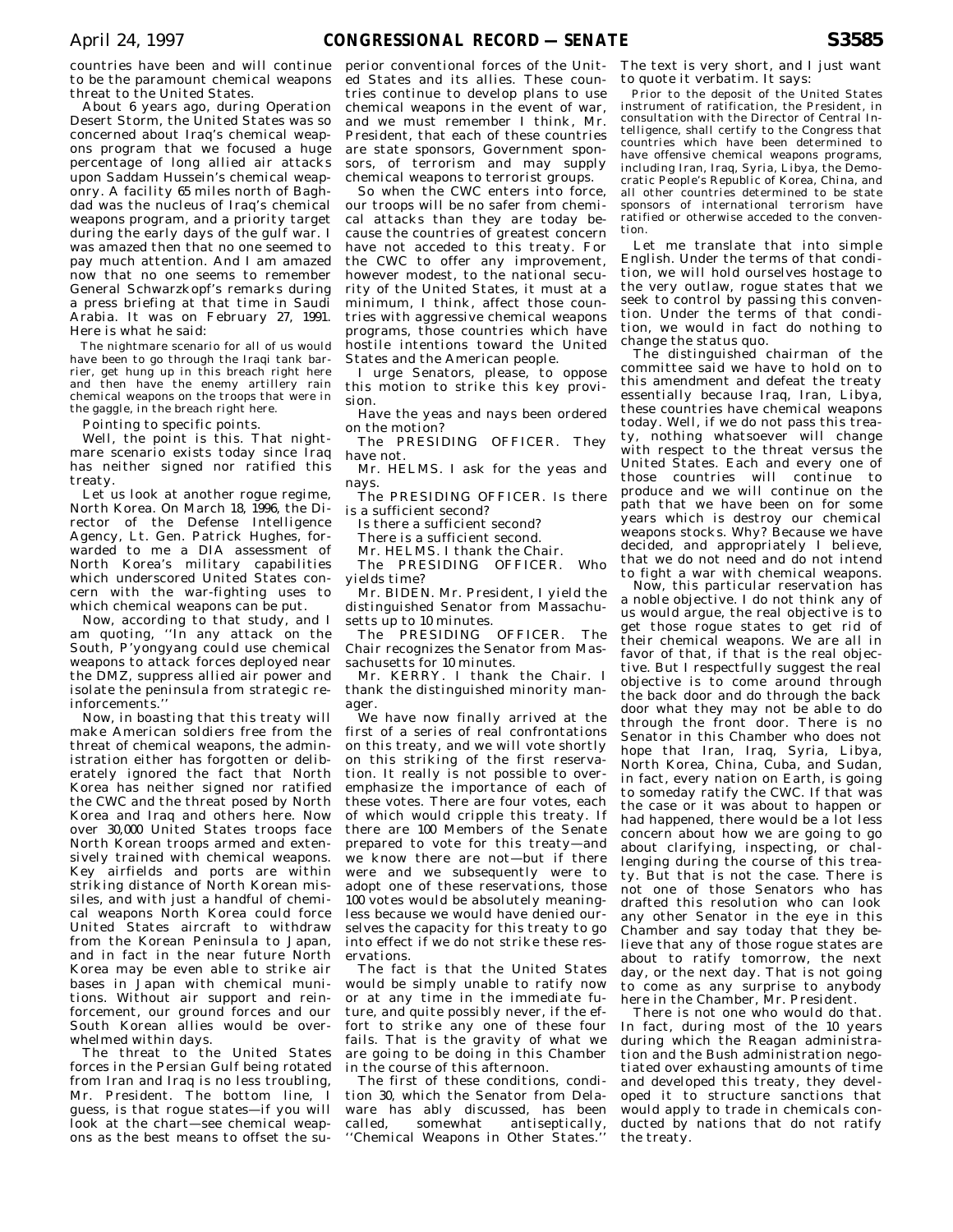countries have been and will continue to be the paramount chemical weapons threat to the United States.

About 6 years ago, during Operation Desert Storm, the United States was so concerned about Iraq's chemical weapons program that we focused a huge percentage of long allied air attacks upon Saddam Hussein's chemical weaponry. A facility 65 miles north of Baghdad was the nucleus of Iraq's chemical weapons program, and a priority target during the early days of the gulf war. I was amazed then that no one seemed to pay much attention. And I am amazed now that no one seems to remember General Schwarzkopf's remarks during a press briefing at that time in Saudi Arabia. It was on February 27, 1991. Here is what he said:

> The nightmare scenario for all of us would have been to go through the Iraqi tank barrier, get hung up in this breach right here and then have the enemy artillery rain chemical weapons on the troops that were in the gaggle, in the breach right here.

Pointing to specific points.

Well, the point is this. That nightmare scenario exists today since Iraq has neither signed nor ratified this treaty.

Let us look at another rogue regime, North Korea. On March 18, 1996, the Director of the Defense Intelligence Agency, Lt. Gen. Patrick Hughes, forwarded to me a DIA assessment of North Korea's military capabilities which underscored United States concern with the war-fighting uses to which chemical weapons can be put.

Now, according to that study, and I am quoting, ''In any attack on the South, P'yongyang could use chemical weapons to attack forces deployed near the DMZ, suppress allied air power and isolate the peninsula from strategic reinforcements.''

Now, in boasting that this treaty will make American soldiers free from the threat of chemical weapons, the administration either has forgotten or deliberately ignored the fact that North Korea has neither signed nor ratified the CWC and the threat posed by North Korea and Iraq and others here. Now over 30,000 United States troops face North Korean troops armed and extensively trained with chemical weapons. Key airfields and ports are within striking distance of North Korean missiles, and with just a handful of chemical weapons North Korea could force United States aircraft to withdraw from the Korean Peninsula to Japan, and in fact in the near future North Korea may be even able to strike air bases in Japan with chemical munitions. Without air support and reinforcement, our ground forces and our South Korean allies would be overwhelmed within days.

The threat to the United States forces in the Persian Gulf being rotated from Iran and Iraq is no less troubling, Mr. President. The bottom line, I guess, is that rogue states—if you will look at the chart—see chemical weapons as the best means to offset the superior conventional forces of the United States and its allies. These countries continue to develop plans to use chemical weapons in the event of war, and we must remember I think, Mr. President, that each of these countries are state sponsors, Government sponsors, of terrorism and may supply chemical weapons to terrorist groups.

So when the CWC enters into force, our troops will be no safer from chemical attacks than they are today because the countries of greatest concern have not acceded to this treaty. For the CWC to offer any improvement, however modest, to the national security of the United States, it must at a minimum, I think, affect those countries with aggressive chemical weapons programs, those countries which have hostile intentions toward the United States and the American people.

I urge Senators, please, to oppose this motion to strike this key provision.

Have the yeas and nays been ordered on the motion?

The PRESIDING OFFICER. They have not.

Mr. HELMS. I ask for the yeas and nays.

The PRESIDING OFFICER. Is there is a sufficient second?

Is there a sufficient second?

There is a sufficient second.

Mr. HELMS. I thank the Chair.

The PRESIDING OFFICER. Who yields time?

Mr. BIDEN. Mr. President, I yield the distinguished Senator from Massachusetts up to 10 minutes.

The PRESIDING OFFICER. The Chair recognizes the Senator from Massachusetts for 10 minutes.

Mr. KERRY. I thank the Chair. I thank the distinguished minority manager.

We have now finally arrived at the first of a series of real confrontations on this treaty, and we will vote shortly on this striking of the first reservation. It really is not possible to overemphasize the importance of each of these votes. There are four votes, each of which would cripple this treaty. If there are 100 Members of the Senate prepared to vote for this treaty—and we know there are not—but if there were and we subsequently were to adopt one of these reservations, those 100 votes would be absolutely meaningless because we would have denied ourselves the capacity for this treaty to go into effect if we do not strike these reservations.

The fact is that the United States would be simply unable to ratify now or at any time in the immediate future, and quite possibly never, if the effort to strike any one of these four fails. That is the gravity of what we are going to be doing in this Chamber in the course of this afternoon.

The first of these conditions, condition 30, which the Senator from Delaware has ably discussed, has been called, somewhat antiseptically, ''Chemical Weapons in Other States.'' The text is very short, and I just want to quote it verbatim. It says:

> Prior to the deposit of the United States instrument of ratification, the President, in consultation with the Director of Central Intelligence, shall certify to the Congress that countries which have been determined to have offensive chemical weapons programs, including Iran, Iraq, Syria, Libya, the Democratic People's Republic of Korea, China, and all other countries determined to be state sponsors of international terrorism have ratified or otherwise acceded to the convention.

Let me translate that into simple English. Under the terms of that condition, we will hold ourselves hostage to the very outlaw, rogue states that we seek to control by passing this convention. Under the terms of that condition, we would in fact do nothing to change the status quo.

The distinguished chairman of the committee said we have to hold on to this amendment and defeat the treaty essentially because Iraq, Iran, Libya, these countries have chemical weapons today. Well, if we do not pass this treaty, nothing whatsoever will change with respect to the threat versus the United States. Each and every one of those countries will continue to produce and we will continue on the path that we have been on for some years which is destroy our chemical weapons stocks. Why? Because we have decided, and appropriately I believe, that we do not need and do not intend to fight a war with chemical weapons.

Now, this particular reservation has a noble objective. I do not think any of us would argue, the real objective is to get those rogue states to get rid of their chemical weapons. We are all in favor of that, if that is the real objective. But I respectfully suggest the real objective is to come around through the back door and do through the back door what they may not be able to do through the front door. There is no Senator in this Chamber who does not hope that Iran, Iraq, Syria, Libya, North Korea, China, Cuba, and Sudan, in fact, every nation on Earth, is going to someday ratify the CWC. If that was the case or it was about to happen or had happened, there would be a lot less concern about how we are going to go about clarifying, inspecting, or challenging during the course of this treaty. But that is not the case. There is not one of those Senators who has drafted this resolution who can look any other Senator in the eye in this Chamber and say today that they believe that any of those rogue states are about to ratify tomorrow, the next day, or the next day. That is not going to come as any surprise to anybody here in the Chamber, Mr. President.

There is not one who would do that. In fact, during most of the 10 years during which the Reagan administration and the Bush administration negotiated over exhausting amounts of time and developed this treaty, they developed it to structure sanctions that would apply to trade in chemicals conducted by nations that do not ratify the treaty.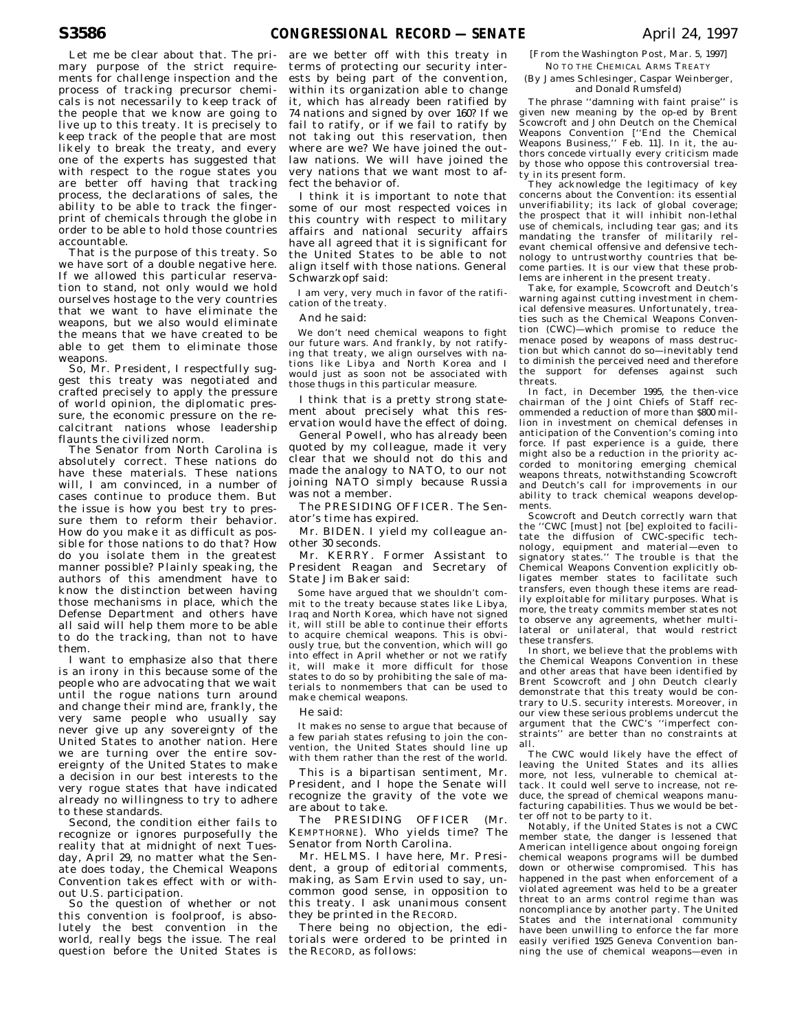Let me be clear about that. The primary purpose of the strict requirements for challenge inspection and the process of tracking precursor chemicals is not necessarily to keep track of the people that we know are going to live up to this treaty. It is precisely to keep track of the people that are most likely to break the treaty, and every one of the experts has suggested that with respect to the rogue states you are better off having that tracking process, the declarations of sales, the ability to be able to track the fingerprint of chemicals through the globe in order to be able to hold those countries accountable.

That is the purpose of this treaty. So we have sort of a double negative here. If we allowed this particular reservation to stand, not only would we hold ourselves hostage to the very countries that we want to have eliminate the weapons, but we also would eliminate the means that we have created to be able to get them to eliminate those weapons.

So, Mr. President, I respectfully suggest this treaty was negotiated and crafted precisely to apply the pressure of world opinion, the diplomatic pressure, the economic pressure on the recalcitrant nations whose leadership flaunts the civilized norm.

The Senator from North Carolina is absolutely correct. These nations do have these materials. These nations will, I am convinced, in a number of cases continue to produce them. But the issue is how you best try to pressure them to reform their behavior. How do you make it as difficult as possible for those nations to do that? How do you isolate them in the greatest manner possible? Plainly speaking, the authors of this amendment have to know the distinction between having those mechanisms in place, which the Defense Department and others have all said will help them more to be able to do the tracking, than not to have them.

I want to emphasize also that there is an irony in this because some of the people who are advocating that we wait until the rogue nations turn around and change their mind are, frankly, the very same people who usually say never give up any sovereignty of the United States to another nation. Here we are turning over the entire sovereignty of the United States to make a decision in our best interests to the very rogue states that have indicated already no willingness to try to adhere to these standards.

Second, the condition either fails to recognize or ignores purposefully the reality that at midnight of next Tuesday, April 29, no matter what the Senate does today, the Chemical Weapons Convention takes effect with or without U.S. participation.

So the question of whether or not this convention is foolproof, is absolutely the best convention in the world, really begs the issue. The real question before the United States is are we better off with this treaty in terms of protecting our security interests by being part of the convention, within its organization able to change it, which has already been ratified by 74 nations and signed by over 160? If we fail to ratify, or if we fail to ratify by not taking out this reservation, then where are we? We have joined the outlaw nations. We will have joined the very nations that we want most to affect the behavior of.

I think it is important to note that some of our most respected voices in this country with respect to military affairs and national security affairs have all agreed that it is significant for the United States to be able to not align itself with those nations. General Schwarzkopf said:

> I am very, very much in favor of the ratification of the treaty.

And he said:

> We don't need chemical weapons to fight our future wars. And frankly, by not ratifying that treaty, we align ourselves with nations like Libya and North Korea and I would just as soon not be associated with those thugs in this particular measure.

I think that is a pretty strong statement about precisely what this reservation would have the effect of doing.

General Powell, who has already been quoted by my colleague, made it very clear that we should not do this and made the analogy to NATO, to our not joining NATO simply because Russia was not a member.

The PRESIDING OFFICER. The Senator's time has expired.

Mr. BIDEN. I yield my colleague another 30 seconds.

Mr. KERRY. Former Assistant to President Reagan and Secretary of State Jim Baker said:

> Some have argued that we shouldn't commit to the treaty because states like Libya, Iraq and North Korea, which have not signed it, will still be able to continue their efforts to acquire chemical weapons. This is obviously true, but the convention, which will go into effect in April whether or not we ratify it, will make it more difficult for those states to do so by prohibiting the sale of materials to nonmembers that can be used to make chemical weapons.

He said:

> It makes no sense to argue that because of a few pariah states refusing to join the convention, the United States should line up with them rather than the rest of the world.

This is a bipartisan sentiment, Mr. President, and I hope the Senate will recognize the gravity of the vote we are about to take.

The PRESIDING OFFICER (Mr. KEMPTHORNE). Who yields time? The Senator from North Carolina.

Mr. HELMS. I have here, Mr. President, a group of editorial comments, making, as Sam Ervin used to say, uncommon good sense, in opposition to this treaty. I ask unanimous consent they be printed in the RECORD.

There being no objection, the editorials were ordered to be printed in the RECORD, as follows:

[From the Washington Post, Mar. 5, 1997]

NO TO THE CHEMICAL ARMS TREATY

(By James Schlesinger, Caspar Weinberger, and Donald Rumsfeld)

The phrase "damning with faint praise" is given new meaning by the op-ed by Brent Scowcroft and John Deutch on the Chemical Weapons Convention ["End the Chemical Weapons Business," Feb. 11]. In it, the authors concede virtually every criticism made by those who oppose this controversial treaty in its present form.

They acknowledge the legitimacy of key concerns about the Convention: its essential unverifiability; its lack of global coverage; the prospect that it will inhibit non-lethal use of chemicals, including tear gas; and its mandating the transfer of militarily relevant chemical offensive and defensive technology to untrustworthy countries that become parties. It is our view that these problems are inherent in the present treaty.

Take, for example, Scowcroft and Deutch's warning against cutting investment in chemical defensive measures. Unfortunately, treaties such as the Chemical Weapons Convention (CWC)—which promise to reduce the menace posed by weapons of mass destruction but which cannot do so—inevitably tend to diminish the perceived need and therefore the support for defenses against such threats.

In fact, in December 1995, the then-vice chairman of the Joint Chiefs of Staff recommended a reduction of more than $800 million in investment on chemical defenses in anticipation of the Convention's coming into force. If past experience is a guide, there might also be a reduction in the priority accorded to monitoring emerging chemical weapons threats, notwithstanding Scowcroft and Deutch's call for improvements in our ability to track chemical weapons developments.

Scowcroft and Deutch correctly warn that the "CWC [must] not [be] exploited to facilitate the diffusion of CWC-specific technology, equipment and material—even to signatory states." The trouble is that the Chemical Weapons Convention explicitly obligates member states to facilitate such transfers, even though these items are readily exploitable for military purposes. What is more, the treaty commits member states not to observe any agreements, whether multilateral or unilateral, that would restrict these transfers.

In short, we believe that the problems with the Chemical Weapons Convention in these and other areas that have been identified by Brent Scowcroft and John Deutch clearly demonstrate that this treaty would be contrary to U.S. security interests. Moreover, in our view these serious problems undercut the argument that the CWC's "imperfect constraints" are better than no constraints at all.

The CWC would likely have the effect of leaving the United States and its allies more, not less, vulnerable to chemical attack. It could well serve to increase, not reduce, the spread of chemical weapons manufacturing capabilities. Thus we would be better off not to be party to it.

Notably, if the United States is not a CWC member state, the danger is lessened that American intelligence about ongoing foreign chemical weapons programs will be dumbed down or otherwise compromised. This has happened in the past when enforcement of a violated agreement was held to be a greater threat to an arms control regime than was noncompliance by another party. The United States and the international community have been unwilling to enforce the far more easily verified 1925 Geneva Convention banning the use of chemical weapons—even in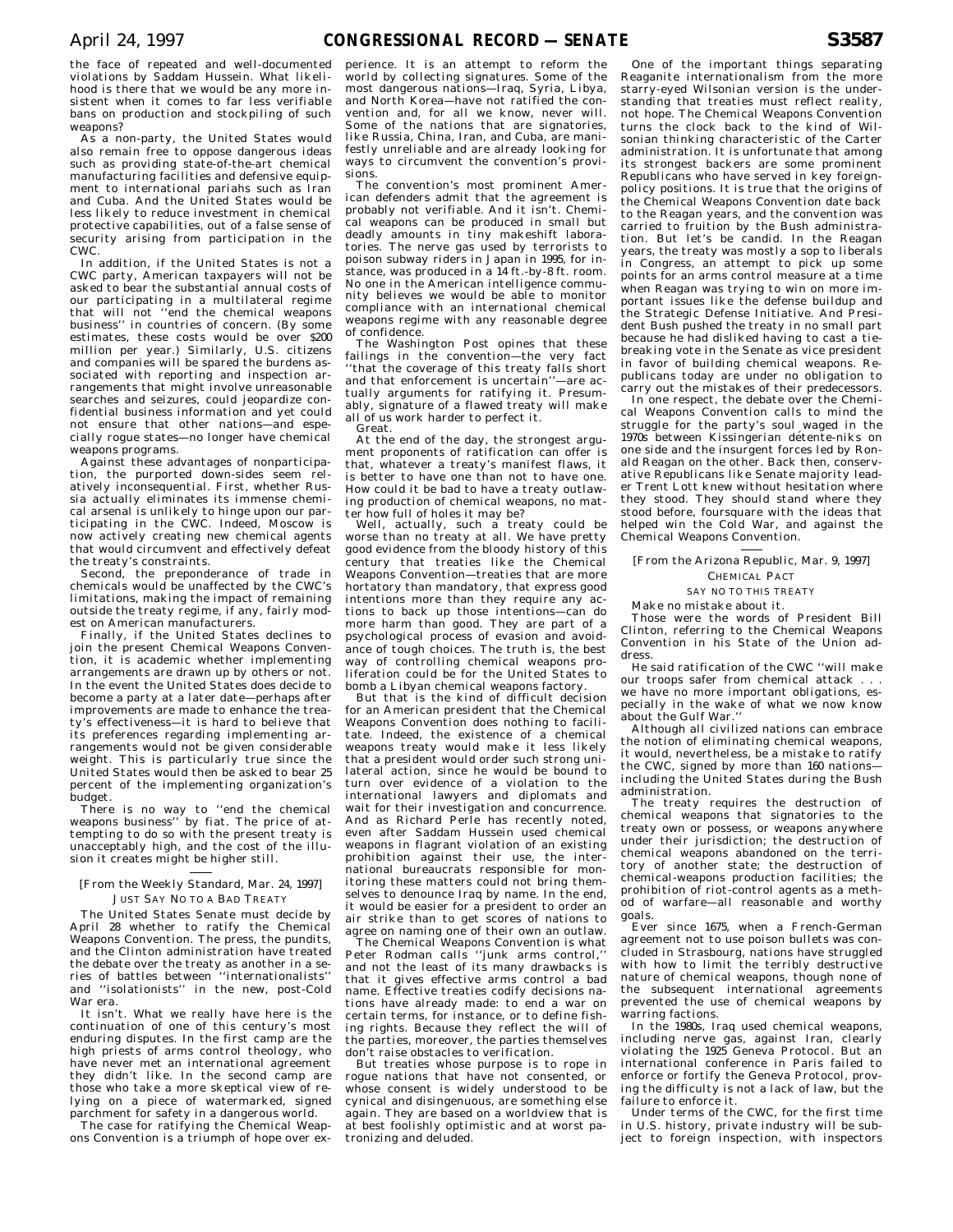the face of repeated and well-documented violations by Saddam Hussein. What likelihood is there that we would be any more insistent when it comes to far less verifiable bans on production and stockpiling of such weapons?

As a non-party, the United States would also remain free to oppose dangerous ideas such as providing state-of-the-art chemical manufacturing facilities and defensive equipment to international pariahs such as Iran and Cuba. And the United States would be less likely to reduce investment in chemical protective capabilities, out of a false sense of security arising from participation in the CWC.

In addition, if the United States is not a CWC party, American taxpayers will not be asked to bear the substantial annual costs of our participating in a multilateral regime that will not ''end the chemical weapons business'' in countries of concern. (By some estimates, these costs would be over $200 million per year.) Similarly, U.S. citizens and companies will be spared the burdens associated with reporting and inspection arrangements that might involve unreasonable searches and seizures, could jeopardize confidential business information and yet could not ensure that other nations—and especially rogue states—no longer have chemical weapons programs.

Against these advantages of nonparticipation, the purported down-sides seem relatively inconsequential. First, whether Russia actually eliminates its immense chemical arsenal is unlikely to hinge upon our participating in the CWC. Indeed, Moscow is now actively creating new chemical agents that would circumvent and effectively defeat the treaty's constraints.

Second, the preponderance of trade in chemicals would be unaffected by the CWC's limitations, making the impact of remaining outside the treaty regime, if any, fairly modest on American manufacturers.

Finally, if the United States declines to join the present Chemical Weapons Convention, it is academic whether implementing arrangements are drawn up by others or not. In the event the United States does decide to become a party at a later date—perhaps after improvements are made to enhance the treaty's effectiveness—it is hard to believe that its preferences regarding implementing arrangements would not be given considerable weight. This is particularly true since the United States would then be asked to bear 25 percent of the implementing organization's budget.

There is no way to ''end the chemical weapons business'' by fiat. The price of attempting to do so with the present treaty is unacceptably high, and the cost of the illusion it creates might be higher still.

[From the Weekly Standard, Mar. 24, 1997]

JUST SAY NO TO A BAD TREATY

The United States Senate must decide by April 28 whether to ratify the Chemical Weapons Convention. The press, the pundits, and the Clinton administration have treated the debate over the treaty as another in a series of battles between ''internationalists'' and ''isolationists'' in the new, post-Cold War era.

It isn't. What we really have here is the continuation of one of this century's most enduring disputes. In the first camp are the high priests of arms control theology, who have never met an international agreement they didn't like. In the second camp are those who take a more skeptical view of relying on a piece of watermarked, signed parchment for safety in a dangerous world.

The case for ratifying the Chemical Weapons Convention is a triumph of hope over experience. It is an attempt to reform the world by collecting signatures. Some of the most dangerous nations—Iraq, Syria, Libya, and North Korea—have not ratified the convention and, for all we know, never will. Some of the nations that are signatories, like Russia, China, Iran, and Cuba, are manifestly unreliable and are already looking for ways to circumvent the convention's provisions.

The convention's most prominent American defenders admit that the agreement is probably not verifiable. And it isn't. Chemical weapons can be produced in small but deadly amounts in tiny makeshift laboratories. The nerve gas used by terrorists to poison subway riders in Japan in 1995, for instance, was produced in a 14 ft.-by-8 ft. room. No one in the American intelligence community believes we would be able to monitor compliance with an international chemical weapons regime with any reasonable degree of confidence.

The Washington Post opines that these failings in the convention—the very fact ''that the coverage of this treaty falls short and that enforcement is uncertain''—are actually arguments for ratifying it. Presumably, signature of a flawed treaty will make all of us work harder to perfect it.

Great.

At the end of the day, the strongest argument proponents of ratification can offer is that, whatever a treaty's manifest flaws, it is better to have one than not to have one. How could it be bad to have a treaty outlawing production of chemical weapons, no matter how full of holes it may be?

Well, actually, such a treaty could be worse than no treaty at all. We have pretty good evidence from the bloody history of this century that treaties like the Chemical Weapons Convention—treaties that are more hortatory than mandatory, that express good intentions more than they require any actions to back up those intentions—can do more harm than good. They are part of a psychological process of evasion and avoidance of tough choices. The truth is, the best way of controlling chemical weapons proliferation could be for the United States to bomb a Libyan chemical weapons factory.

But that is the kind of difficult decision for an American president that the Chemical Weapons Convention does nothing to facilitate. Indeed, the existence of a chemical weapons treaty would make it less likely that a president would order such strong unilateral action, since he would be bound to turn over evidence of a violation to the international lawyers and diplomats and wait for their investigation and concurrence. And as Richard Perle has recently noted, even after Saddam Hussein used chemical weapons in flagrant violation of an existing prohibition against their use, the international bureaucrats responsible for monitoring these matters could not bring themselves to denounce Iraq by name. In the end, it would be easier for a president to order an air strike than to get scores of nations to agree on naming one of their own an outlaw.

The Chemical Weapons Convention is what Peter Rodman calls ''junk arms control,'' and not the least of its many drawbacks is that it gives effective arms control a bad name. Effective treaties codify decisions nations have already made: to end a war on certain terms, for instance, or to define fishing rights. Because they reflect the will of the parties, moreover, the parties themselves don't raise obstacles to verification.

But treaties whose purpose is to rope in rogue nations that have not consented, or whose consent is widely understood to be cynical and disingenuous, are something else again. They are based on a worldview that is at best foolishly optimistic and at worst patronizing and deluded.

One of the important things separating Reaganite internationalism from the more starry-eyed Wilsonian version is the understanding that treaties must reflect reality, not hope. The Chemical Weapons Convention turns the clock back to the kind of Wilsonian thinking characteristic of the Carter administration. It is unfortunate that among its strongest backers are some prominent Republicans who have served in key foreign-policy positions. It is true that the origins of the Chemical Weapons Convention date back to the Reagan years, and the convention was carried to fruition by the Bush administration. But let's be candid. In the Reagan years, the treaty was mostly a sop to liberals in Congress, an attempt to pick up some points for an arms control measure at a time when Reagan was trying to win on more important issues like the defense buildup and the Strategic Defense Initiative. And President Bush pushed the treaty in no small part because he had disliked having to cast a tie-breaking vote in the Senate as vice president in favor of building chemical weapons. Republicans today are under no obligation to carry out the mistakes of their predecessors.

In one respect, the debate over the Chemical Weapons Convention calls to mind the struggle for the party's soul waged in the 1970s between Kissingerian détente-niks on one side and the insurgent forces led by Ronald Reagan on the other. Back then, conservative Republicans like Senate majority leader Trent Lott knew without hesitation where they stood. They should stand where they stood before, foursquare with the ideas that helped win the Cold War, and against the Chemical Weapons Convention.

[From the Arizona Republic, Mar. 9, 1997]

CHEMICAL PACT

SAY NO TO THIS TREATY

Make no mistake about it.

Those were the words of President Bill Clinton, referring to the Chemical Weapons Convention in his State of the Union address.

He said ratification of the CWC ''will make our troops safer from chemical attack . . . we have no more important obligations, especially in the wake of what we now know about the Gulf War.''

Although all civilized nations can embrace the notion of eliminating chemical weapons, it would, nevertheless, be a mistake to ratify the CWC, signed by more than 160 nations—including the United States during the Bush administration.

The treaty requires the destruction of chemical weapons that signatories to the treaty own or possess, or weapons anywhere under their jurisdiction; the destruction of chemical weapons abandoned on the territory of another state; the destruction of chemical-weapons production facilities; the prohibition of riot-control agents as a method of warfare—all reasonable and worthy goals.

Ever since 1675, when a French-German agreement not to use poison bullets was concluded in Strasbourg, nations have struggled with how to limit the terribly destructive nature of chemical weapons, though none of the subsequent international agreements prevented the use of chemical weapons by warring factions.

In the 1980s, Iraq used chemical weapons, including nerve gas, against Iran, clearly violating the 1925 Geneva Protocol. But an international conference in Paris failed to enforce or fortify the Geneva Protocol, proving the difficulty is not a lack of law, but the failure to enforce it.

Under terms of the CWC, for the first time in U.S. history, private industry will be subject to foreign inspection, with inspectors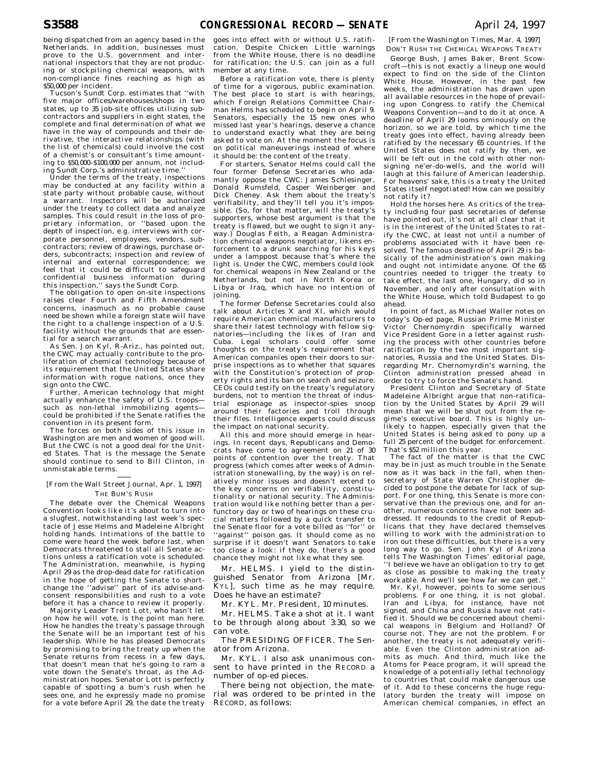being dispatched from an agency based in the Netherlands. In addition, businesses must prove to the U.S. government and international inspectors that they are not producing or stockpiling chemical weapons, with non-compliance fines reaching as high as $50,000 per incident.

Tucson's Sundt Corp. estimates that ''with five major offices/warehouses/shops in two states, up to 35 job-site offices utilizing subcontractors and suppliers in eight states, the complete and final determination of what we have in the way of compounds and their derivative, the interactive relationships (with the list of chemicals) could involve the cost of a chemist's or consultant's time amounting to $50,000–$100,000 per annum, not including Sundt Corp.'s administrative time.''

Under the terms of the treaty, inspections may be conducted at any facility within a state party without probable cause, without a warrant. Inspectors will be authorized under the treaty to collect data and analyze samples. This could result in the loss of proprietary information, or ''based upon the depth of inspection, e.g. interviews with corporate personnel, employees, vendors, subcontractors; review of drawings, purchase orders, subcontracts; inspection and review of internal and external correspondence; we feel that it could be difficult to safeguard confidential business information during this inspection,'' says the Sundt Corp.

The obligation to open on-site inspections raises clear Fourth and Fifth Amendment concerns, inasmuch as no probable cause need be shown while a foreign state will have the right to a challenge inspection of a U.S. facility without the grounds that are essential for a search warrant.

As Sen. Jon Kyl, R-Ariz., has pointed out, the CWC may actually contribute to the proliferation of chemical technology because of its requirement that the United States share information with rogue nations, once they sign onto the CWC.

Further, American technology that might actually enhance the safety of U.S. troops—such as non-lethal immobilizing agents—could be prohibited if the Senate ratifies the convention in its present form.

The forces on both sides of this issue in Washington are men and women of good will. But the CWC is not a good deal for the United States. That is the message the Senate should continue to send to Bill Clinton, in unmistakable terms.

---

[From the Wall Street Journal, Apr. 1, 1997]

THE BUM'S RUSH

The debate over the Chemical Weapons Convention looks like it's about to turn into a slugfest, notwithstanding last week's spectacle of Jesse Helms and Madeleine Albright holding hands. Intimations of the battle to come were heard the week before last, when Democrats threatened to stall all Senate actions unless a ratification vote is scheduled. The Administration, meanwhile, is hyping April 29 as the drop-dead date for ratification in the hope of getting the Senate to shortchange the ''advise'' part of its advise-and-consent responsibilities and rush to a vote before it has a chance to review it properly.

Majority Leader Trent Lott, who hasn't let on how he will vote, is the point man here. How he handles the treaty's passage through the Senate will be an important test of his leadership. While he has pleased Democrats by promising to bring the treaty up when the Senate returns from recess in a few days, that doesn't mean that he's going to ram a vote down the Senate's throat, as the Administration hopes. Senator Lott is perfectly capable of spotting a bum's rush when he sees one, and he expressly made no promise for a vote before April 29, the date the treaty goes into effect with or without U.S. ratification. Despite Chicken Little warnings from the White House, there is no deadline for ratification; the U.S. can join as a full member at any time.

Before a ratification vote, there is plenty of time for a vigorous, public examination. The best place to start is with hearings, which Foreign Relations Committee Chairman Helms has scheduled to begin on April 9. Senators, especially the 15 new ones who missed last year's hearings, deserve a chance to understand exactly what they are being asked to vote on. At the moment the focus is on political maneuverings instead of where it should be: the content of the treaty.

For starters, Senator Helms could call the four former Defense Secretaries who adamantly oppose the CWC: James Schlesinger, Donald Rumsfeld, Casper Weinberger and Dick Cheney. Ask them about the treaty's verifiability, and they'll tell you it's impossible. (So, for that matter, will the treaty's supporters, whose best argument is that the treaty is flawed, but we ought to sign it anyway.) Douglas Feith, a Reagan Administration chemical weapons negotiator, likens enforcement to a drunk searching for his keys under a lamppost because that's where the light is. Under the CWC, members could look for chemical weapons in New Zealand or the Netherlands, but not in North Korea or Libya or Iraq, which have no intention of joining.

The former Defense Secretaries could also talk about Articles X and XI, which would require American chemical manufacturers to share their latest technology with fellow signatories—including the likes of Iran and Cuba. Legal scholars could offer some thoughts on the treaty's requirement that American companies open their doors to surprise inspections as to whether that squares with the Constitution's protection of property rights and its ban on search and seizure. CEOs could testify on the treaty's regulatory burdens, not to mention the threat of industrial espionage as inspector-spies snoop around their factories and troll through their files. Intelligence experts could discuss the impact on national security.

All this and more should emerge in hearings. In recent days, Republicans and Democrats have come to agreement on 21 of 30 points of contention over the treaty. That progress (which comes after weeks of Administration stonewalling, by the way) is on relatively minor issues and doesn't extend to the key concerns on verifiability, constitutionality or national security. The Administration would like nothing better than a perfunctory day or two of hearings on these crucial matters followed by a quick transfer to the Senate floor for a vote billed as ''for'' or ''against'' poison gas. It should come as no surprise if it doesn't want Senators to take too close a look: if they do, there's a good chance they might not like what they see.

Mr. HELMS. I yield to the distinguished Senator from Arizona [Mr. KYL], such time as he may require. Does he have an estimate?

Mr. KYL. Mr. President, 10 minutes.

Mr. HELMS. Take a shot at it. I want to be through along about 3:30, so we can vote.

The PRESIDING OFFICER. The Senator from Arizona.

Mr. KYL. I also ask unanimous consent to have printed in the RECORD a number of op-ed pieces.

There being no objection, the material was ordered to be printed in the RECORD, as follows:

[From the Washington Times, Mar. 4, 1997]

DON'T RUSH THE CHEMICAL WEAPONS TREATY

George Bush, James Baker, Brent Scowcroft—this is not exactly a lineup one would expect to find on the side of the Clinton White House. However, in the past few weeks, the administration has drawn upon all available resources in the hope of prevailing upon Congress to ratify the Chemical Weapons Convention—and to do it at once. A deadline of April 29 looms ominously on the horizon, so we are told, by which time the treaty goes into effect, having already been ratified by the necessary 65 countries. If the United States does not ratify by then, we will be left out in the cold with other nonsigning ne'er-do-wells, and the world will laugh at this failure of American leadership. For heavens' sake, this is a treaty the United States itself negotiated! How can we possibly not ratify it?

Hold the horses here. As critics of the treaty including four past secretaries of defense have pointed out, it's not at all clear that it is in the interest of the United States to ratify the CWC, at least not until a number of problems associated with it have been resolved. The famous deadline of April 29 is basically of the administration's own making and ought not intimidate anyone. Of the 65 countries needed to trigger the treaty to take effect, the last one, Hungary, did so in November, and only after consultation with the White House, which told Budapest to go ahead.

In point of fact, as Michael Waller notes on today's Op-ed page, Russian Prime Minister Victor Chernomyrdin specifically warned Vice President Gore in a letter against rushing the process with other countries before ratification by the two most important signatories, Russia and the United States. Disregarding Mr. Chernomyrdin's warning, the Clinton administration pressed ahead in order to try to force the Senate's hand.

President Clinton and Secretary of State Madeleine Albright argue that non-ratification by the United States by April 29 will mean that we will be shut out from the regime's executive board. This is highly unlikely to happen, especially given that the United States is being asked to pony up a full 25 percent of the budget for enforcement. That's $52 million this year.

The fact of the matter is that the CWC may be in just as much trouble in the Senate now as it was back in the fall, when then-secretary of State Warren Christopher decided to postpone the debate for lack of support. For one thing, this Senate is more conservative than the previous one, and for another, numerous concerns have not been addressed. It redounds to the credit of Republicans that they have declared themselves willing to work with the administration to iron out these difficulties, but there is a very long way to go. Sen. John Kyl of Arizona tells The Washington Times' editorial page, ''I believe we have an obligation to try to get as close as possible to making the treaty workable. And we'll see how far we can get.''

Mr. Kyl, however, points to some serious problems. For one thing, it is not global. Iran and Libya, for instance, have not signed, and China and Russia have not ratified it. Should we be concerned about chemical weapons in Belgium and Holland? Of course not. They are not the problem. For another, the treaty is not adequately verifiable. Even the Clinton administration admits as much. And third, much like the Atoms for Peace program, it will spread the knowledge of a potentially lethal technology to countries that could make dangerous use of it. Add to these concerns the huge regulatory burden the treaty will impose on American chemical companies, in effect an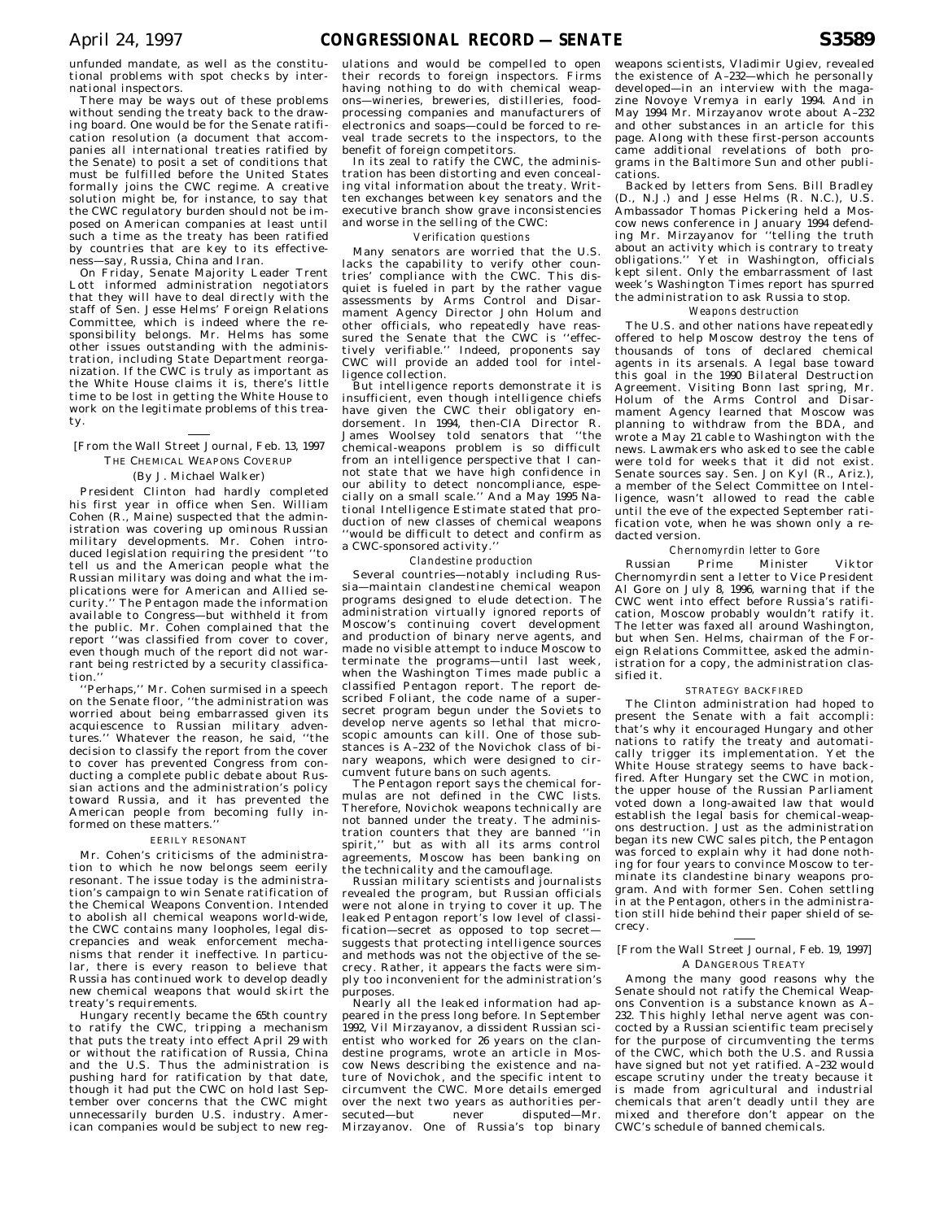unfunded mandate, as well as the constitutional problems with spot checks by international inspectors.

There may be ways out of these problems without sending the treaty back to the drawing board. One would be for the Senate ratification resolution (a document that accompanies all international treaties ratified by the Senate) to posit a set of conditions that must be fulfilled before the United States formally joins the CWC regime. A creative solution might be, for instance, to say that the CWC regulatory burden should not be imposed on American companies at least until such a time as the treaty has been ratified by countries that are key to its effectiveness—say, Russia, China and Iran.

On Friday, Senate Majority Leader Trent Lott informed administration negotiators that they will have to deal directly with the staff of Sen. Jesse Helms' Foreign Relations Committee, which is indeed where the responsibility belongs. Mr. Helms has some other issues outstanding with the administration, including State Department reorganization. If the CWC is truly as important as the White House claims it is, there's little time to be lost in getting the White House to work on the legitimate problems of this treaty.

---

[From the Wall Street Journal, Feb. 13, 1997

THE CHEMICAL WEAPONS COVERUP

(By J. Michael Walker)

President Clinton had hardly completed his first year in office when Sen. William Cohen (R., Maine) suspected that the administration was covering up ominous Russian military developments. Mr. Cohen introduced legislation requiring the president "to tell us and the American people what the Russian military was doing and what the implications were for American and Allied security." The Pentagon made the information available to Congress—but withheld it from the public. Mr. Cohen complained that the report "was classified from cover to cover, even though much of the report did not warrant being restricted by a security classification."

"Perhaps," Mr. Cohen surmised in a speech on the Senate floor, "the administration was worried about being embarrassed given its acquiescence to Russian military adventures." Whatever the reason, he said, "the decision to classify the report from the cover to cover has prevented Congress from conducting a complete public debate about Russian actions and the administration's policy toward Russia, and it has prevented the American people from becoming fully informed on these matters."

EERILY RESONANT

Mr. Cohen's criticisms of the administration to which he now belongs seem eerily resonant. The issue today is the administration's campaign to win Senate ratification of the Chemical Weapons Convention. Intended to abolish all chemical weapons world-wide, the CWC contains many loopholes, legal discrepancies and weak enforcement mechanisms that render it ineffective. In particular, there is every reason to believe that Russia has continued work to develop deadly new chemical weapons that would skirt the treaty's requirements.

Hungary recently became the 65th country to ratify the CWC, tripping a mechanism that puts the treaty into effect April 29 with or without the ratification of Russia, China and the U.S. Thus the administration is pushing hard for ratification by that date, though it had put the CWC on hold last September over concerns that the CWC might unnecessarily burden U.S. industry. American companies would be subject to new regulations and would be compelled to open their records to foreign inspectors. Firms having nothing to do with chemical weapons—wineries, breweries, distilleries, food-processing companies and manufacturers of electronics and soaps—could be forced to reveal trade secrets to the inspectors, to the benefit of foreign competitors.

In its zeal to ratify the CWC, the administration has been distorting and even concealing vital information about the treaty. Written exchanges between key senators and the executive branch show grave inconsistencies and worse in the selling of the CWC:

*Verification questions*

Many senators are worried that the U.S. lacks the capability to verify other countries' compliance with the CWC. This disquiet is fueled in part by the rather vague assessments by Arms Control and Disarmament Agency Director John Holum and other officials, who repeatedly have reassured the Senate that the CWC is "effectively verifiable." Indeed, proponents say CWC will provide an added tool for intelligence collection.

But intelligence reports demonstrate it is insufficient, even though intelligence chiefs have given the CWC their obligatory endorsement. In 1994, then-CIA Director R. James Woolsey told senators that "the chemical-weapons problem is so difficult from an intelligence perspective that I cannot state that we have high confidence in our ability to detect noncompliance, especially on a small scale." And a May 1995 National Intelligence Estimate stated that production of new classes of chemical weapons "would be difficult to detect and confirm as a CWC-sponsored activity."

*Clandestine production*

Several countries—notably including Russia—maintain clandestine chemical weapon programs designed to elude detection. The administration virtually ignored reports of Moscow's continuing covert development and production of binary nerve agents, and made no visible attempt to induce Moscow to terminate the programs—until last week, when the Washington Times made public a classified Pentagon report. The report described Foliant, the code name of a super-secret program begun under the Soviets to develop nerve agents so lethal that microscopic amounts can kill. One of those substances is A-232 of the Novichok class of binary weapons, which were designed to circumvent future bans on such agents.

The Pentagon report says the chemical formulas are not defined in the CWC lists. Therefore, Novichok weapons technically are not banned under the treaty. The administration counters that they are banned "in spirit," but as with all its arms control agreements, Moscow has been banking on the technicality and the camouflage.

Russian military scientists and journalists revealed the program, but Russian officials were not alone in trying to cover it up. The leaked Pentagon report's low level of classification—secret as opposed to top secret—suggests that protecting intelligence sources and methods was not the objective of the secrecy. Rather, it appears the facts were simply too inconvenient for the administration's purposes.

Nearly all the leaked information had appeared in the press long before. In September 1992, Vil Mirzayanov, a dissident Russian scientist who worked for 26 years on the clandestine programs, wrote an article in Moscow News describing the existence and nature of Novichok, and the specific intent to circumvent the CWC. More details emerged over the next two years as authorities persecuted—but never disputed—Mr. Mirzayanov. One of Russia's top binary weapons scientists, Vladimir Ugiev, revealed the existence of A-232—which he personally developed—in an interview with the magazine Novoye Vremya in early 1994. And in May 1994 Mr. Mirzayanov wrote about A-232 and other substances in an article for this page. Along with these first-person accounts came additional revelations of both programs in the Baltimore Sun and other publications.

Backed by letters from Sens. Bill Bradley (D., N.J.) and Jesse Helms (R. N.C.), U.S. Ambassador Thomas Pickering held a Moscow news conference in January 1994 defending Mr. Mirzayanov for "telling the truth about an activity which is contrary to treaty obligations." Yet in Washington, officials kept silent. Only the embarrassment of last week's Washington Times report has spurred the administration to ask Russia to stop.

*Weapons destruction*

The U.S. and other nations have repeatedly offered to help Moscow destroy the tens of thousands of tons of declared chemical agents in its arsenals. A legal base toward this goal in the 1990 Bilateral Destruction Agreement. Visiting Bonn last spring, Mr. Holum of the Arms Control and Disarmament Agency learned that Moscow was planning to withdraw from the BDA, and wrote a May 21 cable to Washington with the news. Lawmakers who asked to see the cable were told for weeks that it did not exist. Senate sources say. Sen. Jon Kyl (R., Ariz.), a member of the Select Committee on Intelligence, wasn't allowed to read the cable until the eve of the expected September ratification vote, when he was shown only a redacted version.

*Chernomyrdin letter to Gore*

Russian Prime Minister Viktor Chernomyrdin sent a letter to Vice President Al Gore on July 8, 1996, warning that if the CWC went into effect before Russia's ratification, Moscow probably wouldn't ratify it. The letter was faxed all around Washington, but when Sen. Helms, chairman of the Foreign Relations Committee, asked the administration for a copy, the administration classified it.

STRATEGY BACKFIRED

The Clinton administration had hoped to present the Senate with a fait accompli: that's why it encouraged Hungary and other nations to ratify the treaty and automatically trigger its implementation. Yet the White House strategy seems to have backfired. After Hungary set the CWC in motion, the upper house of the Russian Parliament voted down a long-awaited law that would establish the legal basis for chemical-weapons destruction. Just as the administration began its new CWC sales pitch, the Pentagon was forced to explain why it had done nothing for four years to convince Moscow to terminate its clandestine binary weapons program. And with former Sen. Cohen settling in at the Pentagon, others in the administration still hide behind their paper shield of secrecy.

---

[From the Wall Street Journal, Feb. 19, 1997]

A DANGEROUS TREATY

Among the many good reasons why the Senate should not ratify the Chemical Weapons Convention is a substance known as A-232. This highly lethal nerve agent was concocted by a Russian scientific team precisely for the purpose of circumventing the terms of the CWC, which both the U.S. and Russia have signed but not yet ratified. A-232 would escape scrutiny under the treaty because it is made from agricultural and industrial chemicals that aren't deadly until they are mixed and therefore don't appear on the CWC's schedule of banned chemicals.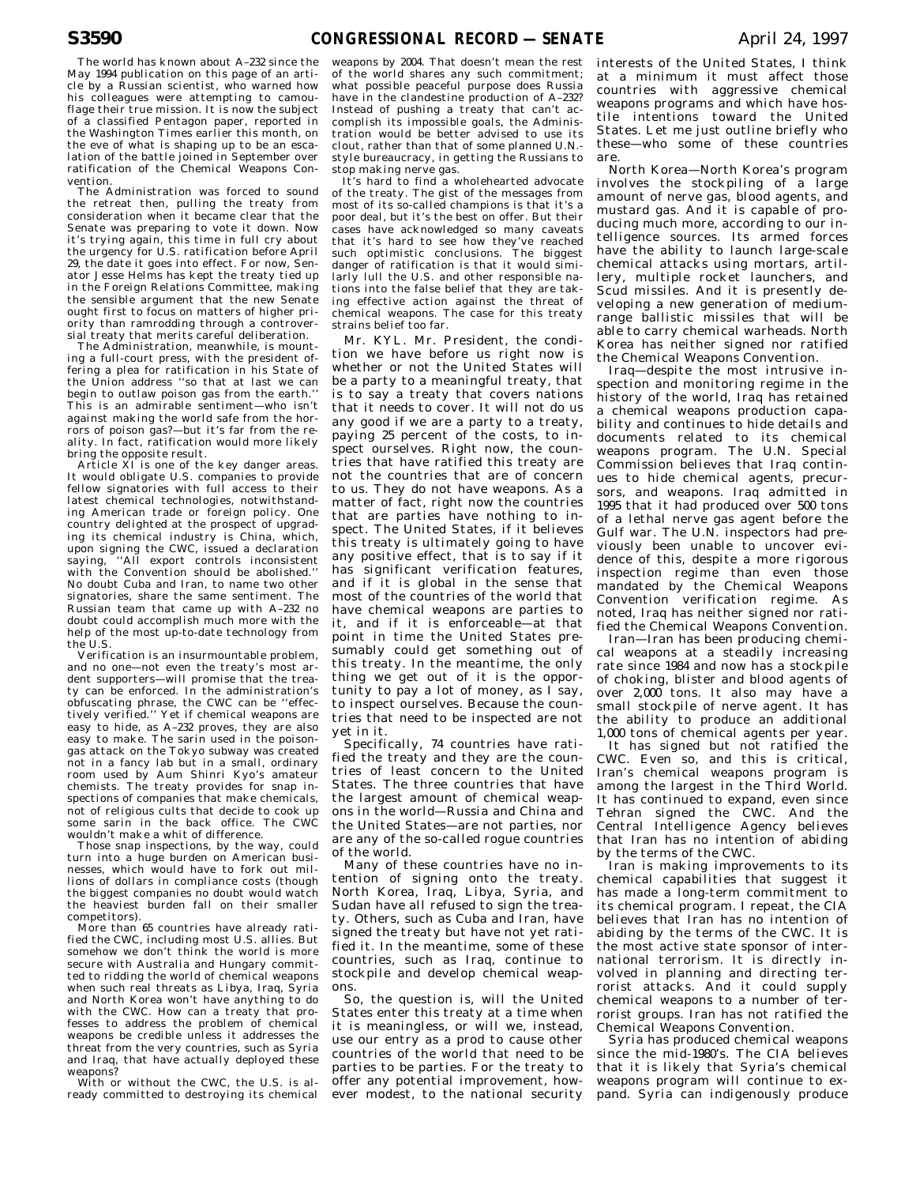The world has known about A–232 since the May 1994 publication on this page of an article by a Russian scientist, who warned how his colleagues were attempting to camouflage their true mission. It is now the subject of a classified Pentagon paper, reported in the Washington Times earlier this month, on the eve of what is shaping up to be an escalation of the battle joined in September over ratification of the Chemical Weapons Convention.

The Administration was forced to sound the retreat then, pulling the treaty from consideration when it became clear that the Senate was preparing to vote it down. Now it's trying again, this time in full cry about the urgency for U.S. ratification before April 29, the date it goes into effect. For now, Senator Jesse Helms has kept the treaty tied up in the Foreign Relations Committee, making the sensible argument that the new Senate ought first to focus on matters of higher priority than ramrodding through a controversial treaty that merits careful deliberation.

The Administration, meanwhile, is mounting a full-court press, with the president offering a plea for ratification in his State of the Union address ''so that at last we can begin to outlaw poison gas from the earth.'' This is an admirable sentiment—who isn't against making the world safe from the horrors of poison gas?—but it's far from the reality. In fact, ratification would more likely bring the opposite result.

Article XI is one of the key danger areas. It would obligate U.S. companies to provide fellow signatories with full access to their latest chemical technologies, notwithstanding American trade or foreign policy. One country delighted at the prospect of upgrading its chemical industry is China, which, upon signing the CWC, issued a declaration saying, ''All export controls inconsistent with the Convention should be abolished.'' No doubt Cuba and Iran, to name two other signatories, share the same sentiment. The Russian team that came up with A–232 no doubt could accomplish much more with the help of the most up-to-date technology from the U.S.

Verification is an insurmountable problem, and no one—not even the treaty's most ardent supporters—will promise that the treaty can be enforced. In the administration's obfuscating phrase, the CWC can be ''effectively verified.'' Yet if chemical weapons are easy to hide, as A–232 proves, they are also easy to make. The sarin used in the poison-gas attack on the Tokyo subway was created not in a fancy lab but in a small, ordinary room used by Aum Shinri Kyo's amateur chemists. The treaty provides for snap inspections of companies that make chemicals, not of religious cults that decide to cook up some sarin in the back office. The CWC wouldn't make a whit of difference.

Those snap inspections, by the way, could turn into a huge burden on American businesses, which would have to fork out millions of dollars in compliance costs (though the biggest companies no doubt would watch the heaviest burden fall on their smaller competitors).

More than 65 countries have already ratified the CWC, including most U.S. allies. But somehow we don't think the world is more secure with Australia and Hungary committed to ridding the world of chemical weapons when such real threats as Libya, Iraq, Syria and North Korea won't have anything to do with the CWC. How can a treaty that professes to address the problem of chemical weapons be credible unless it addresses the threat from the very countries, such as Syria and Iraq, that have actually deployed these weapons?

With or without the CWC, the U.S. is already committed to destroying its chemical weapons by 2004. That doesn't mean the rest of the world shares any such commitment; what possible peaceful purpose does Russia have in the clandestine production of A–232? Instead of pushing a treaty that can't accomplish its impossible goals, the Administration would be better advised to use its clout, rather than that of some planned U.N.-style bureaucracy, in getting the Russians to stop making nerve gas.

It's hard to find a wholehearted advocate of the treaty. The gist of the messages from most of its so-called champions is that it's a poor deal, but it's the best on offer. But their cases have acknowledged so many caveats that it's hard to see how they've reached such optimistic conclusions. The biggest danger of ratification is that it would similarly lull the U.S. and other responsible nations into the false belief that they are taking effective action against the threat of chemical weapons. The case for this treaty strains belief too far.

Mr. KYL. Mr. President, the condition we have before us right now is whether or not the United States will be a party to a meaningful treaty, that is to say a treaty that covers nations that it needs to cover. It will not do us any good if we are a party to a treaty, paying 25 percent of the costs, to inspect ourselves. Right now, the countries that have ratified this treaty are not the countries that are of concern to us. They do not have weapons. As a matter of fact, right now the countries that are parties have nothing to inspect. The United States, if it believes this treaty is ultimately going to have any positive effect, that is to say if it has significant verification features, and if it is global in the sense that most of the countries of the world that have chemical weapons are parties to it, and if it is enforceable—at that point in time the United States presumably could get something out of this treaty. In the meantime, the only thing we get out of it is the opportunity to pay a lot of money, as I say, to inspect ourselves. Because the countries that need to be inspected are not yet in it.

Specifically, 74 countries have ratified the treaty and they are the countries of least concern to the United States. The three countries that have the largest amount of chemical weapons in the world—Russia and China and the United States—are not parties, nor are any of the so-called rogue countries of the world.

Many of these countries have no intention of signing onto the treaty. North Korea, Iraq, Libya, Syria, and Sudan have all refused to sign the treaty. Others, such as Cuba and Iran, have signed the treaty but have not yet ratified it. In the meantime, some of these countries, such as Iraq, continue to stockpile and develop chemical weapons.

So, the question is, will the United States enter this treaty at a time when it is meaningless, or will we, instead, use our entry as a prod to cause other countries of the world that need to be parties to be parties. For the treaty to offer any potential improvement, however modest, to the national security interests of the United States, I think at a minimum it must affect those countries with aggressive chemical weapons programs and which have hostile intentions toward the United States. Let me just outline briefly who these—who some of these countries are.

North Korea—North Korea's program involves the stockpiling of a large amount of nerve gas, blood agents, and mustard gas. And it is capable of producing much more, according to our intelligence sources. Its armed forces have the ability to launch large-scale chemical attacks using mortars, artillery, multiple rocket launchers, and Scud missiles. And it is presently developing a new generation of medium-range ballistic missiles that will be able to carry chemical warheads. North Korea has neither signed nor ratified the Chemical Weapons Convention.

Iraq—despite the most intrusive inspection and monitoring regime in the history of the world, Iraq has retained a chemical weapons production capability and continues to hide details and documents related to its chemical weapons program. The U.N. Special Commission believes that Iraq continues to hide chemical agents, precursors, and weapons. Iraq admitted in 1995 that it had produced over 500 tons of a lethal nerve gas agent before the Gulf war. The U.N. inspectors had previously been unable to uncover evidence of this, despite a more rigorous inspection regime than even those mandated by the Chemical Weapons Convention verification regime. As noted, Iraq has neither signed nor ratified the Chemical Weapons Convention.

Iran—Iran has been producing chemical weapons at a steadily increasing rate since 1984 and now has a stockpile of choking, blister and blood agents of over 2,000 tons. It also may have a small stockpile of nerve agent. It has the ability to produce an additional 1,000 tons of chemical agents per year.

It has signed but not ratified the CWC. Even so, and this is critical, Iran's chemical weapons program is among the largest in the Third World. It has continued to expand, even since Tehran signed the CWC. And the Central Intelligence Agency believes that Iran has no intention of abiding by the terms of the CWC.

Iran is making improvements to its chemical capabilities that suggest it has made a long-term commitment to its chemical program. I repeat, the CIA believes that Iran has no intention of abiding by the terms of the CWC. It is the most active state sponsor of international terrorism. It is directly involved in planning and directing terrorist attacks. And it could supply chemical weapons to a number of terrorist groups. Iran has not ratified the Chemical Weapons Convention.

Syria has produced chemical weapons since the mid-1980's. The CIA believes that it is likely that Syria's chemical weapons program will continue to expand. Syria can indigenously produce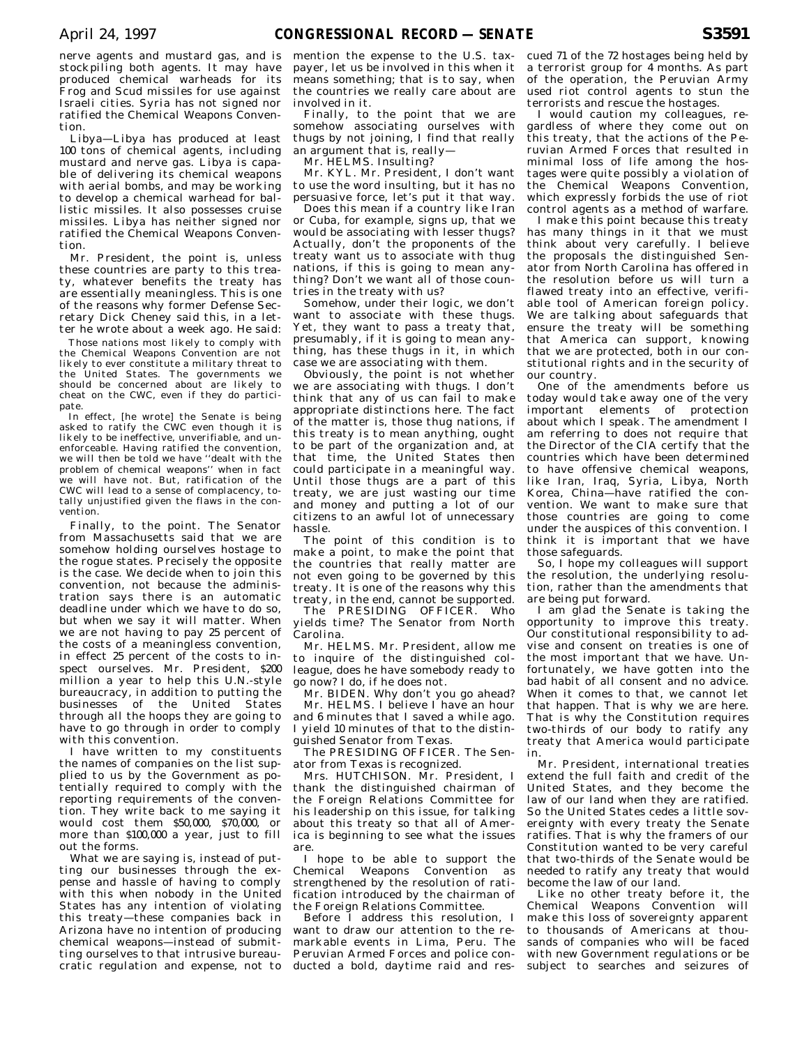nerve agents and mustard gas, and is stockpiling both agents. It may have produced chemical warheads for its Frog and Scud missiles for use against Israeli cities. Syria has not signed nor ratified the Chemical Weapons Convention.

Libya—Libya has produced at least 100 tons of chemical agents, including mustard and nerve gas. Libya is capable of delivering its chemical weapons with aerial bombs, and may be working to develop a chemical warhead for ballistic missiles. It also possesses cruise missiles. Libya has neither signed nor ratified the Chemical Weapons Convention.

Mr. President, the point is, unless these countries are party to this treaty, whatever benefits the treaty has are essentially meaningless. This is one of the reasons why former Defense Secretary Dick Cheney said this, in a letter he wrote about a week ago. He said:

> Those nations most likely to comply with the Chemical Weapons Convention are not likely to ever constitute a military threat to the United States. The governments we should be concerned about are likely to cheat on the CWC, even if they do participate.
>
> In effect, [he wrote] the Senate is being asked to ratify the CWC even though it is likely to be ineffective, unverifiable, and unenforceable. Having ratified the convention, we will then be told we have ''dealt with the problem of chemical weapons'' when in fact we will have not. But, ratification of the CWC will lead to a sense of complacency, totally unjustified given the flaws in the convention.

Finally, to the point. The Senator from Massachusetts said that we are somehow holding ourselves hostage to the rogue states. Precisely the opposite is the case. We decide when to join this convention, not because the administration says there is an automatic deadline under which we have to do so, but when we say it will matter. When we are not having to pay 25 percent of the costs of a meaningless convention, in effect 25 percent of the costs to inspect ourselves. Mr. President, $200 million a year to help this U.N.-style bureaucracy, in addition to putting the businesses of the United States through all the hoops they are going to have to go through in order to comply with this convention.

I have written to my constituents the names of companies on the list supplied to us by the Government as potentially required to comply with the reporting requirements of the convention. They write back to me saying it would cost them $50,000, $70,000, or more than $100,000 a year, just to fill out the forms.

What we are saying is, instead of putting our businesses through the expense and hassle of having to comply with this when nobody in the United States has any intention of violating this treaty—these companies back in Arizona have no intention of producing chemical weapons—instead of submitting ourselves to that intrusive bureaucratic regulation and expense, not to mention the expense to the U.S. taxpayer, let us be involved in this when it means something; that is to say, when the countries we really care about are involved in it.

Finally, to the point that we are somehow associating ourselves with thugs by not joining, I find that really an argument that is, really—

Mr. HELMS. Insulting?

Mr. KYL. Mr. President, I don't want to use the word insulting, but it has no persuasive force, let's put it that way.

Does this mean if a country like Iran or Cuba, for example, signs up, that we would be associating with lesser thugs? Actually, don't the proponents of the treaty want us to associate with thug nations, if this is going to mean anything? Don't we want all of those countries in the treaty with us?

Somehow, under their logic, we don't want to associate with these thugs. Yet, they want to pass a treaty that, presumably, if it is going to mean anything, has these thugs in it, in which case we are associating with them.

Obviously, the point is not whether we are associating with thugs. I don't think that any of us can fail to make appropriate distinctions here. The fact of the matter is, those thug nations, if this treaty is to mean anything, ought to be part of the organization and, at that time, the United States then could participate in a meaningful way. Until those thugs are a part of this treaty, we are just wasting our time and money and putting a lot of our citizens to an awful lot of unnecessary hassle.

The point of this condition is to make a point, to make the point that the countries that really matter are not even going to be governed by this treaty. It is one of the reasons why this treaty, in the end, cannot be supported.

The PRESIDING OFFICER. Who yields time? The Senator from North Carolina.

Mr. HELMS. Mr. President, allow me to inquire of the distinguished colleague, does he have somebody ready to go now? I do, if he does not.

Mr. BIDEN. Why don't you go ahead?

Mr. HELMS. I believe I have an hour and 6 minutes that I saved a while ago. I yield 10 minutes of that to the distinguished Senator from Texas.

The PRESIDING OFFICER. The Senator from Texas is recognized.

Mrs. HUTCHISON. Mr. President, I thank the distinguished chairman of the Foreign Relations Committee for his leadership on this issue, for talking about this treaty so that all of America is beginning to see what the issues are.

I hope to be able to support the Chemical Weapons Convention as strengthened by the resolution of ratification introduced by the chairman of the Foreign Relations Committee.

Before I address this resolution, I want to draw our attention to the remarkable events in Lima, Peru. The Peruvian Armed Forces and police conducted a bold, daytime raid and rescued 71 of the 72 hostages being held by a terrorist group for 4 months. As part of the operation, the Peruvian Army used riot control agents to stun the terrorists and rescue the hostages.

I would caution my colleagues, regardless of where they come out on this treaty, that the actions of the Peruvian Armed Forces that resulted in minimal loss of life among the hostages were quite possibly a violation of the Chemical Weapons Convention, which expressly forbids the use of riot control agents as a method of warfare.

I make this point because this treaty has many things in it that we must think about very carefully. I believe the proposals the distinguished Senator from North Carolina has offered in the resolution before us will turn a flawed treaty into an effective, verifiable tool of American foreign policy. We are talking about safeguards that ensure the treaty will be something that America can support, knowing that we are protected, both in our constitutional rights and in the security of our country.

One of the amendments before us today would take away one of the very important elements of protection about which I speak. The amendment I am referring to does not require that the Director of the CIA certify that the countries which have been determined to have offensive chemical weapons, like Iran, Iraq, Syria, Libya, North Korea, China—have ratified the convention. We want to make sure that those countries are going to come under the auspices of this convention. I think it is important that we have those safeguards.

So, I hope my colleagues will support the resolution, the underlying resolution, rather than the amendments that are being put forward.

I am glad the Senate is taking the opportunity to improve this treaty. Our constitutional responsibility to advise and consent on treaties is one of the most important that we have. Unfortunately, we have gotten into the bad habit of all consent and no advice. When it comes to that, we cannot let that happen. That is why we are here. That is why the Constitution requires two-thirds of our body to ratify any treaty that America would participate in.

Mr. President, international treaties extend the full faith and credit of the United States, and they become the law of our land when they are ratified. So the United States cedes a little sovereignty with every treaty the Senate ratifies. That is why the framers of our Constitution wanted to be very careful that two-thirds of the Senate would be needed to ratify any treaty that would become the law of our land.

Like no other treaty before it, the Chemical Weapons Convention will make this loss of sovereignty apparent to thousands of Americans at thousands of companies who will be faced with new Government regulations or be subject to searches and seizures of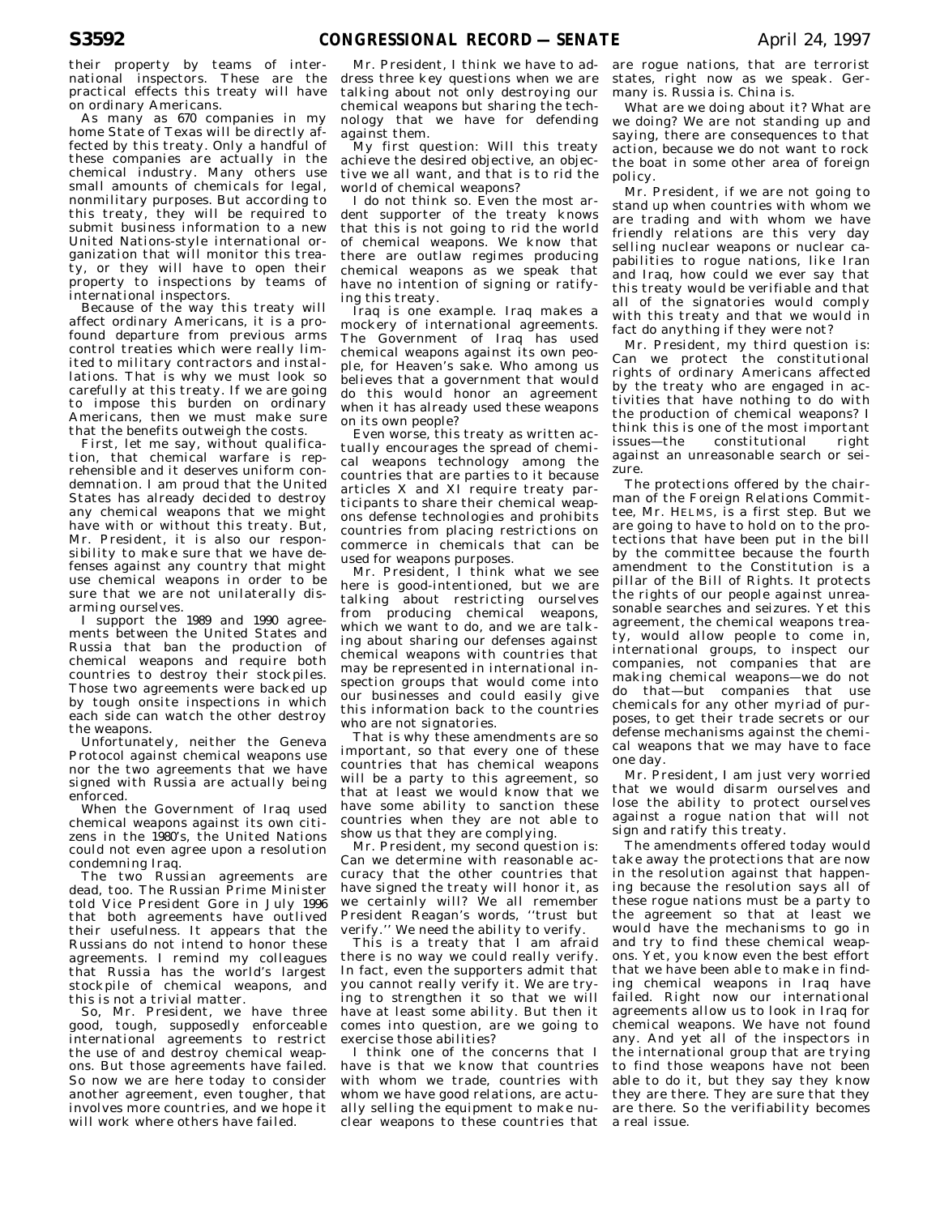their property by teams of international inspectors. These are the practical effects this treaty will have on ordinary Americans.

As many as 670 companies in my home State of Texas will be directly affected by this treaty. Only a handful of these companies are actually in the chemical industry. Many others use small amounts of chemicals for legal, nonmilitary purposes. But according to this treaty, they will be required to submit business information to a new United Nations-style international organization that will monitor this treaty, or they will have to open their property to inspections by teams of international inspectors.

Because of the way this treaty will affect ordinary Americans, it is a profound departure from previous arms control treaties which were really limited to military contractors and installations. That is why we must look so carefully at this treaty. If we are going to impose this burden on ordinary Americans, then we must make sure that the benefits outweigh the costs.

First, let me say, without qualification, that chemical warfare is reprehensible and it deserves uniform condemnation. I am proud that the United States has already decided to destroy any chemical weapons that we might have with or without this treaty. But, Mr. President, it is also our responsibility to make sure that we have defenses against any country that might use chemical weapons in order to be sure that we are not unilaterally disarming ourselves.

I support the 1989 and 1990 agreements between the United States and Russia that ban the production of chemical weapons and require both countries to destroy their stockpiles. Those two agreements were backed up by tough onsite inspections in which each side can watch the other destroy the weapons.

Unfortunately, neither the Geneva Protocol against chemical weapons use nor the two agreements that we have signed with Russia are actually being enforced.

When the Government of Iraq used chemical weapons against its own citizens in the 1980's, the United Nations could not even agree upon a resolution condemning Iraq.

The two Russian agreements are dead, too. The Russian Prime Minister told Vice President Gore in July 1996 that both agreements have outlived their usefulness. It appears that the Russians do not intend to honor these agreements. I remind my colleagues that Russia has the world's largest stockpile of chemical weapons, and this is not a trivial matter.

So, Mr. President, we have three good, tough, supposedly enforceable international agreements to restrict the use of and destroy chemical weapons. But those agreements have failed. So now we are here today to consider another agreement, even tougher, that involves more countries, and we hope it will work where others have failed.

Mr. President, I think we have to address three key questions when we are talking about not only destroying our chemical weapons but sharing the technology that we have for defending against them.

My first question: Will this treaty achieve the desired objective, an objective we all want, and that is to rid the world of chemical weapons?

I do not think so. Even the most ardent supporter of the treaty knows that this is not going to rid the world of chemical weapons. We know that there are outlaw regimes producing chemical weapons as we speak that have no intention of signing or ratifying this treaty.

Iraq is one example. Iraq makes a mockery of international agreements. The Government of Iraq has used chemical weapons against its own people, for Heaven's sake. Who among us believes that a government that would do this would honor an agreement when it has already used these weapons on its own people?

Even worse, this treaty as written actually encourages the spread of chemical weapons technology among the countries that are parties to it because articles X and XI require treaty participants to share their chemical weapons defense technologies and prohibits countries from placing restrictions on commerce in chemicals that can be used for weapons purposes.

Mr. President, I think what we see here is good-intentioned, but we are talking about restricting ourselves from producing chemical weapons, which we want to do, and we are talking about sharing our defenses against chemical weapons with countries that may be represented in international inspection groups that would come into our businesses and could easily give this information back to the countries who are not signatories.

That is why these amendments are so important, so that every one of these countries that has chemical weapons will be a party to this agreement, so that at least we would know that we have some ability to sanction these countries when they are not able to show us that they are complying.

Mr. President, my second question is: Can we determine with reasonable accuracy that the other countries that have signed the treaty will honor it, as we certainly will? We all remember President Reagan's words, ''trust but verify.'' We need the ability to verify.

This is a treaty that I am afraid there is no way we could really verify. In fact, even the supporters admit that you cannot really verify it. We are trying to strengthen it so that we will have at least some ability. But then it comes into question, are we going to exercise those abilities?

I think one of the concerns that I have is that we know that countries with whom we trade, countries with whom we have good relations, are actually selling the equipment to make nuclear weapons to these countries that are rogue nations, that are terrorist states, right now as we speak. Germany is. Russia is. China is.

What are we doing about it? What are we doing? We are not standing up and saying, there are consequences to that action, because we do not want to rock the boat in some other area of foreign policy.

Mr. President, if we are not going to stand up when countries with whom we are trading and with whom we have friendly relations are this very day selling nuclear weapons or nuclear capabilities to rogue nations, like Iran and Iraq, how could we ever say that this treaty would be verifiable and that all of the signatories would comply with this treaty and that we would in fact do anything if they were not?

Mr. President, my third question is: Can we protect the constitutional rights of ordinary Americans affected by the treaty who are engaged in activities that have nothing to do with the production of chemical weapons? I think this is one of the most important issues—the constitutional right against an unreasonable search or seizure.

The protections offered by the chairman of the Foreign Relations Committee, Mr. HELMS, is a first step. But we are going to have to hold on to the protections that have been put in the bill by the committee because the fourth amendment to the Constitution is a pillar of the Bill of Rights. It protects the rights of our people against unreasonable searches and seizures. Yet this agreement, the chemical weapons treaty, would allow people to come in, international groups, to inspect our companies, not companies that are making chemical weapons—we do not do that—but companies that use chemicals for any other myriad of purposes, to get their trade secrets or our defense mechanisms against the chemical weapons that we may have to face one day.

Mr. President, I am just very worried that we would disarm ourselves and lose the ability to protect ourselves against a rogue nation that will not sign and ratify this treaty.

The amendments offered today would take away the protections that are now in the resolution against that happening because the resolution says all of these rogue nations must be a party to the agreement so that at least we would have the mechanisms to go in and try to find these chemical weapons. Yet, you know even the best effort that we have been able to make in finding chemical weapons in Iraq have failed. Right now our international agreements allow us to look in Iraq for chemical weapons. We have not found any. And yet all of the inspectors in the international group that are trying to find those weapons have not been able to do it, but they say they know they are there. They are sure that they are there. So the verifiability becomes a real issue.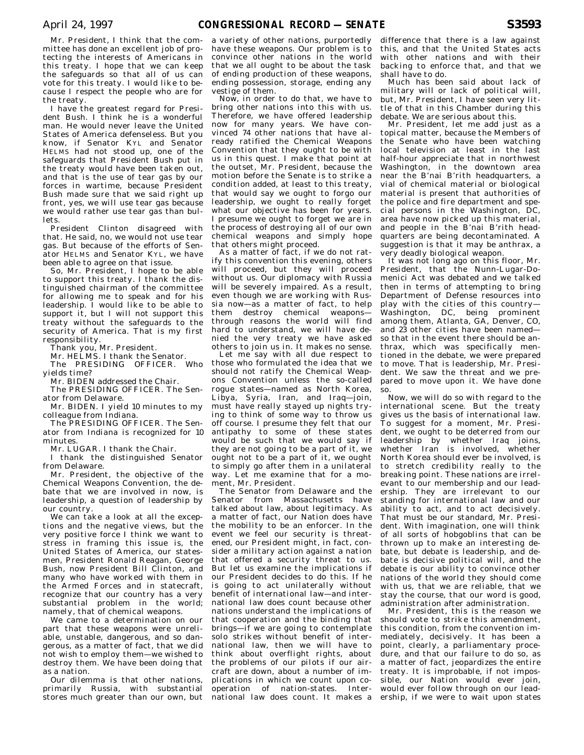Mr. President, I think that the committee has done an excellent job of protecting the interests of Americans in this treaty. I hope that we can keep the safeguards so that all of us can vote for this treaty. I would like to because I respect the people who are for the treaty.

I have the greatest regard for President Bush. I think he is a wonderful man. He would never leave the United States of America defenseless. But you know, if Senator KYL and Senator HELMS had not stood up, one of the safeguards that President Bush put in the treaty would have been taken out, and that is the use of tear gas by our forces in wartime, because President Bush made sure that we said right up front, yes, we will use tear gas because we would rather use tear gas than bullets.

President Clinton disagreed with that. He said, no, we would not use tear gas. But because of the efforts of Senator HELMS and Senator KYL, we have been able to agree on that issue.

So, Mr. President, I hope to be able to support this treaty. I thank the distinguished chairman of the committee for allowing me to speak and for his leadership. I would like to be able to support it, but I will not support this treaty without the safeguards to the security of America. That is my first responsibility.

Thank you, Mr. President.

Mr. HELMS. I thank the Senator.

The PRESIDING OFFICER. Who yields time?

Mr. BIDEN addressed the Chair.

The PRESIDING OFFICER. The Senator from Delaware.

Mr. BIDEN. I yield 10 minutes to my colleague from Indiana.

The PRESIDING OFFICER. The Senator from Indiana is recognized for 10 minutes.

Mr. LUGAR. I thank the Chair.

I thank the distinguished Senator from Delaware.

Mr. President, the objective of the Chemical Weapons Convention, the debate that we are involved in now, is leadership, a question of leadership by our country.

We can take a look at all the exceptions and the negative views, but the very positive force I think we want to stress in framing this issue is, the United States of America, our statesmen, President Ronald Reagan, George Bush, now President Bill Clinton, and many who have worked with them in the Armed Forces and in statecraft, recognize that our country has a very substantial problem in the world; namely, that of chemical weapons.

We came to a determination on our part that these weapons were unreliable, unstable, dangerous, and so dangerous, as a matter of fact, that we did not wish to employ them—we wished to destroy them. We have been doing that as a nation.

Our dilemma is that other nations, primarily Russia, with substantial stores much greater than our own, but a variety of other nations, purportedly have these weapons. Our problem is to convince other nations in the world that we all ought to be about the task of ending production of these weapons, ending possession, storage, ending any vestige of them.

Now, in order to do that, we have to bring other nations into this with us. Therefore, we have offered leadership now for many years. We have convinced 74 other nations that have already ratified the Chemical Weapons Convention that they ought to be with us in this quest. I make that point at the outset, Mr. President, because the motion before the Senate is to strike a condition added, at least to this treaty, that would say we ought to forgo our leadership, we ought to really forget what our objective has been for years. I presume we ought to forget we are in the process of destroying all of our own chemical weapons and simply hope that others might proceed.

As a matter of fact, if we do not ratify this convention this evening, others will proceed, but they will proceed without us. Our diplomacy with Russia will be severely impaired. As a result, even though we are working with Russia now—as a matter of fact, to help them destroy chemical weapons—through reasons the world will find hard to understand, we will have denied the very treaty we have asked others to join us in. It makes no sense.

Let me say with all due respect to those who formulated the idea that we should not ratify the Chemical Weapons Convention unless the so-called rogue states—named as North Korea, Libya, Syria, Iran, and Iraq—join, must have really stayed up nights trying to think of some way to throw us off course. I presume they felt that our antipathy to some of these states would be such that we would say if they are not going to be a part of it, we ought not to be a part of it, we ought to simply go after them in a unilateral way. Let me examine that for a moment, Mr. President.

The Senator from Delaware and the Senator from Massachusetts have talked about law, about legitimacy. As a matter of fact, our Nation does have the mobility to be an enforcer. In the event we feel our security is threatened, our President might, in fact, consider a military action against a nation that offered a security threat to us. But let us examine the implications if our President decides to do this. If he is going to act unilaterally without benefit of international law—and international law does count because other nations understand the implications of that cooperation and the binding that brings—if we are going to contemplate solo strikes without benefit of international law, then we will have to think about overflight rights, about the problems of our pilots if our aircraft are down, about a number of implications in which we count upon cooperation of nation-states. International law does count. It makes a difference that there is a law against this, and that the United States acts with other nations and with their backing to enforce that, and that we shall have to do.

Much has been said about lack of military will or lack of political will, but, Mr. President, I have seen very little of that in this Chamber during this debate. We are serious about this.

Mr. President, let me add just as a topical matter, because the Members of the Senate who have been watching local television at least in the last half-hour appreciate that in northwest Washington, in the downtown area near the B'nai B'rith headquarters, a vial of chemical material or biological material is present that authorities of the police and fire department and special persons in the Washington, DC, area have now picked up this material, and people in the B'nai B'rith headquarters are being decontaminated. A suggestion is that it may be anthrax, a very deadly biological weapon.

It was not long ago on this floor, Mr. President, that the Nunn-Lugar-Domenici Act was debated and we talked then in terms of attempting to bring Department of Defense resources into play with the cities of this country—Washington, DC, being prominent among them, Atlanta, GA, Denver, CO, and 23 other cities have been named—so that in the event there should be anthrax, which was specifically mentioned in the debate, we were prepared to move. That is leadership, Mr. President. We saw the threat and we prepared to move upon it. We have done so.

Now, we will do so with regard to the international scene. But the treaty gives us the basis of international law. To suggest for a moment, Mr. President, we ought to be deterred from our leadership by whether Iraq joins, whether Iran is involved, whether North Korea should ever be involved, is to stretch credibility really to the breaking point. These nations are irrelevant to our membership and our leadership. They are irrelevant to our standing for international law and our ability to act, and to act decisively. That must be our standard, Mr. President. With imagination, one will think of all sorts of hobgoblins that can be thrown up to make an interesting debate, but debate is leadership, and debate is decisive political will, and the debate is our ability to convince other nations of the world they should come with us, that we are reliable, that we stay the course, that our word is good, administration after administration.

Mr. President, this is the reason we should vote to strike this amendment, this condition, from the convention immediately, decisively. It has been a point, clearly, a parliamentary procedure, and that our failure to do so, as a matter of fact, jeopardizes the entire treaty. It is improbable, if not impossible, our Nation would ever join, would ever follow through on our leadership, if we were to wait upon states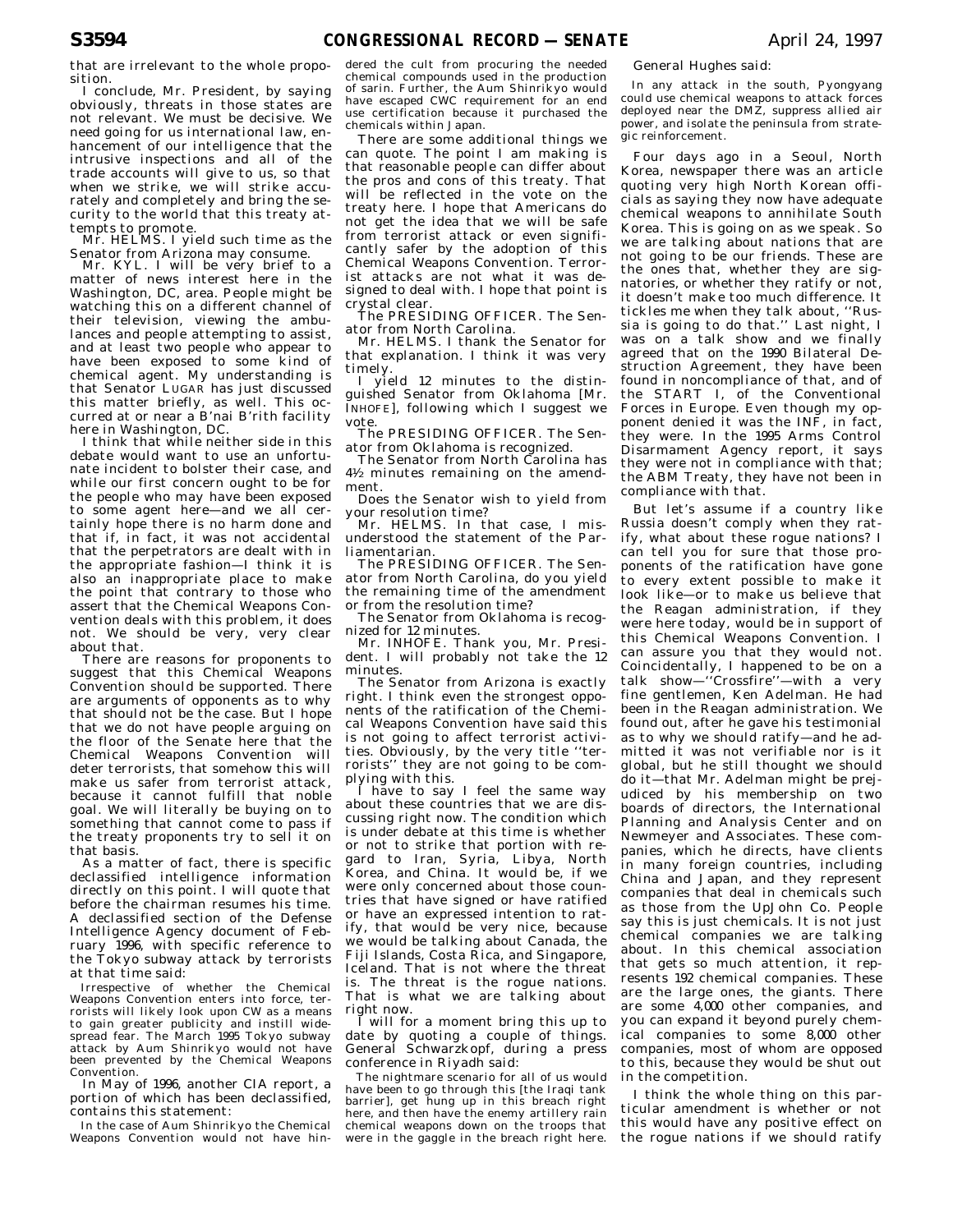that are irrelevant to the whole proposition.

I conclude, Mr. President, by saying obviously, threats in those states are not relevant. We must be decisive. We need going for us international law, enhancement of our intelligence that the intrusive inspections and all of the trade accounts will give to us, so that when we strike, we will strike accurately and completely and bring the security to the world that this treaty attempts to promote.

Mr. HELMS. I yield such time as the Senator from Arizona may consume.

Mr. KYL. I will be very brief to a matter of news interest here in the Washington, DC, area. People might be watching this on a different channel of their television, viewing the ambulances and people attempting to assist, and at least two people who appear to have been exposed to some kind of chemical agent. My understanding is that Senator LUGAR has just discussed this matter briefly, as well. This occurred at or near a B'nai B'rith facility here in Washington, DC.

I think that while neither side in this debate would want to use an unfortunate incident to bolster their case, and while our first concern ought to be for the people who may have been exposed to some agent here—and we all certainly hope there is no harm done and that if, in fact, it was not accidental that the perpetrators are dealt with in the appropriate fashion—I think it is also an inappropriate place to make the point that contrary to those who assert that the Chemical Weapons Convention deals with this problem, it does not. We should be very, very clear about that.

There are reasons for proponents to suggest that this Chemical Weapons Convention should be supported. There are arguments of opponents as to why that should not be the case. But I hope that we do not have people arguing on the floor of the Senate here that the Chemical Weapons Convention will deter terrorists, that somehow this will make us safer from terrorist attack, because it cannot fulfill that noble goal. We will literally be buying on to something that cannot come to pass if the treaty proponents try to sell it on that basis.

As a matter of fact, there is specific declassified intelligence information directly on this point. I will quote that before the chairman resumes his time. A declassified section of the Defense Intelligence Agency document of February 1996, with specific reference to the Tokyo subway attack by terrorists at that time said:

> Irrespective of whether the Chemical Weapons Convention enters into force, terrorists will likely look upon CW as a means to gain greater publicity and instill widespread fear. The March 1995 Tokyo subway attack by Aum Shinrikyo would not have been prevented by the Chemical Weapons Convention.

In May of 1996, another CIA report, a portion of which has been declassified, contains this statement:

> In the case of Aum Shinrikyo the Chemical Weapons Convention would not have hindered the cult from procuring the needed chemical compounds used in the production of sarin. Further, the Aum Shinrikyo would have escaped CWC requirement for an end use certification because it purchased the chemicals within Japan.

There are some additional things we can quote. The point I am making is that reasonable people can differ about the pros and cons of this treaty. That will be reflected in the vote on the treaty here. I hope that Americans do not get the idea that we will be safe from terrorist attack or even significantly safer by the adoption of this Chemical Weapons Convention. Terrorist attacks are not what it was designed to deal with. I hope that point is crystal clear.

The PRESIDING OFFICER. The Senator from North Carolina.

Mr. HELMS. I thank the Senator for that explanation. I think it was very timely.

I yield 12 minutes to the distinguished Senator from Oklahoma [Mr. INHOFE], following which I suggest we vote.

The PRESIDING OFFICER. The Senator from Oklahoma is recognized.

The Senator from North Carolina has 4½ minutes remaining on the amendment.

Does the Senator wish to yield from your resolution time?

Mr. HELMS. In that case, I misunderstood the statement of the Parliamentarian.

The PRESIDING OFFICER. The Senator from North Carolina, do you yield the remaining time of the amendment or from the resolution time?

The Senator from Oklahoma is recognized for 12 minutes.

Mr. INHOFE. Thank you, Mr. President. I will probably not take the 12 minutes.

The Senator from Arizona is exactly right. I think even the strongest opponents of the ratification of the Chemical Weapons Convention have said this is not going to affect terrorist activities. Obviously, by the very title ''terrorists'' they are not going to be complying with this.

I have to say I feel the same way about these countries that we are discussing right now. The condition which is under debate at this time is whether or not to strike that portion with regard to Iran, Syria, Libya, North Korea, and China. It would be, if we were only concerned about those countries that have signed or have ratified or have an expressed intention to ratify, that would be very nice, because we would be talking about Canada, the Fiji Islands, Costa Rica, and Singapore, Iceland. That is not where the threat is. The threat is the rogue nations. That is what we are talking about right now.

I will for a moment bring this up to date by quoting a couple of things. General Schwarzkopf, during a press conference in Riyadh said:

> The nightmare scenario for all of us would have been to go through this [the Iraqi tank barrier], get hung up in this breach right here, and then have the enemy artillery rain chemical weapons down on the troops that were in the gaggle in the breach right here.

General Hughes said:

> In any attack in the south, Pyongyang could use chemical weapons to attack forces deployed near the DMZ, suppress allied air power, and isolate the peninsula from strategic reinforcement.

Four days ago in a Seoul, North Korea, newspaper there was an article quoting very high North Korean officials as saying they now have adequate chemical weapons to annihilate South Korea. This is going on as we speak. So we are talking about nations that are not going to be our friends. These are the ones that, whether they are signatories, or whether they ratify or not, it doesn't make too much difference. It tickles me when they talk about, ''Russia is going to do that.'' Last night, I was on a talk show and we finally agreed that on the 1990 Bilateral Destruction Agreement, they have been found in noncompliance of that, and of the START I, of the Conventional Forces in Europe. Even though my opponent denied it was the INF, in fact, they were. In the 1995 Arms Control Disarmament Agency report, it says they were not in compliance with that; the ABM Treaty, they have not been in compliance with that.

But let's assume if a country like Russia doesn't comply when they ratify, what about these rogue nations? I can tell you for sure that those proponents of the ratification have gone to every extent possible to make it look like—or to make us believe that the Reagan administration, if they were here today, would be in support of this Chemical Weapons Convention. I can assure you that they would not. Coincidentally, I happened to be on a talk show—''Crossfire''—with a very fine gentlemen, Ken Adelman. He had been in the Reagan administration. We found out, after he gave his testimonial as to why we should ratify—and he admitted it was not verifiable nor is it global, but he still thought we should do it—that Mr. Adelman might be prejudiced by his membership on two boards of directors, the International Planning and Analysis Center and on Newmeyer and Associates. These companies, which he directs, have clients in many foreign countries, including China and Japan, and they represent companies that deal in chemicals such as those from the UpJohn Co. People say this is just chemicals. It is not just chemical companies we are talking about. In this chemical association that gets so much attention, it represents 192 chemical companies. These are the large ones, the giants. There are some 4,000 other companies, and you can expand it beyond purely chemical companies to some 8,000 other companies, most of whom are opposed to this, because they would be shut out in the competition.

I think the whole thing on this particular amendment is whether or not this would have any positive effect on the rogue nations if we should ratify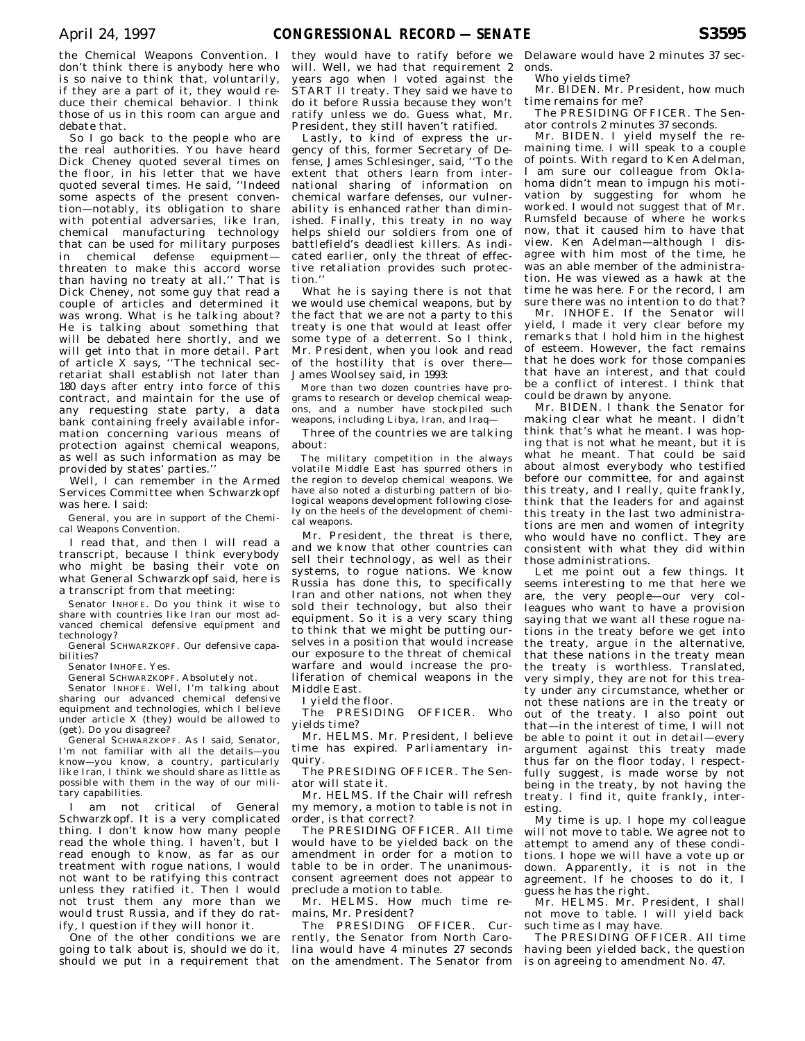the Chemical Weapons Convention. I don't think there is anybody here who is so naive to think that, voluntarily, if they are a part of it, they would reduce their chemical behavior. I think those of us in this room can argue and debate that.

So I go back to the people who are the real authorities. You have heard Dick Cheney quoted several times on the floor, in his letter that we have quoted several times. He said, ''Indeed some aspects of the present convention—notably, its obligation to share with potential adversaries, like Iran, chemical manufacturing technology that can be used for military purposes in chemical defense equipment—threaten to make this accord worse than having no treaty at all.'' That is Dick Cheney, not some guy that read a couple of articles and determined it was wrong. What is he talking about? He is talking about something that will be debated here shortly, and we will get into that in more detail. Part of article X says, ''The technical secretariat shall establish not later than 180 days after entry into force of this contract, and maintain for the use of any requesting state party, a data bank containing freely available information concerning various means of protection against chemical weapons, as well as such information as may be provided by states' parties.''

Well, I can remember in the Armed Services Committee when Schwarzkopf was here. I said:

> General, you are in support of the Chemical Weapons Convention.

I read that, and then I will read a transcript, because I think everybody who might be basing their vote on what General Schwarzkopf said, here is a transcript from that meeting:

> Senator INHOFE. Do you think it wise to share with countries like Iran our most advanced chemical defensive equipment and technology?
>
> General SCHWARZKOPF. Our defensive capabilities?
>
> Senator INHOFE. Yes.
>
> General SCHWARZKOPF. Absolutely not.
>
> Senator INHOFE. Well, I'm talking about sharing our advanced chemical defensive equipment and technologies, which I believe under article X (they) would be allowed to (get). Do you disagree?
>
> General SCHWARZKOPF. As I said, Senator, I'm not familiar with all the details—you know—you know, a country, particularly like Iran, I think we should share as little as possible with them in the way of our military capabilities.

I am not critical of General Schwarzkopf. It is a very complicated thing. I don't know how many people read the whole thing. I haven't, but I read enough to know, as far as our treatment with rogue nations, I would not want to be ratifying this contract unless they ratified it. Then I would not trust them any more than we would trust Russia, and if they do ratify, I question if they will honor it.

One of the other conditions we are going to talk about is, should we do it, should we put in a requirement that they would have to ratify before we will. Well, we had that requirement 2 years ago when I voted against the START II treaty. They said we have to do it before Russia because they won't ratify unless we do. Guess what, Mr. President, they still haven't ratified.

Lastly, to kind of express the urgency of this, former Secretary of Defense, James Schlesinger, said, ''To the extent that others learn from international sharing of information on chemical warfare defenses, our vulnerability is enhanced rather than diminished. Finally, this treaty in no way helps shield our soldiers from one of battlefield's deadliest killers. As indicated earlier, only the threat of effective retaliation provides such protection.''

What he is saying there is not that we would use chemical weapons, but by the fact that we are not a party to this treaty is one that would at least offer some type of a deterrent. So I think, Mr. President, when you look and read of the hostility that is over there—James Woolsey said, in 1993:

> More than two dozen countries have programs to research or develop chemical weapons, and a number have stockpiled such weapons, including Libya, Iran, and Iraq—

Three of the countries we are talking about:

> The military competition in the always volatile Middle East has spurred others in the region to develop chemical weapons. We have also noted a disturbing pattern of biological weapons development following closely on the heels of the development of chemical weapons.

Mr. President, the threat is there, and we know that other countries can sell their technology, as well as their systems, to rogue nations. We know Russia has done this, to specifically Iran and other nations, not when they sold their technology, but also their equipment. So it is a very scary thing to think that we might be putting ourselves in a position that would increase our exposure to the threat of chemical warfare and would increase the proliferation of chemical weapons in the Middle East.

I yield the floor.

The PRESIDING OFFICER. Who yields time?

Mr. HELMS. Mr. President, I believe time has expired. Parliamentary inquiry.

The PRESIDING OFFICER. The Senator will state it.

Mr. HELMS. If the Chair will refresh my memory, a motion to table is not in order, is that correct?

The PRESIDING OFFICER. All time would have to be yielded back on the amendment in order for a motion to table to be in order. The unanimous-consent agreement does not appear to preclude a motion to table.

Mr. HELMS. How much time remains, Mr. President?

The PRESIDING OFFICER. Currently, the Senator from North Carolina would have 4 minutes 27 seconds on the amendment. The Senator from Delaware would have 2 minutes 37 seconds.

Who yields time?

Mr. BIDEN. Mr. President, how much time remains for me?

The PRESIDING OFFICER. The Senator controls 2 minutes 37 seconds.

Mr. BIDEN. I yield myself the remaining time. I will speak to a couple of points. With regard to Ken Adelman, I am sure our colleague from Oklahoma didn't mean to impugn his motivation by suggesting for whom he worked. I would not suggest that of Mr. Rumsfeld because of where he works now, that it caused him to have that view. Ken Adelman—although I disagree with him most of the time, he was an able member of the administration. He was viewed as a hawk at the time he was here. For the record, I am sure there was no intention to do that?

Mr. INHOFE. If the Senator will yield, I made it very clear before my remarks that I hold him in the highest of esteem. However, the fact remains that he does work for those companies that have an interest, and that could be a conflict of interest. I think that could be drawn by anyone.

Mr. BIDEN. I thank the Senator for making clear what he meant. I didn't think that's what he meant. I was hoping that is not what he meant, but it is what he meant. That could be said about almost everybody who testified before our committee, for and against this treaty, and I really, quite frankly, think that the leaders for and against this treaty in the last two administrations are men and women of integrity who would have no conflict. They are consistent with what they did within those administrations.

Let me point out a few things. It seems interesting to me that here we are, the very people—our very colleagues who want to have a provision saying that we want all these rogue nations in the treaty before we get into the treaty, argue in the alternative, that these nations in the treaty mean the treaty is worthless. Translated, very simply, they are not for this treaty under any circumstance, whether or not these nations are in the treaty or out of the treaty. I also point out that—in the interest of time, I will not be able to point it out in detail—every argument against this treaty made thus far on the floor today, I respectfully suggest, is made worse by not being in the treaty, by not having the treaty. I find it, quite frankly, interesting.

My time is up. I hope my colleague will not move to table. We agree not to attempt to amend any of these conditions. I hope we will have a vote up or down. Apparently, it is not in the agreement. If he chooses to do it, I guess he has the right.

Mr. HELMS. Mr. President, I shall not move to table. I will yield back such time as I may have.

The PRESIDING OFFICER. All time having been yielded back, the question is on agreeing to amendment No. 47.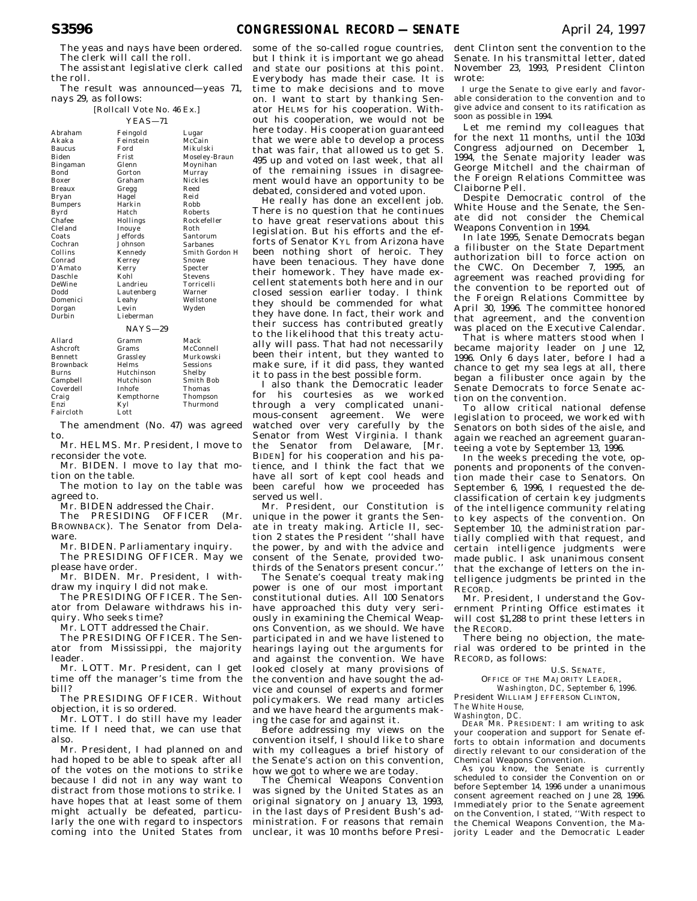The yeas and nays have been ordered. The clerk will call the roll.

The assistant legislative clerk called the roll.

The result was announced—yeas 71, nays 29, as follows:

[Rollcall Vote No. 46 Ex.]

YEAS—71

| | | |
|---|---|---|
| Abraham | Feingold | Lugar |
| Akaka | Feinstein | McCain |
| Baucus | Ford | Mikulski |
| Biden | Frist | Moseley-Braun |
| Bingaman | Glenn | Moynihan |
| Bond | Gorton | Murray |
| Boxer | Graham | Nickles |
| Breaux | Gregg | Reed |
| Bryan | Hagel | Reid |
| Bumpers | Harkin | Robb |
| Byrd | Hatch | Roberts |
| Chafee | Hollings | Rockefeller |
| Cleland | Inouye | Roth |
| Coats | Jeffords | Santorum |
| Cochran | Johnson | Sarbanes |
| Collins | Kennedy | Smith Gordon H |
| Conrad | Kerrey | Snowe |
| D'Amato | Kerry | Specter |
| Daschle | Kohl | Stevens |
| DeWine | Landrieu | Torricelli |
| Dodd | Lautenberg | Warner |
| Domenici | Leahy | Wellstone |
| Dorgan | Levin | Wyden |
| Durbin | Lieberman | |

NAYS—29

| | | |
|---|---|---|
| Allard | Gramm | Mack |
| Ashcroft | Grams | McConnell |
| Bennett | Grassley | Murkowski |
| Brownback | Helms | Sessions |
| Burns | Hutchinson | Shelby |
| Campbell | Hutchison | Smith Bob |
| Coverdell | Inhofe | Thomas |
| Craig | Kempthorne | Thompson |
| Enzi | Kyl | Thurmond |
| Faircloth | Lott | |

The amendment (No. 47) was agreed to.

Mr. HELMS. Mr. President, I move to reconsider the vote.

Mr. BIDEN. I move to lay that motion on the table.

The motion to lay on the table was agreed to.

Mr. BIDEN addressed the Chair.

The PRESIDING OFFICER (Mr. BROWNBACK). The Senator from Delaware.

Mr. BIDEN. Parliamentary inquiry.

The PRESIDING OFFICER. May we please have order.

Mr. BIDEN. Mr. President, I withdraw my inquiry I did not make.

The PRESIDING OFFICER. The Senator from Delaware withdraws his inquiry. Who seeks time?

Mr. LOTT addressed the Chair.

The PRESIDING OFFICER. The Senator from Mississippi, the majority leader.

Mr. LOTT. Mr. President, can I get time off the manager's time from the bill?

The PRESIDING OFFICER. Without objection, it is so ordered.

Mr. LOTT. I do still have my leader time. If I need that, we can use that also.

Mr. President, I had planned on and had hoped to be able to speak after all of the votes on the motions to strike because I did not in any way want to distract from those motions to strike. I have hopes that at least some of them might actually be defeated, particularly the one with regard to inspectors coming into the United States from some of the so-called rogue countries, but I think it is important we go ahead and state our positions at this point. Everybody has made their case. It is time to make decisions and to move on. I want to start by thanking Senator HELMS for his cooperation. Without his cooperation, we would not be here today. His cooperation guaranteed that we were able to develop a process that was fair, that allowed us to get S. 495 up and voted on last week, that all of the remaining issues in disagreement would have an opportunity to be debated, considered and voted upon.

He really has done an excellent job. There is no question that he continues to have great reservations about this legislation. But his efforts and the efforts of Senator KYL from Arizona have been nothing short of heroic. They have been tenacious. They have done their homework. They have made excellent statements both here and in our closed session earlier today. I think they should be commended for what they have done. In fact, their work and their success has contributed greatly to the likelihood that this treaty actually will pass. That had not necessarily been their intent, but they wanted to make sure, if it did pass, they wanted it to pass in the best possible form.

I also thank the Democratic leader for his courtesies as we worked through a very complicated unanimous-consent agreement. We were watched over very carefully by the Senator from West Virginia. I thank the Senator from Delaware, [Mr. BIDEN] for his cooperation and his patience, and I think the fact that we have all sort of kept cool heads and been careful how we proceeded has served us well.

Mr. President, our Constitution is unique in the power it grants the Senate in treaty making. Article II, section 2 states the President ''shall have the power, by and with the advice and consent of the Senate, provided two-thirds of the Senators present concur.''

The Senate's coequal treaty making power is one of our most important constitutional duties. All 100 Senators have approached this duty very seriously in examining the Chemical Weapons Convention, as we should. We have participated in and we have listened to hearings laying out the arguments for and against the convention. We have looked closely at many provisions of the convention and have sought the advice and counsel of experts and former policymakers. We read many articles and we have heard the arguments making the case for and against it.

Before addressing my views on the convention itself, I should like to share with my colleagues a brief history of the Senate's action on this convention, how we got to where we are today.

The Chemical Weapons Convention was signed by the United States as an original signatory on January 13, 1993, in the last days of President Bush's administration. For reasons that remain unclear, it was 10 months before President Clinton sent the convention to the Senate. In his transmittal letter, dated November 23, 1993, President Clinton wrote:

I urge the Senate to give early and favorable consideration to the convention and to give advice and consent to its ratification as soon as possible in 1994.

Let me remind my colleagues that for the next 11 months, until the 103d Congress adjourned on December 1, 1994, the Senate majority leader was George Mitchell and the chairman of the Foreign Relations Committee was Claiborne Pell.

Despite Democratic control of the White House and the Senate, the Senate did not consider the Chemical Weapons Convention in 1994.

In late 1995, Senate Democrats began a filibuster on the State Department authorization bill to force action on the CWC. On December 7, 1995, an agreement was reached providing for the convention to be reported out of the Foreign Relations Committee by April 30, 1996. The committee honored that agreement, and the convention was placed on the Executive Calendar.

That is where matters stood when I became majority leader on June 12, 1996. Only 6 days later, before I had a chance to get my sea legs at all, there began a filibuster once again by the Senate Democrats to force Senate action on the convention.

To allow critical national defense legislation to proceed, we worked with Senators on both sides of the aisle, and again we reached an agreement guaranteeing a vote by September 13, 1996.

In the weeks preceding the vote, opponents and proponents of the convention made their case to Senators. On September 6, 1996, I requested the declassification of certain key judgments of the intelligence community relating to key aspects of the convention. On September 10, the administration partially complied with that request, and certain intelligence judgments were made public. I ask unanimous consent that the exchange of letters on the intelligence judgments be printed in the RECORD.

Mr. President, I understand the Government Printing Office estimates it will cost $1,288 to print these letters in the RECORD.

There being no objection, the material was ordered to be printed in the RECORD, as follows:

U.S. SENATE,
OFFICE OF THE MAJORITY LEADER,
*Washington, DC, September 6, 1996.*

President WILLIAM JEFFERSON CLINTON,
*The White House,*
*Washington, DC.*

DEAR MR. PRESIDENT: I am writing to ask your cooperation and support for Senate efforts to obtain information and documents directly relevant to our consideration of the Chemical Weapons Convention.

As you know, the Senate is currently scheduled to consider the Convention on or before September 14, 1996 under a unanimous consent agreement reached on June 28, 1996. Immediately prior to the Senate agreement on the Convention, I stated, ''With respect to the Chemical Weapons Convention, the Majority Leader and the Democratic Leader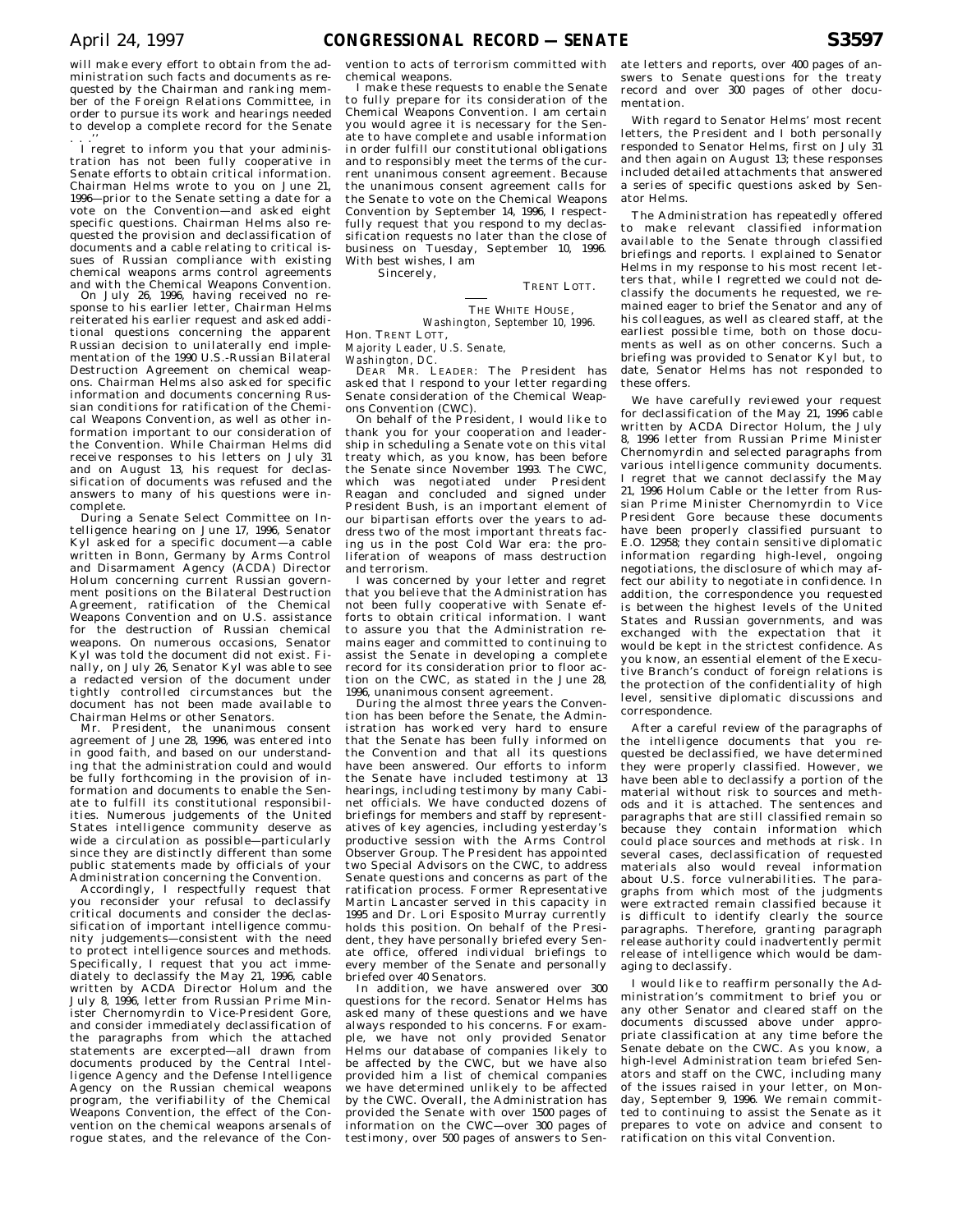will make every effort to obtain from the administration such facts and documents as requested by the Chairman and ranking member of the Foreign Relations Committee, in order to pursue its work and hearings needed to develop a complete record for the Senate . . .''

I regret to inform you that your administration has not been fully cooperative in Senate efforts to obtain critical information. Chairman Helms wrote to you on June 21, 1996—prior to the Senate setting a date for a vote on the Convention—and asked eight specific questions. Chairman Helms also requested the provision and declassification of documents and a cable relating to critical issues of Russian compliance with existing chemical weapons arms control agreements and with the Chemical Weapons Convention.

On July 26, 1996, having received no response to his earlier letter, Chairman Helms reiterated his earlier request and asked additional questions concerning the apparent Russian decision to unilaterally end implementation of the 1990 U.S.-Russian Bilateral Destruction Agreement on chemical weapons. Chairman Helms also asked for specific information and documents concerning Russian conditions for ratification of the Chemical Weapons Convention, as well as other information important to our consideration of the Convention. While Chairman Helms did receive responses to his letters on July 31 and on August 13, his request for declassification of documents was refused and the answers to many of his questions were incomplete.

During a Senate Select Committee on Intelligence hearing on June 17, 1996, Senator Kyl asked for a specific document—a cable written in Bonn, Germany by Arms Control and Disarmament Agency (ACDA) Director Holum concerning current Russian government positions on the Bilateral Destruction Agreement, ratification of the Chemical Weapons Convention and on U.S. assistance for the destruction of Russian chemical weapons. On numerous occasions, Senator Kyl was told the document did not exist. Finally, on July 26, Senator Kyl was able to see a redacted version of the document under tightly controlled circumstances but the document has not been made available to Chairman Helms or other Senators.

Mr. President, the unanimous consent agreement of June 28, 1996, was entered into in good faith, and based on our understanding that the administration could and would be fully forthcoming in the provision of information and documents to enable the Senate to fulfill its constitutional responsibilities. Numerous judgements of the United States intelligence community deserve as wide a circulation as possible—particularly since they are distinctly different than some public statements made by officials of your Administration concerning the Convention.

Accordingly, I respectfully request that you reconsider your refusal to declassify critical documents and consider the declassification of important intelligence community judgements—consistent with the need to protect intelligence sources and methods. Specifically, I request that you act immediately to declassify the May 21, 1996, cable written by ACDA Director Holum and the July 8, 1996, letter from Russian Prime Minister Chernomyrdin to Vice-President Gore, and consider immediately declassification of the paragraphs from which the attached statements are excerpted—all drawn from documents produced by the Central Intelligence Agency and the Defense Intelligence Agency on the Russian chemical weapons program, the verifiability of the Chemical Weapons Convention, the effect of the Convention on the chemical weapons arsenals of rogue states, and the relevance of the Convention to acts of terrorism committed with chemical weapons.

I make these requests to enable the Senate to fully prepare for its consideration of the Chemical Weapons Convention. I am certain you would agree it is necessary for the Senate to have complete and usable information in order fulfill our constitutional obligations and to responsibly meet the terms of the current unanimous consent agreement. Because the unanimous consent agreement calls for the Senate to vote on the Chemical Weapons Convention by September 14, 1996, I respectfully request that you respond to my declassification requests no later than the close of business on Tuesday, September 10, 1996. With best wishes, I am

Sincerely,

TRENT LOTT.

---

THE WHITE HOUSE,
*Washington, September 10, 1996.*

Hon. TRENT LOTT,
*Majority Leader, U.S. Senate,*
*Washington, DC.*

DEAR MR. LEADER: The President has asked that I respond to your letter regarding Senate consideration of the Chemical Weapons Convention (CWC).

On behalf of the President, I would like to thank you for your cooperation and leadership in scheduling a Senate vote on this vital treaty which, as you know, has been before the Senate since November 1993. The CWC, which was negotiated under President Reagan and concluded and signed under President Bush, is an important element of our bipartisan efforts over the years to address two of the most important threats facing us in the post Cold War era: the proliferation of weapons of mass destruction and terrorism.

I was concerned by your letter and regret that you believe that the Administration has not been fully cooperative with Senate efforts to obtain critical information. I want to assure you that the Administration remains eager and committed to continuing to assist the Senate in developing a complete record for its consideration prior to floor action on the CWC, as stated in the June 28, 1996, unanimous consent agreement.

During the almost three years the Convention has been before the Senate, the Administration has worked very hard to ensure that the Senate has been fully informed on the Convention and that all its questions have been answered. Our efforts to inform the Senate have included testimony at 13 hearings, including testimony by many Cabinet officials. We have conducted dozens of briefings for members and staff by representatives of key agencies, including yesterday's productive session with the Arms Control Observer Group. The President has appointed two Special Advisors on the CWC, to address Senate questions and concerns as part of the ratification process. Former Representative Martin Lancaster served in this capacity in 1995 and Dr. Lori Esposito Murray currently holds this position. On behalf of the President, they have personally briefed every Senate office, offered individual briefings to every member of the Senate and personally briefed over 40 Senators.

In addition, we have answered over 300 questions for the record. Senator Helms has asked many of these questions and we have always responded to his concerns. For example, we have not only provided Senator Helms our database of companies likely to be affected by the CWC, but we have also provided him a list of chemical companies we have determined unlikely to be affected by the CWC. Overall, the Administration has provided the Senate with over 1500 pages of information on the CWC—over 300 pages of testimony, over 500 pages of answers to Senate letters and reports, over 400 pages of answers to Senate questions for the record and over 300 pages of other documentation.

With regard to Senator Helms' most recent letters, the President and I both personally responded to Senator Helms, first on July 31 and then again on August 13; these responses included detailed attachments that answered a series of specific questions asked by Senator Helms.

The Administration has repeatedly offered to make relevant classified information available to the Senate through classified briefings and reports. I explained to Senator Helms in my response to his most recent letters that, while I regretted we could not declassify the documents he requested, we remained eager to brief the Senator and any of his colleagues, as well as cleared staff, at the earliest possible time, both on those documents as well as on other concerns. Such a briefing was provided to Senator Kyl but, to date, Senator Helms has not responded to these offers.

We have carefully reviewed your request for declassification of the May 21, 1996 cable written by ACDA Director Holum, the July 8, 1996 letter from Russian Prime Minister Chernomyrdin and selected paragraphs from various intelligence community documents. I regret that we cannot declassify the May 21, 1996 Holum Cable or the letter from Russian Prime Minister Chernomyrdin to Vice President Gore because these documents have been properly classified pursuant to E.O. 12958; they contain sensitive diplomatic information regarding high-level, ongoing negotiations, the disclosure of which may affect our ability to negotiate in confidence. In addition, the correspondence you requested is between the highest levels of the United States and Russian governments, and was exchanged with the expectation that it would be kept in the strictest confidence. As you know, an essential element of the Executive Branch's conduct of foreign relations is the protection of the confidentiality of high level, sensitive diplomatic discussions and correspondence.

After a careful review of the paragraphs of the intelligence documents that you requested be declassified, we have determined they were properly classified. However, we have been able to declassify a portion of the material without risk to sources and methods and it is attached. The sentences and paragraphs that are still classified remain so because they contain information which could place sources and methods at risk. In several cases, declassification of requested materials also would reveal information about U.S. force vulnerabilities. The paragraphs from which most of the judgments were extracted remain classified because it is difficult to identify clearly the source paragraphs. Therefore, granting paragraph release authority could inadvertently permit release of intelligence which would be damaging to declassify.

I would like to reaffirm personally the Administration's commitment to brief you or any other Senator and cleared staff on the documents discussed above under appropriate classification at any time before the Senate debate on the CWC. As you know, a high-level Administration team briefed Senators and staff on the CWC, including many of the issues raised in your letter, on Monday, September 9, 1996. We remain committed to continuing to assist the Senate as it prepares to vote on advice and consent to ratification on this vital Convention.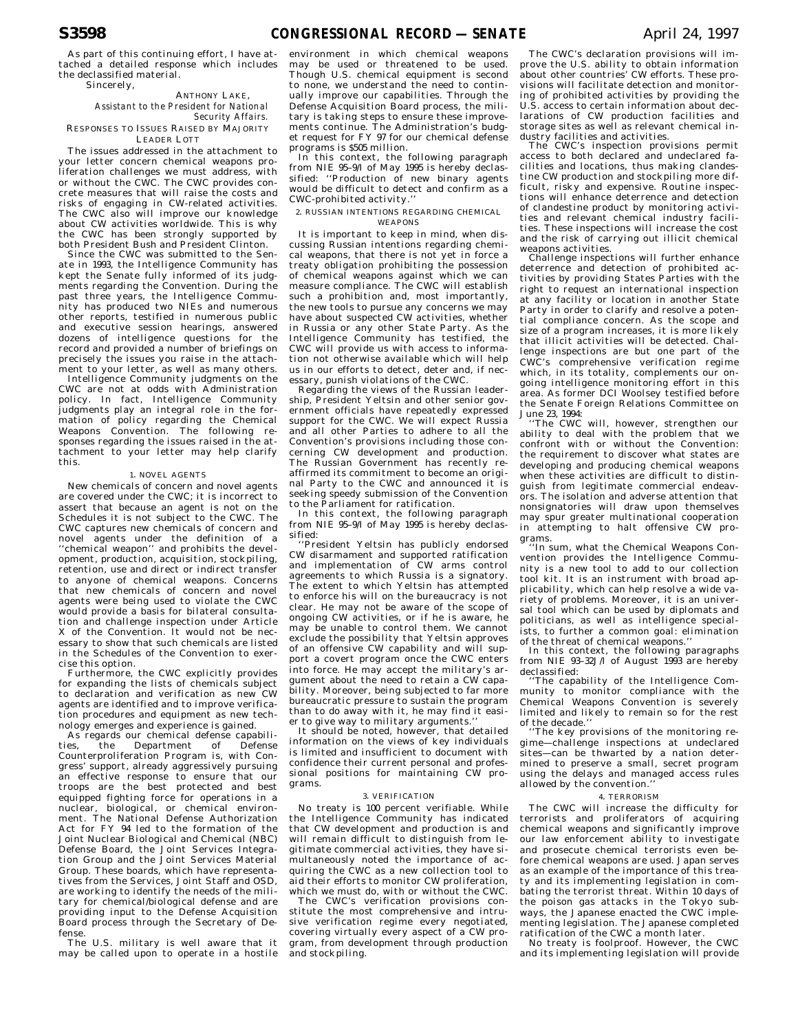As part of this continuing effort, I have attached a detailed response which includes the declassified material.

Sincerely,

ANTHONY LAKE,
*Assistant to the President for National Security Affairs.*

RESPONSES TO ISSUES RAISED BY MAJORITY LEADER LOTT

The issues addressed in the attachment to your letter concern chemical weapons proliferation challenges we must address, with or without the CWC. The CWC provides concrete measures that will raise the costs and risks of engaging in CW-related activities. The CWC also will improve our knowledge about CW activities worldwide. This is why the CWC has been strongly supported by both President Bush and President Clinton.

Since the CWC was submitted to the Senate in 1993, the Intelligence Community has kept the Senate fully informed of its judgments regarding the Convention. During the past three years, the Intelligence Community has produced two NIEs and numerous other reports, testified in numerous public and executive session hearings, answered dozens of intelligence questions for the record and provided a number of briefings on precisely the issues you raise in the attachment to your letter, as well as many others.

Intelligence Community judgments on the CWC are not at odds with Administration policy. In fact, Intelligence Community judgments play an integral role in the formation of policy regarding the Chemical Weapons Convention. The following responses regarding the issues raised in the attachment to your letter may help clarify this.

1. NOVEL AGENTS

New chemicals of concern and novel agents are covered under the CWC; it is incorrect to assert that because an agent is not on the Schedules it is not subject to the CWC. The CWC captures new chemicals of concern and novel agents under the definition of a "chemical weapon" and prohibits the development, production, acquisition, stockpiling, retention, use and direct or indirect transfer to anyone of chemical weapons. Concerns that new chemicals of concern and novel agents were being used to violate the CWC would provide a basis for bilateral consultation and challenge inspection under Article X of the Convention. It would not be necessary to show that such chemicals are listed in the Schedules of the Convention to exercise this option.

Furthermore, the CWC explicitly provides for expanding the lists of chemicals subject to declaration and verification as new CW agents are identified and to improve verification procedures and equipment as new technology emerges and experience is gained.

As regards our chemical defense capabilities, the Department of Defense Counterproliferation Program is, with Congress' support, already aggressively pursuing an effective response to ensure that our troops are the best protected and best equipped fighting force for operations in a nuclear, biological, or chemical environment. The National Defense Authorization Act for FY 94 led to the formation of the Joint Nuclear Biological and Chemical (NBC) Defense Board, the Joint Services Integration Group and the Joint Services Material Group. These boards, which have representatives from the Services, Joint Staff and OSD, are working to identify the needs of the military for chemical/biological defense and are providing input to the Defense Acquisition Board process through the Secretary of Defense.

The U.S. military is well aware that it may be called upon to operate in a hostile environment in which chemical weapons may be used or threatened to be used. Though U.S. chemical equipment is second to none, we understand the need to continually improve our capabilities. Through the Defense Acquisition Board process, the military is taking steps to ensure these improvements continue. The Administration's budget request for FY 97 for our chemical defense programs is $505 million.

In this context, the following paragraph from NIE 95–9/I of May 1995 is hereby declassified: "Production of new binary agents would be difficult to detect and confirm as a CWC-prohibited activity."

2. RUSSIAN INTENTIONS REGARDING CHEMICAL WEAPONS

It is important to keep in mind, when discussing Russian intentions regarding chemical weapons, that there is not yet in force a treaty obligation prohibiting the possession of chemical weapons against which we can measure compliance. The CWC will establish such a prohibition and, most importantly, the new tools to pursue any concerns we may have about suspected CW activities, whether in Russia or any other State Party. As the Intelligence Community has testified, the CWC will provide us with access to information not otherwise available which will help us in our efforts to detect, deter and, if necessary, punish violations of the CWC.

Regarding the views of the Russian leadership, President Yeltsin and other senior government officials have repeatedly expressed support for the CWC. We will expect Russia and all other Parties to adhere to all the Convention's provisions including those concerning CW development and production. The Russian Government has recently reaffirmed its commitment to become an original Party to the CWC and announced it is seeking speedy submission of the Convention to the Parliament for ratification.

In this context, the following paragraph from NIE 95–9/I of May 1995 is hereby declassified:

"President Yeltsin has publicly endorsed CW disarmament and supported ratification and implementation of CW arms control agreements to which Russia is a signatory. The extent to which Yeltsin has attempted to enforce his will on the bureaucracy is not clear. He may not be aware of the scope of ongoing CW activities, or if he is aware, he may be unable to control them. We cannot exclude the possibility that Yeltsin approves of an offensive CW capability and will support a covert program once the CWC enters into force. He may accept the military's argument about the need to retain a CW capability. Moreover, being subjected to far more bureaucratic pressure to sustain the program than to do away with it, he may find it easier to give way to military arguments."

It should be noted, however, that detailed information on the views of key individuals is limited and insufficient to document with confidence their current personal and professional positions for maintaining CW programs.

3. VERIFICATION

No treaty is 100 percent verifiable. While the Intelligence Community has indicated that CW development and production is and will remain difficult to distinguish from legitimate commercial activities, they have simultaneously noted the importance of acquiring the CWC as a new collection tool to aid their efforts to monitor CW proliferation, which we must do, with or without the CWC.

The CWC's verification provisions constitute the most comprehensive and intrusive verification regime every negotiated, covering virtually every aspect of a CW program, from development through production and stockpiling.

The CWC's declaration provisions will improve the U.S. ability to obtain information about other countries' CW efforts. These provisions will facilitate detection and monitoring of prohibited activities by providing the U.S. access to certain information about declarations of CW production facilities and storage sites as well as relevant chemical industry facilities and activities.

The CWC's inspection provisions permit access to both declared and undeclared facilities and locations, thus making clandestine CW production and stockpiling more difficult, risky and expensive. Routine inspections will enhance deterrence and detection of clandestine product by monitoring activities and relevant chemical industry facilities. These inspections will increase the cost and the risk of carrying out illicit chemical weapons activities.

Challenge inspections will further enhance deterrence and detection of prohibited activities by providing States Parties with the right to request an international inspection at any facility or location in another State Party in order to clarify and resolve a potential compliance concern. As the scope and size of a program increases, it is more likely that illicit activities will be detected. Challenge inspections are but one part of the CWC's comprehensive verification regime which, in its totality, complements our ongoing intelligence monitoring effort in this area. As former DCI Woolsey testified before the Senate Foreign Relations Committee on June 23, 1994:

"The CWC will, however, strengthen our ability to deal with the problem that we confront with or without the Convention: the requirement to discover what states are developing and producing chemical weapons when these activities are difficult to distinguish from legitimate commercial endeavors. The isolation and adverse attention that nonsignatories will draw upon themselves may spur greater multinational cooperation in attempting to halt offensive CW programs.

"In sum, what the Chemical Weapons Convention provides the Intelligence Community is a new tool to add to our collection tool kit. It is an instrument with broad applicability, which can help resolve a wide variety of problems. Moreover, it is an universal tool which can be used by diplomats and politicians, as well as intelligence specialists, to further a common goal: elimination of the threat of chemical weapons."

In this context, the following paragraphs from NIE 93–32J/I of August 1993 are hereby declassified:

"The capability of the Intelligence Community to monitor compliance with the Chemical Weapons Convention is severely limited and likely to remain so for the rest of the decade."

"The key provisions of the monitoring regime—challenge inspections at undeclared sites—can be thwarted by a nation determined to preserve a small, secret program using the delays and managed access rules allowed by the convention."

4. TERRORISM

The CWC will increase the difficulty for terrorists and proliferators of acquiring chemical weapons and significantly improve our law enforcement ability to investigate and prosecute chemical terrorists even before chemical weapons are used. Japan serves as an example of the importance of this treaty and its implementing legislation in combating the terrorist threat. Within 10 days of the poison gas attacks in the Tokyo subways, the Japanese enacted the CWC implementing legislation. The Japanese completed ratification of the CWC a month later.

No treaty is foolproof. However, the CWC and its implementing legislation will provide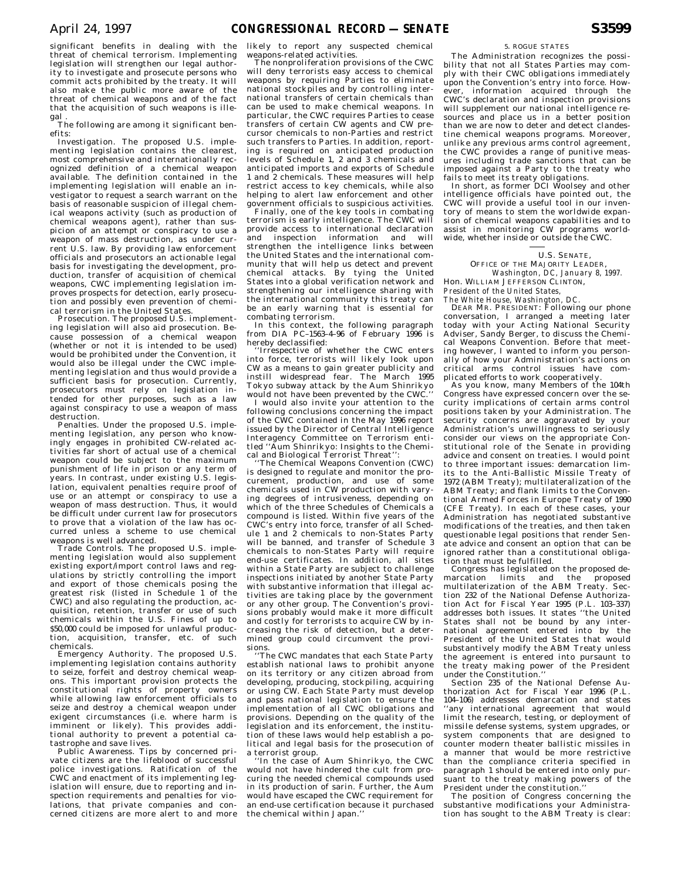significant benefits in dealing with the threat of chemical terrorism. Implementing legislation will strengthen our legal authority to investigate and prosecute persons who commit acts prohibited by the treaty. It will also make the public more aware of the threat of chemical weapons and of the fact that the acquisition of such weapons is illegal .

The following are among it significant benefits:

Investigation. The proposed U.S. implementing legislation contains the clearest, most comprehensive and internationally recognized definition of a chemical weapon available. The definition contained in the implementing legislation will enable an investigator to request a search warrant on the basis of reasonable suspicion of illegal chemical weapons activity (such as production of chemical weapons agent), rather than suspicion of an attempt or conspiracy to use a weapon of mass destruction, as under current U.S. law. By providing law enforcement officials and prosecutors an actionable legal basis for investigating the development, production, transfer of acquisition of chemical weapons, CWC implementing legislation improves prospects for detection, early prosecution and possibly even prevention of chemical terrorism in the United States.

Prosecution. The proposed U.S. implementing legislation will also aid prosecution. Because possession of a chemical weapon (whether or not it is intended to be used) would be prohibited under the Convention, it would also be illegal under the CWC implementing legislation and thus would provide a sufficient basis for prosecution. Currently, prosecutors must rely on legislation intended for other purposes, such as a law against conspiracy to use a weapon of mass destruction.

Penalties. Under the proposed U.S. implementing legislation, any person who knowingly engages in prohibited CW-related activities far short of actual use of a chemical weapon could be subject to the maximum punishment of life in prison or any term of years. In contrast, under existing U.S. legislation, equivalent penalties require proof of use or an attempt or conspiracy to use a weapon of mass destruction. Thus, it would be difficult under current law for prosecutors to prove that a violation of the law has occurred unless a scheme to use chemical weapons is well advanced.

Trade Controls. The proposed U.S. implementing legislation would also supplement existing export/import control laws and regulations by strictly controlling the import and export of those chemicals posing the greatest risk (listed in Schedule 1 of the CWC) and also regulating the production, acquisition, retention, transfer or use of such chemicals within the U.S. Fines of up to $50,000 could be imposed for unlawful production, acquisition, transfer, etc. of such chemicals.

Emergency Authority. The proposed U.S. implementing legislation contains authority to seize, forfeit and destroy chemical weapons. This important provision protects the constitutional rights of property owners while allowing law enforcement officials to seize and destroy a chemical weapon under exigent circumstances (i.e. where harm is imminent or likely). This provides additional authority to prevent a potential catastrophe and save lives.

Public Awareness. Tips by concerned private citizens are the lifeblood of successful police investigations. Ratification of the CWC and enactment of its implementing legislation will ensure, due to reporting and inspection requirements and penalties for violations, that private companies and concerned citizens are more alert to and more likely to report any suspected chemical weapons-related activities.

The nonproliferation provisions of the CWC will deny terrorists easy access to chemical weapons by requiring Parties to eliminate national stockpiles and by controlling international transfers of certain chemicals than can be used to make chemical weapons. In particular, the CWC requires Parties to cease transfers of certain CW agents and CW precursor chemicals to non-Parties and restrict such transfers to Parties. In addition, reporting is required on anticipated production levels of Schedule 1, 2 and 3 chemicals and anticipated imports and exports of Schedule 1 and 2 chemicals. These measures will help restrict access to key chemicals, while also helping to alert law enforcement and other government officials to suspicious activities.

Finally, one of the key tools in combating terrorism is early intelligence. The CWC will provide access to international declaration and inspection information and will strengthen the intelligence links between the United States and the international community that will help us detect and prevent chemical attacks. By tying the United States into a global verification network and strengthening our intelligence sharing with the international community this treaty can be an early warning that is essential for combating terrorism.

In this context, the following paragraph from DIA PC–1563–4–96 of February 1996 is hereby declassified:

''Irrespective of whether the CWC enters into force, terrorists will likely look upon CW as a means to gain greater publicity and instill widespread fear. The March 1995 Tokyo subway attack by the Aum Shinrikyo would not have been prevented by the CWC.''

I would also invite your attention to the following conclusions concerning the impact of the CWC contained in the May 1996 report issued by the Director of Central Intelligence Interagency Committee on Terrorism entitled ''Aum Shinrikyo: Insights to the Chemical and Biological Terrorist Threat'':

''The Chemical Weapons Convention (CWC) is designed to regulate and monitor the procurement, production, and use of some chemicals used in CW production with varying degrees of intrusiveness, depending on which of the three Schedules of Chemicals a compound is listed. Within five years of the CWC's entry into force, transfer of all Schedule 1 and 2 chemicals to non-States Party will be banned, and transfer of Schedule 3 chemicals to non-States Party will require end-use certificates. In addition, all sites within a State Party are subject to challenge inspections initiated by another State Party with substantive information that illegal activities are taking place by the government or any other group. The Convention's provisions probably would make it more difficult and costly for terrorists to acquire CW by increasing the risk of detection, but a determined group could circumvent the provisions.

''The CWC mandates that each State Party establish national laws to prohibit anyone on its territory or any citizen abroad from developing, producing, stockpiling, acquiring or using CW. Each State Party must develop and pass national legislation to ensure the implementation of all CWC obligations and provisions. Depending on the quality of the legislation and its enforcement, the institution of these laws would help establish a political and legal basis for the prosecution of a terrorist group.

''In the case of Aum Shinrikyo, the CWC would not have hindered the cult from procuring the needed chemical compounds used in its production of sarin. Further, the Aum would have escaped the CWC requirement for an end-use certification because it purchased the chemical within Japan.''

5. ROGUE STATES

The Administration recognizes the possibility that not all States Parties may comply with their CWC obligations immediately upon the Convention's entry into force. However, information acquired through the CWC's declaration and inspection provisions will supplement our national intelligence resources and place us in a better position than we are now to deter and detect clandestine chemical weapons programs. Moreover, unlike any previous arms control agreement, the CWC provides a range of punitive measures including trade sanctions that can be imposed against a Party to the treaty who fails to meet its treaty obligations.

In short, as former DCI Woolsey and other intelligence officials have pointed out, the CWC will provide a useful tool in our inventory of means to stem the worldwide expansion of chemical weapons capabilities and to assist in monitoring CW programs worldwide, whether inside or outside the CWC.

---

U.S. SENATE,
OFFICE OF THE MAJORITY LEADER,
*Washington, DC, January 8, 1997.*

Hon. WILLIAM JEFFERSON CLINTON,
*President of the United States,*
*The White House, Washington, DC.*

DEAR MR. PRESIDENT: Following our phone conversation, I arranged a meeting later today with your Acting National Security Adviser, Sandy Berger, to discuss the Chemical Weapons Convention. Before that meeting however, I wanted to inform you personally of how your Administration's actions on critical arms control issues have complicated efforts to work cooperatively.

As you know, many Members of the 104th Congress have expressed concern over the security implications of certain arms control positions taken by your Administration. The security concerns are aggravated by your Administration's unwillingness to seriously consider our views on the appropriate Constitutional role of the Senate in providing advice and consent on treaties. I would point to three important issues: demarcation limits to the Anti-Ballistic Missile Treaty of 1972 (ABM Treaty); multilateralization of the ABM Treaty; and flank limits to the Conventional Armed Forces in Europe Treaty of 1990 (CFE Treaty). In each of these cases, your Administration has negotiated substantive modifications of the treaties, and then taken questionable legal positions that render Senate advice and consent an option that can be ignored rather than a constitutional obligation that must be fulfilled.

Congress has legislated on the proposed demarcation limits and the proposed multilaterization of the ABM Treaty. Section 232 of the National Defense Authorization Act for Fiscal Year 1995 (P.L. 103–337) addresses both issues. It states ''the United States shall not be bound by any international agreement entered into by the President of the United States that would substantively modify the ABM Treaty unless the agreement is entered into pursuant to the treaty making power of the President under the Constitution.''

Section 235 of the National Defense Authorization Act for Fiscal Year 1996 (P.L. 104–106) addresses demarcation and states ''any international agreement that would limit the research, testing, or deployment of missile defense systems, system upgrades, or system components that are designed to counter modern theater ballistic missiles in a manner that would be more restrictive than the compliance criteria specified in paragraph 1 should be entered into only pursuant to the treaty making powers of the President under the constitution.''

The position of Congress concerning the substantive modifications your Administration has sought to the ABM Treaty is clear: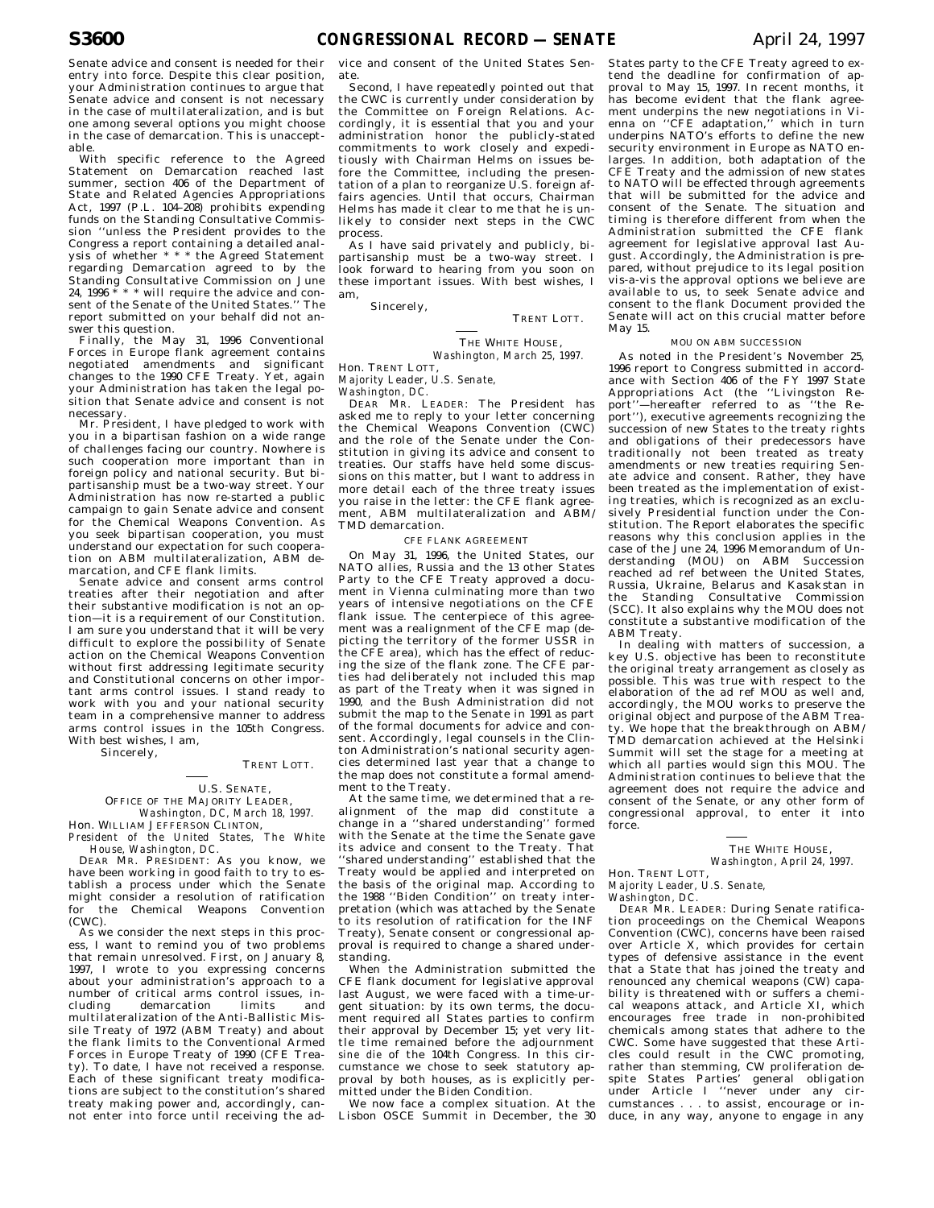Senate advice and consent is needed for their entry into force. Despite this clear position, your Administration continues to argue that Senate advice and consent is not necessary in the case of multilateralization, and is but one among several options you might choose in the case of demarcation. This is unacceptable.

With specific reference to the Agreed Statement on Demarcation reached last summer, section 406 of the Department of State and Related Agencies Appropriations Act, 1997 (P.L. 104–208) prohibits expending funds on the Standing Consultative Commission ''unless the President provides to the Congress a report containing a detailed analysis of whether * * * the Agreed Statement regarding Demarcation agreed to by the Standing Consultative Commission on June 24, 1996 * * * will require the advice and consent of the Senate of the United States.'' The report submitted on your behalf did not answer this question.

Finally, the May 31, 1996 Conventional Forces in Europe flank agreement contains negotiated amendments and significant changes to the 1990 CFE Treaty. Yet, again your Administration has taken the legal position that Senate advice and consent is not necessary.

Mr. President, I have pledged to work with you in a bipartisan fashion on a wide range of challenges facing our country. Nowhere is such cooperation more important than in foreign policy and national security. But bipartisanship must be a two-way street. Your Administration has now re-started a public campaign to gain Senate advice and consent for the Chemical Weapons Convention. As you seek bipartisan cooperation, you must understand our expectation for such cooperation on ABM multilateralization, ABM demarcation, and CFE flank limits.

Senate advice and consent arms control treaties after their negotiation and after their substantive modification is not an option—it is a requirement of our Constitution. I am sure you understand that it will be very difficult to explore the possibility of Senate action on the Chemical Weapons Convention without first addressing legitimate security and Constitutional concerns on other important arms control issues. I stand ready to work with you and your national security team in a comprehensive manner to address arms control issues in the 105th Congress. With best wishes, I am,

Sincerely,

TRENT LOTT.

---

U.S. SENATE,
OFFICE OF THE MAJORITY LEADER,
*Washington, DC, March 18, 1997.*

Hon. WILLIAM JEFFERSON CLINTON,
*President of the United States, The White House, Washington, DC.*

DEAR MR. PRESIDENT: As you know, we have been working in good faith to try to establish a process under which the Senate might consider a resolution of ratification for the Chemical Weapons Convention (CWC).

As we consider the next steps in this process, I want to remind you of two problems that remain unresolved. First, on January 8, 1997, I wrote to you expressing concerns about your administration's approach to a number of critical arms control issues, including demarcation limits and multilateralization of the Anti-Ballistic Missile Treaty of 1972 (ABM Treaty) and about the flank limits to the Conventional Armed Forces in Europe Treaty of 1990 (CFE Treaty). To date, I have not received a response. Each of these significant treaty modifications are subject to the constitution's shared treaty making power and, accordingly, cannot enter into force until receiving the advice and consent of the United States Senate.

Second, I have repeatedly pointed out that the CWC is currently under consideration by the Committee on Foreign Relations. Accordingly, it is essential that you and your administration honor the publicly-stated commitments to work closely and expeditiously with Chairman Helms on issues before the Committee, including the presentation of a plan to reorganize U.S. foreign affairs agencies. Until that occurs, Chairman Helms has made it clear to me that he is unlikely to consider next steps in the CWC process.

As I have said privately and publicly, bipartisanship must be a two-way street. I look forward to hearing from you soon on these important issues. With best wishes, I am,

Sincerely,

TRENT LOTT.

---

THE WHITE HOUSE,
*Washington, March 25, 1997.*

Hon. TRENT LOTT,
*Majority Leader, U.S. Senate,*
*Washington, DC.*

DEAR MR. LEADER: The President has asked me to reply to your letter concerning the Chemical Weapons Convention (CWC) and the role of the Senate under the Constitution in giving its advice and consent to treaties. Our staffs have held some discussions on this matter, but I want to address in more detail each of the three treaty issues you raise in the letter: the CFE flank agreement, ABM multilateralization and ABM/TMD demarcation.

CFE FLANK AGREEMENT

On May 31, 1996, the United States, our NATO allies, Russia and the 13 other States Party to the CFE Treaty approved a document in Vienna culminating more than two years of intensive negotiations on the CFE flank issue. The centerpiece of this agreement was a realignment of the CFE map (depicting the territory of the former USSR in the CFE area), which has the effect of reducing the size of the flank zone. The CFE parties had deliberately not included this map as part of the Treaty when it was signed in 1990, and the Bush Administration did not submit the map to the Senate in 1991 as part of the formal documents for advice and consent. Accordingly, legal counsels in the Clinton Administration's national security agencies determined last year that a change to the map does not constitute a formal amendment to the Treaty.

At the same time, we determined that a realignment of the map did constitute a change in a ''shared understanding'' formed with the Senate at the time the Senate gave its advice and consent to the Treaty. That ''shared understanding'' established that the Treaty would be applied and interpreted on the basis of the original map. According to the 1988 ''Biden Condition'' on treaty interpretation (which was attached by the Senate to its resolution of ratification for the INF Treaty), Senate consent or congressional approval is required to change a shared understanding.

When the Administration submitted the CFE flank document for legislative approval last August, we were faced with a time-urgent situation: by its own terms, the document required all States parties to confirm their approval by December 15; yet very little time remained before the adjournment *sine die* of the 104th Congress. In this circumstance we chose to seek statutory approval by both houses, as is explicitly permitted under the Biden Condition.

We now face a complex situation. At the Lisbon OSCE Summit in December, the 30 States party to the CFE Treaty agreed to extend the deadline for confirmation of approval to May 15, 1997. In recent months, it has become evident that the flank agreement underpins the new negotiations in Vienna on ''CFE adaptation,'' which in turn underpins NATO's efforts to define the new security environment in Europe as NATO enlarges. In addition, both adaptation of the CFE Treaty and the admission of new states to NATO will be effected through agreements that will be submitted for the advice and consent of the Senate. The situation and timing is therefore different from when the Administration submitted the CFE flank agreement for legislative approval last August. Accordingly, the Administration is prepared, without prejudice to its legal position vis-a-vis the approval options we believe are available to us, to seek Senate advice and consent to the flank Document provided the Senate will act on this crucial matter before May 15.

MOU ON ABM SUCCESSION

As noted in the President's November 25, 1996 report to Congress submitted in accordance with Section 406 of the FY 1997 State Appropriations Act (the ''Livingston Report''—hereafter referred to as ''the Report''), executive agreements recognizing the succession of new States to the treaty rights and obligations of their predecessors have traditionally not been treated as treaty amendments or new treaties requiring Senate advice and consent. Rather, they have been treated as the implementation of existing treaties, which is recognized as an exclusively Presidential function under the Constitution. The Report elaborates the specific reasons why this conclusion applies in the case of the June 24, 1996 Memorandum of Understanding (MOU) on ABM Succession reached ad ref between the United States, Russia, Ukraine, Belarus and Kasakstan in the Standing Consultative Commission (SCC). It also explains why the MOU does not constitute a substantive modification of the ABM Treaty.

In dealing with matters of succession, a key U.S. objective has been to reconstitute the original treaty arrangement as closely as possible. This was true with respect to the elaboration of the ad ref MOU as well and, accordingly, the MOU works to preserve the original object and purpose of the ABM Treaty. We hope that the breakthrough on ABM/TMD demarcation achieved at the Helsinki Summit will set the stage for a meeting at which all parties would sign this MOU. The Administration continues to believe that the agreement does not require the advice and consent of the Senate, or any other form of congressional approval, to enter it into force.

---

THE WHITE HOUSE,
*Washington, April 24, 1997.*

Hon. TRENT LOTT,
*Majority Leader, U.S. Senate,*
*Washington, DC.*

DEAR MR. LEADER: During Senate ratification proceedings on the Chemical Weapons Convention (CWC), concerns have been raised over Article X, which provides for certain types of defensive assistance in the event that a State that has joined the treaty and renounced any chemical weapons (CW) capability is threatened with or suffers a chemical weapons attack, and Article XI, which encourages free trade in non-prohibited chemicals among states that adhere to the CWC. Some have suggested that these Articles could result in the CWC promoting, rather than stemming, CW proliferation despite States Parties' general obligation under Article I ''never under any circumstances . . . to assist, encourage or induce, in any way, anyone to engage in any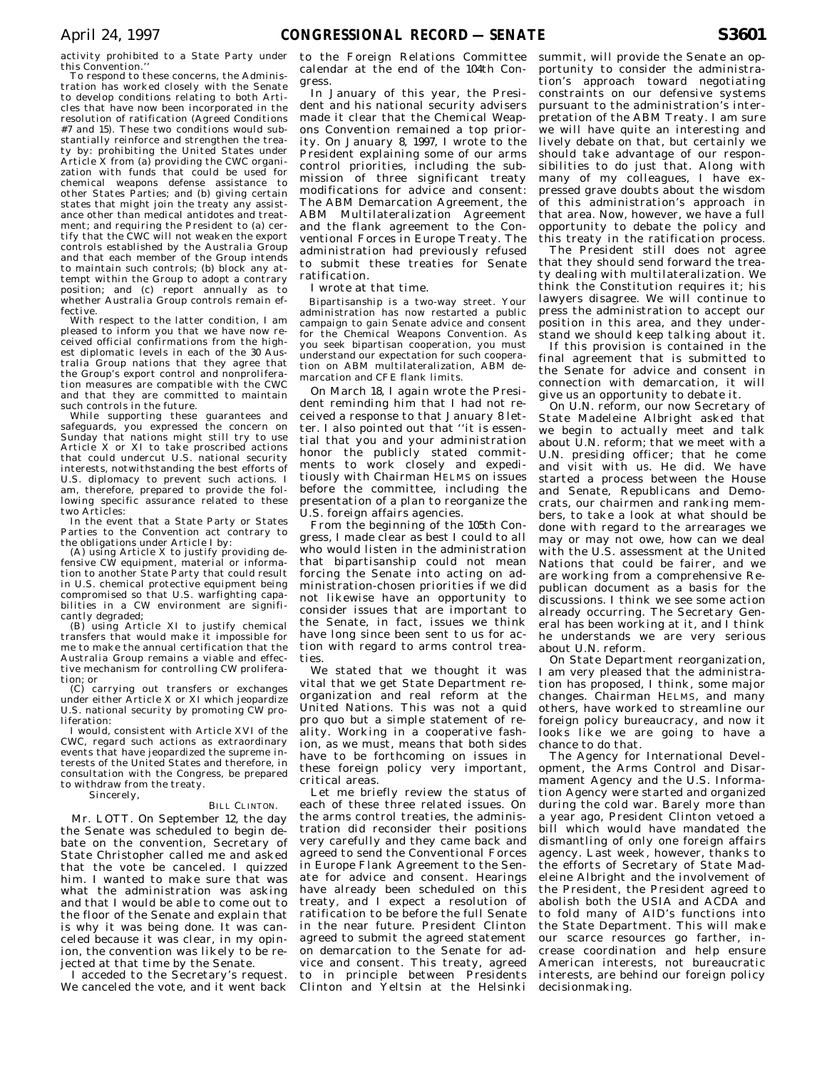activity prohibited to a State Party under this Convention.''

To respond to these concerns, the Administration has worked closely with the Senate to develop conditions relating to both Articles that have now been incorporated in the resolution of ratification (Agreed Conditions #7 and 15). These two conditions would substantially reinforce and strengthen the treaty by: prohibiting the United States under Article X from (a) providing the CWC organization with funds that could be used for chemical weapons defense assistance to other States Parties; and (b) giving certain states that might join the treaty any assistance other than medical antidotes and treatment; and requiring the President to (a) certify that the CWC will not weaken the export controls established by the Australia Group and that each member of the Group intends to maintain such controls; (b) block any attempt within the Group to adopt a contrary position; and (c) report annually as to whether Australia Group controls remain effective.

With respect to the latter condition, I am pleased to inform you that we have now received official confirmations from the highest diplomatic levels in each of the 30 Australia Group nations that they agree that the Group's export control and nonproliferation measures are compatible with the CWC and that they are committed to maintain such controls in the future.

While supporting these guarantees and safeguards, you expressed the concern on Sunday that nations might still try to use Article X or XI to take proscribed actions that could undercut U.S. national security interests, notwithstanding the best efforts of U.S. diplomacy to prevent such actions. I am, therefore, prepared to provide the following specific assurance related to these two Articles:

In the event that a State Party or States Parties to the Convention act contrary to the obligations under Article I by:

(A) using Article X to justify providing defensive CW equipment, material or information to another State Party that could result in U.S. chemical protective equipment being compromised so that U.S. warfighting capabilities in a CW environment are significantly degraded;

(B) using Article XI to justify chemical transfers that would make it impossible for me to make the annual certification that the Australia Group remains a viable and effective mechanism for controlling CW proliferation; or

(C) carrying out transfers or exchanges under either Article X or XI which jeopardize U.S. national security by promoting CW proliferation:

I would, consistent with Article XVI of the CWC, regard such actions as extraordinary events that have jeopardized the supreme interests of the United States and therefore, in consultation with the Congress, be prepared to withdraw from the treaty.

Sincerely,

BILL CLINTON.

Mr. LOTT. On September 12, the day the Senate was scheduled to begin debate on the convention, Secretary of State Christopher called me and asked that the vote be canceled. I quizzed him. I wanted to make sure that was what the administration was asking and that I would be able to come out to the floor of the Senate and explain that is why it was being done. It was canceled because it was clear, in my opinion, the convention was likely to be rejected at that time by the Senate.

I acceded to the Secretary's request. We canceled the vote, and it went back to the Foreign Relations Committee calendar at the end of the 104th Congress.

In January of this year, the President and his national security advisers made it clear that the Chemical Weapons Convention remained a top priority. On January 8, 1997, I wrote to the President explaining some of our arms control priorities, including the submission of three significant treaty modifications for advice and consent: The ABM Demarcation Agreement, the ABM Multilateralization Agreement and the flank agreement to the Conventional Forces in Europe Treaty. The administration had previously refused to submit these treaties for Senate ratification.

I wrote at that time.

Bipartisanship is a two-way street. Your administration has now restarted a public campaign to gain Senate advice and consent for the Chemical Weapons Convention. As you seek bipartisan cooperation, you must understand our expectation for such cooperation on ABM multilateralization, ABM demarcation and CFE flank limits.

On March 18, I again wrote the President reminding him that I had not received a response to that January 8 letter. I also pointed out that ''it is essential that you and your administration honor the publicly stated commitments to work closely and expeditiously with Chairman HELMS on issues before the committee, including the presentation of a plan to reorganize the U.S. foreign affairs agencies.

From the beginning of the 105th Congress, I made clear as best I could to all who would listen in the administration that bipartisanship could not mean forcing the Senate into acting on administration-chosen priorities if we did not likewise have an opportunity to consider issues that are important to the Senate, in fact, issues we think have long since been sent to us for action with regard to arms control treaties.

We stated that we thought it was vital that we get State Department reorganization and real reform at the United Nations. This was not a quid pro quo but a simple statement of reality. Working in a cooperative fashion, as we must, means that both sides have to be forthcoming on issues in these foreign policy very important, critical areas.

Let me briefly review the status of each of these three related issues. On the arms control treaties, the administration did reconsider their positions very carefully and they came back and agreed to send the Conventional Forces in Europe Flank Agreement to the Senate for advice and consent. Hearings have already been scheduled on this treaty, and I expect a resolution of ratification to be before the full Senate in the near future. President Clinton agreed to submit the agreed statement on demarcation to the Senate for advice and consent. This treaty, agreed to in principle between Presidents Clinton and Yeltsin at the Helsinki summit, will provide the Senate an opportunity to consider the administration's approach toward negotiating constraints on our defensive systems pursuant to the administration's interpretation of the ABM Treaty. I am sure we will have quite an interesting and lively debate on that, but certainly we should take advantage of our responsibilities to do just that. Along with many of my colleagues, I have expressed grave doubts about the wisdom of this administration's approach in that area. Now, however, we have a full opportunity to debate the policy and this treaty in the ratification process.

The President still does not agree that they should send forward the treaty dealing with multilateralization. We think the Constitution requires it; his lawyers disagree. We will continue to press the administration to accept our position in this area, and they understand we should keep talking about it.

If this provision is contained in the final agreement that is submitted to the Senate for advice and consent in connection with demarcation, it will give us an opportunity to debate it.

On U.N. reform, our now Secretary of State Madeleine Albright asked that we begin to actually meet and talk about U.N. reform; that we meet with a U.N. presiding officer; that he come and visit with us. He did. We have started a process between the House and Senate, Republicans and Democrats, our chairmen and ranking members, to take a look at what should be done with regard to the arrearages we may or may not owe, how can we deal with the U.S. assessment at the United Nations that could be fairer, and we are working from a comprehensive Republican document as a basis for the discussions. I think we see some action already occurring. The Secretary General has been working at it, and I think he understands we are very serious about U.N. reform.

On State Department reorganization, I am very pleased that the administration has proposed, I think, some major changes. Chairman HELMS, and many others, have worked to streamline our foreign policy bureaucracy, and now it looks like we are going to have a chance to do that.

The Agency for International Development, the Arms Control and Disarmament Agency and the U.S. Information Agency were started and organized during the cold war. Barely more than a year ago, President Clinton vetoed a bill which would have mandated the dismantling of only one foreign affairs agency. Last week, however, thanks to the efforts of Secretary of State Madeleine Albright and the involvement of the President, the President agreed to abolish both the USIA and ACDA and to fold many of AID's functions into the State Department. This will make our scarce resources go farther, increase coordination and help ensure American interests, not bureaucratic interests, are behind our foreign policy decisionmaking.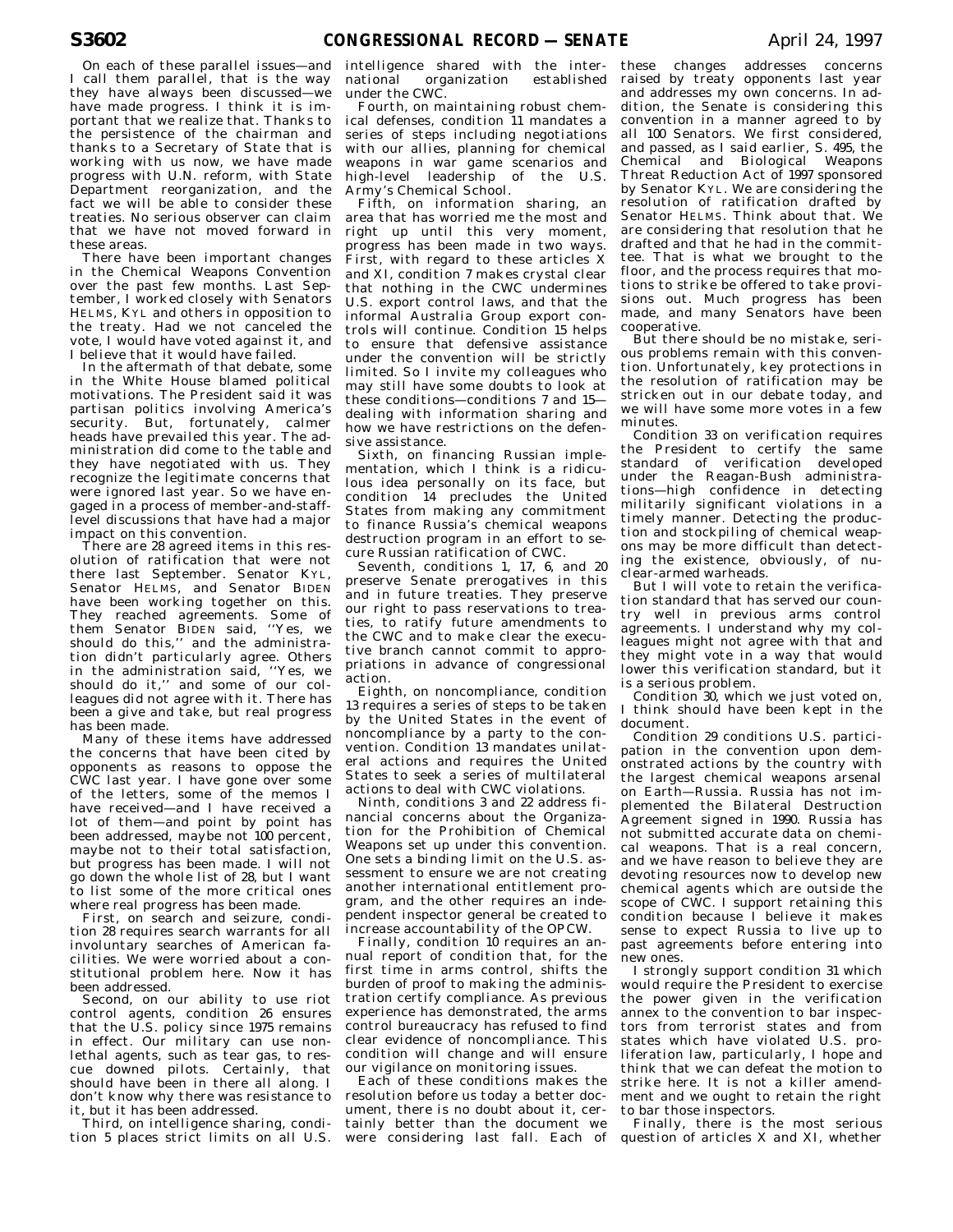On each of these parallel issues—and I call them parallel, that is the way they have always been discussed—we have made progress. I think it is important that we realize that. Thanks to the persistence of the chairman and thanks to a Secretary of State that is working with us now, we have made progress with U.N. reform, with State Department reorganization, and the fact we will be able to consider these treaties. No serious observer can claim that we have not moved forward in these areas.

There have been important changes in the Chemical Weapons Convention over the past few months. Last September, I worked closely with Senators HELMS, KYL and others in opposition to the treaty. Had we not canceled the vote, I would have voted against it, and I believe that it would have failed.

In the aftermath of that debate, some in the White House blamed political motivations. The President said it was partisan politics involving America's security. But, fortunately, calmer heads have prevailed this year. The administration did come to the table and they have negotiated with us. They recognize the legitimate concerns that were ignored last year. So we have engaged in a process of member-and-staff-level discussions that have had a major impact on this convention.

There are 28 agreed items in this resolution of ratification that were not there last September. Senator KYL, Senator HELMS, and Senator BIDEN have been working together on this. They reached agreements. Some of them Senator BIDEN said, ''Yes, we should do this,'' and the administration didn't particularly agree. Others in the administration said, ''Yes, we should do it,'' and some of our colleagues did not agree with it. There has been a give and take, but real progress has been made.

Many of these items have addressed the concerns that have been cited by opponents as reasons to oppose the CWC last year. I have gone over some of the letters, some of the memos I have received—and I have received a lot of them—and point by point has been addressed, maybe not 100 percent, maybe not to their total satisfaction, but progress has been made. I will not go down the whole list of 28, but I want to list some of the more critical ones where real progress has been made.

First, on search and seizure, condition 28 requires search warrants for all involuntary searches of American facilities. We were worried about a constitutional problem here. Now it has been addressed.

Second, on our ability to use riot control agents, condition 26 ensures that the U.S. policy since 1975 remains in effect. Our military can use nonlethal agents, such as tear gas, to rescue downed pilots. Certainly, that should have been in there all along. I don't know why there was resistance to it, but it has been addressed.

Third, on intelligence sharing, condition 5 places strict limits on all U.S. intelligence shared with the international organization established under the CWC.

Fourth, on maintaining robust chemical defenses, condition 11 mandates a series of steps including negotiations with our allies, planning for chemical weapons in war game scenarios and high-level leadership of the U.S. Army's Chemical School.

Fifth, on information sharing, an area that has worried me the most and right up until this very moment, progress has been made in two ways. First, with regard to these articles X and XI, condition 7 makes crystal clear that nothing in the CWC undermines U.S. export control laws, and that the informal Australia Group export controls will continue. Condition 15 helps to ensure that defensive assistance under the convention will be strictly limited. So I invite my colleagues who may still have some doubts to look at these conditions—conditions 7 and 15—dealing with information sharing and how we have restrictions on the defensive assistance.

Sixth, on financing Russian implementation, which I think is a ridiculous idea personally on its face, but condition 14 precludes the United States from making any commitment to finance Russia's chemical weapons destruction program in an effort to secure Russian ratification of CWC.

Seventh, conditions 1, 17, 6, and 20 preserve Senate prerogatives in this and in future treaties. They preserve our right to pass reservations to treaties, to ratify future amendments to the CWC and to make clear the executive branch cannot commit to appropriations in advance of congressional action.

Eighth, on noncompliance, condition 13 requires a series of steps to be taken by the United States in the event of noncompliance by a party to the convention. Condition 13 mandates unilateral actions and requires the United States to seek a series of multilateral actions to deal with CWC violations.

Ninth, conditions 3 and 22 address financial concerns about the Organization for the Prohibition of Chemical Weapons set up under this convention. One sets a binding limit on the U.S. assessment to ensure we are not creating another international entitlement program, and the other requires an independent inspector general be created to increase accountability of the OPCW.

Finally, condition 10 requires an annual report of condition that, for the first time in arms control, shifts the burden of proof to making the administration certify compliance. As previous experience has demonstrated, the arms control bureaucracy has refused to find clear evidence of noncompliance. This condition will change and will ensure our vigilance on monitoring issues.

Each of these conditions makes the resolution before us today a better document, there is no doubt about it, certainly better than the document we were considering last fall. Each of these changes addresses concerns raised by treaty opponents last year and addresses my own concerns. In addition, the Senate is considering this convention in a manner agreed to by all 100 Senators. We first considered, and passed, as I said earlier, S. 495, the Chemical and Biological Weapons Threat Reduction Act of 1997 sponsored by Senator KYL. We are considering the resolution of ratification drafted by Senator HELMS. Think about that. We are considering that resolution that he drafted and that he had in the committee. That is what we brought to the floor, and the process requires that motions to strike be offered to take provisions out. Much progress has been made, and many Senators have been cooperative.

But there should be no mistake, serious problems remain with this convention. Unfortunately, key protections in the resolution of ratification may be stricken out in our debate today, and we will have some more votes in a few minutes.

Condition 33 on verification requires the President to certify the same standard of verification developed under the Reagan-Bush administrations—high confidence in detecting militarily significant violations in a timely manner. Detecting the production and stockpiling of chemical weapons may be more difficult than detecting the existence, obviously, of nuclear-armed warheads.

But I will vote to retain the verification standard that has served our country well in previous arms control agreements. I understand why my colleagues might not agree with that and they might vote in a way that would lower this verification standard, but it is a serious problem.

Condition 30, which we just voted on, I think should have been kept in the document.

Condition 29 conditions U.S. participation in the convention upon demonstrated actions by the country with the largest chemical weapons arsenal on Earth—Russia. Russia has not implemented the Bilateral Destruction Agreement signed in 1990. Russia has not submitted accurate data on chemical weapons. That is a real concern, and we have reason to believe they are devoting resources now to develop new chemical agents which are outside the scope of CWC. I support retaining this condition because I believe it makes sense to expect Russia to live up to past agreements before entering into new ones.

I strongly support condition 31 which would require the President to exercise the power given in the verification annex to the convention to bar inspectors from terrorist states and from states which have violated U.S. proliferation law, particularly, I hope and think that we can defeat the motion to strike here. It is not a killer amendment and we ought to retain the right to bar those inspectors.

Finally, there is the most serious question of articles X and XI, whether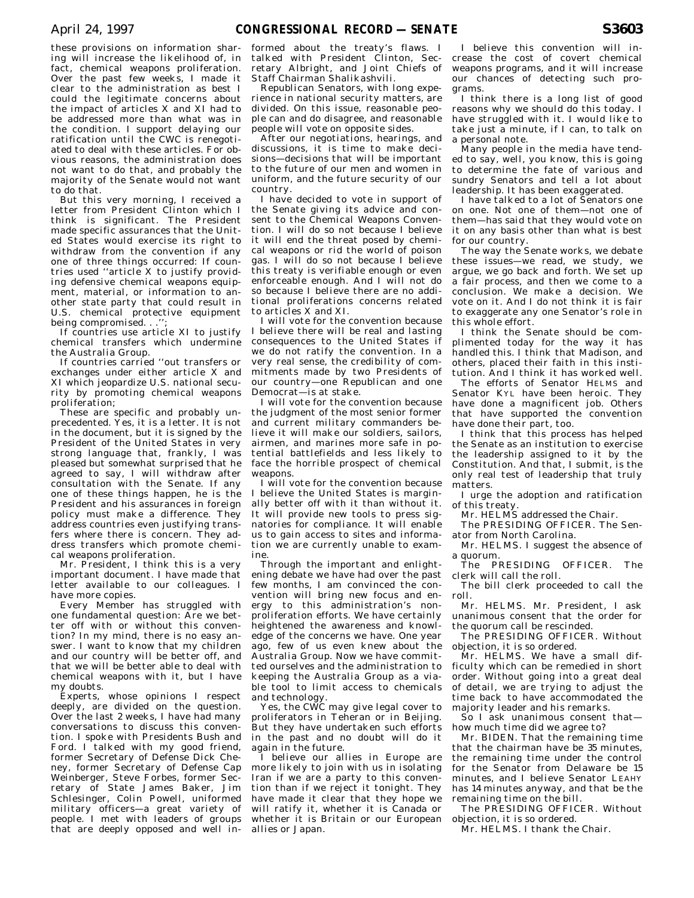these provisions on information sharing will increase the likelihood of, in fact, chemical weapons proliferation. Over the past few weeks, I made it clear to the administration as best I could the legitimate concerns about the impact of articles X and XI had to be addressed more than what was in the condition. I support delaying our ratification until the CWC is renegotiated to deal with these articles. For obvious reasons, the administration does not want to do that, and probably the majority of the Senate would not want to do that.

But this very morning, I received a letter from President Clinton which I think is significant. The President made specific assurances that the United States would exercise its right to withdraw from the convention if any one of three things occurred: If countries used ''article X to justify providing defensive chemical weapons equipment, material, or information to another state party that could result in U.S. chemical protective equipment being compromised. . .'';

If countries use article XI to justify chemical transfers which undermine the Australia Group.

If countries carried ''out transfers or exchanges under either article X and XI which jeopardize U.S. national security by promoting chemical weapons proliferation;

These are specific and probably unprecedented. Yes, it is a letter. It is not in the document, but it is signed by the President of the United States in very strong language that, frankly, I was pleased but somewhat surprised that he agreed to say, I will withdraw after consultation with the Senate. If any one of these things happen, he is the President and his assurances in foreign policy must make a difference. They address countries even justifying transfers where there is concern. They address transfers which promote chemical weapons proliferation.

Mr. President, I think this is a very important document. I have made that letter available to our colleagues. I have more copies.

Every Member has struggled with one fundamental question: Are we better off with or without this convention? In my mind, there is no easy answer. I want to know that my children and our country will be better off, and that we will be better able to deal with chemical weapons with it, but I have my doubts.

Experts, whose opinions I respect deeply, are divided on the question. Over the last 2 weeks, I have had many conversations to discuss this convention. I spoke with Presidents Bush and Ford. I talked with my good friend, former Secretary of Defense Dick Cheney, former Secretary of Defense Cap Weinberger, Steve Forbes, former Secretary of State James Baker, Jim Schlesinger, Colin Powell, uniformed military officers—a great variety of people. I met with leaders of groups that are deeply opposed and well informed about the treaty's flaws. I talked with President Clinton, Secretary Albright, and Joint Chiefs of Staff Chairman Shalikashvili.

Republican Senators, with long experience in national security matters, are divided. On this issue, reasonable people can and do disagree, and reasonable people will vote on opposite sides.

After our negotiations, hearings, and discussions, it is time to make decisions—decisions that will be important to the future of our men and women in uniform, and the future security of our country.

I have decided to vote in support of the Senate giving its advice and consent to the Chemical Weapons Convention. I will do so not because I believe it will end the threat posed by chemical weapons or rid the world of poison gas. I will do so not because I believe this treaty is verifiable enough or even enforceable enough. And I will not do so because I believe there are no additional proliferations concerns related to articles X and XI.

I will vote for the convention because I believe there will be real and lasting consequences to the United States if we do not ratify the convention. In a very real sense, the credibility of commitments made by two Presidents of our country—one Republican and one Democrat—is at stake.

I will vote for the convention because the judgment of the most senior former and current military commanders believe it will make our soldiers, sailors, airmen, and marines more safe in potential battlefields and less likely to face the horrible prospect of chemical weapons.

I will vote for the convention because I believe the United States is marginally better off with it than without it. It will provide new tools to press signatories for compliance. It will enable us to gain access to sites and information we are currently unable to examine.

Through the important and enlightening debate we have had over the past few months, I am convinced the convention will bring new focus and energy to this administration's nonproliferation efforts. We have certainly heightened the awareness and knowledge of the concerns we have. One year ago, few of us even knew about the Australia Group. Now we have committed ourselves and the administration to keeping the Australia Group as a viable tool to limit access to chemicals and technology.

Yes, the CWC may give legal cover to proliferators in Teheran or in Beijing. But they have undertaken such efforts in the past and no doubt will do it again in the future.

I believe our allies in Europe are more likely to join with us in isolating Iran if we are a party to this convention than if we reject it tonight. They have made it clear that they hope we will ratify it, whether it is Canada or whether it is Britain or our European allies or Japan.

I believe this convention will increase the cost of covert chemical weapons programs, and it will increase our chances of detecting such programs.

I think there is a long list of good reasons why we should do this today. I have struggled with it. I would like to take just a minute, if I can, to talk on a personal note.

Many people in the media have tended to say, well, you know, this is going to determine the fate of various and sundry Senators and tell a lot about leadership. It has been exaggerated.

I have talked to a lot of Senators one on one. Not one of them—not one of them—has said that they would vote on it on any basis other than what is best for our country.

The way the Senate works, we debate these issues—we read, we study, we argue, we go back and forth. We set up a fair process, and then we come to a conclusion. We make a decision. We vote on it. And I do not think it is fair to exaggerate any one Senator's role in this whole effort.

I think the Senate should be complimented today for the way it has handled this. I think that Madison, and others, placed their faith in this institution. And I think it has worked well.

The efforts of Senator HELMS and Senator KYL have been heroic. They have done a magnificent job. Others that have supported the convention have done their part, too.

I think that this process has helped the Senate as an institution to exercise the leadership assigned to it by the Constitution. And that, I submit, is the only real test of leadership that truly matters.

I urge the adoption and ratification of this treaty.

Mr. HELMS addressed the Chair.

The PRESIDING OFFICER. The Senator from North Carolina.

Mr. HELMS. I suggest the absence of a quorum.

The PRESIDING OFFICER. The clerk will call the roll.

The bill clerk proceeded to call the roll.

Mr. HELMS. Mr. President, I ask unanimous consent that the order for the quorum call be rescinded.

The PRESIDING OFFICER. Without objection, it is so ordered.

Mr. HELMS. We have a small difficulty which can be remedied in short order. Without going into a great deal of detail, we are trying to adjust the time back to have accommodated the majority leader and his remarks.

So I ask unanimous consent that—how much time did we agree to?

Mr. BIDEN. That the remaining time that the chairman have be 35 minutes, the remaining time under the control for the Senator from Delaware be 15 minutes, and I believe Senator LEAHY has 14 minutes anyway, and that be the remaining time on the bill.

The PRESIDING OFFICER. Without objection, it is so ordered.

Mr. HELMS. I thank the Chair.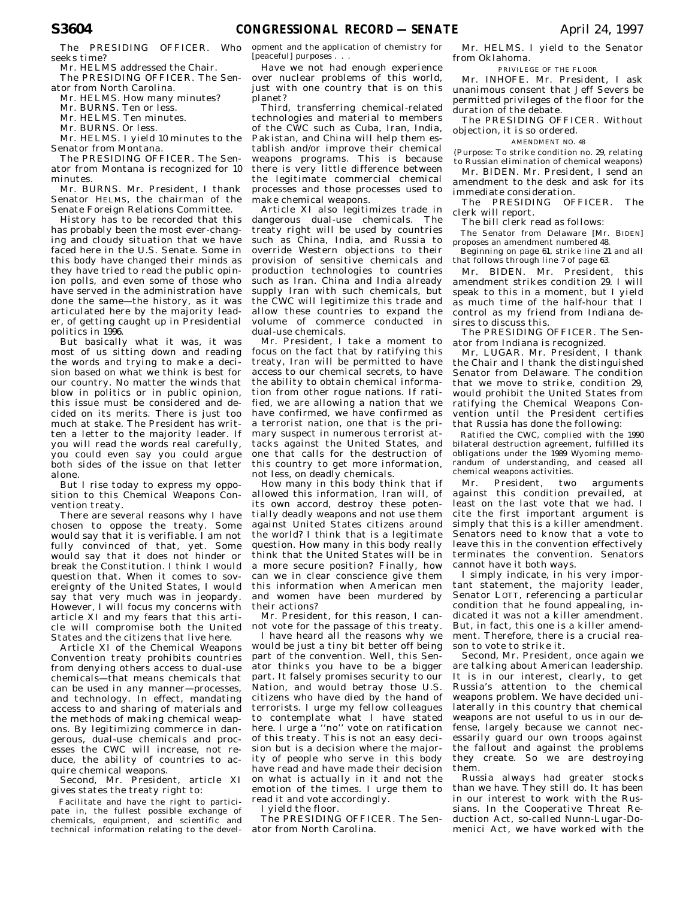The PRESIDING OFFICER. Who seeks time?

Mr. HELMS addressed the Chair.

The PRESIDING OFFICER. The Senator from North Carolina.

Mr. HELMS. How many minutes?

Mr. BURNS. Ten or less.

Mr. HELMS. Ten minutes.

Mr. BURNS. Or less.

Mr. HELMS. I yield 10 minutes to the Senator from Montana.

The PRESIDING OFFICER. The Senator from Montana is recognized for 10 minutes.

Mr. BURNS. Mr. President, I thank Senator HELMS, the chairman of the Senate Foreign Relations Committee.

History has to be recorded that this has probably been the most ever-changing and cloudy situation that we have faced here in the U.S. Senate. Some in this body have changed their minds as they have tried to read the public opinion polls, and even some of those who have served in the administration have done the same—the history, as it was articulated here by the majority leader, of getting caught up in Presidential politics in 1996.

But basically what it was, it was most of us sitting down and reading the words and trying to make a decision based on what we think is best for our country. No matter the winds that blow in politics or in public opinion, this issue must be considered and decided on its merits. There is just too much at stake. The President has written a letter to the majority leader. If you will read the words real carefully, you could even say you could argue both sides of the issue on that letter alone.

But I rise today to express my opposition to this Chemical Weapons Convention treaty.

There are several reasons why I have chosen to oppose the treaty. Some would say that it is verifiable. I am not fully convinced of that, yet. Some would say that it does not hinder or break the Constitution. I think I would question that. When it comes to sovereignty of the United States, I would say that very much was in jeopardy. However, I will focus my concerns with article XI and my fears that this article will compromise both the United States and the citizens that live here.

Article XI of the Chemical Weapons Convention treaty prohibits countries from denying others access to dual-use chemicals—that means chemicals that can be used in any manner—processes, and technology. In effect, mandating access to and sharing of materials and the methods of making chemical weapons. By legitimizing commerce in dangerous, dual-use chemicals and processes the CWC will increase, not reduce, the ability of countries to acquire chemical weapons.

Second, Mr. President, article XI gives states the treaty right to:

> Facilitate and have the right to participate in, the fullest possible exchange of chemicals, equipment, and scientific and technical information relating to the development and the application of chemistry for [peaceful] purposes . . .

Have we not had enough experience over nuclear problems of this world, just with one country that is on this planet?

Third, transferring chemical-related technologies and material to members of the CWC such as Cuba, Iran, India, Pakistan, and China will help them establish and/or improve their chemical weapons programs. This is because there is very little difference between the legitimate commercial chemical processes and those processes used to make chemical weapons.

Article XI also legitimizes trade in dangerous dual-use chemicals. The treaty right will be used by countries such as China, India, and Russia to override Western objections to their provision of sensitive chemicals and production technologies to countries such as Iran. China and India already supply Iran with such chemicals, but the CWC will legitimize this trade and allow these countries to expand the volume of commerce conducted in dual-use chemicals.

Mr. President, I take a moment to focus on the fact that by ratifying this treaty, Iran will be permitted to have access to our chemical secrets, to have the ability to obtain chemical information from other rogue nations. If ratified, we are allowing a nation that we have confirmed, we have confirmed as a terrorist nation, one that is the primary suspect in numerous terrorist attacks against the United States, and one that calls for the destruction of this country to get more information, not less, on deadly chemicals.

How many in this body think that if allowed this information, Iran will, of its own accord, destroy these potentially deadly weapons and not use them against United States citizens around the world? I think that is a legitimate question. How many in this body really think that the United States will be in a more secure position? Finally, how can we in clear conscience give them this information when American men and women have been murdered by their actions?

Mr. President, for this reason, I cannot vote for the passage of this treaty.

I have heard all the reasons why we would be just a tiny bit better off being part of the convention. Well, this Senator thinks you have to be a bigger part. It falsely promises security to our Nation, and would betray those U.S. citizens who have died by the hand of terrorists. I urge my fellow colleagues to contemplate what I have stated here. I urge a ''no'' vote on ratification of this treaty. This is not an easy decision but is a decision where the majority of people who serve in this body have read and have made their decision on what is actually in it and not the emotion of the times. I urge them to read it and vote accordingly.

I yield the floor.

The PRESIDING OFFICER. The Senator from North Carolina.

Mr. HELMS. I yield to the Senator from Oklahoma.

PRIVILEGE OF THE FLOOR

Mr. INHOFE. Mr. President, I ask unanimous consent that Jeff Severs be permitted privileges of the floor for the duration of the debate.

The PRESIDING OFFICER. Without objection, it is so ordered.

AMENDMENT NO. 48

(Purpose: To strike condition no. 29, relating to Russian elimination of chemical weapons)

Mr. BIDEN. Mr. President, I send an amendment to the desk and ask for its immediate consideration.

The PRESIDING OFFICER. The clerk will report.

The bill clerk read as follows:

> The Senator from Delaware [Mr. BIDEN] proposes an amendment numbered 48.
>
> Beginning on page 61, strike line 21 and all that follows through line 7 of page 63.

Mr. BIDEN. Mr. President, this amendment strikes condition 29. I will speak to this in a moment, but I yield as much time of the half-hour that I control as my friend from Indiana desires to discuss this.

The PRESIDING OFFICER. The Senator from Indiana is recognized.

Mr. LUGAR. Mr. President, I thank the Chair and I thank the distinguished Senator from Delaware. The condition that we move to strike, condition 29, would prohibit the United States from ratifying the Chemical Weapons Convention until the President certifies that Russia has done the following:

> Ratified the CWC, complied with the 1990 bilateral destruction agreement, fulfilled its obligations under the 1989 Wyoming memorandum of understanding, and ceased all chemical weapons activities.

Mr. President, two arguments against this condition prevailed, at least on the last vote that we had. I cite the first important argument is simply that this is a killer amendment. Senators need to know that a vote to leave this in the convention effectively terminates the convention. Senators cannot have it both ways.

I simply indicate, in his very important statement, the majority leader, Senator LOTT, referencing a particular condition that he found appealing, indicated it was not a killer amendment. But, in fact, this one is a killer amendment. Therefore, there is a crucial reason to vote to strike it.

Second, Mr. President, once again we are talking about American leadership. It is in our interest, clearly, to get Russia's attention to the chemical weapons problem. We have decided unilaterally in this country that chemical weapons are not useful to us in our defense, largely because we cannot necessarily guard our own troops against the fallout and against the problems they create. So we are destroying them.

Russia always had greater stocks than we have. They still do. It has been in our interest to work with the Russians. In the Cooperative Threat Reduction Act, so-called Nunn-Lugar-Domenici Act, we have worked with the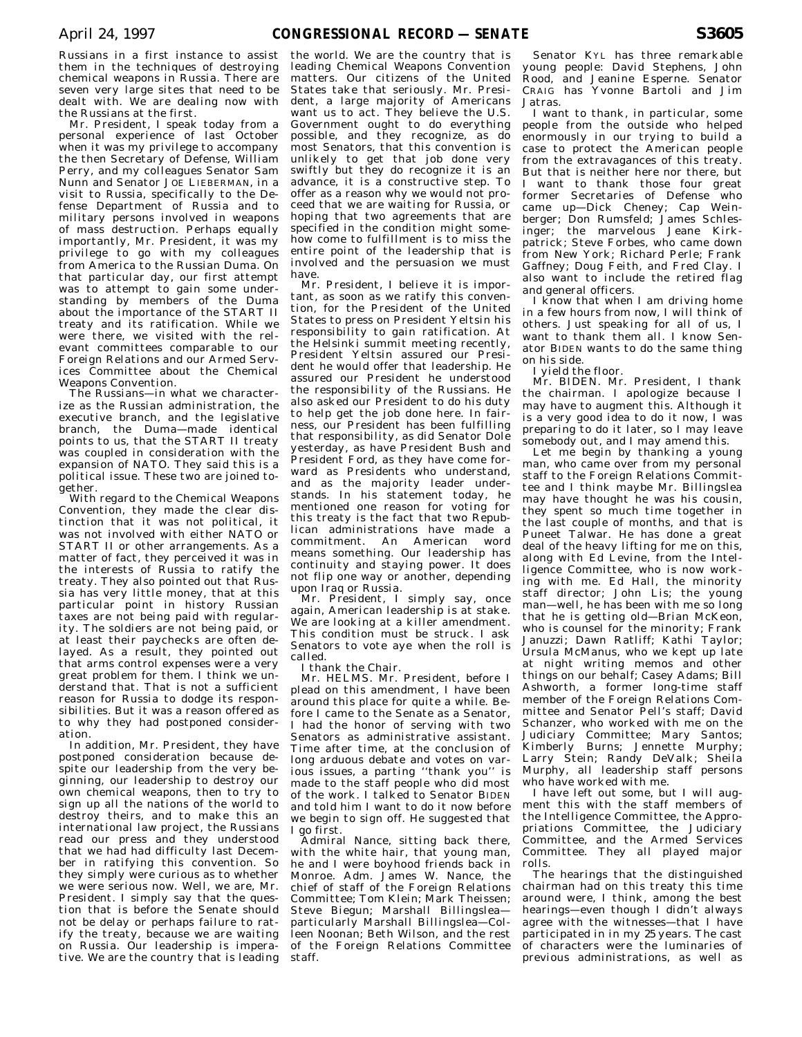Russians in a first instance to assist them in the techniques of destroying chemical weapons in Russia. There are seven very large sites that need to be dealt with. We are dealing now with the Russians at the first.

Mr. President, I speak today from a personal experience of last October when it was my privilege to accompany the then Secretary of Defense, William Perry, and my colleagues Senator Sam Nunn and Senator JOE LIEBERMAN, in a visit to Russia, specifically to the Defense Department of Russia and to military persons involved in weapons of mass destruction. Perhaps equally importantly, Mr. President, it was my privilege to go with my colleagues from America to the Russian Duma. On that particular day, our first attempt was to attempt to gain some understanding by members of the Duma about the importance of the START II treaty and its ratification. While we were there, we visited with the relevant committees comparable to our Foreign Relations and our Armed Services Committee about the Chemical Weapons Convention.

The Russians—in what we characterize as the Russian administration, the executive branch, and the legislative branch, the Duma—made identical points to us, that the START II treaty was coupled in consideration with the expansion of NATO. They said this is a political issue. These two are joined together.

With regard to the Chemical Weapons Convention, they made the clear distinction that it was not political, it was not involved with either NATO or START II or other arrangements. As a matter of fact, they perceived it was in the interests of Russia to ratify the treaty. They also pointed out that Russia has very little money, that at this particular point in history Russian taxes are not being paid with regularity. The soldiers are not being paid, or at least their paychecks are often delayed. As a result, they pointed out that arms control expenses were a very great problem for them. I think we understand that. That is not a sufficient reason for Russia to dodge its responsibilities. But it was a reason offered as to why they had postponed consideration.

In addition, Mr. President, they have postponed consideration because despite our leadership from the very beginning, our leadership to destroy our own chemical weapons, then to try to sign up all the nations of the world to destroy theirs, and to make this an international law project, the Russians read our press and they understood that we had had difficulty last December in ratifying this convention. So they simply were curious as to whether we were serious now. Well, we are, Mr. President. I simply say that the question that is before the Senate should not be delay or perhaps failure to ratify the treaty, because we are waiting on Russia. Our leadership is imperative. We are the country that is leading the world. We are the country that is leading Chemical Weapons Convention matters. Our citizens of the United States take that seriously. Mr. President, a large majority of Americans want us to act. They believe the U.S. Government ought to do everything possible, and they recognize, as do most Senators, that this convention is unlikely to get that job done very swiftly but they do recognize it is an advance, it is a constructive step. To offer as a reason why we would not proceed that we are waiting for Russia, or hoping that two agreements that are specified in the condition might somehow come to fulfillment is to miss the entire point of the leadership that is involved and the persuasion we must have.

Mr. President, I believe it is important, as soon as we ratify this convention, for the President of the United States to press on President Yeltsin his responsibility to gain ratification. At the Helsinki summit meeting recently, President Yeltsin assured our President he would offer that leadership. He assured our President he understood the responsibility of the Russians. He also asked our President to do his duty to help get the job done here. In fairness, our President has been fulfilling that responsibility, as did Senator Dole yesterday, as have President Bush and President Ford, as they have come forward as Presidents who understand, and as the majority leader understands. In his statement today, he mentioned one reason for voting for this treaty is the fact that two Republican administrations have made a commitment. An American word means something. Our leadership has continuity and staying power. It does not flip one way or another, depending upon Iraq or Russia.

Mr. President, I simply say, once again, American leadership is at stake. We are looking at a killer amendment. This condition must be struck. I ask Senators to vote aye when the roll is called.

I thank the Chair.

Mr. HELMS. Mr. President, before I plead on this amendment, I have been around this place for quite a while. Before I came to the Senate as a Senator, I had the honor of serving with two Senators as administrative assistant. Time after time, at the conclusion of long arduous debate and votes on various issues, a parting ''thank you'' is made to the staff people who did most of the work. I talked to Senator BIDEN and told him I want to do it now before we begin to sign off. He suggested that I go first.

Admiral Nance, sitting back there, with the white hair, that young man, he and I were boyhood friends back in Monroe. Adm. James W. Nance, the chief of staff of the Foreign Relations Committee; Tom Klein; Mark Theissen; Steve Biegun; Marshall Billingslea—particularly Marshall Billingslea—Colleen Noonan; Beth Wilson, and the rest of the Foreign Relations Committee staff.

Senator KYL has three remarkable young people: David Stephens, John Rood, and Jeanine Esperne. Senator CRAIG has Yvonne Bartoli and Jim Jatras.

I want to thank, in particular, some people from the outside who helped enormously in our trying to build a case to protect the American people from the extravagances of this treaty. But that is neither here nor there, but I want to thank those four great former Secretaries of Defense who came up—Dick Cheney; Cap Weinberger; Don Rumsfeld; James Schlesinger; the marvelous Jeane Kirkpatrick; Steve Forbes, who came down from New York; Richard Perle; Frank Gaffney; Doug Feith, and Fred Clay. I also want to include the retired flag and general officers.

I know that when I am driving home in a few hours from now, I will think of others. Just speaking for all of us, I want to thank them all. I know Senator BIDEN wants to do the same thing on his side.

I yield the floor.

Mr. BIDEN. Mr. President, I thank the chairman. I apologize because I may have to augment this. Although it is a very good idea to do it now, I was preparing to do it later, so I may leave somebody out, and I may amend this.

Let me begin by thanking a young man, who came over from my personal staff to the Foreign Relations Committee and I think maybe Mr. Billingslea may have thought he was his cousin, they spent so much time together in the last couple of months, and that is Puneet Talwar. He has done a great deal of the heavy lifting for me on this, along with Ed Levine, from the Intelligence Committee, who is now working with me. Ed Hall, the minority staff director; John Lis; the young man—well, he has been with me so long that he is getting old—Brian McKeon, who is counsel for the minority; Frank Januzzi; Dawn Ratliff; Kathi Taylor; Ursula McManus, who we kept up late at night writing memos and other things on our behalf; Casey Adams; Bill Ashworth, a former long-time staff member of the Foreign Relations Committee and Senator Pell's staff; David Schanzer, who worked with me on the Judiciary Committee; Mary Santos; Kimberly Burns; Jennette Murphy; Larry Stein; Randy DeValk; Sheila Murphy, all leadership staff persons who have worked with me.

I have left out some, but I will augment this with the staff members of the Intelligence Committee, the Appropriations Committee, the Judiciary Committee, and the Armed Services Committee. They all played major rolls.

The hearings that the distinguished chairman had on this treaty this time around were, I think, among the best hearings—even though I didn't always agree with the witnesses—that I have participated in in my 25 years. The cast of characters were the luminaries of previous administrations, as well as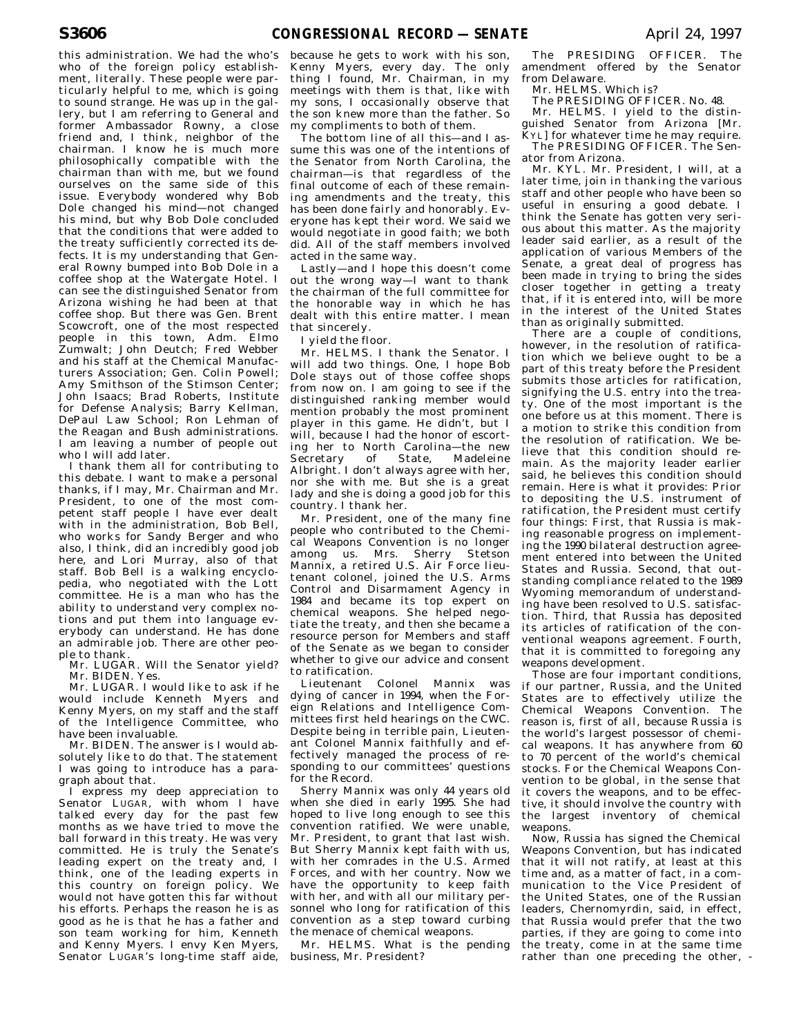this administration. We had the who's who of the foreign policy establishment, literally. These people were particularly helpful to me, which is going to sound strange. He was up in the gallery, but I am referring to General and former Ambassador Rowny, a close friend and, I think, neighbor of the chairman. I know he is much more philosophically compatible with the chairman than with me, but we found ourselves on the same side of this issue. Everybody wondered why Bob Dole changed his mind—not changed his mind, but why Bob Dole concluded that the conditions that were added to the treaty sufficiently corrected its defects. It is my understanding that General Rowny bumped into Bob Dole in a coffee shop at the Watergate Hotel. I can see the distinguished Senator from Arizona wishing he had been at that coffee shop. But there was Gen. Brent Scowcroft, one of the most respected people in this town, Adm. Elmo Zumwalt; John Deutch; Fred Webber and his staff at the Chemical Manufacturers Association; Gen. Colin Powell; Amy Smithson of the Stimson Center; John Isaacs; Brad Roberts, Institute for Defense Analysis; Barry Kellman, DePaul Law School; Ron Lehman of the Reagan and Bush administrations. I am leaving a number of people out who I will add later.

I thank them all for contributing to this debate. I want to make a personal thanks, if I may, Mr. Chairman and Mr. President, to one of the most competent staff people I have ever dealt with in the administration, Bob Bell, who works for Sandy Berger and who also, I think, did an incredibly good job here, and Lori Murray, also of that staff. Bob Bell is a walking encyclopedia, who negotiated with the Lott committee. He is a man who has the ability to understand very complex notions and put them into language everybody can understand. He has done an admirable job. There are other people to thank.

Mr. LUGAR. Will the Senator yield?

Mr. BIDEN. Yes.

Mr. LUGAR. I would like to ask if he would include Kenneth Myers and Kenny Myers, on my staff and the staff of the Intelligence Committee, who have been invaluable.

Mr. BIDEN. The answer is I would absolutely like to do that. The statement I was going to introduce has a paragraph about that.

I express my deep appreciation to Senator LUGAR, with whom I have talked every day for the past few months as we have tried to move the ball forward in this treaty. He was very committed. He is truly the Senate's leading expert on the treaty and, I think, one of the leading experts in this country on foreign policy. We would not have gotten this far without his efforts. Perhaps the reason he is as good as he is that he has a father and son team working for him, Kenneth and Kenny Myers. I envy Ken Myers, Senator LUGAR's long-time staff aide, because he gets to work with his son, Kenny Myers, every day. The only thing I found, Mr. Chairman, in my meetings with them is that, like with my sons, I occasionally observe that the son knew more than the father. So my compliments to both of them.

The bottom line of all this—and I assume this was one of the intentions of the Senator from North Carolina, the chairman—is that regardless of the final outcome of each of these remaining amendments and the treaty, this has been done fairly and honorably. Everyone has kept their word. We said we would negotiate in good faith; we both did. All of the staff members involved acted in the same way.

Lastly—and I hope this doesn't come out the wrong way—I want to thank the chairman of the full committee for the honorable way in which he has dealt with this entire matter. I mean that sincerely.

I yield the floor.

Mr. HELMS. I thank the Senator. I will add two things. One, I hope Bob Dole stays out of those coffee shops from now on. I am going to see if the distinguished ranking member would mention probably the most prominent player in this game. He didn't, but I will, because I had the honor of escorting her to North Carolina—the new Secretary of State, Madeleine Albright. I don't always agree with her, nor she with me. But she is a great lady and she is doing a good job for this country. I thank her.

Mr. President, one of the many fine people who contributed to the Chemical Weapons Convention is no longer among us. Mrs. Sherry Stetson Mannix, a retired U.S. Air Force lieutenant colonel, joined the U.S. Arms Control and Disarmament Agency in 1984 and became its top expert on chemical weapons. She helped negotiate the treaty, and then she became a resource person for Members and staff of the Senate as we began to consider whether to give our advice and consent to ratification.

Lieutenant Colonel Mannix was dying of cancer in 1994, when the Foreign Relations and Intelligence Committees first held hearings on the CWC. Despite being in terrible pain, Lieutenant Colonel Mannix faithfully and effectively managed the process of responding to our committees' questions for the Record.

Sherry Mannix was only 44 years old when she died in early 1995. She had hoped to live long enough to see this convention ratified. We were unable, Mr. President, to grant that last wish. But Sherry Mannix kept faith with us, with her comrades in the U.S. Armed Forces, and with her country. Now we have the opportunity to keep faith with her, and with all our military personnel who long for ratification of this convention as a step toward curbing the menace of chemical weapons.

Mr. HELMS. What is the pending business, Mr. President?

The PRESIDING OFFICER. The amendment offered by the Senator from Delaware.

Mr. HELMS. Which is?

The PRESIDING OFFICER. No. 48.

Mr. HELMS. I yield to the distinguished Senator from Arizona [Mr. KYL] for whatever time he may require.

The PRESIDING OFFICER. The Senator from Arizona.

Mr. KYL. Mr. President, I will, at a later time, join in thanking the various staff and other people who have been so useful in ensuring a good debate. I think the Senate has gotten very serious about this matter. As the majority leader said earlier, as a result of the application of various Members of the Senate, a great deal of progress has been made in trying to bring the sides closer together in getting a treaty that, if it is entered into, will be more in the interest of the United States than as originally submitted.

There are a couple of conditions, however, in the resolution of ratification which we believe ought to be a part of this treaty before the President submits those articles for ratification, signifying the U.S. entry into the treaty. One of the most important is the one before us at this moment. There is a motion to strike this condition from the resolution of ratification. We believe that this condition should remain. As the majority leader earlier said, he believes this condition should remain. Here is what it provides: Prior to depositing the U.S. instrument of ratification, the President must certify four things: First, that Russia is making reasonable progress on implementing the 1990 bilateral destruction agreement entered into between the United States and Russia. Second, that outstanding compliance related to the 1989 Wyoming memorandum of understanding have been resolved to U.S. satisfaction. Third, that Russia has deposited its articles of ratification of the conventional weapons agreement. Fourth, that it is committed to foregoing any weapons development.

Those are four important conditions, if our partner, Russia, and the United States are to effectively utilize the Chemical Weapons Convention. The reason is, first of all, because Russia is the world's largest possessor of chemical weapons. It has anywhere from 60 to 70 percent of the world's chemical stocks. For the Chemical Weapons Convention to be global, in the sense that it covers the weapons, and to be effective, it should involve the country with the largest inventory of chemical weapons.

Now, Russia has signed the Chemical Weapons Convention, but has indicated that it will not ratify, at least at this time and, as a matter of fact, in a communication to the Vice President of the United States, one of the Russian leaders, Chernomyrdin, said, in effect, that Russia would prefer that the two parties, if they are going to come into the treaty, come in at the same time rather than one preceding the other, -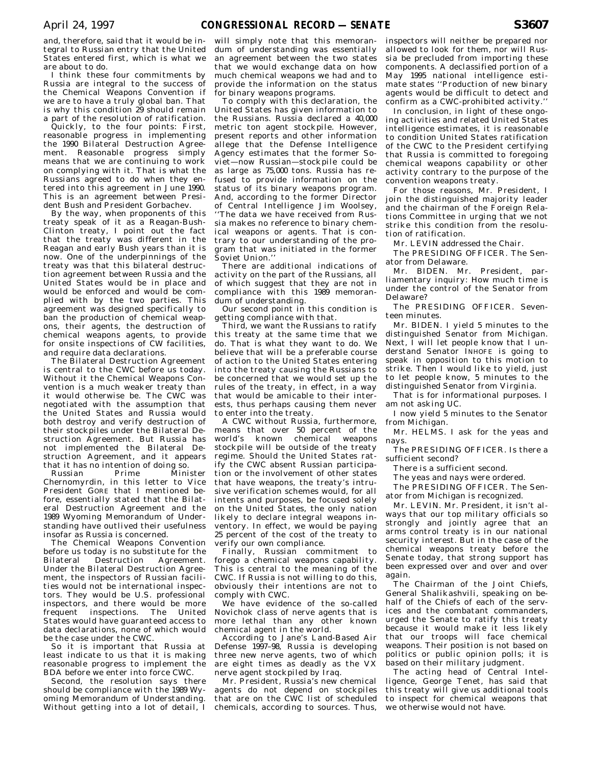and, therefore, said that it would be integral to Russian entry that the United States entered first, which is what we are about to do.

I think these four commitments by Russia are integral to the success of the Chemical Weapons Convention if we are to have a truly global ban. That is why this condition 29 should remain a part of the resolution of ratification.

Quickly, to the four points: First, reasonable progress in implementing the 1990 Bilateral Destruction Agreement. Reasonable progress simply means that we are continuing to work on complying with it. That is what the Russians agreed to do when they entered into this agreement in June 1990. This is an agreement between President Bush and President Gorbachev.

By the way, when proponents of this treaty speak of it as a Reagan-Bush-Clinton treaty, I point out the fact that the treaty was different in the Reagan and early Bush years than it is now. One of the underpinnings of the treaty was that this bilateral destruction agreement between Russia and the United States would be in place and would be enforced and would be complied with by the two parties. This agreement was designed specifically to ban the production of chemical weapons, their agents, the destruction of chemical weapons agents, to provide for onsite inspections of CW facilities, and require data declarations.

The Bilateral Destruction Agreement is central to the CWC before us today. Without it the Chemical Weapons Convention is a much weaker treaty than it would otherwise be. The CWC was negotiated with the assumption that the United States and Russia would both destroy and verify destruction of their stockpiles under the Bilateral Destruction Agreement. But Russia has not implemented the Bilateral Destruction Agreement, and it appears that it has no intention of doing so.

Russian Prime Minister Chernomyrdin, in this letter to Vice President GORE that I mentioned before, essentially stated that the Bilateral Destruction Agreement and the 1989 Wyoming Memorandum of Understanding have outlived their usefulness insofar as Russia is concerned.

The Chemical Weapons Convention before us today is no substitute for the Bilateral Destruction Agreement. Under the Bilateral Destruction Agreement, the inspectors of Russian facilities would not be international inspectors. They would be U.S. professional inspectors, and there would be more frequent inspections. The United States would have guaranteed access to data declarations, none of which would be the case under the CWC.

So it is important that Russia at least indicate to us that it is making reasonable progress to implement the BDA before we enter into force CWC.

Second, the resolution says there should be compliance with the 1989 Wyoming Memorandum of Understanding. Without getting into a lot of detail, I will simply note that this memorandum of understanding was essentially an agreement between the two states that we would exchange data on how much chemical weapons we had and to provide the information on the status for binary weapons programs.

To comply with this declaration, the United States has given information to the Russians. Russia declared a 40,000 metric ton agent stockpile. However, present reports and other information allege that the Defense Intelligence Agency estimates that the former Soviet—now Russian—stockpile could be as large as 75,000 tons. Russia has refused to provide information on the status of its binary weapons program. And, according to the former Director of Central Intelligence Jim Woolsey, ''The data we have received from Russia makes no reference to binary chemical weapons or agents. That is contrary to our understanding of the program that was initiated in the former Soviet Union.''

There are additional indications of activity on the part of the Russians, all of which suggest that they are not in compliance with this 1989 memorandum of understanding.

Our second point in this condition is getting compliance with that.

Third, we want the Russians to ratify this treaty at the same time that we do. That is what they want to do. We believe that will be a preferable course of action to the United States entering into the treaty causing the Russians to be concerned that we would set up the rules of the treaty, in effect, in a way that would be amicable to their interests, thus perhaps causing them never to enter into the treaty.

A CWC without Russia, furthermore, means that over 50 percent of the world's known chemical weapons stockpile will be outside of the treaty regime. Should the United States ratify the CWC absent Russian participation or the involvement of other states that have weapons, the treaty's intrusive verification schemes would, for all intents and purposes, be focused solely on the United States, the only nation likely to declare integral weapons inventory. In effect, we would be paying 25 percent of the cost of the treaty to verify our own compliance.

Finally, Russian commitment to forego a chemical weapons capability. This is central to the meaning of the CWC. If Russia is not willing to do this, obviously their intentions are not to comply with CWC.

We have evidence of the so-called Novichok class of nerve agents that is more lethal than any other known chemical agent in the world.

According to Jane's Land-Based Air Defense 1997–98, Russia is developing three new nerve agents, two of which are eight times as deadly as the VX nerve agent stockpiled by Iraq.

Mr. President, Russia's new chemical agents do not depend on stockpiles that are on the CWC list of scheduled chemicals, according to sources. Thus, inspectors will neither be prepared nor allowed to look for them, nor will Russia be precluded from importing these components. A declassified portion of a May 1995 national intelligence estimate states ''Production of new binary agents would be difficult to detect and confirm as a CWC-prohibited activity.''

In conclusion, in light of these ongoing activities and related United States intelligence estimates, it is reasonable to condition United States ratification of the CWC to the President certifying that Russia is committed to foregoing chemical weapons capability or other activity contrary to the purpose of the convention weapons treaty.

For those reasons, Mr. President, I join the distinguished majority leader and the chairman of the Foreign Relations Committee in urging that we not strike this condition from the resolution of ratification.

Mr. LEVIN addressed the Chair.

The PRESIDING OFFICER. The Senator from Delaware.

Mr. BIDEN. Mr. President, parliamentary inquiry: How much time is under the control of the Senator from Delaware?

The PRESIDING OFFICER. Seventeen minutes.

Mr. BIDEN. I yield 5 minutes to the distinguished Senator from Michigan. Next, I will let people know that I understand Senator INHOFE is going to speak in opposition to this motion to strike. Then I would like to yield, just to let people know, 5 minutes to the distinguished Senator from Virginia.

That is for informational purposes. I am not asking UC.

I now yield 5 minutes to the Senator from Michigan.

Mr. HELMS. I ask for the yeas and nays.

The PRESIDING OFFICER. Is there a sufficient second?

There is a sufficient second.

The yeas and nays were ordered.

The PRESIDING OFFICER. The Senator from Michigan is recognized.

Mr. LEVIN. Mr. President, it isn't always that our top military officials so strongly and jointly agree that an arms control treaty is in our national security interest. But in the case of the chemical weapons treaty before the Senate today, that strong support has been expressed over and over and over again.

The Chairman of the Joint Chiefs, General Shalikashvili, speaking on behalf of the Chiefs of each of the services and the combatant commanders, urged the Senate to ratify this treaty because it would make it less likely that our troops will face chemical weapons. Their position is not based on politics or public opinion polls; it is based on their military judgment.

The acting head of Central Intelligence, George Tenet, has said that this treaty will give us additional tools to inspect for chemical weapons that we otherwise would not have.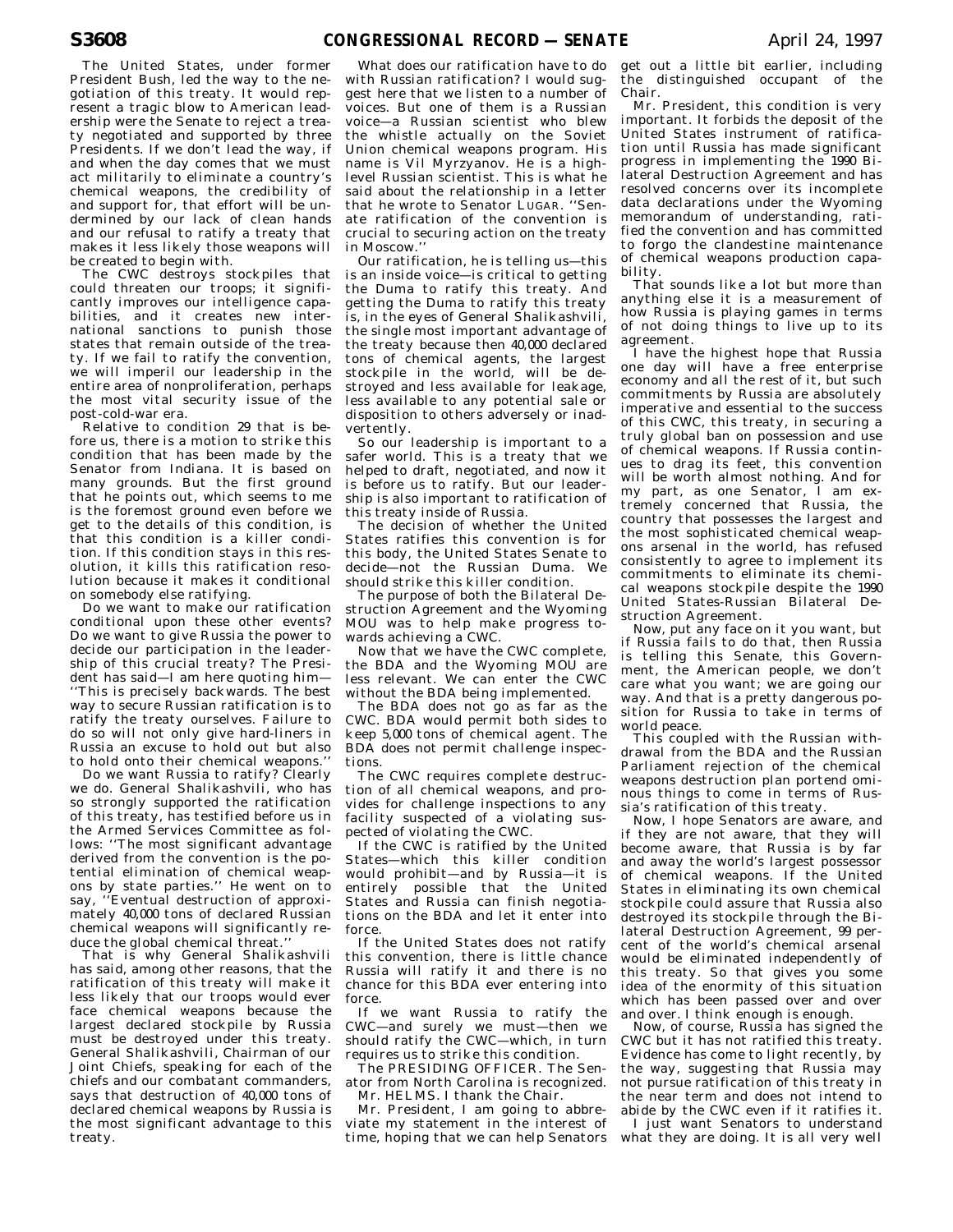The United States, under former President Bush, led the way to the negotiation of this treaty. It would represent a tragic blow to American leadership were the Senate to reject a treaty negotiated and supported by three Presidents. If we don't lead the way, if and when the day comes that we must act militarily to eliminate a country's chemical weapons, the credibility of and support for, that effort will be undermined by our lack of clean hands and our refusal to ratify a treaty that makes it less likely those weapons will be created to begin with.

The CWC destroys stockpiles that could threaten our troops; it significantly improves our intelligence capabilities, and it creates new international sanctions to punish those states that remain outside of the treaty. If we fail to ratify the convention, we will imperil our leadership in the entire area of nonproliferation, perhaps the most vital security issue of the post-cold-war era.

Relative to condition 29 that is before us, there is a motion to strike this condition that has been made by the Senator from Indiana. It is based on many grounds. But the first ground that he points out, which seems to me is the foremost ground even before we get to the details of this condition, is that this condition is a killer condition. If this condition stays in this resolution, it kills this ratification resolution because it makes it conditional on somebody else ratifying.

Do we want to make our ratification conditional upon these other events? Do we want to give Russia the power to decide our participation in the leadership of this crucial treaty? The President has said—I am here quoting him—''This is precisely backwards. The best way to secure Russian ratification is to ratify the treaty ourselves. Failure to do so will not only give hard-liners in Russia an excuse to hold out but also to hold onto their chemical weapons.''

Do we want Russia to ratify? Clearly we do. General Shalikashvili, who has so strongly supported the ratification of this treaty, has testified before us in the Armed Services Committee as follows: ''The most significant advantage derived from the convention is the potential elimination of chemical weapons by state parties.'' He went on to say, ''Eventual destruction of approximately 40,000 tons of declared Russian chemical weapons will significantly reduce the global chemical threat.''

That is why General Shalikashvili has said, among other reasons, that the ratification of this treaty will make it less likely that our troops would ever face chemical weapons because the largest declared stockpile by Russia must be destroyed under this treaty. General Shalikashvili, Chairman of our Joint Chiefs, speaking for each of the chiefs and our combatant commanders, says that destruction of 40,000 tons of declared chemical weapons by Russia is the most significant advantage to this treaty.

What does our ratification have to do with Russian ratification? I would suggest here that we listen to a number of voices. But one of them is a Russian voice—a Russian scientist who blew the whistle actually on the Soviet Union chemical weapons program. His name is Vil Myrzyanov. He is a high-level Russian scientist. This is what he said about the relationship in a letter that he wrote to Senator LUGAR. ''Senate ratification of the convention is crucial to securing action on the treaty in Moscow.''

Our ratification, he is telling us—this is an inside voice—is critical to getting the Duma to ratify this treaty. And getting the Duma to ratify this treaty is, in the eyes of General Shalikashvili, the single most important advantage of the treaty because then 40,000 declared tons of chemical agents, the largest stockpile in the world, will be destroyed and less available for leakage, less available to any potential sale or disposition to others adversely or inadvertently.

So our leadership is important to a safer world. This is a treaty that we helped to draft, negotiated, and now it is before us to ratify. But our leadership is also important to ratification of this treaty inside of Russia.

The decision of whether the United States ratifies this convention is for this body, the United States Senate to decide—not the Russian Duma. We should strike this killer condition.

The purpose of both the Bilateral Destruction Agreement and the Wyoming MOU was to help make progress towards achieving a CWC.

Now that we have the CWC complete, the BDA and the Wyoming MOU are less relevant. We can enter the CWC without the BDA being implemented.

The BDA does not go as far as the CWC. BDA would permit both sides to keep 5,000 tons of chemical agent. The BDA does not permit challenge inspections.

The CWC requires complete destruction of all chemical weapons, and provides for challenge inspections to any facility suspected of a violating suspected of violating the CWC.

If the CWC is ratified by the United States—which this killer condition would prohibit—and by Russia—it is entirely possible that the United States and Russia can finish negotiations on the BDA and let it enter into force.

If the United States does not ratify this convention, there is little chance Russia will ratify it and there is no chance for this BDA ever entering into force.

If we want Russia to ratify the CWC—and surely we must—then we should ratify the CWC—which, in turn requires us to strike this condition.

The PRESIDING OFFICER. The Senator from North Carolina is recognized.

Mr. HELMS. I thank the Chair.

Mr. President, I am going to abbreviate my statement in the interest of time, hoping that we can help Senators get out a little bit earlier, including the distinguished occupant of the Chair.

Mr. President, this condition is very important. It forbids the deposit of the United States instrument of ratification until Russia has made significant progress in implementing the 1990 Bilateral Destruction Agreement and has resolved concerns over its incomplete data declarations under the Wyoming memorandum of understanding, ratified the convention and has committed to forgo the clandestine maintenance of chemical weapons production capability.

That sounds like a lot but more than anything else it is a measurement of how Russia is playing games in terms of not doing things to live up to its agreement.

I have the highest hope that Russia one day will have a free enterprise economy and all the rest of it, but such commitments by Russia are absolutely imperative and essential to the success of this CWC, this treaty, in securing a truly global ban on possession and use of chemical weapons. If Russia continues to drag its feet, this convention will be worth almost nothing. And for my part, as one Senator, I am extremely concerned that Russia, the country that possesses the largest and the most sophisticated chemical weapons arsenal in the world, has refused consistently to agree to implement its commitments to eliminate its chemical weapons stockpile despite the 1990 United States-Russian Bilateral Destruction Agreement.

Now, put any face on it you want, but if Russia fails to do that, then Russia is telling this Senate, this Government, the American people, we don't care what you want; we are going our way. And that is a pretty dangerous position for Russia to take in terms of world peace.

This coupled with the Russian withdrawal from the BDA and the Russian Parliament rejection of the chemical weapons destruction plan portend ominous things to come in terms of Russia's ratification of this treaty.

Now, I hope Senators are aware, and if they are not aware, that they will become aware, that Russia is by far and away the world's largest possessor of chemical weapons. If the United States in eliminating its own chemical stockpile could assure that Russia also destroyed its stockpile through the Bilateral Destruction Agreement, 99 percent of the world's chemical arsenal would be eliminated independently of this treaty. So that gives you some idea of the enormity of this situation which has been passed over and over and over. I think enough is enough.

Now, of course, Russia has signed the CWC but it has not ratified this treaty. Evidence has come to light recently, by the way, suggesting that Russia may not pursue ratification of this treaty in the near term and does not intend to abide by the CWC even if it ratifies it.

I just want Senators to understand what they are doing. It is all very well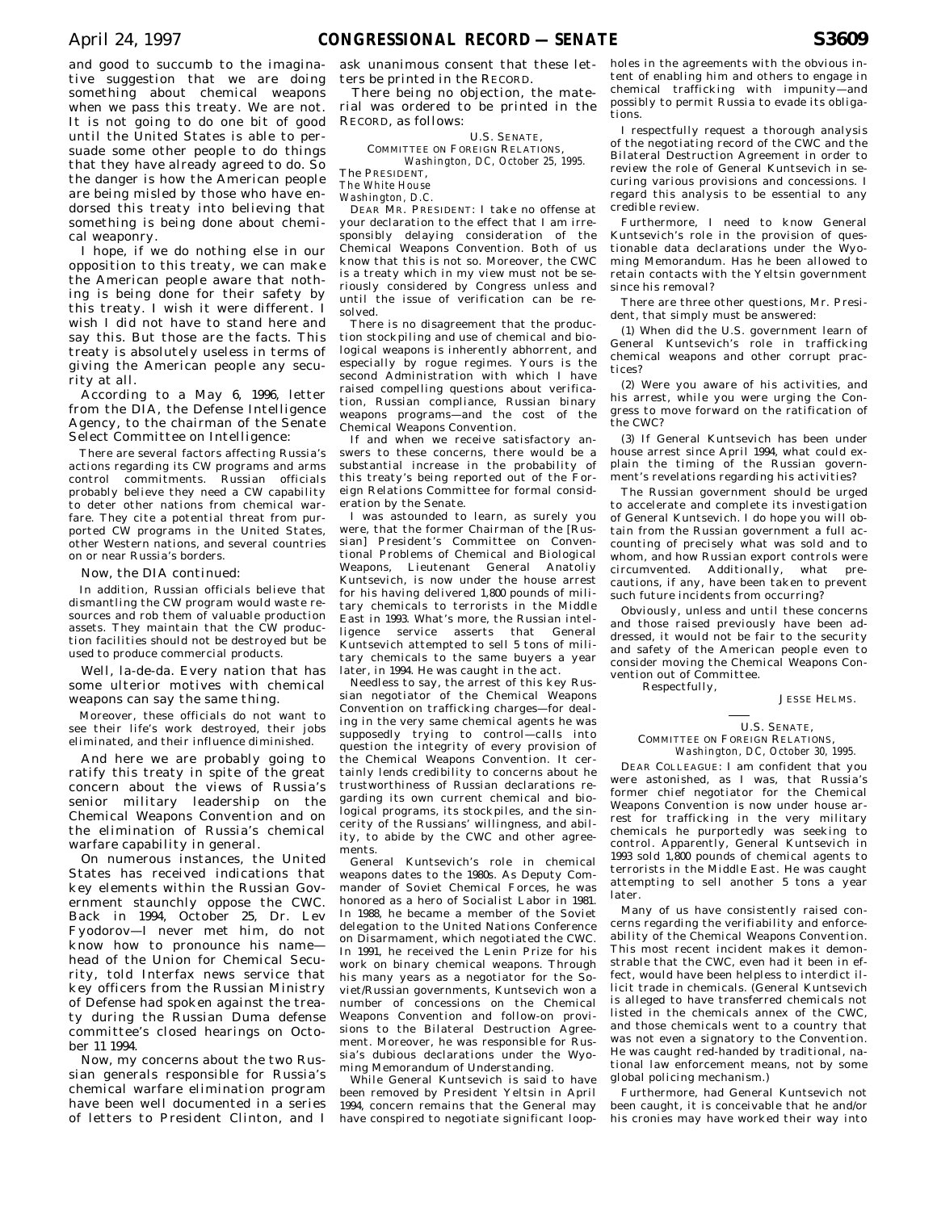and good to succumb to the imaginative suggestion that we are doing something about chemical weapons when we pass this treaty. We are not. It is not going to do one bit of good until the United States is able to persuade some other people to do things that they have already agreed to do. So the danger is how the American people are being misled by those who have endorsed this treaty into believing that something is being done about chemical weaponry.

I hope, if we do nothing else in our opposition to this treaty, we can make the American people aware that nothing is being done for their safety by this treaty. I wish it were different. I wish I did not have to stand here and say this. But those are the facts. This treaty is absolutely useless in terms of giving the American people any security at all.

According to a May 6, 1996, letter from the DIA, the Defense Intelligence Agency, to the chairman of the Senate Select Committee on Intelligence:

> There are several factors affecting Russia's actions regarding its CW programs and arms control commitments. Russian officials probably believe they need a CW capability to deter other nations from chemical warfare. They cite a potential threat from purported CW programs in the United States, other Western nations, and several countries on or near Russia's borders.

Now, the DIA continued:

> In addition, Russian officials believe that dismantling the CW program would waste resources and rob them of valuable production assets. They maintain that the CW production facilities should not be destroyed but be used to produce commercial products.

Well, la-de-da. Every nation that has some ulterior motives with chemical weapons can say the same thing.

> Moreover, these officials do not want to see their life's work destroyed, their jobs eliminated, and their influence diminished.

And here we are probably going to ratify this treaty in spite of the great concern about the views of Russia's senior military leadership on the Chemical Weapons Convention and on the elimination of Russia's chemical warfare capability in general.

On numerous instances, the United States has received indications that key elements within the Russian Government staunchly oppose the CWC. Back in 1994, October 25, Dr. Lev Fyodorov—I never met him, do not know how to pronounce his name—head of the Union for Chemical Security, told Interfax news service that key officers from the Russian Ministry of Defense had spoken against the treaty during the Russian Duma defense committee's closed hearings on October 11 1994.

Now, my concerns about the two Russian generals responsible for Russia's chemical warfare elimination program have been well documented in a series of letters to President Clinton, and I ask unanimous consent that these letters be printed in the RECORD.

There being no objection, the material was ordered to be printed in the RECORD, as follows:

U.S. SENATE,
COMMITTEE ON FOREIGN RELATIONS,
*Washington, DC, October 25, 1995.*

The PRESIDENT,
*The White House*
*Washington, D.C.*

DEAR MR. PRESIDENT: I take no offense at your declaration to the effect that I am irresponsibly delaying consideration of the Chemical Weapons Convention. Both of us know that this is not so. Moreover, the CWC is a treaty which in my view must not be seriously considered by Congress unless and until the issue of verification can be resolved.

There is no disagreement that the production stockpiling and use of chemical and biological weapons is inherently abhorrent, and especially by rogue regimes. Yours is the second Administration with which I have raised compelling questions about verification, Russian compliance, Russian binary weapons programs—and the cost of the Chemical Weapons Convention.

If and when we receive satisfactory answers to these concerns, there would be a substantial increase in the probability of this treaty's being reported out of the Foreign Relations Committee for formal consideration by the Senate.

I was astounded to learn, as surely you were, that the former Chairman of the [Russian] President's Committee on Conventional Problems of Chemical and Biological Weapons, Lieutenant General Anatoliy Kuntsevich, is now under the house arrest for his having delivered 1,800 pounds of military chemicals to terrorists in the Middle East in 1993. What's more, the Russian intelligence service asserts that General Kuntsevich attempted to sell 5 tons of military chemicals to the same buyers a year later, in 1994. He was caught in the act.

Needless to say, the arrest of this key Russian negotiator of the Chemical Weapons Convention on trafficking charges—for dealing in the very same chemical agents he was supposedly trying to control—calls into question the integrity of every provision of the Chemical Weapons Convention. It certainly lends credibility to concerns about he trustworthiness of Russian declarations regarding its own current chemical and biological programs, its stockpiles, and the sincerity of the Russians' willingness, and ability, to abide by the CWC and other agreements.

General Kuntsevich's role in chemical weapons dates to the 1980s. As Deputy Commander of Soviet Chemical Forces, he was honored as a hero of Socialist Labor in 1981. In 1988, he became a member of the Soviet delegation to the United Nations Conference on Disarmament, which negotiated the CWC. In 1991, he received the Lenin Prize for his work on binary chemical weapons. Through his many years as a negotiator for the Soviet/Russian governments, Kuntsevich won a number of concessions on the Chemical Weapons Convention and follow-on provisions to the Bilateral Destruction Agreement. Moreover, he was responsible for Russia's dubious declarations under the Wyoming Memorandum of Understanding.

While General Kuntsevich is said to have been removed by President Yeltsin in April 1994, concern remains that the General may have conspired to negotiate significant loopholes in the agreements with the obvious intent of enabling him and others to engage in chemical trafficking with impunity—and possibly to permit Russia to evade its obligations.

I respectfully request a thorough analysis of the negotiating record of the CWC and the Bilateral Destruction Agreement in order to review the role of General Kuntsevich in securing various provisions and concessions. I regard this analysis to be essential to any credible review.

Furthermore, I need to know General Kuntsevich's role in the provision of questionable data declarations under the Wyoming Memorandum. Has he been allowed to retain contacts with the Yeltsin government since his removal?

There are three other questions, Mr. President, that simply must be answered:

(1) When did the U.S. government learn of General Kuntsevich's role in trafficking chemical weapons and other corrupt practices?

(2) Were you aware of his activities, and his arrest, while you were urging the Congress to move forward on the ratification of the CWC?

(3) If General Kuntsevich has been under house arrest since April 1994, what could explain the timing of the Russian government's revelations regarding his activities?

The Russian government should be urged to accelerate and complete its investigation of General Kuntsevich. I do hope you will obtain from the Russian government a full accounting of precisely what was sold and to whom, and how Russian export controls were circumvented. Additionally, what precautions, if any, have been taken to prevent such future incidents from occurring?

Obviously, unless and until these concerns and those raised previously have been addressed, it would not be fair to the security and safety of the American people even to consider moving the Chemical Weapons Convention out of Committee.

Respectfully,

JESSE HELMS.

---

U.S. SENATE,
COMMITTEE ON FOREIGN RELATIONS,
*Washington, DC, October 30, 1995.*

DEAR COLLEAGUE: I am confident that you were astonished, as I was, that Russia's former chief negotiator for the Chemical Weapons Convention is now under house arrest for trafficking in the very military chemicals he purportedly was seeking to control. Apparently, General Kuntsevich in 1993 sold 1,800 pounds of chemical agents to terrorists in the Middle East. He was caught attempting to sell another 5 tons a year later.

Many of us have consistently raised concerns regarding the verifiability and enforceability of the Chemical Weapons Convention. This most recent incident makes it demonstrable that the CWC, even had it been in effect, would have been helpless to interdict illicit trade in chemicals. (General Kuntsevich is alleged to have transferred chemicals not listed in the chemicals annex of the CWC, and those chemicals went to a country that was not even a signatory to the Convention. He was caught red-handed by traditional, national law enforcement means, not by some global policing mechanism.)

Furthermore, had General Kuntsevich not been caught, it is conceivable that he and/or his cronies may have worked their way into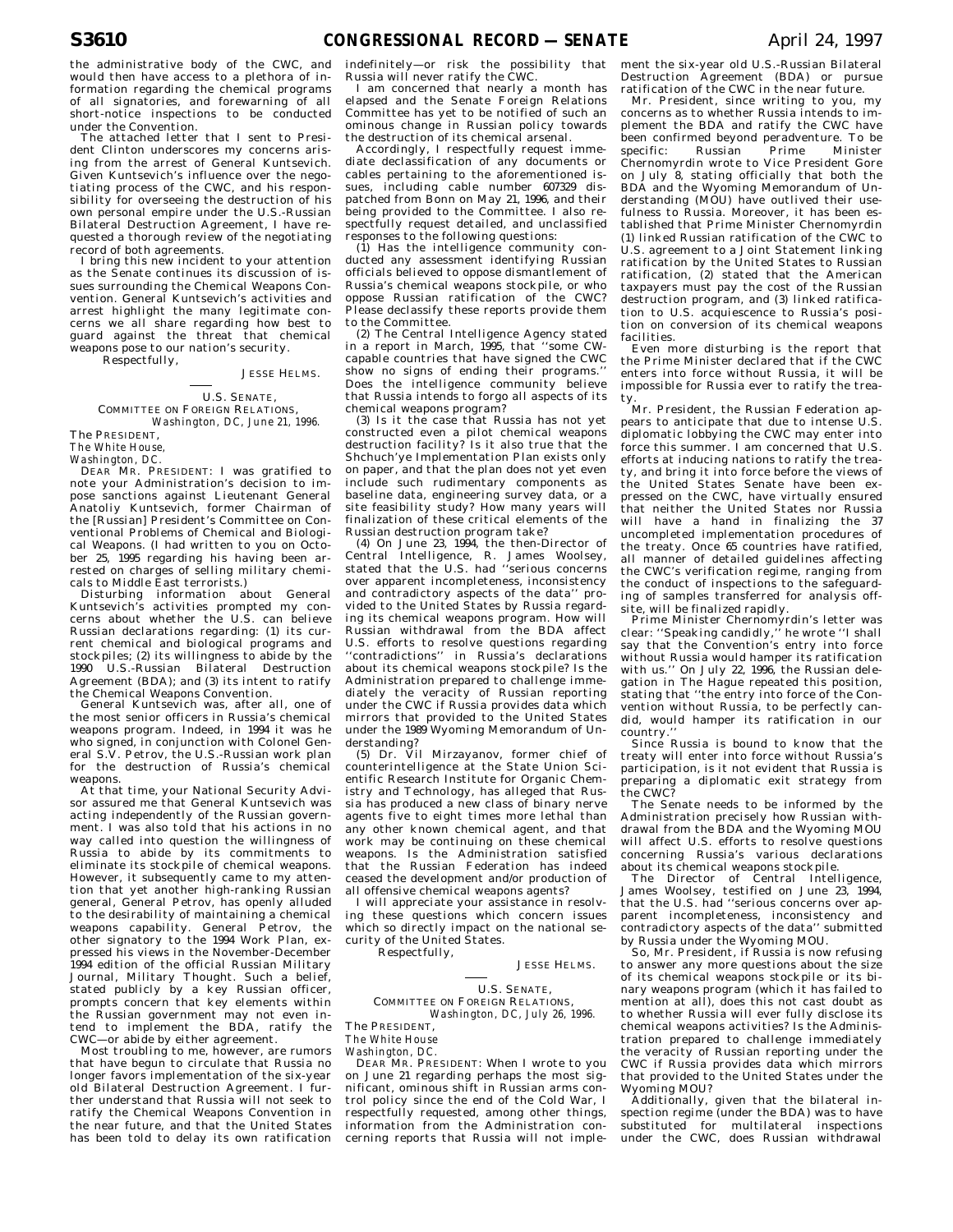the administrative body of the CWC, and would then have access to a plethora of information regarding the chemical programs of all signatories, and forewarning of all short-notice inspections to be conducted under the Convention.

The attached letter that I sent to President Clinton underscores my concerns arising from the arrest of General Kuntsevich. Given Kuntsevich's influence over the negotiating process of the CWC, and his responsibility for overseeing the destruction of his own personal empire under the U.S.-Russian Bilateral Destruction Agreement, I have requested a thorough review of the negotiating record of both agreements.

I bring this new incident to your attention as the Senate continues its discussion of issues surrounding the Chemical Weapons Convention. General Kuntsevich's activities and arrest highlight the many legitimate concerns we all share regarding how best to guard against the threat that chemical weapons pose to our nation's security.

Respectfully,

JESSE HELMS.

---

U.S. SENATE,
COMMITTEE ON FOREIGN RELATIONS,
*Washington, DC, June 21, 1996.*

The PRESIDENT,
*The White House,*
*Washington, DC.*

DEAR MR. PRESIDENT: I was gratified to note your Administration's decision to impose sanctions against Lieutenant General Anatoliy Kuntsevich, former Chairman of the [Russian] President's Committee on Conventional Problems of Chemical and Biological Weapons. (I had written to you on October 25, 1995 regarding his having been arrested on charges of selling military chemicals to Middle East terrorists.)

Disturbing information about General Kuntsevich's activities prompted my concerns about whether the U.S. can believe Russian declarations regarding: (1) its current chemical and biological programs and stockpiles; (2) its willingness to abide by the 1990 U.S.-Russian Bilateral Destruction Agreement (BDA); and (3) its intent to ratify the Chemical Weapons Convention.

General Kuntsevich was, after all, one of the most senior officers in Russia's chemical weapons program. Indeed, in 1994 it was he who signed, in conjunction with Colonel General S.V. Petrov, the U.S.-Russian work plan for the destruction of Russia's chemical weapons.

At that time, your National Security Advisor assured me that General Kuntsevich was acting independently of the Russian government. I was also told that his actions in no way called into question the willingness of Russia to abide by its commitments to eliminate its stockpile of chemical weapons. However, it subsequently came to my attention that yet another high-ranking Russian general, General Petrov, has openly alluded to the desirability of maintaining a chemical weapons capability. General Petrov, the other signatory to the 1994 Work Plan, expressed his views in the November-December 1994 edition of the official Russian Military Journal, Military Thought. Such a belief, stated publicly by a key Russian officer, prompts concern that key elements within the Russian government may not even intend to implement the BDA, ratify the CWC—or abide by either agreement.

Most troubling to me, however, are rumors that have begun to circulate that Russia no longer favors implementation of the six-year old Bilateral Destruction Agreement. I further understand that Russia will not seek to ratify the Chemical Weapons Convention in the near future, and that the United States has been told to delay its own ratification indefinitely—or risk the possibility that Russia will never ratify the CWC.

I am concerned that nearly a month has elapsed and the Senate Foreign Relations Committee has yet to be notified of such an ominous change in Russian policy towards the destruction of its chemical arsenal.

Accordingly, I respectfully request immediate declassification of any documents or cables pertaining to the aforementioned issues, including cable number 607329 dispatched from Bonn on May 21, 1996, and their being provided to the Committee. I also respectfully request detailed, and unclassified responses to the following questions:

(1) Has the intelligence community conducted any assessment identifying Russian officials believed to oppose dismantlement of Russia's chemical weapons stockpile, or who oppose Russian ratification of the CWC? Please declassify these reports provide them to the Committee.

(2) The Central Intelligence Agency stated in a report in March, 1995, that "some CW-capable countries that have signed the CWC show no signs of ending their programs." Does the intelligence community believe that Russia intends to forgo all aspects of its chemical weapons program?

(3) Is it the case that Russia has not yet constructed even a pilot chemical weapons destruction facility? Is it also true that the Shchuch'ye Implementation Plan exists only on paper, and that the plan does not yet even include such rudimentary components as baseline data, engineering survey data, or a site feasibility study? How many years will finalization of these critical elements of the Russian destruction program take?

(4) On June 23, 1994, the then-Director of Central Intelligence, R. James Woolsey, stated that the U.S. had "serious concerns over apparent incompleteness, inconsistency and contradictory aspects of the data" provided to the United States by Russia regarding its chemical weapons program. How will Russian withdrawal from the BDA affect U.S. efforts to resolve questions regarding "contradictions" in Russia's declarations about its chemical weapons stockpile? Is the Administration prepared to challenge immediately the veracity of Russian reporting under the CWC if Russia provides data which mirrors that provided to the United States under the 1989 Wyoming Memorandum of Understanding?

(5) Dr. Vil Mirzayanov, former chief of counterintelligence at the State Union Scientific Research Institute for Organic Chemistry and Technology, has alleged that Russia has produced a new class of binary nerve agents five to eight times more lethal than any other known chemical agent, and that work may be continuing on these chemical weapons. Is the Administration satisfied that the Russian Federation has indeed ceased the development and/or production of all offensive chemical weapons agents?

I will appreciate your assistance in resolving these questions which concern issues which so directly impact on the national security of the United States.

Respectfully,

JESSE HELMS.

---

U.S. SENATE,
COMMITTEE ON FOREIGN RELATIONS,
*Washington, DC, July 26, 1996.*

The PRESIDENT,
*The White House*
*Washington, DC.*

DEAR MR. PRESIDENT: When I wrote to you on June 21 regarding perhaps the most significant, ominous shift in Russian arms control policy since the end of the Cold War, I respectfully requested, among other things, information from the Administration concerning reports that Russia will not implement the six-year old U.S.-Russian Bilateral Destruction Agreement (BDA) or pursue ratification of the CWC in the near future.

Mr. President, since writing to you, my concerns as to whether Russia intends to implement the BDA and ratify the CWC have been confirmed beyond peradventure. To be specific: Russian Prime Minister Chernomyrdin wrote to Vice President Gore on July 8, stating officially that both the BDA and the Wyoming Memorandum of Understanding (MOU) have outlived their usefulness to Russia. Moreover, it has been established that Prime Minister Chernomyrdin (1) linked Russian ratification of the CWC to U.S. agreement to a Joint Statement linking ratification by the United States to Russian ratification, (2) stated that the American taxpayers must pay the cost of the Russian destruction program, and (3) linked ratification to U.S. acquiescence to Russia's position on conversion of its chemical weapons facilities.

Even more disturbing is the report that the Prime Minister declared that if the CWC enters into force without Russia, it will be impossible for Russia ever to ratify the treaty.

Mr. President, the Russian Federation appears to anticipate that due to intense U.S. diplomatic lobbying the CWC may enter into force this summer. I am concerned that U.S. efforts at inducing nations to ratify the treaty, and bring it into force before the views of the United States Senate have been expressed on the CWC, have virtually ensured that neither the United States nor Russia will have a hand in finalizing the 37 uncompleted implementation procedures of the treaty. Once 65 countries have ratified, all manner of detailed guidelines affecting the CWC's verification regime, ranging from the conduct of inspections to the safeguarding of samples transferred for analysis off-site, will be finalized rapidly.

Prime Minister Chernomyrdin's letter was clear: "Speaking candidly," he wrote "I shall say that the Convention's entry into force without Russia would hamper its ratification with us." On July 22, 1996, the Russian delegation in The Hague repeated this position, stating that "the entry into force of the Convention without Russia, to be perfectly candid, would hamper its ratification in our country."

Since Russia is bound to know that the treaty will enter into force without Russia's participation, is it not evident that Russia is preparing a diplomatic exit strategy from the CWC?

The Senate needs to be informed by the Administration precisely how Russian withdrawal from the BDA and the Wyoming MOU will affect U.S. efforts to resolve questions concerning Russia's various declarations about its chemical weapons stockpile.

The Director of Central Intelligence, James Woolsey, testified on June 23, 1994, that the U.S. had "serious concerns over apparent incompleteness, inconsistency and contradictory aspects of the data" submitted by Russia under the Wyoming MOU.

So, Mr. President, if Russia is now refusing to answer any more questions about the size of its chemical weapons stockpile or its binary weapons program (which it has failed to mention at all), does this not cast doubt as to whether Russia will ever fully disclose its chemical weapons activities? Is the Administration prepared to challenge immediately the veracity of Russian reporting under the CWC if Russia provides data which mirrors that provided to the United States under the Wyoming MOU?

Additionally, given that the bilateral inspection regime (under the BDA) was to have substituted for multilateral inspections under the CWC, does Russian withdrawal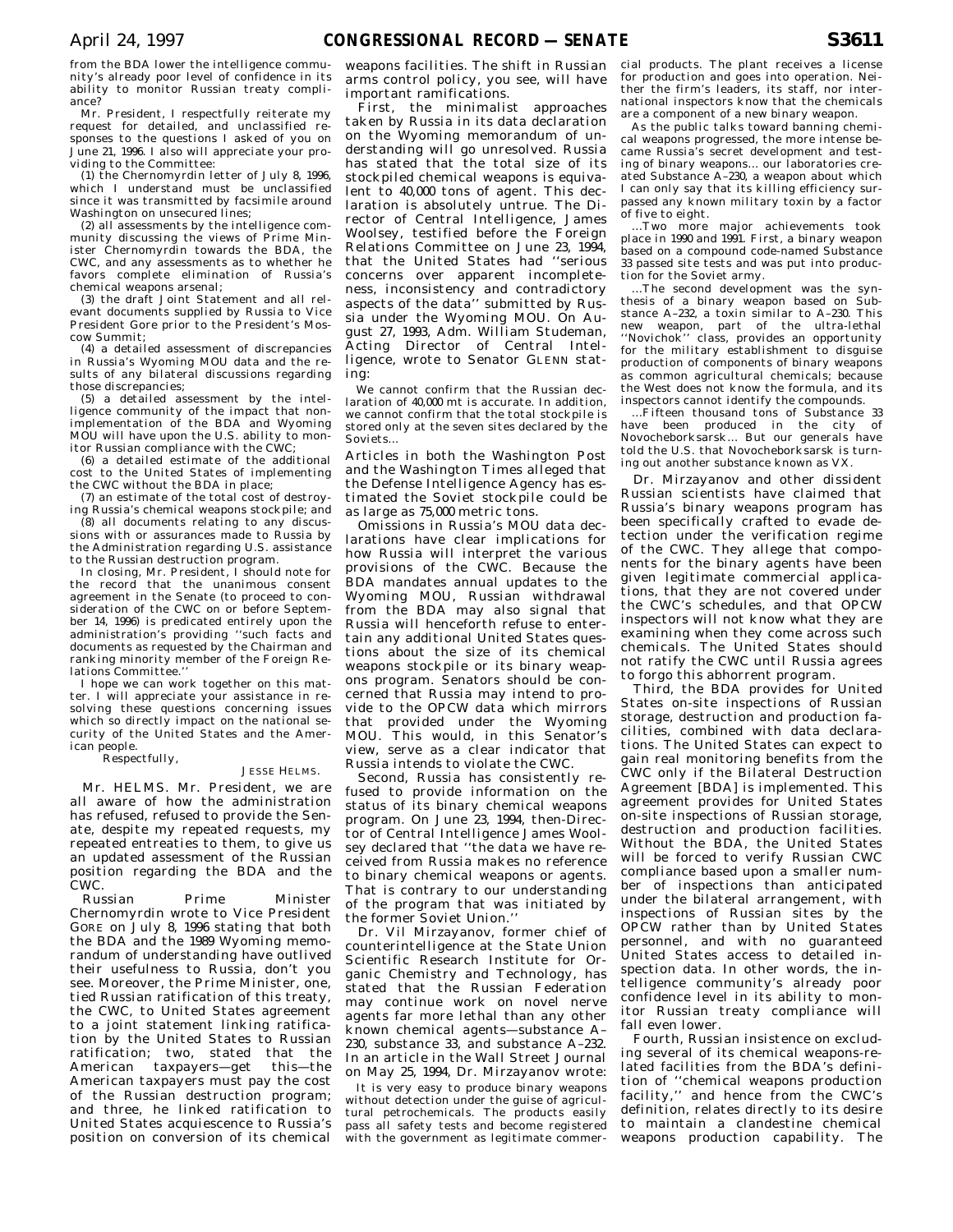from the BDA lower the intelligence community's already poor level of confidence in its ability to monitor Russian treaty compliance?

Mr. President, I respectfully reiterate my request for detailed, and unclassified responses to the questions I asked of you on June 21, 1996. I also will appreciate your providing to the Committee:

(1) the Chernomyrdin letter of July 8, 1996, which I understand must be unclassified since it was transmitted by facsimile around Washington on unsecured lines;

(2) all assessments by the intelligence community discussing the views of Prime Minister Chernomyrdin towards the BDA, the CWC, and any assessments as to whether he favors complete elimination of Russia's chemical weapons arsenal;

(3) the draft Joint Statement and all relevant documents supplied by Russia to Vice President Gore prior to the President's Moscow Summit;

(4) a detailed assessment of discrepancies in Russia's Wyoming MOU data and the results of any bilateral discussions regarding those discrepancies;

(5) a detailed assessment by the intelligence community of the impact that non-implementation of the BDA and Wyoming MOU will have upon the U.S. ability to monitor Russian compliance with the CWC;

(6) a detailed estimate of the additional cost to the United States of implementing the CWC without the BDA in place;

(7) an estimate of the total cost of destroying Russia's chemical weapons stockpile; and

(8) all documents relating to any discussions with or assurances made to Russia by the Administration regarding U.S. assistance to the Russian destruction program.

In closing, Mr. President, I should note for the record that the unanimous consent agreement in the Senate (to proceed to consideration of the CWC on or before September 14, 1996) is predicated entirely upon the administration's providing "such facts and documents as requested by the Chairman and ranking minority member of the Foreign Relations Committee."

I hope we can work together on this matter. I will appreciate your assistance in resolving these questions concerning issues which so directly impact on the national security of the United States and the American people.

Respectfully,

JESSE HELMS.

Mr. HELMS. Mr. President, we are all aware of how the administration has refused, refused to provide the Senate, despite my repeated requests, my repeated entreaties to them, to give us an updated assessment of the Russian position regarding the BDA and the CWC.

Russian Prime Minister Chernomyrdin wrote to Vice President GORE on July 8, 1996 stating that both the BDA and the 1989 Wyoming memorandum of understanding have outlived their usefulness to Russia, don't you see. Moreover, the Prime Minister, one, tied Russian ratification of this treaty, the CWC, to United States agreement to a joint statement linking ratification by the United States to Russian ratification; two, stated that the American taxpayers—get this—the American taxpayers must pay the cost of the Russian destruction program; and three, he linked ratification to United States acquiescence to Russia's position on conversion of its chemical weapons facilities. The shift in Russian arms control policy, you see, will have important ramifications.

First, the minimalist approaches taken by Russia in its data declaration on the Wyoming memorandum of understanding will go unresolved. Russia has stated that the total size of its stockpiled chemical weapons is equivalent to 40,000 tons of agent. This declaration is absolutely untrue. The Director of Central Intelligence, James Woolsey, testified before the Foreign Relations Committee on June 23, 1994, that the United States had "serious concerns over apparent incompleteness, inconsistency and contradictory aspects of the data" submitted by Russia under the Wyoming MOU. On August 27, 1993, Adm. William Studeman, Acting Director of Central Intelligence, wrote to Senator GLENN stating:

We cannot confirm that the Russian declaration of 40,000 mt is accurate. In addition, we cannot confirm that the total stockpile is stored only at the seven sites declared by the Soviets...

Articles in both the Washington Post and the Washington Times alleged that the Defense Intelligence Agency has estimated the Soviet stockpile could be as large as 75,000 metric tons.

Omissions in Russia's MOU data declarations have clear implications for how Russia will interpret the various provisions of the CWC. Because the BDA mandates annual updates to the Wyoming MOU, Russian withdrawal from the BDA may also signal that Russia will henceforth refuse to entertain any additional United States questions about the size of its chemical weapons stockpile or its binary weapons program. Senators should be concerned that Russia may intend to provide to the OPCW data which mirrors that provided under the Wyoming MOU. This would, in this Senator's view, serve as a clear indicator that Russia intends to violate the CWC.

Second, Russia has consistently refused to provide information on the status of its binary chemical weapons program. On June 23, 1994, then-Director of Central Intelligence James Woolsey declared that "the data we have received from Russia makes no reference to binary chemical weapons or agents. That is contrary to our understanding of the program that was initiated by the former Soviet Union."

Dr. Vil Mirzayanov, former chief of counterintelligence at the State Union Scientific Research Institute for Organic Chemistry and Technology, has stated that the Russian Federation may continue work on novel nerve agents far more lethal than any other known chemical agents—substance A–230, substance 33, and substance A–232. In an article in the Wall Street Journal on May 25, 1994, Dr. Mirzayanov wrote:

It is very easy to produce binary weapons without detection under the guise of agricultural petrochemicals. The products easily pass all safety tests and become registered with the government as legitimate commercial products. The plant receives a license for production and goes into operation. Neither the firm's leaders, its staff, nor international inspectors know that the chemicals are a component of a new binary weapon.

As the public talks toward banning chemical weapons progressed, the more intense became Russia's secret development and testing of binary weapons... our laboratories created Substance A–230, a weapon about which I can only say that its killing efficiency surpassed any known military toxin by a factor of five to eight.

...Two more major achievements took place in 1990 and 1991. First, a binary weapon based on a compound code-named Substance 33 passed site tests and was put into production for the Soviet army.

...The second development was the synthesis of a binary weapon based on Substance A–232, a toxin similar to A–230. This new weapon, part of the ultra-lethal "Novichok" class, provides an opportunity for the military establishment to disguise production of components of binary weapons as common agricultural chemicals; because the West does not know the formula, and its inspectors cannot identify the compounds.

...Fifteen thousand tons of Substance 33 have been produced in the city of Novocheborksarsk... But our generals have told the U.S. that Novocheborksarsk is turning out another substance known as VX.

Dr. Mirzayanov and other dissident Russian scientists have claimed that Russia's binary weapons program has been specifically crafted to evade detection under the verification regime of the CWC. They allege that components for the binary agents have been given legitimate commercial applications, that they are not covered under the CWC's schedules, and that OPCW inspectors will not know what they are examining when they come across such chemicals. The United States should not ratify the CWC until Russia agrees to forgo this abhorrent program.

Third, the BDA provides for United States on-site inspections of Russian storage, destruction and production facilities, combined with data declarations. The United States can expect to gain real monitoring benefits from the CWC only if the Bilateral Destruction Agreement [BDA] is implemented. This agreement provides for United States on-site inspections of Russian storage, destruction and production facilities. Without the BDA, the United States will be forced to verify Russian CWC compliance based upon a smaller number of inspections than anticipated under the bilateral arrangement, with inspections of Russian sites by the OPCW rather than by United States personnel, and with no guaranteed United States access to detailed inspection data. In other words, the intelligence community's already poor confidence level in its ability to monitor Russian treaty compliance will fall even lower.

Fourth, Russian insistence on excluding several of its chemical weapons-related facilities from the BDA's definition of "chemical weapons production facility," and hence from the CWC's definition, relates directly to its desire to maintain a clandestine chemical weapons production capability. The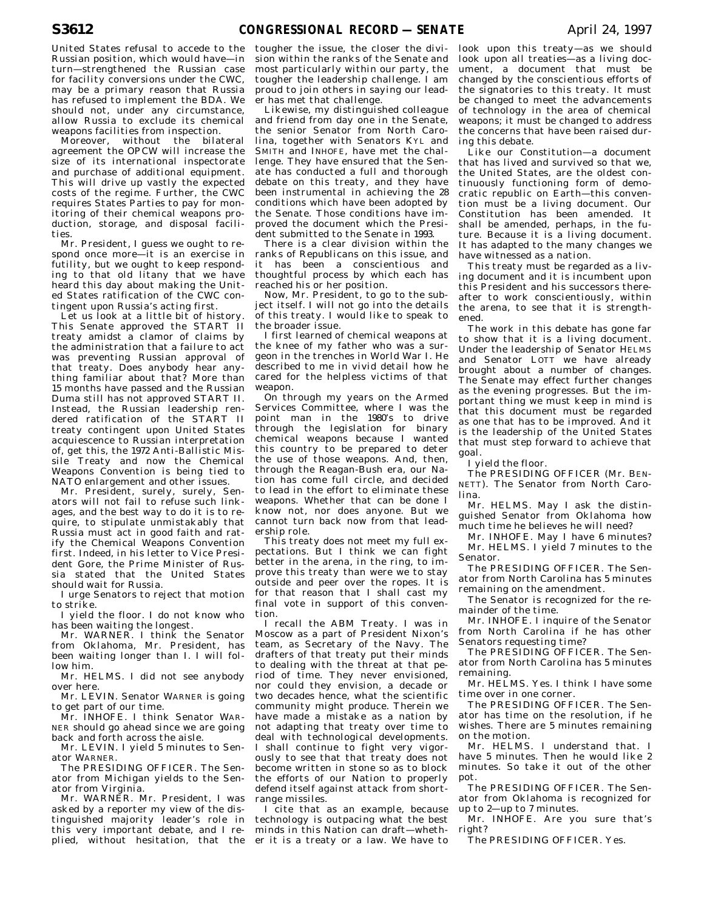United States refusal to accede to the Russian position, which would have—in turn—strengthened the Russian case for facility conversions under the CWC, may be a primary reason that Russia has refused to implement the BDA. We should not, under any circumstance, allow Russia to exclude its chemical weapons facilities from inspection.

Moreover, without the bilateral agreement the OPCW will increase the size of its international inspectorate and purchase of additional equipment. This will drive up vastly the expected costs of the regime. Further, the CWC requires States Parties to pay for monitoring of their chemical weapons production, storage, and disposal facilities.

Mr. President, I guess we ought to respond once more—it is an exercise in futility, but we ought to keep responding to that old litany that we have heard this day about making the United States ratification of the CWC contingent upon Russia's acting first.

Let us look at a little bit of history. This Senate approved the START II treaty amidst a clamor of claims by the administration that a failure to act was preventing Russian approval of that treaty. Does anybody hear anything familiar about that? More than 15 months have passed and the Russian Duma still has not approved START II. Instead, the Russian leadership rendered ratification of the START II treaty contingent upon United States acquiescence to Russian interpretation of, get this, the 1972 Anti-Ballistic Missile Treaty and now the Chemical Weapons Convention is being tied to NATO enlargement and other issues.

Mr. President, surely, surely, Senators will not fail to refuse such linkages, and the best way to do it is to require, to stipulate unmistakably that Russia must act in good faith and ratify the Chemical Weapons Convention first. Indeed, in his letter to Vice President Gore, the Prime Minister of Russia stated that the United States should wait for Russia.

I urge Senators to reject that motion to strike.

I yield the floor. I do not know who has been waiting the longest.

Mr. WARNER. I think the Senator from Oklahoma, Mr. President, has been waiting longer than I. I will follow him.

Mr. HELMS. I did not see anybody over here.

Mr. LEVIN. Senator WARNER is going to get part of our time.

Mr. INHOFE. I think Senator WARNER should go ahead since we are going back and forth across the aisle.

Mr. LEVIN. I yield 5 minutes to Senator WARNER.

The PRESIDING OFFICER. The Senator from Michigan yields to the Senator from Virginia.

Mr. WARNER. Mr. President, I was asked by a reporter my view of the distinguished majority leader's role in this very important debate, and I replied, without hesitation, that the tougher the issue, the closer the division within the ranks of the Senate and most particularly within our party, the tougher the leadership challenge. I am proud to join others in saying our leader has met that challenge.

Likewise, my distinguished colleague and friend from day one in the Senate, the senior Senator from North Carolina, together with Senators KYL and SMITH and INHOFE, have met the challenge. They have ensured that the Senate has conducted a full and thorough debate on this treaty, and they have been instrumental in achieving the 28 conditions which have been adopted by the Senate. Those conditions have improved the document which the President submitted to the Senate in 1993.

There is a clear division within the ranks of Republicans on this issue, and it has been a conscientious and thoughtful process by which each has reached his or her position.

Now, Mr. President, to go to the subject itself. I will not go into the details of this treaty. I would like to speak to the broader issue.

I first learned of chemical weapons at the knee of my father who was a surgeon in the trenches in World War I. He described to me in vivid detail how he cared for the helpless victims of that weapon.

On through my years on the Armed Services Committee, where I was the point man in the 1980's to drive through the legislation for binary chemical weapons because I wanted this country to be prepared to deter the use of those weapons. And, then, through the Reagan-Bush era, our Nation has come full circle, and decided to lead in the effort to eliminate these weapons. Whether that can be done I know not, nor does anyone. But we cannot turn back now from that leadership role.

This treaty does not meet my full expectations. But I think we can fight better in the arena, in the ring, to improve this treaty than were we to stay outside and peer over the ropes. It is for that reason that I shall cast my final vote in support of this convention.

I recall the ABM Treaty. I was in Moscow as a part of President Nixon's team, as Secretary of the Navy. The drafters of that treaty put their minds to dealing with the threat at that period of time. They never envisioned, nor could they envision, a decade or two decades hence, what the scientific community might produce. Therein we have made a mistake as a nation by not adapting that treaty over time to deal with technological developments. I shall continue to fight very vigorously to see that that treaty does not become written in stone so as to block the efforts of our Nation to properly defend itself against attack from short-range missiles.

I cite that as an example, because technology is outpacing what the best minds in this Nation can draft—whether it is a treaty or a law. We have to look upon this treaty—as we should look upon all treaties—as a living document, a document that must be changed by the conscientious efforts of the signatories to this treaty. It must be changed to meet the advancements of technology in the area of chemical weapons; it must be changed to address the concerns that have been raised during this debate.

Like our Constitution—a document that has lived and survived so that we, the United States, are the oldest continuously functioning form of democratic republic on Earth—this convention must be a living document. Our Constitution has been amended. It shall be amended, perhaps, in the future. Because it is a living document. It has adapted to the many changes we have witnessed as a nation.

This treaty must be regarded as a living document and it is incumbent upon this President and his successors thereafter to work conscientiously, within the arena, to see that it is strengthened.

The work in this debate has gone far to show that it is a living document. Under the leadership of Senator HELMS and Senator LOTT we have already brought about a number of changes. The Senate may effect further changes as the evening progresses. But the important thing we must keep in mind is that this document must be regarded as one that has to be improved. And it is the leadership of the United States that must step forward to achieve that goal.

I yield the floor.

The PRESIDING OFFICER (Mr. BENNETT). The Senator from North Carolina.

Mr. HELMS. May I ask the distinguished Senator from Oklahoma how much time he believes he will need?

Mr. INHOFE. May I have 6 minutes?

Mr. HELMS. I yield 7 minutes to the Senator.

The PRESIDING OFFICER. The Senator from North Carolina has 5 minutes remaining on the amendment.

The Senator is recognized for the remainder of the time.

Mr. INHOFE. I inquire of the Senator from North Carolina if he has other Senators requesting time?

The PRESIDING OFFICER. The Senator from North Carolina has 5 minutes remaining.

Mr. HELMS. Yes. I think I have some time over in one corner.

The PRESIDING OFFICER. The Senator has time on the resolution, if he wishes. There are 5 minutes remaining on the motion.

Mr. HELMS. I understand that. I have 5 minutes. Then he would like 2 minutes. So take it out of the other pot.

The PRESIDING OFFICER. The Senator from Oklahoma is recognized for up to 2—up to 7 minutes.

Mr. INHOFE. Are you sure that's right?

The PRESIDING OFFICER. Yes.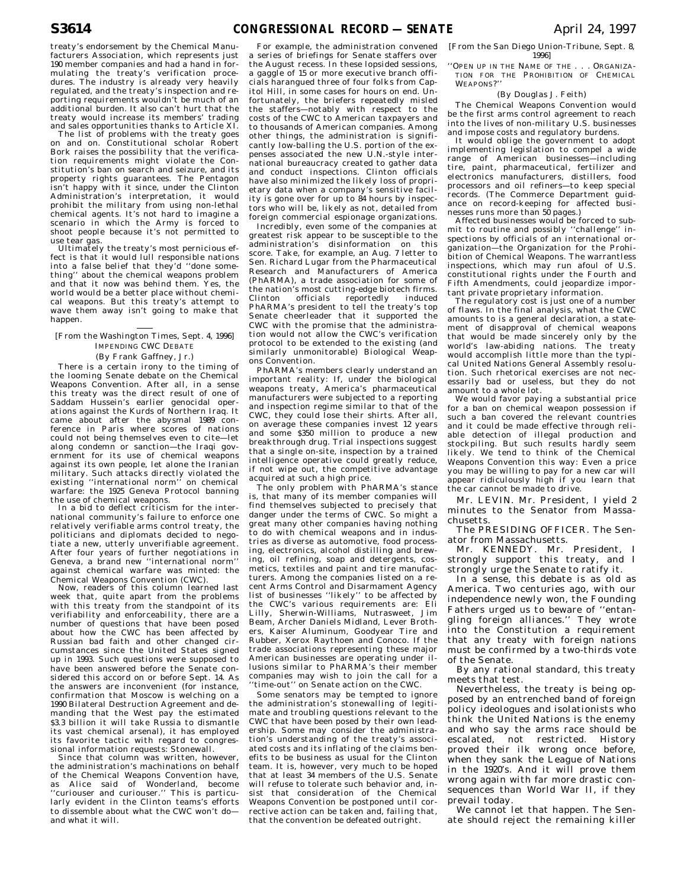treaty's endorsement by the Chemical Manufacturers Association, which represents just 190 member companies and had a hand in formulating the treaty's verification procedures. The industry is already very heavily regulated, and the treaty's inspection and reporting requirements wouldn't be much of an additional burden. It also can't hurt that the treaty would increase its members' trading and sales opportunities thanks to Article XI.

The list of problems with the treaty goes on and on. Constitutional scholar Robert Bork raises the possibility that the verification requirements might violate the Constitution's ban on search and seizure, and its property rights guarantees. The Pentagon isn't happy with it since, under the Clinton Administration's interpretation, it would prohibit the military from using non-lethal chemical agents. It's not hard to imagine a scenario in which the Army is forced to shoot people because it's not permitted to use tear gas.

Ultimately the treaty's most pernicious effect is that it would lull responsible nations into a false belief that they'd ''done something'' about the chemical weapons problem and that it now was behind them. Yes, the world would be a better place without chemical weapons. But this treaty's attempt to wave them away isn't going to make that happen.

---

[From the Washington Times, Sept. 4, 1996]

IMPENDING CWC DEBATE

(By Frank Gaffney, Jr.)

There is a certain irony to the timing of the looming Senate debate on the Chemical Weapons Convention. After all, in a sense this treaty was the direct result of one of Saddam Hussein's earlier genocidal operations against the Kurds of Northern Iraq. It came about after the abysmal 1989 conference in Paris where scores of nations could not bring themselves even to cite—let along condemn or sanction—the Iraqi government for its use of chemical weapons against its own people, let alone the Iranian military. Such attacks directly violated the existing ''international norm'' on chemical warfare: the 1925 Geneva Protocol banning the use of chemical weapons.

In a bid to deflect criticism for the international community's failure to enforce one relatively verifiable arms control treaty, the politicians and diplomats decided to negotiate a new, utterly unverifiable agreement. After four years of further negotiations in Geneva, a brand new ''international norm'' against chemical warfare was minted: the Chemical Weapons Convention (CWC).

Now, readers of this column learned last week that, quite apart from the problems with this treaty from the standpoint of its verifiability and enforceability, there are a number of questions that have been posed about how the CWC has been affected by Russian bad faith and other changed circumstances since the United States signed up in 1993. Such questions were supposed to have been answered before the Senate considered this accord on or before Sept. 14. As the answers are inconvenient (for instance, confirmation that Moscow is welching on a 1990 Bilateral Destruction Agreement and demanding that the West pay the estimated $3.3 billion it will take Russia to dismantle its vast chemical arsenal), it has employed its favorite tactic with regard to congressional information requests: Stonewall.

Since that column was written, however, the administration's machinations on behalf of the Chemical Weapons Convention have, as Alice said of Wonderland, become ''curiouser and curiouser.'' This is particularly evident in the Clinton teams's efforts to dissemble about what the CWC won't do—and what it will.

For example, the administration convened a series of briefings for Senate staffers over the August recess. In these lopsided sessions, a gaggle of 15 or more executive branch officials harangued three of four folks from Capitol Hill, in some cases for hours on end. Unfortunately, the briefers repeatedly misled the staffers—notably with respect to the costs of the CWC to American taxpayers and to thousands of American companies. Among other things, the administration is significantly low-balling the U.S. portion of the expenses associated the new U.N.-style international bureaucracy created to gather data and conduct inspections. Clinton officials have also minimized the likely loss of proprietary data when a company's sensitive facility is gone over for up to 84 hours by inspectors who will be, likely as not, detailed from foreign commercial espionage organizations.

Incredibly, even some of the companies at greatest risk appear to be susceptible to the administration's disinformation on this score. Take, for example, an Aug. 7 letter to Sen. Richard Lugar from the Pharmaceutical Research and Manufacturers of America (PhARMA), a trade association for some of the nation's most cutting-edge biotech firms. Clinton officials reportedly induced PhARMA's president to tell the treaty's top Senate cheerleader that it supported the CWC with the promise that the administration would not allow the CWC's verification protocol to be extended to the existing (and similarly unmonitorable) Biological Weapons Convention.

PhARMA's members clearly understand an important reality: If, under the biological weapons treaty, America's pharmaceutical manufacturers were subjected to a reporting and inspection regime similar to that of the CWC, they could lose their shirts. After all, on average these companies invest 12 years and some $350 million to produce a new breakthrough drug. Trial inspections suggest that a single on-site, inspection by a trained intelligence operative could greatly reduce, if not wipe out, the competitive advantage acquired at such a high price.

The only problem with PhARMA's stance is, that many of its member companies will find themselves subjected to precisely that danger under the terms of CWC. So might a great many other companies having nothing to do with chemical weapons and in industries as diverse as automotive, food processing, electronics, alcohol distilling and brewing, oil refining, soap and detergents, cosmetics, textiles and paint and tire manufacturers. Among the companies listed on a recent Arms Control and Disarmament Agency list of businesses ''likely'' to be affected by the CWC's various requirements are: Eli Lilly, Sherwin-Williams, Nutrasweet, Jim Beam, Archer Daniels Midland, Lever Brothers, Kaiser Aluminum, Goodyear Tire and Rubber, Xerox Raythoen and Conoco. If the trade associations representing these major American businesses are operating under illusions similar to PhARMA's their member companies may wish to join the call for a ''time-out'' on Senate action on the CWC.

Some senators may be tempted to ignore the administration's stonewalling of legitimate and troubling questions relevant to the CWC that have been posed by their own leadership. Some may consider the administration's understanding of the treaty's associated costs and its inflating of the claims benefits to be business as usual for the Clinton team. It is, however, very much to be hoped that at least 34 members of the U.S. Senate will refuse to tolerate such behavior and, insist that consideration of the Chemical Weapons Convention be postponed until corrective action can be taken and, failing that, that the convention be defeated outright.

---

[From the San Diego Union-Tribune, Sept. 8, 1996]

''OPEN UP IN THE NAME OF THE . . . ORGANIZATION FOR THE PROHIBITION OF CHEMICAL WEAPONS?''

(By Douglas J. Feith)

The Chemical Weapons Convention would be the first arms control agreement to reach into the lives of non-military U.S. businesses and impose costs and regulatory burdens.

It would oblige the government to adopt implementing legislation to compel a wide range of American businesses—including tire, paint, pharmaceutical, fertilizer and electronics manufacturers, distillers, food processors and oil refiners—to keep special records. (The Commerce Department guidance on record-keeping for affected businesses runs more than 50 pages.)

Affected businesses would be forced to submit to routine and possibly ''challenge'' inspections by officials of an international organization—the Organization for the Prohibition of Chemical Weapons. The warrantless inspections, which may run afoul of U.S. constitutional rights under the Fourth and Fifth Amendments, could jeopardize important private proprietary information.

The regulatory cost is just one of a number of flaws. In the final analysis, what the CWC amounts to is a general declaration, a statement of disapproval of chemical weapons that would be made sincerely only by the world's law-abiding nations. The treaty would accomplish little more than the typical United Nations General Assembly resolution. Such rhetorical exercises are not necessarily bad or useless, but they do not amount to a whole lot.

We would favor paying a substantial price for a ban on chemical weapon possession if such a ban covered the relevant countries and it could be made effective through reliable detection of illegal production and stockpiling. But such results hardly seem likely. We tend to think of the Chemical Weapons Convention this way: Even a price you may be willing to pay for a new car will appear ridiculously high if you learn that the car cannot be made to drive.

Mr. LEVIN. Mr. President, I yield 2 minutes to the Senator from Massachusetts.

The PRESIDING OFFICER. The Senator from Massachusetts.

Mr. KENNEDY. Mr. President, I strongly support this treaty, and I strongly urge the Senate to ratify it.

In a sense, this debate is as old as America. Two centuries ago, with our independence newly won, the Founding Fathers urged us to beware of ''entangling foreign alliances.'' They wrote into the Constitution a requirement that any treaty with foreign nations must be confirmed by a two-thirds vote of the Senate.

By any rational standard, this treaty meets that test.

Nevertheless, the treaty is being opposed by an entrenched band of foreign policy ideologues and isolationists who think the United Nations is the enemy and who say the arms race should be escalated, not restricted. History proved their ilk wrong once before, when they sank the League of Nations in the 1920's. And it will prove them wrong again with far more drastic consequences than World War II, if they prevail today.

We cannot let that happen. The Senate should reject the remaining killer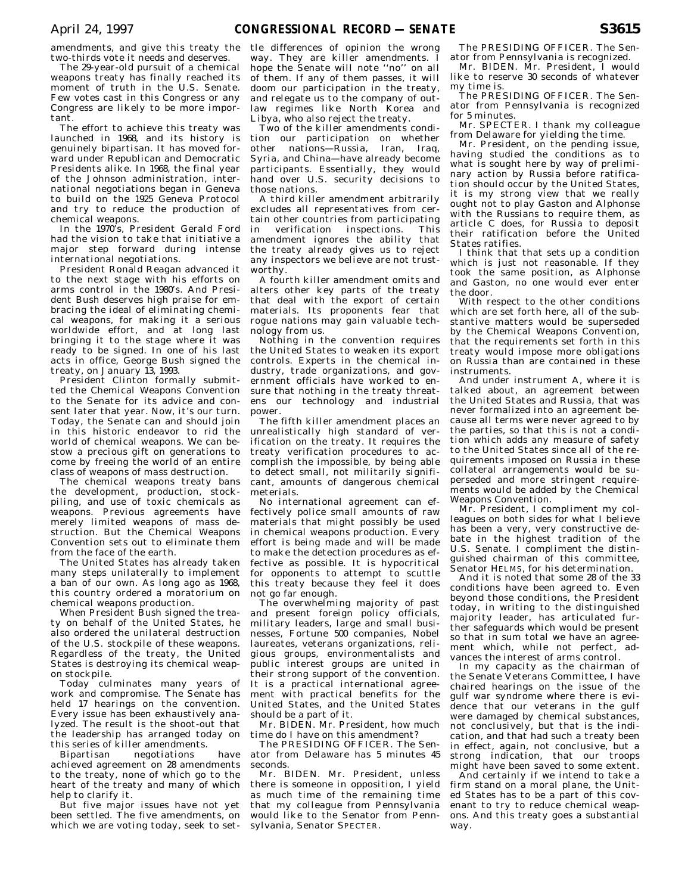amendments, and give this treaty the two-thirds vote it needs and deserves.

The 29-year-old pursuit of a chemical weapons treaty has finally reached its moment of truth in the U.S. Senate. Few votes cast in this Congress or any Congress are likely to be more important.

The effort to achieve this treaty was launched in 1968, and its history is genuinely bipartisan. It has moved forward under Republican and Democratic Presidents alike. In 1968, the final year of the Johnson administration, international negotiations began in Geneva to build on the 1925 Geneva Protocol and try to reduce the production of chemical weapons.

In the 1970's, President Gerald Ford had the vision to take that initiative a major step forward during intense international negotiations.

President Ronald Reagan advanced it to the next stage with his efforts on arms control in the 1980's. And President Bush deserves high praise for embracing the ideal of eliminating chemical weapons, for making it a serious worldwide effort, and at long last bringing it to the stage where it was ready to be signed. In one of his last acts in office, George Bush signed the treaty, on January 13, 1993.

President Clinton formally submitted the Chemical Weapons Convention to the Senate for its advice and consent later that year. Now, it's our turn. Today, the Senate can and should join in this historic endeavor to rid the world of chemical weapons. We can bestow a precious gift on generations to come by freeing the world of an entire class of weapons of mass destruction.

The chemical weapons treaty bans the development, production, stockpiling, and use of toxic chemicals as weapons. Previous agreements have merely limited weapons of mass destruction. But the Chemical Weapons Convention sets out to eliminate them from the face of the earth.

The United States has already taken many steps unilaterally to implement a ban of our own. As long ago as 1968, this country ordered a moratorium on chemical weapons production.

When President Bush signed the treaty on behalf of the United States, he also ordered the unilateral destruction of the U.S. stockpile of these weapons. Regardless of the treaty, the United States is destroying its chemical weapon stockpile.

Today culminates many years of work and compromise. The Senate has held 17 hearings on the convention. Every issue has been exhaustively analyzed. The result is the shoot-out that the leadership has arranged today on this series of killer amendments.

Bipartisan negotiations have achieved agreement on 28 amendments to the treaty, none of which go to the heart of the treaty and many of which help to clarify it.

But five major issues have not yet been settled. The five amendments, on which we are voting today, seek to settle differences of opinion the wrong way. They are killer amendments. I hope the Senate will note ''no'' on all of them. If any of them passes, it will doom our participation in the treaty, and relegate us to the company of outlaw regimes like North Korea and Libya, who also reject the treaty.

Two of the killer amendments condition our participation on whether other nations—Russia, Iran, Iraq, Syria, and China—have already become participants. Essentially, they would hand over U.S. security decisions to those nations.

A third killer amendment arbitrarily excludes all representatives from certain other countries from participating in verification inspections. This amendment ignores the ability that the treaty already gives us to reject any inspectors we believe are not trustworthy.

A fourth killer amendment omits and alters other key parts of the treaty that deal with the export of certain materials. Its proponents fear that rogue nations may gain valuable technology from us.

Nothing in the convention requires the United States to weaken its export controls. Experts in the chemical industry, trade organizations, and government officials have worked to ensure that nothing in the treaty threatens our technology and industrial power.

The fifth killer amendment places an unrealistically high standard of verification on the treaty. It requires the treaty verification procedures to accomplish the impossible, by being able to detect small, not militarily significant, amounts of dangerous chemical meterials.

No international agreement can effectively police small amounts of raw materials that might possibly be used in chemical weapons production. Every effort is being made and will be made to make the detection procedures as effective as possible. It is hypocritical for opponents to attempt to scuttle this treaty because they feel it does not go far enough.

The overwhelming majority of past and present foreign policy officials, military leaders, large and small businesses, Fortune 500 companies, Nobel laureates, veterans organizations, religious groups, environmentalists and public interest groups are united in their strong support of the convention. It is a practical international agreement with practical benefits for the United States, and the United States should be a part of it.

Mr. BIDEN. Mr. President, how much time do I have on this amendment?

The PRESIDING OFFICER. The Senator from Delaware has 5 minutes 45 seconds.

Mr. BIDEN. Mr. President, unless there is someone in opposition, I yield as much time of the remaining time that my colleague from Pennsylvania would like to the Senator from Pennsylvania, Senator SPECTER.

The PRESIDING OFFICER. The Senator from Pennsylvania is recognized.

Mr. BIDEN. Mr. President, I would like to reserve 30 seconds of whatever my time is.

The PRESIDING OFFICER. The Senator from Pennsylvania is recognized for 5 minutes.

Mr. SPECTER. I thank my colleague from Delaware for yielding the time.

Mr. President, on the pending issue, having studied the conditions as to what is sought here by way of preliminary action by Russia before ratification should occur by the United States, it is my strong view that we really ought not to play Gaston and Alphonse with the Russians to require them, as article C does, for Russia to deposit their ratification before the United States ratifies.

I think that that sets up a condition which is just not reasonable. If they took the same position, as Alphonse and Gaston, no one would ever enter the door.

With respect to the other conditions which are set forth here, all of the substantive matters would be superseded by the Chemical Weapons Convention, that the requirements set forth in this treaty would impose more obligations on Russia than are contained in these instruments.

And under instrument A, where it is talked about, an agreement between the United States and Russia, that was never formalized into an agreement because all terms were never agreed to by the parties, so that this is not a condition which adds any measure of safety to the United States since all of the requirements imposed on Russia in these collateral arrangements would be superseded and more stringent requirements would be added by the Chemical Weapons Convention.

Mr. President, I compliment my colleagues on both sides for what I believe has been a very, very constructive debate in the highest tradition of the U.S. Senate. I compliment the distinguished chairman of this committee, Senator HELMS, for his determination.

And it is noted that some 28 of the 33 conditions have been agreed to. Even beyond those conditions, the President today, in writing to the distinguished majority leader, has articulated further safeguards which would be present so that in sum total we have an agreement which, while not perfect, advances the interest of arms control.

In my capacity as the chairman of the Senate Veterans Committee, I have chaired hearings on the issue of the gulf war syndrome where there is evidence that our veterans in the gulf were damaged by chemical substances, not conclusively, but that is the indication, and that had such a treaty been in effect, again, not conclusive, but a strong indication, that our troops might have been saved to some extent.

And certainly if we intend to take a firm stand on a moral plane, the United States has to be a part of this covenant to try to reduce chemical weapons. And this treaty goes a substantial way.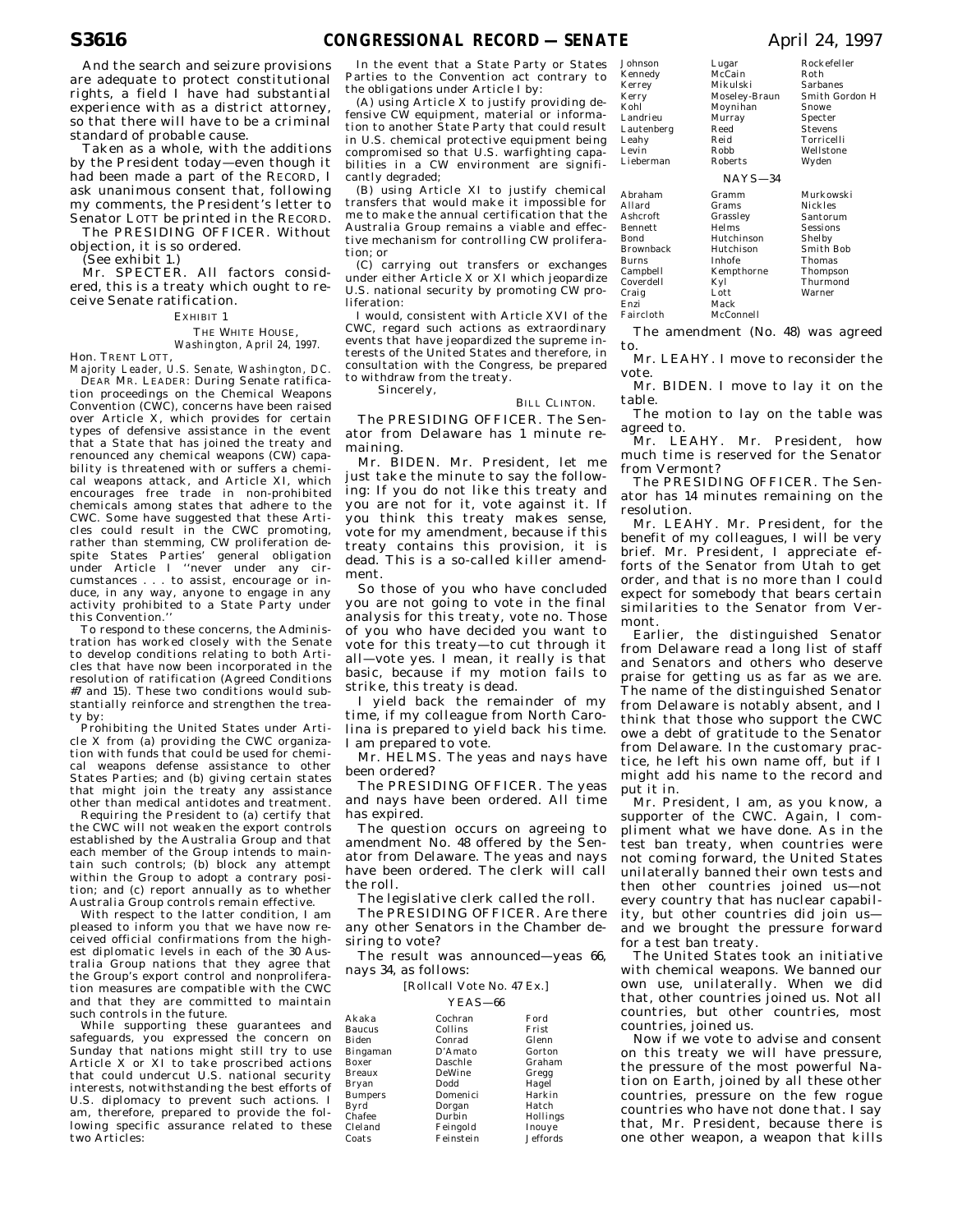And the search and seizure provisions are adequate to protect constitutional rights, a field I have had substantial experience with as a district attorney, so that there will have to be a criminal standard of probable cause.

Taken as a whole, with the additions by the President today—even though it had been made a part of the RECORD, I ask unanimous consent that, following my comments, the President's letter to Senator LOTT be printed in the RECORD.

The PRESIDING OFFICER. Without objection, it is so ordered.

(See exhibit 1.)

Mr. SPECTER. All factors considered, this is a treaty which ought to receive Senate ratification.

EXHIBIT 1

THE WHITE HOUSE,
*Washington, April 24, 1997.*

Hon. TRENT LOTT,
*Majority Leader, U.S. Senate, Washington, DC.*

DEAR MR. LEADER: During Senate ratification proceedings on the Chemical Weapons Convention (CWC), concerns have been raised over Article X, which provides for certain types of defensive assistance in the event that a State that has joined the treaty and renounced any chemical weapons (CW) capability is threatened with or suffers a chemical weapons attack, and Article XI, which encourages free trade in non-prohibited chemicals among states that adhere to the CWC. Some have suggested that these Articles could result in the CWC promoting, rather than stemming, CW proliferation despite States Parties' general obligation under Article I ''never under any circumstances . . . to assist, encourage or induce, in any way, anyone to engage in any activity prohibited to a State Party under this Convention.''

To respond to these concerns, the Administration has worked closely with the Senate to develop conditions relating to both Articles that have now been incorporated in the resolution of ratification (Agreed Conditions #7 and 15). These two conditions would substantially reinforce and strengthen the treaty by:

Prohibiting the United States under Article X from (a) providing the CWC organization with funds that could be used for chemical weapons defense assistance to other States Parties; and (b) giving certain states that might join the treaty any assistance other than medical antidotes and treatment.

Requiring the President to (a) certify that the CWC will not weaken the export controls established by the Australia Group and that each member of the Group intends to maintain such controls; (b) block any attempt within the Group to adopt a contrary position; and (c) report annually as to whether Australia Group controls remain effective.

With respect to the latter condition, I am pleased to inform you that we have now received official confirmations from the highest diplomatic levels in each of the 30 Australia Group nations that they agree that the Group's export control and nonproliferation measures are compatible with the CWC and that they are committed to maintain such controls in the future.

While supporting these guarantees and safeguards, you expressed the concern on Sunday that nations might still try to use Article X or XI to take proscribed actions that could undercut U.S. national security interests, notwithstanding the best efforts of U.S. diplomacy to prevent such actions. I am, therefore, prepared to provide the following specific assurance related to these two Articles:

In the event that a State Party or States Parties to the Convention act contrary to the obligations under Article I by:

(A) using Article X to justify providing defensive CW equipment, material or information to another State Party that could result in U.S. chemical protective equipment being compromised so that U.S. warfighting capabilities in a CW environment are significantly degraded;

(B) using Article XI to justify chemical transfers that would make it impossible for me to make the annual certification that the Australia Group remains a viable and effective mechanism for controlling CW proliferation; or

(C) carrying out transfers or exchanges under either Article X or XI which jeopardize U.S. national security by promoting CW proliferation:

I would, consistent with Article XVI of the CWC, regard such actions as extraordinary events that have jeopardized the supreme interests of the United States and therefore, in consultation with the Congress, be prepared to withdraw from the treaty.

Sincerely,

BILL CLINTON.

The PRESIDING OFFICER. The Senator from Delaware has 1 minute remaining.

Mr. BIDEN. Mr. President, let me just take the minute to say the following: If you do not like this treaty and you are not for it, vote against it. If you think this treaty makes sense, vote for my amendment, because if this treaty contains this provision, it is dead. This is a so-called killer amendment.

So those of you who have concluded you are not going to vote in the final analysis for this treaty, vote no. Those of you who have decided you want to vote for this treaty—to cut through it all—vote yes. I mean, it really is that basic, because if my motion fails to strike, this treaty is dead.

I yield back the remainder of my time, if my colleague from North Carolina is prepared to yield back his time. I am prepared to vote.

Mr. HELMS. The yeas and nays have been ordered?

The PRESIDING OFFICER. The yeas and nays have been ordered. All time has expired.

The question occurs on agreeing to amendment No. 48 offered by the Senator from Delaware. The yeas and nays have been ordered. The clerk will call the roll.

The legislative clerk called the roll.

The PRESIDING OFFICER. Are there any other Senators in the Chamber desiring to vote?

The result was announced—yeas 66, nays 34, as follows:

[Rollcall Vote No. 47 Ex.]

YEAS—66

Akaka, Baucus, Biden, Bingaman, Boxer, Breaux, Bryan, Bumpers, Byrd, Chafee, Cleland, Coats, Cochran, Collins, Conrad, D'Amato, Daschle, DeWine, Dodd, Domenici, Dorgan, Durbin, Feingold, Feinstein, Ford, Frist, Glenn, Gorton, Graham, Gregg, Hagel, Harkin, Hatch, Hollings, Inouye, Jeffords, Johnson, Kennedy, Kerrey, Kerry, Kohl, Landrieu, Lautenberg, Leahy, Levin, Lieberman, Lugar, McCain, Mikulski, Moseley-Braun, Moynihan, Murray, Reed, Reid, Robb, Roberts, Rockefeller, Roth, Sarbanes, Smith Gordon H, Snowe, Specter, Stevens, Torricelli, Wellstone, Wyden

NAYS—34

Abraham, Allard, Ashcroft, Bennett, Bond, Brownback, Burns, Campbell, Coverdell, Craig, Enzi, Faircloth, Gramm, Grams, Grassley, Helms, Hutchinson, Hutchison, Inhofe, Kempthorne, Kyl, Lott, Mack, McConnell, Murkowski, Nickles, Santorum, Sessions, Shelby, Smith Bob, Thomas, Thompson, Thurmond, Warner

The amendment (No. 48) was agreed to.

Mr. LEAHY. I move to reconsider the vote.

Mr. BIDEN. I move to lay it on the table.

The motion to lay on the table was agreed to.

Mr. LEAHY. Mr. President, how much time is reserved for the Senator from Vermont?

The PRESIDING OFFICER. The Senator has 14 minutes remaining on the resolution.

Mr. LEAHY. Mr. President, for the benefit of my colleagues, I will be very brief. Mr. President, I appreciate efforts of the Senator from Utah to get order, and that is no more than I could expect for somebody that bears certain similarities to the Senator from Vermont.

Earlier, the distinguished Senator from Delaware read a long list of staff and Senators and others who deserve praise for getting us as far as we are. The name of the distinguished Senator from Delaware is notably absent, and I think that those who support the CWC owe a debt of gratitude to the Senator from Delaware. In the customary practice, he left his own name off, but if I might add his name to the record and put it in.

Mr. President, I am, as you know, a supporter of the CWC. Again, I compliment what we have done. As in the test ban treaty, when countries were not coming forward, the United States unilaterally banned their own tests and then other countries joined us—not every country that has nuclear capability, but other countries did join us—and we brought the pressure forward for a test ban treaty.

The United States took an initiative with chemical weapons. We banned our own use, unilaterally. When we did that, other countries joined us. Not all countries, but other countries, most countries, joined us.

Now if we vote to advise and consent on this treaty we will have pressure, the pressure of the most powerful Nation on Earth, joined by all these other countries, pressure on the few rogue countries who have not done that. I say that, Mr. President, because there is one other weapon, a weapon that kills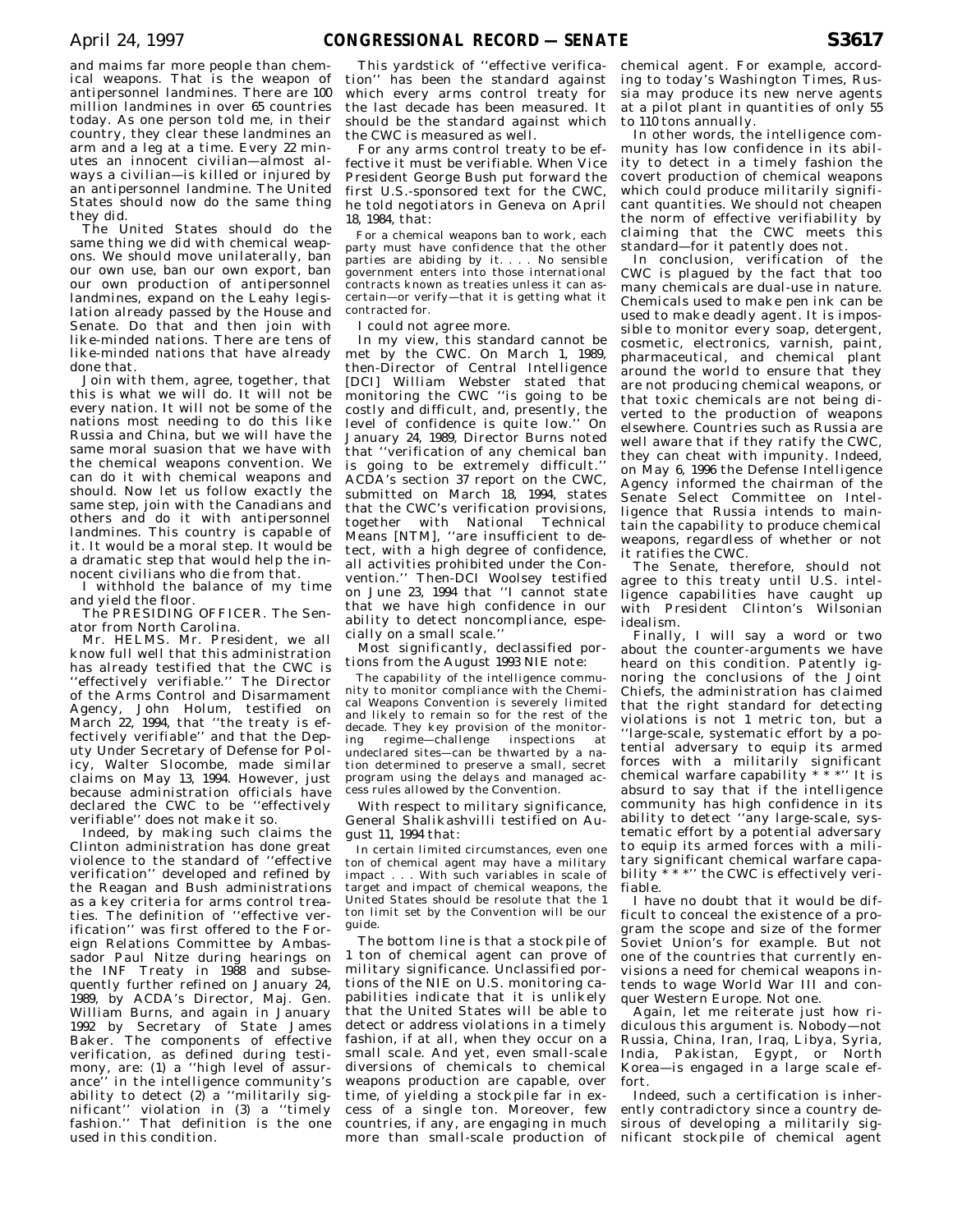and maims far more people than chemical weapons. That is the weapon of antipersonnel landmines. There are 100 million landmines in over 65 countries today. As one person told me, in their country, they clear these landmines an arm and a leg at a time. Every 22 minutes an innocent civilian—almost always a civilian—is killed or injured by an antipersonnel landmine. The United States should now do the same thing they did.

The United States should do the same thing we did with chemical weapons. We should move unilaterally, ban our own use, ban our own export, ban our own production of antipersonnel landmines, expand on the Leahy legislation already passed by the House and Senate. Do that and then join with like-minded nations. There are tens of like-minded nations that have already done that.

Join with them, agree, together, that this is what we will do. It will not be every nation. It will not be some of the nations most needing to do this like Russia and China, but we will have the same moral suasion that we have with the chemical weapons convention. We can do it with chemical weapons and should. Now let us follow exactly the same step, join with the Canadians and others and do it with antipersonnel landmines. This country is capable of it. It would be a moral step. It would be a dramatic step that would help the innocent civilians who die from that.

I withhold the balance of my time and yield the floor.

The PRESIDING OFFICER. The Senator from North Carolina.

Mr. HELMS. Mr. President, we all know full well that this administration has already testified that the CWC is ''effectively verifiable.'' The Director of the Arms Control and Disarmament Agency, John Holum, testified on March 22, 1994, that ''the treaty is effectively verifiable'' and that the Deputy Under Secretary of Defense for Policy, Walter Slocombe, made similar claims on May 13, 1994. However, just because administration officials have declared the CWC to be ''effectively verifiable'' does not make it so.

Indeed, by making such claims the Clinton administration has done great violence to the standard of ''effective verification'' developed and refined by the Reagan and Bush administrations as a key criteria for arms control treaties. The definition of ''effective verification'' was first offered to the Foreign Relations Committee by Ambassador Paul Nitze during hearings on the INF Treaty in 1988 and subsequently further refined on January 24, 1989, by ACDA's Director, Maj. Gen. William Burns, and again in January 1992 by Secretary of State James Baker. The components of effective verification, as defined during testimony, are: (1) a ''high level of assurance'' in the intelligence community's ability to detect (2) a ''militarily significant'' violation in (3) a ''timely fashion.'' That definition is the one used in this condition.

This yardstick of ''effective verification'' has been the standard against which every arms control treaty for the last decade has been measured. It should be the standard against which the CWC is measured as well.

For any arms control treaty to be effective it must be verifiable. When Vice President George Bush put forward the first U.S.-sponsored text for the CWC, he told negotiators in Geneva on April 18, 1984, that:

> For a chemical weapons ban to work, each party must have confidence that the other parties are abiding by it. . . . No sensible government enters into those international contracts known as treaties unless it can ascertain—or verify—that it is getting what it contracted for.

I could not agree more.

In my view, this standard cannot be met by the CWC. On March 1, 1989, then-Director of Central Intelligence [DCI] William Webster stated that monitoring the CWC ''is going to be costly and difficult, and, presently, the level of confidence is quite low.'' On January 24, 1989, Director Burns noted that ''verification of any chemical ban is going to be extremely difficult.'' ACDA's section 37 report on the CWC, submitted on March 18, 1994, states that the CWC's verification provisions, together with National Technical Means [NTM], ''are insufficient to detect, with a high degree of confidence, all activities prohibited under the Convention.'' Then-DCI Woolsey testified on June 23, 1994 that ''I cannot state that we have high confidence in our ability to detect noncompliance, especially on a small scale.''

Most significantly, declassified portions from the August 1993 NIE note:

> The capability of the intelligence community to monitor compliance with the Chemical Weapons Convention is severely limited and likely to remain so for the rest of the decade. They key provision of the monitoring regime—challenge inspections at undeclared sites—can be thwarted by a nation determined to preserve a small, secret program using the delays and managed access rules allowed by the Convention.

With respect to military significance, General Shalikashvilli testified on August 11, 1994 that:

> In certain limited circumstances, even one ton of chemical agent may have a military impact . . . With such variables in scale of target and impact of chemical weapons, the United States should be resolute that the 1 ton limit set by the Convention will be our guide.

The bottom line is that a stockpile of 1 ton of chemical agent can prove of military significance. Unclassified portions of the NIE on U.S. monitoring capabilities indicate that it is unlikely that the United States will be able to detect or address violations in a timely fashion, if at all, when they occur on a small scale. And yet, even small-scale diversions of chemicals to chemical weapons production are capable, over time, of yielding a stockpile far in excess of a single ton. Moreover, few countries, if any, are engaging in much more than small-scale production of chemical agent. For example, according to today's Washington Times, Russia may produce its new nerve agents at a pilot plant in quantities of only 55 to 110 tons annually.

In other words, the intelligence community has low confidence in its ability to detect in a timely fashion the covert production of chemical weapons which could produce militarily significant quantities. We should not cheapen the norm of effective verifiability by claiming that the CWC meets this standard—for it patently does not.

In conclusion, verification of the CWC is plagued by the fact that too many chemicals are dual-use in nature. Chemicals used to make pen ink can be used to make deadly agent. It is impossible to monitor every soap, detergent, cosmetic, electronics, varnish, paint, pharmaceutical, and chemical plant around the world to ensure that they are not producing chemical weapons, or that toxic chemicals are not being diverted to the production of weapons elsewhere. Countries such as Russia are well aware that if they ratify the CWC, they can cheat with impunity. Indeed, on May 6, 1996 the Defense Intelligence Agency informed the chairman of the Senate Select Committee on Intelligence that Russia intends to maintain the capability to produce chemical weapons, regardless of whether or not it ratifies the CWC.

The Senate, therefore, should not agree to this treaty until U.S. intelligence capabilities have caught up with President Clinton's Wilsonian idealism.

Finally, I will say a word or two about the counter-arguments we have heard on this condition. Patently ignoring the conclusions of the Joint Chiefs, the administration has claimed that the right standard for detecting violations is not 1 metric ton, but a ''large-scale, systematic effort by a potential adversary to equip its armed forces with a militarily significant chemical warfare capability * * *'' It is absurd to say that if the intelligence community has high confidence in its ability to detect ''any large-scale, systematic effort by a potential adversary to equip its armed forces with a military significant chemical warfare capability * * *'' the CWC is effectively verifiable.

I have no doubt that it would be difficult to conceal the existence of a program the scope and size of the former Soviet Union's for example. But not one of the countries that currently envisions a need for chemical weapons intends to wage World War III and conquer Western Europe. Not one.

Again, let me reiterate just how ridiculous this argument is. Nobody—not Russia, China, Iran, Iraq, Libya, Syria, India, Pakistan, Egypt, or North Korea—is engaged in a large scale effort.

Indeed, such a certification is inherently contradictory since a country desirous of developing a militarily significant stockpile of chemical agent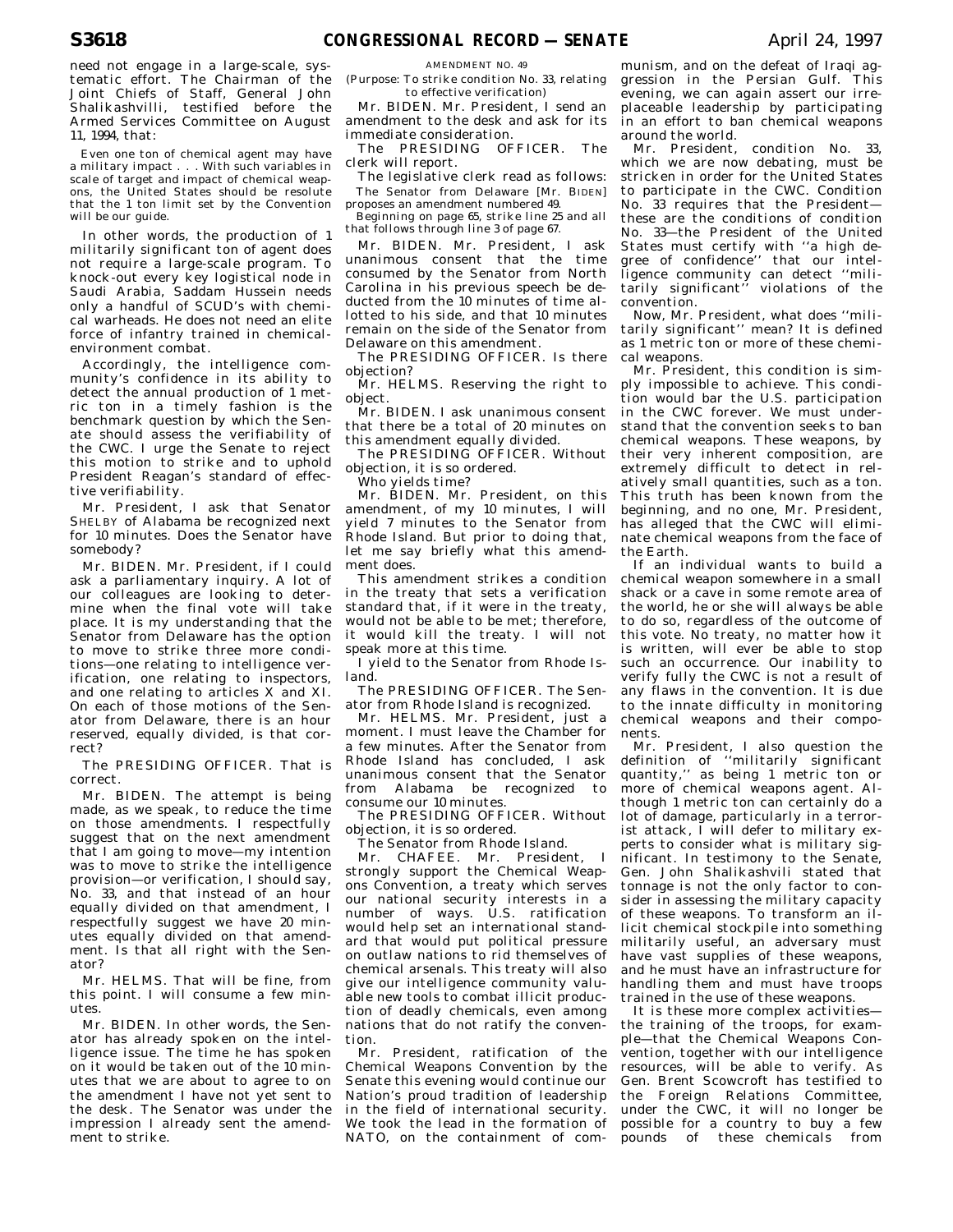need not engage in a large-scale, systematic effort. The Chairman of the Joint Chiefs of Staff, General John Shalikashvilli, testified before the Armed Services Committee on August 11, 1994, that:

> Even one ton of chemical agent may have a military impact . . . With such variables in scale of target and impact of chemical weapons, the United States should be resolute that the 1 ton limit set by the Convention will be our guide.

In other words, the production of 1 militarily significant ton of agent does not require a large-scale program. To knock-out every key logistical node in Saudi Arabia, Saddam Hussein needs only a handful of SCUD's with chemical warheads. He does not need an elite force of infantry trained in chemical-environment combat.

Accordingly, the intelligence community's confidence in its ability to detect the annual production of 1 metric ton in a timely fashion is the benchmark question by which the Senate should assess the verifiability of the CWC. I urge the Senate to reject this motion to strike and to uphold President Reagan's standard of effective verifiability.

Mr. President, I ask that Senator SHELBY of Alabama be recognized next for 10 minutes. Does the Senator have somebody?

Mr. BIDEN. Mr. President, if I could ask a parliamentary inquiry. A lot of our colleagues are looking to determine when the final vote will take place. It is my understanding that the Senator from Delaware has the option to move to strike three more conditions—one relating to intelligence verification, one relating to inspectors, and one relating to articles X and XI. On each of those motions of the Senator from Delaware, there is an hour reserved, equally divided, is that correct?

The PRESIDING OFFICER. That is correct.

Mr. BIDEN. The attempt is being made, as we speak, to reduce the time on those amendments. I respectfully suggest that on the next amendment that I am going to move—my intention was to move to strike the intelligence provision—or verification, I should say, No. 33, and that instead of an hour equally divided on that amendment, I respectfully suggest we have 20 minutes equally divided on that amendment. Is that all right with the Senator?

Mr. HELMS. That will be fine, from this point. I will consume a few minutes.

Mr. BIDEN. In other words, the Senator has already spoken on the intelligence issue. The time he has spoken on it would be taken out of the 10 minutes that we are about to agree to on the amendment I have not yet sent to the desk. The Senator was under the impression I already sent the amendment to strike.

AMENDMENT NO. 49

(Purpose: To strike condition No. 33, relating to effective verification)

Mr. BIDEN. Mr. President, I send an amendment to the desk and ask for its immediate consideration.

The PRESIDING OFFICER. The clerk will report.

The legislative clerk read as follows:

> The Senator from Delaware [Mr. BIDEN] proposes an amendment numbered 49.
>
> Beginning on page 65, strike line 25 and all that follows through line 3 of page 67.

Mr. BIDEN. Mr. President, I ask unanimous consent that the time consumed by the Senator from North Carolina in his previous speech be deducted from the 10 minutes of time allotted to his side, and that 10 minutes remain on the side of the Senator from Delaware on this amendment.

The PRESIDING OFFICER. Is there objection?

Mr. HELMS. Reserving the right to object.

Mr. BIDEN. I ask unanimous consent that there be a total of 20 minutes on this amendment equally divided.

The PRESIDING OFFICER. Without objection, it is so ordered.

Who yields time?

Mr. BIDEN. Mr. President, on this amendment, of my 10 minutes, I will yield 7 minutes to the Senator from Rhode Island. But prior to doing that, let me say briefly what this amendment does.

This amendment strikes a condition in the treaty that sets a verification standard that, if it were in the treaty, would not be able to be met; therefore, it would kill the treaty. I will not speak more at this time.

I yield to the Senator from Rhode Island.

The PRESIDING OFFICER. The Senator from Rhode Island is recognized.

Mr. HELMS. Mr. President, just a moment. I must leave the Chamber for a few minutes. After the Senator from Rhode Island has concluded, I ask unanimous consent that the Senator from Alabama be recognized to consume our 10 minutes.

The PRESIDING OFFICER. Without objection, it is so ordered.

The Senator from Rhode Island.

Mr. CHAFEE. Mr. President, I strongly support the Chemical Weapons Convention, a treaty which serves our national security interests in a number of ways. U.S. ratification would help set an international standard that would put political pressure on outlaw nations to rid themselves of chemical arsenals. This treaty will also give our intelligence community valuable new tools to combat illicit production of deadly chemicals, even among nations that do not ratify the convention.

Mr. President, ratification of the Chemical Weapons Convention by the Senate this evening would continue our Nation's proud tradition of leadership in the field of international security. We took the lead in the formation of NATO, on the containment of communism, and on the defeat of Iraqi aggression in the Persian Gulf. This evening, we can again assert our irreplaceable leadership by participating in an effort to ban chemical weapons around the world.

Mr. President, condition No. 33, which we are now debating, must be stricken in order for the United States to participate in the CWC. Condition No. 33 requires that the President—these are the conditions of condition No. 33—the President of the United States must certify with ''a high degree of confidence'' that our intelligence community can detect ''militarily significant'' violations of the convention.

Now, Mr. President, what does ''militarily significant'' mean? It is defined as 1 metric ton or more of these chemical weapons.

Mr. President, this condition is simply impossible to achieve. This condition would bar the U.S. participation in the CWC forever. We must understand that the convention seeks to ban chemical weapons. These weapons, by their very inherent composition, are extremely difficult to detect in relatively small quantities, such as a ton. This truth has been known from the beginning, and no one, Mr. President, has alleged that the CWC will eliminate chemical weapons from the face of the Earth.

If an individual wants to build a chemical weapon somewhere in a small shack or a cave in some remote area of the world, he or she will always be able to do so, regardless of the outcome of this vote. No treaty, no matter how it is written, will ever be able to stop such an occurrence. Our inability to verify fully the CWC is not a result of any flaws in the convention. It is due to the innate difficulty in monitoring chemical weapons and their components.

Mr. President, I also question the definition of ''militarily significant quantity,'' as being 1 metric ton or more of chemical weapons agent. Although 1 metric ton can certainly do a lot of damage, particularly in a terrorist attack, I will defer to military experts to consider what is military significant. In testimony to the Senate, Gen. John Shalikashvili stated that tonnage is not the only factor to consider in assessing the military capacity of these weapons. To transform an illicit chemical stockpile into something militarily useful, an adversary must have vast supplies of these weapons, and he must have an infrastructure for handling them and must have troops trained in the use of these weapons.

It is these more complex activities—the training of the troops, for example—that the Chemical Weapons Convention, together with our intelligence resources, will be able to verify. As Gen. Brent Scowcroft has testified to the Foreign Relations Committee, under the CWC, it will no longer be possible for a country to buy a few pounds of these chemicals from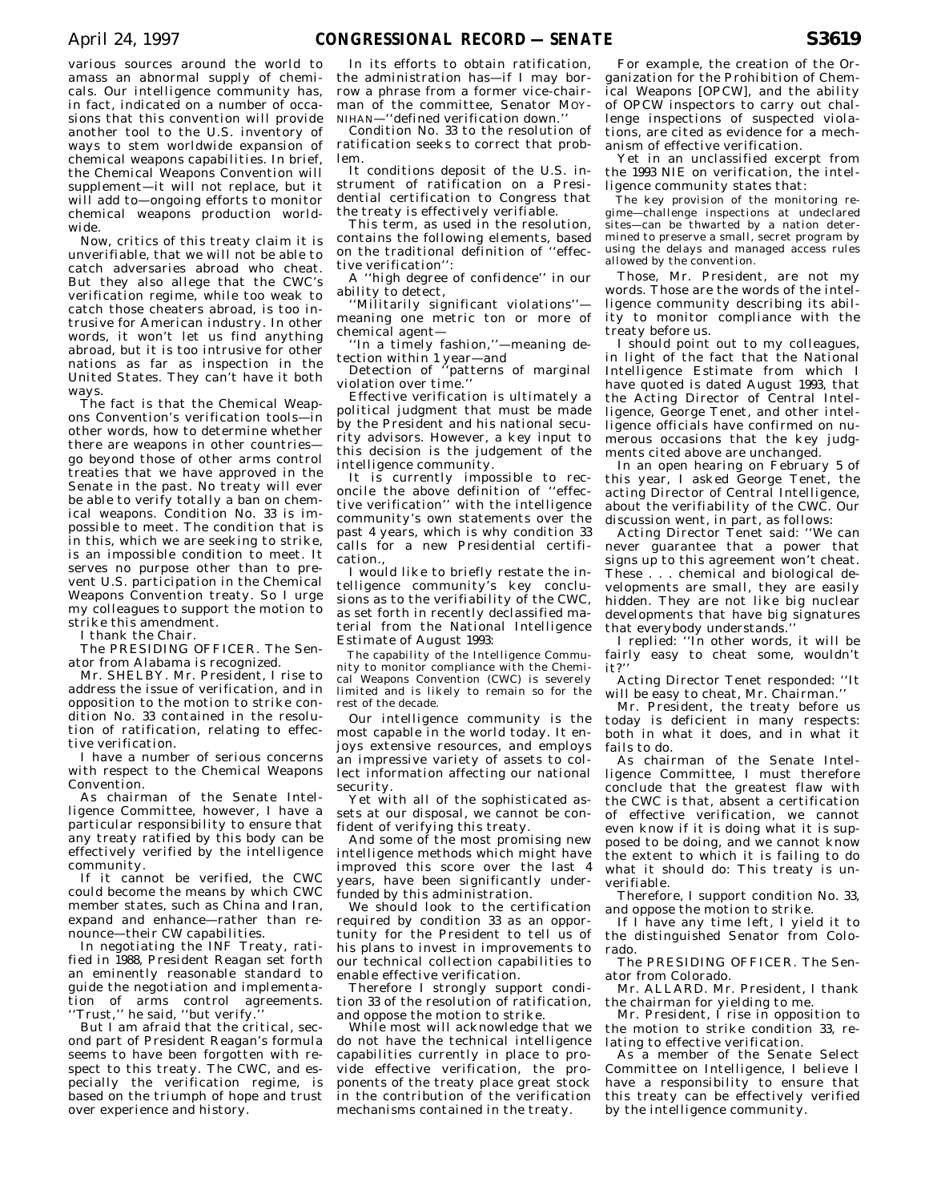various sources around the world to amass an abnormal supply of chemicals. Our intelligence community has, in fact, indicated on a number of occasions that this convention will provide another tool to the U.S. inventory of ways to stem worldwide expansion of chemical weapons capabilities. In brief, the Chemical Weapons Convention will supplement—it will not replace, but it will add to—ongoing efforts to monitor chemical weapons production worldwide.

Now, critics of this treaty claim it is unverifiable, that we will not be able to catch adversaries abroad who cheat. But they also allege that the CWC's verification regime, while too weak to catch those cheaters abroad, is too intrusive for American industry. In other words, it won't let us find anything abroad, but it is too intrusive for other nations as far as inspection in the United States. They can't have it both ways.

The fact is that the Chemical Weapons Convention's verification tools—in other words, how to determine whether there are weapons in other countries—go beyond those of other arms control treaties that we have approved in the Senate in the past. No treaty will ever be able to verify totally a ban on chemical weapons. Condition No. 33 is impossible to meet. The condition that is in this, which we are seeking to strike, is an impossible condition to meet. It serves no purpose other than to prevent U.S. participation in the Chemical Weapons Convention treaty. So I urge my colleagues to support the motion to strike this amendment.

I thank the Chair.

The PRESIDING OFFICER. The Senator from Alabama is recognized.

Mr. SHELBY. Mr. President, I rise to address the issue of verification, and in opposition to the motion to strike condition No. 33 contained in the resolution of ratification, relating to effective verification.

I have a number of serious concerns with respect to the Chemical Weapons Convention.

As chairman of the Senate Intelligence Committee, however, I have a particular responsibility to ensure that any treaty ratified by this body can be effectively verified by the intelligence community.

If it cannot be verified, the CWC could become the means by which CWC member states, such as China and Iran, expand and enhance—rather than renounce—their CW capabilities.

In negotiating the INF Treaty, ratified in 1988, President Reagan set forth an eminently reasonable standard to guide the negotiation and implementation of arms control agreements. ''Trust,'' he said, ''but verify.''

But I am afraid that the critical, second part of President Reagan's formula seems to have been forgotten with respect to this treaty. The CWC, and especially the verification regime, is based on the triumph of hope and trust over experience and history.

In its efforts to obtain ratification, the administration has—if I may borrow a phrase from a former vice-chairman of the committee, Senator MOYNIHAN—''defined verification down.''

Condition No. 33 to the resolution of ratification seeks to correct that problem.

It conditions deposit of the U.S. instrument of ratification on a Presidential certification to Congress that the treaty is effectively verifiable.

This term, as used in the resolution, contains the following elements, based on the traditional definition of ''effective verification'':

A ''high degree of confidence'' in our ability to detect,

''Militarily significant violations''—meaning one metric ton or more of chemical agent—

''In a timely fashion,''—meaning detection within 1 year—and

Detection of ''patterns of marginal violation over time.''

Effective verification is ultimately a political judgment that must be made by the President and his national security advisors. However, a key input to this decision is the judgement of the intelligence community.

It is currently impossible to reconcile the above definition of ''effective verification'' with the intelligence community's own statements over the past 4 years, which is why condition 33 calls for a new Presidential certification.,

I would like to briefly restate the intelligence community's key conclusions as to the verifiability of the CWC, as set forth in recently declassified material from the National Intelligence Estimate of August 1993:

> The capability of the Intelligence Community to monitor compliance with the Chemical Weapons Convention (CWC) is severely limited and is likely to remain so for the rest of the decade.

Our intelligence community is the most capable in the world today. It enjoys extensive resources, and employs an impressive variety of assets to collect information affecting our national security.

Yet with all of the sophisticated assets at our disposal, we cannot be confident of verifying this treaty.

And some of the most promising new intelligence methods which might have improved this score over the last 4 years, have been significantly underfunded by this administration.

We should look to the certification required by condition 33 as an opportunity for the President to tell us of his plans to invest in improvements to our technical collection capabilities to enable effective verification.

Therefore I strongly support condition 33 of the resolution of ratification, and oppose the motion to strike.

While most will acknowledge that we do not have the technical intelligence capabilities currently in place to provide effective verification, the proponents of the treaty place great stock in the contribution of the verification mechanisms contained in the treaty.

For example, the creation of the Organization for the Prohibition of Chemical Weapons [OPCW], and the ability of OPCW inspectors to carry out challenge inspections of suspected violations, are cited as evidence for a mechanism of effective verification.

Yet in an unclassified excerpt from the 1993 NIE on verification, the intelligence community states that:

> The key provision of the monitoring regime—challenge inspections at undeclared sites—can be thwarted by a nation determined to preserve a small, secret program by using the delays and managed access rules allowed by the convention.

Those, Mr. President, are not my words. Those are the words of the intelligence community describing its ability to monitor compliance with the treaty before us.

I should point out to my colleagues, in light of the fact that the National Intelligence Estimate from which I have quoted is dated August 1993, that the Acting Director of Central Intelligence, George Tenet, and other intelligence officials have confirmed on numerous occasions that the key judgments cited above are unchanged.

In an open hearing on February 5 of this year, I asked George Tenet, the acting Director of Central Intelligence, about the verifiability of the CWC. Our discussion went, in part, as follows:

Acting Director Tenet said: ''We can never guarantee that a power that signs up to this agreement won't cheat. These . . . chemical and biological developments are small, they are easily hidden. They are not like big nuclear developments that have big signatures that everybody understands.''

I replied: ''In other words, it will be fairly easy to cheat some, wouldn't it?''

Acting Director Tenet responded: ''It will be easy to cheat, Mr. Chairman.''

Mr. President, the treaty before us today is deficient in many respects: both in what it does, and in what it fails to do.

As chairman of the Senate Intelligence Committee, I must therefore conclude that the greatest flaw with the CWC is that, absent a certification of effective verification, we cannot even know if it is doing what it is supposed to be doing, and we cannot know the extent to which it is failing to do what it should do: This treaty is unverifiable.

Therefore, I support condition No. 33, and oppose the motion to strike.

If I have any time left, I yield it to the distinguished Senator from Colorado.

The PRESIDING OFFICER. The Senator from Colorado.

Mr. ALLARD. Mr. President, I thank the chairman for yielding to me.

Mr. President, I rise in opposition to the motion to strike condition 33, relating to effective verification.

As a member of the Senate Select Committee on Intelligence, I believe I have a responsibility to ensure that this treaty can be effectively verified by the intelligence community.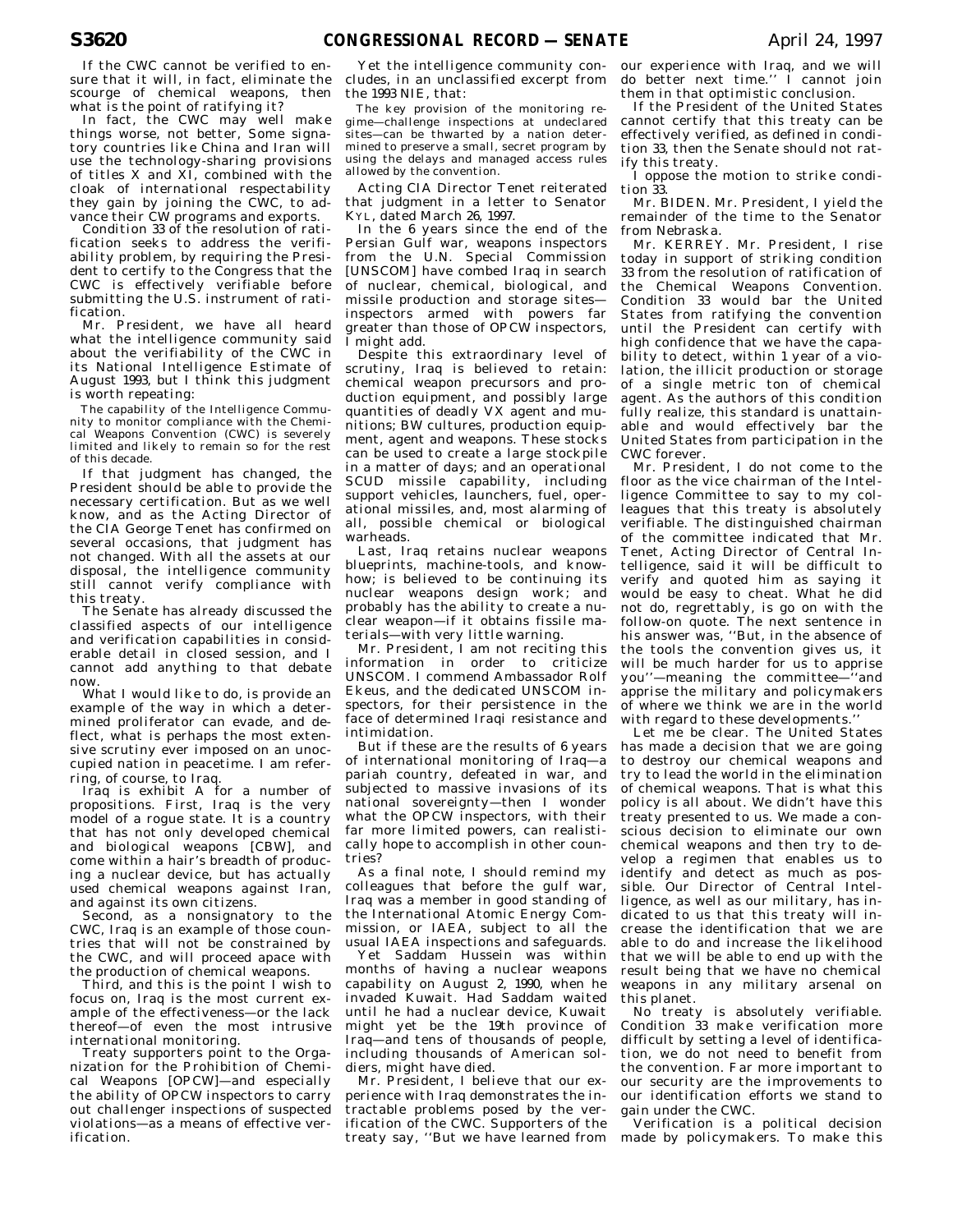If the CWC cannot be verified to ensure that it will, in fact, eliminate the scourge of chemical weapons, then what is the point of ratifying it?

In fact, the CWC may well make things worse, not better, Some signatory countries like China and Iran will use the technology-sharing provisions of titles X and XI, combined with the cloak of international respectability they gain by joining the CWC, to advance their CW programs and exports.

Condition 33 of the resolution of ratification seeks to address the verifiability problem, by requiring the President to certify to the Congress that the CWC is effectively verifiable before submitting the U.S. instrument of ratification.

Mr. President, we have all heard what the intelligence community said about the verifiability of the CWC in its National Intelligence Estimate of August 1993, but I think this judgment is worth repeating:

> The capability of the Intelligence Community to monitor compliance with the Chemical Weapons Convention (CWC) is severely limited and likely to remain so for the rest of this decade.

If that judgment has changed, the President should be able to provide the necessary certification. But as we well know, and as the Acting Director of the CIA George Tenet has confirmed on several occasions, that judgment has not changed. With all the assets at our disposal, the intelligence community still cannot verify compliance with this treaty.

The Senate has already discussed the classified aspects of our intelligence and verification capabilities in considerable detail in closed session, and I cannot add anything to that debate now.

What I would like to do, is provide an example of the way in which a determined proliferator can evade, and deflect, what is perhaps the most extensive scrutiny ever imposed on an unoccupied nation in peacetime. I am referring, of course, to Iraq.

Iraq is exhibit A for a number of propositions. First, Iraq is the very model of a rogue state. It is a country that has not only developed chemical and biological weapons [CBW], and come within a hair's breadth of producing a nuclear device, but has actually used chemical weapons against Iran, and against its own citizens.

Second, as a nonsignatory to the CWC, Iraq is an example of those countries that will not be constrained by the CWC, and will proceed apace with the production of chemical weapons.

Third, and this is the point I wish to focus on, Iraq is the most current example of the effectiveness—or the lack thereof—of even the most intrusive international monitoring.

Treaty supporters point to the Organization for the Prohibition of Chemical Weapons [OPCW]—and especially the ability of OPCW inspectors to carry out challenger inspections of suspected violations—as a means of effective verification.

Yet the intelligence community concludes, in an unclassified excerpt from the 1993 NIE, that:

> The key provision of the monitoring regime—challenge inspections at undeclared sites—can be thwarted by a nation determined to preserve a small, secret program by using the delays and managed access rules allowed by the convention.

Acting CIA Director Tenet reiterated that judgment in a letter to Senator KYL, dated March 26, 1997.

In the 6 years since the end of the Persian Gulf war, weapons inspectors from the U.N. Special Commission [UNSCOM] have combed Iraq in search of nuclear, chemical, biological, and missile production and storage sites—inspectors armed with powers far greater than those of OPCW inspectors, I might add.

Despite this extraordinary level of scrutiny, Iraq is believed to retain: chemical weapon precursors and production equipment, and possibly large quantities of deadly VX agent and munitions; BW cultures, production equipment, agent and weapons. These stocks can be used to create a large stockpile in a matter of days; and an operational SCUD missile capability, including support vehicles, launchers, fuel, operational missiles, and, most alarming of all, possible chemical or biological warheads.

Last, Iraq retains nuclear weapons blueprints, machine-tools, and knowhow; is believed to be continuing its nuclear weapons design work; and probably has the ability to create a nuclear weapon—if it obtains fissile materials—with very little warning.

Mr. President, I am not reciting this information in order to criticize UNSCOM. I commend Ambassador Rolf Ekeus, and the dedicated UNSCOM inspectors, for their persistence in the face of determined Iraqi resistance and intimidation.

But if these are the results of 6 years of international monitoring of Iraq—a pariah country, defeated in war, and subjected to massive invasions of its national sovereignty—then I wonder what the OPCW inspectors, with their far more limited powers, can realistically hope to accomplish in other countries?

As a final note, I should remind my colleagues that before the gulf war, Iraq was a member in good standing of the International Atomic Energy Commission, or IAEA, subject to all the usual IAEA inspections and safeguards.

Yet Saddam Hussein was within months of having a nuclear weapons capability on August 2, 1990, when he invaded Kuwait. Had Saddam waited until he had a nuclear device, Kuwait might yet be the 19th province of Iraq—and tens of thousands of people, including thousands of American soldiers, might have died.

Mr. President, I believe that our experience with Iraq demonstrates the intractable problems posed by the verification of the CWC. Supporters of the treaty say, ''But we have learned from our experience with Iraq, and we will do better next time.'' I cannot join them in that optimistic conclusion.

If the President of the United States cannot certify that this treaty can be effectively verified, as defined in condition 33, then the Senate should not ratify this treaty.

I oppose the motion to strike condition 33.

Mr. BIDEN. Mr. President, I yield the remainder of the time to the Senator from Nebraska.

Mr. KERREY. Mr. President, I rise today in support of striking condition 33 from the resolution of ratification of the Chemical Weapons Convention. Condition 33 would bar the United States from ratifying the convention until the President can certify with high confidence that we have the capability to detect, within 1 year of a violation, the illicit production or storage of a single metric ton of chemical agent. As the authors of this condition fully realize, this standard is unattainable and would effectively bar the United States from participation in the CWC forever.

Mr. President, I do not come to the floor as the vice chairman of the Intelligence Committee to say to my colleagues that this treaty is absolutely verifiable. The distinguished chairman of the committee indicated that Mr. Tenet, Acting Director of Central Intelligence, said it will be difficult to verify and quoted him as saying it would be easy to cheat. What he did not do, regrettably, is go on with the follow-on quote. The next sentence in his answer was, ''But, in the absence of the tools the convention gives us, it will be much harder for us to apprise you''—meaning the committee—''and apprise the military and policymakers of where we think we are in the world with regard to these developments.''

Let me be clear. The United States has made a decision that we are going to destroy our chemical weapons and try to lead the world in the elimination of chemical weapons. That is what this policy is all about. We didn't have this treaty presented to us. We made a conscious decision to eliminate our own chemical weapons and then try to develop a regimen that enables us to identify and detect as much as possible. Our Director of Central Intelligence, as well as our military, has indicated to us that this treaty will increase the identification that we are able to do and increase the likelihood that we will be able to end up with the result being that we have no chemical weapons in any military arsenal on this planet.

No treaty is absolutely verifiable. Condition 33 make verification more difficult by setting a level of identification, we do not need to benefit from the convention. Far more important to our security are the improvements to our identification efforts we stand to gain under the CWC.

Verification is a political decision made by policymakers. To make this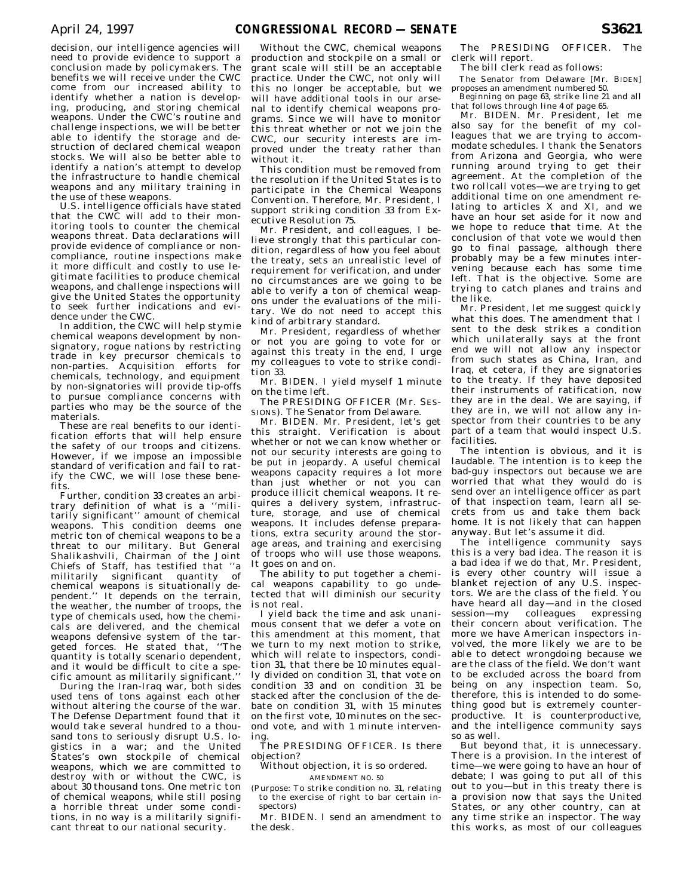decision, our intelligence agencies will need to provide evidence to support a conclusion made by policymakers. The benefits we will receive under the CWC come from our increased ability to identify whether a nation is developing, producing, and storing chemical weapons. Under the CWC's routine and challenge inspections, we will be better able to identify the storage and destruction of declared chemical weapon stocks. We will also be better able to identify a nation's attempt to develop the infrastructure to handle chemical weapons and any military training in the use of these weapons.

U.S. intelligence officials have stated that the CWC will add to their monitoring tools to counter the chemical weapons threat. Data declarations will provide evidence of compliance or noncompliance, routine inspections make it more difficult and costly to use legitimate facilities to produce chemical weapons, and challenge inspections will give the United States the opportunity to seek further indications and evidence under the CWC.

In addition, the CWC will help stymie chemical weapons development by nonsignatory, rogue nations by restricting trade in key precursor chemicals to non-parties. Acquisition efforts for chemicals, technology, and equipment by non-signatories will provide tip-offs to pursue compliance concerns with parties who may be the source of the materials.

These are real benefits to our identification efforts that will help ensure the safety of our troops and citizens. However, if we impose an impossible standard of verification and fail to ratify the CWC, we will lose these benefits.

Further, condition 33 creates an arbitrary definition of what is a ''militarily significant'' amount of chemical weapons. This condition deems one metric ton of chemical weapons to be a threat to our military. But General Shalikashvili, Chairman of the Joint Chiefs of Staff, has testified that ''a militarily significant quantity of chemical weapons is situationally dependent.'' It depends on the terrain, the weather, the number of troops, the type of chemicals used, how the chemicals are delivered, and the chemical weapons defensive system of the targeted forces. He stated that, ''The quantity is totally scenario dependent, and it would be difficult to cite a specific amount as militarily significant.''

During the Iran-Iraq war, both sides used tens of tons against each other without altering the course of the war. The Defense Department found that it would take several hundred to a thousand tons to seriously disrupt U.S. logistics in a war; and the United States's own stockpile of chemical weapons, which we are committed to destroy with or without the CWC, is about 30 thousand tons. One metric ton of chemical weapons, while still posing a horrible threat under some conditions, in no way is a militarily significant threat to our national security.

Without the CWC, chemical weapons production and stockpile on a small or grant scale will still be an acceptable practice. Under the CWC, not only will this no longer be acceptable, but we will have additional tools in our arsenal to identify chemical weapons programs. Since we will have to monitor this threat whether or not we join the CWC, our security interests are improved under the treaty rather than without it.

This condition must be removed from the resolution if the United States is to participate in the Chemical Weapons Convention. Therefore, Mr. President, I support striking condition 33 from Executive Resolution 75.

Mr. President, and colleagues, I believe strongly that this particular condition, regardless of how you feel about the treaty, sets an unrealistic level of requirement for verification, and under no circumstances are we going to be able to verify a ton of chemical weapons under the evaluations of the military. We do not need to accept this kind of arbitrary standard.

Mr. President, regardless of whether or not you are going to vote for or against this treaty in the end, I urge my colleagues to vote to strike condition 33.

Mr. BIDEN. I yield myself 1 minute on the time left.

The PRESIDING OFFICER (Mr. SESSIONS). The Senator from Delaware.

Mr. BIDEN. Mr. President, let's get this straight. Verification is about whether or not we can know whether or not our security interests are going to be put in jeopardy. A useful chemical weapons capacity requires a lot more than just whether or not you can produce illicit chemical weapons. It requires a delivery system, infrastructure, storage, and use of chemical weapons. It includes defense preparations, extra security around the storage areas, and training and exercising of troops who will use those weapons. It goes on and on.

The ability to put together a chemical weapons capability to go undetected that will diminish our security is not real.

I yield back the time and ask unanimous consent that we defer a vote on this amendment at this moment, that we turn to my next motion to strike, which will relate to inspectors, condition 31, that there be 10 minutes equally divided on condition 31, that vote on condition 33 and on condition 31 be stacked after the conclusion of the debate on condition 31, with 15 minutes on the first vote, 10 minutes on the second vote, and with 1 minute intervening.

The PRESIDING OFFICER. Is there objection?

Without objection, it is so ordered.

AMENDMENT NO. 50

(Purpose: To strike condition no. 31, relating to the exercise of right to bar certain inspectors)

Mr. BIDEN. I send an amendment to the desk.

The PRESIDING OFFICER. The clerk will report.

The bill clerk read as follows:

The Senator from Delaware [Mr. BIDEN] proposes an amendment numbered 50.

Beginning on page 63, strike line 21 and all that follows through line 4 of page 65.

Mr. BIDEN. Mr. President, let me also say for the benefit of my colleagues that we are trying to accommodate schedules. I thank the Senators from Arizona and Georgia, who were running around trying to get their agreement. At the completion of the two rollcall votes—we are trying to get additional time on one amendment relating to articles X and XI, and we have an hour set aside for it now and we hope to reduce that time. At the conclusion of that vote we would then go to final passage, although there probably may be a few minutes intervening because each has some time left. That is the objective. Some are trying to catch planes and trains and the like.

Mr. President, let me suggest quickly what this does. The amendment that I sent to the desk strikes a condition which unilaterally says at the front end we will not allow any inspector from such states as China, Iran, and Iraq, et cetera, if they are signatories to the treaty. If they have deposited their instruments of ratification, now they are in the deal. We are saying, if they are in, we will not allow any inspector from their countries to be any part of a team that would inspect U.S. facilities.

The intention is obvious, and it is laudable. The intention is to keep the bad-guy inspectors out because we are worried that what they would do is send over an intelligence officer as part of that inspection team, learn all secrets from us and take them back home. It is not likely that can happen anyway. But let's assume it did.

The intelligence community says this is a very bad idea. The reason it is a bad idea if we do that, Mr. President, is every other country will issue a blanket rejection of any U.S. inspectors. We are the class of the field. You have heard all day—and in the closed session—my colleagues expressing their concern about verification. The more we have American inspectors involved, the more likely we are to be able to detect wrongdoing because we are the class of the field. We don't want to be excluded across the board from being on any inspection team. So, therefore, this is intended to do something good but is extremely counterproductive. It is counterproductive, and the intelligence community says so as well.

But beyond that, it is unnecessary. There is a provision. In the interest of time—we were going to have an hour of debate; I was going to put all of this out to you—but in this treaty there is a provision now that says the United States, or any other country, can at any time strike an inspector. The way this works, as most of our colleagues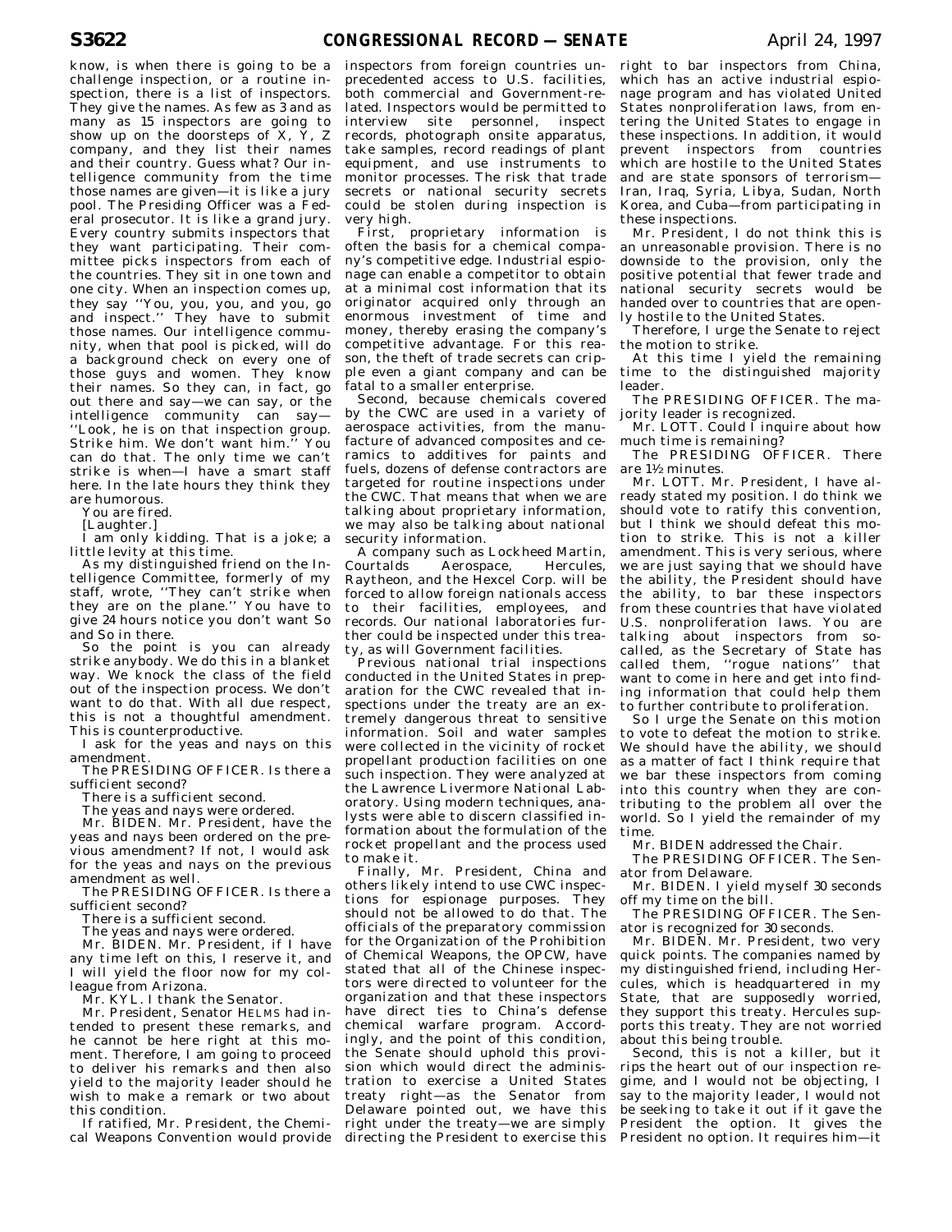know, is when there is going to be a challenge inspection, or a routine inspection, there is a list of inspectors. They give the names. As few as 3 and as many as 15 inspectors are going to show up on the doorsteps of X, Y, Z company, and they list their names and their country. Guess what? Our intelligence community from the time those names are given—it is like a jury pool. The Presiding Officer was a Federal prosecutor. It is like a grand jury. Every country submits inspectors that they want participating. Their committee picks inspectors from each of the countries. They sit in one town and one city. When an inspection comes up, they say ''You, you, you, and you, go and inspect.'' They have to submit those names. Our intelligence community, when that pool is picked, will do a background check on every one of those guys and women. They know their names. So they can, in fact, go out there and say—we can say, or the intelligence community can say—''Look, he is on that inspection group. Strike him. We don't want him.'' You can do that. The only time we can't strike is when—I have a smart staff here. In the late hours they think they are humorous.

You are fired.

[Laughter.]

I am only kidding. That is a joke; a little levity at this time.

As my distinguished friend on the Intelligence Committee, formerly of my staff, wrote, ''They can't strike when they are on the plane.'' You have to give 24 hours notice you don't want So and So in there.

So the point is you can already strike anybody. We do this in a blanket way. We knock the class of the field out of the inspection process. We don't want to do that. With all due respect, this is not a thoughtful amendment. This is counterproductive.

I ask for the yeas and nays on this amendment.

The PRESIDING OFFICER. Is there a sufficient second?

There is a sufficient second.

The yeas and nays were ordered.

Mr. BIDEN. Mr. President, have the yeas and nays been ordered on the previous amendment? If not, I would ask for the yeas and nays on the previous amendment as well.

The PRESIDING OFFICER. Is there a sufficient second?

There is a sufficient second.

The yeas and nays were ordered.

Mr. BIDEN. Mr. President, if I have any time left on this, I reserve it, and I will yield the floor now for my colleague from Arizona.

Mr. KYL. I thank the Senator.

Mr. President, Senator HELMS had intended to present these remarks, and he cannot be here right at this moment. Therefore, I am going to proceed to deliver his remarks and then also yield to the majority leader should he wish to make a remark or two about this condition.

If ratified, Mr. President, the Chemical Weapons Convention would provide inspectors from foreign countries unprecedented access to U.S. facilities, both commercial and Government-related. Inspectors would be permitted to interview site personnel, inspect records, photograph onsite apparatus, take samples, record readings of plant equipment, and use instruments to monitor processes. The risk that trade secrets or national security secrets could be stolen during inspection is very high.

First, proprietary information is often the basis for a chemical company's competitive edge. Industrial espionage can enable a competitor to obtain at a minimal cost information that its originator acquired only through an enormous investment of time and money, thereby erasing the company's competitive advantage. For this reason, the theft of trade secrets can cripple even a giant company and can be fatal to a smaller enterprise.

Second, because chemicals covered by the CWC are used in a variety of aerospace activities, from the manufacture of advanced composites and ceramics to additives for paints and fuels, dozens of defense contractors are targeted for routine inspections under the CWC. That means that when we are talking about proprietary information, we may also be talking about national security information.

A company such as Lockheed Martin, Courtalds Aerospace, Hercules, Raytheon, and the Hexcel Corp. will be forced to allow foreign nationals access to their facilities, employees, and records. Our national laboratories further could be inspected under this treaty, as will Government facilities.

Previous national trial inspections conducted in the United States in preparation for the CWC revealed that inspections under the treaty are an extremely dangerous threat to sensitive information. Soil and water samples were collected in the vicinity of rocket propellant production facilities on one such inspection. They were analyzed at the Lawrence Livermore National Laboratory. Using modern techniques, analysts were able to discern classified information about the formulation of the rocket propellant and the process used to make it.

Finally, Mr. President, China and others likely intend to use CWC inspections for espionage purposes. They should not be allowed to do that. The officials of the preparatory commission for the Organization of the Prohibition of Chemical Weapons, the OPCW, have stated that all of the Chinese inspectors were directed to volunteer for the organization and that these inspectors have direct ties to China's defense chemical warfare program. Accordingly, and the point of this condition, the Senate should uphold this provision which would direct the administration to exercise a United States treaty right—as the Senator from Delaware pointed out, we have this right under the treaty—we are simply directing the President to exercise this right to bar inspectors from China, which has an active industrial espionage program and has violated United States nonproliferation laws, from entering the United States to engage in these inspections. In addition, it would prevent inspectors from countries which are hostile to the United States and are state sponsors of terrorism—Iran, Iraq, Syria, Libya, Sudan, North Korea, and Cuba—from participating in these inspections.

Mr. President, I do not think this is an unreasonable provision. There is no downside to the provision, only the positive potential that fewer trade and national security secrets would be handed over to countries that are openly hostile to the United States.

Therefore, I urge the Senate to reject the motion to strike.

At this time I yield the remaining time to the distinguished majority leader.

The PRESIDING OFFICER. The majority leader is recognized.

Mr. LOTT. Could I inquire about how much time is remaining?

The PRESIDING OFFICER. There are 1½ minutes.

Mr. LOTT. Mr. President, I have already stated my position. I do think we should vote to ratify this convention, but I think we should defeat this motion to strike. This is not a killer amendment. This is very serious, where we are just saying that we should have the ability, the President should have the ability, to bar these inspectors from these countries that have violated U.S. nonproliferation laws. You are talking about inspectors from so-called, as the Secretary of State has called them, ''rogue nations'' that want to come in here and get into finding information that could help them to further contribute to proliferation.

So I urge the Senate on this motion to vote to defeat the motion to strike. We should have the ability, we should as a matter of fact I think require that we bar these inspectors from coming into this country when they are contributing to the problem all over the world. So I yield the remainder of my time.

Mr. BIDEN addressed the Chair.

The PRESIDING OFFICER. The Senator from Delaware.

Mr. BIDEN. I yield myself 30 seconds off my time on the bill.

The PRESIDING OFFICER. The Senator is recognized for 30 seconds.

Mr. BIDEN. Mr. President, two very quick points. The companies named by my distinguished friend, including Hercules, which is headquartered in my State, that are supposedly worried, they support this treaty. Hercules supports this treaty. They are not worried about this being trouble.

Second, this is not a killer, but it rips the heart out of our inspection regime, and I would not be objecting, I say to the majority leader, I would not be seeking to take it out if it gave the President the option. It gives the President no option. It requires him—it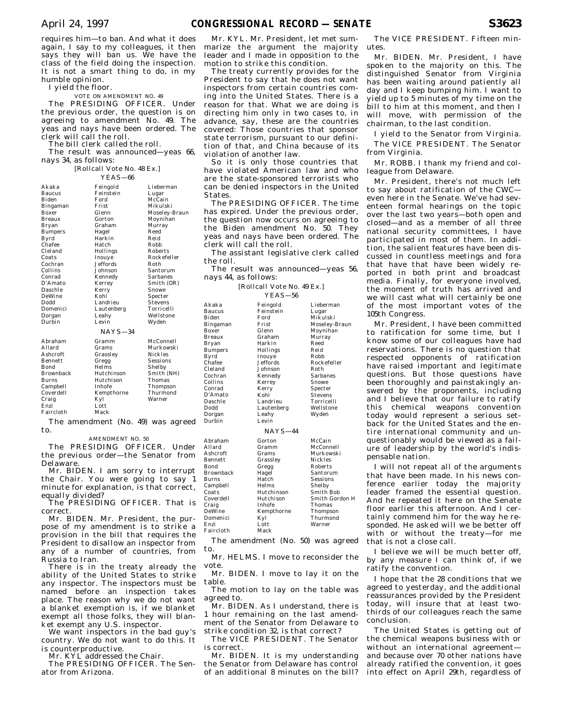requires him—to ban. And what it does again, I say to my colleagues, it then says they will ban us. We have the class of the field doing the inspection. It is not a smart thing to do, in my humble opinion.

I yield the floor.

VOTE ON AMENDMENT NO. 49

The PRESIDING OFFICER. Under the previous order, the question is on agreeing to amendment No. 49. The yeas and nays have been ordered. The clerk will call the roll.

The bill clerk called the roll.

The result was announced—yeas 66, nays 34, as follows:

[Rollcall Vote No. 48 Ex.]

YEAS—66

| | | |
|---|---|---|
| Akaka | Feingold | Lieberman |
| Baucus | Feinstein | Lugar |
| Biden | Ford | McCain |
| Bingaman | Frist | Mikulski |
| Boxer | Glenn | Moseley-Braun |
| Breaux | Gorton | Moynihan |
| Bryan | Graham | Murray |
| Bumpers | Hagel | Reed |
| Byrd | Harkin | Reid |
| Chafee | Hatch | Robb |
| Cleland | Hollings | Roberts |
| Coats | Inouye | Rockefeller |
| Cochran | Jeffords | Roth |
| Collins | Johnson | Santorum |
| Conrad | Kennedy | Sarbanes |
| D'Amato | Kerrey | Smith (OR) |
| Daschle | Kerry | Snowe |
| DeWine | Kohl | Specter |
| Dodd | Landrieu | Stevens |
| Domenici | Lautenberg | Torricelli |
| Dorgan | Leahy | Wellstone |
| Durbin | Levin | Wyden |

NAYS—34

| | | |
|---|---|---|
| Abraham | Gramm | McConnell |
| Allard | Grams | Murkowski |
| Ashcroft | Grassley | Nickles |
| Bennett | Gregg | Sessions |
| Bond | Helms | Shelby |
| Brownback | Hutchinson | Smith (NH) |
| Burns | Hutchison | Thomas |
| Campbell | Inhofe | Thompson |
| Coverdell | Kempthorne | Thurmond |
| Craig | Kyl | Warner |
| Enzi | Lott | |
| Faircloth | Mack | |

The amendment (No. 49) was agreed to.

AMENDMENT NO. 50

The PRESIDING OFFICER. Under the previous order—the Senator from Delaware.

Mr. BIDEN. I am sorry to interrupt the Chair. You were going to say 1 minute for explanation, is that correct, equally divided?

The PRESIDING OFFICER. That is correct.

Mr. BIDEN. Mr. President, the purpose of my amendment is to strike a provision in the bill that requires the President to disallow an inspector from any of a number of countries, from Russia to Iran.

There is in the treaty already the ability of the United States to strike any inspector. The inspectors must be named before an inspection takes place. The reason why we do not want a blanket exemption is, if we blanket exempt all those folks, they will blanket exempt any U.S. inspector.

We want inspectors in the bad guy's country. We do not want to do this. It is counterproductive.

Mr. KYL addressed the Chair.

The PRESIDING OFFICER. The Senator from Arizona.

Mr. KYL. Mr. President, let met summarize the argument the majority leader and I made in opposition to the motion to strike this condition.

The treaty currently provides for the President to say that he does not want inspectors from certain countries coming into the United States. There is a reason for that. What we are doing is directing him only in two cases to, in advance, say, these are the countries covered: Those countries that sponsor state terrorism, pursuant to our definition of that, and China because of its violation of another law.

So it is only those countries that have violated American law and who are the state-sponsored terrorists who can be denied inspectors in the United States.

The PRESIDING OFFICER. The time has expired. Under the previous order, the question now occurs on agreeing to the Biden amendment No. 50. They yeas and nays have been ordered. The clerk will call the roll.

The assistant legislative clerk called the roll.

The result was announced—yeas 56, nays 44, as follows:

[Rollcall Vote No. 49 Ex.]

YEAS—56

| | | |
|---|---|---|
| Akaka | Feingold | Lieberman |
| Baucus | Feinstein | Lugar |
| Biden | Ford | Mikulski |
| Bingaman | Frist | Moseley-Braun |
| Boxer | Glenn | Moynihan |
| Breaux | Graham | Murray |
| Bryan | Harkin | Reed |
| Bumpers | Hollings | Reid |
| Byrd | Inouye | Robb |
| Chafee | Jeffords | Rockefeller |
| Cleland | Johnson | Roth |
| Cochran | Kennedy | Sarbanes |
| Collins | Kerrey | Snowe |
| Conrad | Kerry | Specter |
| D'Amato | Kohl | Stevens |
| Daschle | Landrieu | Torricelli |
| Dodd | Lautenberg | Wellstone |
| Dorgan | Leahy | Wyden |
| Durbin | Levin | |

NAYS—44

| | | |
|---|---|---|
| Abraham | Gorton | McCain |
| Allard | Gramm | McConnell |
| Ashcroft | Grams | Murkowski |
| Bennett | Grassley | Nickles |
| Bond | Gregg | Roberts |
| Brownback | Hagel | Santorum |
| Burns | Hatch | Sessions |
| Campbell | Helms | Shelby |
| Coats | Hutchinson | Smith Bob |
| Coverdell | Hutchison | Smith Gordon H |
| Craig | Inhofe | Thomas |
| DeWine | Kempthorne | Thompson |
| Domenici | Kyl | Thurmond |
| Enzi | Lott | Warner |
| Faircloth | Mack | |

The amendment (No. 50) was agreed to.

Mr. HELMS. I move to reconsider the vote.

Mr. BIDEN. I move to lay it on the table.

The motion to lay on the table was agreed to.

Mr. BIDEN. As I understand, there is 1 hour remaining on the last amendment of the Senator from Delaware to strike condition 32, is that correct?

The VICE PRESIDENT. The Senator is correct.

Mr. BIDEN. It is my understanding the Senator from Delaware has control of an additional 8 minutes on the bill?

The VICE PRESIDENT. Fifteen minutes.

Mr. BIDEN. Mr. President, I have spoken to the majority on this. The distinguished Senator from Virginia has been waiting around patiently all day and I keep bumping him. I want to yield up to 5 minutes of my time on the bill to him at this moment, and then I will move, with permission of the chairman, to the last condition.

I yield to the Senator from Virginia.

The VICE PRESIDENT. The Senator from Virginia.

Mr. ROBB. I thank my friend and colleague from Delaware.

Mr. President, there's not much left to say about ratification of the CWC—even here in the Senate. We've had seventeen formal hearings on the topic over the last two years—both open and closed—and as a member of all three national security committees, I have participated in most of them. In addition, the salient features have been discussed in countless meetings and fora that have that have been widely reported in both print and broadcast media. Finally, for everyone involved, the moment of truth has arrived and we will cast what will certainly be one of the most important votes of the 105th Congress.

Mr. President, I have been committed to ratification for some time, but I know some of our colleagues have had reservations. There is no question that respected opponents of ratification have raised important and legitimate questions. But those questions have been thoroughly and painstakingly answered by the proponents, including and I believe that our failure to ratify this chemical weapons convention today would represent a serious setback for the United States and the entire international community and unquestionably would be viewed as a failure of leadership by the world's indispensable nation.

I will not repeat all of the arguments that have been made. In his news conference earlier today the majority leader framed the essential question. And he repeated it here on the Senate floor earlier this afternoon. And I certainly commend him for the way he responded. He asked will we be better off with or without the treaty—for me that is not a close call.

I believe we will be much better off, by any measure I can think of, if we ratify the convention.

I hope that the 28 conditions that we agreed to yesterday, and the additional reassurances provided by the President today, will insure that at least two-thirds of our colleagues reach the same conclusion.

The United States is getting out of the chemical weapons business with or without an international agreement—and because over 70 other nations have already ratified the convention, it goes into effect on April 29th, regardless of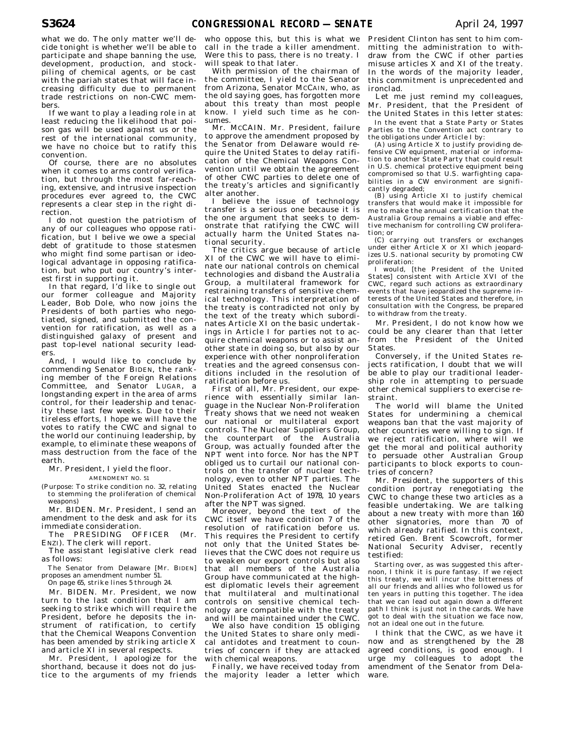what we do. The only matter we'll decide tonight is whether we'll be able to participate and shape banning the use, development, production, and stockpiling of chemical agents, or be cast with the pariah states that will face increasing difficulty due to permanent trade restrictions on non-CWC members.

If we want to play a leading role in at least reducing the likelihood that poison gas will be used against us or the rest of the international community, we have no choice but to ratify this convention.

Of course, there are no absolutes when it comes to arms control verification, but through the most far-reaching, extensive, and intrusive inspection procedures ever agreed to, the CWC represents a clear step in the right direction.

I do not question the patriotism of any of our colleagues who oppose ratification, but I belive we owe a special debt of gratitude to those statesmen who might find some partisan or ideological advantage in opposing ratification, but who put our country's interest first in supporting it.

In that regard, I'd like to single out our former colleague and Majority Leader, Bob Dole, who now joins the Presidents of both parties who negotiated, signed, and submitted the convention for ratification, as well as a distinguished galaxy of present and past top-level national security leaders.

And, I would like to conclude by commending Senator BIDEN, the ranking member of the Foreign Relations Committee, and Senator LUGAR, a longstanding expert in the area of arms control, for their leadership and tenacity these last few weeks. Due to their tireless efforts, I hope we will have the votes to ratify the CWC and signal to the world our continuing leadership, by example, to eliminate these weapons of mass destruction from the face of the earth.

Mr. President, I yield the floor.

AMENDMENT NO. 51

(Purpose: To strike condition no. 32, relating to stemming the proliferation of chemical weapons)

Mr. BIDEN. Mr. President, I send an amendment to the desk and ask for its immediate consideration.

The PRESIDING OFFICER (Mr. ENZI). The clerk will report.

The assistant legislative clerk read as follows:

The Senator from Delaware [Mr. BIDEN] proposes an amendment number 51.

On page 65, strike lines 5 through 24.

Mr. BIDEN. Mr. President, we now turn to the last condition that I am seeking to strike which will require the President, before he deposits the instrument of ratification, to certify that the Chemical Weapons Convention has been amended by striking article X and article XI in several respects.

Mr. President, I apologize for the shorthand, because it does not do justice to the arguments of my friends who oppose this, but this is what we call in the trade a killer amendment. Were this to pass, there is no treaty. I will speak to that later.

With permission of the chairman of the committee, I yield to the Senator from Arizona, Senator MCCAIN, who, as the old saying goes, has forgotten more about this treaty than most people know. I yield such time as he consumes.

Mr. McCAIN. Mr. President, failure to approve the amendment proposed by the Senator from Delaware would require the United States to delay ratification of the Chemical Weapons Convention until we obtain the agreement of other CWC parties to delete one of the treaty's articles and significantly alter another.

I believe the issue of technology transfer is a serious one because it is the one argument that seeks to demonstrate that ratifying the CWC will actually harm the United States national security.

The critics argue because of article XI of the CWC we will have to eliminate our national controls on chemical technologies and disband the Australia Group, a multilateral framework for restraining transfers of sensitive chemical technology. This interpretation of the treaty is contradicted not only by the text of the treaty which subordinates Article XI on the basic undertakings in Article I for parties not to acquire chemical weapons or to assist another state in doing so, but also by our experience with other nonproliferation treaties and the agreed consensus conditions included in the resolution of ratification before us.

First of all, Mr. President, our experience with essentially similar language in the Nuclear Non-Proliferation Treaty shows that we need not weaken our national or multilateral export controls. The Nuclear Suppliers Group, the counterpart of the Australia Group, was actually founded after the NPT went into force. Nor has the NPT obliged us to curtail our national controls on the transfer of nuclear technology, even to other NPT parties. The United States enacted the Nuclear Non-Proliferation Act of 1978, 10 years after the NPT was signed.

Moreover, beyond the text of the CWC itself we have condition 7 of the resolution of ratification before us. This requires the President to certify not only that the United States believes that the CWC does not require us to weaken our export controls but also that all members of the Australia Group have communicated at the highest diplomatic levels their agreement that multilateral and multinational controls on sensitive chemical technology are compatible with the treaty and will be maintained under the CWC.

We also have condition 15 obliging the United States to share only medical antidotes and treatment to countries of concern if they are attacked with chemical weapons.

Finally, we have received today from the majority leader a letter which President Clinton has sent to him committing the administration to withdraw from the CWC if other parties misuse articles X and XI of the treaty. In the words of the majority leader, this commitment is unprecedented and ironclad.

Let me just remind my colleagues, Mr. President, that the President of the United States in this letter states:

In the event that a State Party or States Parties to the Convention act contrary to the obligations under Article I by:

(A) using Article X to justify providing defensive CW equipment, material or information to another State Party that could result in U.S. chemical protective equipment being compromised so that U.S. warfighting capabilities in a CW environment are significantly degraded;

(B) using Article XI to justify chemical transfers that would make it impossible for me to make the annual certification that the Australia Group remains a viable and effective mechanism for controlling CW proliferation; or

(C) carrying out transfers or exchanges under either Article X or XI which jeopardizes U.S. national security by promoting CW proliferation:

I would, [the President of the United States] consistent with Article XVI of the CWC, regard such actions as extraordinary events that have jeopardized the supreme interests of the United States and therefore, in consultation with the Congress, be prepared to withdraw from the treaty.

Mr. President, I do not know how we could be any clearer than that letter from the President of the United States.

Conversely, if the United States rejects ratification, I doubt that we will be able to play our traditional leadership role in attempting to persuade other chemical suppliers to exercise restraint.

The world will blame the United States for undermining a chemical weapons ban that the vast majority of other countries were willing to sign. If we reject ratification, where will we get the moral and political authority to persuade other Australian Group participants to block exports to countries of concern?

Mr. President, the supporters of this condition portray renegotiating the CWC to change these two articles as a feasible undertaking. We are talking about a new treaty with more than 160 other signatories, more than 70 of which already ratified. In this context, retired Gen. Brent Scowcroft, former National Security Adviser, recently testified:

Starting over, as was suggested this afternoon, I think it is pure fantasy. If we reject this treaty, we will incur the bitterness of all our friends and allies who followed us for ten years in putting this together. The idea that we can lead out again down a different path I think is just not in the cards. We have got to deal with the situation we face now, not an ideal one out in the future.

I think that the CWC, as we have it now and as strengthened by the 28 agreed conditions, is good enough. I urge my colleagues to adopt the amendment of the Senator from Delaware.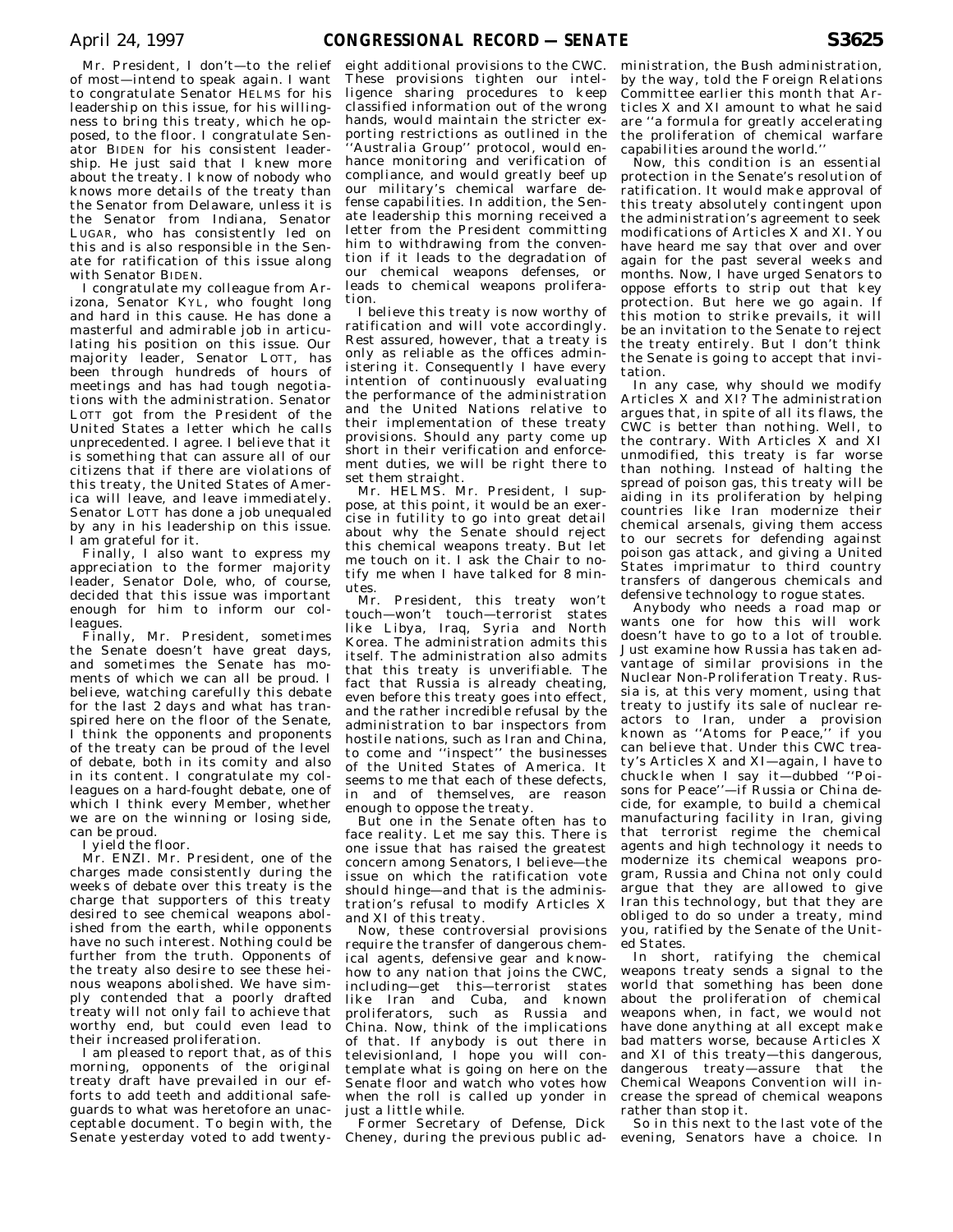Mr. President, I don't—to the relief of most—intend to speak again. I want to congratulate Senator HELMS for his leadership on this issue, for his willingness to bring this treaty, which he opposed, to the floor. I congratulate Senator BIDEN for his consistent leadership. He just said that I knew more about the treaty. I know of nobody who knows more details of the treaty than the Senator from Delaware, unless it is the Senator from Indiana, Senator LUGAR, who has consistently led on this and is also responsible in the Senate for ratification of this issue along with Senator BIDEN.

I congratulate my colleague from Arizona, Senator KYL, who fought long and hard in this cause. He has done a masterful and admirable job in articulating his position on this issue. Our majority leader, Senator LOTT, has been through hundreds of hours of meetings and has had tough negotiations with the administration. Senator LOTT got from the President of the United States a letter which he calls unprecedented. I agree. I believe that it is something that can assure all of our citizens that if there are violations of this treaty, the United States of America will leave, and leave immediately. Senator LOTT has done a job unequaled by any in his leadership on this issue. I am grateful for it.

Finally, I also want to express my appreciation to the former majority leader, Senator Dole, who, of course, decided that this issue was important enough for him to inform our colleagues.

Finally, Mr. President, sometimes the Senate doesn't have great days, and sometimes the Senate has moments of which we can all be proud. I believe, watching carefully this debate for the last 2 days and what has transpired here on the floor of the Senate, I think the opponents and proponents of the treaty can be proud of the level of debate, both in its comity and also in its content. I congratulate my colleagues on a hard-fought debate, one of which I think every Member, whether we are on the winning or losing side, can be proud.

I yield the floor.

Mr. ENZI. Mr. President, one of the charges made consistently during the weeks of debate over this treaty is the charge that supporters of this treaty desired to see chemical weapons abolished from the earth, while opponents have no such interest. Nothing could be further from the truth. Opponents of the treaty also desire to see these heinous weapons abolished. We have simply contended that a poorly drafted treaty will not only fail to achieve that worthy end, but could even lead to their increased proliferation.

I am pleased to report that, as of this morning, opponents of the original treaty draft have prevailed in our efforts to add teeth and additional safeguards to what was heretofore an unacceptable document. To begin with, the Senate yesterday voted to add twenty-eight additional provisions to the CWC. These provisions tighten our intelligence sharing procedures to keep classified information out of the wrong hands, would maintain the stricter exporting restrictions as outlined in the "Australia Group" protocol, would enhance monitoring and verification of compliance, and would greatly beef up our military's chemical warfare defense capabilities. In addition, the Senate leadership this morning received a letter from the President committing him to withdrawing from the convention if it leads to the degradation of our chemical weapons defenses, or leads to chemical weapons proliferation.

I believe this treaty is now worthy of ratification and will vote accordingly. Rest assured, however, that a treaty is only as reliable as the offices administering it. Consequently I have every intention of continuously evaluating the performance of the administration and the United Nations relative to their implementation of these treaty provisions. Should any party come up short in their verification and enforcement duties, we will be right there to set them straight.

Mr. HELMS. Mr. President, I suppose, at this point, it would be an exercise in futility to go into great detail about why the Senate should reject this chemical weapons treaty. But let me touch on it. I ask the Chair to notify me when I have talked for 8 minutes.

Mr. President, this treaty won't touch—won't touch—terrorist states like Libya, Iraq, Syria and North Korea. The administration admits this itself. The administration also admits that this treaty is unverifiable. The fact that Russia is already cheating, even before this treaty goes into effect, and the rather incredible refusal by the administration to bar inspectors from hostile nations, such as Iran and China, to come and "inspect" the businesses of the United States of America. It seems to me that each of these defects, in and of themselves, are reason enough to oppose the treaty.

But one in the Senate often has to face reality. Let me say this. There is one issue that has raised the greatest concern among Senators, I believe—the issue on which the ratification vote should hinge—and that is the administration's refusal to modify Articles X and XI of this treaty.

Now, these controversial provisions require the transfer of dangerous chemical agents, defensive gear and know-how to any nation that joins the CWC, including—get this—terrorist states like Iran and Cuba, and known proliferators, such as Russia and China. Now, think of the implications of that. If anybody is out there in televisionland, I hope you will contemplate what is going on here on the Senate floor and watch who votes how when the roll is called up yonder in just a little while.

Former Secretary of Defense, Dick Cheney, during the previous public administration, the Bush administration, by the way, told the Foreign Relations Committee earlier this month that Articles X and XI amount to what he said are "a formula for greatly accelerating the proliferation of chemical warfare capabilities around the world."

Now, this condition is an essential protection in the Senate's resolution of ratification. It would make approval of this treaty absolutely contingent upon the administration's agreement to seek modifications of Articles X and XI. You have heard me say that over and over again for the past several weeks and months. Now, I have urged Senators to oppose efforts to strip out that key protection. But here we go again. If this motion to strike prevails, it will be an invitation to the Senate to reject the treaty entirely. But I don't think the Senate is going to accept that invitation.

In any case, why should we modify Articles X and XI? The administration argues that, in spite of all its flaws, the CWC is better than nothing. Well, to the contrary. With Articles X and XI unmodified, this treaty is far worse than nothing. Instead of halting the spread of poison gas, this treaty will be aiding in its proliferation by helping countries like Iran modernize their chemical arsenals, giving them access to our secrets for defending against poison gas attack, and giving a United States imprimatur to third country transfers of dangerous chemicals and defensive technology to rogue states.

Anybody who needs a road map or wants one for how this will work doesn't have to go to a lot of trouble. Just examine how Russia has taken advantage of similar provisions in the Nuclear Non-Proliferation Treaty. Russia is, at this very moment, using that treaty to justify its sale of nuclear reactors to Iran, under a provision known as "Atoms for Peace," if you can believe that. Under this CWC treaty's Articles X and XI—again, I have to chuckle when I say it—dubbed "Poisons for Peace"—if Russia or China decide, for example, to build a chemical manufacturing facility in Iran, giving that terrorist regime the chemical agents and high technology it needs to modernize its chemical weapons program, Russia and China not only could argue that they are allowed to give Iran this technology, but that they are obliged to do so under a treaty, mind you, ratified by the Senate of the United States.

In short, ratifying the chemical weapons treaty sends a signal to the world that something has been done about the proliferation of chemical weapons when, in fact, we would not have done anything at all except make bad matters worse, because Articles X and XI of this treaty—this dangerous, dangerous treaty—assure that the Chemical Weapons Convention will increase the spread of chemical weapons rather than stop it.

So in this next to the last vote of the evening, Senators have a choice. In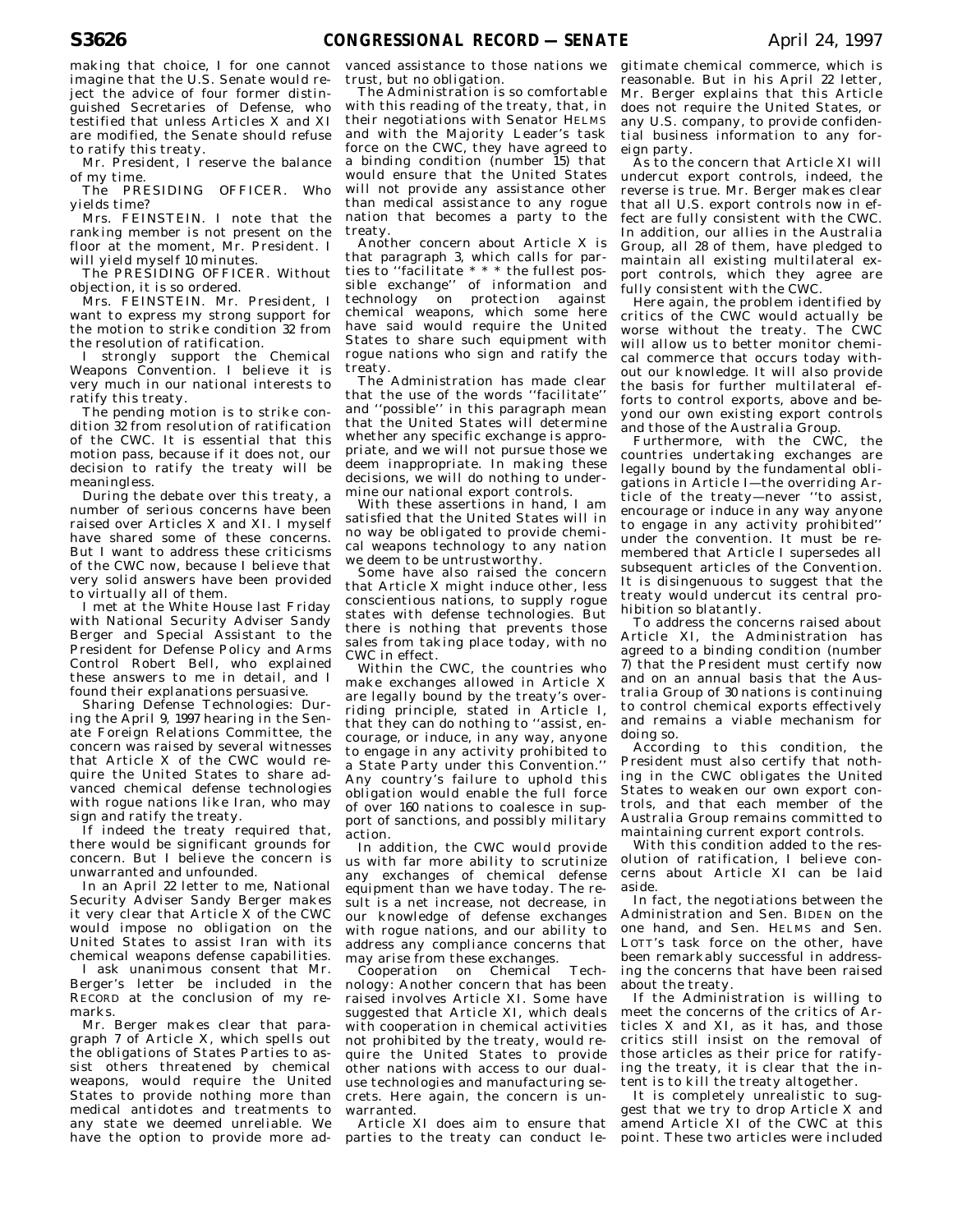making that choice, I for one cannot imagine that the U.S. Senate would reject the advice of four former distinguished Secretaries of Defense, who testified that unless Articles X and XI are modified, the Senate should refuse to ratify this treaty.

Mr. President, I reserve the balance of my time.

The PRESIDING OFFICER. Who yields time?

Mrs. FEINSTEIN. I note that the ranking member is not present on the floor at the moment, Mr. President. I will yield myself 10 minutes.

The PRESIDING OFFICER. Without objection, it is so ordered.

Mrs. FEINSTEIN. Mr. President, I want to express my strong support for the motion to strike condition 32 from the resolution of ratification.

I strongly support the Chemical Weapons Convention. I believe it is very much in our national interests to ratify this treaty.

The pending motion is to strike condition 32 from resolution of ratification of the CWC. It is essential that this motion pass, because if it does not, our decision to ratify the treaty will be meaningless.

During the debate over this treaty, a number of serious concerns have been raised over Articles X and XI. I myself have shared some of these concerns. But I want to address these criticisms of the CWC now, because I believe that very solid answers have been provided to virtually all of them.

I met at the White House last Friday with National Security Adviser Sandy Berger and Special Assistant to the President for Defense Policy and Arms Control Robert Bell, who explained these answers to me in detail, and I found their explanations persuasive.

Sharing Defense Technologies: During the April 9, 1997 hearing in the Senate Foreign Relations Committee, the concern was raised by several witnesses that Article X of the CWC would require the United States to share advanced chemical defense technologies with rogue nations like Iran, who may sign and ratify the treaty.

If indeed the treaty required that, there would be significant grounds for concern. But I believe the concern is unwarranted and unfounded.

In an April 22 letter to me, National Security Adviser Sandy Berger makes it very clear that Article X of the CWC would impose no obligation on the United States to assist Iran with its chemical weapons defense capabilities.

I ask unanimous consent that Mr. Berger's letter be included in the RECORD at the conclusion of my remarks.

Mr. Berger makes clear that paragraph 7 of Article X, which spells out the obligations of States Parties to assist others threatened by chemical weapons, would require the United States to provide nothing more than medical antidotes and treatments to any state we deemed unreliable. We have the option to provide more advanced assistance to those nations we trust, but no obligation.

The Administration is so comfortable with this reading of the treaty, that, in their negotiations with Senator HELMS and with the Majority Leader's task force on the CWC, they have agreed to a binding condition (number 15) that would ensure that the United States will not provide any assistance other than medical assistance to any rogue nation that becomes a party to the treaty.

Another concern about Article X is that paragraph 3, which calls for parties to "facilitate * * * the fullest possible exchange" of information and technology on protection against chemical weapons, which some here have said would require the United States to share such equipment with rogue nations who sign and ratify the treaty.

The Administration has made clear that the use of the words "facilitate" and "possible" in this paragraph mean that the United States will determine whether any specific exchange is appropriate, and we will not pursue those we deem inappropriate. In making these decisions, we will do nothing to undermine our national export controls.

With these assertions in hand, I am satisfied that the United States will in no way be obligated to provide chemical weapons technology to any nation we deem to be untrustworthy.

Some have also raised the concern that Article X might induce other, less conscientious nations, to supply rogue states with defense technologies. But there is nothing that prevents those sales from taking place today, with no CWC in effect.

Within the CWC, the countries who make exchanges allowed in Article X are legally bound by the treaty's overriding principle, stated in Article I, that they can do nothing to "assist, encourage, or induce, in any way, anyone to engage in any activity prohibited to a State Party under this Convention." Any country's failure to uphold this obligation would enable the full force of over 160 nations to coalesce in support of sanctions, and possibly military action.

In addition, the CWC would provide us with far more ability to scrutinize any exchanges of chemical defense equipment than we have today. The result is a net increase, not decrease, in our knowledge of defense exchanges with rogue nations, and our ability to address any compliance concerns that may arise from these exchanges.

Cooperation on Chemical Technology: Another concern that has been raised involves Article XI. Some have suggested that Article XI, which deals with cooperation in chemical activities not prohibited by the treaty, would require the United States to provide other nations with access to our dual-use technologies and manufacturing secrets. Here again, the concern is unwarranted.

Article XI does aim to ensure that parties to the treaty can conduct legitimate chemical commerce, which is reasonable. But in his April 22 letter, Mr. Berger explains that this Article does not require the United States, or any U.S. company, to provide confidential business information to any foreign party.

As to the concern that Article XI will undercut export controls, indeed, the reverse is true. Mr. Berger makes clear that all U.S. export controls now in effect are fully consistent with the CWC. In addition, our allies in the Australia Group, all 28 of them, have pledged to maintain all existing multilateral export controls, which they agree are fully consistent with the CWC.

Here again, the problem identified by critics of the CWC would actually be worse without the treaty. The CWC will allow us to better monitor chemical commerce that occurs today without our knowledge. It will also provide the basis for further multilateral efforts to control exports, above and beyond our own existing export controls and those of the Australia Group.

Furthermore, with the CWC, the countries undertaking exchanges are legally bound by the fundamental obligations in Article I—the overriding Article of the treaty—never "to assist, encourage or induce in any way anyone to engage in any activity prohibited" under the convention. It must be remembered that Article I supersedes all subsequent articles of the Convention. It is disingenuous to suggest that the treaty would undercut its central prohibition so blatantly.

To address the concerns raised about Article XI, the Administration has agreed to a binding condition (number 7) that the President must certify now and on an annual basis that the Australia Group of 30 nations is continuing to control chemical exports effectively and remains a viable mechanism for doing so.

According to this condition, the President must also certify that nothing in the CWC obligates the United States to weaken our own export controls, and that each member of the Australia Group remains committed to maintaining current export controls.

With this condition added to the resolution of ratification, I believe concerns about Article XI can be laid aside.

In fact, the negotiations between the Administration and Sen. BIDEN on the one hand, and Sen. HELMS and Sen. LOTT's task force on the other, have been remarkably successful in addressing the concerns that have been raised about the treaty.

If the Administration is willing to meet the concerns of the critics of Articles X and XI, as it has, and those critics still insist on the removal of those articles as their price for ratifying the treaty, it is clear that the intent is to kill the treaty altogether.

It is completely unrealistic to suggest that we try to drop Article X and amend Article XI of the CWC at this point. These two articles were included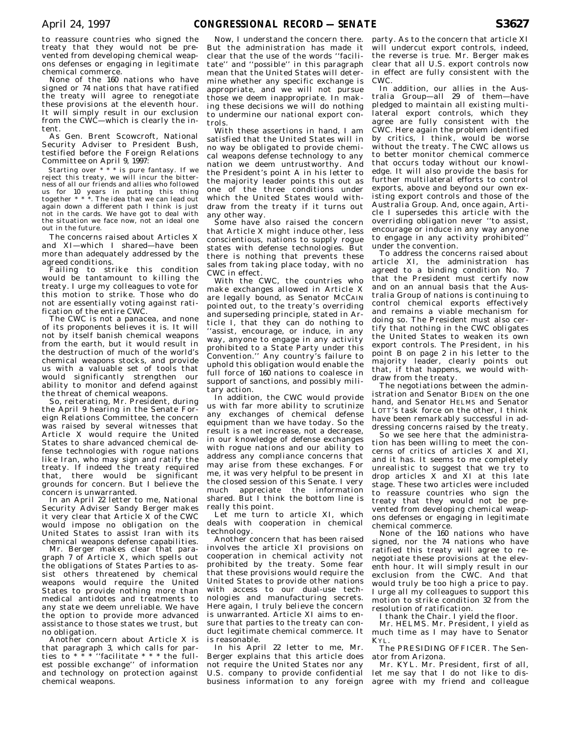to reassure countries who signed the treaty that they would not be prevented from developing chemical weapons defenses or engaging in legitimate chemical commerce.

None of the 160 nations who have signed or 74 nations that have ratified the treaty will agree to renegotiate these provisions at the eleventh hour. It will simply result in our exclusion from the CWC—which is clearly the intent.

As Gen. Brent Scowcroft, National Security Adviser to President Bush, testified before the Foreign Relations Committee on April 9, 1997:

> Starting over * * * is pure fantasy. If we reject this treaty, we will incur the bitterness of all our friends and allies who followed us for 10 years in putting this thing together * * *. The idea that we can lead out again down a different path I think is just not in the cards. We have got to deal with the situation we face now, not an ideal one out in the future.

The concerns raised about Articles X and XI—which I shared—have been more than adequately addressed by the agreed conditions.

Failing to strike this condition would be tantamount to killing the treaty. I urge my colleagues to vote for this motion to strike. Those who do not are essentially voting against ratification of the entire CWC.

The CWC is not a panacea, and none of its proponents believes it is. It will not by itself banish chemical weapons from the earth, but it would result in the destruction of much of the world's chemical weapons stocks, and provide us with a valuable set of tools that would significantly strengthen our ability to monitor and defend against the threat of chemical weapons.

So, reiterating, Mr. President, during the April 9 hearing in the Senate Foreign Relations Committee, the concern was raised by several witnesses that Article X would require the United States to share advanced chemical defense technologies with rogue nations like Iran, who may sign and ratify the treaty. If indeed the treaty required that, there would be significant grounds for concern. But I believe the concern is unwarranted.

In an April 22 letter to me, National Security Adviser Sandy Berger makes it very clear that Article X of the CWC would impose no obligation on the United States to assist Iran with its chemical weapons defense capabilities.

Mr. Berger makes clear that paragraph 7 of Article X, which spells out the obligations of States Parties to assist others threatened by chemical weapons would require the United States to provide nothing more than medical antidotes and treatments to any state we deem unreliable. We have the option to provide more advanced assistance to those states we trust, but no obligation.

Another concern about Article X is that paragraph 3, which calls for parties to * * * ''facilitate * * * the fullest possible exchange'' of information and technology on protection against chemical weapons.

Now, I understand the concern there. But the administration has made it clear that the use of the words ''facilitate'' and ''possible'' in this paragraph mean that the United States will determine whether any specific exchange is appropriate, and we will not pursue those we deem inappropriate. In making these decisions we will do nothing to undermine our national export controls.

With these assertions in hand, I am satisfied that the United States will in no way be obligated to provide chemical weapons defense technology to any nation we deem untrustworthy. And the President's point A in his letter to the majority leader points this out as one of the three conditions under which the United States would withdraw from the treaty if it turns out any other way.

Some have also raised the concern that Article X might induce other, less conscientious, nations to supply rogue states with defense technologies. But there is nothing that prevents these sales from taking place today, with no CWC in effect.

With the CWC, the countries who make exchanges allowed in Article X are legally bound, as Senator MCCAIN pointed out, to the treaty's overriding and superseding principle, stated in Article I, that they can do nothing to ''assist, encourage, or induce, in any way, anyone to engage in any activity prohibited to a State Party under this Convention.'' Any country's failure to uphold this obligation would enable the full force of 160 nations to coalesce in support of sanctions, and possibly military action.

In addition, the CWC would provide us with far more ability to scrutinize any exchanges of chemical defense equipment than we have today. So the result is a net increase, not a decrease, in our knowledge of defense exchanges with rogue nations and our ability to address any compliance concerns that may arise from these exchanges. For me, it was very helpful to be present in the closed session of this Senate. I very much appreciate the information shared. But I think the bottom line is really this point.

Let me turn to article XI, which deals with cooperation in chemical technology.

Another concern that has been raised involves the article XI provisions on cooperation in chemical activity not prohibited by the treaty. Some fear that these provisions would require the United States to provide other nations with access to our dual-use technologies and manufacturing secrets. Here again, I truly believe the concern is unwarranted. Article XI aims to ensure that parties to the treaty can conduct legitimate chemical commerce. It is reasonable.

In his April 22 letter to me, Mr. Berger explains that this article does not require the United States nor any U.S. company to provide confidential business information to any foreign party. As to the concern that article XI will undercut export controls, indeed, the reverse is true. Mr. Berger makes clear that all U.S. export controls now in effect are fully consistent with the CWC.

In addition, our allies in the Australia Group—all 29 of them—have pledged to maintain all existing multilateral export controls, which they agree are fully consistent with the CWC. Here again the problem identified by critics, I think, would be worse without the treaty. The CWC allows us to better monitor chemical commerce that occurs today without our knowledge. It will also provide the basis for further multilateral efforts to control exports, above and beyond our own existing export controls and those of the Australia Group. And, once again, Article I supersedes this article with the overriding obligation never ''to assist, encourage or induce in any way anyone to engage in any activity prohibited'' under the convention.

To address the concerns raised about article XI, the administration has agreed to a binding condition No. 7 that the President must certify now and on an annual basis that the Australia Group of nations is continuing to control chemical exports effectively and remains a viable mechanism for doing so. The President must also certify that nothing in the CWC obligates the United States to weaken its own export controls. The President, in his point B on page 2 in his letter to the majority leader, clearly points out that, if that happens, we would withdraw from the treaty.

The negotiations between the administration and Senator BIDEN on the one hand, and Senator HELMS and Senator LOTT's task force on the other, I think have been remarkably successful in addressing concerns raised by the treaty.

So we see here that the administration has been willing to meet the concerns of critics of articles X and XI, and it has. It seems to me completely unrealistic to suggest that we try to drop articles X and XI at this late stage. These two articles were included to reassure countries who sign the treaty that they would not be prevented from developing chemical weapons defenses or engaging in legitimate chemical commerce.

None of the 160 nations who have signed, nor the 74 nations who have ratified this treaty will agree to renegotiate these provisions at the eleventh hour. It will simply result in our exclusion from the CWC. And that would truly be too high a price to pay. I urge all my colleagues to support this motion to strike condition 32 from the resolution of ratification.

I thank the Chair. I yield the floor.

Mr. HELMS. Mr. President, I yield as much time as I may have to Senator KYL.

The PRESIDING OFFICER. The Senator from Arizona.

Mr. KYL. Mr. President, first of all, let me say that I do not like to disagree with my friend and colleague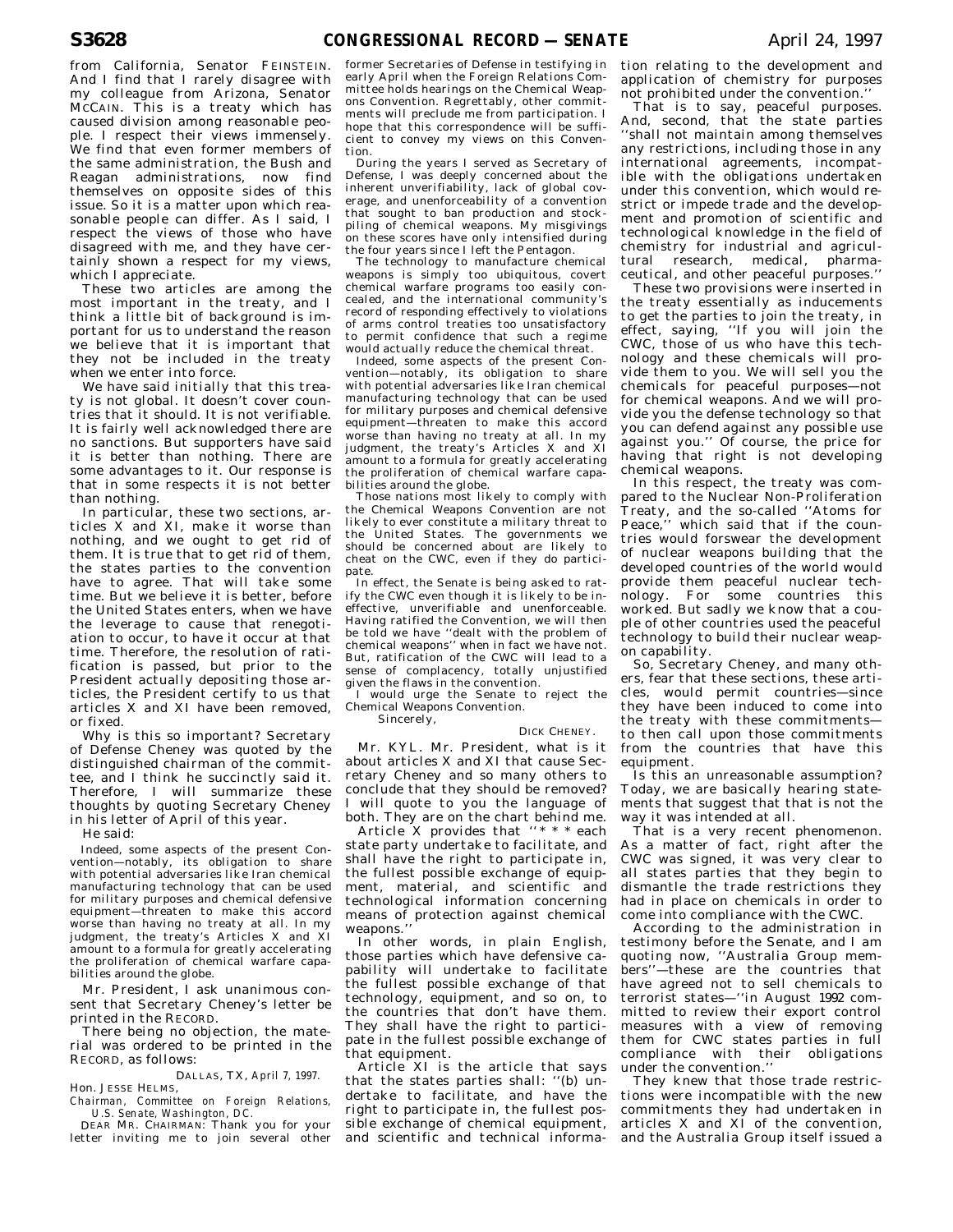from California, Senator FEINSTEIN. And I find that I rarely disagree with my colleague from Arizona, Senator MCCAIN. This is a treaty which has caused division among reasonable people. I respect their views immensely. We find that even former members of the same administration, the Bush and Reagan administrations, now find themselves on opposite sides of this issue. So it is a matter upon which reasonable people can differ. As I said, I respect the views of those who have disagreed with me, and they have certainly shown a respect for my views, which I appreciate.

These two articles are among the most important in the treaty, and I think a little bit of background is important for us to understand the reason we believe that it is important that they not be included in the treaty when we enter into force.

We have said initially that this treaty is not global. It doesn't cover countries that it should. It is not verifiable. It is fairly well acknowledged there are no sanctions. But supporters have said it is better than nothing. There are some advantages to it. Our response is that in some respects it is not better than nothing.

In particular, these two sections, articles X and XI, make it worse than nothing, and we ought to get rid of them. It is true that to get rid of them, the states parties to the convention have to agree. That will take some time. But we believe it is better, before the United States enters, when we have the leverage to cause that renegotiation to occur, to have it occur at that time. Therefore, the resolution of ratification is passed, but prior to the President actually depositing those articles, the President certify to us that articles X and XI have been removed, or fixed.

Why is this so important? Secretary of Defense Cheney was quoted by the distinguished chairman of the committee, and I think he succinctly said it. Therefore, I will summarize these thoughts by quoting Secretary Cheney in his letter of April of this year.

He said:

> Indeed, some aspects of the present Convention—notably, its obligation to share with potential adversaries like Iran chemical manufacturing technology that can be used for military purposes and chemical defensive equipment—threaten to make this accord worse than having no treaty at all. In my judgment, the treaty's Articles X and XI amount to a formula for greatly accelerating the proliferation of chemical warfare capabilities around the globe.

Mr. President, I ask unanimous consent that Secretary Cheney's letter be printed in the RECORD.

There being no objection, the material was ordered to be printed in the RECORD, as follows:

DALLAS, TX, *April 7, 1997.*

Hon. JESSE HELMS,
*Chairman, Committee on Foreign Relations, U.S. Senate, Washington, DC.*

DEAR MR. CHAIRMAN: Thank you for your letter inviting me to join several other former Secretaries of Defense in testifying in early April when the Foreign Relations Committee holds hearings on the Chemical Weapons Convention. Regrettably, other commitments will preclude me from participation. I hope that this correspondence will be sufficient to convey my views on this Convention.

During the years I served as Secretary of Defense, I was deeply concerned about the inherent unverifiability, lack of global coverage, and unenforceability of a convention that sought to ban production and stockpiling of chemical weapons. My misgivings on these scores have only intensified during the four years since I left the Pentagon.

The technology to manufacture chemical weapons is simply too ubiquitous, covert chemical warfare programs too easily concealed, and the international community's record of responding effectively to violations of arms control treaties too unsatisfactory to permit confidence that such a regime would actually reduce the chemical threat.

Indeed, some aspects of the present Convention—notably, its obligation to share with potential adversaries like Iran chemical manufacturing technology that can be used for military purposes and chemical defensive equipment—threaten to make this accord worse than having no treaty at all. In my judgment, the treaty's Articles X and XI amount to a formula for greatly accelerating the proliferation of chemical warfare capabilities around the globe.

Those nations most likely to comply with the Chemical Weapons Convention are not likely to ever constitute a military threat to the United States. The governments we should be concerned about are likely to cheat on the CWC, even if they do participate.

In effect, the Senate is being asked to ratify the CWC even though it is likely to be ineffective, unverifiable and unenforceable. Having ratified the Convention, we will then be told we have "dealt with the problem of chemical weapons" when in fact we have not. But, ratification of the CWC will lead to a sense of complacency, totally unjustified given the flaws in the convention.

I would urge the Senate to reject the Chemical Weapons Convention.

Sincerely,

DICK CHENEY.

Mr. KYL. Mr. President, what is it about articles X and XI that cause Secretary Cheney and so many others to conclude that they should be removed? I will quote to you the language of both. They are on the chart behind me.

Article X provides that "* * * each state party undertake to facilitate, and shall have the right to participate in, the fullest possible exchange of equipment, material, and scientific and technological information concerning means of protection against chemical weapons."

In other words, in plain English, those parties which have defensive capability will undertake to facilitate the fullest possible exchange of that technology, equipment, and so on, to the countries that don't have them. They shall have the right to participate in the fullest possible exchange of that equipment.

Article XI is the article that says that the states parties shall: "(b) undertake to facilitate, and have the right to participate in, the fullest possible exchange of chemical equipment, and scientific and technical information relating to the development and application of chemistry for purposes not prohibited under the convention."

That is to say, peaceful purposes. And, second, that the state parties "shall not maintain among themselves any restrictions, including those in any international agreements, incompatible with the obligations undertaken under this convention, which would restrict or impede trade and the development and promotion of scientific and technological knowledge in the field of chemistry for industrial and agricultural research, medical, pharmaceutical, and other peaceful purposes."

These two provisions were inserted in the treaty essentially as inducements to get the parties to join the treaty, in effect, saying, "If you will join the CWC, those of us who have this technology and these chemicals will provide them to you. We will sell you the chemicals for peaceful purposes—not for chemical weapons. And we will provide you the defense technology so that you can defend against any possible use against you." Of course, the price for having that right is not developing chemical weapons.

In this respect, the treaty was compared to the Nuclear Non-Proliferation Treaty, and the so-called "Atoms for Peace," which said that if the countries would forswear the development of nuclear weapons building that the developed countries of the world would provide them peaceful nuclear technology. For some countries this worked. But sadly we know that a couple of other countries used the peaceful technology to build their nuclear weapon capability.

So, Secretary Cheney, and many others, fear that these sections, these articles, would permit countries—since they have been induced to come into the treaty with these commitments—to then call upon those commitments from the countries that have this equipment.

Is this an unreasonable assumption? Today, we are basically hearing statements that suggest that that is not the way it was intended at all.

That is a very recent phenomenon. As a matter of fact, right after the CWC was signed, it was very clear to all states parties that they begin to dismantle the trade restrictions they had in place on chemicals in order to come into compliance with the CWC.

According to the administration in testimony before the Senate, and I am quoting now, "Australia Group members"—these are the countries that have agreed not to sell chemicals to terrorist states—"in August 1992 committed to review their export control measures with a view of removing them for CWC states parties in full compliance with their obligations under the convention."

They knew that those trade restrictions were incompatible with the new commitments they had undertaken in articles X and XI of the convention, and the Australia Group itself issued a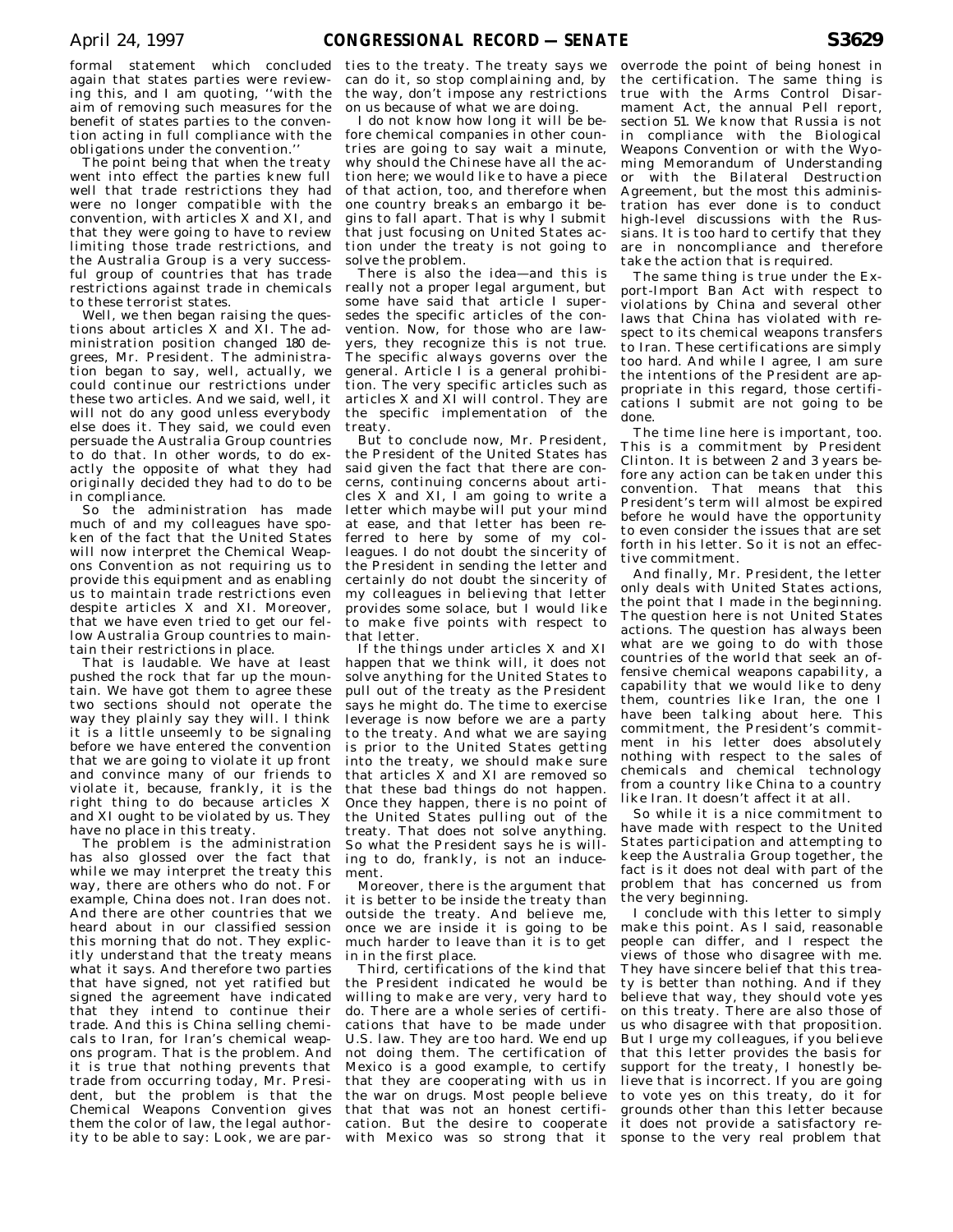formal statement which concluded again that states parties were reviewing this, and I am quoting, "with the aim of removing such measures for the benefit of states parties to the convention acting in full compliance with the obligations under the convention."

The point being that when the treaty went into effect the parties knew full well that trade restrictions they had were no longer compatible with the convention, with articles X and XI, and that they were going to have to review limiting those trade restrictions, and the Australia Group is a very successful group of countries that has trade restrictions against trade in chemicals to these terrorist states.

Well, we then began raising the questions about articles X and XI. The administration position changed 180 degrees, Mr. President. The administration began to say, well, actually, we could continue our restrictions under these two articles. And we said, well, it will not do any good unless everybody else does it. They said, we could even persuade the Australia Group countries to do that. In other words, to do exactly the opposite of what they had originally decided they had to do to be in compliance.

So the administration has made much of and my colleagues have spoken of the fact that the United States will now interpret the Chemical Weapons Convention as not requiring us to provide this equipment and as enabling us to maintain trade restrictions even despite articles X and XI. Moreover, that we have even tried to get our fellow Australia Group countries to maintain their restrictions in place.

That is laudable. We have at least pushed the rock that far up the mountain. We have got them to agree these two sections should not operate the way they plainly say they will. I think it is a little unseemly to be signaling before we have entered the convention that we are going to violate it up front and convince many of our friends to violate it, because, frankly, it is the right thing to do because articles X and XI ought to be violated by us. They have no place in this treaty.

The problem is the administration has also glossed over the fact that while we may interpret the treaty this way, there are others who do not. For example, China does not. Iran does not. And there are other countries that we heard about in our classified session this morning that do not. They explicitly understand that the treaty means what it says. And therefore two parties that have signed, not yet ratified but signed the agreement have indicated that they intend to continue their trade. And this is China selling chemicals to Iran, for Iran's chemical weapons program. That is the problem. And it is true that nothing prevents that trade from occurring today, Mr. President, but the problem is that the Chemical Weapons Convention gives them the color of law, the legal authority to be able to say: Look, we are parties to the treaty. The treaty says we can do it, so stop complaining and, by the way, don't impose any restrictions on us because of what we are doing.

I do not know how long it will be before chemical companies in other countries are going to say wait a minute, why should the Chinese have all the action here; we would like to have a piece of that action, too, and therefore when one country breaks an embargo it begins to fall apart. That is why I submit that just focusing on United States action under the treaty is not going to solve the problem.

There is also the idea—and this is really not a proper legal argument, but some have said that article I supersedes the specific articles of the convention. Now, for those who are lawyers, they recognize this is not true. The specific always governs over the general. Article I is a general prohibition. The very specific articles such as articles X and XI will control. They are the specific implementation of the treaty.

But to conclude now, Mr. President, the President of the United States has said given the fact that there are concerns, continuing concerns about articles X and XI, I am going to write a letter which maybe will put your mind at ease, and that letter has been referred to here by some of my colleagues. I do not doubt the sincerity of the President in sending the letter and certainly do not doubt the sincerity of my colleagues in believing that letter provides some solace, but I would like to make five points with respect to that letter.

If the things under articles X and XI happen that we think will, it does not solve anything for the United States to pull out of the treaty as the President says he might do. The time to exercise leverage is now before we are a party to the treaty. And what we are saying is prior to the United States getting into the treaty, we should make sure that articles X and XI are removed so that these bad things do not happen. Once they happen, there is no point of the United States pulling out of the treaty. That does not solve anything. So what the President says he is willing to do, frankly, is not an inducement.

Moreover, there is the argument that it is better to be inside the treaty than outside the treaty. And believe me, once we are inside it is going to be much harder to leave than it is to get in in the first place.

Third, certifications of the kind that the President indicated he would be willing to make are very, very hard to do. There are a whole series of certifications that have to be made under U.S. law. They are too hard. We end up not doing them. The certification of Mexico is a good example, to certify that they are cooperating with us in the war on drugs. Most people believe that that was not an honest certification. But the desire to cooperate with Mexico was so strong that it overrode the point of being honest in the certification. The same thing is true with the Arms Control Disarmament Act, the annual Pell report, section 51. We know that Russia is not in compliance with the Biological Weapons Convention or with the Wyoming Memorandum of Understanding or with the Bilateral Destruction Agreement, but the most this administration has ever done is to conduct high-level discussions with the Russians. It is too hard to certify that they are in noncompliance and therefore take the action that is required.

The same thing is true under the Export-Import Ban Act with respect to violations by China and several other laws that China has violated with respect to its chemical weapons transfers to Iran. These certifications are simply too hard. And while I agree, I am sure the intentions of the President are appropriate in this regard, those certifications I submit are not going to be done.

The time line here is important, too. This is a commitment by President Clinton. It is between 2 and 3 years before any action can be taken under this convention. That means that this President's term will almost be expired before he would have the opportunity to even consider the issues that are set forth in his letter. So it is not an effective commitment.

And finally, Mr. President, the letter only deals with United States actions, the point that I made in the beginning. The question here is not United States actions. The question has always been what are we going to do with those countries of the world that seek an offensive chemical weapons capability, a capability that we would like to deny them, countries like Iran, the one I have been talking about here. This commitment, the President's commitment in his letter does absolutely nothing with respect to the sales of chemicals and chemical technology from a country like China to a country like Iran. It doesn't affect it at all.

So while it is a nice commitment to have made with respect to the United States participation and attempting to keep the Australia Group together, the fact is it does not deal with part of the problem that has concerned us from the very beginning.

I conclude with this letter to simply make this point. As I said, reasonable people can differ, and I respect the views of those who disagree with me. They have sincere belief that this treaty is better than nothing. And if they believe that way, they should vote yes on this treaty. There are also those of us who disagree with that proposition. But I urge my colleagues, if you believe that this letter provides the basis for support for the treaty, I honestly believe that is incorrect. If you are going to vote yes on this treaty, do it for grounds other than this letter because it does not provide a satisfactory response to the very real problem that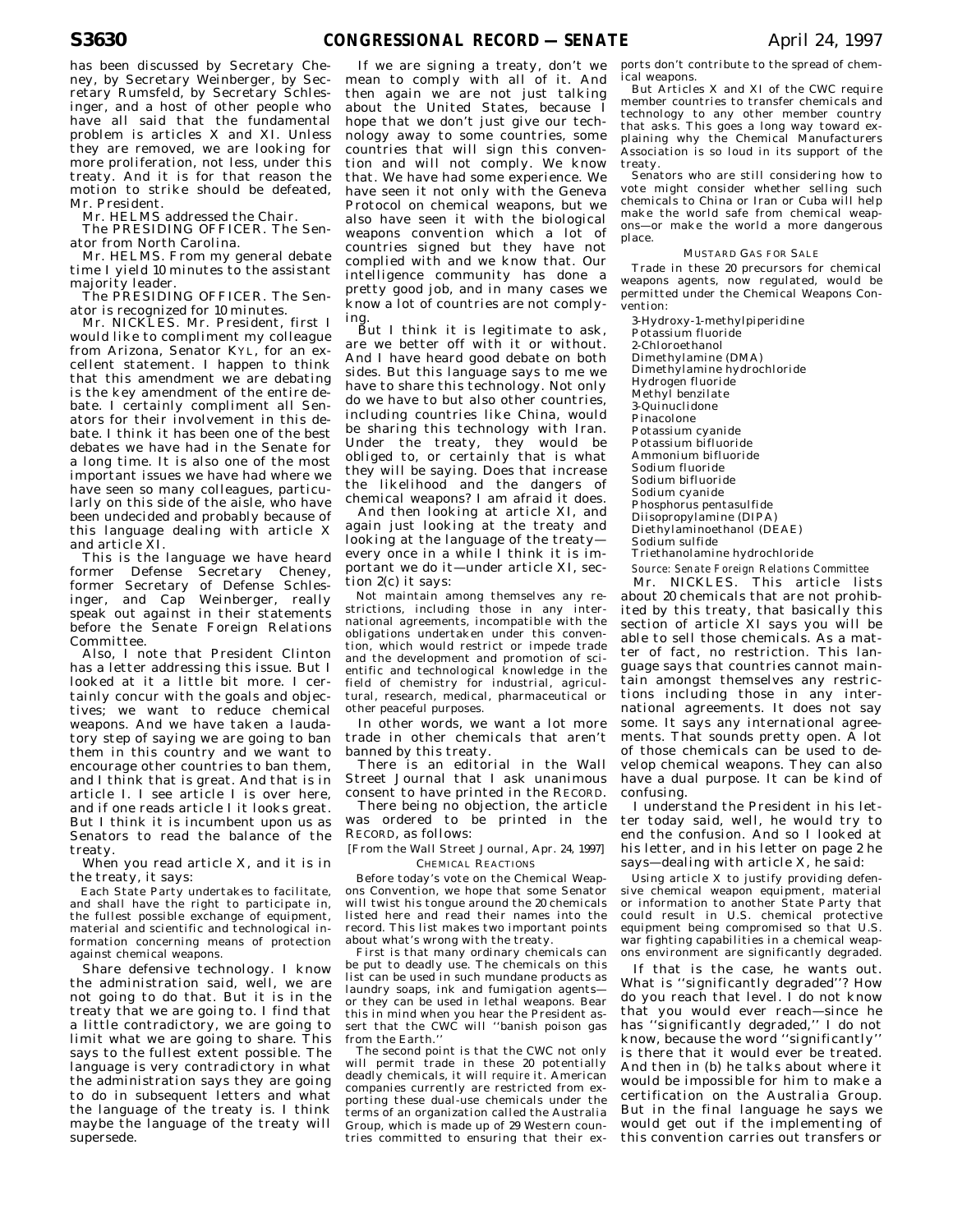has been discussed by Secretary Cheney, by Secretary Weinberger, by Secretary Rumsfeld, by Secretary Schlesinger, and a host of other people who have all said that the fundamental problem is articles X and XI. Unless they are removed, we are looking for more proliferation, not less, under this treaty. And it is for that reason the motion to strike should be defeated, Mr. President.

Mr. HELMS addressed the Chair.

The PRESIDING OFFICER. The Senator from North Carolina.

Mr. HELMS. From my general debate time I yield 10 minutes to the assistant majority leader.

The PRESIDING OFFICER. The Senator is recognized for 10 minutes.

Mr. NICKLES. Mr. President, first I would like to compliment my colleague from Arizona, Senator KYL, for an excellent statement. I happen to think that this amendment we are debating is the key amendment of the entire debate. I certainly compliment all Senators for their involvement in this debate. I think it has been one of the best debates we have had in the Senate for a long time. It is also one of the most important issues we have had where we have seen so many colleagues, particularly on this side of the aisle, who have been undecided and probably because of this language dealing with article X and article XI.

This is the language we have heard former Defense Secretary Cheney, former Secretary of Defense Schlesinger, and Cap Weinberger, really speak out against in their statements before the Senate Foreign Relations Committee.

Also, I note that President Clinton has a letter addressing this issue. But I looked at it a little bit more. I certainly concur with the goals and objectives; we want to reduce chemical weapons. And we have taken a laudatory step of saying we are going to ban them in this country and we want to encourage other countries to ban them, and I think that is great. And that is in article I. I see article I is over here, and if one reads article I it looks great. But I think it is incumbent upon us as Senators to read the balance of the treaty.

When you read article X, and it is in the treaty, it says:

> Each State Party undertakes to facilitate, and shall have the right to participate in, the fullest possible exchange of equipment, material and scientific and technological information concerning means of protection against chemical weapons.

Share defensive technology. I know the administration said, well, we are not going to do that. But it is in the treaty that we are going to. I find that a little contradictory, we are going to limit what we are going to share. This says to the fullest extent possible. The language is very contradictory in what the administration says they are going to do in subsequent letters and what the language of the treaty is. I think maybe the language of the treaty will supersede.

If we are signing a treaty, don't we mean to comply with all of it. And then again we are not just talking about the United States, because I hope that we don't just give our technology away to some countries, some countries that will sign this convention and will not comply. We know that. We have had some experience. We have seen it not only with the Geneva Protocol on chemical weapons, but we also have seen it with the biological weapons convention which a lot of countries signed but they have not complied with and we know that. Our intelligence community has done a pretty good job, and in many cases we know a lot of countries are not complying.

But I think it is legitimate to ask, are we better off with it or without. And I have heard good debate on both sides. But this language says to me we have to share this technology. Not only do we have to but also other countries, including countries like China, would be sharing this technology with Iran. Under the treaty, they would be obliged to, or certainly that is what they will be saying. Does that increase the likelihood and the dangers of chemical weapons? I am afraid it does.

And then looking at article XI, and again just looking at the treaty and looking at the language of the treaty—every once in a while I think it is important we do it—under article XI, section 2(c) it says:

> Not maintain among themselves any restrictions, including those in any international agreements, incompatible with the obligations undertaken under this convention, which would restrict or impede trade and the development and promotion of scientific and technological knowledge in the field of chemistry for industrial, agricultural, research, medical, pharmaceutical or other peaceful purposes.

In other words, we want a lot more trade in other chemicals that aren't banned by this treaty.

There is an editorial in the Wall Street Journal that I ask unanimous consent to have printed in the RECORD.

There being no objection, the article was ordered to be printed in the RECORD, as follows:

[From the Wall Street Journal, Apr. 24, 1997]

CHEMICAL REACTIONS

Before today's vote on the Chemical Weapons Convention, we hope that some Senator will twist his tongue around the 20 chemicals listed here and read their names into the record. This list makes two important points about what's wrong with the treaty.

First is that many ordinary chemicals can be put to deadly use. The chemicals on this list can be used in such mundane products as laundry soaps, ink and fumigation agents—or they can be used in lethal weapons. Bear this in mind when you hear the President assert that the CWC will "banish poison gas from the Earth."

The second point is that the CWC not only will permit trade in these 20 potentially deadly chemicals, it will *require* it. American companies currently are restricted from exporting these dual-use chemicals under the terms of an organization called the Australia Group, which is made up of 29 Western countries committed to ensuring that their exports don't contribute to the spread of chemical weapons.

But Articles X and XI of the CWC require member countries to transfer chemicals and technology to any other member country that asks. This goes a long way toward explaining why the Chemical Manufacturers Association is so loud in its support of the treaty.

Senators who are still considering how to vote might consider whether selling such chemicals to China or Iran or Cuba will help make the world safe from chemical weapons—or make the world a more dangerous place.

MUSTARD GAS FOR SALE

Trade in these 20 precursors for chemical weapons agents, now regulated, would be permitted under the Chemical Weapons Convention:

3-Hydroxy-1-methylpiperidine
Potassium fluoride
2-Chloroethanol
Dimethylamine (DMA)
Dimethylamine hydrochloride
Hydrogen fluoride
Methyl benzilate
3-Quinuclidone
Pinacolone
Potassium cyanide
Potassium bifluoride
Ammonium bifluoride
Sodium fluoride
Sodium bifluoride
Sodium cyanide
Phosphorus pentasulfide
Diisopropylamine (DIPA)
Diethylaminoethanol (DEAE)
Sodium sulfide
Triethanolamine hydrochloride

*Source: Senate Foreign Relations Committee*

Mr. NICKLES. This article lists about 20 chemicals that are not prohibited by this treaty, that basically this section of article XI says you will be able to sell those chemicals. As a matter of fact, no restriction. This language says that countries cannot maintain amongst themselves any restrictions including those in any international agreements. It does not say some. It says any international agreements. That sounds pretty open. A lot of those chemicals can be used to develop chemical weapons. They can also have a dual purpose. It can be kind of confusing.

I understand the President in his letter today said, well, he would try to end the confusion. And so I looked at his letter, and in his letter on page 2 he says—dealing with article X, he said:

> Using article X to justify providing defensive chemical weapon equipment, material or information to another State Party that could result in U.S. chemical protective equipment being compromised so that U.S. war fighting capabilities in a chemical weapons environment are significantly degraded.

If that is the case, he wants out. What is "significantly degraded"? How do you reach that level. I do not know that you would ever reach—since he has "significantly degraded," I do not know, because the word "significantly" is there that it would ever be treated. And then in (b) he talks about where it would be impossible for him to make a certification on the Australia Group. But in the final language he says we would get out if the implementing of this convention carries out transfers or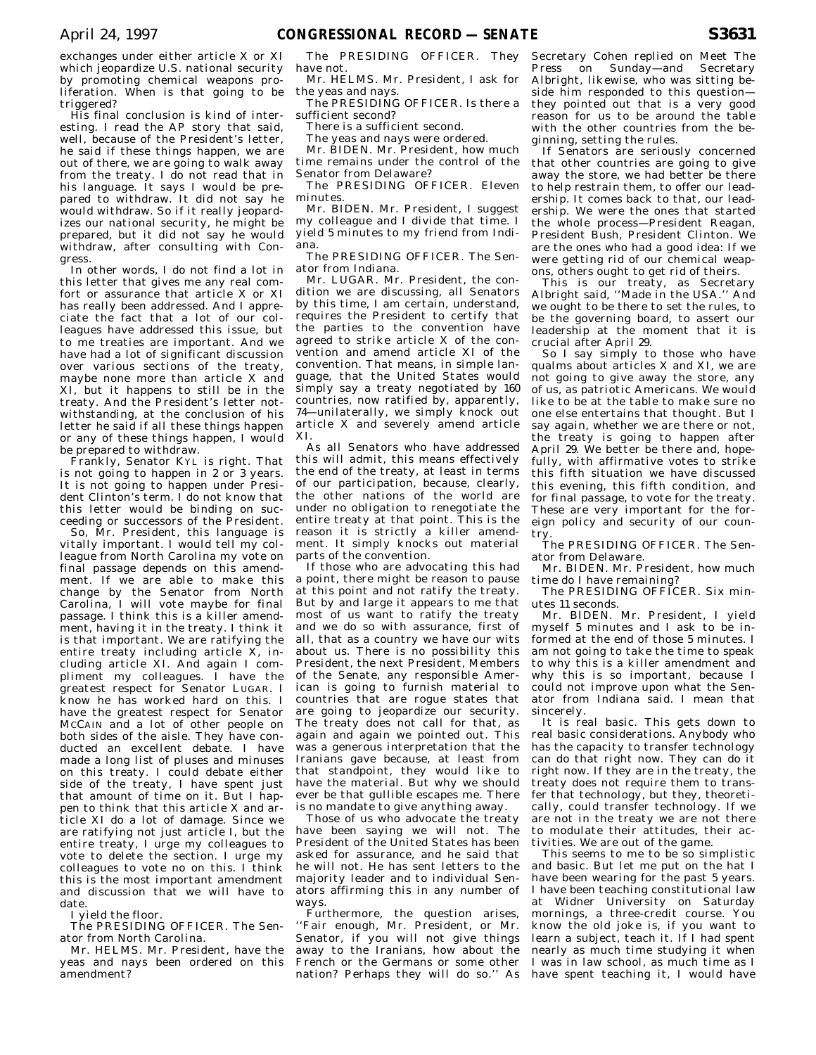exchanges under either article X or XI which jeopardize U.S. national security by promoting chemical weapons proliferation. When is that going to be triggered?

His final conclusion is kind of interesting. I read the AP story that said, well, because of the President's letter, he said if these things happen, we are out of there, we are going to walk away from the treaty. I do not read that in his language. It says I would be prepared to withdraw. It did not say he would withdraw. So if it really jeopardizes our national security, he might be prepared, but it did not say he would withdraw, after consulting with Congress.

In other words, I do not find a lot in this letter that gives me any real comfort or assurance that article X or XI has really been addressed. And I appreciate the fact that a lot of our colleagues have addressed this issue, but to me treaties are important. And we have had a lot of significant discussion over various sections of the treaty, maybe none more than article X and XI, but it happens to still be in the treaty. And the President's letter notwithstanding, at the conclusion of his letter he said if all these things happen or any of these things happen, I would be prepared to withdraw.

Frankly, Senator KYL is right. That is not going to happen in 2 or 3 years. It is not going to happen under President Clinton's term. I do not know that this letter would be binding on succeeding or successors of the President.

So, Mr. President, this language is vitally important. I would tell my colleague from North Carolina my vote on final passage depends on this amendment. If we are able to make this change by the Senator from North Carolina, I will vote maybe for final passage. I think this is a killer amendment, having it in the treaty. I think it is that important. We are ratifying the entire treaty including article X, including article XI. And again I compliment my colleagues. I have the greatest respect for Senator LUGAR. I know he has worked hard on this. I have the greatest respect for Senator MCCAIN and a lot of other people on both sides of the aisle. They have conducted an excellent debate. I have made a long list of pluses and minuses on this treaty. I could debate either side of the treaty, I have spent just that amount of time on it. But I happen to think that this article X and article XI do a lot of damage. Since we are ratifying not just article I, but the entire treaty, I urge my colleagues to vote to delete the section. I urge my colleagues to vote no on this. I think this is the most important amendment and discussion that we will have to date.

I yield the floor.

The PRESIDING OFFICER. The Senator from North Carolina.

Mr. HELMS. Mr. President, have the yeas and nays been ordered on this amendment?

The PRESIDING OFFICER. They have not.

Mr. HELMS. Mr. President, I ask for the yeas and nays.

The PRESIDING OFFICER. Is there a sufficient second?

There is a sufficient second.

The yeas and nays were ordered.

Mr. BIDEN. Mr. President, how much time remains under the control of the Senator from Delaware?

The PRESIDING OFFICER. Eleven minutes.

Mr. BIDEN. Mr. President, I suggest my colleague and I divide that time. I yield 5 minutes to my friend from Indiana.

The PRESIDING OFFICER. The Senator from Indiana.

Mr. LUGAR. Mr. President, the condition we are discussing, all Senators by this time, I am certain, understand, requires the President to certify that the parties to the convention have agreed to strike article X of the convention and amend article XI of the convention. That means, in simple language, that the United States would simply say a treaty negotiated by 160 countries, now ratified by, apparently, 74—unilaterally, we simply knock out article X and severely amend article XI.

As all Senators who have addressed this will admit, this means effectively the end of the treaty, at least in terms of our participation, because, clearly, the other nations of the world are under no obligation to renegotiate the entire treaty at that point. This is the reason it is strictly a killer amendment. It simply knocks out material parts of the convention.

If those who are advocating this had a point, there might be reason to pause at this point and not ratify the treaty. But by and large it appears to me that most of us want to ratify the treaty and we do so with assurance, first of all, that as a country we have our wits about us. There is no possibility this President, the next President, Members of the Senate, any responsible American is going to furnish material to countries that are rogue states that are going to jeopardize our security. The treaty does not call for that, as again and again we pointed out. This was a generous interpretation that the Iranians gave because, at least from that standpoint, they would like to have the material. But why we should ever be that gullible escapes me. There is no mandate to give anything away.

Those of us who advocate the treaty have been saying we will not. The President of the United States has been asked for assurance, and he said that he will not. He has sent letters to the majority leader and to individual Senators affirming this in any number of ways.

Furthermore, the question arises, "Fair enough, Mr. President, or Mr. Senator, if you will not give things away to the Iranians, how about the French or the Germans or some other nation? Perhaps they will do so." As Secretary Cohen replied on Meet The Press on Sunday—and Secretary Albright, likewise, who was sitting beside him responded to this question—they pointed out that is a very good reason for us to be around the table with the other countries from the beginning, setting the rules.

If Senators are seriously concerned that other countries are going to give away the store, we had better be there to help restrain them, to offer our leadership. It comes back to that, our leadership. We were the ones that started the whole process—President Reagan, President Bush, President Clinton. We are the ones who had a good idea: If we were getting rid of our chemical weapons, others ought to get rid of theirs.

This is our treaty, as Secretary Albright said, "Made in the USA." And we ought to be there to set the rules, to be the governing board, to assert our leadership at the moment that it is crucial after April 29.

So I say simply to those who have qualms about articles X and XI, we are not going to give away the store, any of us, as patriotic Americans. We would like to be at the table to make sure no one else entertains that thought. But I say again, whether we are there or not, the treaty is going to happen after April 29. We better be there and, hopefully, with affirmative votes to strike this fifth situation we have discussed this evening, this fifth condition, and for final passage, to vote for the treaty. These are very important for the foreign policy and security of our country.

The PRESIDING OFFICER. The Senator from Delaware.

Mr. BIDEN. Mr. President, how much time do I have remaining?

The PRESIDING OFFICER. Six minutes 11 seconds.

Mr. BIDEN. Mr. President, I yield myself 5 minutes and I ask to be informed at the end of those 5 minutes. I am not going to take the time to speak to why this is a killer amendment and why this is so important, because I could not improve upon what the Senator from Indiana said. I mean that sincerely.

It is real basic. This gets down to real basic considerations. Anybody who has the capacity to transfer technology can do that right now. They can do it right now. If they are in the treaty, the treaty does not require them to transfer that technology, but they, theoretically, could transfer technology. If we are not in the treaty we are not there to modulate their attitudes, their activities. We are out of the game.

This seems to me to be so simplistic and basic. But let me put on the hat I have been wearing for the past 5 years. I have been teaching constitutional law at Widner University on Saturday mornings, a three-credit course. You know the old joke is, if you want to learn a subject, teach it. If I had spent nearly as much time studying it when I was in law school, as much time as I have spent teaching it, I would have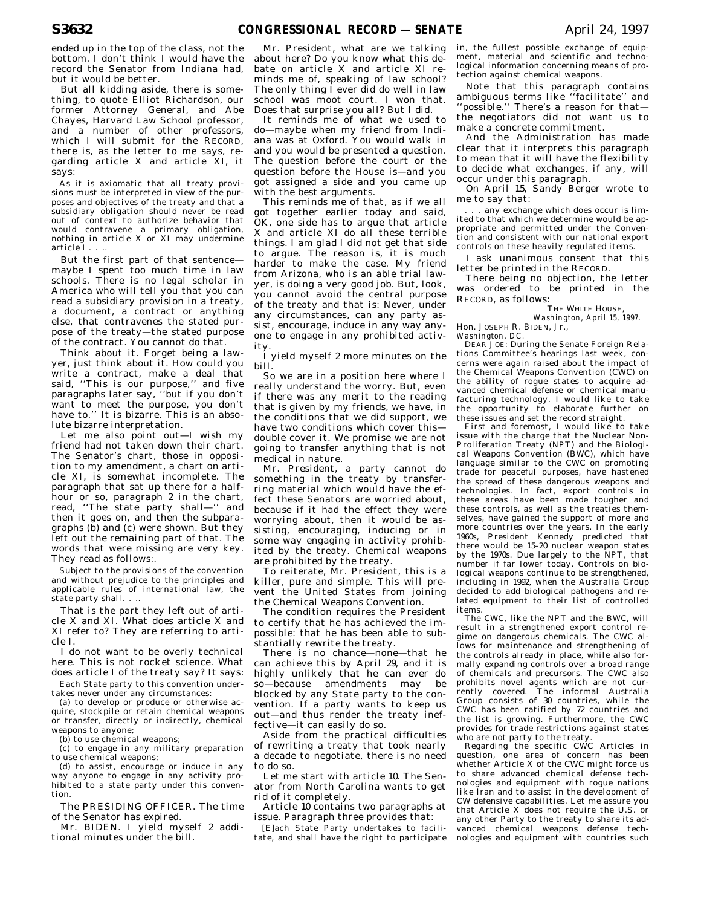ended up in the top of the class, not the bottom. I don't think I would have the record the Senator from Indiana had, but it would be better.

But all kidding aside, there is something, to quote Elliot Richardson, our former Attorney General, and Abe Chayes, Harvard Law School professor, and a number of other professors, which I will submit for the RECORD, there is, as the letter to me says, regarding article X and article XI, it says:

> As it is axiomatic that all treaty provisions must be interpreted in view of the purposes and objectives of the treaty and that a subsidiary obligation should never be read out of context to authorize behavior that would contravene a primary obligation, nothing in article X or XI may undermine article I . . ..

But the first part of that sentence—maybe I spent too much time in law schools. There is no legal scholar in America who will tell you that you can read a subsidiary provision in a treaty, a document, a contract or anything else, that contravenes the stated purpose of the treaty—the stated purpose of the contract. You cannot do that.

Think about it. Forget being a lawyer, just think about it. How could you write a contract, make a deal that said, "This is our purpose," and five paragraphs later say, "but if you don't want to meet the purpose, you don't have to." It is bizarre. This is an absolute bizarre interpretation.

Let me also point out—I wish my friend had not taken down their chart. The Senator's chart, those in opposition to my amendment, a chart on article XI, is somewhat incomplete. The paragraph that sat up there for a half-hour or so, paragraph 2 in the chart, read, "The state party shall—" and then it goes on, and then the subparagraphs (b) and (c) were shown. But they left out the remaining part of that. The words that were missing are very key. They read as follows:.

> Subject to the provisions of the convention and without prejudice to the principles and applicable rules of international law, the state party shall. . ..

That is the part they left out of article X and XI. What does article X and XI refer to? They are referring to article I.

I do not want to be overly technical here. This is not rocket science. What does article I of the treaty say? It says:

> Each State party to this convention undertakes never under any circumstances:
>
> (a) to develop or produce or otherwise acquire, stockpile or retain chemical weapons or transfer, directly or indirectly, chemical weapons to anyone;
>
> (b) to use chemical weapons;
>
> (c) to engage in any military preparation to use chemical weapons;
>
> (d) to assist, encourage or induce in any way anyone to engage in any activity prohibited to a state party under this convention.

The PRESIDING OFFICER. The time of the Senator has expired.

Mr. BIDEN. I yield myself 2 additional minutes under the bill.

Mr. President, what are we talking about here? Do you know what this debate on article X and article XI reminds me of, speaking of law school? The only thing I ever did do well in law school was moot court. I won that. Does that surprise you all? But I did.

It reminds me of what we used to do—maybe when my friend from Indiana was at Oxford. You would walk in and you would be presented a question. The question before the court or the question before the House is—and you got assigned a side and you came up with the best arguments.

This reminds me of that, as if we all got together earlier today and said, OK, one side has to argue that article X and article XI do all these terrible things. I am glad I did not get that side to argue. The reason is, it is much harder to make the case. My friend from Arizona, who is an able trial lawyer, is doing a very good job. But, look, you cannot avoid the central purpose of the treaty and that is: Never, under any circumstances, can any party assist, encourage, induce in any way anyone to engage in any prohibited activity.

I yield myself 2 more minutes on the bill.

So we are in a position here where I really understand the worry. But, even if there was any merit to the reading that is given by my friends, we have, in the conditions that we did support, we have two conditions which cover this—double cover it. We promise we are not going to transfer anything that is not medical in nature.

Mr. President, a party cannot do something in the treaty by transferring material which would have the effect these Senators are worried about, because if it had the effect they were worrying about, then it would be assisting, encouraging, inducing or in some way engaging in activity prohibited by the treaty. Chemical weapons are prohibited by the treaty.

To reiterate, Mr. President, this is a killer, pure and simple. This will prevent the United States from joining the Chemical Weapons Convention.

The condition requires the President to certify that he has achieved the impossible: that he has been able to substantially rewrite the treaty.

There is no chance—none—that he can achieve this by April 29, and it is highly unlikely that he can ever do so—because amendments may be blocked by any State party to the convention. If a party wants to keep us out—and thus render the treaty ineffective—it can easily do so.

Aside from the practical difficulties of rewriting a treaty that took nearly a decade to negotiate, there is no need to do so.

Let me start with article 10. The Senator from North Carolina wants to get rid of it completely.

Article 10 contains two paragraphs at issue. Paragraph three provides that:

> [E]ach State Party undertakes to facilitate, and shall have the right to participate in, the fullest possible exchange of equipment, material and scientific and technological information concerning means of protection against chemical weapons.

Note that this paragraph contains ambiguous terms like "facilitate" and "possible." There's a reason for that—the negotiators did not want us to make a concrete commitment.

And the Administration has made clear that it interprets this paragraph to mean that it will have the flexibility to decide what exchanges, if any, will occur under this paragraph.

On April 15, Sandy Berger wrote to me to say that:

> . . . any exchange which does occur is limited to that which we determine would be appropriate and permitted under the Convention and consistent with our national export controls on these heavily regulated items.

I ask unanimous consent that this letter be printed in the RECORD.

There being no objection, the letter was ordered to be printed in the RECORD, as follows:

THE WHITE HOUSE,
*Washington, April 15, 1997.*

Hon. JOSEPH R. BIDEN, Jr.,
*Washington, DC.*

DEAR JOE: During the Senate Foreign Relations Committee's hearings last week, concerns were again raised about the impact of the Chemical Weapons Convention (CWC) on the ability of rogue states to acquire advanced chemical defense or chemical manufacturing technology. I would like to take the opportunity to elaborate further on these issues and set the record straight.

First and foremost, I would like to take issue with the charge that the Nuclear Non-Proliferation Treaty (NPT) and the Biological Weapons Convention (BWC), which have language similar to the CWC on promoting trade for peaceful purposes, have hastened the spread of these dangerous weapons and technologies. In fact, export controls in these areas have been made tougher and these controls, as well as the treaties themselves, have gained the support of more and more countries over the years. In the early 1960s, President Kennedy predicted that there would be 15–20 nuclear weapon states by the 1970s. Due largely to the NPT, that number if far lower today. Controls on biological weapons continue to be strengthened, including in 1992, when the Australia Group decided to add biological pathogens and related equipment to their list of controlled items.

The CWC, like the NPT and the BWC, will result in a strengthened export control regime on dangerous chemicals. The CWC allows for maintenance and strengthening of the controls already in place, while also formally expanding controls over a broad range of chemicals and precursors. The CWC also prohibits novel agents which are not currently covered. The informal Australia Group consists of 30 countries, while the CWC has been ratified by 72 countries and the list is growing. Furthermore, the CWC provides for trade restrictions against states who are not party to the treaty.

Regarding the specific CWC Articles in question, one area of concern has been whether Article X of the CWC might force us to share advanced chemical defense technologies and equipment with rogue nations like Iran and to assist in the development of CW defensive capabilities. Let me assure you that Article X does not require the U.S. or any other Party to the treaty to share its advanced chemical weapons defense technologies and equipment with countries such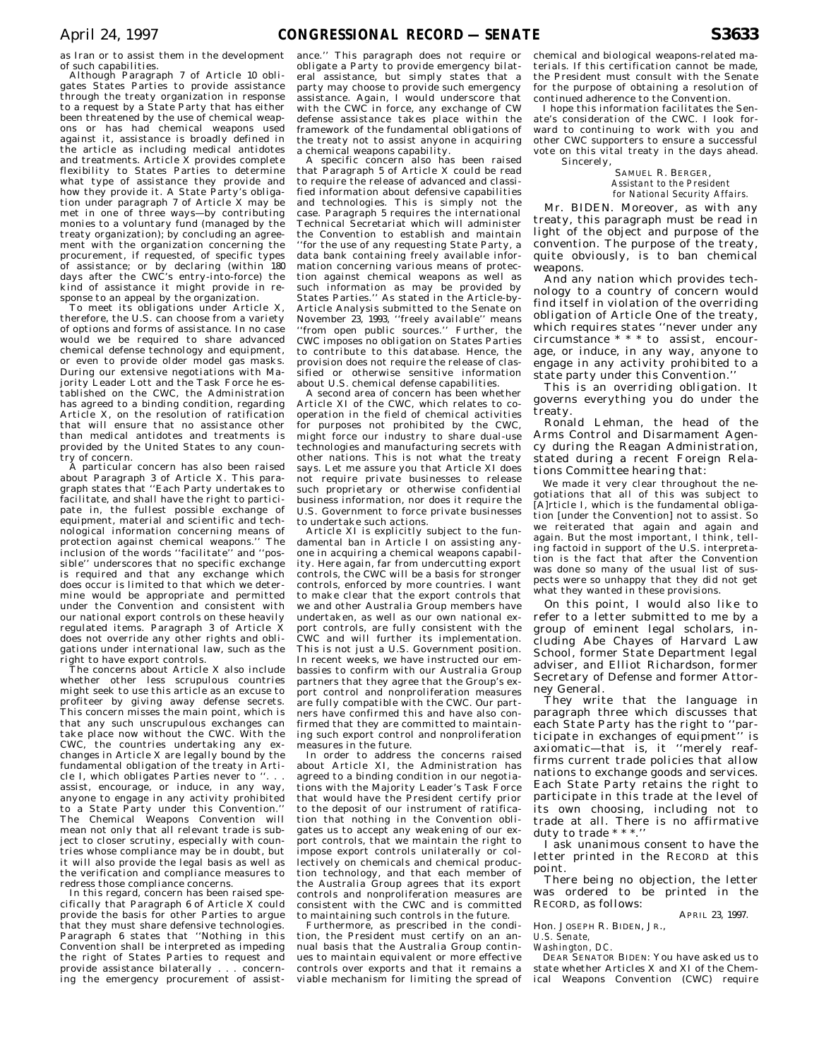as Iran or to assist them in the development of such capabilities.

Although Paragraph 7 of Article 10 obligates States Parties to provide assistance through the treaty organization in response to a request by a State Party that has either been threatened by the use of chemical weapons or has had chemical weapons used against it, assistance is broadly defined in the article as including medical antidotes and treatments. Article X provides complete flexibility to States Parties to determine what type of assistance they provide and how they provide it. A State Party's obligation under paragraph 7 of Article X may be met in one of three ways—by contributing monies to a voluntary fund (managed by the treaty organization); by concluding an agreement with the organization concerning the procurement, if requested, of specific types of assistance; or by declaring (within 180 days after the CWC's entry-into-force) the kind of assistance it might provide in response to an appeal by the organization.

To meet its obligations under Article X, therefore, the U.S. can choose from a variety of options and forms of assistance. In no case would we be required to share advanced chemical defense technology and equipment, or even to provide older model gas masks. During our extensive negotiations with Majority Leader Lott and the Task Force he established on the CWC, the Administration has agreed to a binding condition, regarding Article X, on the resolution of ratification that will ensure that no assistance other than medical antidotes and treatments is provided by the United States to any country of concern.

A particular concern has also been raised about Paragraph 3 of Article X. This paragraph states that "Each Party undertakes to facilitate, and shall have the right to participate in, the fullest possible exchange of equipment, material and scientific and technological information concerning means of protection against chemical weapons." The inclusion of the words "facilitate" and "possible" underscores that no specific exchange is required and that any exchange which does occur is limited to that which we determine would be appropriate and permitted under the Convention and consistent with our national export controls on these heavily regulated items. Paragraph 3 of Article X does not override any other rights and obligations under international law, such as the right to have export controls.

The concerns about Article X also include whether other less scrupulous countries might seek to use this article as an excuse to profiteer by giving away defense secrets. This concern misses the main point, which is that any such unscrupulous exchanges can take place now without the CWC. With the CWC, the countries undertaking any exchanges in Article X are legally bound by the fundamental obligation of the treaty in Article I, which obligates Parties never to ". . . assist, encourage, or induce, in any way, anyone to engage in any activity prohibited to a State Party under this Convention." The Chemical Weapons Convention will mean not only that all relevant trade is subject to closer scrutiny, especially with countries whose compliance may be in doubt, but it will also provide the legal basis as well as the verification and compliance measures to redress those compliance concerns.

In this regard, concern has been raised specifically that Paragraph 6 of Article X could provide the basis for other Parties to argue that they must share defensive technologies. Paragraph 6 states that "Nothing in this Convention shall be interpreted as impeding the right of States Parties to request and provide assistance bilaterally . . . concerning the emergency procurement of assistance." This paragraph does not require or obligate a Party to provide emergency bilateral assistance, but simply states that a party may choose to provide such emergency assistance. Again, I would underscore that with the CWC in force, any exchange of CW defense assistance takes place within the framework of the fundamental obligations of the treaty not to assist anyone in acquiring a chemical weapons capability.

A specific concern also has been raised that Paragraph 5 of Article X could be read to require the release of advanced and classified information about defensive capabilities and technologies. This is simply not the case. Paragraph 5 requires the international Technical Secretariat which will administer the Convention to establish and maintain "for the use of any requesting State Party, a data bank containing freely available information concerning various means of protection against chemical weapons as well as such information as may be provided by States Parties." As stated in the Article-by-Article Analysis submitted to the Senate on November 23, 1993, "freely available" means "from open public sources." Further, the CWC imposes no obligation on States Parties to contribute to this database. Hence, the provision does not require the release of classified or otherwise sensitive information about U.S. chemical defense capabilities.

A second area of concern has been whether Article XI of the CWC, which relates to cooperation in the field of chemical activities for purposes not prohibited by the CWC, might force our industry to share dual-use technologies and manufacturing secrets with other nations. This is not what the treaty says. Let me assure you that Article XI does not require private businesses to release such proprietary or otherwise confidential business information, nor does it require the U.S. Government to force private businesses to undertake such actions.

Article XI is explicitly subject to the fundamental ban in Article I on assisting anyone in acquiring a chemical weapons capability. Here again, far from undercutting export controls, the CWC will be a basis for stronger controls, enforced by more countries. I want to make clear that the export controls that we and other Australia Group members have undertaken, as well as our own national export controls, are fully consistent with the CWC and will further its implementation. This is not just a U.S. Government position. In recent weeks, we have instructed our embassies to confirm with our Australia Group partners that they agree that the Group's export control and nonproliferation measures are fully compatible with the CWC. Our partners have confirmed this and have also confirmed that they are committed to maintaining such export control and nonproliferation measures in the future.

In order to address the concerns raised about Article XI, the Administration has agreed to a binding condition in our negotiations with the Majority Leader's Task Force that would have the President certify prior to the deposit of our instrument of ratification that nothing in the Convention obligates us to accept any weakening of our export controls, that we maintain the right to impose export controls unilaterally or collectively on chemicals and chemical production technology, and that each member of the Australia Group agrees that its export controls and nonproliferation measures are consistent with the CWC and is committed to maintaining such controls in the future.

Furthermore, as prescribed in the condition, the President must certify on an annual basis that the Australia Group continues to maintain equivalent or more effective controls over exports and that it remains a viable mechanism for limiting the spread of chemical and biological weapons-related materials. If this certification cannot be made, the President must consult with the Senate for the purpose of obtaining a resolution of continued adherence to the Convention.

I hope this information facilitates the Senate's consideration of the CWC. I look forward to continuing to work with you and other CWC supporters to ensure a successful vote on this vital treaty in the days ahead.

Sincerely,

SAMUEL R. BERGER,
*Assistant to the President for National Security Affairs.*

Mr. BIDEN. Moreover, as with any treaty, this paragraph must be read in light of the object and purpose of the convention. The purpose of the treaty, quite obviously, is to ban chemical weapons.

And any nation which provides technology to a country of concern would find itself in violation of the overriding obligation of Article One of the treaty, which requires states "never under any circumstance * * * to assist, encourage, or induce, in any way, anyone to engage in any activity prohibited to a state party under this Convention."

This is an overriding obligation. It governs everything you do under the treaty.

Ronald Lehman, the head of the Arms Control and Disarmament Agency during the Reagan Administration, stated during a recent Foreign Relations Committee hearing that:

We made it very clear throughout the negotiations that all of this was subject to [A]rticle I, which is the fundamental obligation [under the Convention] not to assist. So we reiterated that again and again and again. But the most important, I think, telling factoid in support of the U.S. interpretation is the fact that after the Convention was done so many of the usual list of suspects were so unhappy that they did not get what they wanted in these provisions.

On this point, I would also like to refer to a letter submitted to me by a group of eminent legal scholars, including Abe Chayes of Harvard Law School, former State Department legal adviser, and Elliot Richardson, former Secretary of Defense and former Attorney General.

They write that the language in paragraph three which discusses that each State Party has the right to "participate in exchanges of equipment" is axiomatic—that is, it "merely reaffirms current trade policies that allow nations to exchange goods and services. Each State Party retains the right to participate in this trade at the level of its own choosing, including not to trade at all. There is no affirmative duty to trade * * *."

I ask unanimous consent to have the letter printed in the RECORD at this point.

There being no objection, the letter was ordered to be printed in the RECORD, as follows:

APRIL 23, 1997.

Hon. JOSEPH R. BIDEN, JR.,
*U.S. Senate,*
*Washington, DC.*

DEAR SENATOR BIDEN: You have asked us to state whether Articles X and XI of the Chemical Weapons Convention (CWC) require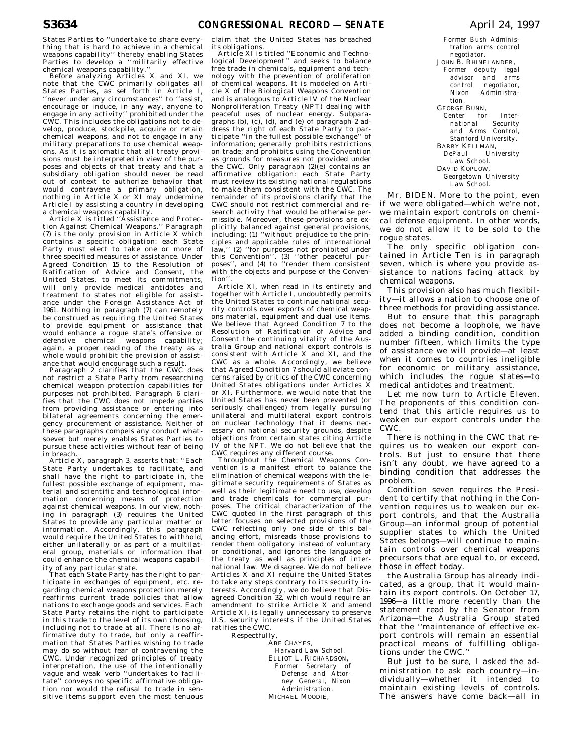States Parties to ''undertake to share everything that is hard to achieve in a chemical weapons capability'' thereby enabling States Parties to develop a ''militarily effective chemical weapons capability.''

Before analyzing Articles X and XI, we note that the CWC primarily obligates all States Parties, as set forth in Article I, ''never under any circumstances'' to ''assist, encourage or induce, in any way, anyone to engage in any activity'' prohibited under the CWC. This includes the obligations not to develop, produce, stockpile, acquire or retain chemical weapons, and not to engage in any military preparations to use chemical weapons. As it is axiomatic that all treaty provisions must be interpreted in view of the purposes and objects of that treaty and that a subsidiary obligation should never be read out of context to authorize behavior that would contravene a primary obligation, nothing in Article X or XI may undermine Article I by assisting a country in developing a chemical weapons capability.

Article X is titled ''Assistance and Protection Against Chemical Weapons.'' Paragraph (7) is the only provision in Article X which contains a specific obligation: each State Party must elect to take one or more of three specified measures of assistance. Under Agreed Condition 15 to the Resolution of Ratification of Advice and Consent, the United States, to meet its commitments, will only provide medical antidotes and treatment to states not eligible for assistance under the Foreign Assistance Act of 1961. Nothing in paragraph (7) can remotely be construed as requiring the United States to provide equipment or assistance that would enhance a rogue state's offensive or defensive chemical weapons capability; again, a proper reading of the treaty as a whole would prohibit the provision of assistance that would encourage such a result.

Paragraph 2 clarifies that the CWC does not restrict a State Party from researching chemical weapon protection capabilities for purposes not prohibited. Paragraph 6 clarifies that the CWC does not impede parties from providing assistance or entering into bilateral agreements concerning the emergency procurement of assistance. Neither of these paragraphs compels any conduct whatsoever but merely enables States Parties to pursue these activities without fear of being in breach.

Article X, paragraph 3, asserts that: ''Each State Party undertakes to facilitate, and shall have the right to participate in, the fullest possible exchange of equipment, material and scientific and technological information concerning means of protection against chemical weapons. In our view, nothing in paragraph (3) requires the United States to provide any particular matter or information. Accordingly, this paragraph would require the United States to withhold, either unilaterally or as part of a multilateral group, materials or information that could enhance the chemical weapons capability of any particular state.

That each State Party has the right to participate in exchanges of equipment, etc. regarding chemical weapons protection merely reaffirms current trade policies that allow nations to exchange goods and services. Each State Party retains the right to participate in this trade to the level of its own choosing, including not to trade at all. There is no affirmative duty to trade, but only a reaffirmation that States Parties wishing to trade may do so without fear of contravening the CWC. Under recognized principles of treaty interpretation, the use of the intentionally vague and weak verb ''undertakes to facilitate'' conveys no specific affirmative obligation nor would the refusal to trade in sensitive items support even the most tenuous claim that the United States has breached its obligations.

Article XI is titled ''Economic and Technological Development'' and seeks to balance free trade in chemicals, equipment and technology with the prevention of proliferation of chemical weapons. It is modeled on Article X of the Biological Weapons Convention and is analogous to Article IV of the Nuclear Nonproliferation Treaty (NPT) dealing with peaceful uses of nuclear energy. Subparagraphs (b), (c), (d), and (e) of paragraph 2 address the right of each State Party to participate ''in the fullest possible exchange'' of information; generally prohibits restrictions on trade; and prohibits using the Convention as grounds for measures not provided under the CWC. Only paragraph (2)(e) contains an affirmative obligation: each State Party must review its existing national regulations to make them consistent with the CWC. The remainder of its provisions clarify that the CWC should not restrict commercial and research activity that would be otherwise permissible. Moreover, these provisions are explicitly balanced against general provisions, including: (1) ''without prejudice to the principles and applicable rules of international law,'' (2) ''for purposes not prohibited under this Convention'', (3) ''other peaceful purposes'', and (4) to ''render them consistent with the objects and purpose of the Convention''.

Article XI, when read in its entirety and together with Article I, undoubtedly permits the United States to continue national security controls over exports of chemical weapons material, equipment and dual use items. We believe that Agreed Condition 7 to the Resolution of Ratification of Advice and Consent the continuing vitality of the Australia Group and national export controls is consistent with Article X and XI, and the CWC as a whole. Accordingly, we believe that Agreed Condition 7 should alleviate concerns raised by critics of the CWC concerning United States obligations under Articles X or XI. Furthermore, we would note that the United States has never been prevented (or seriously challenged) from legally pursuing unilateral and multilateral export controls on nuclear technology that it deems necessary on national security grounds, despite objections from certain states citing Article IV of the NPT. We do not believe that the CWC requires any different course.

Throughout the Chemical Weapons Convention is a manifest effort to balance the elimination of chemical weapons with the legitimate security requirements of States as well as their legitimate need to use, develop and trade chemicals for commercial purposes. The critical characterization of the CWC quoted in the first paragraph of this letter focuses on selected provisions of the CWC reflecting only one side of this balancing effort, misreads those provisions to render them obligatory instead of voluntary or conditional, and ignores the language of the treaty as well as principles of international law. We disagree. We do not believe Articles X and XI require the United States to take any steps contrary to its security interests. Accordingly, we do believe that Disagreed Condition 32, which would require an amendment to strike Article X and amend Article XI, is legally unnecessary to preserve U.S. security interests if the United States ratifies the CWC.

Respectfully,

ABE CHAYES,
*Harvard Law School.*

ELLIOT L. RICHARDSON,
*Former Secretary of Defense and Attorney General, Nixon Administration.*

MICHAEL MOODIE,
*Former Bush Administration arms control negotiator.*

JOHN B. RHINELANDER,
*Former deputy legal advisor and arms control negotiator, Nixon Administration.*

GEORGE BUNN,
*Center for International Security and Arms Control, Stanford University.*

BARRY KELLMAN,
*DePaul University Law School.*

DAVID KOPLOW,
*Georgetown University Law School.*

Mr. BIDEN. More to the point, even if we were obligated—which we're not, we maintain export controls on chemical defense equipment. In other words, we do not allow it to be sold to the rogue states.

The only specific obligation contained in Article Ten is in paragraph seven, which is where you provide assistance to nations facing attack by chemical weapons.

This provision also has much flexibility—it allows a nation to choose one of three methods for providing assistance.

But to ensure that this paragraph does not become a loophole, we have added a binding condition, condition number fifteen, which limits the type of assistance we will provide—at least when it comes to countries ineligible for economic or military assistance, which includes the rogue states—to medical antidotes and treatment.

Let me now turn to Article Eleven. The proponents of this condition contend that this article requires us to weaken our export controls under the CWC.

There is nothing in the CWC that requires us to weaken our export controls. But just to ensure that there isn't any doubt, we have agreed to a binding condition that addresses the problem.

Condition seven requires the President to certify that nothing in the Convention requires us to weaken our export controls, and that the Australia Group—an informal group of potential supplier states to which the United States belongs—will continue to maintain controls over chemical weapons precursors that are equal to, or exceed, those in effect today.

the Australia Group has already indicated, as a group, that it would maintain its export controls. On October 17, 1996—a little more recently than the statement read by the Senator from Arizona—the Australia Group stated that the ''maintenance of effective export controls will remain an essential practical means of fulfilling obligations under the CWC.''

But just to be sure, I asked the administration to ask each country—individually—whether it intended to maintain existing levels of controls. The answers have come back—all in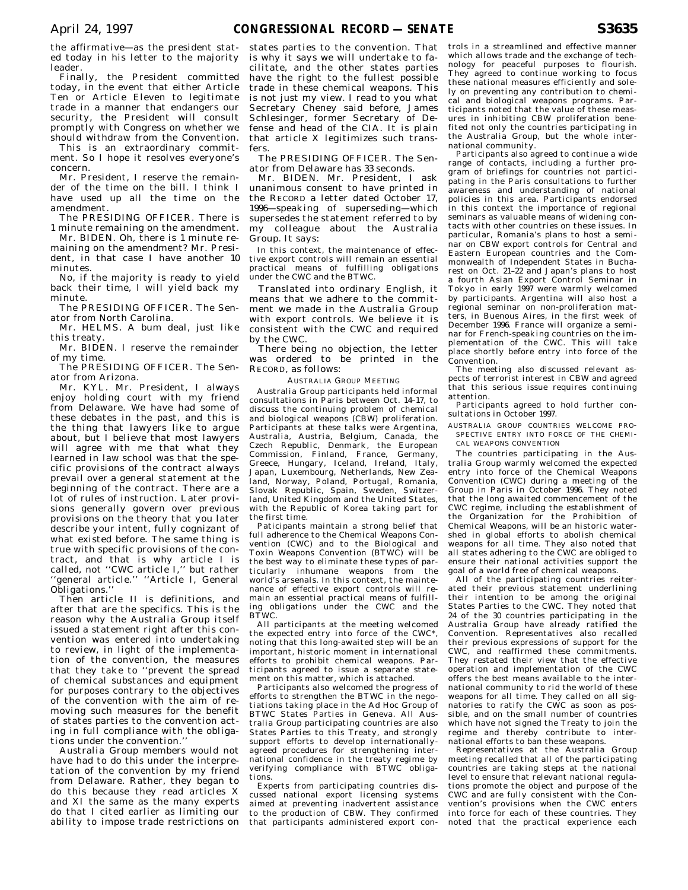the affirmative—as the president stated today in his letter to the majority leader.

Finally, the President committed today, in the event that either Article Ten or Article Eleven to legitimate trade in a manner that endangers our security, the President will consult promptly with Congress on whether we should withdraw from the Convention.

This is an extraordinary commitment. So I hope it resolves everyone's concern.

Mr. President, I reserve the remainder of the time on the bill. I think I have used up all the time on the amendment.

The PRESIDING OFFICER. There is 1 minute remaining on the amendment.

Mr. BIDEN. Oh, there is 1 minute remaining on the amendment? Mr. President, in that case I have another 10 minutes.

No, if the majority is ready to yield back their time, I will yield back my minute.

The PRESIDING OFFICER. The Senator from North Carolina.

Mr. HELMS. A bum deal, just like this treaty.

Mr. BIDEN. I reserve the remainder of my time.

The PRESIDING OFFICER. The Senator from Arizona.

Mr. KYL. Mr. President, I always enjoy holding court with my friend from Delaware. We have had some of these debates in the past, and this is the thing that lawyers like to argue about, but I believe that most lawyers will agree with me that what they learned in law school was that the specific provisions of the contract always prevail over a general statement at the beginning of the contract. There are a lot of rules of instruction. Later provisions generally govern over previous provisions on the theory that you later describe your intent, fully cognizant of what existed before. The same thing is true with specific provisions of the contract, and that is why article I is called, not ''CWC article I,'' but rather ''general article.'' ''Article I, General Obligations.''

Then article II is definitions, and after that are the specifics. This is the reason why the Australia Group itself issued a statement right after this convention was entered into undertaking to review, in light of the implementation of the convention, the measures that they take to ''prevent the spread of chemical substances and equipment for purposes contrary to the objectives of the convention with the aim of removing such measures for the benefit of states parties to the convention acting in full compliance with the obligations under the convention.''

Australia Group members would not have had to do this under the interpretation of the convention by my friend from Delaware. Rather, they began to do this because they read articles X and XI the same as the many experts do that I cited earlier as limiting our ability to impose trade restrictions on states parties to the convention. That is why it says we will undertake to facilitate, and the other states parties have the right to the fullest possible trade in these chemical weapons. This is not just my view. I read to you what Secretary Cheney said before, James Schlesinger, former Secretary of Defense and head of the CIA. It is plain that article X legitimizes such transfers.

The PRESIDING OFFICER. The Senator from Delaware has 33 seconds.

Mr. BIDEN. Mr. President, I ask unanimous consent to have printed in the RECORD a letter dated October 17, 1996—speaking of superseding—which supersedes the statement referred to by my colleague about the Australia Group. It says:

In this context, the maintenance of effective export controls will remain an essential practical means of fulfilling obligations under the CWC and the BTWC.

Translated into ordinary English, it means that we adhere to the commitment we made in the Australia Group with export controls. We believe it is consistent with the CWC and required by the CWC.

There being no objection, the letter was ordered to be printed in the RECORD, as follows:

AUSTRALIA GROUP MEETING

Australia Group participants held informal consultations in Paris between Oct. 14–17, to discuss the continuing problem of chemical and biological weapons (CBW) proliferation. Participants at these talks were Argentina, Australia, Austria, Belgium, Canada, the Czech Republic, Denmark, the European Commission, Finland, France, Germany, Greece, Hungary, Iceland, Ireland, Italy, Japan, Luxembourg, Netherlands, New Zealand, Norway, Poland, Portugal, Romania, Slovak Republic, Spain, Sweden, Switzerland, United Kingdom and the United States, with the Republic of Korea taking part for the first time.

Paticipants maintain a strong belief that full adherence to the Chemical Weapons Convention (CWC) and to the Biological and Toxin Weapons Convention (BTWC) will be the best way to eliminate these types of particularly inhumane weapons from the world's arsenals. In this context, the maintenance of effective export controls will remain an essential practical means of fulfilling obligations under the CWC and the BTWC.

All participants at the meeting welcomed the expected entry into force of the CWC*, noting that this long-awaited step will be an important, historic moment in international efforts to prohibit chemical weapons. Participants agreed to issue a separate statement on this matter, which is attached.

Participants also welcomed the progress of efforts to strengthen the BTWC in the negotiations taking place in the Ad Hoc Group of BTWC States Parties in Geneva. All Australia Group participating countries are also States Parties to this Treaty, and strongly support efforts to develop internationally-agreed procedures for strengthening international confidence in the treaty regime by verifying compliance with BTWC obligations.

Experts from participating countries discussed national export licensing systems aimed at preventing inadvertent assistance to the production of CBW. They confirmed that participants administered export controls in a streamlined and effective manner which allows trade and the exchange of technology for peaceful purposes to flourish. They agreed to continue working to focus these national measures efficiently and solely on preventing any contribution to chemical and biological weapons programs. Participants noted that the value of these measures in inhibiting CBW proliferation benefited not only the countries participating in the Australia Group, but the whole international community.

Participants also agreed to continue a wide range of contacts, including a further program of briefings for countries not participating in the Paris consultations to further awareness and understanding of national policies in this area. Participants endorsed in this context the importance of regional seminars as valuable means of widening contacts with other countries on these issues. In particular, Romania's plans to host a seminar on CBW export controls for Central and Eastern European countries and the Commonwealth of Independent States in Bucharest on Oct. 21–22 and Japan's plans to host a fourth Asian Export Control Seminar in Tokyo in early 1997 were warmly welcomed by participants. Argentina will also host a regional seminar on non-proliferation matters, in Buenous Aires, in the first week of December 1996. France will organize a seminar for French-speaking countries on the implementation of the CWC. This will take place shortly before entry into force of the Convention.

The meeting also discussed relevant aspects of terrorist interest in CBW and agreed that this serious issue requires continuing attention.

Participants agreed to hold further consultations in October 1997.

AUSTRALIA GROUP COUNTRIES WELCOME PROSPECTIVE ENTRY INTO FORCE OF THE CHEMICAL WEAPONS CONVENTION

The countries participating in the Australia Group warmly welcomed the expected entry into force of the Chemical Weapons Convention (CWC) during a meeting of the Group in Paris in October 1996. They noted that the long awaited commencement of the CWC regime, including the establishment of the Organization for the Prohibition of Chemical Weapons, will be an historic watershed in global efforts to abolish chemical weapons for all time. They also noted that all states adhering to the CWC are obliged to ensure their national activities support the goal of a world free of chemical weapons.

All of the participating countries reiterated their previous statement underlining their intention to be among the original States Parties to the CWC. They noted that 24 of the 30 countries participating in the Australia Group have already ratified the Convention. Representatives also recalled their previous expressions of support for the CWC, and reaffirmed these commitments. They restated their view that the effective operation and implementation of the CWC offers the best means available to the international community to rid the world of these weapons for all time. They called on all signatories to ratify the CWC as soon as possible, and on the small number of countries which have not signed the Treaty to join the regime and thereby contribute to international efforts to ban these weapons.

Representatives at the Australia Group meeting recalled that all of the participating countries are taking steps at the national level to ensure that relevant national regulations promote the object and purpose of the CWC and are fully consistent with the Convention's provisions when the CWC enters into force for each of these countries. They noted that the practical experience each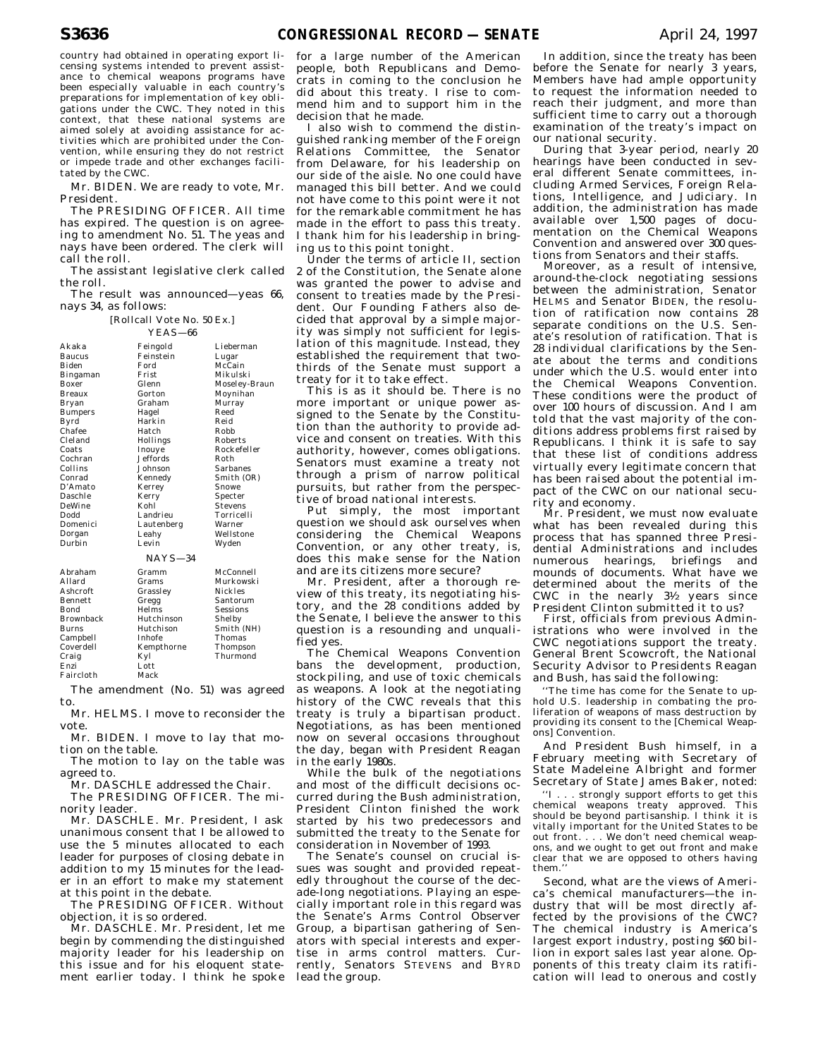country had obtained in operating export licensing systems intended to prevent assistance to chemical weapons programs have been especially valuable in each country's preparations for implementation of key obligations under the CWC. They noted in this context, that these national systems are aimed solely at avoiding assistance for activities which are prohibited under the Convention, while ensuring they do not restrict or impede trade and other exchanges facilitated by the CWC.

Mr. BIDEN. We are ready to vote, Mr. President.

The PRESIDING OFFICER. All time has expired. The question is on agreeing to amendment No. 51. The yeas and nays have been ordered. The clerk will call the roll.

The assistant legislative clerk called the roll.

The result was announced—yeas 66, nays 34, as follows:

[Rollcall Vote No. 50 Ex.]

YEAS—66

| | | |
|---|---|---|
| Akaka | Feingold | Lieberman |
| Baucus | Feinstein | Lugar |
| Biden | Ford | McCain |
| Bingaman | Frist | Mikulski |
| Boxer | Glenn | Moseley-Braun |
| Breaux | Gorton | Moynihan |
| Bryan | Graham | Murray |
| Bumpers | Hagel | Reed |
| Byrd | Harkin | Reid |
| Chafee | Hatch | Robb |
| Cleland | Hollings | Roberts |
| Coats | Inouye | Rockefeller |
| Cochran | Jeffords | Roth |
| Collins | Johnson | Sarbanes |
| Conrad | Kennedy | Smith (OR) |
| D'Amato | Kerrey | Snowe |
| Daschle | Kerry | Specter |
| DeWine | Kohl | Stevens |
| Dodd | Landrieu | Torricelli |
| Domenici | Lautenberg | Warner |
| Dorgan | Leahy | Wellstone |
| Durbin | Levin | Wyden |

NAYS—34

| | | |
|---|---|---|
| Abraham | Gramm | McConnell |
| Allard | Grams | Murkowski |
| Ashcroft | Grassley | Nickles |
| Bennett | Gregg | Santorum |
| Bond | Helms | Sessions |
| Brownback | Hutchinson | Shelby |
| Burns | Hutchison | Smith (NH) |
| Campbell | Inhofe | Thomas |
| Coverdell | Kempthorne | Thompson |
| Craig | Kyl | Thurmond |
| Enzi | Lott | |
| Faircloth | Mack | |

The amendment (No. 51) was agreed to.

Mr. HELMS. I move to reconsider the vote.

Mr. BIDEN. I move to lay that motion on the table.

The motion to lay on the table was agreed to.

Mr. DASCHLE addressed the Chair.

The PRESIDING OFFICER. The minority leader.

Mr. DASCHLE. Mr. President, I ask unanimous consent that I be allowed to use the 5 minutes allocated to each leader for purposes of closing debate in addition to my 15 minutes for the leader in an effort to make my statement at this point in the debate.

The PRESIDING OFFICER. Without objection, it is so ordered.

Mr. DASCHLE. Mr. President, let me begin by commending the distinguished majority leader for his leadership on this issue and for his eloquent statement earlier today. I think he spoke for a large number of the American people, both Republicans and Democrats in coming to the conclusion he did about this treaty. I rise to commend him and to support him in the decision that he made.

I also wish to commend the distinguished ranking member of the Foreign Relations Committee, the Senator from Delaware, for his leadership on our side of the aisle. No one could have managed this bill better. And we could not have come to this point were it not for the remarkable commitment he has made in the effort to pass this treaty. I thank him for his leadership in bringing us to this point tonight.

Under the terms of article II, section 2 of the Constitution, the Senate alone was granted the power to advise and consent to treaties made by the President. Our Founding Fathers also decided that approval by a simple majority was simply not sufficient for legislation of this magnitude. Instead, they established the requirement that two-thirds of the Senate must support a treaty for it to take effect.

This is as it should be. There is no more important or unique power assigned to the Senate by the Constitution than the authority to provide advice and consent on treaties. With this authority, however, comes obligations. Senators must examine a treaty not through a prism of narrow political pursuits, but rather from the perspective of broad national interests.

Put simply, the most important question we should ask ourselves when considering the Chemical Weapons Convention, or any other treaty, is, does this make sense for the Nation and are its citizens more secure?

Mr. President, after a thorough review of this treaty, its negotiating history, and the 28 conditions added by the Senate, I believe the answer to this question is a resounding and unqualified yes.

The Chemical Weapons Convention bans the development, production, stockpiling, and use of toxic chemicals as weapons. A look at the negotiating history of the CWC reveals that this treaty is truly a bipartisan product. Negotiations, as has been mentioned now on several occasions throughout the day, began with President Reagan in the early 1980s.

While the bulk of the negotiations and most of the difficult decisions occurred during the Bush administration, President Clinton finished the work started by his two predecessors and submitted the treaty to the Senate for consideration in November of 1993.

The Senate's counsel on crucial issues was sought and provided repeatedly throughout the course of the decade-long negotiations. Playing an especially important role in this regard was the Senate's Arms Control Observer Group, a bipartisan gathering of Senators with special interests and expertise in arms control matters. Currently, Senators STEVENS and BYRD lead the group.

In addition, since the treaty has been before the Senate for nearly 3 years, Members have had ample opportunity to request the information needed to reach their judgment, and more than sufficient time to carry out a thorough examination of the treaty's impact on our national security.

During that 3-year period, nearly 20 hearings have been conducted in several different Senate committees, including Armed Services, Foreign Relations, Intelligence, and Judiciary. In addition, the administration has made available over 1,500 pages of documentation on the Chemical Weapons Convention and answered over 300 questions from Senators and their staffs.

Moreover, as a result of intensive, around-the-clock negotiating sessions between the administration, Senator HELMS and Senator BIDEN, the resolution of ratification now contains 28 separate conditions on the U.S. Senate's resolution of ratification. That is 28 individual clarifications by the Senate about the terms and conditions under which the U.S. would enter into the Chemical Weapons Convention. These conditions were the product of over 100 hours of discussion. And I am told that the vast majority of the conditions address problems first raised by Republicans. I think it is safe to say that these list of conditions address virtually every legitimate concern that has been raised about the potential impact of the CWC on our national security and economy.

Mr. President, we must now evaluate what has been revealed during this process that has spanned three Presidential Administrations and includes numerous hearings, briefings and mounds of documents. What have we determined about the merits of the CWC in the nearly 3½ years since President Clinton submitted it to us?

First, officials from previous Administrations who were involved in the CWC negotiations support the treaty. General Brent Scowcroft, the National Security Advisor to Presidents Reagan and Bush, has said the following:

> "The time has come for the Senate to uphold U.S. leadership in combating the proliferation of weapons of mass destruction by providing its consent to the [Chemical Weapons] Convention.

And President Bush himself, in a February meeting with Secretary of State Madeleine Albright and former Secretary of State James Baker, noted:

> "I . . . strongly support efforts to get this chemical weapons treaty approved. This should be beyond partisanship. I think it is vitally important for the United States to be out front. . . . We don't need chemical weapons, and we ought to get out front and make clear that we are opposed to others having them."

Second, what are the views of America's chemical manufacturers—the industry that will be most directly affected by the provisions of the CWC? The chemical industry is America's largest export industry, posting $60 billion in export sales last year alone. Opponents of this treaty claim its ratification will lead to onerous and costly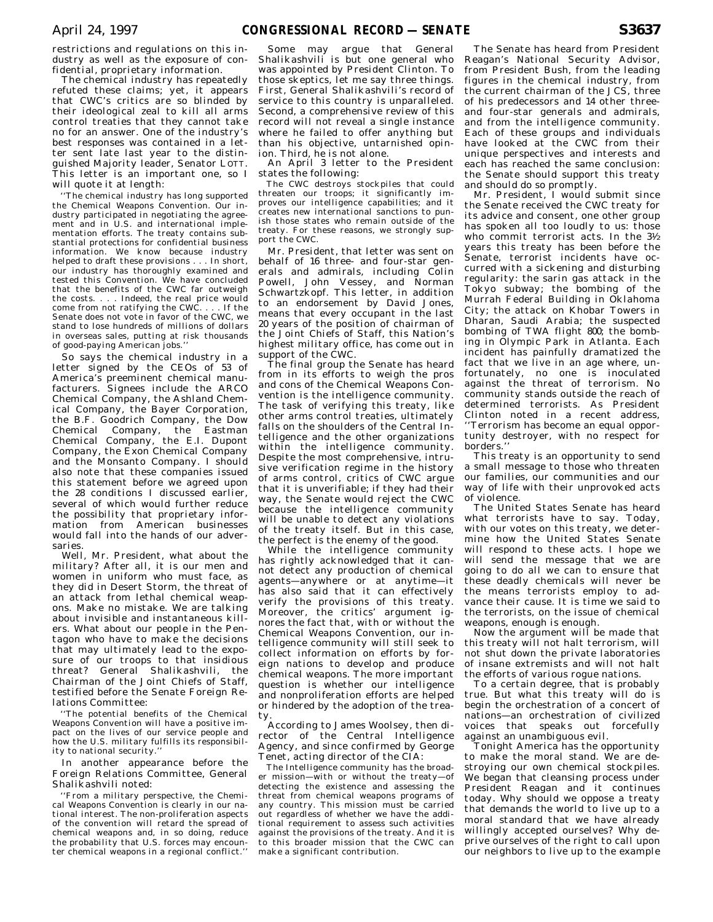restrictions and regulations on this industry as well as the exposure of confidential, proprietary information.

The chemical industry has repeatedly refuted these claims; yet, it appears that CWC's critics are so blinded by their ideological zeal to kill all arms control treaties that they cannot take no for an answer. One of the industry's best responses was contained in a letter sent late last year to the distinguished Majority leader, Senator LOTT. This letter is an important one, so I will quote it at length:

> ''The chemical industry has long supported the Chemical Weapons Convention. Our industry participated in negotiating the agreement and in U.S. and international implementation efforts. The treaty contains substantial protections for confidential business information. We know because industry helped to draft these provisions . . . In short, our industry has thoroughly examined and tested this Convention. We have concluded that the benefits of the CWC far outweigh the costs. . . . Indeed, the real price would come from not ratifying the CWC. . . . If the Senate does not vote in favor of the CWC, we stand to lose hundreds of millions of dollars in overseas sales, putting at risk thousands of good-paying American jobs.''

So says the chemical industry in a letter signed by the CEOs of 53 of America's preeminent chemical manufacturers. Signees include the ARCO Chemical Company, the Ashland Chemical Company, the Bayer Corporation, the B.F. Goodrich Company, the Dow Chemical Company, the Eastman Chemical Company, the E.I. Dupont Company, the Exon Chemical Company and the Monsanto Company. I should also note that these companies issued this statement before we agreed upon the 28 conditions I discussed earlier, several of which would further reduce the possibility that proprietary information from American businesses would fall into the hands of our adversaries.

Well, Mr. President, what about the military? After all, it is our men and women in uniform who must face, as they did in Desert Storm, the threat of an attack from lethal chemical weapons. Make no mistake. We are talking about invisible and instantaneous killers. What about our people in the Pentagon who have to make the decisions that may ultimately lead to the exposure of our troops to that insidious threat? General Shalikashvili, the Chairman of the Joint Chiefs of Staff, testified before the Senate Foreign Relations Committee:

> ''The potential benefits of the Chemical Weapons Convention will have a positive impact on the lives of our service people and how the U.S. military fulfills its responsibility to national security.''

In another appearance before the Foreign Relations Committee, General Shalikashvili noted:

> ''From a military perspective, the Chemical Weapons Convention is clearly in our national interest. The non-proliferation aspects of the convention will retard the spread of chemical weapons and, in so doing, reduce the probability that U.S. forces may encounter chemical weapons in a regional conflict.''

Some may argue that General Shalikashvili is but one general who was appointed by President Clinton. To those skeptics, let me say three things. First, General Shalikashvili's record of service to this country is unparalleled. Second, a comprehensive review of this record will not reveal a single instance where he failed to offer anything but than his objective, untarnished opinion. Third, he is not alone.

An April 3 letter to the President states the following:

> The CWC destroys stockpiles that could threaten our troops; it significantly improves our intelligence capabilities; and it creates new international sanctions to punish those states who remain outside of the treaty. For these reasons, we strongly support the CWC.

Mr. President, that letter was sent on behalf of 16 three- and four-star generals and admirals, including Colin Powell, John Vessey, and Norman Schwartzkopf. This letter, in addition to an endorsement by David Jones, means that every occupant in the last 20 years of the position of chairman of the Joint Chiefs of Staff, this Nation's highest military office, has come out in support of the CWC.

The final group the Senate has heard from in its efforts to weigh the pros and cons of the Chemical Weapons Convention is the intelligence community. The task of verifying this treaty, like other arms control treaties, ultimately falls on the shoulders of the Central Intelligence and the other organizations within the intelligence community. Despite the most comprehensive, intrusive verification regime in the history of arms control, critics of CWC argue that it is unverifiable; if they had their way, the Senate would reject the CWC because the intelligence community will be unable to detect any violations of the treaty itself. But in this case, the perfect is the enemy of the good.

While the intelligence community has rightly acknowledged that it cannot detect any production of chemical agents—anywhere or at anytime—it has also said that it can effectively verify the provisions of this treaty. Moreover, the critics' argument ignores the fact that, with or without the Chemical Weapons Convention, our intelligence community will still seek to collect information on efforts by foreign nations to develop and produce chemical weapons. The more important question is whether our intelligence and nonproliferation efforts are helped or hindered by the adoption of the treaty.

According to James Woolsey, then director of the Central Intelligence Agency, and since confirmed by George Tenet, acting director of the CIA:

> The Intelligence community has the broader mission—with or without the treaty—of detecting the existence and assessing the threat from chemical weapons programs of any country. This mission must be carried out regardless of whether we have the additional requirement to assess such activities against the provisions of the treaty. And it is to this broader mission that the CWC can make a significant contribution.

The Senate has heard from President Reagan's National Security Advisor, from President Bush, from the leading figures in the chemical industry, from the current chairman of the JCS, three of his predecessors and 14 other three- and four-star generals and admirals, and from the intelligence community. Each of these groups and individuals have looked at the CWC from their unique perspectives and interests and each has reached the same conclusion: the Senate should support this treaty and should do so promptly.

Mr. President, I would submit since the Senate received the CWC treaty for its advice and consent, one other group has spoken all too loudly to us: those who commit terrorist acts. In the 3½ years this treaty has been before the Senate, terrorist incidents have occurred with a sickening and disturbing regularity: the sarin gas attack in the Tokyo subway; the bombing of the Murrah Federal Building in Oklahoma City; the attack on Khobar Towers in Dharan, Saudi Arabia; the suspected bombing of TWA flight 800; the bombing in Olympic Park in Atlanta. Each incident has painfully dramatized the fact that we live in an age where, unfortunately, no one is inoculated against the threat of terrorism. No community stands outside the reach of determined terrorists. As President Clinton noted in a recent address, ''Terrorism has become an equal opportunity destroyer, with no respect for borders.''

This treaty is an opportunity to send a small message to those who threaten our families, our communities and our way of life with their unprovoked acts of violence.

The United States Senate has heard what terrorists have to say. Today, with our votes on this treaty, we determine how the United States Senate will respond to these acts. I hope we will send the message that we are going to do all we can to ensure that these deadly chemicals will never be the means terrorists employ to advance their cause. It is time we said to the terrorists, on the issue of chemical weapons, enough is enough.

Now the argument will be made that this treaty will not halt terrorism, will not shut down the private laboratories of insane extremists and will not halt the efforts of various rogue nations.

To a certain degree, that is probably true. But what this treaty will do is begin the orchestration of a concert of nations—an orchestration of civilized voices that speaks out forcefully against an unambiguous evil.

Tonight America has the opportunity to make the moral stand. We are destroying our own chemical stockpiles. We began that cleansing process under President Reagan and it continues today. Why should we oppose a treaty that demands the world to live up to a moral standard that we have already willingly accepted ourselves? Why deprive ourselves of the right to call upon our neighbors to live up to the example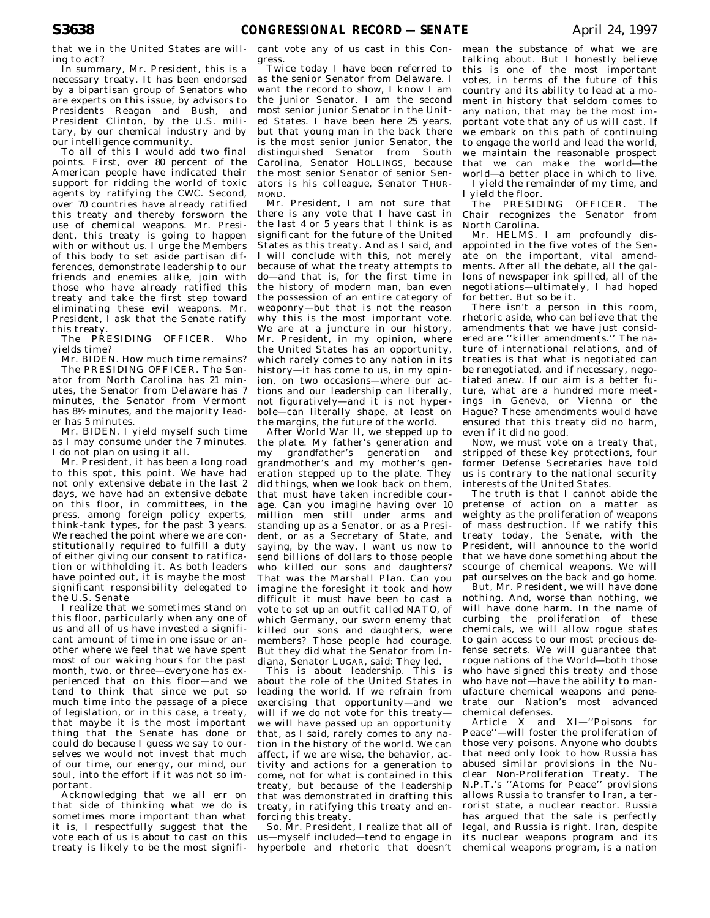that we in the United States are willing to act?

In summary, Mr. President, this is a necessary treaty. It has been endorsed by a bipartisan group of Senators who are experts on this issue, by advisors to Presidents Reagan and Bush, and President Clinton, by the U.S. military, by our chemical industry and by our intelligence community.

To all of this I would add two final points. First, over 80 percent of the American people have indicated their support for ridding the world of toxic agents by ratifying the CWC. Second, over 70 countries have already ratified this treaty and thereby forsworn the use of chemical weapons. Mr. President, this treaty is going to happen with or without us. I urge the Members of this body to set aside partisan differences, demonstrate leadership to our friends and enemies alike, join with those who have already ratified this treaty and take the first step toward eliminating these evil weapons. Mr. President, I ask that the Senate ratify this treaty.

The PRESIDING OFFICER. Who yields time?

Mr. BIDEN. How much time remains?

The PRESIDING OFFICER. The Senator from North Carolina has 21 minutes, the Senator from Delaware has 7 minutes, the Senator from Vermont has 8½ minutes, and the majority leader has 5 minutes.

Mr. BIDEN. I yield myself such time as I may consume under the 7 minutes. I do not plan on using it all.

Mr. President, it has been a long road to this spot, this point. We have had not only extensive debate in the last 2 days, we have had an extensive debate on this floor, in committees, in the press, among foreign policy experts, think-tank types, for the past 3 years. We reached the point where we are constitutionally required to fulfill a duty of either giving our consent to ratification or withholding it. As both leaders have pointed out, it is maybe the most significant responsibility delegated to the U.S. Senate

I realize that we sometimes stand on this floor, particularly when any one of us and all of us have invested a significant amount of time in one issue or another where we feel that we have spent most of our waking hours for the past month, two, or three—everyone has experienced that on this floor—and we tend to think that since we put so much time into the passage of a piece of legislation, or in this case, a treaty, that maybe it is the most important thing that the Senate has done or could do because I guess we say to ourselves we would not invest that much of our time, our energy, our mind, our soul, into the effort if it was not so important.

Acknowledging that we all err on that side of thinking what we do is sometimes more important than what it is, I respectfully suggest that the vote each of us is about to cast on this treaty is likely to be the most significant vote any of us cast in this Congress.

Twice today I have been referred to as the senior Senator from Delaware. I want the record to show, I know I am the junior Senator. I am the second most senior junior Senator in the United States. I have been here 25 years, but that young man in the back there is the most senior junior Senator, the distinguished Senator from South Carolina, Senator HOLLINGS, because the most senior Senator of senior Senators is his colleague, Senator THURMOND.

Mr. President, I am not sure that there is any vote that I have cast in the last 4 or 5 years that I think is as significant for the future of the United States as this treaty. And as I said, and I will conclude with this, not merely because of what the treaty attempts to do—and that is, for the first time in the history of modern man, ban even the possession of an entire category of weaponry—but that is not the reason why this is the most important vote. We are at a juncture in our history, Mr. President, in my opinion, where the United States has an opportunity, which rarely comes to any nation in its history—it has come to us, in my opinion, on two occasions—where our actions and our leadership can literally, not figuratively—and it is not hyperbole—can literally shape, at least on the margins, the future of the world.

After World War II, we stepped up to the plate. My father's generation and my grandfather's generation and grandmother's and my mother's generation stepped up to the plate. They did things, when we look back on them, that must have taken incredible courage. Can you imagine having over 10 million men still under arms and standing up as a Senator, or as a President, or as a Secretary of State, and saying, by the way, I want us now to send billions of dollars to those people who killed our sons and daughters? That was the Marshall Plan. Can you imagine the foresight it took and how difficult it must have been to cast a vote to set up an outfit called NATO, of which Germany, our sworn enemy that killed our sons and daughters, were members? Those people had courage. But they did what the Senator from Indiana, Senator LUGAR, said: They led.

This is about leadership. This is about the role of the United States in leading the world. If we refrain from exercising that opportunity—and we will if we do not vote for this treaty—we will have passed up an opportunity that, as I said, rarely comes to any nation in the history of the world. We can affect, if we are wise, the behavior, activity and actions for a generation to come, not for what is contained in this treaty, but because of the leadership that was demonstrated in drafting this treaty, in ratifying this treaty and enforcing this treaty.

So, Mr. President, I realize that all of us—myself included—tend to engage in hyperbole and rhetoric that doesn't mean the substance of what we are talking about. But I honestly believe this is one of the most important votes, in terms of the future of this country and its ability to lead at a moment in history that seldom comes to any nation, that may be the most important vote that any of us will cast. If we embark on this path of continuing to engage the world and lead the world, we maintain the reasonable prospect that we can make the world—the world—a better place in which to live.

I yield the remainder of my time, and I yield the floor.

The PRESIDING OFFICER. The Chair recognizes the Senator from North Carolina.

Mr. HELMS. I am profoundly disappointed in the five votes of the Senate on the important, vital amendments. After all the debate, all the gallons of newspaper ink spilled, all of the negotiations—ultimately, I had hoped for better. But so be it.

There isn't a person in this room, rhetoric aside, who can believe that the amendments that we have just considered are ''killer amendments.'' The nature of international relations, and of treaties is that what is negotiated can be renegotiated, and if necessary, negotiated anew. If our aim is a better future, what are a hundred more meetings in Geneva, or Vienna or the Hague? These amendments would have ensured that this treaty did no harm, even if it did no good.

Now, we must vote on a treaty that, stripped of these key protections, four former Defense Secretaries have told us is contrary to the national security interests of the United States.

The truth is that I cannot abide the pretense of action on a matter as weighty as the proliferation of weapons of mass destruction. If we ratify this treaty today, the Senate, with the President, will announce to the world that we have done something about the scourge of chemical weapons. We will pat ourselves on the back and go home.

But, Mr. President, we will have done nothing. And, worse than nothing, we will have done harm. In the name of curbing the proliferation of these chemicals, we will allow rogue states to gain access to our most precious defense secrets. We will guarantee that rogue nations of the World—both those who have signed this treaty and those who have not—have the ability to manufacture chemical weapons and penetrate our Nation's most advanced chemical defenses.

Article X and XI—''Poisons for Peace''—will foster the proliferation of those very poisons. Anyone who doubts that need only look to how Russia has abused similar provisions in the Nuclear Non-Proliferation Treaty. The N.P.T.'s ''Atoms for Peace'' provisions allows Russia to transfer to Iran, a terrorist state, a nuclear reactor. Russia has argued that the sale is perfectly legal, and Russia is right. Iran, despite its nuclear weapons program and its chemical weapons program, is a nation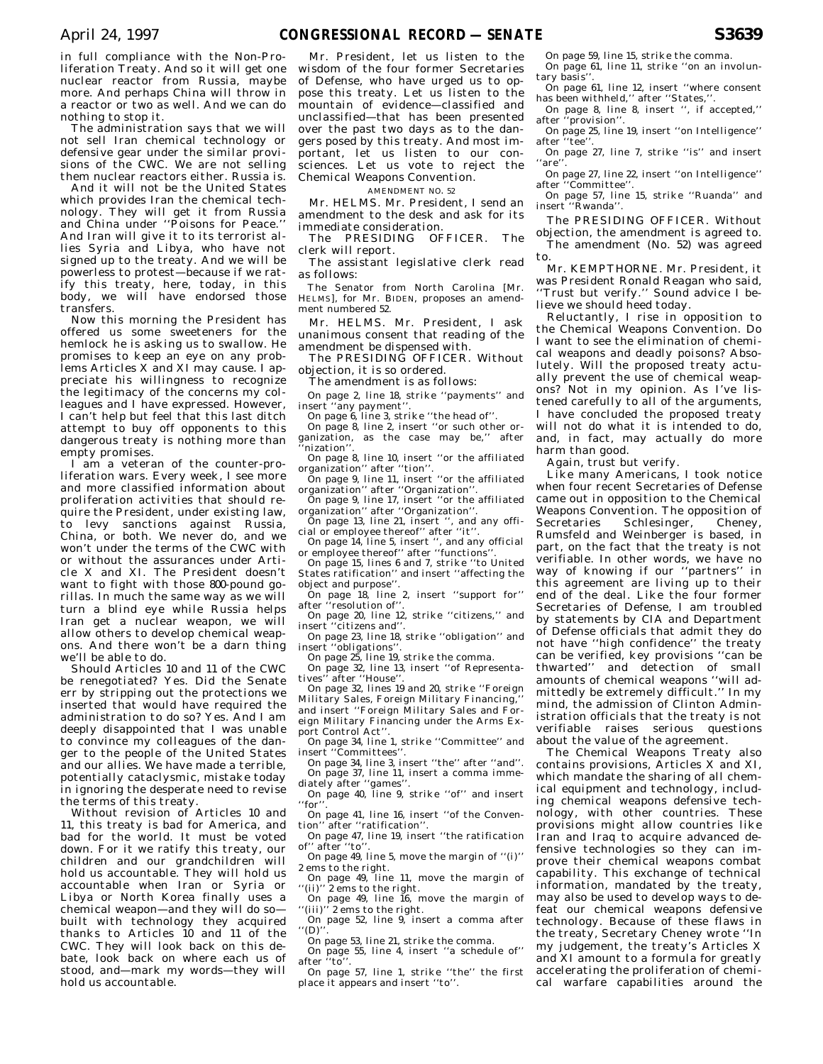in full compliance with the Non-Proliferation Treaty. And so it will get one nuclear reactor from Russia, maybe more. And perhaps China will throw in a reactor or two as well. And we can do nothing to stop it.

The administration says that we will not sell Iran chemical technology or defensive gear under the similar provisions of the CWC. We are not selling them nuclear reactors either. Russia is.

And it will not be the United States which provides Iran the chemical technology. They will get it from Russia and China under ''Poisons for Peace.'' And Iran will give it to its terrorist allies Syria and Libya, who have not signed up to the treaty. And we will be powerless to protest—because if we ratify this treaty, here, today, in this body, we will have endorsed those transfers.

Now this morning the President has offered us some sweeteners for the hemlock he is asking us to swallow. He promises to keep an eye on any problems Articles X and XI may cause. I appreciate his willingness to recognize the legitimacy of the concerns my colleagues and I have expressed. However, I can't help but feel that this last ditch attempt to buy off opponents to this dangerous treaty is nothing more than empty promises.

I am a veteran of the counter-proliferation wars. Every week, I see more and more classified information about proliferation activities that should require the President, under existing law, to levy sanctions against Russia, China, or both. We never do, and we won't under the terms of the CWC with or without the assurances under Article X and XI. The President doesn't want to fight with those 800-pound gorillas. In much the same way as we will turn a blind eye while Russia helps Iran get a nuclear weapon, we will allow others to develop chemical weapons. And there won't be a darn thing we'll be able to do.

Should Articles 10 and 11 of the CWC be renegotiated? Yes. Did the Senate err by stripping out the protections we inserted that would have required the administration to do so? Yes. And I am deeply disappointed that I was unable to convince my colleagues of the danger to the people of the United States and our allies. We have made a terrible, potentially cataclysmic, mistake today in ignoring the desperate need to revise the terms of this treaty.

Without revision of Articles 10 and 11, this treaty is bad for America, and bad for the world. It must be voted down. For it we ratify this treaty, our children and our grandchildren will hold us accountable. They will hold us accountable when Iran or Syria or Libya or North Korea finally uses a chemical weapon—and they will do so—built with technology they acquired thanks to Articles 10 and 11 of the CWC. They will look back on this debate, look back on where each us of stood, and—mark my words—they will hold us accountable.

Mr. President, let us listen to the wisdom of the four former Secretaries of Defense, who have urged us to oppose this treaty. Let us listen to the mountain of evidence—classified and unclassified—that has been presented over the past two days as to the dangers posed by this treaty. And most important, let us listen to our consciences. Let us vote to reject the Chemical Weapons Convention.

AMENDMENT NO. 52

Mr. HELMS. Mr. President, I send an amendment to the desk and ask for its immediate consideration.

The PRESIDING OFFICER. The clerk will report.

The assistant legislative clerk read as follows:

The Senator from North Carolina [Mr. HELMS], for Mr. BIDEN, proposes an amendment numbered 52.

Mr. HELMS. Mr. President, I ask unanimous consent that reading of the amendment be dispensed with.

The PRESIDING OFFICER. Without objection, it is so ordered.

The amendment is as follows:

On page 2, line 18, strike ''payments'' and insert ''any payment''.

On page 6, line 3, strike ''the head of''.

On page 8, line 2, insert ''or such other organization, as the case may be,'' after ''nization''.

On page 8, line 10, insert ''or the affiliated organization'' after ''tion''.

On page 9, line 11, insert ''or the affiliated organization'' after ''Organization''.

On page 9, line 17, insert ''or the affiliated organization'' after ''Organization''.

On page 13, line 21, insert '', and any official or employee thereof'' after ''it''.

On page 14, line 5, insert '', and any official or employee thereof'' after ''functions''.

On page 15, lines 6 and 7, strike ''to United States ratification'' and insert ''affecting the object and purpose''.

On page 18, line 2, insert ''support for'' after ''resolution of''.

On page 20, line 12, strike ''citizens,'' and insert ''citizens and''.

On page 23, line 18, strike ''obligation'' and insert ''obligations''.

On page 25, line 19, strike the comma.

On page 32, line 13, insert ''of Representatives'' after ''House''.

On page 32, lines 19 and 20, strike ''Foreign Military Sales, Foreign Military Financing,'' and insert ''Foreign Military Sales and Foreign Military Financing under the Arms Export Control Act''.

On page 34, line 1, strike ''Committee'' and insert ''Committees''.

On page 34, line 3, insert ''the'' after ''and''.

On page 37, line 11, insert a comma immediately after ''games''.

On page 40, line 9, strike ''of'' and insert ''for''.

On page 41, line 16, insert ''of the Convention'' after ''ratification''.

On page 47, line 19, insert ''the ratification of'' after ''to''.

On page 49, line 5, move the margin of ''(i)'' 2 ems to the right.

On page 49, line 11, move the margin of ''(ii)'' 2 ems to the right.

On page 49, line 16, move the margin of ''(iii)'' 2 ems to the right.

On page 52, line 9, insert a comma after ''(D)''.

On page 53, line 21, strike the comma.

On page 55, line 4, insert ''a schedule of'' after ''to''.

On page 57, line 1, strike ''the'' the first place it appears and insert ''to''.

On page 59, line 15, strike the comma.

On page 61, line 11, strike ''on an involuntary basis''.

On page 61, line 12, insert ''where consent has been withheld,'' after ''States,''.

On page 8, line 8, insert '', if accepted,'' after ''provision''.

On page 25, line 19, insert ''on Intelligence'' after ''tee''.

On page 27, line 7, strike ''is'' and insert ''are''.

On page 27, line 22, insert ''on Intelligence'' after ''Committee''.

On page 57, line 15, strike ''Ruanda'' and insert ''Rwanda''.

The PRESIDING OFFICER. Without objection, the amendment is agreed to.

The amendment (No. 52) was agreed to.

Mr. KEMPTHORNE. Mr. President, it was President Ronald Reagan who said, ''Trust but verify.'' Sound advice I believe we should heed today.

Reluctantly, I rise in opposition to the Chemical Weapons Convention. Do I want to see the elimination of chemical weapons and deadly poisons? Absolutely. Will the proposed treaty actually prevent the use of chemical weapons? Not in my opinion. As I've listened carefully to all of the arguments, I have concluded the proposed treaty will not do what it is intended to do, and, in fact, may actually do more harm than good.

Again, trust but verify.

Like many Americans, I took notice when four recent Secretaries of Defense came out in opposition to the Chemical Weapons Convention. The opposition of Secretaries Schlesinger, Cheney, Rumsfeld and Weinberger is based, in part, on the fact that the treaty is not verifiable. In other words, we have no way of knowing if our ''partners'' in this agreement are living up to their end of the deal. Like the four former Secretaries of Defense, I am troubled by statements by CIA and Department of Defense officials that admit they do not have ''high confidence'' the treaty can be verified, key provisions ''can be thwarted'' and detection of small amounts of chemical weapons ''will admittedly be extremely difficult.'' In my mind, the admission of Clinton Administration officials that the treaty is not verifiable raises serious questions about the value of the agreement.

The Chemical Weapons Treaty also contains provisions, Articles X and XI, which mandate the sharing of all chemical equipment and technology, including chemical weapons defensive technology, with other countries. These provisions might allow countries like Iran and Iraq to acquire advanced defensive technologies so they can improve their chemical weapons combat capability. This exchange of technical information, mandated by the treaty, may also be used to develop ways to defeat our chemical weapons defensive technology. Because of these flaws in the treaty, Secretary Cheney wrote ''In my judgement, the treaty's Articles X and XI amount to a formula for greatly accelerating the proliferation of chemical warfare capabilities around the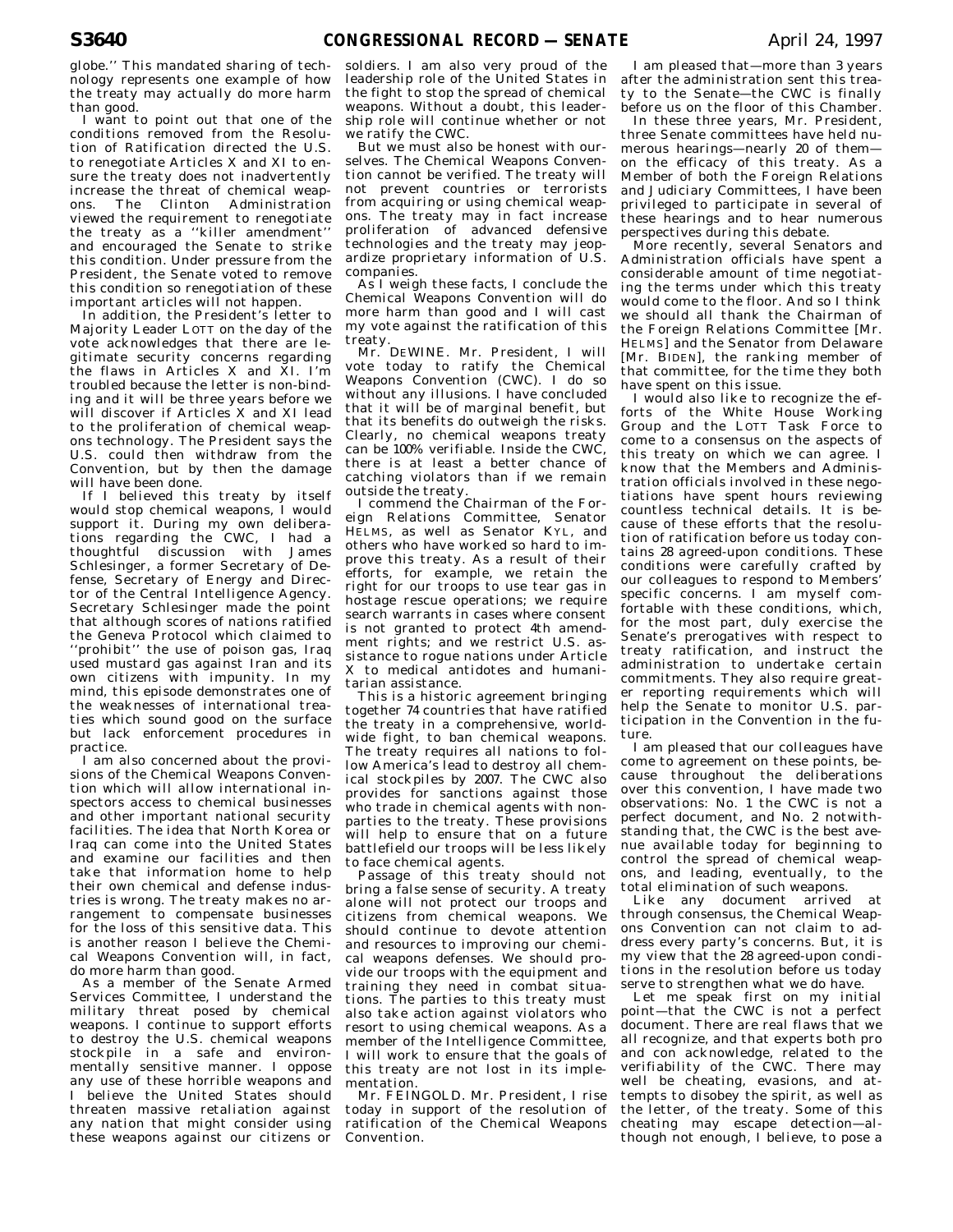globe.'' This mandated sharing of technology represents one example of how the treaty may actually do more harm than good.

I want to point out that one of the conditions removed from the Resolution of Ratification directed the U.S. to renegotiate Articles X and XI to ensure the treaty does not inadvertently increase the threat of chemical weapons. The Clinton Administration viewed the requirement to renegotiate the treaty as a ''killer amendment'' and encouraged the Senate to strike this condition. Under pressure from the President, the Senate voted to remove this condition so renegotiation of these important articles will not happen.

In addition, the President's letter to Majority Leader LOTT on the day of the vote acknowledges that there are legitimate security concerns regarding the flaws in Articles X and XI. I'm troubled because the letter is non-binding and it will be three years before we will discover if Articles X and XI lead to the proliferation of chemical weapons technology. The President says the U.S. could then withdraw from the Convention, but by then the damage will have been done.

If I believed this treaty by itself would stop chemical weapons, I would support it. During my own deliberations regarding the CWC, I had a thoughtful discussion with James Schlesinger, a former Secretary of Defense, Secretary of Energy and Director of the Central Intelligence Agency. Secretary Schlesinger made the point that although scores of nations ratified the Geneva Protocol which claimed to ''prohibit'' the use of poison gas, Iraq used mustard gas against Iran and its own citizens with impunity. In my mind, this episode demonstrates one of the weaknesses of international treaties which sound good on the surface but lack enforcement procedures in practice.

I am also concerned about the provisions of the Chemical Weapons Convention which will allow international inspectors access to chemical businesses and other important national security facilities. The idea that North Korea or Iraq can come into the United States and examine our facilities and then take that information home to help their own chemical and defense industries is wrong. The treaty makes no arrangement to compensate businesses for the loss of this sensitive data. This is another reason I believe the Chemical Weapons Convention will, in fact, do more harm than good.

As a member of the Senate Armed Services Committee, I understand the military threat posed by chemical weapons. I continue to support efforts to destroy the U.S. chemical weapons stockpile in a safe and environmentally sensitive manner. I oppose any use of these horrible weapons and I believe the United States should threaten massive retaliation against any nation that might consider using these weapons against our citizens or soldiers. I am also very proud of the leadership role of the United States in the fight to stop the spread of chemical weapons. Without a doubt, this leadership role will continue whether or not we ratify the CWC.

But we must also be honest with ourselves. The Chemical Weapons Convention cannot be verified. The treaty will not prevent countries or terrorists from acquiring or using chemical weapons. The treaty may in fact increase proliferation of advanced defensive technologies and the treaty may jeopardize proprietary information of U.S. companies.

As I weigh these facts, I conclude the Chemical Weapons Convention will do more harm than good and I will cast my vote against the ratification of this treaty.

Mr. DEWINE. Mr. President, I will vote today to ratify the Chemical Weapons Convention (CWC). I do so without any illusions. I have concluded that it will be of marginal benefit, but that its benefits do outweigh the risks. Clearly, no chemical weapons treaty can be 100% verifiable. Inside the CWC, there is at least a better chance of catching violators than if we remain outside the treaty.

I commend the Chairman of the Foreign Relations Committee, Senator HELMS, as well as Senator KYL, and others who have worked so hard to improve this treaty. As a result of their efforts, for example, we retain the right for our troops to use tear gas in hostage rescue operations; we require search warrants in cases where consent is not granted to protect 4th amendment rights; and we restrict U.S. assistance to rogue nations under Article X to medical antidotes and humanitarian assistance.

This is a historic agreement bringing together 74 countries that have ratified the treaty in a comprehensive, worldwide fight, to ban chemical weapons. The treaty requires all nations to follow America's lead to destroy all chemical stockpiles by 2007. The CWC also provides for sanctions against those who trade in chemical agents with nonparties to the treaty. These provisions will help to ensure that on a future battlefield our troops will be less likely to face chemical agents.

Passage of this treaty should not bring a false sense of security. A treaty alone will not protect our troops and citizens from chemical weapons. We should continue to devote attention and resources to improving our chemical weapons defenses. We should provide our troops with the equipment and training they need in combat situations. The parties to this treaty must also take action against violators who resort to using chemical weapons. As a member of the Intelligence Committee, I will work to ensure that the goals of this treaty are not lost in its implementation.

Mr. FEINGOLD. Mr. President, I rise today in support of the resolution of ratification of the Chemical Weapons Convention.

I am pleased that—more than 3 years after the administration sent this treaty to the Senate—the CWC is finally before us on the floor of this Chamber.

In these three years, Mr. President, three Senate committees have held numerous hearings—nearly 20 of them—on the efficacy of this treaty. As a Member of both the Foreign Relations and Judiciary Committees, I have been privileged to participate in several of these hearings and to hear numerous perspectives during this debate.

More recently, several Senators and Administration officials have spent a considerable amount of time negotiating the terms under which this treaty would come to the floor. And so I think we should all thank the Chairman of the Foreign Relations Committee [Mr. HELMS] and the Senator from Delaware [Mr. BIDEN], the ranking member of that committee, for the time they both have spent on this issue.

I would also like to recognize the efforts of the White House Working Group and the LOTT Task Force to come to a consensus on the aspects of this treaty on which we can agree. I know that the Members and Administration officials involved in these negotiations have spent hours reviewing countless technical details. It is because of these efforts that the resolution of ratification before us today contains 28 agreed-upon conditions. These conditions were carefully crafted by our colleagues to respond to Members' specific concerns. I am myself comfortable with these conditions, which, for the most part, duly exercise the Senate's prerogatives with respect to treaty ratification, and instruct the administration to undertake certain commitments. They also require greater reporting requirements which will help the Senate to monitor U.S. participation in the Convention in the future.

I am pleased that our colleagues have come to agreement on these points, because throughout the deliberations over this convention, I have made two observations: No. 1 the CWC is not a perfect document, and No. 2 notwithstanding that, the CWC is the best avenue available today for beginning to control the spread of chemical weapons, and leading, eventually, to the total elimination of such weapons.

Like any document arrived at through consensus, the Chemical Weapons Convention can not claim to address every party's concerns. But, it is my view that the 28 agreed-upon conditions in the resolution before us today serve to strengthen what we do have.

Let me speak first on my initial point—that the CWC is not a perfect document. There are real flaws that we all recognize, and that experts both pro and con acknowledge, related to the verifiability of the CWC. There may well be cheating, evasions, and attempts to disobey the spirit, as well as the letter, of the treaty. Some of this cheating may escape detection—although not enough, I believe, to pose a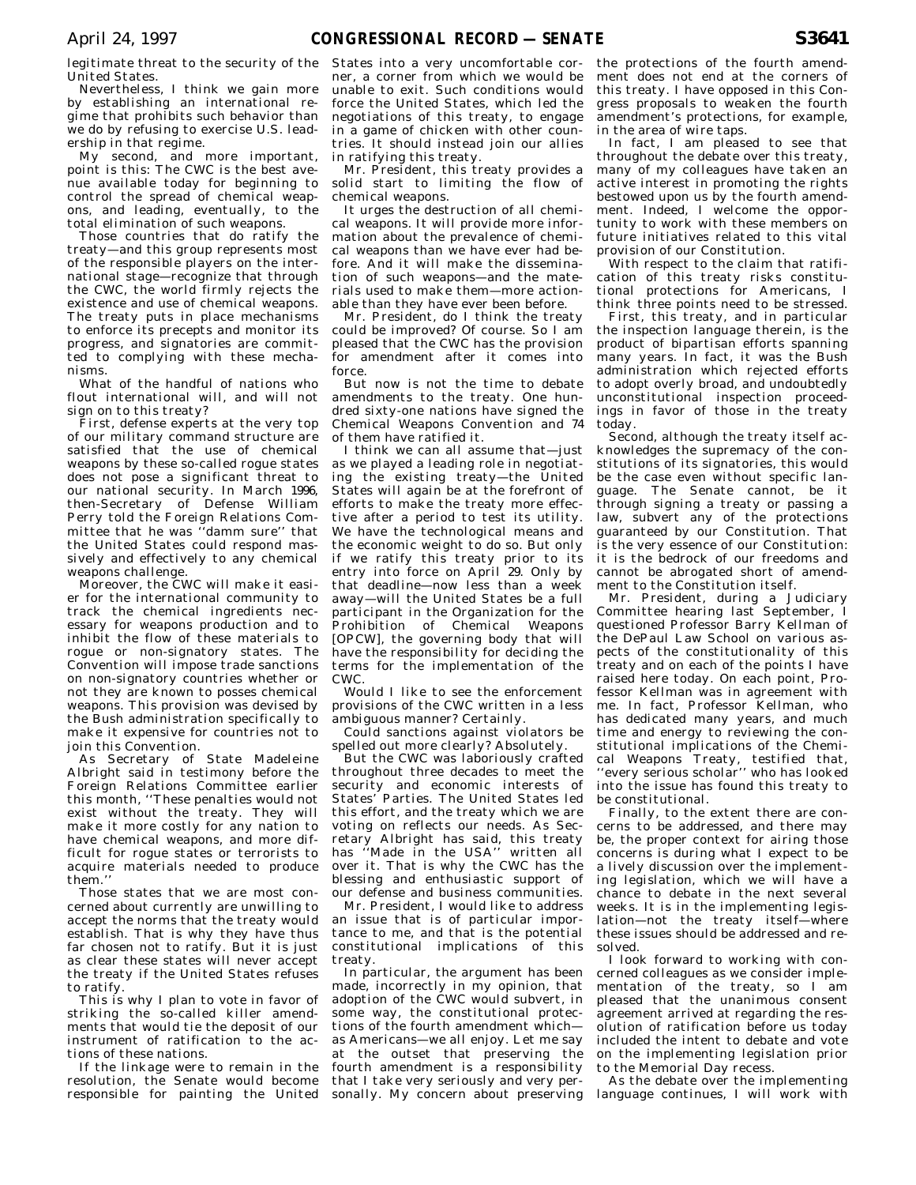legitimate threat to the security of the United States.

Nevertheless, I think we gain more by establishing an international regime that prohibits such behavior than we do by refusing to exercise U.S. leadership in that regime.

My second, and more important, point is this: The CWC is the best avenue available today for beginning to control the spread of chemical weapons, and leading, eventually, to the total elimination of such weapons.

Those countries that do ratify the treaty—and this group represents most of the responsible players on the international stage—recognize that through the CWC, the world firmly rejects the existence and use of chemical weapons. The treaty puts in place mechanisms to enforce its precepts and monitor its progress, and signatories are committed to complying with these mechanisms.

What of the handful of nations who flout international will, and will not sign on to this treaty?

First, defense experts at the very top of our military command structure are satisfied that the use of chemical weapons by these so-called rogue states does not pose a significant threat to our national security. In March 1996, then-Secretary of Defense William Perry told the Foreign Relations Committee that he was ''damm sure'' that the United States could respond massively and effectively to any chemical weapons challenge.

Moreover, the CWC will make it easier for the international community to track the chemical ingredients necessary for weapons production and to inhibit the flow of these materials to rogue or non-signatory states. The Convention will impose trade sanctions on non-signatory countries whether or not they are known to posses chemical weapons. This provision was devised by the Bush administration specifically to make it expensive for countries not to join this Convention.

As Secretary of State Madeleine Albright said in testimony before the Foreign Relations Committee earlier this month, ''These penalties would not exist without the treaty. They will make it more costly for any nation to have chemical weapons, and more difficult for rogue states or terrorists to acquire materials needed to produce them.''

Those states that we are most concerned about currently are unwilling to accept the norms that the treaty would establish. That is why they have thus far chosen not to ratify. But it is just as clear these states will never accept the treaty if the United States refuses to ratify.

This is why I plan to vote in favor of striking the so-called killer amendments that would tie the deposit of our instrument of ratification to the actions of these nations.

If the linkage were to remain in the resolution, the Senate would become responsible for painting the United States into a very uncomfortable corner, a corner from which we would be unable to exit. Such conditions would force the United States, which led the negotiations of this treaty, to engage in a game of chicken with other countries. It should instead join our allies in ratifying this treaty.

Mr. President, this treaty provides a solid start to limiting the flow of chemical weapons.

It urges the destruction of all chemical weapons. It will provide more information about the prevalence of chemical weapons than we have ever had before. And it will make the dissemination of such weapons—and the materials used to make them—more actionable than they have ever been before.

Mr. President, do I think the treaty could be improved? Of course. So I am pleased that the CWC has the provision for amendment after it comes into force.

But now is not the time to debate amendments to the treaty. One hundred sixty-one nations have signed the Chemical Weapons Convention and 74 of them have ratified it.

I think we can all assume that—just as we played a leading role in negotiating the existing treaty—the United States will again be at the forefront of efforts to make the treaty more effective after a period to test its utility. We have the technological means and the economic weight to do so. But only if we ratify this treaty prior to its entry into force on April 29. Only by that deadline—now less than a week away—will the United States be a full participant in the Organization for the Prohibition of Chemical Weapons [OPCW], the governing body that will have the responsibility for deciding the terms for the implementation of the CWC.

Would I like to see the enforcement provisions of the CWC written in a less ambiguous manner? Certainly.

Could sanctions against violators be spelled out more clearly? Absolutely.

But the CWC was laboriously crafted throughout three decades to meet the security and economic interests of States' Parties. The United States led this effort, and the treaty which we are voting on reflects our needs. As Secretary Albright has said, this treaty has ''Made in the USA'' written all over it. That is why the CWC has the blessing and enthusiastic support of our defense and business communities.

Mr. President, I would like to address an issue that is of particular importance to me, and that is the potential constitutional implications of this treaty.

In particular, the argument has been made, incorrectly in my opinion, that adoption of the CWC would subvert, in some way, the constitutional protections of the fourth amendment which—as Americans—we all enjoy. Let me say at the outset that preserving the fourth amendment is a responsibility that I take very seriously and very personally. My concern about preserving the protections of the fourth amendment does not end at the corners of this treaty. I have opposed in this Congress proposals to weaken the fourth amendment's protections, for example, in the area of wire taps.

In fact, I am pleased to see that throughout the debate over this treaty, many of my colleagues have taken an active interest in promoting the rights bestowed upon us by the fourth amendment. Indeed, I welcome the opportunity to work with these members on future initiatives related to this vital provision of our Constitution.

With respect to the claim that ratification of this treaty risks constitutional protections for Americans, I think three points need to be stressed.

First, this treaty, and in particular the inspection language therein, is the product of bipartisan efforts spanning many years. In fact, it was the Bush administration which rejected efforts to adopt overly broad, and undoubtedly unconstitutional inspection proceedings in favor of those in the treaty today.

Second, although the treaty itself acknowledges the supremacy of the constitutions of its signatories, this would be the case even without specific language. The Senate cannot, be it through signing a treaty or passing a law, subvert any of the protections guaranteed by our Constitution. That is the very essence of our Constitution: it is the bedrock of our freedoms and cannot be abrogated short of amendment to the Constitution itself.

Mr. President, during a Judiciary Committee hearing last September, I questioned Professor Barry Kellman of the DePaul Law School on various aspects of the constitutionality of this treaty and on each of the points I have raised here today. On each point, Professor Kellman was in agreement with me. In fact, Professor Kellman, who has dedicated many years, and much time and energy to reviewing the constitutional implications of the Chemical Weapons Treaty, testified that, ''every serious scholar'' who has looked into the issue has found this treaty to be constitutional.

Finally, to the extent there are concerns to be addressed, and there may be, the proper context for airing those concerns is during what I expect to be a lively discussion over the implementing legislation, which we will have a chance to debate in the next several weeks. It is in the implementing legislation—not the treaty itself—where these issues should be addressed and resolved.

I look forward to working with concerned colleagues as we consider implementation of the treaty, so I am pleased that the unanimous consent agreement arrived at regarding the resolution of ratification before us today included the intent to debate and vote on the implementing legislation prior to the Memorial Day recess.

As the debate over the implementing language continues, I will work with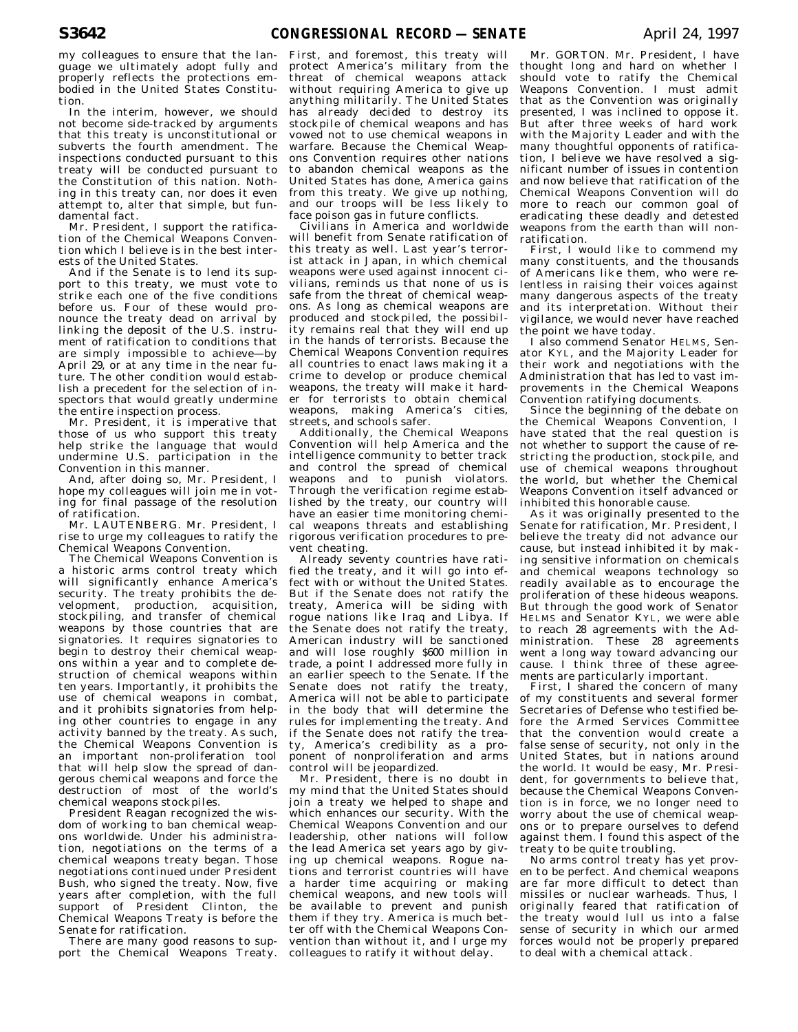my colleagues to ensure that the language we ultimately adopt fully and properly reflects the protections embodied in the United States Constitution.

In the interim, however, we should not become side-tracked by arguments that this treaty is unconstitutional or subverts the fourth amendment. The inspections conducted pursuant to this treaty will be conducted pursuant to the Constitution of this nation. Nothing in this treaty can, nor does it even attempt to, alter that simple, but fundamental fact.

Mr. President, I support the ratification of the Chemical Weapons Convention which I believe is in the best interests of the United States.

And if the Senate is to lend its support to this treaty, we must vote to strike each one of the five conditions before us. Four of these would pronounce the treaty dead on arrival by linking the deposit of the U.S. instrument of ratification to conditions that are simply impossible to achieve—by April 29, or at any time in the near future. The other condition would establish a precedent for the selection of inspectors that would greatly undermine the entire inspection process.

Mr. President, it is imperative that those of us who support this treaty help strike the language that would undermine U.S. participation in the Convention in this manner.

And, after doing so, Mr. President, I hope my colleagues will join me in voting for final passage of the resolution of ratification.

Mr. LAUTENBERG. Mr. President, I rise to urge my colleagues to ratify the Chemical Weapons Convention.

The Chemical Weapons Convention is a historic arms control treaty which will significantly enhance America's security. The treaty prohibits the development, production, acquisition, stockpiling, and transfer of chemical weapons by those countries that are signatories. It requires signatories to begin to destroy their chemical weapons within a year and to complete destruction of chemical weapons within ten years. Importantly, it prohibits the use of chemical weapons in combat, and it prohibits signatories from helping other countries to engage in any activity banned by the treaty. As such, the Chemical Weapons Convention is an important non-proliferation tool that will help slow the spread of dangerous chemical weapons and force the destruction of most of the world's chemical weapons stockpiles.

President Reagan recognized the wisdom of working to ban chemical weapons worldwide. Under his administration, negotiations on the terms of a chemical weapons treaty began. Those negotiations continued under President Bush, who signed the treaty. Now, five years after completion, with the full support of President Clinton, the Chemical Weapons Treaty is before the Senate for ratification.

There are many good reasons to support the Chemical Weapons Treaty. First, and foremost, this treaty will protect America's military from the threat of chemical weapons attack without requiring America to give up anything militarily. The United States has already decided to destroy its stockpile of chemical weapons and has vowed not to use chemical weapons in warfare. Because the Chemical Weapons Convention requires other nations to abandon chemical weapons as the United States has done, America gains from this treaty. We give up nothing, and our troops will be less likely to face poison gas in future conflicts.

Civilians in America and worldwide will benefit from Senate ratification of this treaty as well. Last year's terrorist attack in Japan, in which chemical weapons were used against innocent civilians, reminds us that none of us is safe from the threat of chemical weapons. As long as chemical weapons are produced and stockpiled, the possibility remains real that they will end up in the hands of terrorists. Because the Chemical Weapons Convention requires all countries to enact laws making it a crime to develop or produce chemical weapons, the treaty will make it harder for terrorists to obtain chemical weapons, making America's cities, streets, and schools safer.

Additionally, the Chemical Weapons Convention will help America and the intelligence community to better track and control the spread of chemical weapons and to punish violators. Through the verification regime established by the treaty, our country will have an easier time monitoring chemical weapons threats and establishing rigorous verification procedures to prevent cheating.

Already seventy countries have ratified the treaty, and it will go into effect with or without the United States. But if the Senate does not ratify the treaty, America will be siding with rogue nations like Iraq and Libya. If the Senate does not ratify the treaty, American industry will be sanctioned and will lose roughly $600 million in trade, a point I addressed more fully in an earlier speech to the Senate. If the Senate does not ratify the treaty, America will not be able to participate in the body that will determine the rules for implementing the treaty. And if the Senate does not ratify the treaty, America's credibility as a proponent of nonproliferation and arms control will be jeopardized.

Mr. President, there is no doubt in my mind that the United States should join a treaty we helped to shape and which enhances our security. With the Chemical Weapons Convention and our leadership, other nations will follow the lead America set years ago by giving up chemical weapons. Rogue nations and terrorist countries will have a harder time acquiring or making chemical weapons, and new tools will be available to prevent and punish them if they try. America is much better off with the Chemical Weapons Convention than without it, and I urge my colleagues to ratify it without delay.

Mr. GORTON. Mr. President, I have thought long and hard on whether I should vote to ratify the Chemical Weapons Convention. I must admit that as the Convention was originally presented, I was inclined to oppose it. But after three weeks of hard work with the Majority Leader and with the many thoughtful opponents of ratification, I believe we have resolved a significant number of issues in contention and now believe that ratification of the Chemical Weapons Convention will do more to reach our common goal of eradicating these deadly and detested weapons from the earth than will nonratification.

First, I would like to commend my many constituents, and the thousands of Americans like them, who were relentless in raising their voices against many dangerous aspects of the treaty and its interpretation. Without their vigilance, we would never have reached the point we have today.

I also commend Senator HELMS, Senator KYL, and the Majority Leader for their work and negotiations with the Administration that has led to vast improvements in the Chemical Weapons Convention ratifying documents.

Since the beginning of the debate on the Chemical Weapons Convention, I have stated that the real question is not whether to support the cause of restricting the production, stockpile, and use of chemical weapons throughout the world, but whether the Chemical Weapons Convention itself advanced or inhibited this honorable cause.

As it was originally presented to the Senate for ratification, Mr. President, I believe the treaty did not advance our cause, but instead inhibited it by making sensitive information on chemicals and chemical weapons technology so readily available as to encourage the proliferation of these hideous weapons. But through the good work of Senator HELMS and Senator KYL, we were able to reach 28 agreements with the Administration. These 28 agreements went a long way toward advancing our cause. I think three of these agreements are particularly important.

First, I shared the concern of many of my constituents and several former Secretaries of Defense who testified before the Armed Services Committee that the convention would create a false sense of security, not only in the United States, but in nations around the world. It would be easy, Mr. President, for governments to believe that, because the Chemical Weapons Convention is in force, we no longer need to worry about the use of chemical weapons or to prepare ourselves to defend against them. I found this aspect of the treaty to be quite troubling.

No arms control treaty has yet proven to be perfect. And chemical weapons are far more difficult to detect than missiles or nuclear warheads. Thus, I originally feared that ratification of the treaty would lull us into a false sense of security in which our armed forces would not be properly prepared to deal with a chemical attack.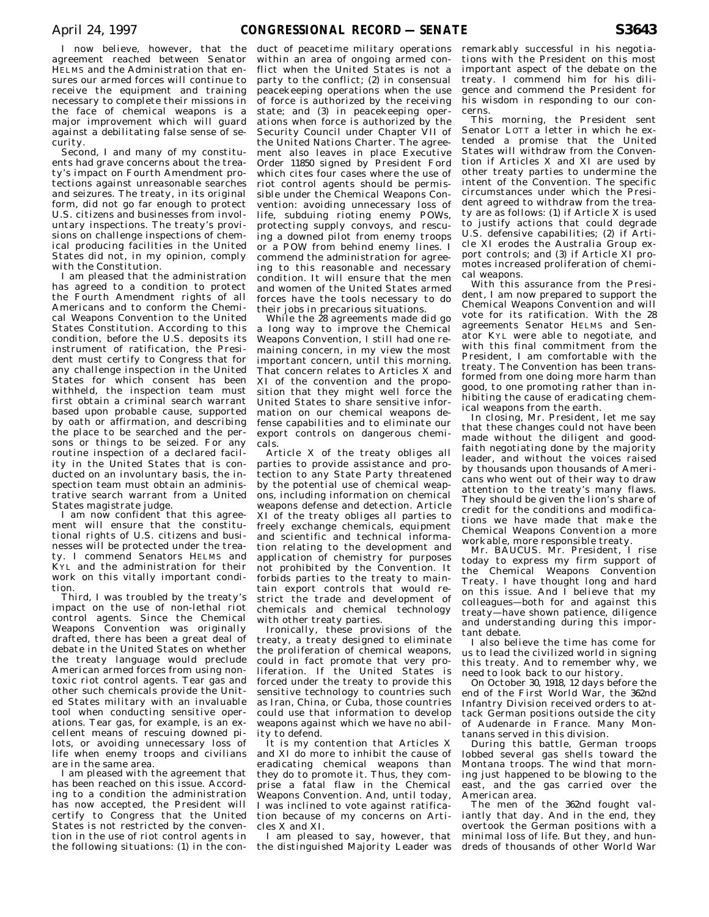I now believe, however, that the agreement reached between Senator HELMS and the Administration that ensures our armed forces will continue to receive the equipment and training necessary to complete their missions in the face of chemical weapons is a major improvement which will guard against a debilitating false sense of security.

Second, I and many of my constituents had grave concerns about the treaty's impact on Fourth Amendment protections against unreasonable searches and seizures. The treaty, in its original form, did not go far enough to protect U.S. citizens and businesses from involuntary inspections. The treaty's provisions on challenge inspections of chemical producing facilities in the United States did not, in my opinion, comply with the Constitution.

I am pleased that the administration has agreed to a condition to protect the Fourth Amendment rights of all Americans and to conform the Chemical Weapons Convention to the United States Constitution. According to this condition, before the U.S. deposits its instrument of ratification, the President must certify to Congress that for any challenge inspection in the United States for which consent has been withheld, the inspection team must first obtain a criminal search warrant based upon probable cause, supported by oath or affirmation, and describing the place to be searched and the persons or things to be seized. For any routine inspection of a declared facility in the United States that is conducted on an involuntary basis, the inspection team must obtain an administrative search warrant from a United States magistrate judge.

I am now confident that this agreement will ensure that the constitutional rights of U.S. citizens and businesses will be protected under the treaty. I commend Senators HELMS and KYL and the administration for their work on this vitally important condition.

Third, I was troubled by the treaty's impact on the use of non-lethal riot control agents. Since the Chemical Weapons Convention was originally drafted, there has been a great deal of debate in the United States on whether the treaty language would preclude American armed forces from using non-toxic riot control agents. Tear gas and other such chemicals provide the United States military with an invaluable tool when conducting sensitive operations. Tear gas, for example, is an excellent means of rescuing downed pilots, or avoiding unnecessary loss of life when enemy troops and civilians are in the same area.

I am pleased with the agreement that has been reached on this issue. According to a condition the administration has now accepted, the President will certify to Congress that the United States is not restricted by the convention in the use of riot control agents in the following situations: (1) in the conduct of peacetime military operations within an area of ongoing armed conflict when the United States is not a party to the conflict; (2) in consensual peacekeeping operations when the use of force is authorized by the receiving state; and (3) in peacekeeping operations when force is authorized by the Security Council under Chapter VII of the United Nations Charter. The agreement also leaves in place Executive Order 11850 signed by President Ford which cites four cases where the use of riot control agents should be permissible under the Chemical Weapons Convention: avoiding unnecessary loss of life, subduing rioting enemy POWs, protecting supply convoys, and rescuing a downed pilot from enemy troops or a POW from behind enemy lines. I commend the administration for agreeing to this reasonable and necessary condition. It will ensure that the men and women of the United States armed forces have the tools necessary to do their jobs in precarious situations.

While the 28 agreements made did go a long way to improve the Chemical Weapons Convention, I still had one remaining concern, in my view the most important concern, until this morning. That concern relates to Articles X and XI of the convention and the proposition that they might well force the United States to share sensitive information on our chemical weapons defense capabilities and to eliminate our export controls on dangerous chemicals.

Article X of the treaty obliges all parties to provide assistance and protection to any State Party threatened by the potential use of chemical weapons, including information on chemical weapons defense and detection. Article XI of the treaty obliges all parties to freely exchange chemicals, equipment and scientific and technical information relating to the development and application of chemistry for purposes not prohibited by the Convention. It forbids parties to the treaty to maintain export controls that would restrict the trade and development of chemicals and chemical technology with other treaty parties.

Ironically, these provisions of the treaty, a treaty designed to eliminate the proliferation of chemical weapons, could in fact promote that very proliferation. If the United States is forced under the treaty to provide this sensitive technology to countries such as Iran, China, or Cuba, those countries could use that information to develop weapons against which we have no ability to defend.

It is my contention that Articles X and XI do more to inhibit the cause of eradicating chemical weapons than they do to promote it. Thus, they comprise a fatal flaw in the Chemical Weapons Convention. And, until today, I was inclined to vote against ratification because of my concerns on Articles X and XI.

I am pleased to say, however, that the distinguished Majority Leader was remarkably successful in his negotiations with the President on this most important aspect of the debate on the treaty. I commend him for his diligence and commend the President for his wisdom in responding to our concerns.

This morning, the President sent Senator LOTT a letter in which he extended a promise that the United States will withdraw from the Convention if Articles X and XI are used by other treaty parties to undermine the intent of the Convention. The specific circumstances under which the President agreed to withdraw from the treaty are as follows: (1) if Article X is used to justify actions that could degrade U.S. defensive capabilities; (2) if Article XI erodes the Australia Group export controls; and (3) if Article XI promotes increased proliferation of chemical weapons.

With this assurance from the President, I am now prepared to support the Chemical Weapons Convention and will vote for its ratification. With the 28 agreements Senator HELMS and Senator KYL were able to negotiate, and with this final commitment from the President, I am comfortable with the treaty. The Convention has been transformed from one doing more harm than good, to one promoting rather than inhibiting the cause of eradicating chemical weapons from the earth.

In closing, Mr. President, let me say that these changes could not have been made without the diligent and good-faith negotiating done by the majority leader, and without the voices raised by thousands upon thousands of Americans who went out of their way to draw attention to the treaty's many flaws. They should be given the lion's share of credit for the conditions and modifications we have made that make the Chemical Weapons Convention a more workable, more responsible treaty.

Mr. BAUCUS. Mr. President, I rise today to express my firm support of the Chemical Weapons Convention Treaty. I have thought long and hard on this issue. And I believe that my colleagues—both for and against this treaty—have shown patience, diligence and understanding during this important debate.

I also believe the time has come for us to lead the civilized world in signing this treaty. And to remember why, we need to look back to our history.

On October 30, 1918, 12 days before the end of the First World War, the 362nd Infantry Division received orders to attack German positions outside the city of Audenarde in France. Many Montanans served in this division.

During this battle, German troops lobbed several gas shells toward the Montana troops. The wind that morning just happened to be blowing to the east, and the gas carried over the American area.

The men of the 362nd fought valiantly that day. And in the end, they overtook the German positions with a minimal loss of life. But they, and hundreds of thousands of other World War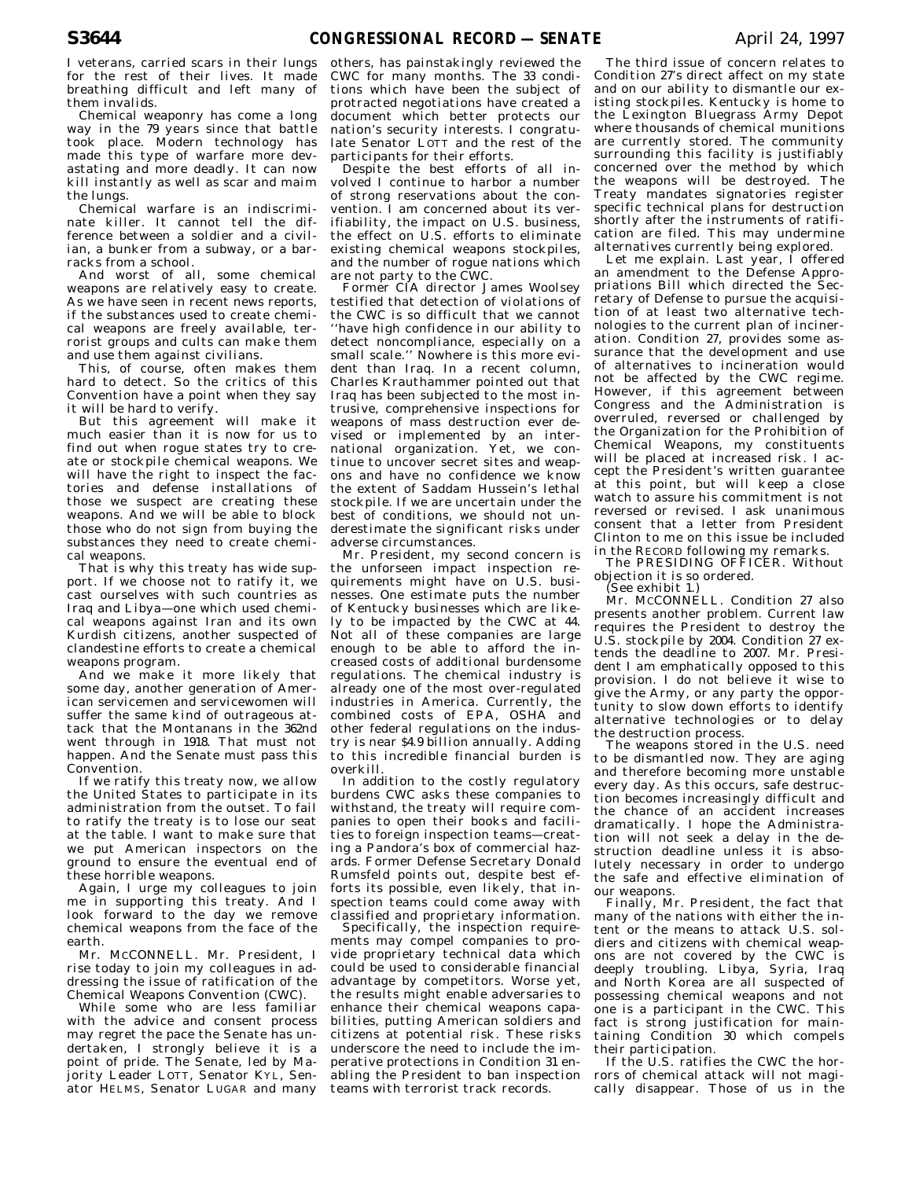I veterans, carried scars in their lungs for the rest of their lives. It made breathing difficult and left many of them invalids.

Chemical weaponry has come a long way in the 79 years since that battle took place. Modern technology has made this type of warfare more devastating and more deadly. It can now kill instantly as well as scar and maim the lungs.

Chemical warfare is an indiscriminate killer. It cannot tell the difference between a soldier and a civilian, a bunker from a subway, or a barracks from a school.

And worst of all, some chemical weapons are relatively easy to create. As we have seen in recent news reports, if the substances used to create chemical weapons are freely available, terrorist groups and cults can make them and use them against civilians.

This, of course, often makes them hard to detect. So the critics of this Convention have a point when they say it will be hard to verify.

But this agreement will make it much easier than it is now for us to find out when rogue states try to create or stockpile chemical weapons. We will have the right to inspect the factories and defense installations of those we suspect are creating these weapons. And we will be able to block those who do not sign from buying the substances they need to create chemical weapons.

That is why this treaty has wide support. If we choose not to ratify it, we cast ourselves with such countries as Iraq and Libya—one which used chemical weapons against Iran and its own Kurdish citizens, another suspected of clandestine efforts to create a chemical weapons program.

And we make it more likely that some day, another generation of American servicemen and servicewomen will suffer the same kind of outrageous attack that the Montanans in the 362nd went through in 1918. That must not happen. And the Senate must pass this Convention.

If we ratify this treaty now, we allow the United States to participate in its administration from the outset. To fail to ratify the treaty is to lose our seat at the table. I want to make sure that we put American inspectors on the ground to ensure the eventual end of these horrible weapons.

Again, I urge my colleagues to join me in supporting this treaty. And I look forward to the day we remove chemical weapons from the face of the earth.

Mr. MCCONNELL. Mr. President, I rise today to join my colleagues in addressing the issue of ratification of the Chemical Weapons Convention (CWC).

While some who are less familiar with the advice and consent process may regret the pace the Senate has undertaken, I strongly believe it is a point of pride. The Senate, led by Majority Leader LOTT, Senator KYL, Senator HELMS, Senator LUGAR and many others, has painstakingly reviewed the CWC for many months. The 33 conditions which have been the subject of protracted negotiations have created a document which better protects our nation's security interests. I congratulate Senator LOTT and the rest of the participants for their efforts.

Despite the best efforts of all involved I continue to harbor a number of strong reservations about the convention. I am concerned about its verifiability, the impact on U.S. business, the effect on U.S. efforts to eliminate existing chemical weapons stockpiles, and the number of rogue nations which are not party to the CWC.

Former CIA director James Woolsey testified that detection of violations of the CWC is so difficult that we cannot ''have high confidence in our ability to detect noncompliance, especially on a small scale.'' Nowhere is this more evident than Iraq. In a recent column, Charles Krauthammer pointed out that Iraq has been subjected to the most intrusive, comprehensive inspections for weapons of mass destruction ever devised or implemented by an international organization. Yet, we continue to uncover secret sites and weapons and have no confidence we know the extent of Saddam Hussein's lethal stockpile. If we are uncertain under the best of conditions, we should not underestimate the significant risks under adverse circumstances.

Mr. President, my second concern is the unforseen impact inspection requirements might have on U.S. businesses. One estimate puts the number of Kentucky businesses which are likely to be impacted by the CWC at 44. Not all of these companies are large enough to be able to afford the increased costs of additional burdensome regulations. The chemical industry is already one of the most over-regulated industries in America. Currently, the combined costs of EPA, OSHA and other federal regulations on the industry is near $4.9 billion annually. Adding to this incredible financial burden is overkill.

In addition to the costly regulatory burdens CWC asks these companies to withstand, the treaty will require companies to open their books and facilities to foreign inspection teams—creating a Pandora's box of commercial hazards. Former Defense Secretary Donald Rumsfeld points out, despite best efforts its possible, even likely, that inspection teams could come away with classified and proprietary information.

Specifically, the inspection requirements may compel companies to provide proprietary technical data which could be used to considerable financial advantage by competitors. Worse yet, the results might enable adversaries to enhance their chemical weapons capabilities, putting American soldiers and citizens at potential risk. These risks underscore the need to include the imperative protections in Condition 31 enabling the President to ban inspection teams with terrorist track records.

The third issue of concern relates to Condition 27's direct affect on my state and on our ability to dismantle our existing stockpiles. Kentucky is home to the Lexington Bluegrass Army Depot where thousands of chemical munitions are currently stored. The community surrounding this facility is justifiably concerned over the method by which the weapons will be destroyed. The Treaty mandates signatories register specific technical plans for destruction shortly after the instruments of ratification are filed. This may undermine alternatives currently being explored.

Let me explain. Last year, I offered an amendment to the Defense Appropriations Bill which directed the Secretary of Defense to pursue the acquisition of at least two alternative technologies to the current plan of incineration. Condition 27, provides some assurance that the development and use of alternatives to incineration would not be affected by the CWC regime. However, if this agreement between Congress and the Administration is overruled, reversed or challenged by the Organization for the Prohibition of Chemical Weapons, my constituents will be placed at increased risk. I accept the President's written guarantee at this point, but will keep a close watch to assure his commitment is not reversed or revised. I ask unanimous consent that a letter from President Clinton to me on this issue be included in the RECORD following my remarks.

The PRESIDING OFFICER. Without objection it is so ordered.

(See exhibit 1.)

Mr. MCCONNELL. Condition 27 also presents another problem. Current law requires the President to destroy the U.S. stockpile by 2004. Condition 27 extends the deadline to 2007. Mr. President I am emphatically opposed to this provision. I do not believe it wise to give the Army, or any party the opportunity to slow down efforts to identify alternative technologies or to delay the destruction process.

The weapons stored in the U.S. need to be dismantled now. They are aging and therefore becoming more unstable every day. As this occurs, safe destruction becomes increasingly difficult and the chance of an accident increases dramatically. I hope the Administration will not seek a delay in the destruction deadline unless it is absolutely necessary in order to undergo the safe and effective elimination of our weapons.

Finally, Mr. President, the fact that many of the nations with either the intent or the means to attack U.S. soldiers and citizens with chemical weapons are not covered by the CWC is deeply troubling. Libya, Syria, Iraq and North Korea are all suspected of possessing chemical weapons and not one is a participant in the CWC. This fact is strong justification for maintaining Condition 30 which compels their participation.

If the U.S. ratifies the CWC the horrors of chemical attack will not magically disappear. Those of us in the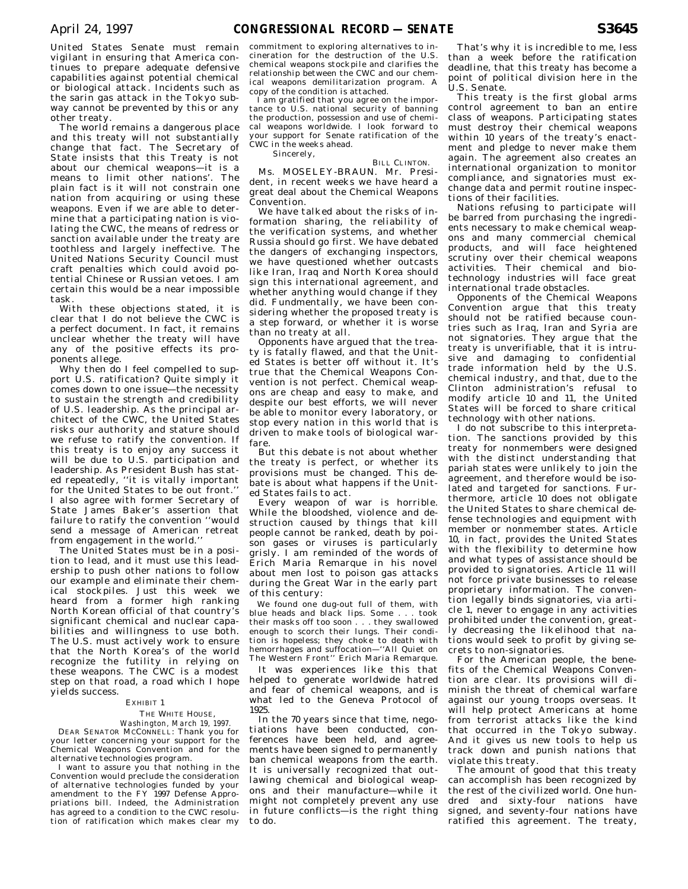United States Senate must remain vigilant in ensuring that America continues to prepare adequate defensive capabilities against potential chemical or biological attack. Incidents such as the sarin gas attack in the Tokyo subway cannot be prevented by this or any other treaty.

The world remains a dangerous place and this treaty will not substantially change that fact. The Secretary of State insists that this Treaty is not about our chemical weapons—it is a means to limit other nations'. The plain fact is it will not constrain one nation from acquiring or using these weapons. Even if we are able to determine that a participating nation is violating the CWC, the means of redress or sanction available under the treaty are toothless and largely ineffective. The United Nations Security Council must craft penalties which could avoid potential Chinese or Russian vetoes. I am certain this would be a near impossible task.

With these objections stated, it is clear that I do not believe the CWC is a perfect document. In fact, it remains unclear whether the treaty will have any of the positive effects its proponents allege.

Why then do I feel compelled to support U.S. ratification? Quite simply it comes down to one issue—the necessity to sustain the strength and credibility of U.S. leadership. As the principal architect of the CWC, the United States risks our authority and stature should we refuse to ratify the convention. If this treaty is to enjoy any success it will be due to U.S. participation and leadership. As President Bush has stated repeatedly, ''it is vitally important for the United States to be out front.'' I also agree with former Secretary of State James Baker's assertion that failure to ratify the convention ''would send a message of American retreat from engagement in the world.''

The United States must be in a position to lead, and it must use this leadership to push other nations to follow our example and eliminate their chemical stockpiles. Just this week we heard from a former high ranking North Korean official of that country's significant chemical and nuclear capabilities and willingness to use both. The U.S. must actively work to ensure that the North Korea's of the world recognize the futility in relying on these weapons. The CWC is a modest step on that road, a road which I hope yields success.

EXHIBIT 1

THE WHITE HOUSE,
*Washington, March 19, 1997.*

DEAR SENATOR MCCONNELL: Thank you for your letter concerning your support for the Chemical Weapons Convention and for the alternative technologies program.

I want to assure you that nothing in the Convention would preclude the consideration of alternative technologies funded by your amendment to the FY 1997 Defense Appropriations bill. Indeed, the Administration has agreed to a condition to the CWC resolution of ratification which makes clear my commitment to exploring alternatives to incineration for the destruction of the U.S. chemical weapons stockpile and clarifies the relationship between the CWC and our chemical weapons demilitarization program. A copy of the condition is attached.

I am gratified that you agree on the importance to U.S. national security of banning the production, possession and use of chemical weapons worldwide. I look forward to your support for Senate ratification of the CWC in the weeks ahead.

Sincerely,

BILL CLINTON.

Ms. MOSELEY-BRAUN. Mr. President, in recent weeks we have heard a great deal about the Chemical Weapons Convention.

We have talked about the risks of information sharing, the reliability of the verification systems, and whether Russia should go first. We have debated the dangers of exchanging inspectors, we have questioned whether outcasts like Iran, Iraq and North Korea should sign this international agreement, and whether anything would change if they did. Fundmentally, we have been considering whether the proposed treaty is a step forward, or whether it is worse than no treaty at all.

Opponents have argued that the treaty is fatally flawed, and that the United States is better off without it. It's true that the Chemical Weapons Convention is not perfect. Chemical weapons are cheap and easy to make, and despite our best efforts, we will never be able to monitor every laboratory, or stop every nation in this world that is driven to make tools of biological warfare.

But this debate is not about whether the treaty is perfect, or whether its provisions must be changed. This debate is about what happens if the United States fails to act.

Every weapon of war is horrible. While the bloodshed, violence and destruction caused by things that kill people cannot be ranked, death by poison gases or viruses is particularly grisly. I am reminded of the words of Erich Maria Remarque in his novel about men lost to poison gas attacks during the Great War in the early part of this century:

We found one dug-out full of them, with blue heads and black lips. Some . . . took their masks off too soon . . . they swallowed enough to scorch their lungs. Their condition is hopeless; they choke to death with hemorrhages and suffocation—''All Quiet on The Western Front'' Erich Maria Remarque.

It was experiences like this that helped to generate worldwide hatred and fear of chemical weapons, and is what led to the Geneva Protocol of 1925.

In the 70 years since that time, negotiations have been conducted, conferences have been held, and agreements have been signed to permanently ban chemical weapons from the earth. It is universally recognized that outlawing chemical and biological weapons and their manufacture—while it might not completely prevent any use in future conflicts—is the right thing to do.

That's why it is incredible to me, less than a week before the ratification deadline, that this treaty has become a point of political division here in the U.S. Senate.

This treaty is the first global arms control agreement to ban an entire class of weapons. Participating states must destroy their chemical weapons within 10 years of the treaty's enactment and pledge to never make them again. The agreement also creates an international organization to monitor compliance, and signatories must exchange data and permit routine inspections of their facilities.

Nations refusing to participate will be barred from purchasing the ingredients necessary to make chemical weapons and many commercial chemical products, and will face heightened scrutiny over their chemical weapons activities. Their chemical and biotechnology industries will face great international trade obstacles.

Opponents of the Chemical Weapons Convention argue that this treaty should not be ratified because countries such as Iraq, Iran and Syria are not signatories. They argue that the treaty is unverifiable, that it is intrusive and damaging to confidential trade information held by the U.S. chemical industry, and that, due to the Clinton administration's refusal to modify article 10 and 11, the United States will be forced to share critical technology with other nations.

I do not subscribe to this interpretation. The sanctions provided by this treaty for nonmembers were designed with the distinct understanding that pariah states were unlikely to join the agreement, and therefore would be isolated and targeted for sanctions. Furthermore, article 10 does not obligate the United States to share chemical defense technologies and equipment with member or nonmember states. Article 10, in fact, provides the United States with the flexibility to determine how and what types of assistance should be provided to signatories. Article 11 will not force private businesses to release proprietary information. The convention legally binds signatories, via article 1, never to engage in any activities prohibited under the convention, greatly decreasing the likelihood that nations would seek to profit by giving secrets to non-signatories.

For the American people, the benefits of the Chemical Weapons Convention are clear. Its provisions will diminish the threat of chemical warfare against our young troops overseas. It will help protect Americans at home from terrorist attacks like the kind that occurred in the Tokyo subway. And it gives us new tools to help us track down and punish nations that violate this treaty.

The amount of good that this treaty can accomplish has been recognized by the rest of the civilized world. One hundred and sixty-four nations have signed, and seventy-four nations have ratified this agreement. The treaty,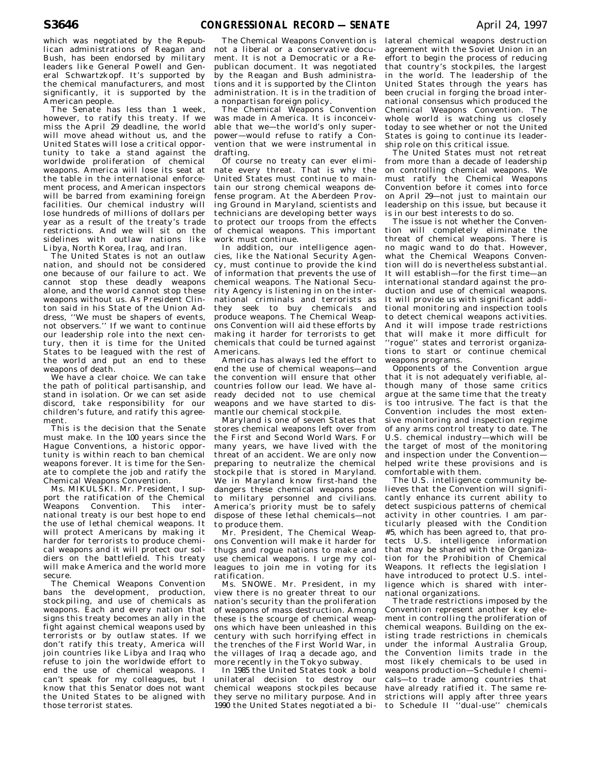which was negotiated by the Republican administrations of Reagan and Bush, has been endorsed by military leaders like General Powell and General Schwartzkopf. It's supported by the chemical manufacturers, and most significantly, it is supported by the American people.

The Senate has less than 1 week, however, to ratify this treaty. If we miss the April 29 deadline, the world will move ahead without us, and the United States will lose a critical opportunity to take a stand against the worldwide proliferation of chemical weapons. America will lose its seat at the table in the international enforcement process, and American inspectors will be barred from examining foreign facilities. Our chemical industry will lose hundreds of millions of dollars per year as a result of the treaty's trade restrictions. And we will sit on the sidelines with outlaw nations like Libya, North Korea, Iraq, and Iran.

The United States is not an outlaw nation, and should not be considered one because of our failure to act. We cannot stop these deadly weapons alone, and the world cannot stop these weapons without us. As President Clinton said in his State of the Union Address, ''We must be shapers of events, not observers.'' If we want to continue our leadership role into the next century, then it is time for the United States to be leagued with the rest of the world and put an end to these weapons of death.

We have a clear choice. We can take the path of political partisanship, and stand in isolation. Or we can set aside discord, take responsibility for our children's future, and ratify this agreement.

This is the decision that the Senate must make. In the 100 years since the Hague Conventions, a historic opportunity is within reach to ban chemical weapons forever. It is time for the Senate to complete the job and ratify the Chemical Weapons Convention.

Ms. MIKULSKI. Mr. President, I support the ratification of the Chemical Weapons Convention. This international treaty is our best hope to end the use of lethal chemical weapons. It will protect Americans by making it harder for terrorists to produce chemical weapons and it will protect our soldiers on the battlefield. This treaty will make America and the world more secure.

The Chemical Weapons Convention bans the development, production, stockpiling, and use of chemicals as weapons. Each and every nation that signs this treaty becomes an ally in the fight against chemical weapons used by terrorists or by outlaw states. If we don't ratify this treaty, America will join countries like Libya and Iraq who refuse to join the worldwide effort to end the use of chemical weapons. I can't speak for my colleagues, but I know that this Senator does not want the United States to be aligned with those terrorist states.

The Chemical Weapons Convention is not a liberal or a conservative document. It is not a Democratic or a Republican document. It was negotiated by the Reagan and Bush administrations and it is supported by the Clinton administration. It is in the tradition of a nonpartisan foreign policy.

The Chemical Weapons Convention was made in America. It is inconceivable that we—the world's only superpower—would refuse to ratify a Convention that we were instrumental in drafting.

Of course no treaty can ever eliminate every threat. That is why the United States must continue to maintain our strong chemical weapons defense program. At the Aberdeen Proving Ground in Maryland, scientists and technicians are developing better ways to protect our troops from the effects of chemical weapons. This important work must continue.

In addition, our intelligence agencies, like the National Security Agency, must continue to provide the kind of information that prevents the use of chemical weapons. The National Security Agency is listening in on the international criminals and terrorists as they seek to buy chemicals and produce weapons. The Chemical Weapons Convention will aid these efforts by making it harder for terrorists to get chemicals that could be turned against Americans.

America has always led the effort to end the use of chemical weapons—and the convention will ensure that other countries follow our lead. We have already decided not to use chemical weapons and we have started to dismantle our chemical stockpile.

Maryland is one of seven States that stores chemical weapons left over from the First and Second World Wars. For many years, we have lived with the threat of an accident. We are only now preparing to neutralize the chemical stockpile that is stored in Maryland. We in Maryland know first-hand the dangers these chemical weapons pose to military personnel and civilians. America's priority must be to safely dispose of these lethal chemicals—not to produce them.

Mr. President, The Chemical Weapons Convention will make it harder for thugs and rogue nations to make and use chemical weapons. I urge my colleagues to join me in voting for its ratification.

Ms. SNOWE. Mr. President, in my view there is no greater threat to our nation's security than the proliferation of weapons of mass destruction. Among these is the scourge of chemical weapons which have been unleashed in this century with such horrifying effect in the trenches of the First World War, in the villages of Iraq a decade ago, and more recently in the Tokyo subway.

In 1985 the United States took a bold unilateral decision to destroy our chemical weapons stockpiles because they serve no military purpose. And in 1990 the United States negotiated a bilateral chemical weapons destruction agreement with the Soviet Union in an effort to begin the process of reducing that country's stockpiles, the largest in the world. The leadership of the United States through the years has been crucial in forging the broad international consensus which produced the Chemical Weapons Convention. The whole world is watching us closely today to see whether or not the United States is going to continue its leadership role on this critical issue.

The United States must not retreat from more than a decade of leadership on controlling chemical weapons. We must ratify the Chemical Weapons Convention before it comes into force on April 29—not just to maintain our leadership on this issue, but because it is in our best interests to do so.

The issue is not whether the Convention will completely eliminate the threat of chemical weapons. There is no magic wand to do that. However, what the Chemical Weapons Convention will do is nevertheless substantial. It will establish—for the first time—an international standard against the production and use of chemical weapons. It will provide us with significant additional monitoring and inspection tools to detect chemical weapons activities. And it will impose trade restrictions that will make it more difficult for ''rogue'' states and terrorist organizations to start or continue chemical weapons programs.

Opponents of the Convention argue that it is not adequately verifiable, although many of those same critics argue at the same time that the treaty is too intrusive. The fact is that the Convention includes the most extensive monitoring and inspection regime of any arms control treaty to date. The U.S. chemical industry—which will be the target of most of the monitoring and inspection under the Convention—helped write these provisions and is comfortable with them.

The U.S. intelligence community believes that the Convention will significantly enhance its current ability to detect suspicious patterns of chemical activity in other countries. I am particularly pleased with the Condition #5, which has been agreed to, that protects U.S. intelligence information that may be shared with the Organization for the Prohibition of Chemical Weapons. It reflects the legislation I have introduced to protect U.S. intelligence which is shared with international organizations.

The trade restrictions imposed by the Convention represent another key element in controlling the proliferation of chemical weapons. Building on the existing trade restrictions in chemicals under the informal Australia Group, the Convention limits trade in the most likely chemicals to be used in weapons production—Schedule I chemicals—to trade among countries that have already ratified it. The same restrictions will apply after three years to Schedule II ''dual-use'' chemicals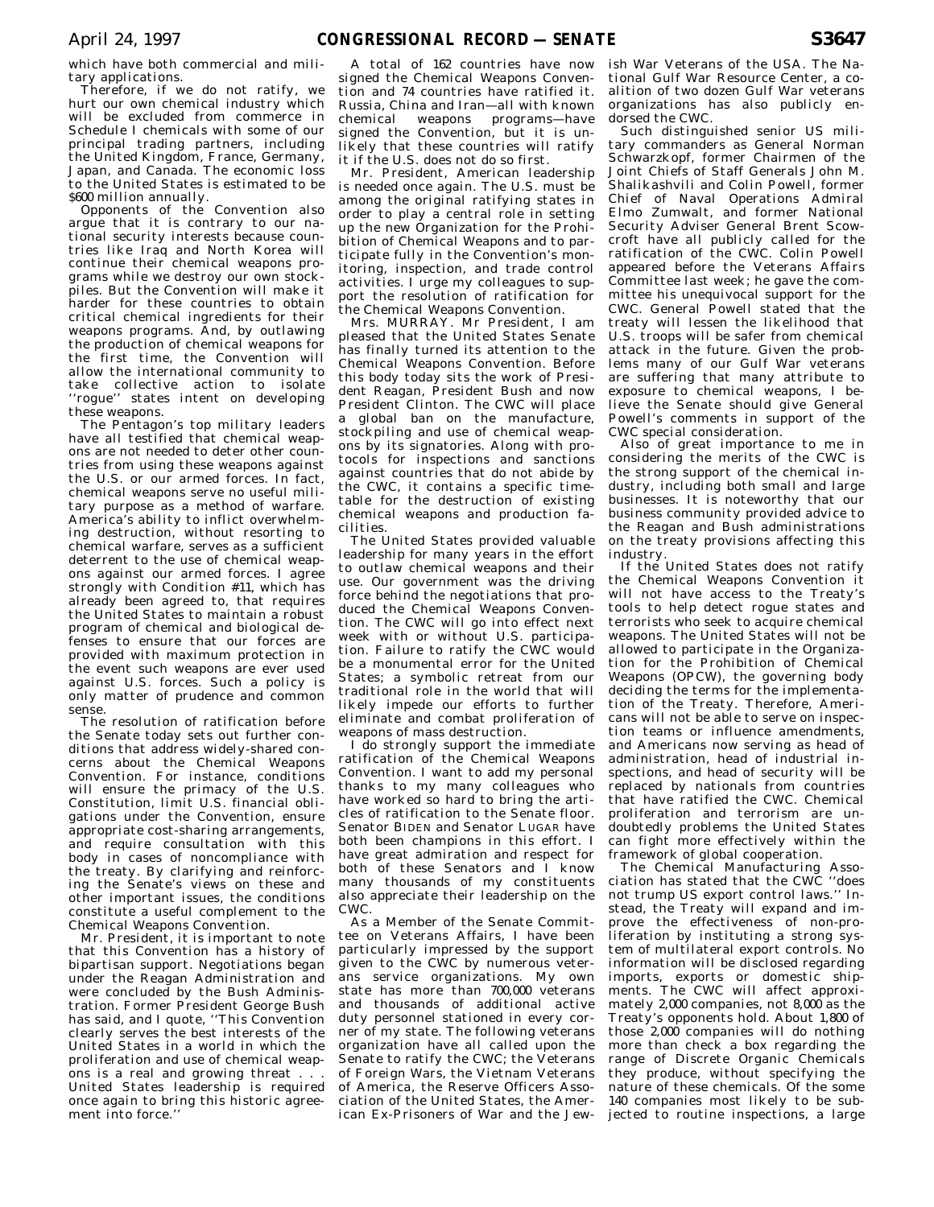which have both commercial and military applications.

Therefore, if we do not ratify, we hurt our own chemical industry which will be excluded from commerce in Schedule I chemicals with some of our principal trading partners, including the United Kingdom, France, Germany, Japan, and Canada. The economic loss to the United States is estimated to be $600 million annually.

Opponents of the Convention also argue that it is contrary to our national security interests because countries like Iraq and North Korea will continue their chemical weapons programs while we destroy our own stockpiles. But the Convention will make it harder for these countries to obtain critical chemical ingredients for their weapons programs. And, by outlawing the production of chemical weapons for the first time, the Convention will allow the international community to take collective action to isolate ''rogue'' states intent on developing these weapons.

The Pentagon's top military leaders have all testified that chemical weapons are not needed to deter other countries from using these weapons against the U.S. or our armed forces. In fact, chemical weapons serve no useful military purpose as a method of warfare. America's ability to inflict overwhelming destruction, without resorting to chemical warfare, serves as a sufficient deterrent to the use of chemical weapons against our armed forces. I agree strongly with Condition #11, which has already been agreed to, that requires the United States to maintain a robust program of chemical and biological defenses to ensure that our forces are provided with maximum protection in the event such weapons are ever used against U.S. forces. Such a policy is only matter of prudence and common sense.

The resolution of ratification before the Senate today sets out further conditions that address widely-shared concerns about the Chemical Weapons Convention. For instance, conditions will ensure the primacy of the U.S. Constitution, limit U.S. financial obligations under the Convention, ensure appropriate cost-sharing arrangements, and require consultation with this body in cases of noncompliance with the treaty. By clarifying and reinforcing the Senate's views on these and other important issues, the conditions constitute a useful complement to the Chemical Weapons Convention.

Mr. President, it is important to note that this Convention has a history of bipartisan support. Negotiations began under the Reagan Administration and were concluded by the Bush Administration. Former President George Bush has said, and I quote, ''This Convention clearly serves the best interests of the United States in a world in which the proliferation and use of chemical weapons is a real and growing threat . . . United States leadership is required once again to bring this historic agreement into force.''

A total of 162 countries have now signed the Chemical Weapons Convention and 74 countries have ratified it. Russia, China and Iran—all with known chemical weapons programs—have signed the Convention, but it is unlikely that these countries will ratify it if the U.S. does not do so first.

Mr. President, American leadership is needed once again. The U.S. must be among the original ratifying states in order to play a central role in setting up the new Organization for the Prohibition of Chemical Weapons and to participate fully in the Convention's monitoring, inspection, and trade control activities. I urge my colleagues to support the resolution of ratification for the Chemical Weapons Convention.

Mrs. MURRAY. Mr President, I am pleased that the United States Senate has finally turned its attention to the Chemical Weapons Convention. Before this body today sits the work of President Reagan, President Bush and now President Clinton. The CWC will place a global ban on the manufacture, stockpiling and use of chemical weapons by its signatories. Along with protocols for inspections and sanctions against countries that do not abide by the CWC, it contains a specific timetable for the destruction of existing chemical weapons and production facilities.

The United States provided valuable leadership for many years in the effort to outlaw chemical weapons and their use. Our government was the driving force behind the negotiations that produced the Chemical Weapons Convention. The CWC will go into effect next week with or without U.S. participation. Failure to ratify the CWC would be a monumental error for the United States; a symbolic retreat from our traditional role in the world that will likely impede our efforts to further eliminate and combat proliferation of weapons of mass destruction.

I do strongly support the immediate ratification of the Chemical Weapons Convention. I want to add my personal thanks to my many colleagues who have worked so hard to bring the articles of ratification to the Senate floor. Senator BIDEN and Senator LUGAR have both been champions in this effort. I have great admiration and respect for both of these Senators and I know many thousands of my constituents also appreciate their leadership on the CWC.

As a Member of the Senate Committee on Veterans Affairs, I have been particularly impressed by the support given to the CWC by numerous veterans service organizations. My own state has more than 700,000 veterans and thousands of additional active duty personnel stationed in every corner of my state. The following veterans organization have all called upon the Senate to ratify the CWC; the Veterans of Foreign Wars, the Vietnam Veterans of America, the Reserve Officers Association of the United States, the American Ex-Prisoners of War and the Jewish War Veterans of the USA. The National Gulf War Resource Center, a coalition of two dozen Gulf War veterans organizations has also publicly endorsed the CWC.

Such distinguished senior US military commanders as General Norman Schwarzkopf, former Chairmen of the Joint Chiefs of Staff Generals John M. Shalikashvili and Colin Powell, former Chief of Naval Operations Admiral Elmo Zumwalt, and former National Security Adviser General Brent Scowcroft have all publicly called for the ratification of the CWC. Colin Powell appeared before the Veterans Affairs Committee last week; he gave the committee his unequivocal support for the CWC. General Powell stated that the treaty will lessen the likelihood that U.S. troops will be safer from chemical attack in the future. Given the problems many of our Gulf War veterans are suffering that many attribute to exposure to chemical weapons, I believe the Senate should give General Powell's comments in support of the CWC special consideration.

Also of great importance to me in considering the merits of the CWC is the strong support of the chemical industry, including both small and large businesses. It is noteworthy that our business community provided advice to the Reagan and Bush administrations on the treaty provisions affecting this industry.

If the United States does not ratify the Chemical Weapons Convention it will not have access to the Treaty's tools to help detect rogue states and terrorists who seek to acquire chemical weapons. The United States will not be allowed to participate in the Organization for the Prohibition of Chemical Weapons (OPCW), the governing body deciding the terms for the implementation of the Treaty. Therefore, Americans will not be able to serve on inspection teams or influence amendments, and Americans now serving as head of administration, head of industrial inspections, and head of security will be replaced by nationals from countries that have ratified the CWC. Chemical proliferation and terrorism are undoubtedly problems the United States can fight more effectively within the framework of global cooperation.

The Chemical Manufacturing Association has stated that the CWC ''does not trump US export control laws.'' Instead, the Treaty will expand and improve the effectiveness of non-proliferation by instituting a strong system of multilateral export controls. No information will be disclosed regarding imports, exports or domestic shipments. The CWC will affect approximately 2,000 companies, not 8,000 as the Treaty's opponents hold. About 1,800 of those 2,000 companies will do nothing more than check a box regarding the range of Discrete Organic Chemicals they produce, without specifying the nature of these chemicals. Of the some 140 companies most likely to be subjected to routine inspections, a large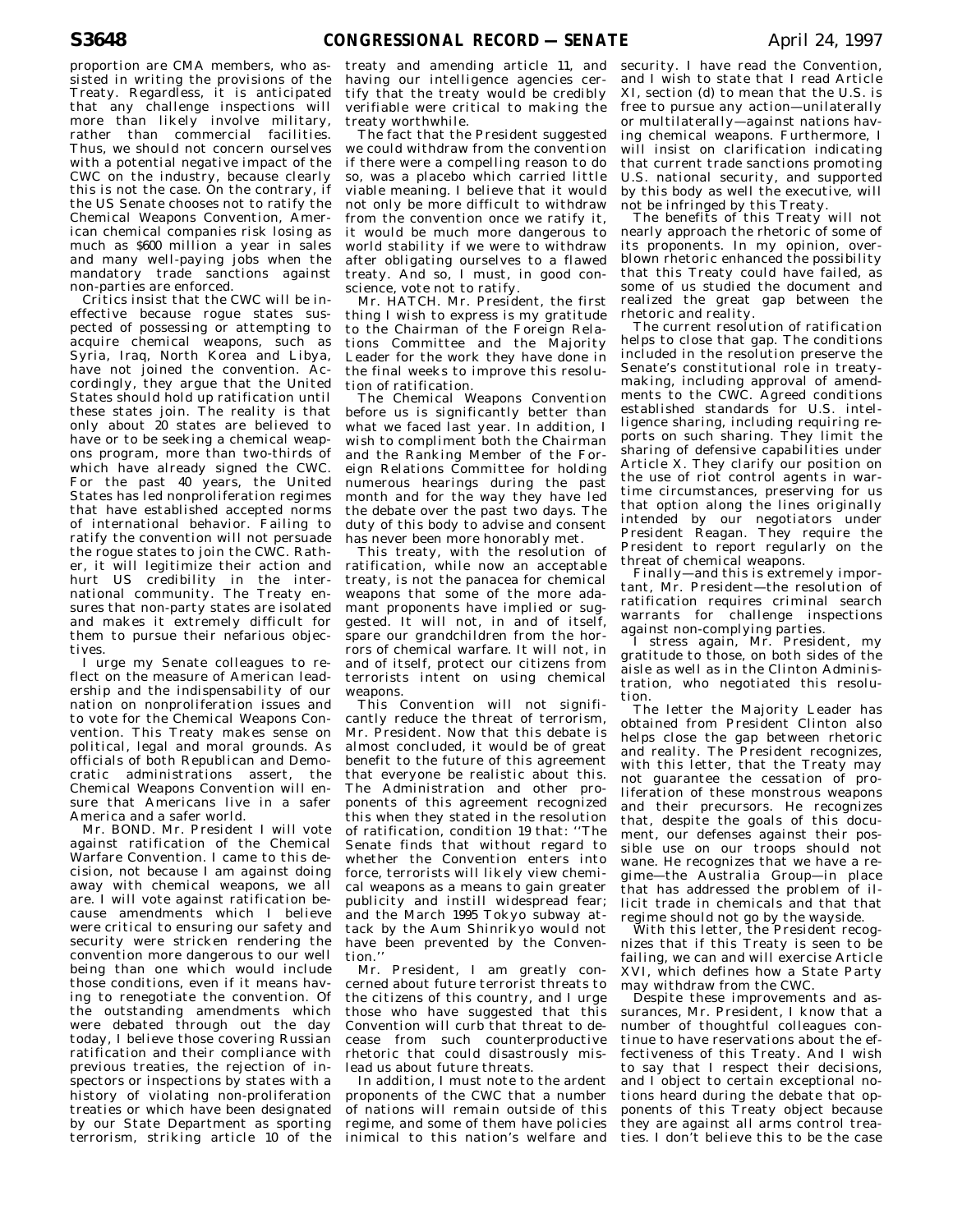proportion are CMA members, who assisted in writing the provisions of the Treaty. Regardless, it is anticipated that any challenge inspections will more than likely involve military, rather than commercial facilities. Thus, we should not concern ourselves with a potential negative impact of the CWC on the industry, because clearly this is not the case. On the contrary, if the US Senate chooses not to ratify the Chemical Weapons Convention, American chemical companies risk losing as much as $600 million a year in sales and many well-paying jobs when the mandatory trade sanctions against non-parties are enforced.

Critics insist that the CWC will be ineffective because rogue states suspected of possessing or attempting to acquire chemical weapons, such as Syria, Iraq, North Korea and Libya, have not joined the convention. Accordingly, they argue that the United States should hold up ratification until these states join. The reality is that only about 20 states are believed to have or to be seeking a chemical weapons program, more than two-thirds of which have already signed the CWC. For the past 40 years, the United States has led nonproliferation regimes that have established accepted norms of international behavior. Failing to ratify the convention will not persuade the rogue states to join the CWC. Rather, it will legitimize their action and hurt US credibility in the international community. The Treaty ensures that non-party states are isolated and makes it extremely difficult for them to pursue their nefarious objectives.

I urge my Senate colleagues to reflect on the measure of American leadership and the indispensability of our nation on nonproliferation issues and to vote for the Chemical Weapons Convention. This Treaty makes sense on political, legal and moral grounds. As officials of both Republican and Democratic administrations assert, the Chemical Weapons Convention will ensure that Americans live in a safer America and a safer world.

Mr. BOND. Mr. President I will vote against ratification of the Chemical Warfare Convention. I came to this decision, not because I am against doing away with chemical weapons, we all are. I will vote against ratification because amendments which I believe were critical to ensuring our safety and security were stricken rendering the convention more dangerous to our well being than one which would include those conditions, even if it means having to renegotiate the convention. Of the outstanding amendments which were debated through out the day today, I believe those covering Russian ratification and their compliance with previous treaties, the rejection of inspectors or inspections by states with a history of violating non-proliferation treaties or which have been designated by our State Department as sporting terrorism, striking article 10 of the treaty and amending article 11, and having our intelligence agencies certify that the treaty would be credibly verifiable were critical to making the treaty worthwhile.

The fact that the President suggested we could withdraw from the convention if there were a compelling reason to do so, was a placebo which carried little viable meaning. I believe that it would not only be more difficult to withdraw from the convention once we ratify it, it would be much more dangerous to world stability if we were to withdraw after obligating ourselves to a flawed treaty. And so, I must, in good conscience, vote not to ratify.

Mr. HATCH. Mr. President, the first thing I wish to express is my gratitude to the Chairman of the Foreign Relations Committee and the Majority Leader for the work they have done in the final weeks to improve this resolution of ratification.

The Chemical Weapons Convention before us is significantly better than what we faced last year. In addition, I wish to compliment both the Chairman and the Ranking Member of the Foreign Relations Committee for holding numerous hearings during the past month and for the way they have led the debate over the past two days. The duty of this body to advise and consent has never been more honorably met.

This treaty, with the resolution of ratification, while now an acceptable treaty, is not the panacea for chemical weapons that some of the more adamant proponents have implied or suggested. It will not, in and of itself, spare our grandchildren from the horrors of chemical warfare. It will not, in and of itself, protect our citizens from terrorists intent on using chemical weapons.

This Convention will not significantly reduce the threat of terrorism, Mr. President. Now that this debate is almost concluded, it would be of great benefit to the future of this agreement that everyone be realistic about this. The Administration and other proponents of this agreement recognized this when they stated in the resolution of ratification, condition 19 that: ''The Senate finds that without regard to whether the Convention enters into force, terrorists will likely view chemical weapons as a means to gain greater publicity and instill widespread fear; and the March 1995 Tokyo subway attack by the Aum Shinrikyo would not have been prevented by the Convention.''

Mr. President, I am greatly concerned about future terrorist threats to the citizens of this country, and I urge those who have suggested that this Convention will curb that threat to decease from such counterproductive rhetoric that could disastrously mislead us about future threats.

In addition, I must note to the ardent proponents of the CWC that a number of nations will remain outside of this regime, and some of them have policies inimical to this nation's welfare and security. I have read the Convention, and I wish to state that I read Article XI, section (d) to mean that the U.S. is free to pursue any action—unilaterally or multilaterally—against nations having chemical weapons. Furthermore, I will insist on clarification indicating that current trade sanctions promoting U.S. national security, and supported by this body as well the executive, will not be infringed by this Treaty.

The benefits of this Treaty will not nearly approach the rhetoric of some of its proponents. In my opinion, overblown rhetoric enhanced the possibility that this Treaty could have failed, as some of us studied the document and realized the great gap between the rhetoric and reality.

The current resolution of ratification helps to close that gap. The conditions included in the resolution preserve the Senate's constitutional role in treaty-making, including approval of amendments to the CWC. Agreed conditions established standards for U.S. intelligence sharing, including requiring reports on such sharing. They limit the sharing of defensive capabilities under Article X. They clarify our position on the use of riot control agents in wartime circumstances, preserving for us that option along the lines originally intended by our negotiators under President Reagan. They require the President to report regularly on the threat of chemical weapons.

Finally—and this is extremely important, Mr. President—the resolution of ratification requires criminal search warrants for challenge inspections against non-complying parties.

I stress again, Mr. President, my gratitude to those, on both sides of the aisle as well as in the Clinton Administration, who negotiated this resolution.

The letter the Majority Leader has obtained from President Clinton also helps close the gap between rhetoric and reality. The President recognizes, with this letter, that the Treaty may not guarantee the cessation of proliferation of these monstrous weapons and their precursors. He recognizes that, despite the goals of this document, our defenses against their possible use on our troops should not wane. He recognizes that we have a regime—the Australia Group—in place that has addressed the problem of illicit trade in chemicals and that that regime should not go by the wayside.

With this letter, the President recognizes that if this Treaty is seen to be failing, we can and will exercise Article XVI, which defines how a State Party may withdraw from the CWC.

Despite these improvements and assurances, Mr. President, I know that a number of thoughtful colleagues continue to have reservations about the effectiveness of this Treaty. And I wish to say that I respect their decisions, and I object to certain exceptional notions heard during the debate that opponents of this Treaty object because they are against all arms control treaties. I don't believe this to be the case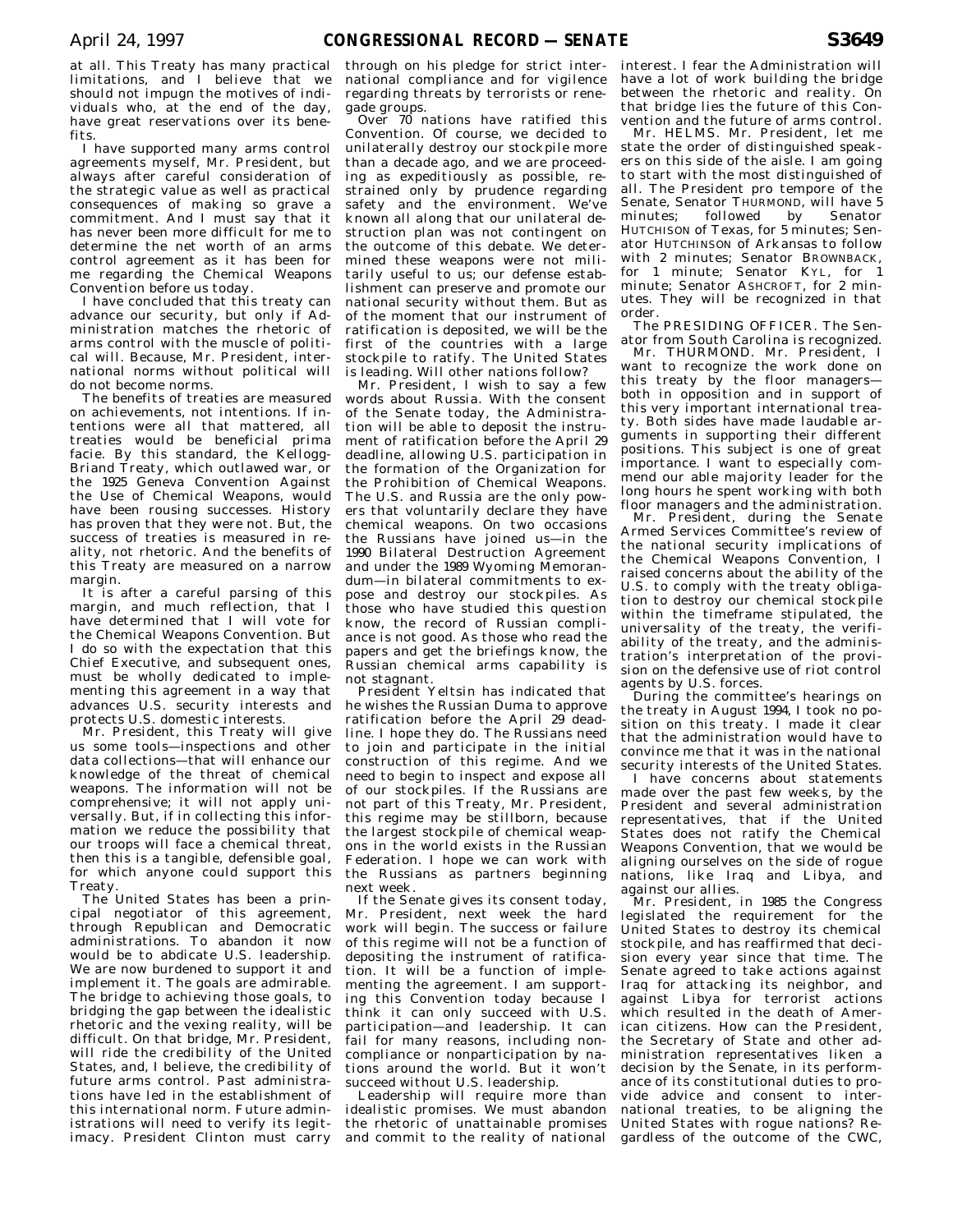at all. This Treaty has many practical limitations, and I believe that we should not impugn the motives of individuals who, at the end of the day, have great reservations over its benefits.

I have supported many arms control agreements myself, Mr. President, but always after careful consideration of the strategic value as well as practical consequences of making so grave a commitment. And I must say that it has never been more difficult for me to determine the net worth of an arms control agreement as it has been for me regarding the Chemical Weapons Convention before us today.

I have concluded that this treaty can advance our security, but only if Administration matches the rhetoric of arms control with the muscle of political will. Because, Mr. President, international norms without political will do not become norms.

The benefits of treaties are measured on achievements, not intentions. If intentions were all that mattered, all treaties would be beneficial prima facie. By this standard, the Kellogg-Briand Treaty, which outlawed war, or the 1925 Geneva Convention Against the Use of Chemical Weapons, would have been rousing successes. History has proven that they were not. But, the success of treaties is measured in reality, not rhetoric. And the benefits of this Treaty are measured on a narrow margin.

It is after a careful parsing of this margin, and much reflection, that I have determined that I will vote for the Chemical Weapons Convention. But I do so with the expectation that this Chief Executive, and subsequent ones, must be wholly dedicated to implementing this agreement in a way that advances U.S. security interests and protects U.S. domestic interests.

Mr. President, this Treaty will give us some tools—inspections and other data collections—that will enhance our knowledge of the threat of chemical weapons. The information will not be comprehensive; it will not apply universally. But, if in collecting this information we reduce the possibility that our troops will face a chemical threat, then this is a tangible, defensible goal, for which anyone could support this Treaty.

The United States has been a principal negotiator of this agreement, through Republican and Democratic administrations. To abandon it now would be to abdicate U.S. leadership. We are now burdened to support it and implement it. The goals are admirable. The bridge to achieving those goals, to bridging the gap between the idealistic rhetoric and the vexing reality, will be difficult. On that bridge, Mr. President, will ride the credibility of the United States, and, I believe, the credibility of future arms control. Past administrations have led in the establishment of this international norm. Future administrations will need to verify its legitimacy. President Clinton must carry through on his pledge for strict international compliance and for vigilence regarding threats by terrorists or renegade groups.

Over 70 nations have ratified this Convention. Of course, we decided to unilaterally destroy our stockpile more than a decade ago, and we are proceeding as expeditiously as possible, restrained only by prudence regarding safety and the environment. We've known all along that our unilateral destruction plan was not contingent on the outcome of this debate. We determined these weapons were not militarily useful to us; our defense establishment can preserve and promote our national security without them. But as of the moment that our instrument of ratification is deposited, we will be the first of the countries with a large stockpile to ratify. The United States is leading. Will other nations follow?

Mr. President, I wish to say a few words about Russia. With the consent of the Senate today, the Administration will be able to deposit the instrument of ratification before the April 29 deadline, allowing U.S. participation in the formation of the Organization for the Prohibition of Chemical Weapons. The U.S. and Russia are the only powers that voluntarily declare they have chemical weapons. On two occasions the Russians have joined us—in the 1990 Bilateral Destruction Agreement and under the 1989 Wyoming Memorandum—in bilateral commitments to expose and destroy our stockpiles. As those who have studied this question know, the record of Russian compliance is not good. As those who read the papers and get the briefings know, the Russian chemical arms capability is not stagnant.

President Yeltsin has indicated that he wishes the Russian Duma to approve ratification before the April 29 deadline. I hope they do. The Russians need to join and participate in the initial construction of this regime. And we need to begin to inspect and expose all of our stockpiles. If the Russians are not part of this Treaty, Mr. President, this regime may be stillborn, because the largest stockpile of chemical weapons in the world exists in the Russian Federation. I hope we can work with the Russians as partners beginning next week.

If the Senate gives its consent today, Mr. President, next week the hard work will begin. The success or failure of this regime will not be a function of depositing the instrument of ratification. It will be a function of implementing the agreement. I am supporting this Convention today because I think it can only succeed with U.S. participation—and leadership. It can fail for many reasons, including noncompliance or nonparticipation by nations around the world. But it won't succeed without U.S. leadership.

Leadership will require more than idealistic promises. We must abandon the rhetoric of unattainable promises and commit to the reality of national interest. I fear the Administration will have a lot of work building the bridge between the rhetoric and reality. On that bridge lies the future of this Convention and the future of arms control.

Mr. HELMS. Mr. President, let me state the order of distinguished speakers on this side of the aisle. I am going to start with the most distinguished of all. The President pro tempore of the Senate, Senator THURMOND, will have 5 minutes; followed by Senator HUTCHISON of Texas, for 5 minutes; Senator HUTCHINSON of Arkansas to follow with 2 minutes; Senator BROWNBACK, for 1 minute; Senator KYL, for 1 minute; Senator ASHCROFT, for 2 minutes. They will be recognized in that order.

The PRESIDING OFFICER. The Senator from South Carolina is recognized.

Mr. THURMOND. Mr. President, I want to recognize the work done on this treaty by the floor managers—both in opposition and in support of this very important international treaty. Both sides have made laudable arguments in supporting their different positions. This subject is one of great importance. I want to especially commend our able majority leader for the long hours he spent working with both floor managers and the administration.

Mr. President, during the Senate Armed Services Committee's review of the national security implications of the Chemical Weapons Convention, I raised concerns about the ability of the U.S. to comply with the treaty obligation to destroy our chemical stockpile within the timeframe stipulated, the universality of the treaty, the verifiability of the treaty, and the administration's interpretation of the provision on the defensive use of riot control agents by U.S. forces.

During the committee's hearings on the treaty in August 1994, I took no position on this treaty. I made it clear that the administration would have to convince me that it was in the national security interests of the United States.

I have concerns about statements made over the past few weeks, by the President and several administration representatives, that if the United States does not ratify the Chemical Weapons Convention, that we would be aligning ourselves on the side of rogue nations, like Iraq and Libya, and against our allies.

Mr. President, in 1985 the Congress legislated the requirement for the United States to destroy its chemical stockpile, and has reaffirmed that decision every year since that time. The Senate agreed to take actions against Iraq for attacking its neighbor, and against Libya for terrorist actions which resulted in the death of American citizens. How can the President, the Secretary of State and other administration representatives liken a decision by the Senate, in its performance of its constitutional duties to provide advice and consent to international treaties, to be aligning the United States with rogue nations? Regardless of the outcome of the CWC,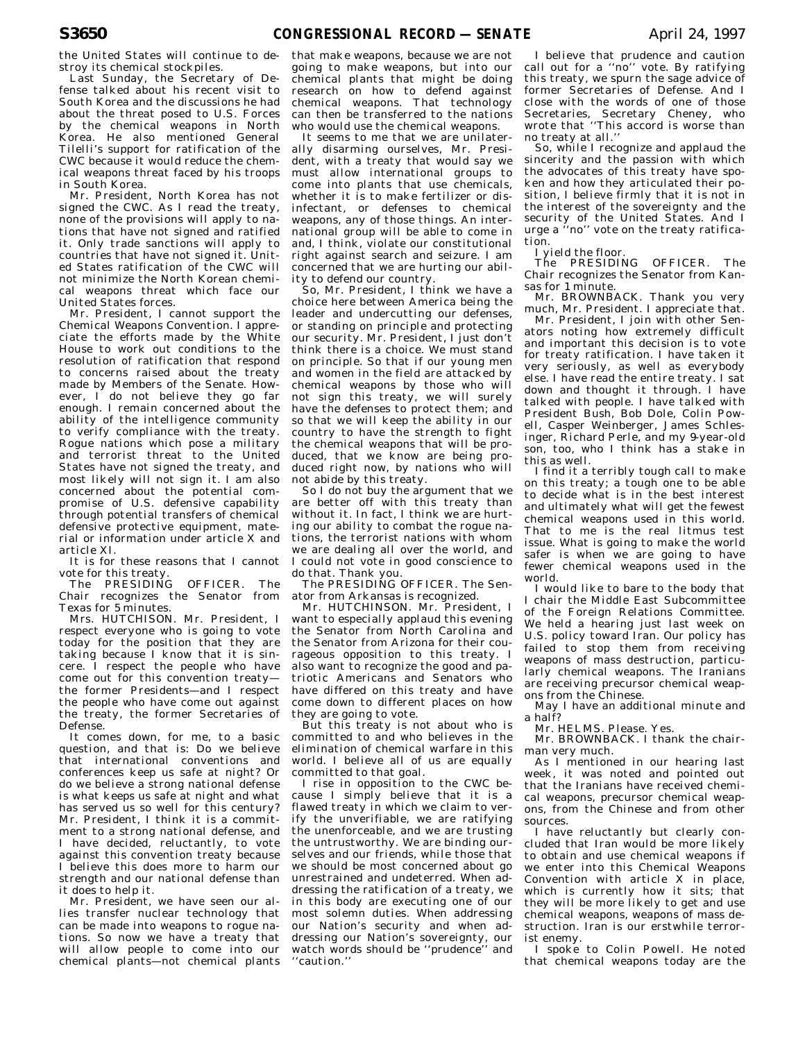the United States will continue to destroy its chemical stockpiles.

Last Sunday, the Secretary of Defense talked about his recent visit to South Korea and the discussions he had about the threat posed to U.S. Forces by the chemical weapons in North Korea. He also mentioned General Tilelli's support for ratification of the CWC because it would reduce the chemical weapons threat faced by his troops in South Korea.

Mr. President, North Korea has not signed the CWC. As I read the treaty, none of the provisions will apply to nations that have not signed and ratified it. Only trade sanctions will apply to countries that have not signed it. United States ratification of the CWC will not minimize the North Korean chemical weapons threat which face our United States forces.

Mr. President, I cannot support the Chemical Weapons Convention. I appreciate the efforts made by the White House to work out conditions to the resolution of ratification that respond to concerns raised about the treaty made by Members of the Senate. However, I do not believe they go far enough. I remain concerned about the ability of the intelligence community to verify compliance with the treaty. Rogue nations which pose a military and terrorist threat to the United States have not signed the treaty, and most likely will not sign it. I am also concerned about the potential compromise of U.S. defensive capability through potential transfers of chemical defensive protective equipment, material or information under article X and article XI.

It is for these reasons that I cannot vote for this treaty.

The PRESIDING OFFICER. The Chair recognizes the Senator from Texas for 5 minutes.

Mrs. HUTCHISON. Mr. President, I respect everyone who is going to vote today for the position that they are taking because I know that it is sincere. I respect the people who have come out for this convention treaty—the former Presidents—and I respect the people who have come out against the treaty, the former Secretaries of Defense.

It comes down, for me, to a basic question, and that is: Do we believe that international conventions and conferences keep us safe at night? Or do we believe a strong national defense is what keeps us safe at night and what has served us so well for this century? Mr. President, I think it is a commitment to a strong national defense, and I have decided, reluctantly, to vote against this convention treaty because I believe this does more to harm our strength and our national defense than it does to help it.

Mr. President, we have seen our allies transfer nuclear technology that can be made into weapons to rogue nations. So now we have a treaty that will allow people to come into our chemical plants—not chemical plants that make weapons, because we are not going to make weapons, but into our chemical plants that might be doing research on how to defend against chemical weapons. That technology can then be transferred to the nations who would use the chemical weapons.

It seems to me that we are unilaterally disarming ourselves, Mr. President, with a treaty that would say we must allow international groups to come into plants that use chemicals, whether it is to make fertilizer or disinfectant, or defenses to chemical weapons, any of those things. An international group will be able to come in and, I think, violate our constitutional right against search and seizure. I am concerned that we are hurting our ability to defend our country.

So, Mr. President, I think we have a choice here between America being the leader and undercutting our defenses, or standing on principle and protecting our security. Mr. President, I just don't think there is a choice. We must stand on principle. So that if our young men and women in the field are attacked by chemical weapons by those who will not sign this treaty, we will surely have the defenses to protect them; and so that we will keep the ability in our country to have the strength to fight the chemical weapons that will be produced, that we know are being produced right now, by nations who will not abide by this treaty.

So I do not buy the argument that we are better off with this treaty than without it. In fact, I think we are hurting our ability to combat the rogue nations, the terrorist nations with whom we are dealing all over the world, and I could not vote in good conscience to do that. Thank you.

The PRESIDING OFFICER. The Senator from Arkansas is recognized.

Mr. HUTCHINSON. Mr. President, I want to especially applaud this evening the Senator from North Carolina and the Senator from Arizona for their courageous opposition to this treaty. I also want to recognize the good and patriotic Americans and Senators who have differed on this treaty and have come down to different places on how they are going to vote.

But this treaty is not about who is committed to and who believes in the elimination of chemical warfare in this world. I believe all of us are equally committed to that goal.

I rise in opposition to the CWC because I simply believe that it is a flawed treaty in which we claim to verify the unverifiable, we are ratifying the unenforceable, and we are trusting the untrustworthy. We are binding ourselves and our friends, while those that we should be most concerned about go unrestrained and undeterred. When addressing the ratification of a treaty, we in this body are executing one of our most solemn duties. When addressing our Nation's security and when addressing our Nation's sovereignty, our watch words should be ''prudence'' and ''caution.''

I believe that prudence and caution call out for a ''no'' vote. By ratifying this treaty, we spurn the sage advice of former Secretaries of Defense. And I close with the words of one of those Secretaries, Secretary Cheney, who wrote that ''This accord is worse than no treaty at all.''

So, while I recognize and applaud the sincerity and the passion with which the advocates of this treaty have spoken and how they articulated their position, I believe firmly that it is not in the interest of the sovereignty and the security of the United States. And I urge a ''no'' vote on the treaty ratification.

I yield the floor.

The PRESIDING OFFICER. The Chair recognizes the Senator from Kansas for 1 minute.

Mr. BROWNBACK. Thank you very much, Mr. President. I appreciate that.

Mr. President, I join with other Senators noting how extremely difficult and important this decision is to vote for treaty ratification. I have taken it very seriously, as well as everybody else. I have read the entire treaty. I sat down and thought it through. I have talked with people. I have talked with President Bush, Bob Dole, Colin Powell, Casper Weinberger, James Schlesinger, Richard Perle, and my 9-year-old son, too, who I think has a stake in this as well.

I find it a terribly tough call to make on this treaty; a tough one to be able to decide what is in the best interest and ultimately what will get the fewest chemical weapons used in this world. That to me is the real litmus test issue. What is going to make the world safer is when we are going to have fewer chemical weapons used in the world.

I would like to bare to the body that I chair the Middle East Subcommittee of the Foreign Relations Committee. We held a hearing just last week on U.S. policy toward Iran. Our policy has failed to stop them from receiving weapons of mass destruction, particularly chemical weapons. The Iranians are receiving precursor chemical weapons from the Chinese.

May I have an additional minute and a half?

Mr. HELMS. Please. Yes.

Mr. BROWNBACK. I thank the chairman very much.

As I mentioned in our hearing last week, it was noted and pointed out that the Iranians have received chemical weapons, precursor chemical weapons, from the Chinese and from other sources.

I have reluctantly but clearly concluded that Iran would be more likely to obtain and use chemical weapons if we enter into this Chemical Weapons Convention with article X in place, which is currently how it sits; that they will be more likely to get and use chemical weapons, weapons of mass destruction. Iran is our erstwhile terrorist enemy.

I spoke to Colin Powell. He noted that chemical weapons today are the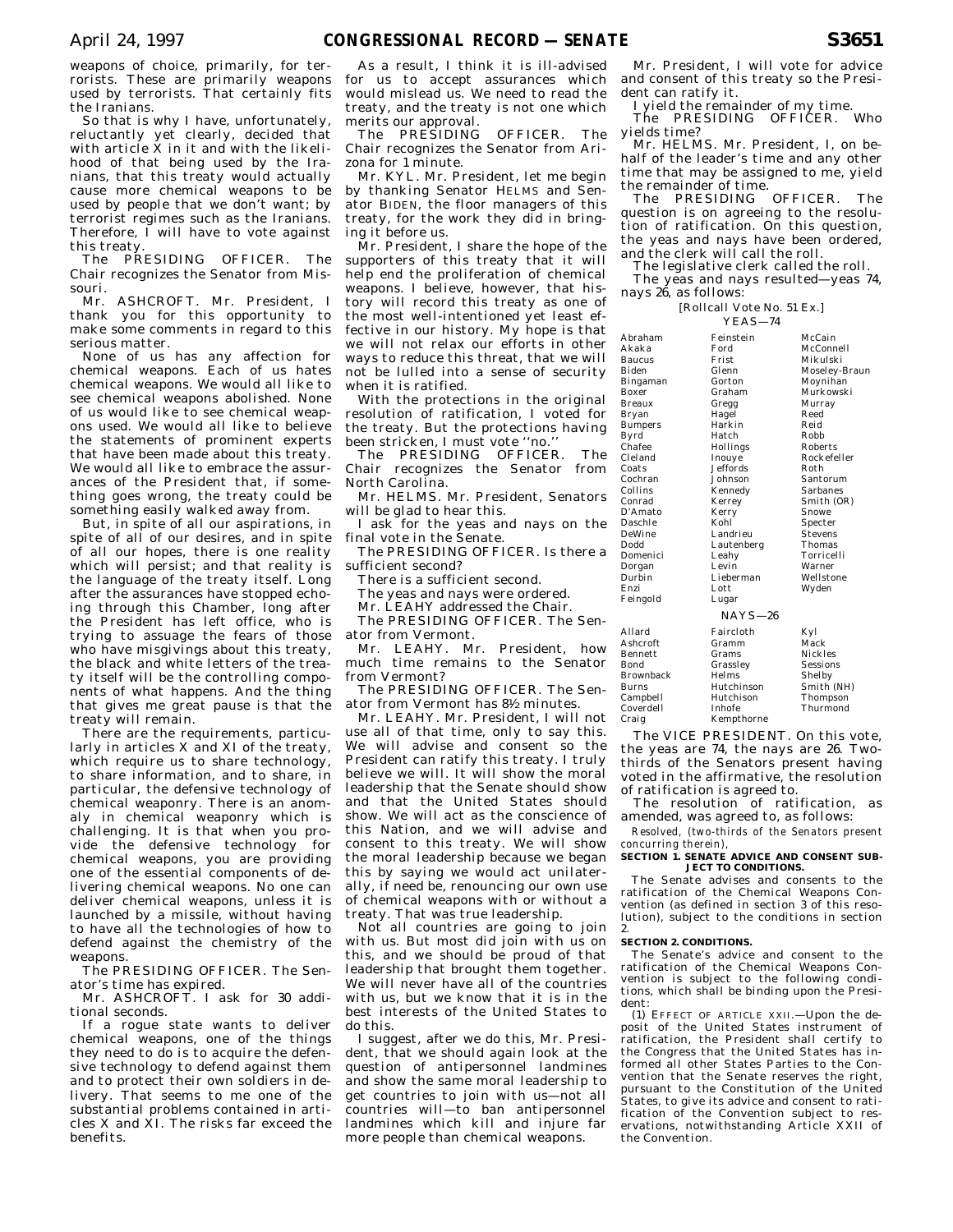weapons of choice, primarily, for terrorists. These are primarily weapons used by terrorists. That certainly fits the Iranians.

So that is why I have, unfortunately, reluctantly yet clearly, decided that with article X in it and with the likelihood of that being used by the Iranians, that this treaty would actually cause more chemical weapons to be used by people that we don't want; by terrorist regimes such as the Iranians. Therefore, I will have to vote against this treaty.

The PRESIDING OFFICER. The Chair recognizes the Senator from Missouri.

Mr. ASHCROFT. Mr. President, I thank you for this opportunity to make some comments in regard to this serious matter.

None of us has any affection for chemical weapons. Each of us hates chemical weapons. We would all like to see chemical weapons abolished. None of us would like to see chemical weapons used. We would all like to believe the statements of prominent experts that have been made about this treaty. We would all like to embrace the assurances of the President that, if something goes wrong, the treaty could be something easily walked away from.

But, in spite of all our aspirations, in spite of all of our desires, and in spite of all of our hopes, there is one reality which will persist; and that reality is the language of the treaty itself. Long after the assurances have stopped echoing through this Chamber, long after the President has left office, who is trying to assuage the fears of those who have misgivings about this treaty, the black and white letters of the treaty itself will be the controlling components of what happens. And the thing that gives me great pause is that the treaty will remain.

There are the requirements, particularly in articles X and XI of the treaty, which require us to share technology, to share information, and to share, in particular, the defensive technology of chemical weaponry. There is an anomaly in chemical weaponry which is challenging. It is that when you provide the defensive technology for chemical weapons, you are providing one of the essential components of delivering chemical weapons. No one can deliver chemical weapons, unless it is launched by a missile, without having to have all the technologies of how to defend against the chemistry of the weapons.

The PRESIDING OFFICER. The Senator's time has expired.

Mr. ASHCROFT. I ask for 30 additional seconds.

If a rogue state wants to deliver chemical weapons, one of the things they need to do is to acquire the defensive technology to defend against them and to protect their own soldiers in delivery. That seems to me one of the substantial problems contained in articles X and XI. The risks far exceed the benefits.

As a result, I think it is ill-advised for us to accept assurances which would mislead us. We need to read the treaty, and the treaty is not one which merits our approval.

The PRESIDING OFFICER. The Chair recognizes the Senator from Arizona for 1 minute.

Mr. KYL. Mr. President, let me begin by thanking Senator HELMS and Senator BIDEN, the floor managers of this treaty, for the work they did in bringing it before us.

Mr. President, I share the hope of the supporters of this treaty that it will help end the proliferation of chemical weapons. I believe, however, that history will record this treaty as one of the most well-intentioned yet least effective in our history. My hope is that we will not relax our efforts in other ways to reduce this threat, that we will not be lulled into a sense of security when it is ratified.

With the protections in the original resolution of ratification, I voted for the treaty. But the protections having been stricken, I must vote ''no.''

The PRESIDING OFFICER. The Chair recognizes the Senator from North Carolina.

Mr. HELMS. Mr. President, Senators will be glad to hear this.

I ask for the yeas and nays on the final vote in the Senate.

The PRESIDING OFFICER. Is there a sufficient second?

There is a sufficient second.

The yeas and nays were ordered.

Mr. LEAHY addressed the Chair.

The PRESIDING OFFICER. The Senator from Vermont.

Mr. LEAHY. Mr. President, how much time remains to the Senator from Vermont?

The PRESIDING OFFICER. The Senator from Vermont has 8½ minutes.

Mr. LEAHY. Mr. President, I will not use all of that time, only to say this. We will advise and consent so the President can ratify this treaty. I truly believe we will. It will show the moral leadership that the Senate should show and that the United States should show. We will act as the conscience of this Nation, and we will advise and consent to this treaty. We will show the moral leadership because we began this by saying we would act unilaterally, if need be, renouncing our own use of chemical weapons with or without a treaty. That was true leadership.

Not all countries are going to join with us. But most did join with us on this, and we should be proud of that leadership that brought them together. We will never have all of the countries with us, but we know that it is in the best interests of the United States to do this.

I suggest, after we do this, Mr. President, that we should again look at the question of antipersonnel landmines and show the same moral leadership to get countries to join with us—not all countries will—to ban antipersonnel landmines which kill and injure far more people than chemical weapons.

Mr. President, I will vote for advice and consent of this treaty so the President can ratify it.

I yield the remainder of my time.

The PRESIDING OFFICER. Who yields time?

Mr. HELMS. Mr. President, I, on behalf of the leader's time and any other time that may be assigned to me, yield the remainder of time.

The PRESIDING OFFICER. The question is on agreeing to the resolution of ratification. On this question, the yeas and nays have been ordered, and the clerk will call the roll.

The legislative clerk called the roll.

The yeas and nays resulted—yeas 74, nays 26, as follows:

[Rollcall Vote No. 51 Ex.]

YEAS—74

| | | |
|---|---|---|
| Abraham | Feinstein | McCain |
| Akaka | Ford | McConnell |
| Baucus | Frist | Mikulski |
| Biden | Glenn | Moseley-Braun |
| Bingaman | Gorton | Moynihan |
| Boxer | Graham | Murkowski |
| Breaux | Gregg | Murray |
| Bryan | Hagel | Reed |
| Bumpers | Harkin | Reid |
| Byrd | Hatch | Robb |
| Chafee | Hollings | Roberts |
| Cleland | Inouye | Rockefeller |
| Coats | Jeffords | Roth |
| Cochran | Johnson | Santorum |
| Collins | Kennedy | Sarbanes |
| Conrad | Kerrey | Smith (OR) |
| D'Amato | Kerry | Snowe |
| Daschle | Kohl | Specter |
| DeWine | Landrieu | Stevens |
| Dodd | Lautenberg | Thomas |
| Domenici | Leahy | Torricelli |
| Dorgan | Levin | Warner |
| Durbin | Lieberman | Wellstone |
| Enzi | Lott | Wyden |
| Feingold | Lugar | |

NAYS—26

| | | |
|---|---|---|
| Allard | Faircloth | Kyl |
| Ashcroft | Gramm | Mack |
| Bennett | Grams | Nickles |
| Bond | Grassley | Sessions |
| Brownback | Helms | Shelby |
| Burns | Hutchinson | Smith (NH) |
| Campbell | Hutchison | Thompson |
| Coverdell | Inhofe | Thurmond |
| Craig | Kempthorne | |

The VICE PRESIDENT. On this vote, the yeas are 74, the nays are 26. Two-thirds of the Senators present having voted in the affirmative, the resolution of ratification is agreed to.

The resolution of ratification, as amended, was agreed to, as follows:

*Resolved, (two-thirds of the Senators present concurring therein),*

**SECTION 1. SENATE ADVICE AND CONSENT SUBJECT TO CONDITIONS.**

The Senate advises and consents to the ratification of the Chemical Weapons Convention (as defined in section 3 of this resolution), subject to the conditions in section 2.

**SECTION 2. CONDITIONS.**

The Senate's advice and consent to the ratification of the Chemical Weapons Convention is subject to the following conditions, which shall be binding upon the President:

(1) EFFECT OF ARTICLE XXII.—Upon the deposit of the United States instrument of ratification, the President shall certify to the Congress that the United States has informed all other States Parties to the Convention that the Senate reserves the right, pursuant to the Constitution of the United States, to give its advice and consent to ratification of the Convention subject to reservations, notwithstanding Article XXII of the Convention.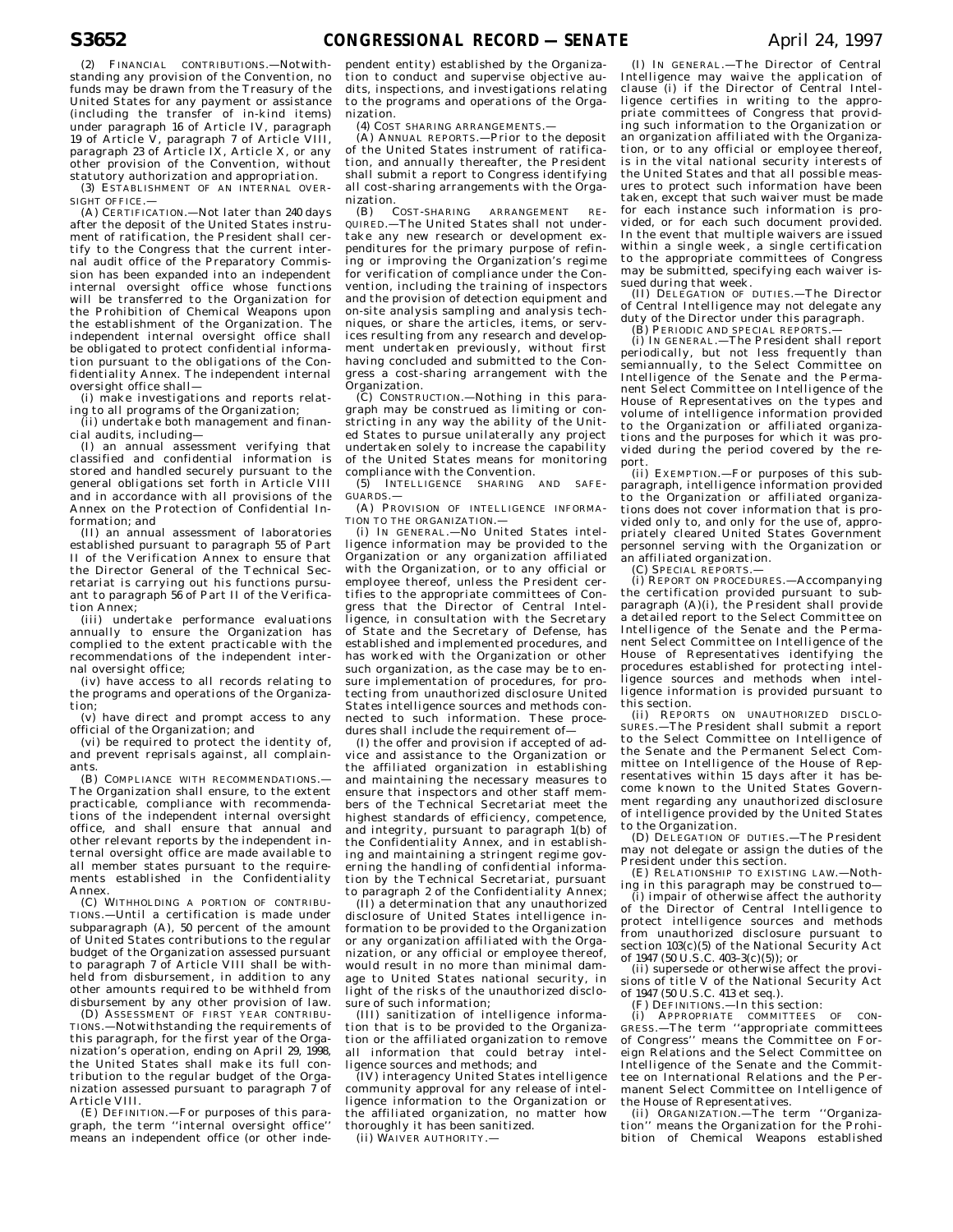(2) FINANCIAL CONTRIBUTIONS.—Notwithstanding any provision of the Convention, no funds may be drawn from the Treasury of the United States for any payment or assistance (including the transfer of in-kind items) under paragraph 16 of Article IV, paragraph 19 of Article V, paragraph 7 of Article VIII, paragraph 23 of Article IX, Article X, or any other provision of the Convention, without statutory authorization and appropriation.

(3) ESTABLISHMENT OF AN INTERNAL OVERSIGHT OFFICE.—

(A) CERTIFICATION.—Not later than 240 days after the deposit of the United States instrument of ratification, the President shall certify to the Congress that the current internal audit office of the Preparatory Commission has been expanded into an independent internal oversight office whose functions will be transferred to the Organization for the Prohibition of Chemical Weapons upon the establishment of the Organization. The independent internal oversight office shall be obligated to protect confidential information pursuant to the obligations of the Confidentiality Annex. The independent internal oversight office shall—

(i) make investigations and reports relating to all programs of the Organization;

(ii) undertake both management and financial audits, including—

(I) an annual assessment verifying that classified and confidential information is stored and handled securely pursuant to the general obligations set forth in Article VIII and in accordance with all provisions of the Annex on the Protection of Confidential Information; and

(II) an annual assessment of laboratories established pursuant to paragraph 55 of Part II of the Verification Annex to ensure that the Director General of the Technical Secretariat is carrying out his functions pursuant to paragraph 56 of Part II of the Verification Annex;

(iii) undertake performance evaluations annually to ensure the Organization has complied to the extent practicable with the recommendations of the independent internal oversight office;

(iv) have access to all records relating to the programs and operations of the Organization;

(v) have direct and prompt access to any official of the Organization; and

(vi) be required to protect the identity of, and prevent reprisals against, all complainants.

(B) COMPLIANCE WITH RECOMMENDATIONS.—The Organization shall ensure, to the extent practicable, compliance with recommendations of the independent internal oversight office, and shall ensure that annual and other relevant reports by the independent internal oversight office are made available to all member states pursuant to the requirements established in the Confidentiality Annex.

(C) WITHHOLDING A PORTION OF CONTRIBUTIONS.—Until a certification is made under subparagraph (A), 50 percent of the amount of United States contributions to the regular budget of the Organization assessed pursuant to paragraph 7 of Article VIII shall be withheld from disbursement, in addition to any other amounts required to be withheld from disbursement by any other provision of law.

(D) ASSESSMENT OF FIRST YEAR CONTRIBUTIONS.—Notwithstanding the requirements of this paragraph, for the first year of the Organization's operation, ending on April 29, 1998, the United States shall make its full contribution to the regular budget of the Organization assessed pursuant to paragraph 7 of Article VIII.

(E) DEFINITION.—For purposes of this paragraph, the term "internal oversight office" means an independent office (or other independent entity) established by the Organization to conduct and supervise objective audits, inspections, and investigations relating to the programs and operations of the Organization.

(4) COST SHARING ARRANGEMENTS.—

(A) ANNUAL REPORTS.—Prior to the deposit of the United States instrument of ratification, and annually thereafter, the President shall submit a report to Congress identifying all cost-sharing arrangements with the Organization.

(B) COST-SHARING ARRANGEMENT REQUIRED.—The United States shall not undertake any new research or development expenditures for the primary purpose of refining or improving the Organization's regime for verification of compliance under the Convention, including the training of inspectors and the provision of detection equipment and on-site analysis sampling and analysis techniques, or share the articles, items, or services resulting from any research and development undertaken previously, without first having concluded and submitted to the Congress a cost-sharing arrangement with the Organization.

(C) CONSTRUCTION.—Nothing in this paragraph may be construed as limiting or constricting in any way the ability of the United States to pursue unilaterally any project undertaken solely to increase the capability of the United States means for monitoring compliance with the Convention.

(5) INTELLIGENCE SHARING AND SAFEGUARDS.—

(A) PROVISION OF INTELLIGENCE INFORMATION TO THE ORGANIZATION.—

(i) IN GENERAL.—No United States intelligence information may be provided to the Organization or any organization affiliated with the Organization, or to any official or employee thereof, unless the President certifies to the appropriate committees of Congress that the Director of Central Intelligence, in consultation with the Secretary of State and the Secretary of Defense, has established and implemented procedures, and has worked with the Organization or other such organization, as the case may be to ensure implementation of procedures, for protecting from unauthorized disclosure United States intelligence sources and methods connected to such information. These procedures shall include the requirement of—

(I) the offer and provision if accepted of advice and assistance to the Organization or the affiliated organization in establishing and maintaining the necessary measures to ensure that inspectors and other staff members of the Technical Secretariat meet the highest standards of efficiency, competence, and integrity, pursuant to paragraph 1(b) of the Confidentiality Annex, and in establishing and maintaining a stringent regime governing the handling of confidential information by the Technical Secretariat, pursuant to paragraph 2 of the Confidentiality Annex;

(II) a determination that any unauthorized disclosure of United States intelligence information to be provided to the Organization or any organization affiliated with the Organization, or any official or employee thereof, would result in no more than minimal damage to United States national security, in light of the risks of the unauthorized disclosure of such information;

(III) sanitization of intelligence information that is to be provided to the Organization or the affiliated organization to remove all information that could betray intelligence sources and methods; and

(IV) interagency United States intelligence community approval for any release of intelligence information to the Organization or the affiliated organization, no matter how thoroughly it has been sanitized.

(ii) WAIVER AUTHORITY.—

(I) IN GENERAL.—The Director of Central Intelligence may waive the application of clause (i) if the Director of Central Intelligence certifies in writing to the appropriate committees of Congress that providing such information to the Organization or an organization affiliated with the Organization, or to any official or employee thereof, is in the vital national security interests of the United States and that all possible measures to protect such information have been taken, except that such waiver must be made for each instance such information is provided, or for each such document provided. In the event that multiple waivers are issued within a single week, a single certification to the appropriate committees of Congress may be submitted, specifying each waiver issued during that week.

(II) DELEGATION OF DUTIES.—The Director of Central Intelligence may not delegate any duty of the Director under this paragraph.

(B) PERIODIC AND SPECIAL REPORTS.—

(i) IN GENERAL.—The President shall report periodically, but not less frequently than semiannually, to the Select Committee on Intelligence of the Senate and the Permanent Select Committee on Intelligence of the House of Representatives on the types and volume of intelligence information provided to the Organization or affiliated organizations and the purposes for which it was provided during the period covered by the report.

(ii) EXEMPTION.—For purposes of this subparagraph, intelligence information provided to the Organization or affiliated organizations does not cover information that is provided only to, and only for the use of, appropriately cleared United States Government personnel serving with the Organization or an affiliated organization.

(C) SPECIAL REPORTS.—

(i) REPORT ON PROCEDURES.—Accompanying the certification provided pursuant to subparagraph (A)(i), the President shall provide a detailed report to the Select Committee on Intelligence of the Senate and the Permanent Select Committee on Intelligence of the House of Representatives identifying the procedures established for protecting intelligence sources and methods when intelligence information is provided pursuant to this section.

(ii) REPORTS ON UNAUTHORIZED DISCLOSURES.—The President shall submit a report to the Select Committee on Intelligence of the Senate and the Permanent Select Committee on Intelligence of the House of Representatives within 15 days after it has become known to the United States Government regarding any unauthorized disclosure of intelligence provided by the United States to the Organization.

(D) DELEGATION OF DUTIES.—The President may not delegate or assign the duties of the President under this section.

(E) RELATIONSHIP TO EXISTING LAW.—Nothing in this paragraph may be construed to—

(i) impair of otherwise affect the authority of the Director of Central Intelligence to protect intelligence sources and methods from unauthorized disclosure pursuant to section 103(c)(5) of the National Security Act of 1947 (50 U.S.C. 403–3(c)(5)); or

(ii) supersede or otherwise affect the provisions of title V of the National Security Act of 1947 (50 U.S.C. 413 et seq.).

(F) DEFINITIONS.—In this section:

(i) APPROPRIATE COMMITTEES OF CONGRESS.—The term "appropriate committees of Congress" means the Committee on Foreign Relations and the Select Committee on Intelligence of the Senate and the Committee on International Relations and the Permanent Select Committee on Intelligence of the House of Representatives.

(ii) ORGANIZATION.—The term "Organization" means the Organization for the Prohibition of Chemical Weapons established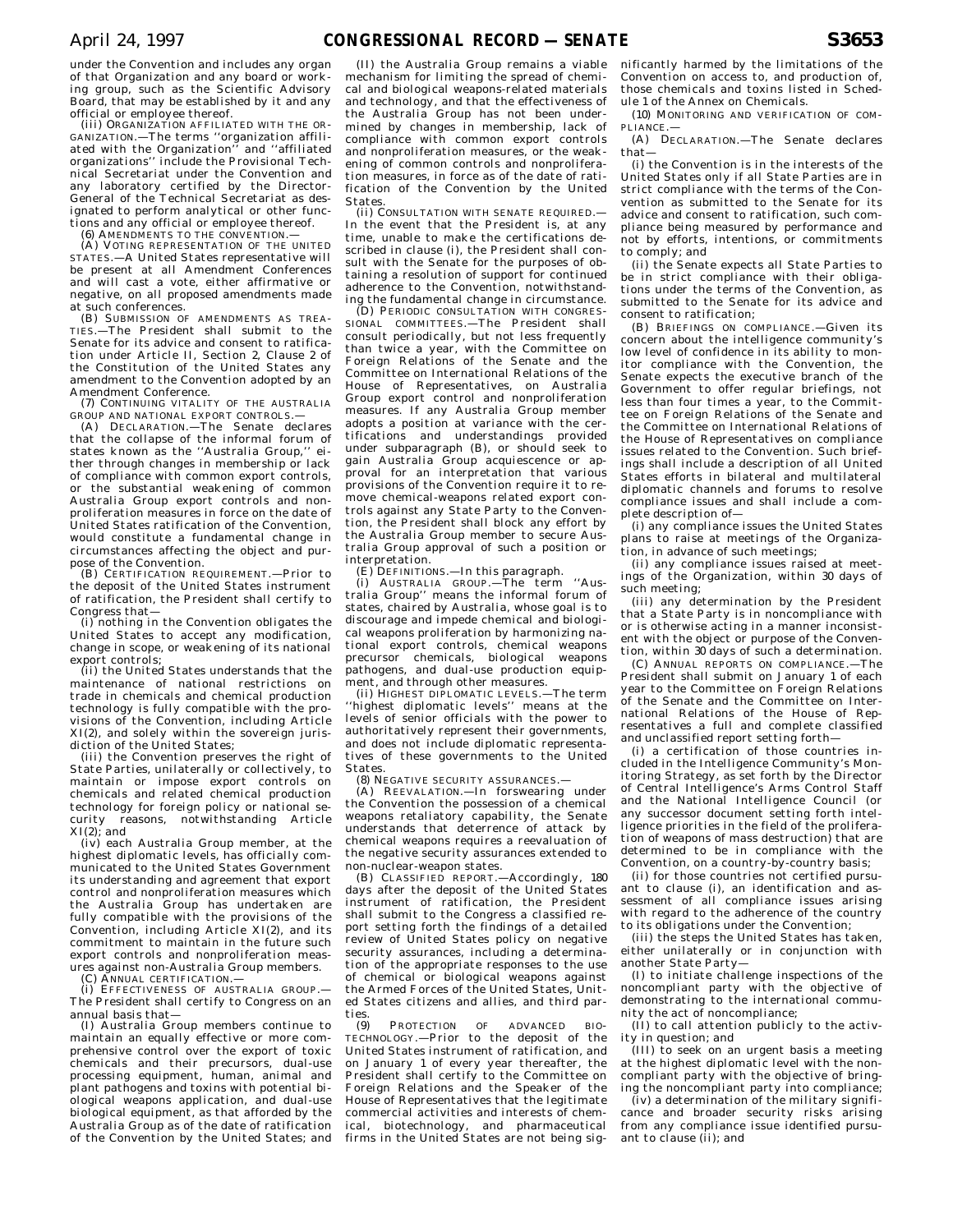under the Convention and includes any organ of that Organization and any board or working group, such as the Scientific Advisory Board, that may be established by it and any official or employee thereof.

(iii) ORGANIZATION AFFILIATED WITH THE ORGANIZATION.—The terms ''organization affiliated with the Organization'' and ''affiliated organizations'' include the Provisional Technical Secretariat under the Convention and any laboratory certified by the Director-General of the Technical Secretariat as designated to perform analytical or other functions and any official or employee thereof.

(6) AMENDMENTS TO THE CONVENTION.—

(A) VOTING REPRESENTATION OF THE UNITED STATES.—A United States representative will be present at all Amendment Conferences and will cast a vote, either affirmative or negative, on all proposed amendments made at such conferences.

(B) SUBMISSION OF AMENDMENTS AS TREATIES.—The President shall submit to the Senate for its advice and consent to ratification under Article II, Section 2, Clause 2 of the Constitution of the United States any amendment to the Convention adopted by an Amendment Conference.

(7) CONTINUING VITALITY OF THE AUSTRALIA GROUP AND NATIONAL EXPORT CONTROLS.—

(A) DECLARATION.—The Senate declares that the collapse of the informal forum of states known as the ''Australia Group,'' either through changes in membership or lack of compliance with common export controls, or the substantial weakening of common Australia Group export controls and nonproliferation measures in force on the date of United States ratification of the Convention, would constitute a fundamental change in circumstances affecting the object and purpose of the Convention.

(B) CERTIFICATION REQUIREMENT.—Prior to the deposit of the United States instrument of ratification, the President shall certify to Congress that—

(i) nothing in the Convention obligates the United States to accept any modification, change in scope, or weakening of its national export controls;

(ii) the United States understands that the maintenance of national restrictions on trade in chemicals and chemical production technology is fully compatible with the provisions of the Convention, including Article XI(2), and solely within the sovereign jurisdiction of the United States;

(iii) the Convention preserves the right of State Parties, unilaterally or collectively, to maintain or impose export controls on chemicals and related chemical production technology for foreign policy or national security reasons, notwithstanding Article XI(2); and

(iv) each Australia Group member, at the highest diplomatic levels, has officially communicated to the United States Government its understanding and agreement that export control and nonproliferation measures which the Australia Group has undertaken are fully compatible with the provisions of the Convention, including Article XI(2), and its commitment to maintain in the future such export controls and nonproliferation measures against non-Australia Group members.

(C) ANNUAL CERTIFICATION.—

(i) EFFECTIVENESS OF AUSTRALIA GROUP.—The President shall certify to Congress on an annual basis that—

(I) Australia Group members continue to maintain an equally effective or more comprehensive control over the export of toxic chemicals and their precursors, dual-use processing equipment, human, animal and plant pathogens and toxins with potential biological weapons application, and dual-use biological equipment, as that afforded by the Australia Group as of the date of ratification of the Convention by the United States; and

(II) the Australia Group remains a viable mechanism for limiting the spread of chemical and biological weapons-related materials and technology, and that the effectiveness of the Australia Group has not been undermined by changes in membership, lack of compliance with common export controls and nonproliferation measures, or the weakening of common controls and nonproliferation measures, in force as of the date of ratification of the Convention by the United States.

(ii) CONSULTATION WITH SENATE REQUIRED.—In the event that the President is, at any time, unable to make the certifications described in clause (i), the President shall consult with the Senate for the purposes of obtaining a resolution of support for continued adherence to the Convention, notwithstanding the fundamental change in circumstance.

(D) PERIODIC CONSULTATION WITH CONGRESSIONAL COMMITTEES.—The President shall consult periodically, but not less frequently than twice a year, with the Committee on Foreign Relations of the Senate and the Committee on International Relations of the House of Representatives, on Australia Group export control and nonproliferation measures. If any Australia Group member adopts a position at variance with the certifications and understandings provided under subparagraph (B), or should seek to gain Australia Group acquiescence or approval for an interpretation that various provisions of the Convention require it to remove chemical-weapons related export controls against any State Party to the Convention, the President shall block any effort by the Australia Group member to secure Australia Group approval of such a position or interpretation.

(E) DEFINITIONS.—In this paragraph.

(i) AUSTRALIA GROUP.—The term ''Australia Group'' means the informal forum of states, chaired by Australia, whose goal is to discourage and impede chemical and biological weapons proliferation by harmonizing national export controls, chemical weapons precursor chemicals, biological weapons pathogens, and dual-use production equipment, and through other measures.

(ii) HIGHEST DIPLOMATIC LEVELS.—The term ''highest diplomatic levels'' means at the levels of senior officials with the power to authoritatively represent their governments, and does not include diplomatic representatives of these governments to the United States.

(8) NEGATIVE SECURITY ASSURANCES.—

(A) REEVALUATION.—In forswearing under the Convention the possession of a chemical weapons retaliatory capability, the Senate understands that deterrence of attack by chemical weapons requires a reevaluation of the negative security assurances extended to non-nuclear-weapon states.

(B) CLASSIFIED REPORT.—Accordingly, 180 days after the deposit of the United States instrument of ratification, the President shall submit to the Congress a classified report setting forth the findings of a detailed review of United States policy on negative security assurances, including a determination of the appropriate responses to the use of chemical or biological weapons against the Armed Forces of the United States, United States citizens and allies, and third parties.

(9) PROTECTION OF ADVANCED BIOTECHNOLOGY.—Prior to the deposit of the United States instrument of ratification, and on January 1 of every year thereafter, the President shall certify to the Committee on Foreign Relations and the Speaker of the House of Representatives that the legitimate commercial activities and interests of chemical, biotechnology, and pharmaceutical firms in the United States are not being significantly harmed by the limitations of the Convention on access to, and production of, those chemicals and toxins listed in Schedule 1 of the Annex on Chemicals.

(10) MONITORING AND VERIFICATION OF COMPLIANCE.—

(A) DECLARATION.—The Senate declares that—

(i) the Convention is in the interests of the United States only if all State Parties are in strict compliance with the terms of the Convention as submitted to the Senate for its advice and consent to ratification, such compliance being measured by performance and not by efforts, intentions, or commitments to comply; and

(ii) the Senate expects all State Parties to be in strict compliance with their obligations under the terms of the Convention, as submitted to the Senate for its advice and consent to ratification;

(B) BRIEFINGS ON COMPLIANCE.—Given its concern about the intelligence community's low level of confidence in its ability to monitor compliance with the Convention, the Senate expects the executive branch of the Government to offer regular briefings, not less than four times a year, to the Committee on Foreign Relations of the Senate and the Committee on International Relations of the House of Representatives on compliance issues related to the Convention. Such briefings shall include a description of all United States efforts in bilateral and multilateral diplomatic channels and forums to resolve compliance issues and shall include a complete description of—

(i) any compliance issues the United States plans to raise at meetings of the Organization, in advance of such meetings;

(ii) any compliance issues raised at meetings of the Organization, within 30 days of such meeting;

(iii) any determination by the President that a State Party is in noncompliance with or is otherwise acting in a manner inconsistent with the object or purpose of the Convention, within 30 days of such a determination.

(C) ANNUAL REPORTS ON COMPLIANCE.—The President shall submit on January 1 of each year to the Committee on Foreign Relations of the Senate and the Committee on International Relations of the House of Representatives a full and complete classified and unclassified report setting forth—

(i) a certification of those countries included in the Intelligence Community's Monitoring Strategy, as set forth by the Director of Central Intelligence's Arms Control Staff and the National Intelligence Council (or any successor document setting forth intelligence priorities in the field of the proliferation of weapons of mass destruction) that are determined to be in compliance with the Convention, on a country-by-country basis;

(ii) for those countries not certified pursuant to clause (i), an identification and assessment of all compliance issues arising with regard to the adherence of the country to its obligations under the Convention;

(iii) the steps the United States has taken, either unilaterally or in conjunction with another State Party—

(I) to initiate challenge inspections of the noncompliant party with the objective of demonstrating to the international community the act of noncompliance;

(II) to call attention publicly to the activity in question; and

(III) to seek on an urgent basis a meeting at the highest diplomatic level with the noncompliant party with the objective of bringing the noncompliant party into compliance;

(iv) a determination of the military significance and broader security risks arising from any compliance issue identified pursuant to clause (ii); and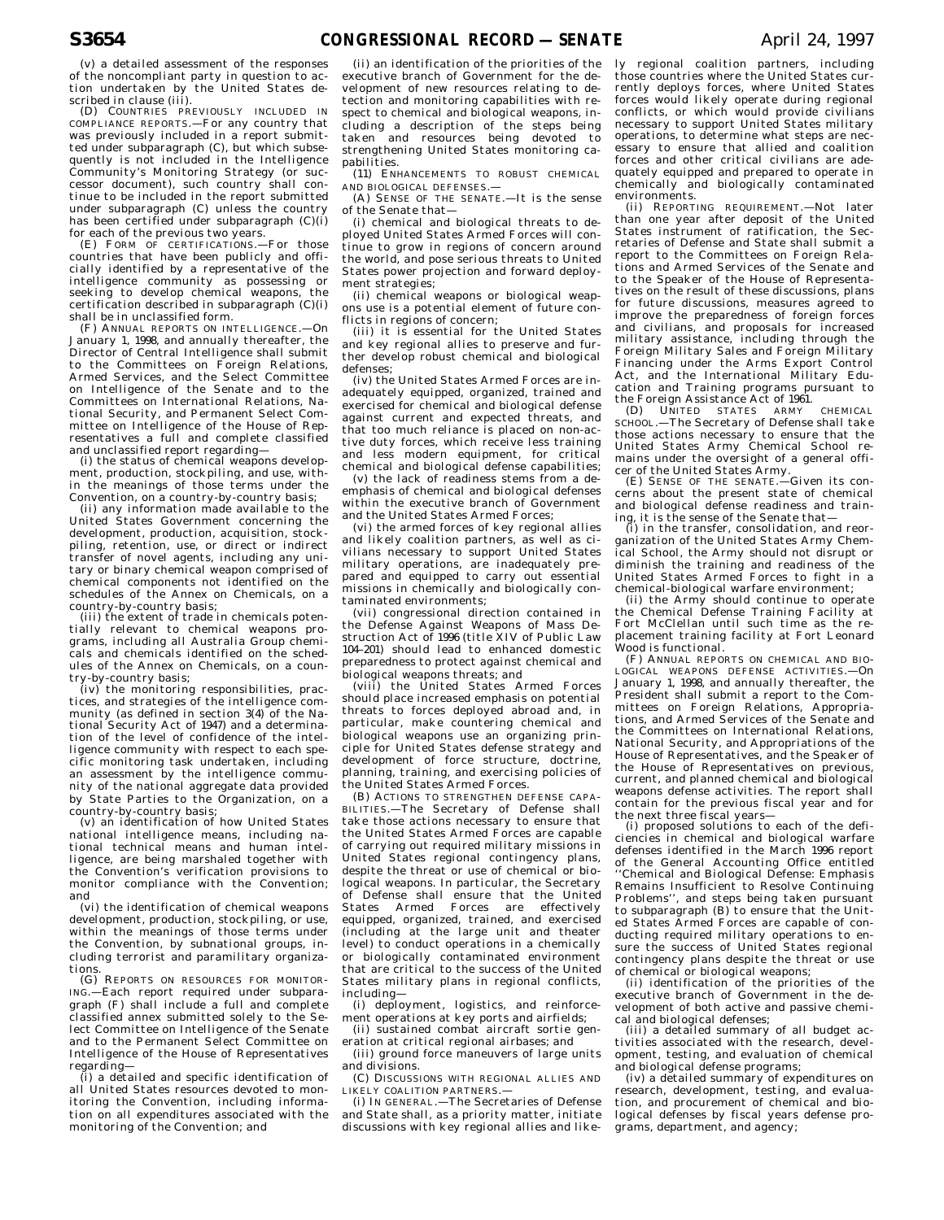(v) a detailed assessment of the responses of the noncompliant party in question to action undertaken by the United States described in clause (iii).

(D) COUNTRIES PREVIOUSLY INCLUDED IN COMPLIANCE REPORTS.—For any country that was previously included in a report submitted under subparagraph (C), but which subsequently is not included in the Intelligence Community's Monitoring Strategy (or successor document), such country shall continue to be included in the report submitted under subparagraph (C) unless the country has been certified under subparagraph (C)(i) for each of the previous two years.

(E) FORM OF CERTIFICATIONS.—For those countries that have been publicly and officially identified by a representative of the intelligence community as possessing or seeking to develop chemical weapons, the certification described in subparagraph (C)(i) shall be in unclassified form.

(F) ANNUAL REPORTS ON INTELLIGENCE.—On January 1, 1998, and annually thereafter, the Director of Central Intelligence shall submit to the Committees on Foreign Relations, Armed Services, and the Select Committee on Intelligence of the Senate and to the Committees on International Relations, National Security, and Permanent Select Committee on Intelligence of the House of Representatives a full and complete classified and unclassified report regarding—

(i) the status of chemical weapons development, production, stockpiling, and use, within the meanings of those terms under the Convention, on a country-by-country basis;

(ii) any information made available to the United States Government concerning the development, production, acquisition, stockpiling, retention, use, or direct or indirect transfer of novel agents, including any unitary or binary chemical weapon comprised of chemical components not identified on the schedules of the Annex on Chemicals, on a country-by-country basis;

(iii) the extent of trade in chemicals potentially relevant to chemical weapons programs, including all Australia Group chemicals and chemicals identified on the schedules of the Annex on Chemicals, on a country-by-country basis;

(iv) the monitoring responsibilities, practices, and strategies of the intelligence community (as defined in section 3(4) of the National Security Act of 1947) and a determination of the level of confidence of the intelligence community with respect to each specific monitoring task undertaken, including an assessment by the intelligence community of the national aggregate data provided by State Parties to the Organization, on a country-by-country basis;

(v) an identification of how United States national intelligence means, including national technical means and human intelligence, are being marshaled together with the Convention's verification provisions to monitor compliance with the Convention; and

(vi) the identification of chemical weapons development, production, stockpiling, or use, within the meanings of those terms under the Convention, by subnational groups, including terrorist and paramilitary organizations.

(G) REPORTS ON RESOURCES FOR MONITORING.—Each report required under subparagraph (F) shall include a full and complete classified annex submitted solely to the Select Committee on Intelligence of the Senate and to the Permanent Select Committee on Intelligence of the House of Representatives regarding—

(i) a detailed and specific identification of all United States resources devoted to monitoring the Convention, including information on all expenditures associated with the monitoring of the Convention; and

(ii) an identification of the priorities of the executive branch of Government for the development of new resources relating to detection and monitoring capabilities with respect to chemical and biological weapons, including a description of the steps being taken and resources being devoted to strengthening United States monitoring capabilities.

(11) ENHANCEMENTS TO ROBUST CHEMICAL AND BIOLOGICAL DEFENSES.—

(A) SENSE OF THE SENATE.—It is the sense of the Senate that—

(i) chemical and biological threats to deployed United States Armed Forces will continue to grow in regions of concern around the world, and pose serious threats to United States power projection and forward deployment strategies;

(ii) chemical weapons or biological weapons use is a potential element of future conflicts in regions of concern;

(iii) it is essential for the United States and key regional allies to preserve and further develop robust chemical and biological defenses;

(iv) the United States Armed Forces are inadequately equipped, organized, trained and exercised for chemical and biological defense against current and expected threats, and that too much reliance is placed on non-active duty forces, which receive less training and less modern equipment, for critical chemical and biological defense capabilities;

(v) the lack of readiness stems from a deemphasis of chemical and biological defenses within the executive branch of Government and the United States Armed Forces;

(vi) the armed forces of key regional allies and likely coalition partners, as well as civilians necessary to support United States military operations, are inadequately prepared and equipped to carry out essential missions in chemically and biologically contaminated environments;

(vii) congressional direction contained in the Defense Against Weapons of Mass Destruction Act of 1996 (title XIV of Public Law 104–201) should lead to enhanced domestic preparedness to protect against chemical and biological weapons threats; and

(viii) the United States Armed Forces should place increased emphasis on potential threats to forces deployed abroad and, in particular, make countering chemical and biological weapons use an organizing principle for United States defense strategy and development of force structure, doctrine, planning, training, and exercising policies of the United States Armed Forces.

(B) ACTIONS TO STRENGTHEN DEFENSE CAPABILITIES.—The Secretary of Defense shall take those actions necessary to ensure that the United States Armed Forces are capable of carrying out required military missions in United States regional contingency plans, despite the threat or use of chemical or biological weapons. In particular, the Secretary of Defense shall ensure that the United States Armed Forces are effectively equipped, organized, trained, and exercised (including at the large unit and theater level) to conduct operations in a chemically or biologically contaminated environment that are critical to the success of the United States military plans in regional conflicts, including—

(i) deployment, logistics, and reinforcement operations at key ports and airfields;

(ii) sustained combat aircraft sortie generation at critical regional airbases; and

(iii) ground force maneuvers of large units and divisions.

(C) DISCUSSIONS WITH REGIONAL ALLIES AND LIKELY COALITION PARTNERS.—

(i) IN GENERAL.—The Secretaries of Defense and State shall, as a priority matter, initiate discussions with key regional allies and likely regional coalition partners, including those countries where the United States currently deploys forces, where United States forces would likely operate during regional conflicts, or which would provide civilians necessary to support United States military operations, to determine what steps are necessary to ensure that allied and coalition forces and other critical civilians are adequately equipped and prepared to operate in chemically and biologically contaminated environments.

(ii) REPORTING REQUIREMENT.—Not later than one year after deposit of the United States instrument of ratification, the Secretaries of Defense and State shall submit a report to the Committees on Foreign Relations and Armed Services of the Senate and to the Speaker of the House of Representatives on the result of these discussions, plans for future discussions, measures agreed to improve the preparedness of foreign forces and civilians, and proposals for increased military assistance, including through the Foreign Military Sales and Foreign Military Financing under the Arms Export Control Act, and the International Military Education and Training programs pursuant to the Foreign Assistance Act of 1961.

(D) UNITED STATES ARMY CHEMICAL SCHOOL.—The Secretary of Defense shall take those actions necessary to ensure that the United States Army Chemical School remains under the oversight of a general officer of the United States Army.

(E) SENSE OF THE SENATE.—Given its concerns about the present state of chemical and biological defense readiness and training, it is the sense of the Senate that—

(i) in the transfer, consolidation, and reorganization of the United States Army Chemical School, the Army should not disrupt or diminish the training and readiness of the United States Armed Forces to fight in a chemical-biological warfare environment;

(ii) the Army should continue to operate the Chemical Defense Training Facility at Fort McClellan until such time as the replacement training facility at Fort Leonard Wood is functional.

(F) ANNUAL REPORTS ON CHEMICAL AND BIOLOGICAL WEAPONS DEFENSE ACTIVITIES.—On January 1, 1998, and annually thereafter, the President shall submit a report to the Committees on Foreign Relations, Appropriations, and Armed Services of the Senate and the Committees on International Relations, National Security, and Appropriations of the House of Representatives, and the Speaker of the House of Representatives on previous, current, and planned chemical and biological weapons defense activities. The report shall contain for the previous fiscal year and for the next three fiscal years—

(i) proposed solutions to each of the deficiencies in chemical and biological warfare defenses identified in the March 1996 report of the General Accounting Office entitled ''Chemical and Biological Defense: Emphasis Remains Insufficient to Resolve Continuing Problems'', and steps being taken pursuant to subparagraph (B) to ensure that the United States Armed Forces are capable of conducting required military operations to ensure the success of United States regional contingency plans despite the threat or use of chemical or biological weapons;

(ii) identification of the priorities of the executive branch of Government in the development of both active and passive chemical and biological defenses;

(iii) a detailed summary of all budget activities associated with the research, development, testing, and evaluation of chemical and biological defense programs;

(iv) a detailed summary of expenditures on research, development, testing, and evaluation, and procurement of chemical and biological defenses by fiscal years defense programs, department, and agency;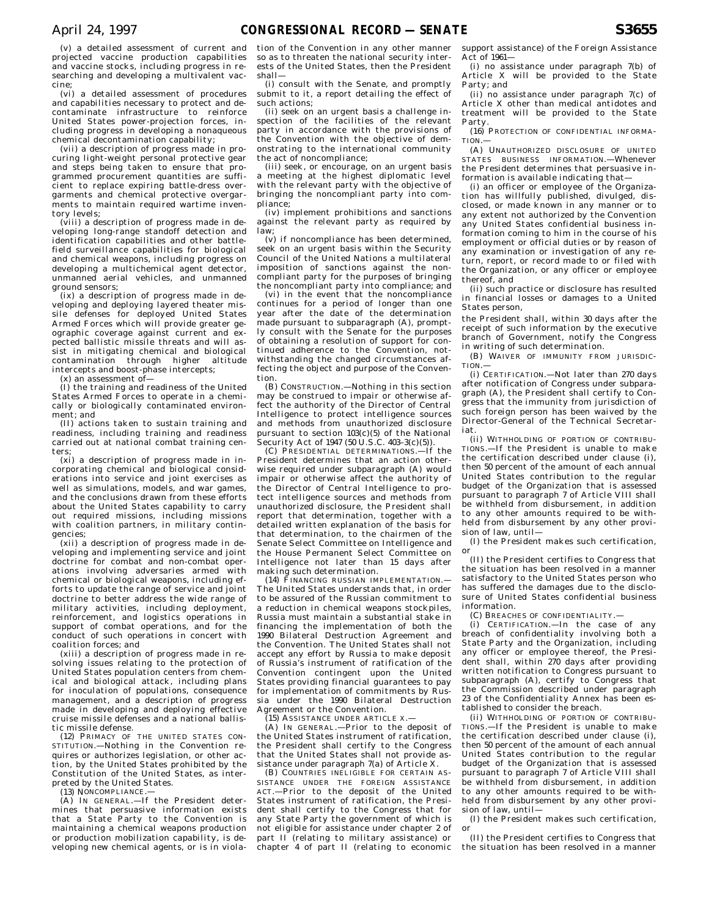(v) a detailed assessment of current and projected vaccine production capabilities and vaccine stocks, including progress in researching and developing a multivalent vaccine;

(vi) a detailed assessment of procedures and capabilities necessary to protect and decontaminate infrastructure to reinforce United States power-projection forces, including progress in developing a nonaqueous chemical decontamination capability;

(vii) a description of progress made in procuring light-weight personal protective gear and steps being taken to ensure that programmed procurement quantities are sufficient to replace expiring battle-dress overgarments and chemical protective overgarments to maintain required wartime inventory levels;

(viii) a description of progress made in developing long-range standoff detection and identification capabilities and other battlefield surveillance capabilities for biological and chemical weapons, including progress on developing a multichemical agent detector, unmanned aerial vehicles, and unmanned ground sensors;

(ix) a description of progress made in developing and deploying layered theater missile defenses for deployed United States Armed Forces which will provide greater geographic coverage against current and expected ballistic missile threats and will assist in mitigating chemical and biological contamination through higher altitude intercepts and boost-phase intercepts;

(x) an assessment of—

(I) the training and readiness of the United States Armed Forces to operate in a chemically or biologically contaminated environment; and

(II) actions taken to sustain training and readiness, including training and readiness carried out at national combat training centers;

(xi) a description of progress made in incorporating chemical and biological considerations into service and joint exercises as well as simulations, models, and war games, and the conclusions drawn from these efforts about the United States capability to carry out required missions, including missions with coalition partners, in military contingencies;

(xii) a description of progress made in developing and implementing service and joint doctrine for combat and non-combat operations involving adversaries armed with chemical or biological weapons, including efforts to update the range of service and joint doctrine to better address the wide range of military activities, including deployment, reinforcement, and logistics operations in support of combat operations, and for the conduct of such operations in concert with coalition forces; and

(xiii) a description of progress made in resolving issues relating to the protection of United States population centers from chemical and biological attack, including plans for inoculation of populations, consequence management, and a description of progress made in developing and deploying effective cruise missile defenses and a national ballistic missile defense.

(12) PRIMACY OF THE UNITED STATES CONSTITUTION.—Nothing in the Convention requires or authorizes legislation, or other action, by the United States prohibited by the Constitution of the United States, as interpreted by the United States.

(13) NONCOMPLIANCE.—

(A) IN GENERAL.—If the President determines that persuasive information exists that a State Party to the Convention is maintaining a chemical weapons production or production mobilization capability, is developing new chemical agents, or is in violation of the Convention in any other manner so as to threaten the national security interests of the United States, then the President shall—

(i) consult with the Senate, and promptly submit to it, a report detailing the effect of such actions;

(ii) seek on an urgent basis a challenge inspection of the facilities of the relevant party in accordance with the provisions of the Convention with the objective of demonstrating to the international community the act of noncompliance;

(iii) seek, or encourage, on an urgent basis a meeting at the highest diplomatic level with the relevant party with the objective of bringing the noncompliant party into compliance;

(iv) implement prohibitions and sanctions against the relevant party as required by law;

(v) if noncompliance has been determined, seek on an urgent basis within the Security Council of the United Nations a multilateral imposition of sanctions against the noncompliant party for the purposes of bringing the noncompliant party into compliance; and

(vi) in the event that the noncompliance continues for a period of longer than one year after the date of the determination made pursuant to subparagraph (A), promptly consult with the Senate for the purposes of obtaining a resolution of support for continued adherence to the Convention, notwithstanding the changed circumstances affecting the object and purpose of the Convention.

(B) CONSTRUCTION.—Nothing in this section may be construed to impair or otherwise affect the authority of the Director of Central Intelligence to protect intelligence sources and methods from unauthorized disclosure pursuant to section 103(c)(5) of the National Security Act of 1947 (50 U.S.C. 403–3(c)(5)).

(C) PRESIDENTIAL DETERMINATIONS.—If the President determines that an action otherwise required under subparagraph (A) would impair or otherwise affect the authority of the Director of Central Intelligence to protect intelligence sources and methods from unauthorized disclosure, the President shall report that determination, together with a detailed written explanation of the basis for that determination, to the chairmen of the Senate Select Committee on Intelligence and the House Permanent Select Committee on Intelligence not later than 15 days after making such determination.

(14) FINANCING RUSSIAN IMPLEMENTATION.—The United States understands that, in order to be assured of the Russian commitment to a reduction in chemical weapons stockpiles, Russia must maintain a substantial stake in financing the implementation of both the 1990 Bilateral Destruction Agreement and the Convention. The United States shall not accept any effort by Russia to make deposit of Russia's instrument of ratification of the Convention contingent upon the United States providing financial guarantees to pay for implementation of commitments by Russia under the 1990 Bilateral Destruction Agreement or the Convention.

(15) ASSISTANCE UNDER ARTICLE X.—

(A) IN GENERAL.—Prior to the deposit of the United States instrument of ratification, the President shall certify to the Congress that the United States shall not provide assistance under paragraph 7(a) of Article X.

(B) COUNTRIES INELIGIBLE FOR CERTAIN ASSISTANCE UNDER THE FOREIGN ASSISTANCE ACT.—Prior to the deposit of the United States instrument of ratification, the President shall certify to the Congress that for any State Party the government of which is not eligible for assistance under chapter 2 of part II (relating to military assistance) or chapter 4 of part II (relating to economic support assistance) of the Foreign Assistance Act of 1961—

(i) no assistance under paragraph 7(b) of Article X will be provided to the State Party; and

(ii) no assistance under paragraph 7(c) of Article X other than medical antidotes and treatment will be provided to the State Party.

(16) PROTECTION OF CONFIDENTIAL INFORMATION.—

(A) UNAUTHORIZED DISCLOSURE OF UNITED STATES BUSINESS INFORMATION.—Whenever the President determines that persuasive information is available indicating that—

(i) an officer or employee of the Organization has willfully published, divulged, disclosed, or made known in any manner or to any extent not authorized by the Convention any United States confidential business information coming to him in the course of his employment or official duties or by reason of any examination or investigation of any return, report, or record made to or filed with the Organization, or any officer or employee thereof, and

(ii) such practice or disclosure has resulted in financial losses or damages to a United States person,

the President shall, within 30 days after the receipt of such information by the executive branch of Government, notify the Congress in writing of such determination.

(B) WAIVER OF IMMUNITY FROM JURISDICTION.—

(i) CERTIFICATION.—Not later than 270 days after notification of Congress under subparagraph (A), the President shall certify to Congress that the immunity from jurisdiction of such foreign person has been waived by the Director-General of the Technical Secretariat.

(ii) WITHHOLDING OF PORTION OF CONTRIBUTIONS.—If the President is unable to make the certification described under clause (i), then 50 percent of the amount of each annual United States contribution to the regular budget of the Organization that is assessed pursuant to paragraph 7 of Article VIII shall be withheld from disbursement, in addition to any other amounts required to be withheld from disbursement by any other provision of law, until—

(I) the President makes such certification, or

(II) the President certifies to Congress that the situation has been resolved in a manner satisfactory to the United States person who has suffered the damages due to the disclosure of United States confidential business information.

(C) BREACHES OF CONFIDENTIALITY.—

(i) CERTIFICATION.—In the case of any breach of confidentiality involving both a State Party and the Organization, including any officer or employee thereof, the President shall, within 270 days after providing written notification to Congress pursuant to subparagraph (A), certify to Congress that the Commission described under paragraph 23 of the Confidentiality Annex has been established to consider the breach.

(ii) WITHHOLDING OF PORTION OF CONTRIBUTIONS.—If the President is unable to make the certification described under clause (i), then 50 percent of the amount of each annual United States contribution to the regular budget of the Organization that is assessed pursuant to paragraph 7 of Article VIII shall be withheld from disbursement, in addition to any other amounts required to be withheld from disbursement by any other provision of law, until—

(I) the President makes such certification, or

(II) the President certifies to Congress that the situation has been resolved in a manner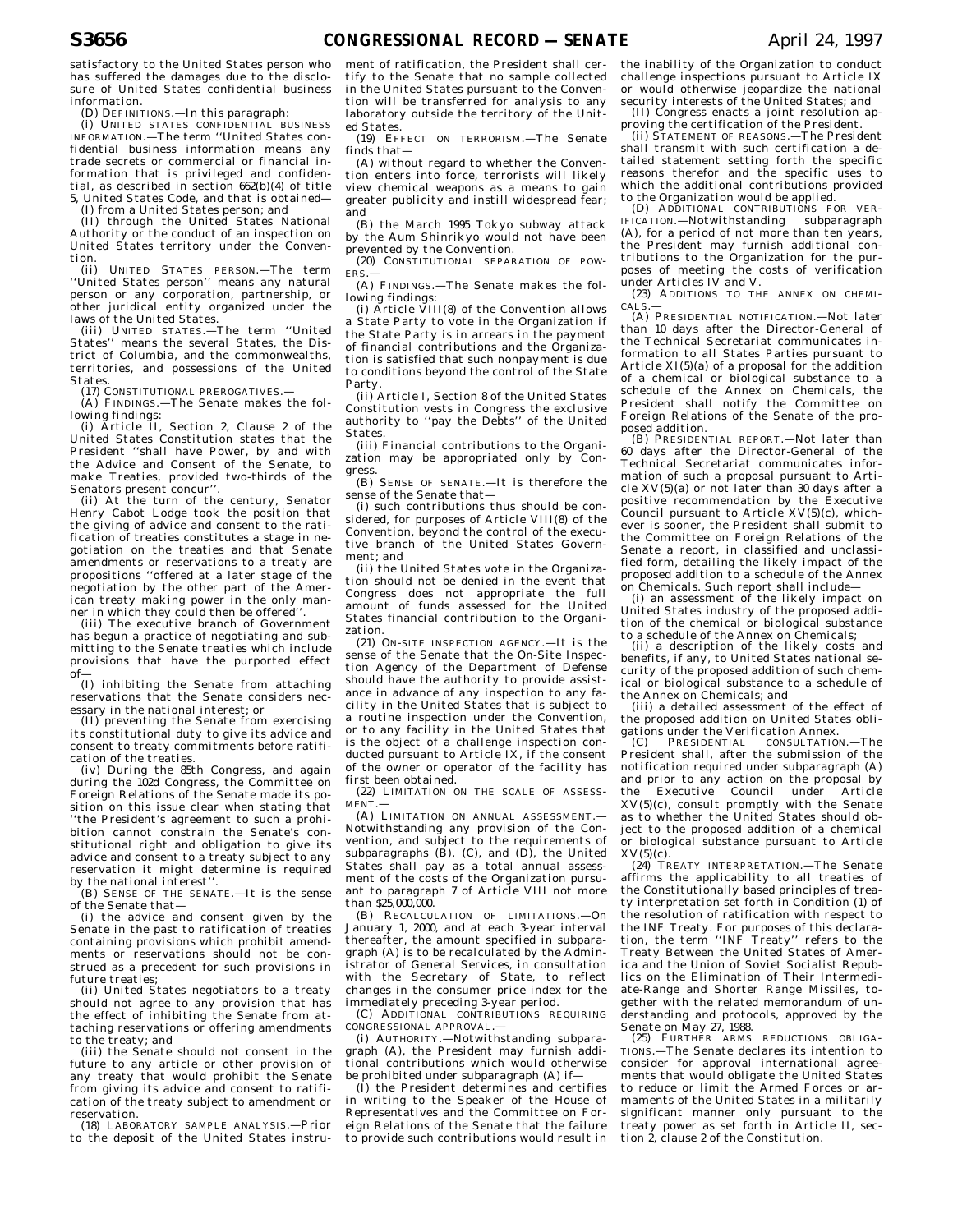satisfactory to the United States person who has suffered the damages due to the disclosure of United States confidential business information.

(D) DEFINITIONS.—In this paragraph:

(i) UNITED STATES CONFIDENTIAL BUSINESS INFORMATION.—The term ''United States confidential business information means any trade secrets or commercial or financial information that is privileged and confidential, as described in section 662(b)(4) of title 5, United States Code, and that is obtained—

(I) from a United States person; and

(II) through the United States National Authority or the conduct of an inspection on United States territory under the Convention.

(ii) UNITED STATES PERSON.—The term ''United States person'' means any natural person or any corporation, partnership, or other juridical entity organized under the laws of the United States.

(iii) UNITED STATES.—The term ''United States'' means the several States, the District of Columbia, and the commonwealths, territories, and possessions of the United States.

(17) CONSTITUTIONAL PREROGATIVES.—

(A) FINDINGS.—The Senate makes the following findings:

(i) Article II, Section 2, Clause 2 of the United States Constitution states that the President ''shall have Power, by and with the Advice and Consent of the Senate, to make Treaties, provided two-thirds of the Senators present concur''.

(ii) At the turn of the century, Senator Henry Cabot Lodge took the position that the giving of advice and consent to the ratification of treaties constitutes a stage in negotiation on the treaties and that Senate amendments or reservations to a treaty are propositions ''offered at a later stage of the negotiation by the other part of the American treaty making power in the only manner in which they could then be offered''.

(iii) The executive branch of Government has begun a practice of negotiating and submitting to the Senate treaties which include provisions that have the purported effect of—

(I) inhibiting the Senate from attaching reservations that the Senate considers necessary in the national interest; or

(II) preventing the Senate from exercising its constitutional duty to give its advice and consent to treaty commitments before ratification of the treaties.

(iv) During the 85th Congress, and again during the 102d Congress, the Committee on Foreign Relations of the Senate made its position on this issue clear when stating that ''the President's agreement to such a prohibition cannot constrain the Senate's constitutional right and obligation to give its advice and consent to a treaty subject to any reservation it might determine is required by the national interest''.

(B) SENSE OF THE SENATE.—It is the sense of the Senate that—

(i) the advice and consent given by the Senate in the past to ratification of treaties containing provisions which prohibit amendments or reservations should not be construed as a precedent for such provisions in future treaties;

(ii) United States negotiators to a treaty should not agree to any provision that has the effect of inhibiting the Senate from attaching reservations or offering amendments to the treaty; and

(iii) the Senate should not consent in the future to any article or other provision of any treaty that would prohibit the Senate from giving its advice and consent to ratification of the treaty subject to amendment or reservation.

(18) LABORATORY SAMPLE ANALYSIS.—Prior to the deposit of the United States instrument of ratification, the President shall certify to the Senate that no sample collected in the United States pursuant to the Convention will be transferred for analysis to any laboratory outside the territory of the United States.

(19) EFFECT ON TERRORISM.—The Senate finds that—

(A) without regard to whether the Convention enters into force, terrorists will likely view chemical weapons as a means to gain greater publicity and instill widespread fear; and

(B) the March 1995 Tokyo subway attack by the Aum Shinrikyo would not have been prevented by the Convention.

(20) CONSTITUTIONAL SEPARATION OF POWERS.—

(A) FINDINGS.—The Senate makes the following findings:

(i) Article VIII(8) of the Convention allows a State Party to vote in the Organization if the State Party is in arrears in the payment of financial contributions and the Organization is satisfied that such nonpayment is due to conditions beyond the control of the State Party.

(ii) Article I, Section 8 of the United States Constitution vests in Congress the exclusive authority to ''pay the Debts'' of the United States.

(iii) Financial contributions to the Organization may be appropriated only by Congress.

(B) SENSE OF SENATE.—It is therefore the sense of the Senate that—

(i) such contributions thus should be considered, for purposes of Article VIII(8) of the Convention, beyond the control of the executive branch of the United States Government; and

(ii) the United States vote in the Organization should not be denied in the event that Congress does not appropriate the full amount of funds assessed for the United States financial contribution to the Organization.

(21) ON-SITE INSPECTION AGENCY.—It is the sense of the Senate that the On-Site Inspection Agency of the Department of Defense should have the authority to provide assistance in advance of any inspection to any facility in the United States that is subject to a routine inspection under the Convention, or to any facility in the United States that is the object of a challenge inspection conducted pursuant to Article IX, if the consent of the owner or operator of the facility has first been obtained.

(22) LIMITATION ON THE SCALE OF ASSESSMENT.—

(A) LIMITATION ON ANNUAL ASSESSMENT.—Notwithstanding any provision of the Convention, and subject to the requirements of subparagraphs (B), (C), and (D), the United States shall pay as a total annual assessment of the costs of the Organization pursuant to paragraph 7 of Article VIII not more than $25,000,000.

(B) RECALCULATION OF LIMITATIONS.—On January 1, 2000, and at each 3-year interval thereafter, the amount specified in subparagraph (A) is to be recalculated by the Administrator of General Services, in consultation with the Secretary of State, to reflect changes in the consumer price index for the immediately preceding 3-year period.

(C) ADDITIONAL CONTRIBUTIONS REQUIRING CONGRESSIONAL APPROVAL.—

(i) AUTHORITY.—Notwithstanding subparagraph (A), the President may furnish additional contributions which would otherwise be prohibited under subparagraph (A) if—

(I) the President determines and certifies in writing to the Speaker of the House of Representatives and the Committee on Foreign Relations of the Senate that the failure to provide such contributions would result in the inability of the Organization to conduct challenge inspections pursuant to Article IX or would otherwise jeopardize the national security interests of the United States; and

(II) Congress enacts a joint resolution approving the certification of the President.

(ii) STATEMENT OF REASONS.—The President shall transmit with such certification a detailed statement setting forth the specific reasons therefor and the specific uses to which the additional contributions provided to the Organization would be applied.

(D) ADDITIONAL CONTRIBUTIONS FOR VERIFICATION.—Notwithstanding subparagraph (A), for a period of not more than ten years, the President may furnish additional contributions to the Organization for the purposes of meeting the costs of verification under Articles IV and V.

(23) ADDITIONS TO THE ANNEX ON CHEMICALS.—

(A) PRESIDENTIAL NOTIFICATION.—Not later than 10 days after the Director-General of the Technical Secretariat communicates information to all States Parties pursuant to Article XI(5)(a) of a proposal for the addition of a chemical or biological substance to a schedule of the Annex on Chemicals, the President shall notify the Committee on Foreign Relations of the Senate of the proposed addition.

(B) PRESIDENTIAL REPORT.—Not later than 60 days after the Director-General of the Technical Secretariat communicates information of such a proposal pursuant to Article XV(5)(a) or not later than 30 days after a positive recommendation by the Executive Council pursuant to Article XV(5)(c), whichever is sooner, the President shall submit to the Committee on Foreign Relations of the Senate a report, in classified and unclassified form, detailing the likely impact of the proposed addition to a schedule of the Annex on Chemicals. Such report shall include—

(i) an assessment of the likely impact on United States industry of the proposed addition of the chemical or biological substance to a schedule of the Annex on Chemicals;

(ii) a description of the likely costs and benefits, if any, to United States national security of the proposed addition of such chemical or biological substance to a schedule of the Annex on Chemicals; and

(iii) a detailed assessment of the effect of the proposed addition on United States obligations under the Verification Annex.

(C) PRESIDENTIAL CONSULTATION.—The President shall, after the submission of the notification required under subparagraph (A) and prior to any action on the proposal by the Executive Council under Article XV(5)(c), consult promptly with the Senate as to whether the United States should object to the proposed addition of a chemical or biological substance pursuant to Article XV(5)(c).

(24) TREATY INTERPRETATION.—The Senate affirms the applicability to all treaties of the Constitutionally based principles of treaty interpretation set forth in Condition (1) of the resolution of ratification with respect to the INF Treaty. For purposes of this declaration, the term ''INF Treaty'' refers to the Treaty Between the United States of America and the Union of Soviet Socialist Republics on the Elimination of Their Intermediate-Range and Shorter Range Missiles, together with the related memorandum of understanding and protocols, approved by the Senate on May 27, 1988.

(25) FURTHER ARMS REDUCTIONS OBLIGATIONS.—The Senate declares its intention to consider for approval international agreements that would obligate the United States to reduce or limit the Armed Forces or armaments of the United States in a militarily significant manner only pursuant to the treaty power as set forth in Article II, section 2, clause 2 of the Constitution.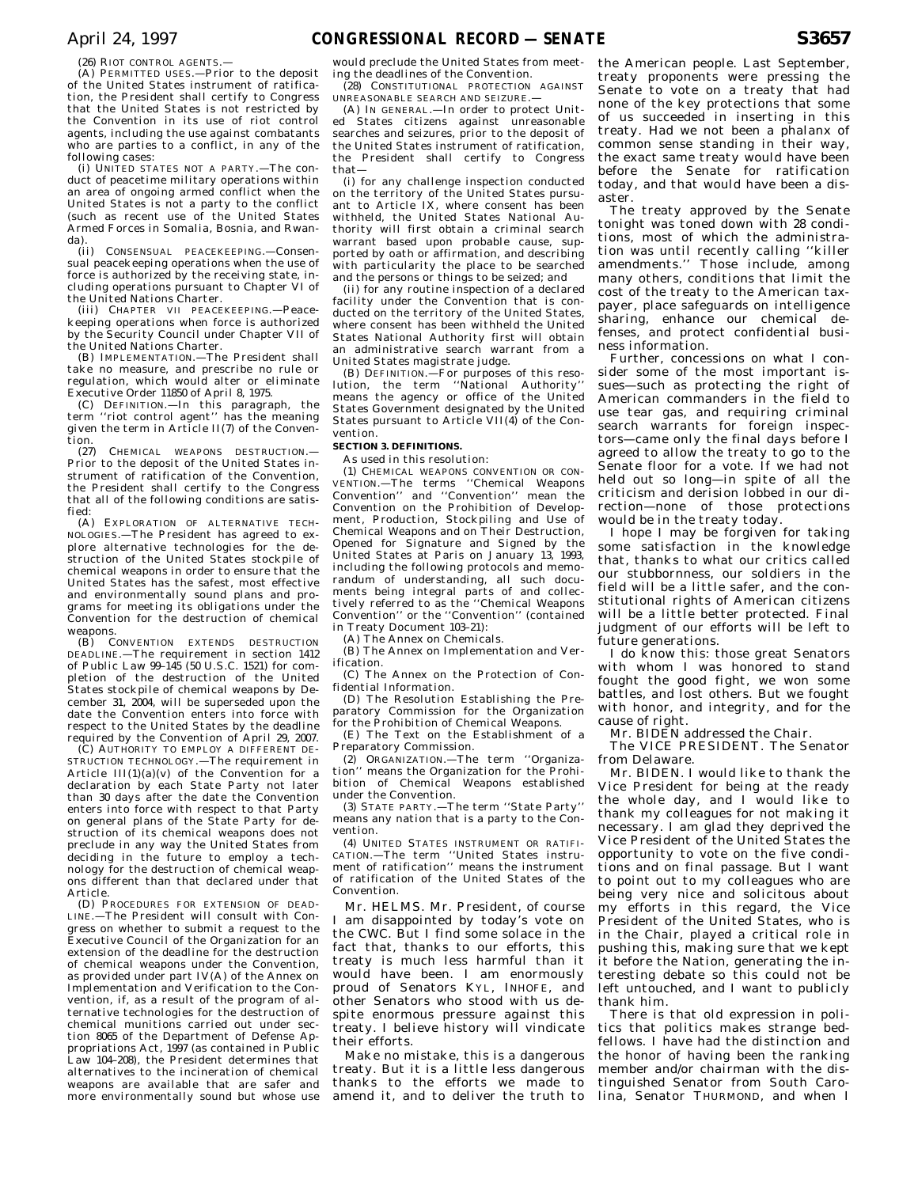(26) RIOT CONTROL AGENTS.—

(A) PERMITTED USES.—Prior to the deposit of the United States instrument of ratification, the President shall certify to Congress that the United States is not restricted by the Convention in its use of riot control agents, including the use against combatants who are parties to a conflict, in any of the following cases:

(i) UNITED STATES NOT A PARTY.—The conduct of peacetime military operations within an area of ongoing armed conflict when the United States is not a party to the conflict (such as recent use of the United States Armed Forces in Somalia, Bosnia, and Rwanda).

(ii) CONSENSUAL PEACEKEEPING.—Consensual peacekeeping operations when the use of force is authorized by the receiving state, including operations pursuant to Chapter VI of the United Nations Charter.

(iii) CHAPTER VII PEACEKEEPING.—Peacekeeping operations when force is authorized by the Security Council under Chapter VII of the United Nations Charter.

(B) IMPLEMENTATION.—The President shall take no measure, and prescribe no rule or regulation, which would alter or eliminate Executive Order 11850 of April 8, 1975.

(C) DEFINITION.—In this paragraph, the term ''riot control agent'' has the meaning given the term in Article II(7) of the Convention.

(27) CHEMICAL WEAPONS DESTRUCTION.—Prior to the deposit of the United States instrument of ratification of the Convention, the President shall certify to the Congress that all of the following conditions are satisfied:

(A) EXPLORATION OF ALTERNATIVE TECHNOLOGIES.—The President has agreed to explore alternative technologies for the destruction of the United States stockpile of chemical weapons in order to ensure that the United States has the safest, most effective and environmentally sound plans and programs for meeting its obligations under the Convention for the destruction of chemical weapons.

(B) CONVENTION EXTENDS DESTRUCTION DEADLINE.—The requirement in section 1412 of Public Law 99–145 (50 U.S.C. 1521) for completion of the destruction of the United States stockpile of chemical weapons by December 31, 2004, will be superseded upon the date the Convention enters into force with respect to the United States by the deadline required by the Convention of April 29, 2007.

(C) AUTHORITY TO EMPLOY A DIFFERENT DESTRUCTION TECHNOLOGY.—The requirement in Article III(1)(a)(v) of the Convention for a declaration by each State Party not later than 30 days after the date the Convention enters into force with respect to that Party on general plans of the State Party for destruction of its chemical weapons does not preclude in any way the United States from deciding in the future to employ a technology for the destruction of chemical weapons different than that declared under that Article.

(D) PROCEDURES FOR EXTENSION OF DEADLINE.—The President will consult with Congress on whether to submit a request to the Executive Council of the Organization for an extension of the deadline for the destruction of chemical weapons under the Convention, as provided under part IV(A) of the Annex on Implementation and Verification to the Convention, if, as a result of the program of alternative technologies for the destruction of chemical munitions carried out under section 8065 of the Department of Defense Appropriations Act, 1997 (as contained in Public Law 104–208), the President determines that alternatives to the incineration of chemical weapons are available that are safer and more environmentally sound but whose use would preclude the United States from meeting the deadlines of the Convention.

(28) CONSTITUTIONAL PROTECTION AGAINST UNREASONABLE SEARCH AND SEIZURE.—

(A) IN GENERAL.—In order to protect United States citizens against unreasonable searches and seizures, prior to the deposit of the United States instrument of ratification, the President shall certify to Congress that—

(i) for any challenge inspection conducted on the territory of the United States pursuant to Article IX, where consent has been withheld, the United States National Authority will first obtain a criminal search warrant based upon probable cause, supported by oath or affirmation, and describing with particularity the place to be searched and the persons or things to be seized; and

(ii) for any routine inspection of a declared facility under the Convention that is conducted on the territory of the United States, where consent has been withheld the United States National Authority first will obtain an administrative search warrant from a United States magistrate judge.

(B) DEFINITION.—For purposes of this resolution, the term ''National Authority'' means the agency or office of the United States Government designated by the United States pursuant to Article VII(4) of the Convention.

**SECTION 3. DEFINITIONS.**

As used in this resolution:

(1) CHEMICAL WEAPONS CONVENTION OR CONVENTION.—The terms ''Chemical Weapons Convention'' and ''Convention'' mean the Convention on the Prohibition of Development, Production, Stockpiling and Use of Chemical Weapons and on Their Destruction, Opened for Signature and Signed by the United States at Paris on January 13, 1993, including the following protocols and memorandum of understanding, all such documents being integral parts of and collectively referred to as the ''Chemical Weapons Convention'' or the ''Convention'' (contained in Treaty Document 103–21):

(A) The Annex on Chemicals.

(B) The Annex on Implementation and Verification.

(C) The Annex on the Protection of Confidential Information.

(D) The Resolution Establishing the Preparatory Commission for the Organization for the Prohibition of Chemical Weapons.

(E) The Text on the Establishment of a Preparatory Commission.

(2) ORGANIZATION.—The term ''Organization'' means the Organization for the Prohibition of Chemical Weapons established under the Convention.

(3) STATE PARTY.—The term ''State Party'' means any nation that is a party to the Convention.

(4) UNITED STATES INSTRUMENT OR RATIFICATION.—The term ''United States instrument of ratification'' means the instrument of ratification of the United States of the Convention.

Mr. HELMS. Mr. President, of course I am disappointed by today's vote on the CWC. But I find some solace in the fact that, thanks to our efforts, this treaty is much less harmful than it would have been. I am enormously proud of Senators KYL, INHOFE, and other Senators who stood with us despite enormous pressure against this treaty. I believe history will vindicate their efforts.

Make no mistake, this is a dangerous treaty. But it is a little less dangerous thanks to the efforts we made to amend it, and to deliver the truth to the American people. Last September, treaty proponents were pressing the Senate to vote on a treaty that had none of the key protections that some of us succeeded in inserting in this treaty. Had we not been a phalanx of common sense standing in their way, the exact same treaty would have been before the Senate for ratification today, and that would have been a disaster.

The treaty approved by the Senate tonight was toned down with 28 conditions, most of which the administration was until recently calling ''killer amendments.'' Those include, among many others, conditions that limit the cost of the treaty to the American taxpayer, place safeguards on intelligence sharing, enhance our chemical defenses, and protect confidential business information.

Further, concessions on what I consider some of the most important issues—such as protecting the right of American commanders in the field to use tear gas, and requiring criminal search warrants for foreign inspectors—came only the final days before I agreed to allow the treaty to go to the Senate floor for a vote. If we had not held out so long—in spite of all the criticism and derision lobbed in our direction—none of those protections would be in the treaty today.

I hope I may be forgiven for taking some satisfaction in the knowledge that, thanks to what our critics called our stubbornness, our soldiers in the field will be a little safer, and the constitutional rights of American citizens will be a little better protected. Final judgment of our efforts will be left to future generations.

I do know this: those great Senators with whom I was honored to stand fought the good fight, we won some battles, and lost others. But we fought with honor, and integrity, and for the cause of right.

Mr. BIDEN addressed the Chair.

The VICE PRESIDENT. The Senator from Delaware.

Mr. BIDEN. I would like to thank the Vice President for being at the ready the whole day, and I would like to thank my colleagues for not making it necessary. I am glad they deprived the Vice President of the United States the opportunity to vote on the five conditions and on final passage. But I want to point out to my colleagues who are being very nice and solicitous about my efforts in this regard, the Vice President of the United States, who is in the Chair, played a critical role in pushing this, making sure that we kept it before the Nation, generating the interesting debate so this could not be left untouched, and I want to publicly thank him.

There is that old expression in politics that politics makes strange bedfellows. I have had the distinction and the honor of having been the ranking member and/or chairman with the distinguished Senator from South Carolina, Senator THURMOND, and when I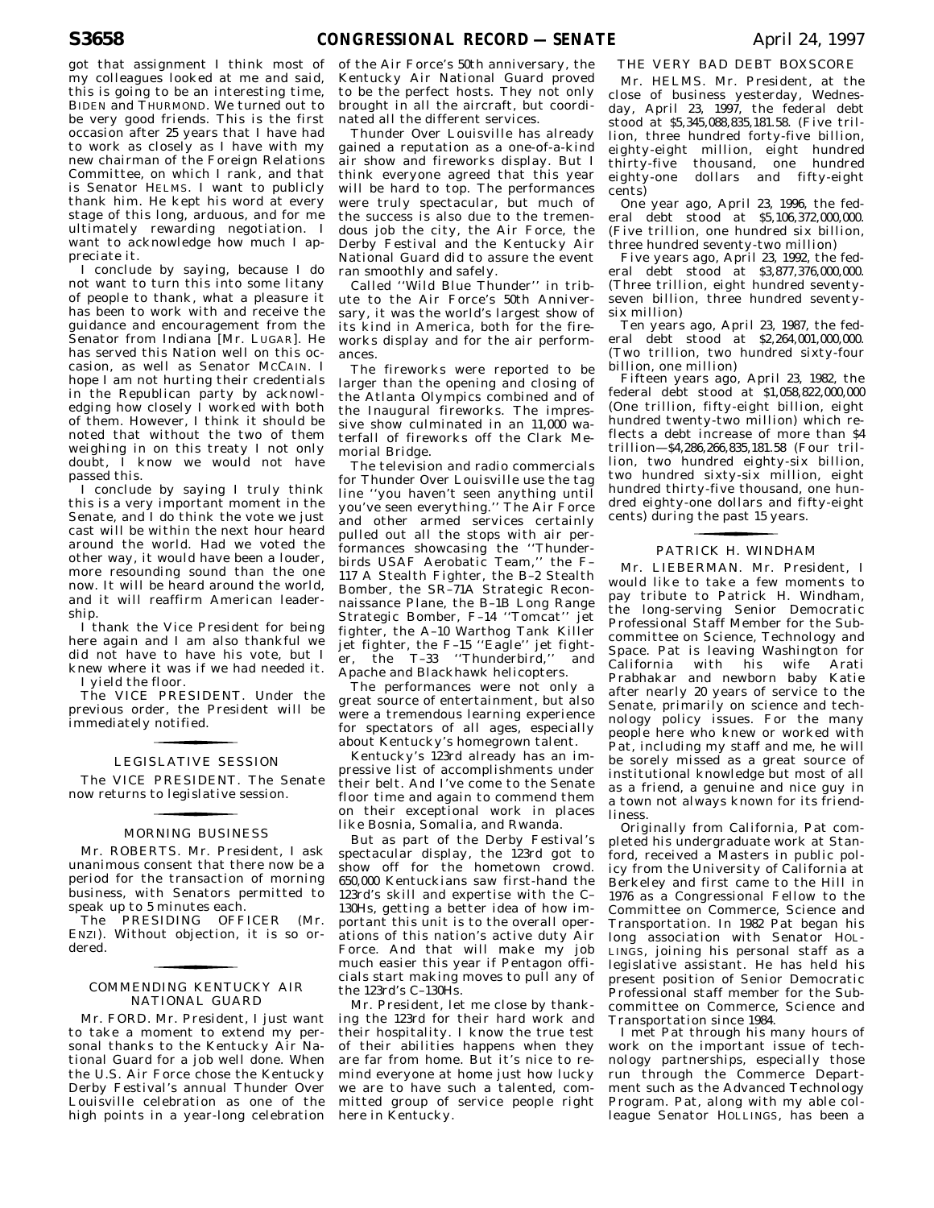got that assignment I think most of my colleagues looked at me and said, this is going to be an interesting time, BIDEN and THURMOND. We turned out to be very good friends. This is the first occasion after 25 years that I have had to work as closely as I have with my new chairman of the Foreign Relations Committee, on which I rank, and that is Senator HELMS. I want to publicly thank him. He kept his word at every stage of this long, arduous, and for me ultimately rewarding negotiation. I want to acknowledge how much I appreciate it.

I conclude by saying, because I do not want to turn this into some litany of people to thank, what a pleasure it has been to work with and receive the guidance and encouragement from the Senator from Indiana [Mr. LUGAR]. He has served this Nation well on this occasion, as well as Senator MCCAIN. I hope I am not hurting their credentials in the Republican party by acknowledging how closely I worked with both of them. However, I think it should be noted that without the two of them weighing in on this treaty I not only doubt, I know we would not have passed this.

I conclude by saying I truly think this is a very important moment in the Senate, and I do think the vote we just cast will be within the next hour heard around the world. Had we voted the other way, it would have been a louder, more resounding sound than the one now. It will be heard around the world, and it will reaffirm American leadership.

I thank the Vice President for being here again and I am also thankful we did not have to have his vote, but I knew where it was if we had needed it.

I yield the floor.

The VICE PRESIDENT. Under the previous order, the President will be immediately notified.

## LEGISLATIVE SESSION

The VICE PRESIDENT. The Senate now returns to legislative session.

## MORNING BUSINESS

Mr. ROBERTS. Mr. President, I ask unanimous consent that there now be a period for the transaction of morning business, with Senators permitted to speak up to 5 minutes each.

The PRESIDING OFFICER (Mr. ENZI). Without objection, it is so ordered.

## COMMENDING KENTUCKY AIR NATIONAL GUARD

Mr. FORD. Mr. President, I just want to take a moment to extend my personal thanks to the Kentucky Air National Guard for a job well done. When the U.S. Air Force chose the Kentucky Derby Festival's annual Thunder Over Louisville celebration as one of the high points in a year-long celebration of the Air Force's 50th anniversary, the Kentucky Air National Guard proved to be the perfect hosts. They not only brought in all the aircraft, but coordinated all the different services.

Thunder Over Louisville has already gained a reputation as a one-of-a-kind air show and fireworks display. But I think everyone agreed that this year will be hard to top. The performances were truly spectacular, but much of the success is also due to the tremendous job the city, the Air Force, the Derby Festival and the Kentucky Air National Guard did to assure the event ran smoothly and safely.

Called ''Wild Blue Thunder'' in tribute to the Air Force's 50th Anniversary, it was the world's largest show of its kind in America, both for the fireworks display and for the air performances.

The fireworks were reported to be larger than the opening and closing of the Atlanta Olympics combined and of the Inaugural fireworks. The impressive show culminated in an 11,000 waterfall of fireworks off the Clark Memorial Bridge.

The television and radio commercials for Thunder Over Louisville use the tag line ''you haven't seen anything until you've seen everything.'' The Air Force and other armed services certainly pulled out all the stops with air performances showcasing the ''Thunderbirds USAF Aerobatic Team,'' the F–117 A Stealth Fighter, the B–2 Stealth Bomber, the SR–71A Strategic Reconnaissance Plane, the B–1B Long Range Strategic Bomber, F–14 ''Tomcat'' jet fighter, the A–10 Warthog Tank Killer jet fighter, the F–15 ''Eagle'' jet fighter, the T–33 ''Thunderbird,'' and Apache and Blackhawk helicopters.

The performances were not only a great source of entertainment, but also were a tremendous learning experience for spectators of all ages, especially about Kentucky's homegrown talent.

Kentucky's 123rd already has an impressive list of accomplishments under their belt. And I've come to the Senate floor time and again to commend them on their exceptional work in places like Bosnia, Somalia, and Rwanda.

But as part of the Derby Festival's spectacular display, the 123rd got to show off for the hometown crowd. 650,000 Kentuckians saw first-hand the 123rd's skill and expertise with the C–130Hs, getting a better idea of how important this unit is to the overall operations of this nation's active duty Air Force. And that will make my job much easier this year if Pentagon officials start making moves to pull any of the 123rd's C–130Hs.

Mr. President, let me close by thanking the 123rd for their hard work and their hospitality. I know the true test of their abilities happens when they are far from home. But it's nice to remind everyone at home just how lucky we are to have such a talented, committed group of service people right here in Kentucky.

## THE VERY BAD DEBT BOXSCORE

Mr. HELMS. Mr. President, at the close of business yesterday, Wednesday, April 23, 1997, the federal debt stood at $5,345,088,835,181.58. (Five trillion, three hundred forty-five billion, eighty-eight million, eight hundred thirty-five thousand, one hundred eighty-one dollars and fifty-eight cents)

One year ago, April 23, 1996, the federal debt stood at $5,106,372,000,000. (Five trillion, one hundred six billion, three hundred seventy-two million)

Five years ago, April 23, 1992, the federal debt stood at $3,877,376,000,000. (Three trillion, eight hundred seventy-seven billion, three hundred seventy-six million)

Ten years ago, April 23, 1987, the federal debt stood at $2,264,001,000,000. (Two trillion, two hundred sixty-four billion, one million)

Fifteen years ago, April 23, 1982, the federal debt stood at $1,058,822,000,000 (One trillion, fifty-eight billion, eight hundred twenty-two million) which reflects a debt increase of more than $4 trillion—$4,286,266,835,181.58 (Four trillion, two hundred eighty-six billion, two hundred sixty-six million, eight hundred thirty-five thousand, one hundred eighty-one dollars and fifty-eight cents) during the past 15 years.

## PATRICK H. WINDHAM

Mr. LIEBERMAN. Mr. President, I would like to take a few moments to pay tribute to Patrick H. Windham, the long-serving Senior Democratic Professional Staff Member for the Subcommittee on Science, Technology and Space. Pat is leaving Washington for California with his wife Arati Prabhakar and newborn baby Katie after nearly 20 years of service to the Senate, primarily on science and technology policy issues. For the many people here who knew or worked with Pat, including my staff and me, he will be sorely missed as a great source of institutional knowledge but most of all as a friend, a genuine and nice guy in a town not always known for its friendliness.

Originally from California, Pat completed his undergraduate work at Stanford, received a Masters in public policy from the University of California at Berkeley and first came to the Hill in 1976 as a Congressional Fellow to the Committee on Commerce, Science and Transportation. In 1982 Pat began his long association with Senator HOLLINGS, joining his personal staff as a legislative assistant. He has held his present position of Senior Democratic Professional staff member for the Subcommittee on Commerce, Science and Transportation since 1984.

I met Pat through his many hours of work on the important issue of technology partnerships, especially those run through the Commerce Department such as the Advanced Technology Program. Pat, along with my able colleague Senator HOLLINGS, has been a